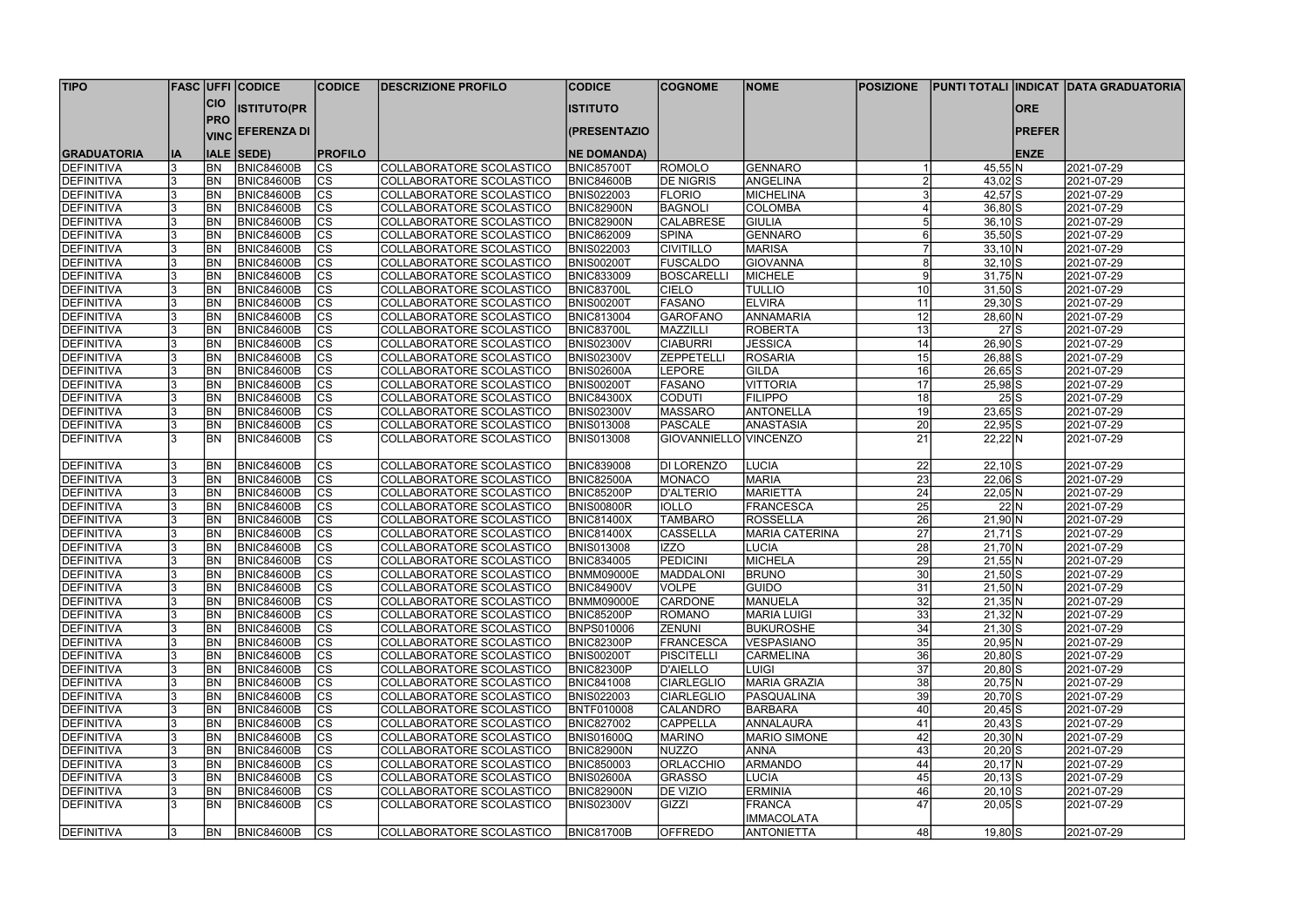| TIPO GRADUATORIA | FASCIA | UFFICIO PROVINCIALE | CODICE ISTITUTO(PREFERENZA DI SEDE) | CODICE PROFILO | DESCRIZIONE PROFILO | CODICE ISTITUTO (PRESENTAZIONE DOMANDA) | COGNOME | NOME | POSIZIONE | PUNTI TOTALI | INDICATORE PREFERENZE | DATA GRADUATORIA |
|---|---|---|---|---|---|---|---|---|---|---|---|---|
| DEFINITIVA | 3 | BN | BNIC84600B | CS | COLLABORATORE SCOLASTICO | BNIC85700T | ROMOLO | GENNARO | 1 | 45,55 | N | 2021-07-29 |
| DEFINITIVA | 3 | BN | BNIC84600B | CS | COLLABORATORE SCOLASTICO | BNIC84600B | DE NIGRIS | ANGELINA | 2 | 43,02 | S | 2021-07-29 |
| DEFINITIVA | 3 | BN | BNIC84600B | CS | COLLABORATORE SCOLASTICO | BNIS022003 | FLORIO | MICHELINA | 3 | 42,57 | S | 2021-07-29 |
| DEFINITIVA | 3 | BN | BNIC84600B | CS | COLLABORATORE SCOLASTICO | BNIC82900N | BAGNOLI | COLOMBA | 4 | 36,80 | S | 2021-07-29 |
| DEFINITIVA | 3 | BN | BNIC84600B | CS | COLLABORATORE SCOLASTICO | BNIC82900N | CALABRESE | GIULIA | 5 | 36,10 | S | 2021-07-29 |
| DEFINITIVA | 3 | BN | BNIC84600B | CS | COLLABORATORE SCOLASTICO | BNIC862009 | SPINA | GENNARO | 6 | 35,50 | S | 2021-07-29 |
| DEFINITIVA | 3 | BN | BNIC84600B | CS | COLLABORATORE SCOLASTICO | BNIS022003 | CIVITILLO | MARISA | 7 | 33,10 | N | 2021-07-29 |
| DEFINITIVA | 3 | BN | BNIC84600B | CS | COLLABORATORE SCOLASTICO | BNIS00200T | FUSCALDO | GIOVANNA | 8 | 32,10 | S | 2021-07-29 |
| DEFINITIVA | 3 | BN | BNIC84600B | CS | COLLABORATORE SCOLASTICO | BNIC833009 | BOSCARELLI | MICHELE | 9 | 31,75 | N | 2021-07-29 |
| DEFINITIVA | 3 | BN | BNIC84600B | CS | COLLABORATORE SCOLASTICO | BNIC83700L | CIELO | TULLIO | 10 | 31,50 | S | 2021-07-29 |
| DEFINITIVA | 3 | BN | BNIC84600B | CS | COLLABORATORE SCOLASTICO | BNIS00200T | FASANO | ELVIRA | 11 | 29,30 | S | 2021-07-29 |
| DEFINITIVA | 3 | BN | BNIC84600B | CS | COLLABORATORE SCOLASTICO | BNIC813004 | GAROFANO | ANNAMARIA | 12 | 28,60 | N | 2021-07-29 |
| DEFINITIVA | 3 | BN | BNIC84600B | CS | COLLABORATORE SCOLASTICO | BNIC83700L | MAZZILLI | ROBERTA | 13 | 27 | S | 2021-07-29 |
| DEFINITIVA | 3 | BN | BNIC84600B | CS | COLLABORATORE SCOLASTICO | BNIS02300V | CIABURRI | JESSICA | 14 | 26,90 | S | 2021-07-29 |
| DEFINITIVA | 3 | BN | BNIC84600B | CS | COLLABORATORE SCOLASTICO | BNIS02300V | ZEPPETELLI | ROSARIA | 15 | 26,88 | S | 2021-07-29 |
| DEFINITIVA | 3 | BN | BNIC84600B | CS | COLLABORATORE SCOLASTICO | BNIS02600A | LEPORE | GILDA | 16 | 26,65 | S | 2021-07-29 |
| DEFINITIVA | 3 | BN | BNIC84600B | CS | COLLABORATORE SCOLASTICO | BNIS00200T | FASANO | VITTORIA | 17 | 25,98 | S | 2021-07-29 |
| DEFINITIVA | 3 | BN | BNIC84600B | CS | COLLABORATORE SCOLASTICO | BNIC84300X | CODUTI | FILIPPO | 18 | 25 | S | 2021-07-29 |
| DEFINITIVA | 3 | BN | BNIC84600B | CS | COLLABORATORE SCOLASTICO | BNIS02300V | MASSARO | ANTONELLA | 19 | 23,65 | S | 2021-07-29 |
| DEFINITIVA | 3 | BN | BNIC84600B | CS | COLLABORATORE SCOLASTICO | BNIS013008 | PASCALE | ANASTASIA | 20 | 22,95 | S | 2021-07-29 |
| DEFINITIVA | 3 | BN | BNIC84600B | CS | COLLABORATORE SCOLASTICO | BNIS013008 | GIOVANNIELLO | VINCENZO | 21 | 22,22 | N | 2021-07-29 |
| DEFINITIVA | 3 | BN | BNIC84600B | CS | COLLABORATORE SCOLASTICO | BNIC839008 | DI LORENZO | LUCIA | 22 | 22,10 | S | 2021-07-29 |
| DEFINITIVA | 3 | BN | BNIC84600B | CS | COLLABORATORE SCOLASTICO | BNIC82500A | MONACO | MARIA | 23 | 22,06 | S | 2021-07-29 |
| DEFINITIVA | 3 | BN | BNIC84600B | CS | COLLABORATORE SCOLASTICO | BNIC85200P | D'ALTERIO | MARIETTA | 24 | 22,05 | N | 2021-07-29 |
| DEFINITIVA | 3 | BN | BNIC84600B | CS | COLLABORATORE SCOLASTICO | BNIS00800R | IOLLO | FRANCESCA | 25 | 22 | N | 2021-07-29 |
| DEFINITIVA | 3 | BN | BNIC84600B | CS | COLLABORATORE SCOLASTICO | BNIC81400X | TAMBARO | ROSSELLA | 26 | 21,90 | N | 2021-07-29 |
| DEFINITIVA | 3 | BN | BNIC84600B | CS | COLLABORATORE SCOLASTICO | BNIC81400X | CASSELLA | MARIA CATERINA | 27 | 21,71 | S | 2021-07-29 |
| DEFINITIVA | 3 | BN | BNIC84600B | CS | COLLABORATORE SCOLASTICO | BNIS013008 | IZZO | LUCIA | 28 | 21,70 | N | 2021-07-29 |
| DEFINITIVA | 3 | BN | BNIC84600B | CS | COLLABORATORE SCOLASTICO | BNIC834005 | PEDICINI | MICHELA | 29 | 21,55 | N | 2021-07-29 |
| DEFINITIVA | 3 | BN | BNIC84600B | CS | COLLABORATORE SCOLASTICO | BNMM09000E | MADDALONI | BRUNO | 30 | 21,50 | S | 2021-07-29 |
| DEFINITIVA | 3 | BN | BNIC84600B | CS | COLLABORATORE SCOLASTICO | BNIC84900V | VOLPE | GUIDO | 31 | 21,50 | N | 2021-07-29 |
| DEFINITIVA | 3 | BN | BNIC84600B | CS | COLLABORATORE SCOLASTICO | BNMM09000E | CARDONE | MANUELA | 32 | 21,35 | N | 2021-07-29 |
| DEFINITIVA | 3 | BN | BNIC84600B | CS | COLLABORATORE SCOLASTICO | BNIC85200P | ROMANO | MARIA LUIGI | 33 | 21,32 | N | 2021-07-29 |
| DEFINITIVA | 3 | BN | BNIC84600B | CS | COLLABORATORE SCOLASTICO | BNPS010006 | ZENUNI | BUKUROSHE | 34 | 21,30 | S | 2021-07-29 |
| DEFINITIVA | 3 | BN | BNIC84600B | CS | COLLABORATORE SCOLASTICO | BNIC82300P | FRANCESCA | VESPASIANO | 35 | 20,95 | N | 2021-07-29 |
| DEFINITIVA | 3 | BN | BNIC84600B | CS | COLLABORATORE SCOLASTICO | BNIS00200T | PISCITELLI | CARMELINA | 36 | 20,80 | S | 2021-07-29 |
| DEFINITIVA | 3 | BN | BNIC84600B | CS | COLLABORATORE SCOLASTICO | BNIC82300P | D'AIELLO | LUIGI | 37 | 20,80 | S | 2021-07-29 |
| DEFINITIVA | 3 | BN | BNIC84600B | CS | COLLABORATORE SCOLASTICO | BNIC841008 | CIARLEGLIO | MARIA GRAZIA | 38 | 20,75 | N | 2021-07-29 |
| DEFINITIVA | 3 | BN | BNIC84600B | CS | COLLABORATORE SCOLASTICO | BNIS022003 | CIARLEGLIO | PASQUALINA | 39 | 20,70 | S | 2021-07-29 |
| DEFINITIVA | 3 | BN | BNIC84600B | CS | COLLABORATORE SCOLASTICO | BNTF010008 | CALANDRO | BARBARA | 40 | 20,45 | S | 2021-07-29 |
| DEFINITIVA | 3 | BN | BNIC84600B | CS | COLLABORATORE SCOLASTICO | BNIC827002 | CAPPELLA | ANNALAURA | 41 | 20,43 | S | 2021-07-29 |
| DEFINITIVA | 3 | BN | BNIC84600B | CS | COLLABORATORE SCOLASTICO | BNIS01600Q | MARINO | MARIO SIMONE | 42 | 20,30 | N | 2021-07-29 |
| DEFINITIVA | 3 | BN | BNIC84600B | CS | COLLABORATORE SCOLASTICO | BNIC82900N | NUZZO | ANNA | 43 | 20,20 | S | 2021-07-29 |
| DEFINITIVA | 3 | BN | BNIC84600B | CS | COLLABORATORE SCOLASTICO | BNIC850003 | ORLACCHIO | ARMANDO | 44 | 20,17 | N | 2021-07-29 |
| DEFINITIVA | 3 | BN | BNIC84600B | CS | COLLABORATORE SCOLASTICO | BNIS02600A | GRASSO | LUCIA | 45 | 20,13 | S | 2021-07-29 |
| DEFINITIVA | 3 | BN | BNIC84600B | CS | COLLABORATORE SCOLASTICO | BNIC82900N | DE VIZIO | ERMINIA | 46 | 20,10 | S | 2021-07-29 |
| DEFINITIVA | 3 | BN | BNIC84600B | CS | COLLABORATORE SCOLASTICO | BNIS02300V | GIZZI | FRANCA IMMACOLATA | 47 | 20,05 | S | 2021-07-29 |
| DEFINITIVA | 3 | BN | BNIC84600B | CS | COLLABORATORE SCOLASTICO | BNIC81700B | OFFREDO | ANTONIETTA | 48 | 19,80 | S | 2021-07-29 |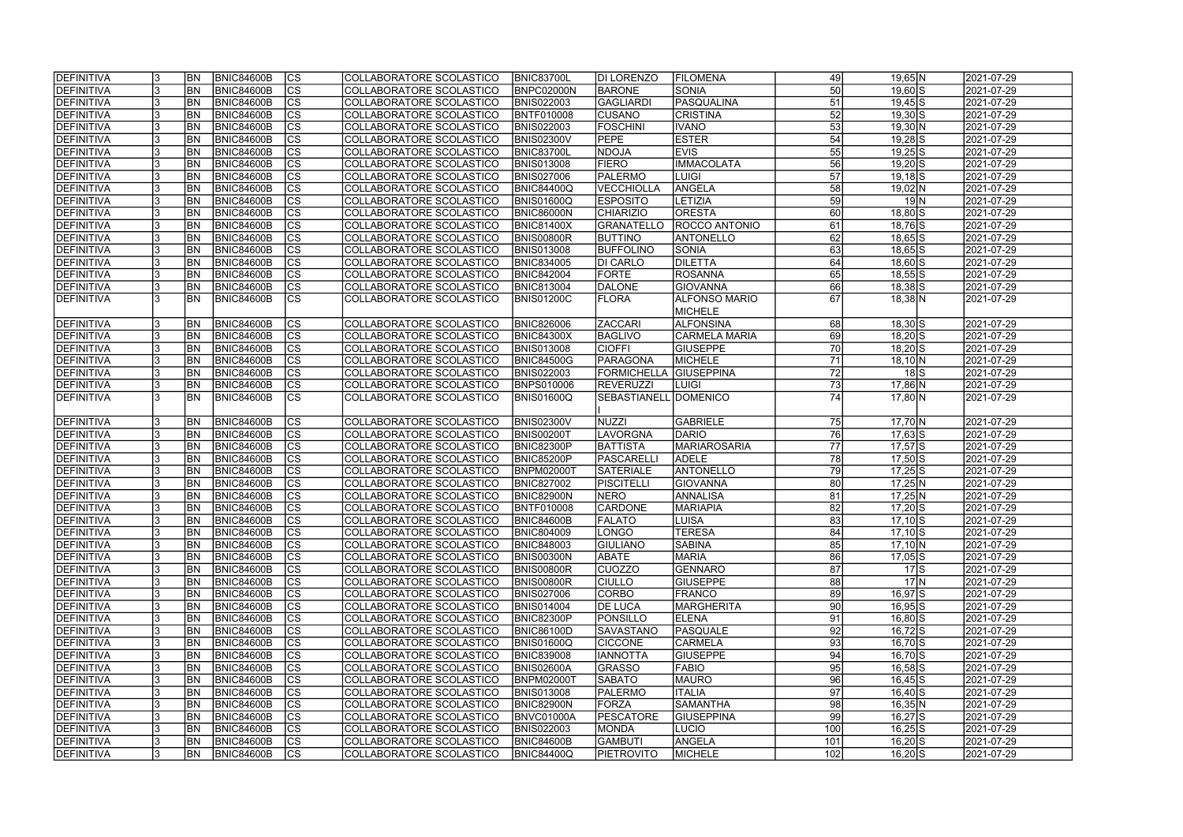| DEFINITIVA | 3 | BN | BNIC84600B | CS | COLLABORATORE SCOLASTICO | BNIC83700L | DI LORENZO | FILOMENA | 49 | 19,65 | N | 2021-07-29 |
|---|---|---|---|---|---|---|---|---|---|---|---|---|
| DEFINITIVA | 3 | BN | BNIC84600B | CS | COLLABORATORE SCOLASTICO | BNPC02000N | BARONE | SONIA | 50 | 19,60 | S | 2021-07-29 |
| DEFINITIVA | 3 | BN | BNIC84600B | CS | COLLABORATORE SCOLASTICO | BNIS022003 | GAGLIARDI | PASQUALINA | 51 | 19,45 | S | 2021-07-29 |
| DEFINITIVA | 3 | BN | BNIC84600B | CS | COLLABORATORE SCOLASTICO | BNTF010008 | CUSANO | CRISTINA | 52 | 19,30 | S | 2021-07-29 |
| DEFINITIVA | 3 | BN | BNIC84600B | CS | COLLABORATORE SCOLASTICO | BNIS022003 | FOSCHINI | IVANO | 53 | 19,30 | N | 2021-07-29 |
| DEFINITIVA | 3 | BN | BNIC84600B | CS | COLLABORATORE SCOLASTICO | BNIS02300V | PEPE | ESTER | 54 | 19,28 | S | 2021-07-29 |
| DEFINITIVA | 3 | BN | BNIC84600B | CS | COLLABORATORE SCOLASTICO | BNIC83700L | NDOJA | EVIS | 55 | 19,25 | S | 2021-07-29 |
| DEFINITIVA | 3 | BN | BNIC84600B | CS | COLLABORATORE SCOLASTICO | BNIS013008 | FIERO | IMMACOLATA | 56 | 19,20 | S | 2021-07-29 |
| DEFINITIVA | 3 | BN | BNIC84600B | CS | COLLABORATORE SCOLASTICO | BNIS027006 | PALERMO | LUIGI | 57 | 19,18 | S | 2021-07-29 |
| DEFINITIVA | 3 | BN | BNIC84600B | CS | COLLABORATORE SCOLASTICO | BNIC84400Q | VECCHIOLLA | ANGELA | 58 | 19,02 | N | 2021-07-29 |
| DEFINITIVA | 3 | BN | BNIC84600B | CS | COLLABORATORE SCOLASTICO | BNIS01600Q | ESPOSITO | LETIZIA | 59 | 19 | N | 2021-07-29 |
| DEFINITIVA | 3 | BN | BNIC84600B | CS | COLLABORATORE SCOLASTICO | BNIC86000N | CHIARIZIO | ORESTA | 60 | 18,80 | S | 2021-07-29 |
| DEFINITIVA | 3 | BN | BNIC84600B | CS | COLLABORATORE SCOLASTICO | BNIC81400X | GRANATELLO | ROCCO ANTONIO | 61 | 18,76 | S | 2021-07-29 |
| DEFINITIVA | 3 | BN | BNIC84600B | CS | COLLABORATORE SCOLASTICO | BNIS00800R | BUTTINO | ANTONELLO | 62 | 18,65 | S | 2021-07-29 |
| DEFINITIVA | 3 | BN | BNIC84600B | CS | COLLABORATORE SCOLASTICO | BNIS013008 | BUFFOLINO | SONIA | 63 | 18,65 | S | 2021-07-29 |
| DEFINITIVA | 3 | BN | BNIC84600B | CS | COLLABORATORE SCOLASTICO | BNIC834005 | DI CARLO | DILETTA | 64 | 18,60 | S | 2021-07-29 |
| DEFINITIVA | 3 | BN | BNIC84600B | CS | COLLABORATORE SCOLASTICO | BNIC842004 | FORTE | ROSANNA | 65 | 18,55 | S | 2021-07-29 |
| DEFINITIVA | 3 | BN | BNIC84600B | CS | COLLABORATORE SCOLASTICO | BNIC813004 | DALONE | GIOVANNA | 66 | 18,38 | S | 2021-07-29 |
| DEFINITIVA | 3 | BN | BNIC84600B | CS | COLLABORATORE SCOLASTICO | BNIS01200C | FLORA | ALFONSO MARIO MICHELE | 67 | 18,38 | N | 2021-07-29 |
| DEFINITIVA | 3 | BN | BNIC84600B | CS | COLLABORATORE SCOLASTICO | BNIC826006 | ZACCARI | ALFONSINA | 68 | 18,30 | S | 2021-07-29 |
| DEFINITIVA | 3 | BN | BNIC84600B | CS | COLLABORATORE SCOLASTICO | BNIC84300X | BAGLIVO | CARMELA MARIA | 69 | 18,20 | S | 2021-07-29 |
| DEFINITIVA | 3 | BN | BNIC84600B | CS | COLLABORATORE SCOLASTICO | BNIS013008 | CIOFFI | GIUSEPPE | 70 | 18,20 | S | 2021-07-29 |
| DEFINITIVA | 3 | BN | BNIC84600B | CS | COLLABORATORE SCOLASTICO | BNIC84500G | PARAGONA | MICHELE | 71 | 18,10 | N | 2021-07-29 |
| DEFINITIVA | 3 | BN | BNIC84600B | CS | COLLABORATORE SCOLASTICO | BNIS022003 | FORMICHELLA | GIUSEPPINA | 72 | 18 | S | 2021-07-29 |
| DEFINITIVA | 3 | BN | BNIC84600B | CS | COLLABORATORE SCOLASTICO | BNPS010006 | REVERUZZI | LUIGI | 73 | 17,86 | N | 2021-07-29 |
| DEFINITIVA | 3 | BN | BNIC84600B | CS | COLLABORATORE SCOLASTICO | BNIS01600Q | SEBASTIANELLI | DOMENICO | 74 | 17,80 | N | 2021-07-29 |
| DEFINITIVA | 3 | BN | BNIC84600B | CS | COLLABORATORE SCOLASTICO | BNIS02300V | NUZZI | GABRIELE | 75 | 17,70 | N | 2021-07-29 |
| DEFINITIVA | 3 | BN | BNIC84600B | CS | COLLABORATORE SCOLASTICO | BNIS00200T | LAVORGNA | DARIO | 76 | 17,63 | S | 2021-07-29 |
| DEFINITIVA | 3 | BN | BNIC84600B | CS | COLLABORATORE SCOLASTICO | BNIC82300P | BATTISTA | MARIAROSARIA | 77 | 17,57 | S | 2021-07-29 |
| DEFINITIVA | 3 | BN | BNIC84600B | CS | COLLABORATORE SCOLASTICO | BNIC85200P | PASCARELLI | ADELE | 78 | 17,50 | S | 2021-07-29 |
| DEFINITIVA | 3 | BN | BNIC84600B | CS | COLLABORATORE SCOLASTICO | BNPM02000T | SATERIALE | ANTONELLO | 79 | 17,25 | S | 2021-07-29 |
| DEFINITIVA | 3 | BN | BNIC84600B | CS | COLLABORATORE SCOLASTICO | BNIC827002 | PISCITELLI | GIOVANNA | 80 | 17,25 | N | 2021-07-29 |
| DEFINITIVA | 3 | BN | BNIC84600B | CS | COLLABORATORE SCOLASTICO | BNIC82900N | NERO | ANNALISA | 81 | 17,25 | N | 2021-07-29 |
| DEFINITIVA | 3 | BN | BNIC84600B | CS | COLLABORATORE SCOLASTICO | BNTF010008 | CARDONE | MARIAPIA | 82 | 17,20 | S | 2021-07-29 |
| DEFINITIVA | 3 | BN | BNIC84600B | CS | COLLABORATORE SCOLASTICO | BNIC84600B | FALATO | LUISA | 83 | 17,10 | S | 2021-07-29 |
| DEFINITIVA | 3 | BN | BNIC84600B | CS | COLLABORATORE SCOLASTICO | BNIC804009 | LONGO | TERESA | 84 | 17,10 | S | 2021-07-29 |
| DEFINITIVA | 3 | BN | BNIC84600B | CS | COLLABORATORE SCOLASTICO | BNIC848003 | GIULIANO | SABINA | 85 | 17,10 | N | 2021-07-29 |
| DEFINITIVA | 3 | BN | BNIC84600B | CS | COLLABORATORE SCOLASTICO | BNIS00300N | ABATE | MARIA | 86 | 17,05 | S | 2021-07-29 |
| DEFINITIVA | 3 | BN | BNIC84600B | CS | COLLABORATORE SCOLASTICO | BNIS00800R | CUOZZO | GENNARO | 87 | 17 | S | 2021-07-29 |
| DEFINITIVA | 3 | BN | BNIC84600B | CS | COLLABORATORE SCOLASTICO | BNIS00800R | CIULLO | GIUSEPPE | 88 | 17 | N | 2021-07-29 |
| DEFINITIVA | 3 | BN | BNIC84600B | CS | COLLABORATORE SCOLASTICO | BNIS027006 | CORBO | FRANCO | 89 | 16,97 | S | 2021-07-29 |
| DEFINITIVA | 3 | BN | BNIC84600B | CS | COLLABORATORE SCOLASTICO | BNIS014004 | DE LUCA | MARGHERITA | 90 | 16,95 | S | 2021-07-29 |
| DEFINITIVA | 3 | BN | BNIC84600B | CS | COLLABORATORE SCOLASTICO | BNIC82300P | PONSILLO | ELENA | 91 | 16,80 | S | 2021-07-29 |
| DEFINITIVA | 3 | BN | BNIC84600B | CS | COLLABORATORE SCOLASTICO | BNIC86100D | SAVASTANO | PASQUALE | 92 | 16,72 | S | 2021-07-29 |
| DEFINITIVA | 3 | BN | BNIC84600B | CS | COLLABORATORE SCOLASTICO | BNIS01600Q | CICCONE | CARMELA | 93 | 16,70 | S | 2021-07-29 |
| DEFINITIVA | 3 | BN | BNIC84600B | CS | COLLABORATORE SCOLASTICO | BNIC839008 | IANNOTTA | GIUSEPPE | 94 | 16,70 | S | 2021-07-29 |
| DEFINITIVA | 3 | BN | BNIC84600B | CS | COLLABORATORE SCOLASTICO | BNIS02600A | GRASSO | FABIO | 95 | 16,58 | S | 2021-07-29 |
| DEFINITIVA | 3 | BN | BNIC84600B | CS | COLLABORATORE SCOLASTICO | BNPM02000T | SABATO | MAURO | 96 | 16,45 | S | 2021-07-29 |
| DEFINITIVA | 3 | BN | BNIC84600B | CS | COLLABORATORE SCOLASTICO | BNIS013008 | PALERMO | ITALIA | 97 | 16,40 | S | 2021-07-29 |
| DEFINITIVA | 3 | BN | BNIC84600B | CS | COLLABORATORE SCOLASTICO | BNIC82900N | FORZA | SAMANTHA | 98 | 16,35 | N | 2021-07-29 |
| DEFINITIVA | 3 | BN | BNIC84600B | CS | COLLABORATORE SCOLASTICO | BNVC01000A | PESCATORE | GIUSEPPINA | 99 | 16,27 | S | 2021-07-29 |
| DEFINITIVA | 3 | BN | BNIC84600B | CS | COLLABORATORE SCOLASTICO | BNIS022003 | MONDA | LUCIO | 100 | 16,25 | S | 2021-07-29 |
| DEFINITIVA | 3 | BN | BNIC84600B | CS | COLLABORATORE SCOLASTICO | BNIC84600B | GAMBUTI | ANGELA | 101 | 16,20 | S | 2021-07-29 |
| DEFINITIVA | 3 | BN | BNIC84600B | CS | COLLABORATORE SCOLASTICO | BNIC84400Q | PIETROVITO | MICHELE | 102 | 16,20 | S | 2021-07-29 |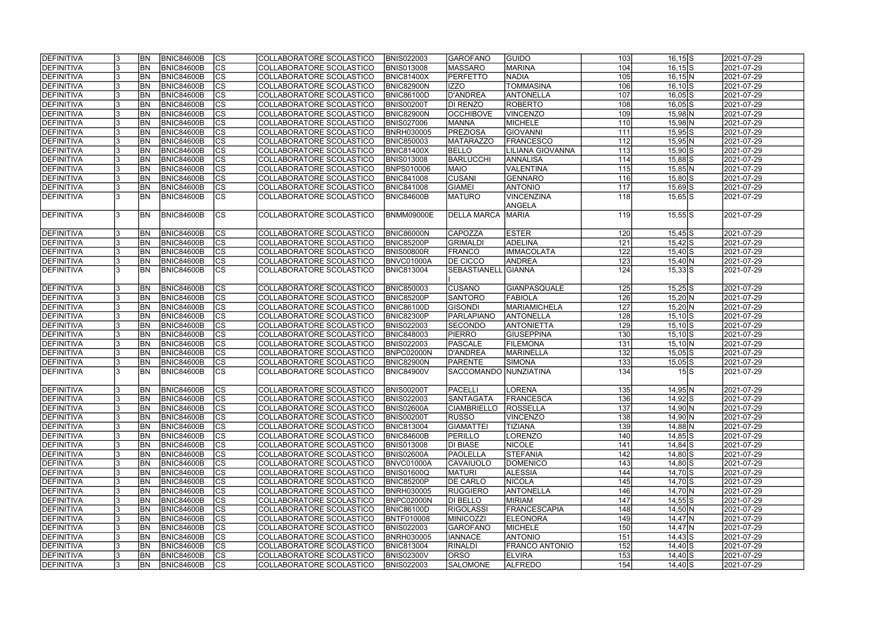| | | | | | | | | | | | | |
|---|---|---|---|---|---|---|---|---|---|---|---|---|
| DEFINITIVA | 3 | BN | BNIC84600B | CS | COLLABORATORE SCOLASTICO | BNIS022003 | GAROFANO | GUIDO | 103 | 16,15 | S | 2021-07-29 |
| DEFINITIVA | 3 | BN | BNIC84600B | CS | COLLABORATORE SCOLASTICO | BNIS013008 | MASSARO | MARINA | 104 | 16,15 | S | 2021-07-29 |
| DEFINITIVA | 3 | BN | BNIC84600B | CS | COLLABORATORE SCOLASTICO | BNIC81400X | PERFETTO | NADIA | 105 | 16,15 | N | 2021-07-29 |
| DEFINITIVA | 3 | BN | BNIC84600B | CS | COLLABORATORE SCOLASTICO | BNIC82900N | IZZO | TOMMASINA | 106 | 16,10 | S | 2021-07-29 |
| DEFINITIVA | 3 | BN | BNIC84600B | CS | COLLABORATORE SCOLASTICO | BNIC86100D | D'ANDREA | ANTONELLA | 107 | 16,05 | S | 2021-07-29 |
| DEFINITIVA | 3 | BN | BNIC84600B | CS | COLLABORATORE SCOLASTICO | BNIS00200T | DI RENZO | ROBERTO | 108 | 16,05 | S | 2021-07-29 |
| DEFINITIVA | 3 | BN | BNIC84600B | CS | COLLABORATORE SCOLASTICO | BNIC82900N | OCCHIBOVE | VINCENZO | 109 | 15,98 | N | 2021-07-29 |
| DEFINITIVA | 3 | BN | BNIC84600B | CS | COLLABORATORE SCOLASTICO | BNIS027006 | MANNA | MICHELE | 110 | 15,98 | N | 2021-07-29 |
| DEFINITIVA | 3 | BN | BNIC84600B | CS | COLLABORATORE SCOLASTICO | BNRH030005 | PREZIOSA | GIOVANNI | 111 | 15,95 | S | 2021-07-29 |
| DEFINITIVA | 3 | BN | BNIC84600B | CS | COLLABORATORE SCOLASTICO | BNIC850003 | MATARAZZO | FRANCESCO | 112 | 15,95 | N | 2021-07-29 |
| DEFINITIVA | 3 | BN | BNIC84600B | CS | COLLABORATORE SCOLASTICO | BNIC81400X | BELLO | LILIANA GIOVANNA | 113 | 15,90 | S | 2021-07-29 |
| DEFINITIVA | 3 | BN | BNIC84600B | CS | COLLABORATORE SCOLASTICO | BNIS013008 | BARLUCCHI | ANNALISA | 114 | 15,88 | S | 2021-07-29 |
| DEFINITIVA | 3 | BN | BNIC84600B | CS | COLLABORATORE SCOLASTICO | BNPS010006 | MAIO | VALENTINA | 115 | 15,85 | N | 2021-07-29 |
| DEFINITIVA | 3 | BN | BNIC84600B | CS | COLLABORATORE SCOLASTICO | BNIC841008 | CUSANI | GENNARO | 116 | 15,80 | S | 2021-07-29 |
| DEFINITIVA | 3 | BN | BNIC84600B | CS | COLLABORATORE SCOLASTICO | BNIC841008 | GIAMEI | ANTONIO | 117 | 15,69 | S | 2021-07-29 |
| DEFINITIVA | 3 | BN | BNIC84600B | CS | COLLABORATORE SCOLASTICO | BNIC84600B | MATURO | VINCENZINA ANGELA | 118 | 15,65 | S | 2021-07-29 |
| DEFINITIVA | 3 | BN | BNIC84600B | CS | COLLABORATORE SCOLASTICO | BNMM09000E | DELLA MARCA | MARIA | 119 | 15,55 | S | 2021-07-29 |
| DEFINITIVA | 3 | BN | BNIC84600B | CS | COLLABORATORE SCOLASTICO | BNIC86000N | CAPOZZA | ESTER | 120 | 15,45 | S | 2021-07-29 |
| DEFINITIVA | 3 | BN | BNIC84600B | CS | COLLABORATORE SCOLASTICO | BNIC85200P | GRIMALDI | ADELINA | 121 | 15,42 | S | 2021-07-29 |
| DEFINITIVA | 3 | BN | BNIC84600B | CS | COLLABORATORE SCOLASTICO | BNIS00800R | FRANCO | IMMACOLATA | 122 | 15,40 | S | 2021-07-29 |
| DEFINITIVA | 3 | BN | BNIC84600B | CS | COLLABORATORE SCOLASTICO | BNVC01000A | DE CICCO | ANDREA | 123 | 15,40 | N | 2021-07-29 |
| DEFINITIVA | 3 | BN | BNIC84600B | CS | COLLABORATORE SCOLASTICO | BNIC813004 | SEBASTIANELLI | GIANNA | 124 | 15,33 | S | 2021-07-29 |
| DEFINITIVA | 3 | BN | BNIC84600B | CS | COLLABORATORE SCOLASTICO | BNIC850003 | CUSANO | GIANPASQUALE | 125 | 15,25 | S | 2021-07-29 |
| DEFINITIVA | 3 | BN | BNIC84600B | CS | COLLABORATORE SCOLASTICO | BNIC85200P | SANTORO | FABIOLA | 126 | 15,20 | N | 2021-07-29 |
| DEFINITIVA | 3 | BN | BNIC84600B | CS | COLLABORATORE SCOLASTICO | BNIC86100D | GISONDI | MARIAMICHELA | 127 | 15,20 | N | 2021-07-29 |
| DEFINITIVA | 3 | BN | BNIC84600B | CS | COLLABORATORE SCOLASTICO | BNIC82300P | PARLAPIANO | ANTONELLA | 128 | 15,10 | S | 2021-07-29 |
| DEFINITIVA | 3 | BN | BNIC84600B | CS | COLLABORATORE SCOLASTICO | BNIS022003 | SECONDO | ANTONIETTA | 129 | 15,10 | S | 2021-07-29 |
| DEFINITIVA | 3 | BN | BNIC84600B | CS | COLLABORATORE SCOLASTICO | BNIC848003 | PIERRO | GIUSEPPINA | 130 | 15,10 | S | 2021-07-29 |
| DEFINITIVA | 3 | BN | BNIC84600B | CS | COLLABORATORE SCOLASTICO | BNIS022003 | PASCALE | FILEMONA | 131 | 15,10 | N | 2021-07-29 |
| DEFINITIVA | 3 | BN | BNIC84600B | CS | COLLABORATORE SCOLASTICO | BNPC02000N | D'ANDREA | MARINELLA | 132 | 15,05 | S | 2021-07-29 |
| DEFINITIVA | 3 | BN | BNIC84600B | CS | COLLABORATORE SCOLASTICO | BNIC82900N | PARENTE | SIMONA | 133 | 15,05 | S | 2021-07-29 |
| DEFINITIVA | 3 | BN | BNIC84600B | CS | COLLABORATORE SCOLASTICO | BNIC84900V | SACCOMANDO | NUNZIATINA | 134 | 15 | S | 2021-07-29 |
| DEFINITIVA | 3 | BN | BNIC84600B | CS | COLLABORATORE SCOLASTICO | BNIS00200T | PACELLI | LORENA | 135 | 14,95 | N | 2021-07-29 |
| DEFINITIVA | 3 | BN | BNIC84600B | CS | COLLABORATORE SCOLASTICO | BNIS022003 | SANTAGATA | FRANCESCA | 136 | 14,92 | S | 2021-07-29 |
| DEFINITIVA | 3 | BN | BNIC84600B | CS | COLLABORATORE SCOLASTICO | BNIS02600A | CIAMBRIELLO | ROSSELLA | 137 | 14,90 | N | 2021-07-29 |
| DEFINITIVA | 3 | BN | BNIC84600B | CS | COLLABORATORE SCOLASTICO | BNIS00200T | RUSSO | VINCENZO | 138 | 14,90 | N | 2021-07-29 |
| DEFINITIVA | 3 | BN | BNIC84600B | CS | COLLABORATORE SCOLASTICO | BNIC813004 | GIAMATTEI | TIZIANA | 139 | 14,88 | N | 2021-07-29 |
| DEFINITIVA | 3 | BN | BNIC84600B | CS | COLLABORATORE SCOLASTICO | BNIC84600B | PERILLO | LORENZO | 140 | 14,85 | S | 2021-07-29 |
| DEFINITIVA | 3 | BN | BNIC84600B | CS | COLLABORATORE SCOLASTICO | BNIS013008 | DI BIASE | NICOLE | 141 | 14,84 | S | 2021-07-29 |
| DEFINITIVA | 3 | BN | BNIC84600B | CS | COLLABORATORE SCOLASTICO | BNIS02600A | PAOLELLA | STEFANIA | 142 | 14,80 | S | 2021-07-29 |
| DEFINITIVA | 3 | BN | BNIC84600B | CS | COLLABORATORE SCOLASTICO | BNVC01000A | CAVAIUOLO | DOMENICO | 143 | 14,80 | S | 2021-07-29 |
| DEFINITIVA | 3 | BN | BNIC84600B | CS | COLLABORATORE SCOLASTICO | BNIS01600Q | MATURI | ALESSIA | 144 | 14,70 | S | 2021-07-29 |
| DEFINITIVA | 3 | BN | BNIC84600B | CS | COLLABORATORE SCOLASTICO | BNIC85200P | DE CARLO | NICOLA | 145 | 14,70 | S | 2021-07-29 |
| DEFINITIVA | 3 | BN | BNIC84600B | CS | COLLABORATORE SCOLASTICO | BNRH030005 | RUGGIERO | ANTONELLA | 146 | 14,70 | N | 2021-07-29 |
| DEFINITIVA | 3 | BN | BNIC84600B | CS | COLLABORATORE SCOLASTICO | BNPC02000N | DI BELLO | MIRIAM | 147 | 14,55 | S | 2021-07-29 |
| DEFINITIVA | 3 | BN | BNIC84600B | CS | COLLABORATORE SCOLASTICO | BNIC86100D | RIGOLASSI | FRANCESCAPIA | 148 | 14,50 | N | 2021-07-29 |
| DEFINITIVA | 3 | BN | BNIC84600B | CS | COLLABORATORE SCOLASTICO | BNTF010008 | MINICOZZI | ELEONORA | 149 | 14,47 | N | 2021-07-29 |
| DEFINITIVA | 3 | BN | BNIC84600B | CS | COLLABORATORE SCOLASTICO | BNIS022003 | GAROFANO | MICHELE | 150 | 14,47 | N | 2021-07-29 |
| DEFINITIVA | 3 | BN | BNIC84600B | CS | COLLABORATORE SCOLASTICO | BNRH030005 | IANNACE | ANTONIO | 151 | 14,43 | S | 2021-07-29 |
| DEFINITIVA | 3 | BN | BNIC84600B | CS | COLLABORATORE SCOLASTICO | BNIC813004 | RINALDI | FRANCO ANTONIO | 152 | 14,40 | S | 2021-07-29 |
| DEFINITIVA | 3 | BN | BNIC84600B | CS | COLLABORATORE SCOLASTICO | BNIS02300V | ORSO | ELVIRA | 153 | 14,40 | S | 2021-07-29 |
| DEFINITIVA | 3 | BN | BNIC84600B | CS | COLLABORATORE SCOLASTICO | BNIS022003 | SALOMONE | ALFREDO | 154 | 14,40 | S | 2021-07-29 |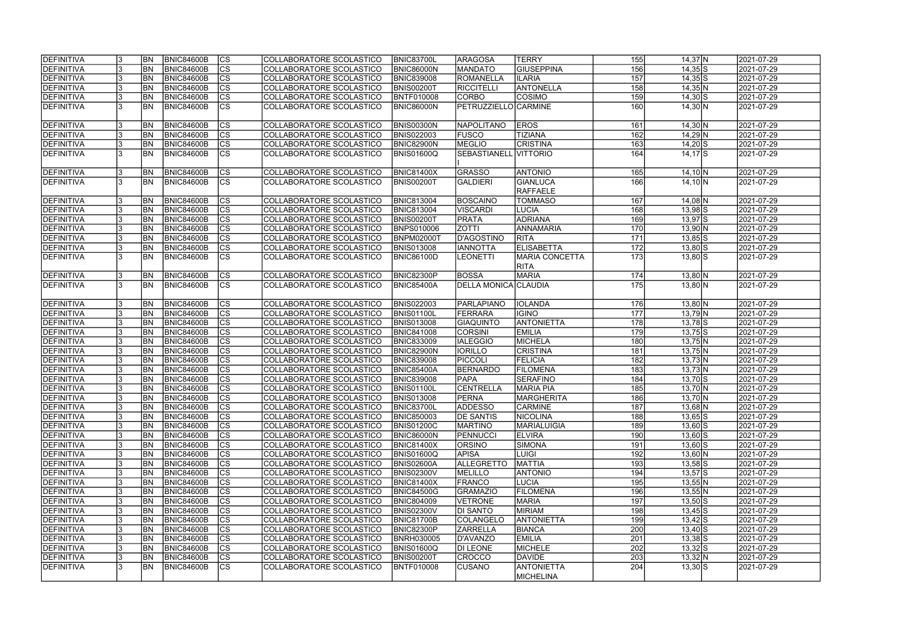| | | | | | | | | | | | | |
|---|---|---|---|---|---|---|---|---|---|---|---|---|
| DEFINITIVA | 3 | BN | BNIC84600B | CS | COLLABORATORE SCOLASTICO | BNIC83700L | ARAGOSA | TERRY | 155 | 14,37 | N | 2021-07-29 |
| DEFINITIVA | 3 | BN | BNIC84600B | CS | COLLABORATORE SCOLASTICO | BNIC86000N | MANDATO | GIUSEPPINA | 156 | 14,35 | S | 2021-07-29 |
| DEFINITIVA | 3 | BN | BNIC84600B | CS | COLLABORATORE SCOLASTICO | BNIC839008 | ROMANELLA | ILARIA | 157 | 14,35 | S | 2021-07-29 |
| DEFINITIVA | 3 | BN | BNIC84600B | CS | COLLABORATORE SCOLASTICO | BNIS00200T | RICCITELLI | ANTONELLA | 158 | 14,35 | N | 2021-07-29 |
| DEFINITIVA | 3 | BN | BNIC84600B | CS | COLLABORATORE SCOLASTICO | BNTF010008 | CORBO | COSIMO | 159 | 14,30 | S | 2021-07-29 |
| DEFINITIVA | 3 | BN | BNIC84600B | CS | COLLABORATORE SCOLASTICO | BNIC86000N | PETRUZZIELLO | CARMINE | 160 | 14,30 | N | 2021-07-29 |
| DEFINITIVA | 3 | BN | BNIC84600B | CS | COLLABORATORE SCOLASTICO | BNIS00300N | NAPOLITANO | EROS | 161 | 14,30 | N | 2021-07-29 |
| DEFINITIVA | 3 | BN | BNIC84600B | CS | COLLABORATORE SCOLASTICO | BNIS022003 | FUSCO | TIZIANA | 162 | 14,29 | N | 2021-07-29 |
| DEFINITIVA | 3 | BN | BNIC84600B | CS | COLLABORATORE SCOLASTICO | BNIC82900N | MEGLIO | CRISTINA | 163 | 14,20 | S | 2021-07-29 |
| DEFINITIVA | 3 | BN | BNIC84600B | CS | COLLABORATORE SCOLASTICO | BNIS01600Q | SEBASTIANELLI | VITTORIO | 164 | 14,17 | S | 2021-07-29 |
| DEFINITIVA | 3 | BN | BNIC84600B | CS | COLLABORATORE SCOLASTICO | BNIC81400X | GRASSO | ANTONIO | 165 | 14,10 | N | 2021-07-29 |
| DEFINITIVA | 3 | BN | BNIC84600B | CS | COLLABORATORE SCOLASTICO | BNIS00200T | GALDIERI | GIANLUCA RAFFAELE | 166 | 14,10 | N | 2021-07-29 |
| DEFINITIVA | 3 | BN | BNIC84600B | CS | COLLABORATORE SCOLASTICO | BNIC813004 | BOSCAINO | TOMMASO | 167 | 14,08 | N | 2021-07-29 |
| DEFINITIVA | 3 | BN | BNIC84600B | CS | COLLABORATORE SCOLASTICO | BNIC813004 | VISCARDI | LUCIA | 168 | 13,98 | S | 2021-07-29 |
| DEFINITIVA | 3 | BN | BNIC84600B | CS | COLLABORATORE SCOLASTICO | BNIS00200T | PRATA | ADRIANA | 169 | 13,97 | S | 2021-07-29 |
| DEFINITIVA | 3 | BN | BNIC84600B | CS | COLLABORATORE SCOLASTICO | BNPS010006 | ZOTTI | ANNAMARIA | 170 | 13,90 | N | 2021-07-29 |
| DEFINITIVA | 3 | BN | BNIC84600B | CS | COLLABORATORE SCOLASTICO | BNPM02000T | D'AGOSTINO | RITA | 171 | 13,85 | S | 2021-07-29 |
| DEFINITIVA | 3 | BN | BNIC84600B | CS | COLLABORATORE SCOLASTICO | BNIS013008 | IANNOTTA | ELISABETTA | 172 | 13,80 | S | 2021-07-29 |
| DEFINITIVA | 3 | BN | BNIC84600B | CS | COLLABORATORE SCOLASTICO | BNIC86100D | LEONETTI | MARIA CONCETTA RITA | 173 | 13,80 | S | 2021-07-29 |
| DEFINITIVA | 3 | BN | BNIC84600B | CS | COLLABORATORE SCOLASTICO | BNIC82300P | BOSSA | MARIA | 174 | 13,80 | N | 2021-07-29 |
| DEFINITIVA | 3 | BN | BNIC84600B | CS | COLLABORATORE SCOLASTICO | BNIC85400A | DELLA MONICA | CLAUDIA | 175 | 13,80 | N | 2021-07-29 |
| DEFINITIVA | 3 | BN | BNIC84600B | CS | COLLABORATORE SCOLASTICO | BNIS022003 | PARLAPIANO | IOLANDA | 176 | 13,80 | N | 2021-07-29 |
| DEFINITIVA | 3 | BN | BNIC84600B | CS | COLLABORATORE SCOLASTICO | BNIS01100L | FERRARA | IGINO | 177 | 13,79 | N | 2021-07-29 |
| DEFINITIVA | 3 | BN | BNIC84600B | CS | COLLABORATORE SCOLASTICO | BNIS013008 | GIAQUINTO | ANTONIETTA | 178 | 13,78 | S | 2021-07-29 |
| DEFINITIVA | 3 | BN | BNIC84600B | CS | COLLABORATORE SCOLASTICO | BNIC841008 | CORSINI | EMILIA | 179 | 13,75 | S | 2021-07-29 |
| DEFINITIVA | 3 | BN | BNIC84600B | CS | COLLABORATORE SCOLASTICO | BNIC833009 | IALEGGIO | MICHELA | 180 | 13,75 | N | 2021-07-29 |
| DEFINITIVA | 3 | BN | BNIC84600B | CS | COLLABORATORE SCOLASTICO | BNIC82900N | IORILLO | CRISTINA | 181 | 13,75 | N | 2021-07-29 |
| DEFINITIVA | 3 | BN | BNIC84600B | CS | COLLABORATORE SCOLASTICO | BNIC839008 | PICCOLI | FELICIA | 182 | 13,73 | N | 2021-07-29 |
| DEFINITIVA | 3 | BN | BNIC84600B | CS | COLLABORATORE SCOLASTICO | BNIC85400A | BERNARDO | FILOMENA | 183 | 13,73 | N | 2021-07-29 |
| DEFINITIVA | 3 | BN | BNIC84600B | CS | COLLABORATORE SCOLASTICO | BNIC839008 | PAPA | SERAFINO | 184 | 13,70 | S | 2021-07-29 |
| DEFINITIVA | 3 | BN | BNIC84600B | CS | COLLABORATORE SCOLASTICO | BNIS01100L | CENTRELLA | MARIA PIA | 185 | 13,70 | N | 2021-07-29 |
| DEFINITIVA | 3 | BN | BNIC84600B | CS | COLLABORATORE SCOLASTICO | BNIS013008 | PERNA | MARGHERITA | 186 | 13,70 | N | 2021-07-29 |
| DEFINITIVA | 3 | BN | BNIC84600B | CS | COLLABORATORE SCOLASTICO | BNIC83700L | ADDESSO | CARMINE | 187 | 13,68 | N | 2021-07-29 |
| DEFINITIVA | 3 | BN | BNIC84600B | CS | COLLABORATORE SCOLASTICO | BNIC850003 | DE SANTIS | NICOLINA | 188 | 13,65 | S | 2021-07-29 |
| DEFINITIVA | 3 | BN | BNIC84600B | CS | COLLABORATORE SCOLASTICO | BNIS01200C | MARTINO | MARIALUIGIA | 189 | 13,60 | S | 2021-07-29 |
| DEFINITIVA | 3 | BN | BNIC84600B | CS | COLLABORATORE SCOLASTICO | BNIC86000N | PENNUCCI | ELVIRA | 190 | 13,60 | S | 2021-07-29 |
| DEFINITIVA | 3 | BN | BNIC84600B | CS | COLLABORATORE SCOLASTICO | BNIC81400X | ORSINO | SIMONA | 191 | 13,60 | S | 2021-07-29 |
| DEFINITIVA | 3 | BN | BNIC84600B | CS | COLLABORATORE SCOLASTICO | BNIS01600Q | APISA | LUIGI | 192 | 13,60 | N | 2021-07-29 |
| DEFINITIVA | 3 | BN | BNIC84600B | CS | COLLABORATORE SCOLASTICO | BNIS02600A | ALLEGRETTO | MATTIA | 193 | 13,58 | S | 2021-07-29 |
| DEFINITIVA | 3 | BN | BNIC84600B | CS | COLLABORATORE SCOLASTICO | BNIS02300V | MELILLO | ANTONIO | 194 | 13,57 | S | 2021-07-29 |
| DEFINITIVA | 3 | BN | BNIC84600B | CS | COLLABORATORE SCOLASTICO | BNIC81400X | FRANCO | LUCIA | 195 | 13,55 | N | 2021-07-29 |
| DEFINITIVA | 3 | BN | BNIC84600B | CS | COLLABORATORE SCOLASTICO | BNIC84500G | GRAMAZIO | FILOMENA | 196 | 13,55 | N | 2021-07-29 |
| DEFINITIVA | 3 | BN | BNIC84600B | CS | COLLABORATORE SCOLASTICO | BNIC804009 | VETRONE | MARIA | 197 | 13,50 | S | 2021-07-29 |
| DEFINITIVA | 3 | BN | BNIC84600B | CS | COLLABORATORE SCOLASTICO | BNIS02300V | DI SANTO | MIRIAM | 198 | 13,45 | S | 2021-07-29 |
| DEFINITIVA | 3 | BN | BNIC84600B | CS | COLLABORATORE SCOLASTICO | BNIC81700B | COLANGELO | ANTONIETTA | 199 | 13,42 | S | 2021-07-29 |
| DEFINITIVA | 3 | BN | BNIC84600B | CS | COLLABORATORE SCOLASTICO | BNIC82300P | ZARRELLA | BIANCA | 200 | 13,40 | S | 2021-07-29 |
| DEFINITIVA | 3 | BN | BNIC84600B | CS | COLLABORATORE SCOLASTICO | BNRH030005 | D'AVANZO | EMILIA | 201 | 13,38 | S | 2021-07-29 |
| DEFINITIVA | 3 | BN | BNIC84600B | CS | COLLABORATORE SCOLASTICO | BNIS01600Q | DI LEONE | MICHELE | 202 | 13,32 | S | 2021-07-29 |
| DEFINITIVA | 3 | BN | BNIC84600B | CS | COLLABORATORE SCOLASTICO | BNIS00200T | CROCCO | DAVIDE | 203 | 13,32 | N | 2021-07-29 |
| DEFINITIVA | 3 | BN | BNIC84600B | CS | COLLABORATORE SCOLASTICO | BNTF010008 | CUSANO | ANTONIETTA MICHELINA | 204 | 13,30 | S | 2021-07-29 |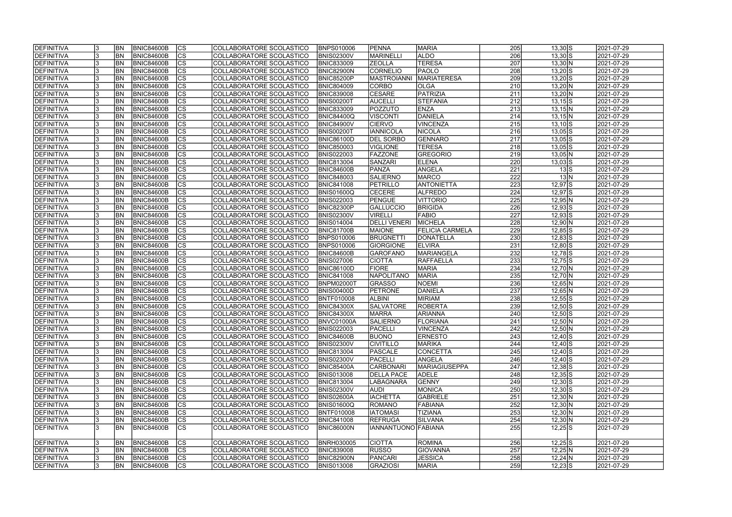| DEFINITIVA | 3 | BN | BNIC84600B | CS | COLLABORATORE SCOLASTICO | BNPS010006 | PENNA | MARIA | 205 | 13,30 | S | 2021-07-29 |
|---|---|---|---|---|---|---|---|---|---|---|---|---|
| DEFINITIVA | 3 | BN | BNIC84600B | CS | COLLABORATORE SCOLASTICO | BNIS02300V | MARINELLI | ALDO | 206 | 13,30 | S | 2021-07-29 |
| DEFINITIVA | 3 | BN | BNIC84600B | CS | COLLABORATORE SCOLASTICO | BNIC833009 | ZEOLLA | TERESA | 207 | 13,30 | N | 2021-07-29 |
| DEFINITIVA | 3 | BN | BNIC84600B | CS | COLLABORATORE SCOLASTICO | BNIC82900N | CORNELIO | PAOLO | 208 | 13,20 | S | 2021-07-29 |
| DEFINITIVA | 3 | BN | BNIC84600B | CS | COLLABORATORE SCOLASTICO | BNIC85200P | MASTROIANNI | MARIATERESA | 209 | 13,20 | S | 2021-07-29 |
| DEFINITIVA | 3 | BN | BNIC84600B | CS | COLLABORATORE SCOLASTICO | BNIC804009 | CORBO | OLGA | 210 | 13,20 | N | 2021-07-29 |
| DEFINITIVA | 3 | BN | BNIC84600B | CS | COLLABORATORE SCOLASTICO | BNIC839008 | CESARE | PATRIZIA | 211 | 13,20 | N | 2021-07-29 |
| DEFINITIVA | 3 | BN | BNIC84600B | CS | COLLABORATORE SCOLASTICO | BNIS00200T | AUCELLI | STEFANIA | 212 | 13,15 | S | 2021-07-29 |
| DEFINITIVA | 3 | BN | BNIC84600B | CS | COLLABORATORE SCOLASTICO | BNIC833009 | POZZUTO | ENZA | 213 | 13,15 | N | 2021-07-29 |
| DEFINITIVA | 3 | BN | BNIC84600B | CS | COLLABORATORE SCOLASTICO | BNIC84400Q | VISCONTI | DANIELA | 214 | 13,15 | N | 2021-07-29 |
| DEFINITIVA | 3 | BN | BNIC84600B | CS | COLLABORATORE SCOLASTICO | BNIC84900V | CIERVO | VINCENZA | 215 | 13,10 | S | 2021-07-29 |
| DEFINITIVA | 3 | BN | BNIC84600B | CS | COLLABORATORE SCOLASTICO | BNIS00200T | IANNICOLA | NICOLA | 216 | 13,05 | S | 2021-07-29 |
| DEFINITIVA | 3 | BN | BNIC84600B | CS | COLLABORATORE SCOLASTICO | BNIC86100D | DEL SORBO | GENNARO | 217 | 13,05 | S | 2021-07-29 |
| DEFINITIVA | 3 | BN | BNIC84600B | CS | COLLABORATORE SCOLASTICO | BNIC850003 | VIGLIONE | TERESA | 218 | 13,05 | S | 2021-07-29 |
| DEFINITIVA | 3 | BN | BNIC84600B | CS | COLLABORATORE SCOLASTICO | BNIS022003 | FAZZONE | GREGORIO | 219 | 13,05 | N | 2021-07-29 |
| DEFINITIVA | 3 | BN | BNIC84600B | CS | COLLABORATORE SCOLASTICO | BNIC813004 | SANZARI | ELENA | 220 | 13,03 | S | 2021-07-29 |
| DEFINITIVA | 3 | BN | BNIC84600B | CS | COLLABORATORE SCOLASTICO | BNIC84600B | PANZA | ANGELA | 221 | 13 | S | 2021-07-29 |
| DEFINITIVA | 3 | BN | BNIC84600B | CS | COLLABORATORE SCOLASTICO | BNIC848003 | SALIERNO | MARCO | 222 | 13 | N | 2021-07-29 |
| DEFINITIVA | 3 | BN | BNIC84600B | CS | COLLABORATORE SCOLASTICO | BNIC841008 | PETRILLO | ANTONIETTA | 223 | 12,97 | S | 2021-07-29 |
| DEFINITIVA | 3 | BN | BNIC84600B | CS | COLLABORATORE SCOLASTICO | BNIS01600Q | CECERE | ALFREDO | 224 | 12,97 | S | 2021-07-29 |
| DEFINITIVA | 3 | BN | BNIC84600B | CS | COLLABORATORE SCOLASTICO | BNIS022003 | PENGUE | VITTORIO | 225 | 12,95 | N | 2021-07-29 |
| DEFINITIVA | 3 | BN | BNIC84600B | CS | COLLABORATORE SCOLASTICO | BNIC82300P | GALLUCCIO | BRIGIDA | 226 | 12,93 | S | 2021-07-29 |
| DEFINITIVA | 3 | BN | BNIC84600B | CS | COLLABORATORE SCOLASTICO | BNIS02300V | VIRELLI | FABIO | 227 | 12,93 | S | 2021-07-29 |
| DEFINITIVA | 3 | BN | BNIC84600B | CS | COLLABORATORE SCOLASTICO | BNIS014004 | DELLI VENERI | MICHELA | 228 | 12,90 | N | 2021-07-29 |
| DEFINITIVA | 3 | BN | BNIC84600B | CS | COLLABORATORE SCOLASTICO | BNIC81700B | MAIONE | FELICIA CARMELA | 229 | 12,85 | S | 2021-07-29 |
| DEFINITIVA | 3 | BN | BNIC84600B | CS | COLLABORATORE SCOLASTICO | BNPS010006 | BRUGNETTI | DONATELLA | 230 | 12,83 | S | 2021-07-29 |
| DEFINITIVA | 3 | BN | BNIC84600B | CS | COLLABORATORE SCOLASTICO | BNPS010006 | GIORGIONE | ELVIRA | 231 | 12,80 | S | 2021-07-29 |
| DEFINITIVA | 3 | BN | BNIC84600B | CS | COLLABORATORE SCOLASTICO | BNIC84600B | GAROFANO | MARIANGELA | 232 | 12,78 | S | 2021-07-29 |
| DEFINITIVA | 3 | BN | BNIC84600B | CS | COLLABORATORE SCOLASTICO | BNIS027006 | CIOTTA | RAFFAELLA | 233 | 12,75 | S | 2021-07-29 |
| DEFINITIVA | 3 | BN | BNIC84600B | CS | COLLABORATORE SCOLASTICO | BNIC86100D | FIORE | MARIA | 234 | 12,70 | N | 2021-07-29 |
| DEFINITIVA | 3 | BN | BNIC84600B | CS | COLLABORATORE SCOLASTICO | BNIC841008 | NAPOLITANO | MARIA | 235 | 12,70 | N | 2021-07-29 |
| DEFINITIVA | 3 | BN | BNIC84600B | CS | COLLABORATORE SCOLASTICO | BNPM02000T | GRASSO | NOEMI | 236 | 12,65 | N | 2021-07-29 |
| DEFINITIVA | 3 | BN | BNIC84600B | CS | COLLABORATORE SCOLASTICO | BNIS00400D | PETRONE | DANIELA | 237 | 12,65 | N | 2021-07-29 |
| DEFINITIVA | 3 | BN | BNIC84600B | CS | COLLABORATORE SCOLASTICO | BNTF010008 | ALBINI | MIRIAM | 238 | 12,55 | S | 2021-07-29 |
| DEFINITIVA | 3 | BN | BNIC84600B | CS | COLLABORATORE SCOLASTICO | BNIC84300X | SALVATORE | ROBERTA | 239 | 12,50 | S | 2021-07-29 |
| DEFINITIVA | 3 | BN | BNIC84600B | CS | COLLABORATORE SCOLASTICO | BNIC84300X | MARRA | ARIANNA | 240 | 12,50 | S | 2021-07-29 |
| DEFINITIVA | 3 | BN | BNIC84600B | CS | COLLABORATORE SCOLASTICO | BNVC01000A | SALIERNO | FLORIANA | 241 | 12,50 | N | 2021-07-29 |
| DEFINITIVA | 3 | BN | BNIC84600B | CS | COLLABORATORE SCOLASTICO | BNIS022003 | PACELLI | VINCENZA | 242 | 12,50 | N | 2021-07-29 |
| DEFINITIVA | 3 | BN | BNIC84600B | CS | COLLABORATORE SCOLASTICO | BNIC84600B | BUONO | ERNESTO | 243 | 12,40 | S | 2021-07-29 |
| DEFINITIVA | 3 | BN | BNIC84600B | CS | COLLABORATORE SCOLASTICO | BNIS02300V | CIVITILLO | MARIKA | 244 | 12,40 | S | 2021-07-29 |
| DEFINITIVA | 3 | BN | BNIC84600B | CS | COLLABORATORE SCOLASTICO | BNIC813004 | PASCALE | CONCETTA | 245 | 12,40 | S | 2021-07-29 |
| DEFINITIVA | 3 | BN | BNIC84600B | CS | COLLABORATORE SCOLASTICO | BNIS02300V | PACELLI | ANGELA | 246 | 12,40 | S | 2021-07-29 |
| DEFINITIVA | 3 | BN | BNIC84600B | CS | COLLABORATORE SCOLASTICO | BNIC85400A | CARBONARI | MARIAGIUSEPPA | 247 | 12,38 | S | 2021-07-29 |
| DEFINITIVA | 3 | BN | BNIC84600B | CS | COLLABORATORE SCOLASTICO | BNIS013008 | DELLA PACE | ADELE | 248 | 12,35 | S | 2021-07-29 |
| DEFINITIVA | 3 | BN | BNIC84600B | CS | COLLABORATORE SCOLASTICO | BNIC813004 | LABAGNARA | GENNY | 249 | 12,30 | S | 2021-07-29 |
| DEFINITIVA | 3 | BN | BNIC84600B | CS | COLLABORATORE SCOLASTICO | BNIS02300V | AUDI | MONICA | 250 | 12,30 | S | 2021-07-29 |
| DEFINITIVA | 3 | BN | BNIC84600B | CS | COLLABORATORE SCOLASTICO | BNIS02600A | IACHETTA | GABRIELE | 251 | 12,30 | N | 2021-07-29 |
| DEFINITIVA | 3 | BN | BNIC84600B | CS | COLLABORATORE SCOLASTICO | BNIS01600Q | ROMANO | FABIANA | 252 | 12,30 | N | 2021-07-29 |
| DEFINITIVA | 3 | BN | BNIC84600B | CS | COLLABORATORE SCOLASTICO | BNTF010008 | IATOMASI | TIZIANA | 253 | 12,30 | N | 2021-07-29 |
| DEFINITIVA | 3 | BN | BNIC84600B | CS | COLLABORATORE SCOLASTICO | BNIC841008 | REFRUGA | SILVANA | 254 | 12,30 | N | 2021-07-29 |
| DEFINITIVA | 3 | BN | BNIC84600B | CS | COLLABORATORE SCOLASTICO | BNIC86000N | IANNANTUONO | FABIANA | 255 | 12,25 | S | 2021-07-29 |
| DEFINITIVA | 3 | BN | BNIC84600B | CS | COLLABORATORE SCOLASTICO | BNRH030005 | CIOTTA | ROMINA | 256 | 12,25 | S | 2021-07-29 |
| DEFINITIVA | 3 | BN | BNIC84600B | CS | COLLABORATORE SCOLASTICO | BNIC839008 | RUSSO | GIOVANNA | 257 | 12,25 | N | 2021-07-29 |
| DEFINITIVA | 3 | BN | BNIC84600B | CS | COLLABORATORE SCOLASTICO | BNIC82900N | PANCARI | JESSICA | 258 | 12,24 | N | 2021-07-29 |
| DEFINITIVA | 3 | BN | BNIC84600B | CS | COLLABORATORE SCOLASTICO | BNIS013008 | GRAZIOSI | MARIA | 259 | 12,23 | S | 2021-07-29 |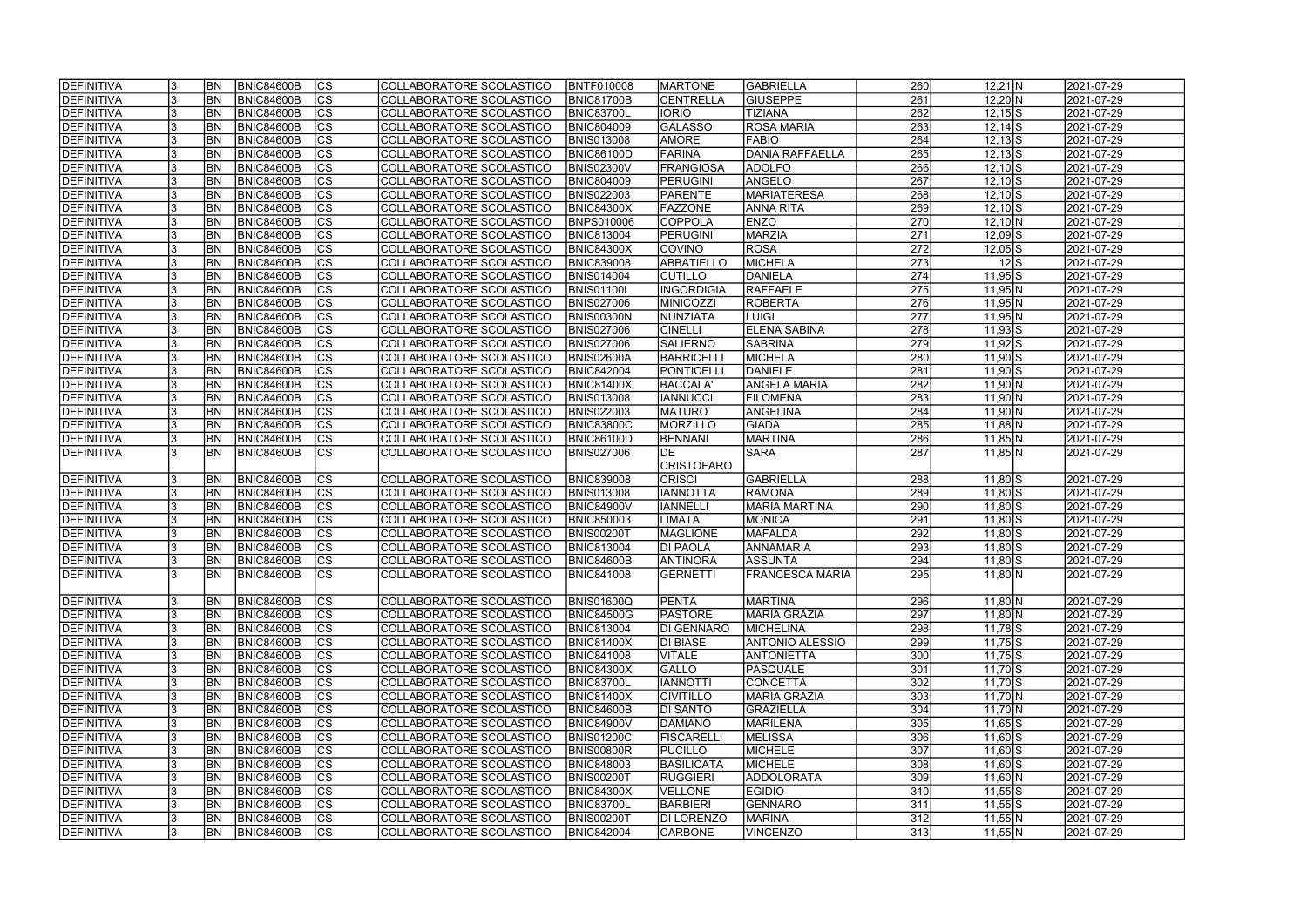| DEFINITIVA | 3 | BN | BNIC84600B | CS | COLLABORATORE SCOLASTICO | BNTF010008 | MARTONE | GABRIELLA | 260 | 12,21 | N | 2021-07-29 |
|---|---|---|---|---|---|---|---|---|---|---|---|---|
| DEFINITIVA | 3 | BN | BNIC84600B | CS | COLLABORATORE SCOLASTICO | BNIC81700B | CENTRELLA | GIUSEPPE | 261 | 12,20 | N | 2021-07-29 |
| DEFINITIVA | 3 | BN | BNIC84600B | CS | COLLABORATORE SCOLASTICO | BNIC83700L | IORIO | TIZIANA | 262 | 12,15 | S | 2021-07-29 |
| DEFINITIVA | 3 | BN | BNIC84600B | CS | COLLABORATORE SCOLASTICO | BNIC804009 | GALASSO | ROSA MARIA | 263 | 12,14 | S | 2021-07-29 |
| DEFINITIVA | 3 | BN | BNIC84600B | CS | COLLABORATORE SCOLASTICO | BNIS013008 | AMORE | FABIO | 264 | 12,13 | S | 2021-07-29 |
| DEFINITIVA | 3 | BN | BNIC84600B | CS | COLLABORATORE SCOLASTICO | BNIC86100D | FARINA | DANIA RAFFAELLA | 265 | 12,13 | S | 2021-07-29 |
| DEFINITIVA | 3 | BN | BNIC84600B | CS | COLLABORATORE SCOLASTICO | BNIS02300V | FRANGIOSA | ADOLFO | 266 | 12,10 | S | 2021-07-29 |
| DEFINITIVA | 3 | BN | BNIC84600B | CS | COLLABORATORE SCOLASTICO | BNIC804009 | PERUGINI | ANGELO | 267 | 12,10 | S | 2021-07-29 |
| DEFINITIVA | 3 | BN | BNIC84600B | CS | COLLABORATORE SCOLASTICO | BNIS022003 | PARENTE | MARIATERESA | 268 | 12,10 | S | 2021-07-29 |
| DEFINITIVA | 3 | BN | BNIC84600B | CS | COLLABORATORE SCOLASTICO | BNIC84300X | FAZZONE | ANNA RITA | 269 | 12,10 | S | 2021-07-29 |
| DEFINITIVA | 3 | BN | BNIC84600B | CS | COLLABORATORE SCOLASTICO | BNPS010006 | COPPOLA | ENZO | 270 | 12,10 | N | 2021-07-29 |
| DEFINITIVA | 3 | BN | BNIC84600B | CS | COLLABORATORE SCOLASTICO | BNIC813004 | PERUGINI | MARZIA | 271 | 12,09 | S | 2021-07-29 |
| DEFINITIVA | 3 | BN | BNIC84600B | CS | COLLABORATORE SCOLASTICO | BNIC84300X | COVINO | ROSA | 272 | 12,05 | S | 2021-07-29 |
| DEFINITIVA | 3 | BN | BNIC84600B | CS | COLLABORATORE SCOLASTICO | BNIC839008 | ABBATIELLO | MICHELA | 273 | 12 | S | 2021-07-29 |
| DEFINITIVA | 3 | BN | BNIC84600B | CS | COLLABORATORE SCOLASTICO | BNIS014004 | CUTILLO | DANIELA | 274 | 11,95 | S | 2021-07-29 |
| DEFINITIVA | 3 | BN | BNIC84600B | CS | COLLABORATORE SCOLASTICO | BNIS01100L | INGORDIGIA | RAFFAELE | 275 | 11,95 | N | 2021-07-29 |
| DEFINITIVA | 3 | BN | BNIC84600B | CS | COLLABORATORE SCOLASTICO | BNIS027006 | MINICOZZI | ROBERTA | 276 | 11,95 | N | 2021-07-29 |
| DEFINITIVA | 3 | BN | BNIC84600B | CS | COLLABORATORE SCOLASTICO | BNIS00300N | NUNZIATA | LUIGI | 277 | 11,95 | N | 2021-07-29 |
| DEFINITIVA | 3 | BN | BNIC84600B | CS | COLLABORATORE SCOLASTICO | BNIS027006 | CINELLI | ELENA SABINA | 278 | 11,93 | S | 2021-07-29 |
| DEFINITIVA | 3 | BN | BNIC84600B | CS | COLLABORATORE SCOLASTICO | BNIS027006 | SALIERNO | SABRINA | 279 | 11,92 | S | 2021-07-29 |
| DEFINITIVA | 3 | BN | BNIC84600B | CS | COLLABORATORE SCOLASTICO | BNIS02600A | BARRICELLI | MICHELA | 280 | 11,90 | S | 2021-07-29 |
| DEFINITIVA | 3 | BN | BNIC84600B | CS | COLLABORATORE SCOLASTICO | BNIC842004 | PONTICELLI | DANIELE | 281 | 11,90 | S | 2021-07-29 |
| DEFINITIVA | 3 | BN | BNIC84600B | CS | COLLABORATORE SCOLASTICO | BNIC81400X | BACCALA' | ANGELA MARIA | 282 | 11,90 | N | 2021-07-29 |
| DEFINITIVA | 3 | BN | BNIC84600B | CS | COLLABORATORE SCOLASTICO | BNIS013008 | IANNUCCI | FILOMENA | 283 | 11,90 | N | 2021-07-29 |
| DEFINITIVA | 3 | BN | BNIC84600B | CS | COLLABORATORE SCOLASTICO | BNIS022003 | MATURO | ANGELINA | 284 | 11,90 | N | 2021-07-29 |
| DEFINITIVA | 3 | BN | BNIC84600B | CS | COLLABORATORE SCOLASTICO | BNIC83800C | MORZILLO | GIADA | 285 | 11,88 | N | 2021-07-29 |
| DEFINITIVA | 3 | BN | BNIC84600B | CS | COLLABORATORE SCOLASTICO | BNIC86100D | BENNANI | MARTINA | 286 | 11,85 | N | 2021-07-29 |
| DEFINITIVA | 3 | BN | BNIC84600B | CS | COLLABORATORE SCOLASTICO | BNIS027006 | DE CRISTOFARO | SARA | 287 | 11,85 | N | 2021-07-29 |
| DEFINITIVA | 3 | BN | BNIC84600B | CS | COLLABORATORE SCOLASTICO | BNIC839008 | CRISCI | GABRIELLA | 288 | 11,80 | S | 2021-07-29 |
| DEFINITIVA | 3 | BN | BNIC84600B | CS | COLLABORATORE SCOLASTICO | BNIS013008 | IANNOTTA | RAMONA | 289 | 11,80 | S | 2021-07-29 |
| DEFINITIVA | 3 | BN | BNIC84600B | CS | COLLABORATORE SCOLASTICO | BNIC84900V | IANNELLI | MARIA MARTINA | 290 | 11,80 | S | 2021-07-29 |
| DEFINITIVA | 3 | BN | BNIC84600B | CS | COLLABORATORE SCOLASTICO | BNIC850003 | LIMATA | MONICA | 291 | 11,80 | S | 2021-07-29 |
| DEFINITIVA | 3 | BN | BNIC84600B | CS | COLLABORATORE SCOLASTICO | BNIS00200T | MAGLIONE | MAFALDA | 292 | 11,80 | S | 2021-07-29 |
| DEFINITIVA | 3 | BN | BNIC84600B | CS | COLLABORATORE SCOLASTICO | BNIC813004 | DI PAOLA | ANNAMARIA | 293 | 11,80 | S | 2021-07-29 |
| DEFINITIVA | 3 | BN | BNIC84600B | CS | COLLABORATORE SCOLASTICO | BNIC84600B | ANTINORA | ASSUNTA | 294 | 11,80 | S | 2021-07-29 |
| DEFINITIVA | 3 | BN | BNIC84600B | CS | COLLABORATORE SCOLASTICO | BNIC841008 | GERNETTI | FRANCESCA MARIA | 295 | 11,80 | N | 2021-07-29 |
| DEFINITIVA | 3 | BN | BNIC84600B | CS | COLLABORATORE SCOLASTICO | BNIS01600Q | PENTA | MARTINA | 296 | 11,80 | N | 2021-07-29 |
| DEFINITIVA | 3 | BN | BNIC84600B | CS | COLLABORATORE SCOLASTICO | BNIC84500G | PASTORE | MARIA GRAZIA | 297 | 11,80 | N | 2021-07-29 |
| DEFINITIVA | 3 | BN | BNIC84600B | CS | COLLABORATORE SCOLASTICO | BNIC813004 | DI GENNARO | MICHELINA | 298 | 11,78 | S | 2021-07-29 |
| DEFINITIVA | 3 | BN | BNIC84600B | CS | COLLABORATORE SCOLASTICO | BNIC81400X | DI BIASE | ANTONIO ALESSIO | 299 | 11,75 | S | 2021-07-29 |
| DEFINITIVA | 3 | BN | BNIC84600B | CS | COLLABORATORE SCOLASTICO | BNIC841008 | VITALE | ANTONIETTA | 300 | 11,75 | S | 2021-07-29 |
| DEFINITIVA | 3 | BN | BNIC84600B | CS | COLLABORATORE SCOLASTICO | BNIC84300X | GALLO | PASQUALE | 301 | 11,70 | S | 2021-07-29 |
| DEFINITIVA | 3 | BN | BNIC84600B | CS | COLLABORATORE SCOLASTICO | BNIC83700L | IANNOTTI | CONCETTA | 302 | 11,70 | S | 2021-07-29 |
| DEFINITIVA | 3 | BN | BNIC84600B | CS | COLLABORATORE SCOLASTICO | BNIC81400X | CIVITILLO | MARIA GRAZIA | 303 | 11,70 | N | 2021-07-29 |
| DEFINITIVA | 3 | BN | BNIC84600B | CS | COLLABORATORE SCOLASTICO | BNIC84600B | DI SANTO | GRAZIELLA | 304 | 11,70 | N | 2021-07-29 |
| DEFINITIVA | 3 | BN | BNIC84600B | CS | COLLABORATORE SCOLASTICO | BNIC84900V | DAMIANO | MARILENA | 305 | 11,65 | S | 2021-07-29 |
| DEFINITIVA | 3 | BN | BNIC84600B | CS | COLLABORATORE SCOLASTICO | BNIS01200C | FISCARELLI | MELISSA | 306 | 11,60 | S | 2021-07-29 |
| DEFINITIVA | 3 | BN | BNIC84600B | CS | COLLABORATORE SCOLASTICO | BNIS00800R | PUCILLO | MICHELE | 307 | 11,60 | S | 2021-07-29 |
| DEFINITIVA | 3 | BN | BNIC84600B | CS | COLLABORATORE SCOLASTICO | BNIC848003 | BASILICATA | MICHELE | 308 | 11,60 | S | 2021-07-29 |
| DEFINITIVA | 3 | BN | BNIC84600B | CS | COLLABORATORE SCOLASTICO | BNIS00200T | RUGGIERI | ADDOLORATA | 309 | 11,60 | N | 2021-07-29 |
| DEFINITIVA | 3 | BN | BNIC84600B | CS | COLLABORATORE SCOLASTICO | BNIC84300X | VELLONE | EGIDIO | 310 | 11,55 | S | 2021-07-29 |
| DEFINITIVA | 3 | BN | BNIC84600B | CS | COLLABORATORE SCOLASTICO | BNIC83700L | BARBIERI | GENNARO | 311 | 11,55 | S | 2021-07-29 |
| DEFINITIVA | 3 | BN | BNIC84600B | CS | COLLABORATORE SCOLASTICO | BNIS00200T | DI LORENZO | MARINA | 312 | 11,55 | N | 2021-07-29 |
| DEFINITIVA | 3 | BN | BNIC84600B | CS | COLLABORATORE SCOLASTICO | BNIC842004 | CARBONE | VINCENZO | 313 | 11,55 | N | 2021-07-29 |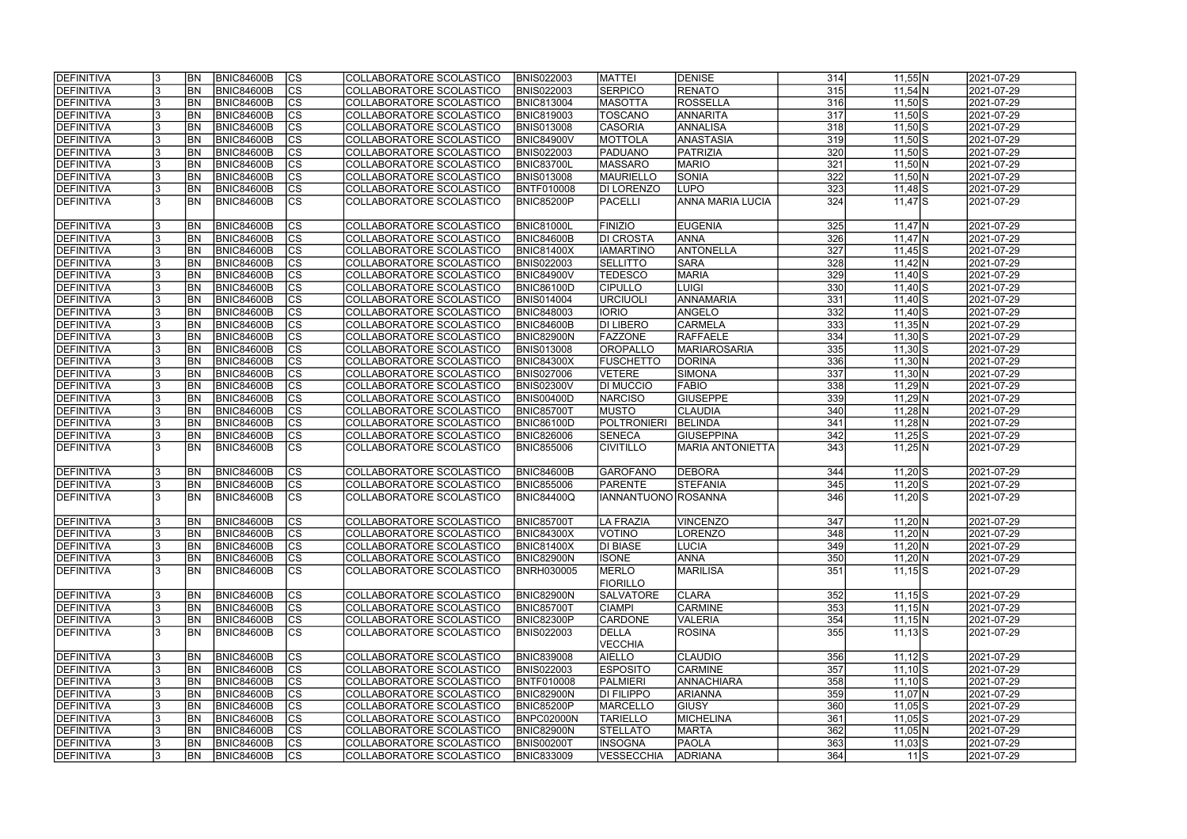| | | | | | | | | | | | | | |
|---|---|---|---|---|---|---|---|---|---|---|---|---|---|
| DEFINITIVA | 3 | BN | BNIC84600B | CS | COLLABORATORE SCOLASTICO | BNIS022003 | MATTEI | DENISE | 314 | 11,55 | N | | 2021-07-29 |
| DEFINITIVA | 3 | BN | BNIC84600B | CS | COLLABORATORE SCOLASTICO | BNIS022003 | SERPICO | RENATO | 315 | 11,54 | N | | 2021-07-29 |
| DEFINITIVA | 3 | BN | BNIC84600B | CS | COLLABORATORE SCOLASTICO | BNIC813004 | MASOTTA | ROSSELLA | 316 | 11,50 | S | | 2021-07-29 |
| DEFINITIVA | 3 | BN | BNIC84600B | CS | COLLABORATORE SCOLASTICO | BNIC819003 | TOSCANO | ANNARITA | 317 | 11,50 | S | | 2021-07-29 |
| DEFINITIVA | 3 | BN | BNIC84600B | CS | COLLABORATORE SCOLASTICO | BNIS013008 | CASORIA | ANNALISA | 318 | 11,50 | S | | 2021-07-29 |
| DEFINITIVA | 3 | BN | BNIC84600B | CS | COLLABORATORE SCOLASTICO | BNIC84900V | MOTTOLA | ANASTASIA | 319 | 11,50 | S | | 2021-07-29 |
| DEFINITIVA | 3 | BN | BNIC84600B | CS | COLLABORATORE SCOLASTICO | BNIS022003 | PADUANO | PATRIZIA | 320 | 11,50 | S | | 2021-07-29 |
| DEFINITIVA | 3 | BN | BNIC84600B | CS | COLLABORATORE SCOLASTICO | BNIC83700L | MASSARO | MARIO | 321 | 11,50 | N | | 2021-07-29 |
| DEFINITIVA | 3 | BN | BNIC84600B | CS | COLLABORATORE SCOLASTICO | BNIS013008 | MAURIELLO | SONIA | 322 | 11,50 | N | | 2021-07-29 |
| DEFINITIVA | 3 | BN | BNIC84600B | CS | COLLABORATORE SCOLASTICO | BNTF010008 | DI LORENZO | LUPO | 323 | 11,48 | S | | 2021-07-29 |
| DEFINITIVA | 3 | BN | BNIC84600B | CS | COLLABORATORE SCOLASTICO | BNIC85200P | PACELLI | ANNA MARIA LUCIA | 324 | 11,47 | S | | 2021-07-29 |
| DEFINITIVA | 3 | BN | BNIC84600B | CS | COLLABORATORE SCOLASTICO | BNIC81000L | FINIZIO | EUGENIA | 325 | 11,47 | N | | 2021-07-29 |
| DEFINITIVA | 3 | BN | BNIC84600B | CS | COLLABORATORE SCOLASTICO | BNIC84600B | DI CROSTA | ANNA | 326 | 11,47 | N | | 2021-07-29 |
| DEFINITIVA | 3 | BN | BNIC84600B | CS | COLLABORATORE SCOLASTICO | BNIC81400X | IAMARTINO | ANTONELLA | 327 | 11,45 | S | | 2021-07-29 |
| DEFINITIVA | 3 | BN | BNIC84600B | CS | COLLABORATORE SCOLASTICO | BNIS022003 | SELLITTO | SARA | 328 | 11,42 | N | | 2021-07-29 |
| DEFINITIVA | 3 | BN | BNIC84600B | CS | COLLABORATORE SCOLASTICO | BNIC84900V | TEDESCO | MARIA | 329 | 11,40 | S | | 2021-07-29 |
| DEFINITIVA | 3 | BN | BNIC84600B | CS | COLLABORATORE SCOLASTICO | BNIC86100D | CIPULLO | LUIGI | 330 | 11,40 | S | | 2021-07-29 |
| DEFINITIVA | 3 | BN | BNIC84600B | CS | COLLABORATORE SCOLASTICO | BNIS014004 | URCIUOLI | ANNAMARIA | 331 | 11,40 | S | | 2021-07-29 |
| DEFINITIVA | 3 | BN | BNIC84600B | CS | COLLABORATORE SCOLASTICO | BNIC848003 | IORIO | ANGELO | 332 | 11,40 | S | | 2021-07-29 |
| DEFINITIVA | 3 | BN | BNIC84600B | CS | COLLABORATORE SCOLASTICO | BNIC84600B | DI LIBERO | CARMELA | 333 | 11,35 | N | | 2021-07-29 |
| DEFINITIVA | 3 | BN | BNIC84600B | CS | COLLABORATORE SCOLASTICO | BNIC82900N | FAZZONE | RAFFAELE | 334 | 11,30 | S | | 2021-07-29 |
| DEFINITIVA | 3 | BN | BNIC84600B | CS | COLLABORATORE SCOLASTICO | BNIS013008 | OROPALLO | MARIAROSARIA | 335 | 11,30 | S | | 2021-07-29 |
| DEFINITIVA | 3 | BN | BNIC84600B | CS | COLLABORATORE SCOLASTICO | BNIC84300X | FUSCHETTO | DORINA | 336 | 11,30 | N | | 2021-07-29 |
| DEFINITIVA | 3 | BN | BNIC84600B | CS | COLLABORATORE SCOLASTICO | BNIS027006 | VETERE | SIMONA | 337 | 11,30 | N | | 2021-07-29 |
| DEFINITIVA | 3 | BN | BNIC84600B | CS | COLLABORATORE SCOLASTICO | BNIS02300V | DI MUCCIO | FABIO | 338 | 11,29 | N | | 2021-07-29 |
| DEFINITIVA | 3 | BN | BNIC84600B | CS | COLLABORATORE SCOLASTICO | BNIS00400D | NARCISO | GIUSEPPE | 339 | 11,29 | N | | 2021-07-29 |
| DEFINITIVA | 3 | BN | BNIC84600B | CS | COLLABORATORE SCOLASTICO | BNIC85700T | MUSTO | CLAUDIA | 340 | 11,28 | N | | 2021-07-29 |
| DEFINITIVA | 3 | BN | BNIC84600B | CS | COLLABORATORE SCOLASTICO | BNIC86100D | POLTRONIERI | BELINDA | 341 | 11,28 | N | | 2021-07-29 |
| DEFINITIVA | 3 | BN | BNIC84600B | CS | COLLABORATORE SCOLASTICO | BNIC826006 | SENECA | GIUSEPPINA | 342 | 11,25 | S | | 2021-07-29 |
| DEFINITIVA | 3 | BN | BNIC84600B | CS | COLLABORATORE SCOLASTICO | BNIC855006 | CIVITILLO | MARIA ANTONIETTA | 343 | 11,25 | N | | 2021-07-29 |
| DEFINITIVA | 3 | BN | BNIC84600B | CS | COLLABORATORE SCOLASTICO | BNIC84600B | GAROFANO | DEBORA | 344 | 11,20 | S | | 2021-07-29 |
| DEFINITIVA | 3 | BN | BNIC84600B | CS | COLLABORATORE SCOLASTICO | BNIC855006 | PARENTE | STEFANIA | 345 | 11,20 | S | | 2021-07-29 |
| DEFINITIVA | 3 | BN | BNIC84600B | CS | COLLABORATORE SCOLASTICO | BNIC84400Q | IANNANTUONO | ROSANNA | 346 | 11,20 | S | | 2021-07-29 |
| DEFINITIVA | 3 | BN | BNIC84600B | CS | COLLABORATORE SCOLASTICO | BNIC85700T | LA FRAZIA | VINCENZO | 347 | 11,20 | N | | 2021-07-29 |
| DEFINITIVA | 3 | BN | BNIC84600B | CS | COLLABORATORE SCOLASTICO | BNIC84300X | VOTINO | LORENZO | 348 | 11,20 | N | | 2021-07-29 |
| DEFINITIVA | 3 | BN | BNIC84600B | CS | COLLABORATORE SCOLASTICO | BNIC81400X | DI BIASE | LUCIA | 349 | 11,20 | N | | 2021-07-29 |
| DEFINITIVA | 3 | BN | BNIC84600B | CS | COLLABORATORE SCOLASTICO | BNIC82900N | ISONE | ANNA | 350 | 11,20 | N | | 2021-07-29 |
| DEFINITIVA | 3 | BN | BNIC84600B | CS | COLLABORATORE SCOLASTICO | BNRH030005 | MERLO FIORILLO | MARILISA | 351 | 11,15 | S | | 2021-07-29 |
| DEFINITIVA | 3 | BN | BNIC84600B | CS | COLLABORATORE SCOLASTICO | BNIC82900N | SALVATORE | CLARA | 352 | 11,15 | S | | 2021-07-29 |
| DEFINITIVA | 3 | BN | BNIC84600B | CS | COLLABORATORE SCOLASTICO | BNIC85700T | CIAMPI | CARMINE | 353 | 11,15 | N | | 2021-07-29 |
| DEFINITIVA | 3 | BN | BNIC84600B | CS | COLLABORATORE SCOLASTICO | BNIC82300P | CARDONE | VALERIA | 354 | 11,15 | N | | 2021-07-29 |
| DEFINITIVA | 3 | BN | BNIC84600B | CS | COLLABORATORE SCOLASTICO | BNIS022003 | DELLA VECCHIA | ROSINA | 355 | 11,13 | S | | 2021-07-29 |
| DEFINITIVA | 3 | BN | BNIC84600B | CS | COLLABORATORE SCOLASTICO | BNIC839008 | AIELLO | CLAUDIO | 356 | 11,12 | S | | 2021-07-29 |
| DEFINITIVA | 3 | BN | BNIC84600B | CS | COLLABORATORE SCOLASTICO | BNIS022003 | ESPOSITO | CARMINE | 357 | 11,10 | S | | 2021-07-29 |
| DEFINITIVA | 3 | BN | BNIC84600B | CS | COLLABORATORE SCOLASTICO | BNTF010008 | PALMIERI | ANNACHIARA | 358 | 11,10 | S | | 2021-07-29 |
| DEFINITIVA | 3 | BN | BNIC84600B | CS | COLLABORATORE SCOLASTICO | BNIC82900N | DI FILIPPO | ARIANNA | 359 | 11,07 | N | | 2021-07-29 |
| DEFINITIVA | 3 | BN | BNIC84600B | CS | COLLABORATORE SCOLASTICO | BNIC85200P | MARCELLO | GIUSY | 360 | 11,05 | S | | 2021-07-29 |
| DEFINITIVA | 3 | BN | BNIC84600B | CS | COLLABORATORE SCOLASTICO | BNPC02000N | TARIELLO | MICHELINA | 361 | 11,05 | S | | 2021-07-29 |
| DEFINITIVA | 3 | BN | BNIC84600B | CS | COLLABORATORE SCOLASTICO | BNIC82900N | STELLATO | MARTA | 362 | 11,05 | N | | 2021-07-29 |
| DEFINITIVA | 3 | BN | BNIC84600B | CS | COLLABORATORE SCOLASTICO | BNIS00200T | INSOGNA | PAOLA | 363 | 11,03 | S | | 2021-07-29 |
| DEFINITIVA | 3 | BN | BNIC84600B | CS | COLLABORATORE SCOLASTICO | BNIC833009 | VESSECCHIA | ADRIANA | 364 | 11 | S | | 2021-07-29 |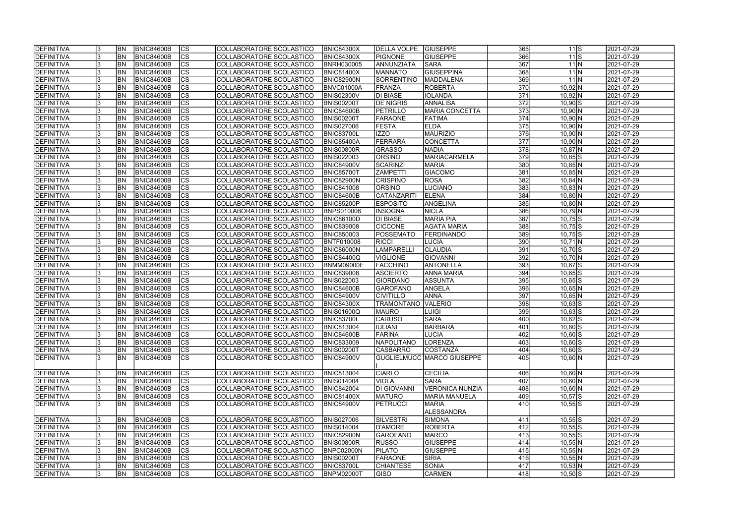| | | | | | | | | | | | | |
|---|---|---|---|---|---|---|---|---|---|---|---|---|
| DEFINITIVA | 3 | BN | BNIC84600B | CS | COLLABORATORE SCOLASTICO | BNIC84300X | DELLA VOLPE | GIUSEPPE | 365 | 11 | S | 2021-07-29 |
| DEFINITIVA | 3 | BN | BNIC84600B | CS | COLLABORATORE SCOLASTICO | BNIC84300X | PIGNONE | GIUSEPPE | 366 | 11 | S | 2021-07-29 |
| DEFINITIVA | 3 | BN | BNIC84600B | CS | COLLABORATORE SCOLASTICO | BNRH030005 | ANNUNZIATA | SARA | 367 | 11 | N | 2021-07-29 |
| DEFINITIVA | 3 | BN | BNIC84600B | CS | COLLABORATORE SCOLASTICO | BNIC81400X | MANNATO | GIUSEPPINA | 368 | 11 | N | 2021-07-29 |
| DEFINITIVA | 3 | BN | BNIC84600B | CS | COLLABORATORE SCOLASTICO | BNIC82900N | SORRENTINO | MADDALENA | 369 | 11 | N | 2021-07-29 |
| DEFINITIVA | 3 | BN | BNIC84600B | CS | COLLABORATORE SCOLASTICO | BNVC01000A | FRANZA | ROBERTA | 370 | 10,92 | N | 2021-07-29 |
| DEFINITIVA | 3 | BN | BNIC84600B | CS | COLLABORATORE SCOLASTICO | BNIS02300V | DI BIASE | IOLANDA | 371 | 10,92 | N | 2021-07-29 |
| DEFINITIVA | 3 | BN | BNIC84600B | CS | COLLABORATORE SCOLASTICO | BNIS00200T | DE NIGRIS | ANNALISA | 372 | 10,90 | S | 2021-07-29 |
| DEFINITIVA | 3 | BN | BNIC84600B | CS | COLLABORATORE SCOLASTICO | BNIC84600B | PETRILLO | MARIA CONCETTA | 373 | 10,90 | N | 2021-07-29 |
| DEFINITIVA | 3 | BN | BNIC84600B | CS | COLLABORATORE SCOLASTICO | BNIS00200T | FARAONE | FATIMA | 374 | 10,90 | N | 2021-07-29 |
| DEFINITIVA | 3 | BN | BNIC84600B | CS | COLLABORATORE SCOLASTICO | BNIS027006 | FESTA | ELDA | 375 | 10,90 | N | 2021-07-29 |
| DEFINITIVA | 3 | BN | BNIC84600B | CS | COLLABORATORE SCOLASTICO | BNIC83700L | IZZO | MAURIZIO | 376 | 10,90 | N | 2021-07-29 |
| DEFINITIVA | 3 | BN | BNIC84600B | CS | COLLABORATORE SCOLASTICO | BNIC85400A | FERRARA | CONCETTA | 377 | 10,90 | N | 2021-07-29 |
| DEFINITIVA | 3 | BN | BNIC84600B | CS | COLLABORATORE SCOLASTICO | BNIS00800R | GRASSO | NADIA | 378 | 10,87 | N | 2021-07-29 |
| DEFINITIVA | 3 | BN | BNIC84600B | CS | COLLABORATORE SCOLASTICO | BNIS022003 | ORSINO | MARIACARMELA | 379 | 10,85 | S | 2021-07-29 |
| DEFINITIVA | 3 | BN | BNIC84600B | CS | COLLABORATORE SCOLASTICO | BNIC84900V | SCARINZI | MARIA | 380 | 10,85 | N | 2021-07-29 |
| DEFINITIVA | 3 | BN | BNIC84600B | CS | COLLABORATORE SCOLASTICO | BNIC85700T | ZAMPETTI | GIACOMO | 381 | 10,85 | N | 2021-07-29 |
| DEFINITIVA | 3 | BN | BNIC84600B | CS | COLLABORATORE SCOLASTICO | BNIC82900N | CRISPINO | ROSA | 382 | 10,84 | N | 2021-07-29 |
| DEFINITIVA | 3 | BN | BNIC84600B | CS | COLLABORATORE SCOLASTICO | BNIC841008 | ORSINO | LUCIANO | 383 | 10,83 | N | 2021-07-29 |
| DEFINITIVA | 3 | BN | BNIC84600B | CS | COLLABORATORE SCOLASTICO | BNIC84600B | CATANZARITI | ELENA | 384 | 10,80 | N | 2021-07-29 |
| DEFINITIVA | 3 | BN | BNIC84600B | CS | COLLABORATORE SCOLASTICO | BNIC85200P | ESPOSITO | ANGELINA | 385 | 10,80 | N | 2021-07-29 |
| DEFINITIVA | 3 | BN | BNIC84600B | CS | COLLABORATORE SCOLASTICO | BNPS010006 | INSOGNA | NICLA | 386 | 10,79 | N | 2021-07-29 |
| DEFINITIVA | 3 | BN | BNIC84600B | CS | COLLABORATORE SCOLASTICO | BNIC86100D | DI BIASE | MARIA PIA | 387 | 10,75 | S | 2021-07-29 |
| DEFINITIVA | 3 | BN | BNIC84600B | CS | COLLABORATORE SCOLASTICO | BNIC839008 | CICCONE | AGATA MARIA | 388 | 10,75 | S | 2021-07-29 |
| DEFINITIVA | 3 | BN | BNIC84600B | CS | COLLABORATORE SCOLASTICO | BNIC850003 | POSSEMATO | FERDINANDO | 389 | 10,75 | S | 2021-07-29 |
| DEFINITIVA | 3 | BN | BNIC84600B | CS | COLLABORATORE SCOLASTICO | BNTF010008 | RICCI | LUCIA | 390 | 10,71 | N | 2021-07-29 |
| DEFINITIVA | 3 | BN | BNIC84600B | CS | COLLABORATORE SCOLASTICO | BNIC86000N | LAMPARELLI | CLAUDIA | 391 | 10,70 | S | 2021-07-29 |
| DEFINITIVA | 3 | BN | BNIC84600B | CS | COLLABORATORE SCOLASTICO | BNIC84400Q | VIGLIONE | GIOVANNI | 392 | 10,70 | N | 2021-07-29 |
| DEFINITIVA | 3 | BN | BNIC84600B | CS | COLLABORATORE SCOLASTICO | BNMM09000E | FACCHINO | ANTONELLA | 393 | 10,67 | S | 2021-07-29 |
| DEFINITIVA | 3 | BN | BNIC84600B | CS | COLLABORATORE SCOLASTICO | BNIC839008 | ASCIERTO | ANNA MARIA | 394 | 10,65 | S | 2021-07-29 |
| DEFINITIVA | 3 | BN | BNIC84600B | CS | COLLABORATORE SCOLASTICO | BNIS022003 | GIORDANO | ASSUNTA | 395 | 10,65 | S | 2021-07-29 |
| DEFINITIVA | 3 | BN | BNIC84600B | CS | COLLABORATORE SCOLASTICO | BNIC84600B | GAROFANO | ANGELA | 396 | 10,65 | N | 2021-07-29 |
| DEFINITIVA | 3 | BN | BNIC84600B | CS | COLLABORATORE SCOLASTICO | BNIC84900V | CIVITILLO | ANNA | 397 | 10,65 | N | 2021-07-29 |
| DEFINITIVA | 3 | BN | BNIC84600B | CS | COLLABORATORE SCOLASTICO | BNIC84300X | TRAMONTANO | VALERIO | 398 | 10,63 | S | 2021-07-29 |
| DEFINITIVA | 3 | BN | BNIC84600B | CS | COLLABORATORE SCOLASTICO | BNIS01600Q | MAURO | LUIGI | 399 | 10,63 | S | 2021-07-29 |
| DEFINITIVA | 3 | BN | BNIC84600B | CS | COLLABORATORE SCOLASTICO | BNIC83700L | CARUSO | SARA | 400 | 10,62 | S | 2021-07-29 |
| DEFINITIVA | 3 | BN | BNIC84600B | CS | COLLABORATORE SCOLASTICO | BNIC813004 | IULIANI | BARBARA | 401 | 10,60 | S | 2021-07-29 |
| DEFINITIVA | 3 | BN | BNIC84600B | CS | COLLABORATORE SCOLASTICO | BNIC84600B | FARINA | LUCIA | 402 | 10,60 | S | 2021-07-29 |
| DEFINITIVA | 3 | BN | BNIC84600B | CS | COLLABORATORE SCOLASTICO | BNIC833009 | NAPOLITANO | LORENZA | 403 | 10,60 | S | 2021-07-29 |
| DEFINITIVA | 3 | BN | BNIC84600B | CS | COLLABORATORE SCOLASTICO | BNIS00200T | CASBARRO | COSTANZA | 404 | 10,60 | S | 2021-07-29 |
| DEFINITIVA | 3 | BN | BNIC84600B | CS | COLLABORATORE SCOLASTICO | BNIC84900V | GUGLIELMUCCI | MARCO GIUSEPPE | 405 | 10,60 | N | 2021-07-29 |
| DEFINITIVA | 3 | BN | BNIC84600B | CS | COLLABORATORE SCOLASTICO | BNIC813004 | CIARLO | CECILIA | 406 | 10,60 | N | 2021-07-29 |
| DEFINITIVA | 3 | BN | BNIC84600B | CS | COLLABORATORE SCOLASTICO | BNIS014004 | VIOLA | SARA | 407 | 10,60 | N | 2021-07-29 |
| DEFINITIVA | 3 | BN | BNIC84600B | CS | COLLABORATORE SCOLASTICO | BNIC842004 | DI GIOVANNI | VERONICA NUNZIA | 408 | 10,60 | N | 2021-07-29 |
| DEFINITIVA | 3 | BN | BNIC84600B | CS | COLLABORATORE SCOLASTICO | BNIC81400X | MATURO | MARIA MANUELA | 409 | 10,57 | S | 2021-07-29 |
| DEFINITIVA | 3 | BN | BNIC84600B | CS | COLLABORATORE SCOLASTICO | BNIC84900V | PETRUCCI | MARIA ALESSANDRA | 410 | 10,55 | S | 2021-07-29 |
| DEFINITIVA | 3 | BN | BNIC84600B | CS | COLLABORATORE SCOLASTICO | BNIS027006 | SILVESTRI | SIMONA | 411 | 10,55 | S | 2021-07-29 |
| DEFINITIVA | 3 | BN | BNIC84600B | CS | COLLABORATORE SCOLASTICO | BNIS014004 | D'AMORE | ROBERTA | 412 | 10,55 | S | 2021-07-29 |
| DEFINITIVA | 3 | BN | BNIC84600B | CS | COLLABORATORE SCOLASTICO | BNIC82900N | GAROFANO | MARCO | 413 | 10,55 | S | 2021-07-29 |
| DEFINITIVA | 3 | BN | BNIC84600B | CS | COLLABORATORE SCOLASTICO | BNIS00800R | RUSSO | GIUSEPPE | 414 | 10,55 | N | 2021-07-29 |
| DEFINITIVA | 3 | BN | BNIC84600B | CS | COLLABORATORE SCOLASTICO | BNPC02000N | PILATO | GIUSEPPE | 415 | 10,55 | N | 2021-07-29 |
| DEFINITIVA | 3 | BN | BNIC84600B | CS | COLLABORATORE SCOLASTICO | BNIS00200T | FARAONE | SIRIA | 416 | 10,55 | N | 2021-07-29 |
| DEFINITIVA | 3 | BN | BNIC84600B | CS | COLLABORATORE SCOLASTICO | BNIC83700L | CHIANTESE | SONIA | 417 | 10,53 | N | 2021-07-29 |
| DEFINITIVA | 3 | BN | BNIC84600B | CS | COLLABORATORE SCOLASTICO | BNPM02000T | GISO | CARMEN | 418 | 10,50 | S | 2021-07-29 |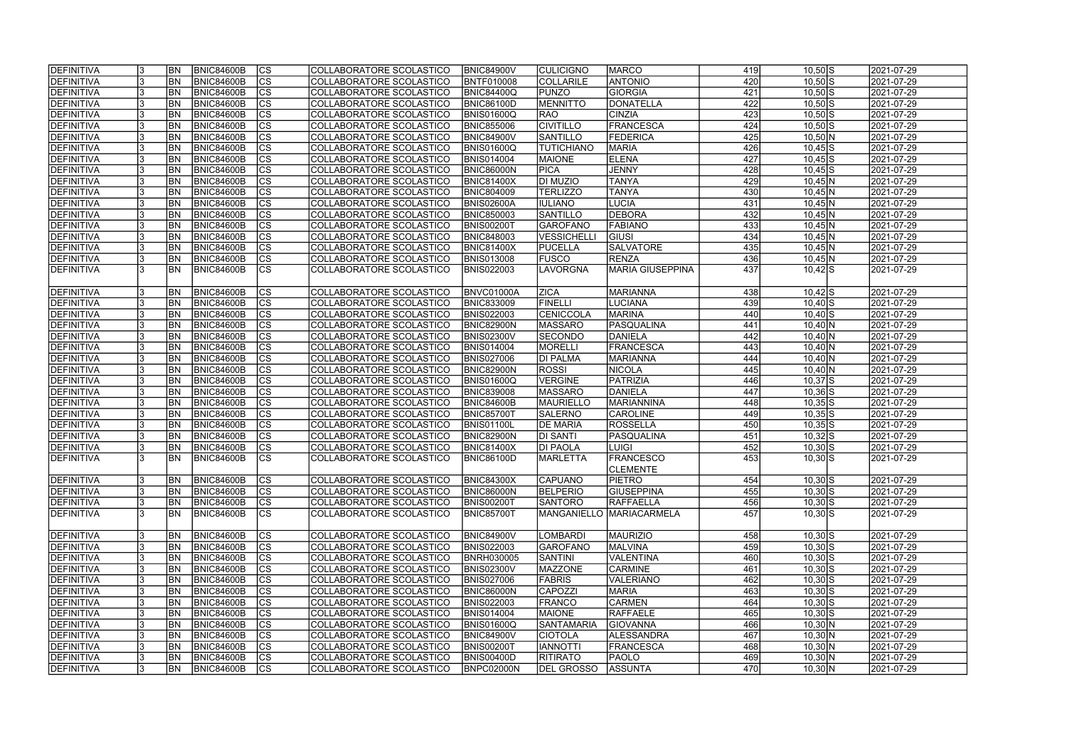| DEFINITIVA | 3 | BN | BNIC84600B | CS | COLLABORATORE SCOLASTICO | BNIC84900V | CULICIGNO | MARCO | 419 | 10,50 | S | 2021-07-29 |
|---|---|---|---|---|---|---|---|---|---|---|---|---|
| DEFINITIVA | 3 | BN | BNIC84600B | CS | COLLABORATORE SCOLASTICO | BNTF010008 | COLLARILE | ANTONIO | 420 | 10,50 | S | 2021-07-29 |
| DEFINITIVA | 3 | BN | BNIC84600B | CS | COLLABORATORE SCOLASTICO | BNIC84400Q | PUNZO | GIORGIA | 421 | 10,50 | S | 2021-07-29 |
| DEFINITIVA | 3 | BN | BNIC84600B | CS | COLLABORATORE SCOLASTICO | BNIC86100D | MENNITTO | DONATELLA | 422 | 10,50 | S | 2021-07-29 |
| DEFINITIVA | 3 | BN | BNIC84600B | CS | COLLABORATORE SCOLASTICO | BNIS01600Q | RAO | CINZIA | 423 | 10,50 | S | 2021-07-29 |
| DEFINITIVA | 3 | BN | BNIC84600B | CS | COLLABORATORE SCOLASTICO | BNIC855006 | CIVITILLO | FRANCESCA | 424 | 10,50 | S | 2021-07-29 |
| DEFINITIVA | 3 | BN | BNIC84600B | CS | COLLABORATORE SCOLASTICO | BNIC84900V | SANTILLO | FEDERICA | 425 | 10,50 | N | 2021-07-29 |
| DEFINITIVA | 3 | BN | BNIC84600B | CS | COLLABORATORE SCOLASTICO | BNIS01600Q | TUTICHIANO | MARIA | 426 | 10,45 | S | 2021-07-29 |
| DEFINITIVA | 3 | BN | BNIC84600B | CS | COLLABORATORE SCOLASTICO | BNIS014004 | MAIONE | ELENA | 427 | 10,45 | S | 2021-07-29 |
| DEFINITIVA | 3 | BN | BNIC84600B | CS | COLLABORATORE SCOLASTICO | BNIC86000N | PICA | JENNY | 428 | 10,45 | S | 2021-07-29 |
| DEFINITIVA | 3 | BN | BNIC84600B | CS | COLLABORATORE SCOLASTICO | BNIC81400X | DI MUZIO | TANYA | 429 | 10,45 | N | 2021-07-29 |
| DEFINITIVA | 3 | BN | BNIC84600B | CS | COLLABORATORE SCOLASTICO | BNIC804009 | TERLIZZO | TANYA | 430 | 10,45 | N | 2021-07-29 |
| DEFINITIVA | 3 | BN | BNIC84600B | CS | COLLABORATORE SCOLASTICO | BNIS02600A | IULIANO | LUCIA | 431 | 10,45 | N | 2021-07-29 |
| DEFINITIVA | 3 | BN | BNIC84600B | CS | COLLABORATORE SCOLASTICO | BNIC850003 | SANTILLO | DEBORA | 432 | 10,45 | N | 2021-07-29 |
| DEFINITIVA | 3 | BN | BNIC84600B | CS | COLLABORATORE SCOLASTICO | BNIS00200T | GAROFANO | FABIANO | 433 | 10,45 | N | 2021-07-29 |
| DEFINITIVA | 3 | BN | BNIC84600B | CS | COLLABORATORE SCOLASTICO | BNIC848003 | VESSICHELLI | GIUSI | 434 | 10,45 | N | 2021-07-29 |
| DEFINITIVA | 3 | BN | BNIC84600B | CS | COLLABORATORE SCOLASTICO | BNIC81400X | PUCELLA | SALVATORE | 435 | 10,45 | N | 2021-07-29 |
| DEFINITIVA | 3 | BN | BNIC84600B | CS | COLLABORATORE SCOLASTICO | BNIS013008 | FUSCO | RENZA | 436 | 10,45 | N | 2021-07-29 |
| DEFINITIVA | 3 | BN | BNIC84600B | CS | COLLABORATORE SCOLASTICO | BNIS022003 | LAVORGNA | MARIA GIUSEPPINA | 437 | 10,42 | S | 2021-07-29 |
| DEFINITIVA | 3 | BN | BNIC84600B | CS | COLLABORATORE SCOLASTICO | BNVC01000A | ZICA | MARIANNA | 438 | 10,42 | S | 2021-07-29 |
| DEFINITIVA | 3 | BN | BNIC84600B | CS | COLLABORATORE SCOLASTICO | BNIC833009 | FINELLI | LUCIANA | 439 | 10,40 | S | 2021-07-29 |
| DEFINITIVA | 3 | BN | BNIC84600B | CS | COLLABORATORE SCOLASTICO | BNIS022003 | CENICCOLA | MARINA | 440 | 10,40 | S | 2021-07-29 |
| DEFINITIVA | 3 | BN | BNIC84600B | CS | COLLABORATORE SCOLASTICO | BNIC82900N | MASSARO | PASQUALINA | 441 | 10,40 | N | 2021-07-29 |
| DEFINITIVA | 3 | BN | BNIC84600B | CS | COLLABORATORE SCOLASTICO | BNIS02300V | SECONDO | DANIELA | 442 | 10,40 | N | 2021-07-29 |
| DEFINITIVA | 3 | BN | BNIC84600B | CS | COLLABORATORE SCOLASTICO | BNIS014004 | MORELLI | FRANCESCA | 443 | 10,40 | N | 2021-07-29 |
| DEFINITIVA | 3 | BN | BNIC84600B | CS | COLLABORATORE SCOLASTICO | BNIS027006 | DI PALMA | MARIANNA | 444 | 10,40 | N | 2021-07-29 |
| DEFINITIVA | 3 | BN | BNIC84600B | CS | COLLABORATORE SCOLASTICO | BNIC82900N | ROSSI | NICOLA | 445 | 10,40 | N | 2021-07-29 |
| DEFINITIVA | 3 | BN | BNIC84600B | CS | COLLABORATORE SCOLASTICO | BNIS01600Q | VERGINE | PATRIZIA | 446 | 10,37 | S | 2021-07-29 |
| DEFINITIVA | 3 | BN | BNIC84600B | CS | COLLABORATORE SCOLASTICO | BNIC839008 | MASSARO | DANIELA | 447 | 10,36 | S | 2021-07-29 |
| DEFINITIVA | 3 | BN | BNIC84600B | CS | COLLABORATORE SCOLASTICO | BNIC84600B | MAURIELLO | MARIANNINA | 448 | 10,35 | S | 2021-07-29 |
| DEFINITIVA | 3 | BN | BNIC84600B | CS | COLLABORATORE SCOLASTICO | BNIC85700T | SALERNO | CAROLINE | 449 | 10,35 | S | 2021-07-29 |
| DEFINITIVA | 3 | BN | BNIC84600B | CS | COLLABORATORE SCOLASTICO | BNIS01100L | DE MARIA | ROSSELLA | 450 | 10,35 | S | 2021-07-29 |
| DEFINITIVA | 3 | BN | BNIC84600B | CS | COLLABORATORE SCOLASTICO | BNIC82900N | DI SANTI | PASQUALINA | 451 | 10,32 | S | 2021-07-29 |
| DEFINITIVA | 3 | BN | BNIC84600B | CS | COLLABORATORE SCOLASTICO | BNIC81400X | DI PAOLA | LUIGI | 452 | 10,30 | S | 2021-07-29 |
| DEFINITIVA | 3 | BN | BNIC84600B | CS | COLLABORATORE SCOLASTICO | BNIC86100D | MARLETTA | FRANCESCO CLEMENTE | 453 | 10,30 | S | 2021-07-29 |
| DEFINITIVA | 3 | BN | BNIC84600B | CS | COLLABORATORE SCOLASTICO | BNIC84300X | CAPUANO | PIETRO | 454 | 10,30 | S | 2021-07-29 |
| DEFINITIVA | 3 | BN | BNIC84600B | CS | COLLABORATORE SCOLASTICO | BNIC86000N | BELPERIO | GIUSEPPINA | 455 | 10,30 | S | 2021-07-29 |
| DEFINITIVA | 3 | BN | BNIC84600B | CS | COLLABORATORE SCOLASTICO | BNIS00200T | SANTORO | RAFFAELLA | 456 | 10,30 | S | 2021-07-29 |
| DEFINITIVA | 3 | BN | BNIC84600B | CS | COLLABORATORE SCOLASTICO | BNIC85700T | MANGANIELLO | MARIACARMELA | 457 | 10,30 | S | 2021-07-29 |
| DEFINITIVA | 3 | BN | BNIC84600B | CS | COLLABORATORE SCOLASTICO | BNIC84900V | LOMBARDI | MAURIZIO | 458 | 10,30 | S | 2021-07-29 |
| DEFINITIVA | 3 | BN | BNIC84600B | CS | COLLABORATORE SCOLASTICO | BNIS022003 | GAROFANO | MALVINA | 459 | 10,30 | S | 2021-07-29 |
| DEFINITIVA | 3 | BN | BNIC84600B | CS | COLLABORATORE SCOLASTICO | BNRH030005 | SANTINI | VALENTINA | 460 | 10,30 | S | 2021-07-29 |
| DEFINITIVA | 3 | BN | BNIC84600B | CS | COLLABORATORE SCOLASTICO | BNIS02300V | MAZZONE | CARMINE | 461 | 10,30 | S | 2021-07-29 |
| DEFINITIVA | 3 | BN | BNIC84600B | CS | COLLABORATORE SCOLASTICO | BNIS027006 | FABRIS | VALERIANO | 462 | 10,30 | S | 2021-07-29 |
| DEFINITIVA | 3 | BN | BNIC84600B | CS | COLLABORATORE SCOLASTICO | BNIC86000N | CAPOZZI | MARIA | 463 | 10,30 | S | 2021-07-29 |
| DEFINITIVA | 3 | BN | BNIC84600B | CS | COLLABORATORE SCOLASTICO | BNIS022003 | FRANCO | CARMEN | 464 | 10,30 | S | 2021-07-29 |
| DEFINITIVA | 3 | BN | BNIC84600B | CS | COLLABORATORE SCOLASTICO | BNIS014004 | MAIONE | RAFFAELE | 465 | 10,30 | S | 2021-07-29 |
| DEFINITIVA | 3 | BN | BNIC84600B | CS | COLLABORATORE SCOLASTICO | BNIS01600Q | SANTAMARIA | GIOVANNA | 466 | 10,30 | N | 2021-07-29 |
| DEFINITIVA | 3 | BN | BNIC84600B | CS | COLLABORATORE SCOLASTICO | BNIC84900V | CIOTOLA | ALESSANDRA | 467 | 10,30 | N | 2021-07-29 |
| DEFINITIVA | 3 | BN | BNIC84600B | CS | COLLABORATORE SCOLASTICO | BNIS00200T | IANNOTTI | FRANCESCA | 468 | 10,30 | N | 2021-07-29 |
| DEFINITIVA | 3 | BN | BNIC84600B | CS | COLLABORATORE SCOLASTICO | BNIS00400D | RITIRATO | PAOLO | 469 | 10,30 | N | 2021-07-29 |
| DEFINITIVA | 3 | BN | BNIC84600B | CS | COLLABORATORE SCOLASTICO | BNPC02000N | DEL GROSSO | ASSUNTA | 470 | 10,30 | N | 2021-07-29 |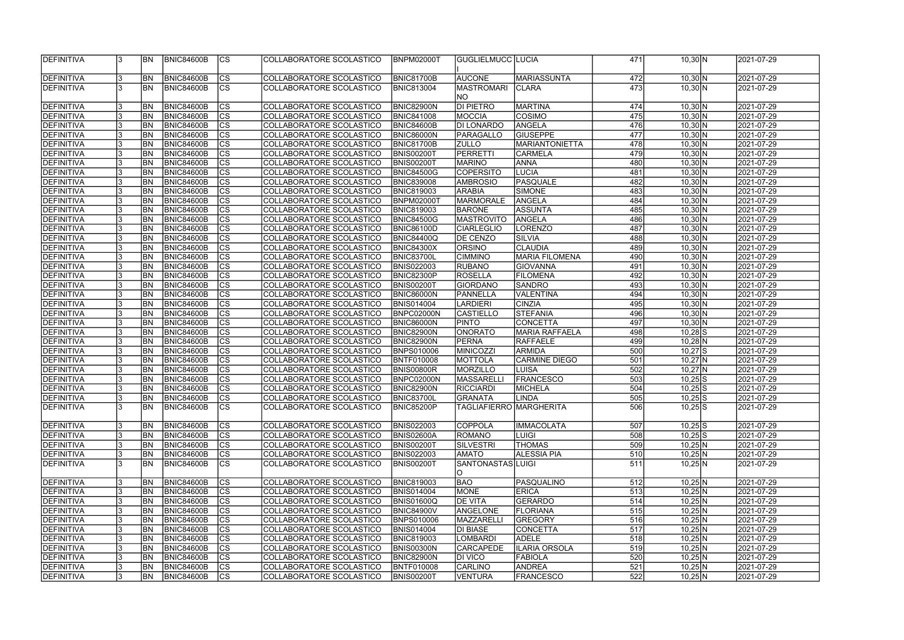| | | | | | | | | | | | | |
|---|---|---|---|---|---|---|---|---|---|---|---|---|
| DEFINITIVA | 3 | BN | BNIC84600B | CS | COLLABORATORE SCOLASTICO | BNPM02000T | GUGLIELMUCCI | LUCIA | 471 | 10,30 | N | 2021-07-29 |
| DEFINITIVA | 3 | BN | BNIC84600B | CS | COLLABORATORE SCOLASTICO | BNIC81700B | AUCONE | MARIASSUNTA | 472 | 10,30 | N | 2021-07-29 |
| DEFINITIVA | 3 | BN | BNIC84600B | CS | COLLABORATORE SCOLASTICO | BNIC813004 | MASTROMARINO | CLARA | 473 | 10,30 | N | 2021-07-29 |
| DEFINITIVA | 3 | BN | BNIC84600B | CS | COLLABORATORE SCOLASTICO | BNIC82900N | DI PIETRO | MARTINA | 474 | 10,30 | N | 2021-07-29 |
| DEFINITIVA | 3 | BN | BNIC84600B | CS | COLLABORATORE SCOLASTICO | BNIC841008 | MOCCIA | COSIMO | 475 | 10,30 | N | 2021-07-29 |
| DEFINITIVA | 3 | BN | BNIC84600B | CS | COLLABORATORE SCOLASTICO | BNIC84600B | DI LONARDO | ANGELA | 476 | 10,30 | N | 2021-07-29 |
| DEFINITIVA | 3 | BN | BNIC84600B | CS | COLLABORATORE SCOLASTICO | BNIC86000N | PARAGALLO | GIUSEPPE | 477 | 10,30 | N | 2021-07-29 |
| DEFINITIVA | 3 | BN | BNIC84600B | CS | COLLABORATORE SCOLASTICO | BNIC81700B | ZULLO | MARIANTONIETTA | 478 | 10,30 | N | 2021-07-29 |
| DEFINITIVA | 3 | BN | BNIC84600B | CS | COLLABORATORE SCOLASTICO | BNIS00200T | PERRETTI | CARMELA | 479 | 10,30 | N | 2021-07-29 |
| DEFINITIVA | 3 | BN | BNIC84600B | CS | COLLABORATORE SCOLASTICO | BNIS00200T | MARINO | ANNA | 480 | 10,30 | N | 2021-07-29 |
| DEFINITIVA | 3 | BN | BNIC84600B | CS | COLLABORATORE SCOLASTICO | BNIC84500G | COPERSITO | LUCIA | 481 | 10,30 | N | 2021-07-29 |
| DEFINITIVA | 3 | BN | BNIC84600B | CS | COLLABORATORE SCOLASTICO | BNIC839008 | AMBROSIO | PASQUALE | 482 | 10,30 | N | 2021-07-29 |
| DEFINITIVA | 3 | BN | BNIC84600B | CS | COLLABORATORE SCOLASTICO | BNIC819003 | ARABIA | SIMONE | 483 | 10,30 | N | 2021-07-29 |
| DEFINITIVA | 3 | BN | BNIC84600B | CS | COLLABORATORE SCOLASTICO | BNPM02000T | MARMORALE | ANGELA | 484 | 10,30 | N | 2021-07-29 |
| DEFINITIVA | 3 | BN | BNIC84600B | CS | COLLABORATORE SCOLASTICO | BNIC819003 | BARONE | ASSUNTA | 485 | 10,30 | N | 2021-07-29 |
| DEFINITIVA | 3 | BN | BNIC84600B | CS | COLLABORATORE SCOLASTICO | BNIC84500G | MASTROVITO | ANGELA | 486 | 10,30 | N | 2021-07-29 |
| DEFINITIVA | 3 | BN | BNIC84600B | CS | COLLABORATORE SCOLASTICO | BNIC86100D | CIARLEGLIO | LORENZO | 487 | 10,30 | N | 2021-07-29 |
| DEFINITIVA | 3 | BN | BNIC84600B | CS | COLLABORATORE SCOLASTICO | BNIC84400Q | DE CENZO | SILVIA | 488 | 10,30 | N | 2021-07-29 |
| DEFINITIVA | 3 | BN | BNIC84600B | CS | COLLABORATORE SCOLASTICO | BNIC84300X | ORSINO | CLAUDIA | 489 | 10,30 | N | 2021-07-29 |
| DEFINITIVA | 3 | BN | BNIC84600B | CS | COLLABORATORE SCOLASTICO | BNIC83700L | CIMMINO | MARIA FILOMENA | 490 | 10,30 | N | 2021-07-29 |
| DEFINITIVA | 3 | BN | BNIC84600B | CS | COLLABORATORE SCOLASTICO | BNIS022003 | RUBANO | GIOVANNA | 491 | 10,30 | N | 2021-07-29 |
| DEFINITIVA | 3 | BN | BNIC84600B | CS | COLLABORATORE SCOLASTICO | BNIC82300P | ROSELLA | FILOMENA | 492 | 10,30 | N | 2021-07-29 |
| DEFINITIVA | 3 | BN | BNIC84600B | CS | COLLABORATORE SCOLASTICO | BNIS00200T | GIORDANO | SANDRO | 493 | 10,30 | N | 2021-07-29 |
| DEFINITIVA | 3 | BN | BNIC84600B | CS | COLLABORATORE SCOLASTICO | BNIC86000N | PANNELLA | VALENTINA | 494 | 10,30 | N | 2021-07-29 |
| DEFINITIVA | 3 | BN | BNIC84600B | CS | COLLABORATORE SCOLASTICO | BNIS014004 | LARDIERI | CINZIA | 495 | 10,30 | N | 2021-07-29 |
| DEFINITIVA | 3 | BN | BNIC84600B | CS | COLLABORATORE SCOLASTICO | BNPC02000N | CASTIELLO | STEFANIA | 496 | 10,30 | N | 2021-07-29 |
| DEFINITIVA | 3 | BN | BNIC84600B | CS | COLLABORATORE SCOLASTICO | BNIC86000N | PINTO | CONCETTA | 497 | 10,30 | N | 2021-07-29 |
| DEFINITIVA | 3 | BN | BNIC84600B | CS | COLLABORATORE SCOLASTICO | BNIC82900N | ONORATO | MARIA RAFFAELA | 498 | 10,28 | S | 2021-07-29 |
| DEFINITIVA | 3 | BN | BNIC84600B | CS | COLLABORATORE SCOLASTICO | BNIC82900N | PERNA | RAFFAELE | 499 | 10,28 | N | 2021-07-29 |
| DEFINITIVA | 3 | BN | BNIC84600B | CS | COLLABORATORE SCOLASTICO | BNPS010006 | MINICOZZI | ARMIDA | 500 | 10,27 | S | 2021-07-29 |
| DEFINITIVA | 3 | BN | BNIC84600B | CS | COLLABORATORE SCOLASTICO | BNTF010008 | MOTTOLA | CARMINE DIEGO | 501 | 10,27 | N | 2021-07-29 |
| DEFINITIVA | 3 | BN | BNIC84600B | CS | COLLABORATORE SCOLASTICO | BNIS00800R | MORZILLO | LUISA | 502 | 10,27 | N | 2021-07-29 |
| DEFINITIVA | 3 | BN | BNIC84600B | CS | COLLABORATORE SCOLASTICO | BNPC02000N | MASSARELLI | FRANCESCO | 503 | 10,25 | S | 2021-07-29 |
| DEFINITIVA | 3 | BN | BNIC84600B | CS | COLLABORATORE SCOLASTICO | BNIC82900N | RICCIARDI | MICHELA | 504 | 10,25 | S | 2021-07-29 |
| DEFINITIVA | 3 | BN | BNIC84600B | CS | COLLABORATORE SCOLASTICO | BNIC83700L | GRANATA | LINDA | 505 | 10,25 | S | 2021-07-29 |
| DEFINITIVA | 3 | BN | BNIC84600B | CS | COLLABORATORE SCOLASTICO | BNIC85200P | TAGLIAFIERRO | MARGHERITA | 506 | 10,25 | S | 2021-07-29 |
| DEFINITIVA | 3 | BN | BNIC84600B | CS | COLLABORATORE SCOLASTICO | BNIS022003 | COPPOLA | IMMACOLATA | 507 | 10,25 | S | 2021-07-29 |
| DEFINITIVA | 3 | BN | BNIC84600B | CS | COLLABORATORE SCOLASTICO | BNIS02600A | ROMANO | LUIGI | 508 | 10,25 | S | 2021-07-29 |
| DEFINITIVA | 3 | BN | BNIC84600B | CS | COLLABORATORE SCOLASTICO | BNIS00200T | SILVESTRI | THOMAS | 509 | 10,25 | N | 2021-07-29 |
| DEFINITIVA | 3 | BN | BNIC84600B | CS | COLLABORATORE SCOLASTICO | BNIS022003 | AMATO | ALESSIA PIA | 510 | 10,25 | N | 2021-07-29 |
| DEFINITIVA | 3 | BN | BNIC84600B | CS | COLLABORATORE SCOLASTICO | BNIS00200T | SANTONASTASO | LUIGI | 511 | 10,25 | N | 2021-07-29 |
| DEFINITIVA | 3 | BN | BNIC84600B | CS | COLLABORATORE SCOLASTICO | BNIC819003 | BAO | PASQUALINO | 512 | 10,25 | N | 2021-07-29 |
| DEFINITIVA | 3 | BN | BNIC84600B | CS | COLLABORATORE SCOLASTICO | BNIS014004 | MONE | ERICA | 513 | 10,25 | N | 2021-07-29 |
| DEFINITIVA | 3 | BN | BNIC84600B | CS | COLLABORATORE SCOLASTICO | BNIS01600Q | DE VITA | GERARDO | 514 | 10,25 | N | 2021-07-29 |
| DEFINITIVA | 3 | BN | BNIC84600B | CS | COLLABORATORE SCOLASTICO | BNIC84900V | ANGELONE | FLORIANA | 515 | 10,25 | N | 2021-07-29 |
| DEFINITIVA | 3 | BN | BNIC84600B | CS | COLLABORATORE SCOLASTICO | BNPS010006 | MAZZARELLI | GREGORY | 516 | 10,25 | N | 2021-07-29 |
| DEFINITIVA | 3 | BN | BNIC84600B | CS | COLLABORATORE SCOLASTICO | BNIS014004 | DI BIASE | CONCETTA | 517 | 10,25 | N | 2021-07-29 |
| DEFINITIVA | 3 | BN | BNIC84600B | CS | COLLABORATORE SCOLASTICO | BNIC819003 | LOMBARDI | ADELE | 518 | 10,25 | N | 2021-07-29 |
| DEFINITIVA | 3 | BN | BNIC84600B | CS | COLLABORATORE SCOLASTICO | BNIS00300N | CARCAPEDE | ILARIA ORSOLA | 519 | 10,25 | N | 2021-07-29 |
| DEFINITIVA | 3 | BN | BNIC84600B | CS | COLLABORATORE SCOLASTICO | BNIC82900N | DI VICO | FABIOLA | 520 | 10,25 | N | 2021-07-29 |
| DEFINITIVA | 3 | BN | BNIC84600B | CS | COLLABORATORE SCOLASTICO | BNTF010008 | CARLINO | ANDREA | 521 | 10,25 | N | 2021-07-29 |
| DEFINITIVA | 3 | BN | BNIC84600B | CS | COLLABORATORE SCOLASTICO | BNIS00200T | VENTURA | FRANCESCO | 522 | 10,25 | N | 2021-07-29 |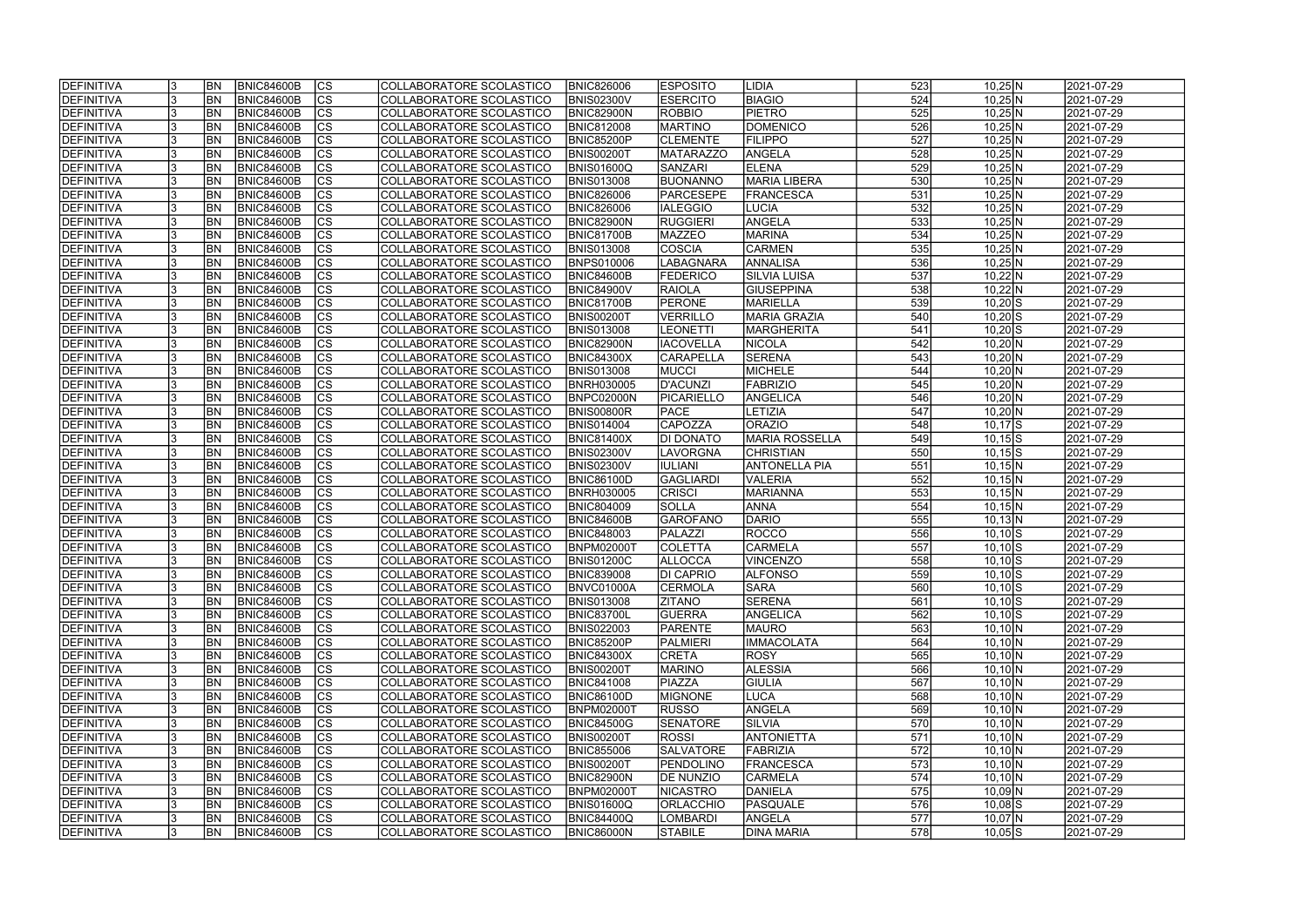| DEFINITIVA | 3 | BN | BNIC84600B | CS | COLLABORATORE SCOLASTICO | BNIC826006 | ESPOSITO | LIDIA | 523 | 10,25 | N | 2021-07-29 |
|---|---|---|---|---|---|---|---|---|---|---|---|---|
| DEFINITIVA | 3 | BN | BNIC84600B | CS | COLLABORATORE SCOLASTICO | BNIS02300V | ESERCITO | BIAGIO | 524 | 10,25 | N | 2021-07-29 |
| DEFINITIVA | 3 | BN | BNIC84600B | CS | COLLABORATORE SCOLASTICO | BNIC82900N | ROBBIO | PIETRO | 525 | 10,25 | N | 2021-07-29 |
| DEFINITIVA | 3 | BN | BNIC84600B | CS | COLLABORATORE SCOLASTICO | BNIC812008 | MARTINO | DOMENICO | 526 | 10,25 | N | 2021-07-29 |
| DEFINITIVA | 3 | BN | BNIC84600B | CS | COLLABORATORE SCOLASTICO | BNIC85200P | CLEMENTE | FILIPPO | 527 | 10,25 | N | 2021-07-29 |
| DEFINITIVA | 3 | BN | BNIC84600B | CS | COLLABORATORE SCOLASTICO | BNIS00200T | MATARAZZO | ANGELA | 528 | 10,25 | N | 2021-07-29 |
| DEFINITIVA | 3 | BN | BNIC84600B | CS | COLLABORATORE SCOLASTICO | BNIS01600Q | SANZARI | ELENA | 529 | 10,25 | N | 2021-07-29 |
| DEFINITIVA | 3 | BN | BNIC84600B | CS | COLLABORATORE SCOLASTICO | BNIS013008 | BUONANNO | MARIA LIBERA | 530 | 10,25 | N | 2021-07-29 |
| DEFINITIVA | 3 | BN | BNIC84600B | CS | COLLABORATORE SCOLASTICO | BNIC826006 | PARCESEPE | FRANCESCA | 531 | 10,25 | N | 2021-07-29 |
| DEFINITIVA | 3 | BN | BNIC84600B | CS | COLLABORATORE SCOLASTICO | BNIC826006 | IALEGGIO | LUCIA | 532 | 10,25 | N | 2021-07-29 |
| DEFINITIVA | 3 | BN | BNIC84600B | CS | COLLABORATORE SCOLASTICO | BNIC82900N | RUGGIERI | ANGELA | 533 | 10,25 | N | 2021-07-29 |
| DEFINITIVA | 3 | BN | BNIC84600B | CS | COLLABORATORE SCOLASTICO | BNIC81700B | MAZZEO | MARINA | 534 | 10,25 | N | 2021-07-29 |
| DEFINITIVA | 3 | BN | BNIC84600B | CS | COLLABORATORE SCOLASTICO | BNIS013008 | COSCIA | CARMEN | 535 | 10,25 | N | 2021-07-29 |
| DEFINITIVA | 3 | BN | BNIC84600B | CS | COLLABORATORE SCOLASTICO | BNPS010006 | LABAGNARA | ANNALISA | 536 | 10,25 | N | 2021-07-29 |
| DEFINITIVA | 3 | BN | BNIC84600B | CS | COLLABORATORE SCOLASTICO | BNIC84600B | FEDERICO | SILVIA LUISA | 537 | 10,22 | N | 2021-07-29 |
| DEFINITIVA | 3 | BN | BNIC84600B | CS | COLLABORATORE SCOLASTICO | BNIC84900V | RAIOLA | GIUSEPPINA | 538 | 10,22 | N | 2021-07-29 |
| DEFINITIVA | 3 | BN | BNIC84600B | CS | COLLABORATORE SCOLASTICO | BNIC81700B | PERONE | MARIELLA | 539 | 10,20 | S | 2021-07-29 |
| DEFINITIVA | 3 | BN | BNIC84600B | CS | COLLABORATORE SCOLASTICO | BNIS00200T | VERRILLO | MARIA GRAZIA | 540 | 10,20 | S | 2021-07-29 |
| DEFINITIVA | 3 | BN | BNIC84600B | CS | COLLABORATORE SCOLASTICO | BNIS013008 | LEONETTI | MARGHERITA | 541 | 10,20 | S | 2021-07-29 |
| DEFINITIVA | 3 | BN | BNIC84600B | CS | COLLABORATORE SCOLASTICO | BNIC82900N | IACOVELLA | NICOLA | 542 | 10,20 | N | 2021-07-29 |
| DEFINITIVA | 3 | BN | BNIC84600B | CS | COLLABORATORE SCOLASTICO | BNIC84300X | CARAPELLA | SERENA | 543 | 10,20 | N | 2021-07-29 |
| DEFINITIVA | 3 | BN | BNIC84600B | CS | COLLABORATORE SCOLASTICO | BNIS013008 | MUCCI | MICHELE | 544 | 10,20 | N | 2021-07-29 |
| DEFINITIVA | 3 | BN | BNIC84600B | CS | COLLABORATORE SCOLASTICO | BNRH030005 | D'ACUNZI | FABRIZIO | 545 | 10,20 | N | 2021-07-29 |
| DEFINITIVA | 3 | BN | BNIC84600B | CS | COLLABORATORE SCOLASTICO | BNPC02000N | PICARIELLO | ANGELICA | 546 | 10,20 | N | 2021-07-29 |
| DEFINITIVA | 3 | BN | BNIC84600B | CS | COLLABORATORE SCOLASTICO | BNIS00800R | PACE | LETIZIA | 547 | 10,20 | N | 2021-07-29 |
| DEFINITIVA | 3 | BN | BNIC84600B | CS | COLLABORATORE SCOLASTICO | BNIS014004 | CAPOZZA | ORAZIO | 548 | 10,17 | S | 2021-07-29 |
| DEFINITIVA | 3 | BN | BNIC84600B | CS | COLLABORATORE SCOLASTICO | BNIC81400X | DI DONATO | MARIA ROSSELLA | 549 | 10,15 | S | 2021-07-29 |
| DEFINITIVA | 3 | BN | BNIC84600B | CS | COLLABORATORE SCOLASTICO | BNIS02300V | LAVORGNA | CHRISTIAN | 550 | 10,15 | S | 2021-07-29 |
| DEFINITIVA | 3 | BN | BNIC84600B | CS | COLLABORATORE SCOLASTICO | BNIS02300V | IULIANI | ANTONELLA PIA | 551 | 10,15 | N | 2021-07-29 |
| DEFINITIVA | 3 | BN | BNIC84600B | CS | COLLABORATORE SCOLASTICO | BNIC86100D | GAGLIARDI | VALERIA | 552 | 10,15 | N | 2021-07-29 |
| DEFINITIVA | 3 | BN | BNIC84600B | CS | COLLABORATORE SCOLASTICO | BNRH030005 | CRISCI | MARIANNA | 553 | 10,15 | N | 2021-07-29 |
| DEFINITIVA | 3 | BN | BNIC84600B | CS | COLLABORATORE SCOLASTICO | BNIC804009 | SOLLA | ANNA | 554 | 10,15 | N | 2021-07-29 |
| DEFINITIVA | 3 | BN | BNIC84600B | CS | COLLABORATORE SCOLASTICO | BNIC84600B | GAROFANO | DARIO | 555 | 10,13 | N | 2021-07-29 |
| DEFINITIVA | 3 | BN | BNIC84600B | CS | COLLABORATORE SCOLASTICO | BNIC848003 | PALAZZI | ROCCO | 556 | 10,10 | S | 2021-07-29 |
| DEFINITIVA | 3 | BN | BNIC84600B | CS | COLLABORATORE SCOLASTICO | BNPM02000T | COLETTA | CARMELA | 557 | 10,10 | S | 2021-07-29 |
| DEFINITIVA | 3 | BN | BNIC84600B | CS | COLLABORATORE SCOLASTICO | BNIS01200C | ALLOCCA | VINCENZO | 558 | 10,10 | S | 2021-07-29 |
| DEFINITIVA | 3 | BN | BNIC84600B | CS | COLLABORATORE SCOLASTICO | BNIC839008 | DI CAPRIO | ALFONSO | 559 | 10,10 | S | 2021-07-29 |
| DEFINITIVA | 3 | BN | BNIC84600B | CS | COLLABORATORE SCOLASTICO | BNVC01000A | CERMOLA | SARA | 560 | 10,10 | S | 2021-07-29 |
| DEFINITIVA | 3 | BN | BNIC84600B | CS | COLLABORATORE SCOLASTICO | BNIS013008 | ZITANO | SERENA | 561 | 10,10 | S | 2021-07-29 |
| DEFINITIVA | 3 | BN | BNIC84600B | CS | COLLABORATORE SCOLASTICO | BNIC83700L | GUERRA | ANGELICA | 562 | 10,10 | S | 2021-07-29 |
| DEFINITIVA | 3 | BN | BNIC84600B | CS | COLLABORATORE SCOLASTICO | BNIS022003 | PARENTE | MAURO | 563 | 10,10 | N | 2021-07-29 |
| DEFINITIVA | 3 | BN | BNIC84600B | CS | COLLABORATORE SCOLASTICO | BNIC85200P | PALMIERI | IMMACOLATA | 564 | 10,10 | N | 2021-07-29 |
| DEFINITIVA | 3 | BN | BNIC84600B | CS | COLLABORATORE SCOLASTICO | BNIC84300X | CRETA | ROSY | 565 | 10,10 | N | 2021-07-29 |
| DEFINITIVA | 3 | BN | BNIC84600B | CS | COLLABORATORE SCOLASTICO | BNIS00200T | MARINO | ALESSIA | 566 | 10,10 | N | 2021-07-29 |
| DEFINITIVA | 3 | BN | BNIC84600B | CS | COLLABORATORE SCOLASTICO | BNIC841008 | PIAZZA | GIULIA | 567 | 10,10 | N | 2021-07-29 |
| DEFINITIVA | 3 | BN | BNIC84600B | CS | COLLABORATORE SCOLASTICO | BNIC86100D | MIGNONE | LUCA | 568 | 10,10 | N | 2021-07-29 |
| DEFINITIVA | 3 | BN | BNIC84600B | CS | COLLABORATORE SCOLASTICO | BNPM02000T | RUSSO | ANGELA | 569 | 10,10 | N | 2021-07-29 |
| DEFINITIVA | 3 | BN | BNIC84600B | CS | COLLABORATORE SCOLASTICO | BNIC84500G | SENATORE | SILVIA | 570 | 10,10 | N | 2021-07-29 |
| DEFINITIVA | 3 | BN | BNIC84600B | CS | COLLABORATORE SCOLASTICO | BNIS00200T | ROSSI | ANTONIETTA | 571 | 10,10 | N | 2021-07-29 |
| DEFINITIVA | 3 | BN | BNIC84600B | CS | COLLABORATORE SCOLASTICO | BNIC855006 | SALVATORE | FABRIZIA | 572 | 10,10 | N | 2021-07-29 |
| DEFINITIVA | 3 | BN | BNIC84600B | CS | COLLABORATORE SCOLASTICO | BNIS00200T | PENDOLINO | FRANCESCA | 573 | 10,10 | N | 2021-07-29 |
| DEFINITIVA | 3 | BN | BNIC84600B | CS | COLLABORATORE SCOLASTICO | BNIC82900N | DE NUNZIO | CARMELA | 574 | 10,10 | N | 2021-07-29 |
| DEFINITIVA | 3 | BN | BNIC84600B | CS | COLLABORATORE SCOLASTICO | BNPM02000T | NICASTRO | DANIELA | 575 | 10,09 | N | 2021-07-29 |
| DEFINITIVA | 3 | BN | BNIC84600B | CS | COLLABORATORE SCOLASTICO | BNIS01600Q | ORLACCHIO | PASQUALE | 576 | 10,08 | S | 2021-07-29 |
| DEFINITIVA | 3 | BN | BNIC84600B | CS | COLLABORATORE SCOLASTICO | BNIC84400Q | LOMBARDI | ANGELA | 577 | 10,07 | N | 2021-07-29 |
| DEFINITIVA | 3 | BN | BNIC84600B | CS | COLLABORATORE SCOLASTICO | BNIC86000N | STABILE | DINA MARIA | 578 | 10,05 | S | 2021-07-29 |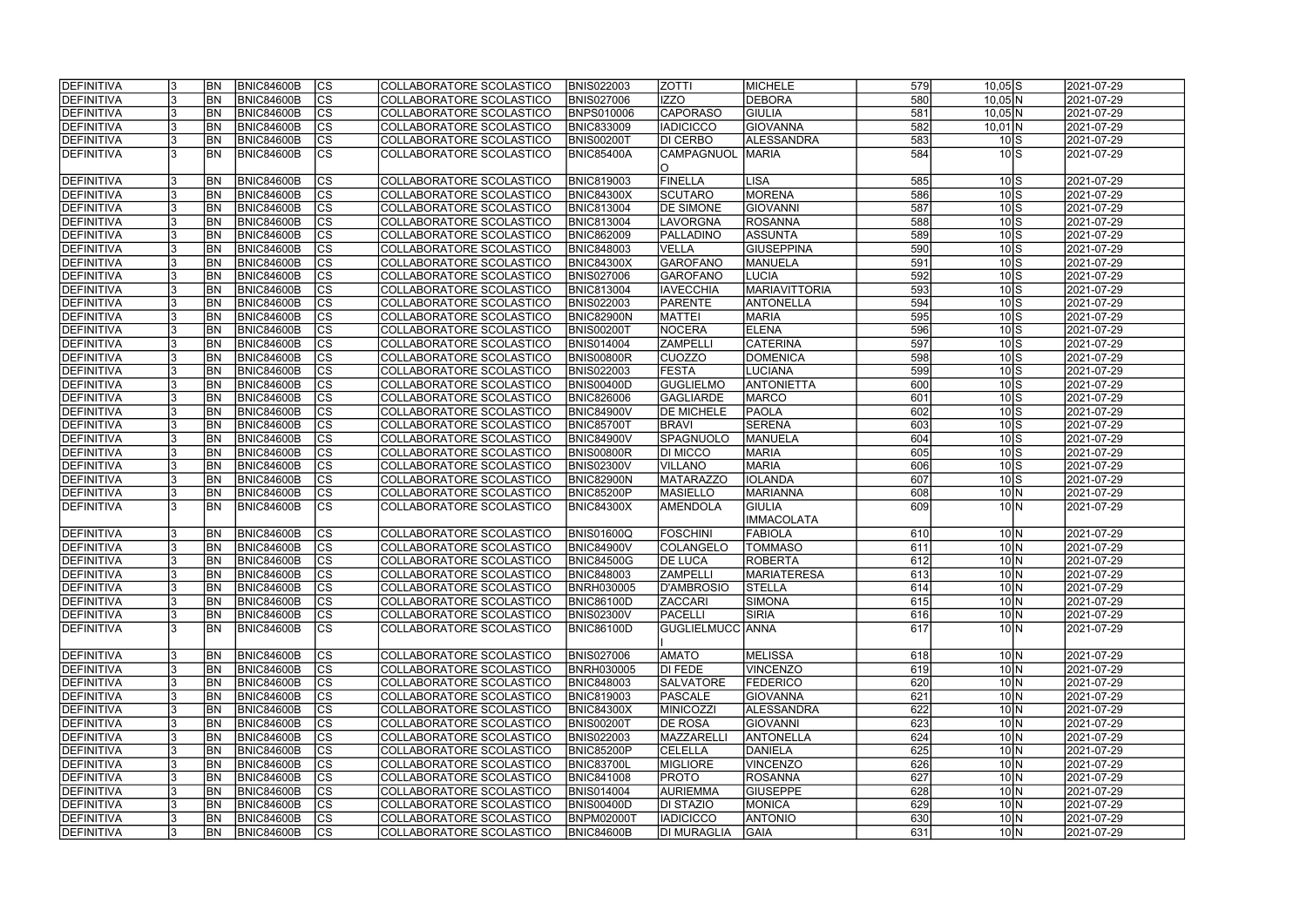| | | | | | | | | | | | | |
|---|---|---|---|---|---|---|---|---|---|---|---|---|
| DEFINITIVA | 3 | BN | BNIC84600B | CS | COLLABORATORE SCOLASTICO | BNIS022003 | ZOTTI | MICHELE | 579 | 10,05 | S | 2021-07-29 |
| DEFINITIVA | 3 | BN | BNIC84600B | CS | COLLABORATORE SCOLASTICO | BNIS027006 | IZZO | DEBORA | 580 | 10,05 | N | 2021-07-29 |
| DEFINITIVA | 3 | BN | BNIC84600B | CS | COLLABORATORE SCOLASTICO | BNPS010006 | CAPORASO | GIULIA | 581 | 10,05 | N | 2021-07-29 |
| DEFINITIVA | 3 | BN | BNIC84600B | CS | COLLABORATORE SCOLASTICO | BNIC833009 | IADICICCO | GIOVANNA | 582 | 10,01 | N | 2021-07-29 |
| DEFINITIVA | 3 | BN | BNIC84600B | CS | COLLABORATORE SCOLASTICO | BNIS00200T | DI CERBO | ALESSANDRA | 583 | 10 | S | 2021-07-29 |
| DEFINITIVA | 3 | BN | BNIC84600B | CS | COLLABORATORE SCOLASTICO | BNIC85400A | CAMPAGNUOLO | MARIA | 584 | 10 | S | 2021-07-29 |
| DEFINITIVA | 3 | BN | BNIC84600B | CS | COLLABORATORE SCOLASTICO | BNIC819003 | FINELLA | LISA | 585 | 10 | S | 2021-07-29 |
| DEFINITIVA | 3 | BN | BNIC84600B | CS | COLLABORATORE SCOLASTICO | BNIC84300X | SCUTARO | MORENA | 586 | 10 | S | 2021-07-29 |
| DEFINITIVA | 3 | BN | BNIC84600B | CS | COLLABORATORE SCOLASTICO | BNIC813004 | DE SIMONE | GIOVANNI | 587 | 10 | S | 2021-07-29 |
| DEFINITIVA | 3 | BN | BNIC84600B | CS | COLLABORATORE SCOLASTICO | BNIC813004 | LAVORGNA | ROSANNA | 588 | 10 | S | 2021-07-29 |
| DEFINITIVA | 3 | BN | BNIC84600B | CS | COLLABORATORE SCOLASTICO | BNIC862009 | PALLADINO | ASSUNTA | 589 | 10 | S | 2021-07-29 |
| DEFINITIVA | 3 | BN | BNIC84600B | CS | COLLABORATORE SCOLASTICO | BNIC848003 | VELLA | GIUSEPPINA | 590 | 10 | S | 2021-07-29 |
| DEFINITIVA | 3 | BN | BNIC84600B | CS | COLLABORATORE SCOLASTICO | BNIC84300X | GAROFANO | MANUELA | 591 | 10 | S | 2021-07-29 |
| DEFINITIVA | 3 | BN | BNIC84600B | CS | COLLABORATORE SCOLASTICO | BNIS027006 | GAROFANO | LUCIA | 592 | 10 | S | 2021-07-29 |
| DEFINITIVA | 3 | BN | BNIC84600B | CS | COLLABORATORE SCOLASTICO | BNIC813004 | IAVECCHIA | MARIAVITTORIA | 593 | 10 | S | 2021-07-29 |
| DEFINITIVA | 3 | BN | BNIC84600B | CS | COLLABORATORE SCOLASTICO | BNIS022003 | PARENTE | ANTONELLA | 594 | 10 | S | 2021-07-29 |
| DEFINITIVA | 3 | BN | BNIC84600B | CS | COLLABORATORE SCOLASTICO | BNIC82900N | MATTEI | MARIA | 595 | 10 | S | 2021-07-29 |
| DEFINITIVA | 3 | BN | BNIC84600B | CS | COLLABORATORE SCOLASTICO | BNIS00200T | NOCERA | ELENA | 596 | 10 | S | 2021-07-29 |
| DEFINITIVA | 3 | BN | BNIC84600B | CS | COLLABORATORE SCOLASTICO | BNIS014004 | ZAMPELLI | CATERINA | 597 | 10 | S | 2021-07-29 |
| DEFINITIVA | 3 | BN | BNIC84600B | CS | COLLABORATORE SCOLASTICO | BNIS00800R | CUOZZO | DOMENICA | 598 | 10 | S | 2021-07-29 |
| DEFINITIVA | 3 | BN | BNIC84600B | CS | COLLABORATORE SCOLASTICO | BNIS022003 | FESTA | LUCIANA | 599 | 10 | S | 2021-07-29 |
| DEFINITIVA | 3 | BN | BNIC84600B | CS | COLLABORATORE SCOLASTICO | BNIS00400D | GUGLIELMO | ANTONIETTA | 600 | 10 | S | 2021-07-29 |
| DEFINITIVA | 3 | BN | BNIC84600B | CS | COLLABORATORE SCOLASTICO | BNIC826006 | GAGLIARDE | MARCO | 601 | 10 | S | 2021-07-29 |
| DEFINITIVA | 3 | BN | BNIC84600B | CS | COLLABORATORE SCOLASTICO | BNIC84900V | DE MICHELE | PAOLA | 602 | 10 | S | 2021-07-29 |
| DEFINITIVA | 3 | BN | BNIC84600B | CS | COLLABORATORE SCOLASTICO | BNIC85700T | BRAVI | SERENA | 603 | 10 | S | 2021-07-29 |
| DEFINITIVA | 3 | BN | BNIC84600B | CS | COLLABORATORE SCOLASTICO | BNIC84900V | SPAGNUOLO | MANUELA | 604 | 10 | S | 2021-07-29 |
| DEFINITIVA | 3 | BN | BNIC84600B | CS | COLLABORATORE SCOLASTICO | BNIS00800R | DI MICCO | MARIA | 605 | 10 | S | 2021-07-29 |
| DEFINITIVA | 3 | BN | BNIC84600B | CS | COLLABORATORE SCOLASTICO | BNIS02300V | VILLANO | MARIA | 606 | 10 | S | 2021-07-29 |
| DEFINITIVA | 3 | BN | BNIC84600B | CS | COLLABORATORE SCOLASTICO | BNIC82900N | MATARAZZO | IOLANDA | 607 | 10 | S | 2021-07-29 |
| DEFINITIVA | 3 | BN | BNIC84600B | CS | COLLABORATORE SCOLASTICO | BNIC85200P | MASIELLO | MARIANNA | 608 | 10 | N | 2021-07-29 |
| DEFINITIVA | 3 | BN | BNIC84600B | CS | COLLABORATORE SCOLASTICO | BNIC84300X | AMENDOLA | GIULIA IMMACOLATA | 609 | 10 | N | 2021-07-29 |
| DEFINITIVA | 3 | BN | BNIC84600B | CS | COLLABORATORE SCOLASTICO | BNIS01600Q | FOSCHINI | FABIOLA | 610 | 10 | N | 2021-07-29 |
| DEFINITIVA | 3 | BN | BNIC84600B | CS | COLLABORATORE SCOLASTICO | BNIC84900V | COLANGELO | TOMMASO | 611 | 10 | N | 2021-07-29 |
| DEFINITIVA | 3 | BN | BNIC84600B | CS | COLLABORATORE SCOLASTICO | BNIC84500G | DE LUCA | ROBERTA | 612 | 10 | N | 2021-07-29 |
| DEFINITIVA | 3 | BN | BNIC84600B | CS | COLLABORATORE SCOLASTICO | BNIC848003 | ZAMPELLI | MARIATERESA | 613 | 10 | N | 2021-07-29 |
| DEFINITIVA | 3 | BN | BNIC84600B | CS | COLLABORATORE SCOLASTICO | BNRH030005 | D'AMBROSIO | STELLA | 614 | 10 | N | 2021-07-29 |
| DEFINITIVA | 3 | BN | BNIC84600B | CS | COLLABORATORE SCOLASTICO | BNIC86100D | ZACCARI | SIMONA | 615 | 10 | N | 2021-07-29 |
| DEFINITIVA | 3 | BN | BNIC84600B | CS | COLLABORATORE SCOLASTICO | BNIS02300V | PACELLI | SIRIA | 616 | 10 | N | 2021-07-29 |
| DEFINITIVA | 3 | BN | BNIC84600B | CS | COLLABORATORE SCOLASTICO | BNIC86100D | GUGLIELMUCCI | ANNA | 617 | 10 | N | 2021-07-29 |
| DEFINITIVA | 3 | BN | BNIC84600B | CS | COLLABORATORE SCOLASTICO | BNIS027006 | AMATO | MELISSA | 618 | 10 | N | 2021-07-29 |
| DEFINITIVA | 3 | BN | BNIC84600B | CS | COLLABORATORE SCOLASTICO | BNRH030005 | DI FEDE | VINCENZO | 619 | 10 | N | 2021-07-29 |
| DEFINITIVA | 3 | BN | BNIC84600B | CS | COLLABORATORE SCOLASTICO | BNIC848003 | SALVATORE | FEDERICO | 620 | 10 | N | 2021-07-29 |
| DEFINITIVA | 3 | BN | BNIC84600B | CS | COLLABORATORE SCOLASTICO | BNIC819003 | PASCALE | GIOVANNA | 621 | 10 | N | 2021-07-29 |
| DEFINITIVA | 3 | BN | BNIC84600B | CS | COLLABORATORE SCOLASTICO | BNIC84300X | MINICOZZI | ALESSANDRA | 622 | 10 | N | 2021-07-29 |
| DEFINITIVA | 3 | BN | BNIC84600B | CS | COLLABORATORE SCOLASTICO | BNIS00200T | DE ROSA | GIOVANNI | 623 | 10 | N | 2021-07-29 |
| DEFINITIVA | 3 | BN | BNIC84600B | CS | COLLABORATORE SCOLASTICO | BNIS022003 | MAZZARELLI | ANTONELLA | 624 | 10 | N | 2021-07-29 |
| DEFINITIVA | 3 | BN | BNIC84600B | CS | COLLABORATORE SCOLASTICO | BNIC85200P | CELELLA | DANIELA | 625 | 10 | N | 2021-07-29 |
| DEFINITIVA | 3 | BN | BNIC84600B | CS | COLLABORATORE SCOLASTICO | BNIC83700L | MIGLIORE | VINCENZO | 626 | 10 | N | 2021-07-29 |
| DEFINITIVA | 3 | BN | BNIC84600B | CS | COLLABORATORE SCOLASTICO | BNIC841008 | PROTO | ROSANNA | 627 | 10 | N | 2021-07-29 |
| DEFINITIVA | 3 | BN | BNIC84600B | CS | COLLABORATORE SCOLASTICO | BNIS014004 | AURIEMMA | GIUSEPPE | 628 | 10 | N | 2021-07-29 |
| DEFINITIVA | 3 | BN | BNIC84600B | CS | COLLABORATORE SCOLASTICO | BNIS00400D | DI STAZIO | MONICA | 629 | 10 | N | 2021-07-29 |
| DEFINITIVA | 3 | BN | BNIC84600B | CS | COLLABORATORE SCOLASTICO | BNPM02000T | IADICICCO | ANTONIO | 630 | 10 | N | 2021-07-29 |
| DEFINITIVA | 3 | BN | BNIC84600B | CS | COLLABORATORE SCOLASTICO | BNIC84600B | DI MURAGLIA | GAIA | 631 | 10 | N | 2021-07-29 |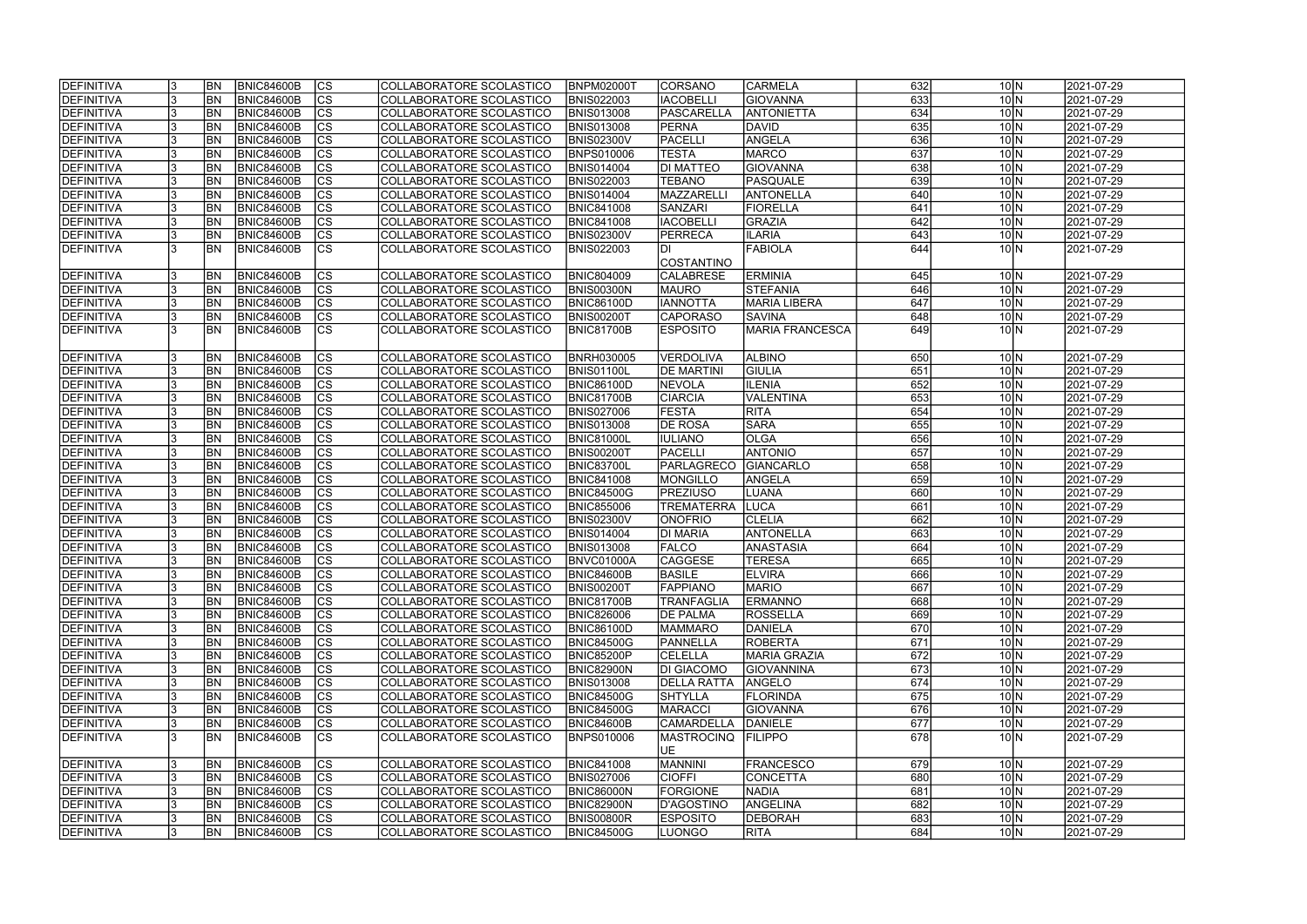| | | | | | | | | | | | | |
|---|---|---|---|---|---|---|---|---|---|---|---|---|
| DEFINITIVA | 3 | BN | BNIC84600B | CS | COLLABORATORE SCOLASTICO | BNPM02000T | CORSANO | CARMELA | 632 | 10 | N | 2021-07-29 |
| DEFINITIVA | 3 | BN | BNIC84600B | CS | COLLABORATORE SCOLASTICO | BNIS022003 | IACOBELLI | GIOVANNA | 633 | 10 | N | 2021-07-29 |
| DEFINITIVA | 3 | BN | BNIC84600B | CS | COLLABORATORE SCOLASTICO | BNIS013008 | PASCARELLA | ANTONIETTA | 634 | 10 | N | 2021-07-29 |
| DEFINITIVA | 3 | BN | BNIC84600B | CS | COLLABORATORE SCOLASTICO | BNIS013008 | PERNA | DAVID | 635 | 10 | N | 2021-07-29 |
| DEFINITIVA | 3 | BN | BNIC84600B | CS | COLLABORATORE SCOLASTICO | BNIS02300V | PACELLI | ANGELA | 636 | 10 | N | 2021-07-29 |
| DEFINITIVA | 3 | BN | BNIC84600B | CS | COLLABORATORE SCOLASTICO | BNPS010006 | TESTA | MARCO | 637 | 10 | N | 2021-07-29 |
| DEFINITIVA | 3 | BN | BNIC84600B | CS | COLLABORATORE SCOLASTICO | BNIS014004 | DI MATTEO | GIOVANNA | 638 | 10 | N | 2021-07-29 |
| DEFINITIVA | 3 | BN | BNIC84600B | CS | COLLABORATORE SCOLASTICO | BNIS022003 | TEBANO | PASQUALE | 639 | 10 | N | 2021-07-29 |
| DEFINITIVA | 3 | BN | BNIC84600B | CS | COLLABORATORE SCOLASTICO | BNIS014004 | MAZZARELLI | ANTONELLA | 640 | 10 | N | 2021-07-29 |
| DEFINITIVA | 3 | BN | BNIC84600B | CS | COLLABORATORE SCOLASTICO | BNIC841008 | SANZARI | FIORELLA | 641 | 10 | N | 2021-07-29 |
| DEFINITIVA | 3 | BN | BNIC84600B | CS | COLLABORATORE SCOLASTICO | BNIC841008 | IACOBELLI | GRAZIA | 642 | 10 | N | 2021-07-29 |
| DEFINITIVA | 3 | BN | BNIC84600B | CS | COLLABORATORE SCOLASTICO | BNIS02300V | PERRECA | ILARIA | 643 | 10 | N | 2021-07-29 |
| DEFINITIVA | 3 | BN | BNIC84600B | CS | COLLABORATORE SCOLASTICO | BNIS022003 | DI COSTANTINO | FABIOLA | 644 | 10 | N | 2021-07-29 |
| DEFINITIVA | 3 | BN | BNIC84600B | CS | COLLABORATORE SCOLASTICO | BNIC804009 | CALABRESE | ERMINIA | 645 | 10 | N | 2021-07-29 |
| DEFINITIVA | 3 | BN | BNIC84600B | CS | COLLABORATORE SCOLASTICO | BNIS00300N | MAURO | STEFANIA | 646 | 10 | N | 2021-07-29 |
| DEFINITIVA | 3 | BN | BNIC84600B | CS | COLLABORATORE SCOLASTICO | BNIC86100D | IANNOTTA | MARIA LIBERA | 647 | 10 | N | 2021-07-29 |
| DEFINITIVA | 3 | BN | BNIC84600B | CS | COLLABORATORE SCOLASTICO | BNIS00200T | CAPORASO | SAVINA | 648 | 10 | N | 2021-07-29 |
| DEFINITIVA | 3 | BN | BNIC84600B | CS | COLLABORATORE SCOLASTICO | BNIC81700B | ESPOSITO | MARIA FRANCESCA | 649 | 10 | N | 2021-07-29 |
| DEFINITIVA | 3 | BN | BNIC84600B | CS | COLLABORATORE SCOLASTICO | BNRH030005 | VERDOLIVA | ALBINO | 650 | 10 | N | 2021-07-29 |
| DEFINITIVA | 3 | BN | BNIC84600B | CS | COLLABORATORE SCOLASTICO | BNIS01100L | DE MARTINI | GIULIA | 651 | 10 | N | 2021-07-29 |
| DEFINITIVA | 3 | BN | BNIC84600B | CS | COLLABORATORE SCOLASTICO | BNIC86100D | NEVOLA | ILENIA | 652 | 10 | N | 2021-07-29 |
| DEFINITIVA | 3 | BN | BNIC84600B | CS | COLLABORATORE SCOLASTICO | BNIC81700B | CIARCIA | VALENTINA | 653 | 10 | N | 2021-07-29 |
| DEFINITIVA | 3 | BN | BNIC84600B | CS | COLLABORATORE SCOLASTICO | BNIS027006 | FESTA | RITA | 654 | 10 | N | 2021-07-29 |
| DEFINITIVA | 3 | BN | BNIC84600B | CS | COLLABORATORE SCOLASTICO | BNIS013008 | DE ROSA | SARA | 655 | 10 | N | 2021-07-29 |
| DEFINITIVA | 3 | BN | BNIC84600B | CS | COLLABORATORE SCOLASTICO | BNIC81000L | IULIANO | OLGA | 656 | 10 | N | 2021-07-29 |
| DEFINITIVA | 3 | BN | BNIC84600B | CS | COLLABORATORE SCOLASTICO | BNIS00200T | PACELLI | ANTONIO | 657 | 10 | N | 2021-07-29 |
| DEFINITIVA | 3 | BN | BNIC84600B | CS | COLLABORATORE SCOLASTICO | BNIC83700L | PARLAGRECO | GIANCARLO | 658 | 10 | N | 2021-07-29 |
| DEFINITIVA | 3 | BN | BNIC84600B | CS | COLLABORATORE SCOLASTICO | BNIC841008 | MONGILLO | ANGELA | 659 | 10 | N | 2021-07-29 |
| DEFINITIVA | 3 | BN | BNIC84600B | CS | COLLABORATORE SCOLASTICO | BNIC84500G | PREZIUSO | LUANA | 660 | 10 | N | 2021-07-29 |
| DEFINITIVA | 3 | BN | BNIC84600B | CS | COLLABORATORE SCOLASTICO | BNIC855006 | TREMATERRA | LUCA | 661 | 10 | N | 2021-07-29 |
| DEFINITIVA | 3 | BN | BNIC84600B | CS | COLLABORATORE SCOLASTICO | BNIS02300V | ONOFRIO | CLELIA | 662 | 10 | N | 2021-07-29 |
| DEFINITIVA | 3 | BN | BNIC84600B | CS | COLLABORATORE SCOLASTICO | BNIS014004 | DI MARIA | ANTONELLA | 663 | 10 | N | 2021-07-29 |
| DEFINITIVA | 3 | BN | BNIC84600B | CS | COLLABORATORE SCOLASTICO | BNIS013008 | FALCO | ANASTASIA | 664 | 10 | N | 2021-07-29 |
| DEFINITIVA | 3 | BN | BNIC84600B | CS | COLLABORATORE SCOLASTICO | BNVC01000A | CAGGESE | TERESA | 665 | 10 | N | 2021-07-29 |
| DEFINITIVA | 3 | BN | BNIC84600B | CS | COLLABORATORE SCOLASTICO | BNIC84600B | BASILE | ELVIRA | 666 | 10 | N | 2021-07-29 |
| DEFINITIVA | 3 | BN | BNIC84600B | CS | COLLABORATORE SCOLASTICO | BNIS00200T | FAPPIANO | MARIO | 667 | 10 | N | 2021-07-29 |
| DEFINITIVA | 3 | BN | BNIC84600B | CS | COLLABORATORE SCOLASTICO | BNIC81700B | TRANFAGLIA | ERMANNO | 668 | 10 | N | 2021-07-29 |
| DEFINITIVA | 3 | BN | BNIC84600B | CS | COLLABORATORE SCOLASTICO | BNIC826006 | DE PALMA | ROSSELLA | 669 | 10 | N | 2021-07-29 |
| DEFINITIVA | 3 | BN | BNIC84600B | CS | COLLABORATORE SCOLASTICO | BNIC86100D | MAMMARO | DANIELA | 670 | 10 | N | 2021-07-29 |
| DEFINITIVA | 3 | BN | BNIC84600B | CS | COLLABORATORE SCOLASTICO | BNIC84500G | PANNELLA | ROBERTA | 671 | 10 | N | 2021-07-29 |
| DEFINITIVA | 3 | BN | BNIC84600B | CS | COLLABORATORE SCOLASTICO | BNIC85200P | CELELLA | MARIA GRAZIA | 672 | 10 | N | 2021-07-29 |
| DEFINITIVA | 3 | BN | BNIC84600B | CS | COLLABORATORE SCOLASTICO | BNIC82900N | DI GIACOMO | GIOVANNINA | 673 | 10 | N | 2021-07-29 |
| DEFINITIVA | 3 | BN | BNIC84600B | CS | COLLABORATORE SCOLASTICO | BNIS013008 | DELLA RATTA | ANGELO | 674 | 10 | N | 2021-07-29 |
| DEFINITIVA | 3 | BN | BNIC84600B | CS | COLLABORATORE SCOLASTICO | BNIC84500G | SHTYLLA | FLORINDA | 675 | 10 | N | 2021-07-29 |
| DEFINITIVA | 3 | BN | BNIC84600B | CS | COLLABORATORE SCOLASTICO | BNIC84500G | MARACCI | GIOVANNA | 676 | 10 | N | 2021-07-29 |
| DEFINITIVA | 3 | BN | BNIC84600B | CS | COLLABORATORE SCOLASTICO | BNIC84600B | CAMARDELLA | DANIELE | 677 | 10 | N | 2021-07-29 |
| DEFINITIVA | 3 | BN | BNIC84600B | CS | COLLABORATORE SCOLASTICO | BNPS010006 | MASTROCINQUE | FILIPPO | 678 | 10 | N | 2021-07-29 |
| DEFINITIVA | 3 | BN | BNIC84600B | CS | COLLABORATORE SCOLASTICO | BNIC841008 | MANNINI | FRANCESCO | 679 | 10 | N | 2021-07-29 |
| DEFINITIVA | 3 | BN | BNIC84600B | CS | COLLABORATORE SCOLASTICO | BNIS027006 | CIOFFI | CONCETTA | 680 | 10 | N | 2021-07-29 |
| DEFINITIVA | 3 | BN | BNIC84600B | CS | COLLABORATORE SCOLASTICO | BNIC86000N | FORGIONE | NADIA | 681 | 10 | N | 2021-07-29 |
| DEFINITIVA | 3 | BN | BNIC84600B | CS | COLLABORATORE SCOLASTICO | BNIC82900N | D'AGOSTINO | ANGELINA | 682 | 10 | N | 2021-07-29 |
| DEFINITIVA | 3 | BN | BNIC84600B | CS | COLLABORATORE SCOLASTICO | BNIS00800R | ESPOSITO | DEBORAH | 683 | 10 | N | 2021-07-29 |
| DEFINITIVA | 3 | BN | BNIC84600B | CS | COLLABORATORE SCOLASTICO | BNIC84500G | LUONGO | RITA | 684 | 10 | N | 2021-07-29 |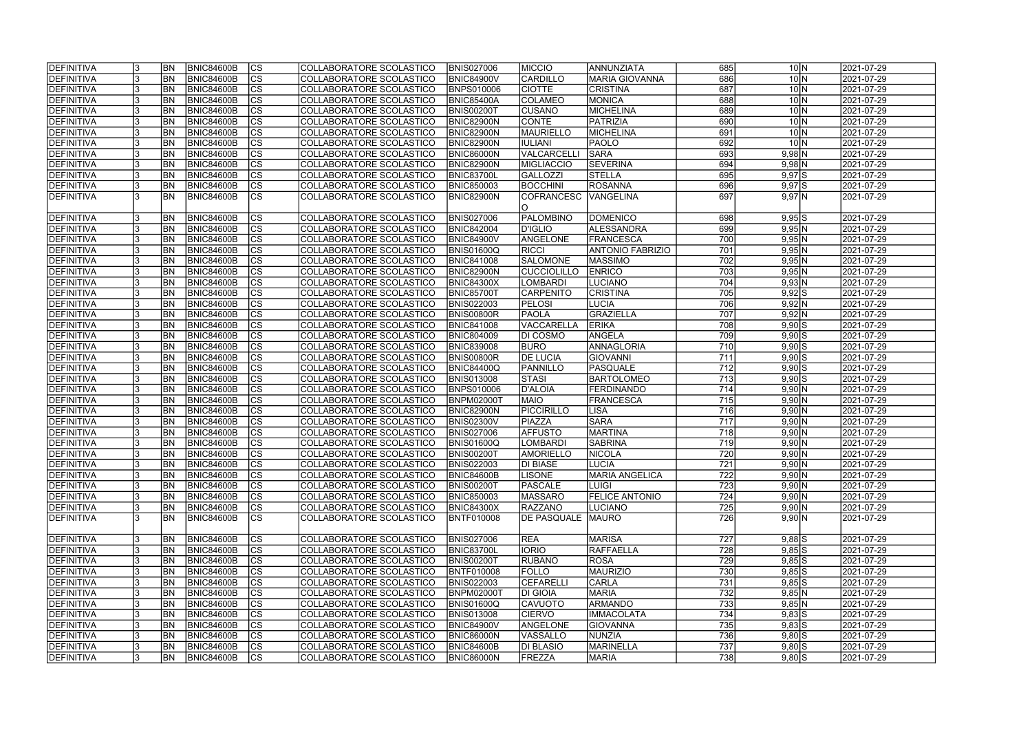| | | | | | | | | | | | | |
|---|---|---|---|---|---|---|---|---|---|---|---|---|
| DEFINITIVA | 3 | BN | BNIC84600B | CS | COLLABORATORE SCOLASTICO | BNIS027006 | MICCIO | ANNUNZIATA | 685 | 10 | N | 2021-07-29 |
| DEFINITIVA | 3 | BN | BNIC84600B | CS | COLLABORATORE SCOLASTICO | BNIC84900V | CARDILLO | MARIA GIOVANNA | 686 | 10 | N | 2021-07-29 |
| DEFINITIVA | 3 | BN | BNIC84600B | CS | COLLABORATORE SCOLASTICO | BNPS010006 | CIOTTE | CRISTINA | 687 | 10 | N | 2021-07-29 |
| DEFINITIVA | 3 | BN | BNIC84600B | CS | COLLABORATORE SCOLASTICO | BNIC85400A | COLAMEO | MONICA | 688 | 10 | N | 2021-07-29 |
| DEFINITIVA | 3 | BN | BNIC84600B | CS | COLLABORATORE SCOLASTICO | BNIS00200T | CUSANO | MICHELINA | 689 | 10 | N | 2021-07-29 |
| DEFINITIVA | 3 | BN | BNIC84600B | CS | COLLABORATORE SCOLASTICO | BNIC82900N | CONTE | PATRIZIA | 690 | 10 | N | 2021-07-29 |
| DEFINITIVA | 3 | BN | BNIC84600B | CS | COLLABORATORE SCOLASTICO | BNIC82900N | MAURIELLO | MICHELINA | 691 | 10 | N | 2021-07-29 |
| DEFINITIVA | 3 | BN | BNIC84600B | CS | COLLABORATORE SCOLASTICO | BNIC82900N | IULIANI | PAOLO | 692 | 10 | N | 2021-07-29 |
| DEFINITIVA | 3 | BN | BNIC84600B | CS | COLLABORATORE SCOLASTICO | BNIC86000N | VALCARCELLI | SARA | 693 | 9,98 | N | 2021-07-29 |
| DEFINITIVA | 3 | BN | BNIC84600B | CS | COLLABORATORE SCOLASTICO | BNIC82900N | MIGLIACCIO | SEVERINA | 694 | 9,98 | N | 2021-07-29 |
| DEFINITIVA | 3 | BN | BNIC84600B | CS | COLLABORATORE SCOLASTICO | BNIC83700L | GALLOZZI | STELLA | 695 | 9,97 | S | 2021-07-29 |
| DEFINITIVA | 3 | BN | BNIC84600B | CS | COLLABORATORE SCOLASTICO | BNIC850003 | BOCCHINI | ROSANNA | 696 | 9,97 | S | 2021-07-29 |
| DEFINITIVA | 3 | BN | BNIC84600B | CS | COLLABORATORE SCOLASTICO | BNIC82900N | COFRANCESCO | VANGELINA | 697 | 9,97 | N | 2021-07-29 |
| DEFINITIVA | 3 | BN | BNIC84600B | CS | COLLABORATORE SCOLASTICO | BNIS027006 | PALOMBINO | DOMENICO | 698 | 9,95 | S | 2021-07-29 |
| DEFINITIVA | 3 | BN | BNIC84600B | CS | COLLABORATORE SCOLASTICO | BNIC842004 | D'IGLIO | ALESSANDRA | 699 | 9,95 | N | 2021-07-29 |
| DEFINITIVA | 3 | BN | BNIC84600B | CS | COLLABORATORE SCOLASTICO | BNIC84900V | ANGELONE | FRANCESCA | 700 | 9,95 | N | 2021-07-29 |
| DEFINITIVA | 3 | BN | BNIC84600B | CS | COLLABORATORE SCOLASTICO | BNIS01600Q | RICCI | ANTONIO FABRIZIO | 701 | 9,95 | N | 2021-07-29 |
| DEFINITIVA | 3 | BN | BNIC84600B | CS | COLLABORATORE SCOLASTICO | BNIC841008 | SALOMONE | MASSIMO | 702 | 9,95 | N | 2021-07-29 |
| DEFINITIVA | 3 | BN | BNIC84600B | CS | COLLABORATORE SCOLASTICO | BNIC82900N | CUCCIOLILLO | ENRICO | 703 | 9,95 | N | 2021-07-29 |
| DEFINITIVA | 3 | BN | BNIC84600B | CS | COLLABORATORE SCOLASTICO | BNIC84300X | LOMBARDI | LUCIANO | 704 | 9,93 | N | 2021-07-29 |
| DEFINITIVA | 3 | BN | BNIC84600B | CS | COLLABORATORE SCOLASTICO | BNIC85700T | CARPENITO | CRISTINA | 705 | 9,92 | S | 2021-07-29 |
| DEFINITIVA | 3 | BN | BNIC84600B | CS | COLLABORATORE SCOLASTICO | BNIS022003 | PELOSI | LUCIA | 706 | 9,92 | N | 2021-07-29 |
| DEFINITIVA | 3 | BN | BNIC84600B | CS | COLLABORATORE SCOLASTICO | BNIS00800R | PAOLA | GRAZIELLA | 707 | 9,92 | N | 2021-07-29 |
| DEFINITIVA | 3 | BN | BNIC84600B | CS | COLLABORATORE SCOLASTICO | BNIC841008 | VACCARELLA | ERIKA | 708 | 9,90 | S | 2021-07-29 |
| DEFINITIVA | 3 | BN | BNIC84600B | CS | COLLABORATORE SCOLASTICO | BNIC804009 | DI COSMO | ANGELA | 709 | 9,90 | S | 2021-07-29 |
| DEFINITIVA | 3 | BN | BNIC84600B | CS | COLLABORATORE SCOLASTICO | BNIC839008 | BURO | ANNAGLORIA | 710 | 9,90 | S | 2021-07-29 |
| DEFINITIVA | 3 | BN | BNIC84600B | CS | COLLABORATORE SCOLASTICO | BNIS00800R | DE LUCIA | GIOVANNI | 711 | 9,90 | S | 2021-07-29 |
| DEFINITIVA | 3 | BN | BNIC84600B | CS | COLLABORATORE SCOLASTICO | BNIC84400Q | PANNILLO | PASQUALE | 712 | 9,90 | S | 2021-07-29 |
| DEFINITIVA | 3 | BN | BNIC84600B | CS | COLLABORATORE SCOLASTICO | BNIS013008 | STASI | BARTOLOMEO | 713 | 9,90 | S | 2021-07-29 |
| DEFINITIVA | 3 | BN | BNIC84600B | CS | COLLABORATORE SCOLASTICO | BNPS010006 | D'ALOIA | FERDINANDO | 714 | 9,90 | N | 2021-07-29 |
| DEFINITIVA | 3 | BN | BNIC84600B | CS | COLLABORATORE SCOLASTICO | BNPM02000T | MAIO | FRANCESCA | 715 | 9,90 | N | 2021-07-29 |
| DEFINITIVA | 3 | BN | BNIC84600B | CS | COLLABORATORE SCOLASTICO | BNIC82900N | PICCIRILLO | LISA | 716 | 9,90 | N | 2021-07-29 |
| DEFINITIVA | 3 | BN | BNIC84600B | CS | COLLABORATORE SCOLASTICO | BNIS02300V | PIAZZA | SARA | 717 | 9,90 | N | 2021-07-29 |
| DEFINITIVA | 3 | BN | BNIC84600B | CS | COLLABORATORE SCOLASTICO | BNIS027006 | AFFUSTO | MARTINA | 718 | 9,90 | N | 2021-07-29 |
| DEFINITIVA | 3 | BN | BNIC84600B | CS | COLLABORATORE SCOLASTICO | BNIS01600Q | LOMBARDI | SABRINA | 719 | 9,90 | N | 2021-07-29 |
| DEFINITIVA | 3 | BN | BNIC84600B | CS | COLLABORATORE SCOLASTICO | BNIS00200T | AMORIELLO | NICOLA | 720 | 9,90 | N | 2021-07-29 |
| DEFINITIVA | 3 | BN | BNIC84600B | CS | COLLABORATORE SCOLASTICO | BNIS022003 | DI BIASE | LUCIA | 721 | 9,90 | N | 2021-07-29 |
| DEFINITIVA | 3 | BN | BNIC84600B | CS | COLLABORATORE SCOLASTICO | BNIC84600B | LISONE | MARIA ANGELICA | 722 | 9,90 | N | 2021-07-29 |
| DEFINITIVA | 3 | BN | BNIC84600B | CS | COLLABORATORE SCOLASTICO | BNIS00200T | PASCALE | LUIGI | 723 | 9,90 | N | 2021-07-29 |
| DEFINITIVA | 3 | BN | BNIC84600B | CS | COLLABORATORE SCOLASTICO | BNIC850003 | MASSARO | FELICE ANTONIO | 724 | 9,90 | N | 2021-07-29 |
| DEFINITIVA | 3 | BN | BNIC84600B | CS | COLLABORATORE SCOLASTICO | BNIC84300X | RAZZANO | LUCIANO | 725 | 9,90 | N | 2021-07-29 |
| DEFINITIVA | 3 | BN | BNIC84600B | CS | COLLABORATORE SCOLASTICO | BNTF010008 | DE PASQUALE | MAURO | 726 | 9,90 | N | 2021-07-29 |
| DEFINITIVA | 3 | BN | BNIC84600B | CS | COLLABORATORE SCOLASTICO | BNIS027006 | REA | MARISA | 727 | 9,88 | S | 2021-07-29 |
| DEFINITIVA | 3 | BN | BNIC84600B | CS | COLLABORATORE SCOLASTICO | BNIC83700L | IORIO | RAFFAELLA | 728 | 9,85 | S | 2021-07-29 |
| DEFINITIVA | 3 | BN | BNIC84600B | CS | COLLABORATORE SCOLASTICO | BNIS00200T | RUBANO | ROSA | 729 | 9,85 | S | 2021-07-29 |
| DEFINITIVA | 3 | BN | BNIC84600B | CS | COLLABORATORE SCOLASTICO | BNTF010008 | FOLLO | MAURIZIO | 730 | 9,85 | S | 2021-07-29 |
| DEFINITIVA | 3 | BN | BNIC84600B | CS | COLLABORATORE SCOLASTICO | BNIS022003 | CEFARELLI | CARLA | 731 | 9,85 | S | 2021-07-29 |
| DEFINITIVA | 3 | BN | BNIC84600B | CS | COLLABORATORE SCOLASTICO | BNPM02000T | DI GIOIA | MARIA | 732 | 9,85 | N | 2021-07-29 |
| DEFINITIVA | 3 | BN | BNIC84600B | CS | COLLABORATORE SCOLASTICO | BNIS01600Q | CAVUOTO | ARMANDO | 733 | 9,85 | N | 2021-07-29 |
| DEFINITIVA | 3 | BN | BNIC84600B | CS | COLLABORATORE SCOLASTICO | BNIS013008 | CIERVO | IMMACOLATA | 734 | 9,83 | S | 2021-07-29 |
| DEFINITIVA | 3 | BN | BNIC84600B | CS | COLLABORATORE SCOLASTICO | BNIC84900V | ANGELONE | GIOVANNA | 735 | 9,83 | S | 2021-07-29 |
| DEFINITIVA | 3 | BN | BNIC84600B | CS | COLLABORATORE SCOLASTICO | BNIC86000N | VASSALLO | NUNZIA | 736 | 9,80 | S | 2021-07-29 |
| DEFINITIVA | 3 | BN | BNIC84600B | CS | COLLABORATORE SCOLASTICO | BNIC84600B | DI BLASIO | MARINELLA | 737 | 9,80 | S | 2021-07-29 |
| DEFINITIVA | 3 | BN | BNIC84600B | CS | COLLABORATORE SCOLASTICO | BNIC86000N | FREZZA | MARIA | 738 | 9,80 | S | 2021-07-29 |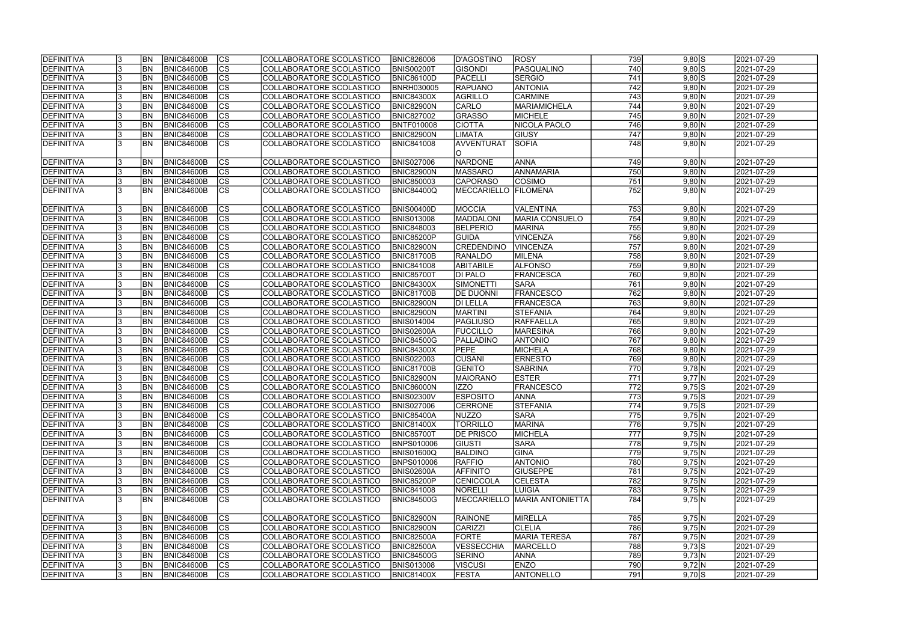| DEFINITIVA | 3 | BN | BNIC84600B | CS | COLLABORATORE SCOLASTICO | BNIC826006 | D'AGOSTINO | ROSY | 739 | 9,80 | S | 2021-07-29 |
|---|---|---|---|---|---|---|---|---|---|---|---|---|
| DEFINITIVA | 3 | BN | BNIC84600B | CS | COLLABORATORE SCOLASTICO | BNIS00200T | GISONDI | PASQUALINO | 740 | 9,80 | S | 2021-07-29 |
| DEFINITIVA | 3 | BN | BNIC84600B | CS | COLLABORATORE SCOLASTICO | BNIC86100D | PACELLI | SERGIO | 741 | 9,80 | S | 2021-07-29 |
| DEFINITIVA | 3 | BN | BNIC84600B | CS | COLLABORATORE SCOLASTICO | BNRH030005 | RAPUANO | ANTONIA | 742 | 9,80 | N | 2021-07-29 |
| DEFINITIVA | 3 | BN | BNIC84600B | CS | COLLABORATORE SCOLASTICO | BNIC84300X | AGRILLO | CARMINE | 743 | 9,80 | N | 2021-07-29 |
| DEFINITIVA | 3 | BN | BNIC84600B | CS | COLLABORATORE SCOLASTICO | BNIC82900N | CARLO | MARIAMICHELA | 744 | 9,80 | N | 2021-07-29 |
| DEFINITIVA | 3 | BN | BNIC84600B | CS | COLLABORATORE SCOLASTICO | BNIC827002 | GRASSO | MICHELE | 745 | 9,80 | N | 2021-07-29 |
| DEFINITIVA | 3 | BN | BNIC84600B | CS | COLLABORATORE SCOLASTICO | BNTF010008 | CIOTTA | NICOLA PAOLO | 746 | 9,80 | N | 2021-07-29 |
| DEFINITIVA | 3 | BN | BNIC84600B | CS | COLLABORATORE SCOLASTICO | BNIC82900N | LIMATA | GIUSY | 747 | 9,80 | N | 2021-07-29 |
| DEFINITIVA | 3 | BN | BNIC84600B | CS | COLLABORATORE SCOLASTICO | BNIC841008 | AVVENTURATO | SOFIA | 748 | 9,80 | N | 2021-07-29 |
| DEFINITIVA | 3 | BN | BNIC84600B | CS | COLLABORATORE SCOLASTICO | BNIS027006 | NARDONE | ANNA | 749 | 9,80 | N | 2021-07-29 |
| DEFINITIVA | 3 | BN | BNIC84600B | CS | COLLABORATORE SCOLASTICO | BNIC82900N | MASSARO | ANNAMARIA | 750 | 9,80 | N | 2021-07-29 |
| DEFINITIVA | 3 | BN | BNIC84600B | CS | COLLABORATORE SCOLASTICO | BNIC850003 | CAPORASO | COSIMO | 751 | 9,80 | N | 2021-07-29 |
| DEFINITIVA | 3 | BN | BNIC84600B | CS | COLLABORATORE SCOLASTICO | BNIC84400Q | MECCARIELLO | FILOMENA | 752 | 9,80 | N | 2021-07-29 |
| DEFINITIVA | 3 | BN | BNIC84600B | CS | COLLABORATORE SCOLASTICO | BNIS00400D | MOCCIA | VALENTINA | 753 | 9,80 | N | 2021-07-29 |
| DEFINITIVA | 3 | BN | BNIC84600B | CS | COLLABORATORE SCOLASTICO | BNIS013008 | MADDALONI | MARIA CONSUELO | 754 | 9,80 | N | 2021-07-29 |
| DEFINITIVA | 3 | BN | BNIC84600B | CS | COLLABORATORE SCOLASTICO | BNIC848003 | BELPERIO | MARINA | 755 | 9,80 | N | 2021-07-29 |
| DEFINITIVA | 3 | BN | BNIC84600B | CS | COLLABORATORE SCOLASTICO | BNIC85200P | GUIDA | VINCENZA | 756 | 9,80 | N | 2021-07-29 |
| DEFINITIVA | 3 | BN | BNIC84600B | CS | COLLABORATORE SCOLASTICO | BNIC82900N | CREDENDINO | VINCENZA | 757 | 9,80 | N | 2021-07-29 |
| DEFINITIVA | 3 | BN | BNIC84600B | CS | COLLABORATORE SCOLASTICO | BNIC81700B | RANALDO | MILENA | 758 | 9,80 | N | 2021-07-29 |
| DEFINITIVA | 3 | BN | BNIC84600B | CS | COLLABORATORE SCOLASTICO | BNIC841008 | ABITABILE | ALFONSO | 759 | 9,80 | N | 2021-07-29 |
| DEFINITIVA | 3 | BN | BNIC84600B | CS | COLLABORATORE SCOLASTICO | BNIC85700T | DI PALO | FRANCESCA | 760 | 9,80 | N | 2021-07-29 |
| DEFINITIVA | 3 | BN | BNIC84600B | CS | COLLABORATORE SCOLASTICO | BNIC84300X | SIMONETTI | SARA | 761 | 9,80 | N | 2021-07-29 |
| DEFINITIVA | 3 | BN | BNIC84600B | CS | COLLABORATORE SCOLASTICO | BNIC81700B | DE DUONNI | FRANCESCO | 762 | 9,80 | N | 2021-07-29 |
| DEFINITIVA | 3 | BN | BNIC84600B | CS | COLLABORATORE SCOLASTICO | BNIC82900N | DI LELLA | FRANCESCA | 763 | 9,80 | N | 2021-07-29 |
| DEFINITIVA | 3 | BN | BNIC84600B | CS | COLLABORATORE SCOLASTICO | BNIC82900N | MARTINI | STEFANIA | 764 | 9,80 | N | 2021-07-29 |
| DEFINITIVA | 3 | BN | BNIC84600B | CS | COLLABORATORE SCOLASTICO | BNIS014004 | PAGLIUSO | RAFFAELLA | 765 | 9,80 | N | 2021-07-29 |
| DEFINITIVA | 3 | BN | BNIC84600B | CS | COLLABORATORE SCOLASTICO | BNIS02600A | FUCCILLO | MARESINA | 766 | 9,80 | N | 2021-07-29 |
| DEFINITIVA | 3 | BN | BNIC84600B | CS | COLLABORATORE SCOLASTICO | BNIC84500G | PALLADINO | ANTONIO | 767 | 9,80 | N | 2021-07-29 |
| DEFINITIVA | 3 | BN | BNIC84600B | CS | COLLABORATORE SCOLASTICO | BNIC84300X | PEPE | MICHELA | 768 | 9,80 | N | 2021-07-29 |
| DEFINITIVA | 3 | BN | BNIC84600B | CS | COLLABORATORE SCOLASTICO | BNIS022003 | CUSANI | ERNESTO | 769 | 9,80 | N | 2021-07-29 |
| DEFINITIVA | 3 | BN | BNIC84600B | CS | COLLABORATORE SCOLASTICO | BNIC81700B | GENITO | SABRINA | 770 | 9,78 | N | 2021-07-29 |
| DEFINITIVA | 3 | BN | BNIC84600B | CS | COLLABORATORE SCOLASTICO | BNIC82900N | MAIORANO | ESTER | 771 | 9,77 | N | 2021-07-29 |
| DEFINITIVA | 3 | BN | BNIC84600B | CS | COLLABORATORE SCOLASTICO | BNIC86000N | IZZO | FRANCESCO | 772 | 9,75 | S | 2021-07-29 |
| DEFINITIVA | 3 | BN | BNIC84600B | CS | COLLABORATORE SCOLASTICO | BNIS02300V | ESPOSITO | ANNA | 773 | 9,75 | S | 2021-07-29 |
| DEFINITIVA | 3 | BN | BNIC84600B | CS | COLLABORATORE SCOLASTICO | BNIS027006 | CERRONE | STEFANIA | 774 | 9,75 | S | 2021-07-29 |
| DEFINITIVA | 3 | BN | BNIC84600B | CS | COLLABORATORE SCOLASTICO | BNIC85400A | NUZZO | SARA | 775 | 9,75 | N | 2021-07-29 |
| DEFINITIVA | 3 | BN | BNIC84600B | CS | COLLABORATORE SCOLASTICO | BNIC81400X | TORRILLO | MARINA | 776 | 9,75 | N | 2021-07-29 |
| DEFINITIVA | 3 | BN | BNIC84600B | CS | COLLABORATORE SCOLASTICO | BNIC85700T | DE PRISCO | MICHELA | 777 | 9,75 | N | 2021-07-29 |
| DEFINITIVA | 3 | BN | BNIC84600B | CS | COLLABORATORE SCOLASTICO | BNPS010006 | GIUSTI | SARA | 778 | 9,75 | N | 2021-07-29 |
| DEFINITIVA | 3 | BN | BNIC84600B | CS | COLLABORATORE SCOLASTICO | BNIS01600Q | BALDINO | GINA | 779 | 9,75 | N | 2021-07-29 |
| DEFINITIVA | 3 | BN | BNIC84600B | CS | COLLABORATORE SCOLASTICO | BNPS010006 | RAFFIO | ANTONIO | 780 | 9,75 | N | 2021-07-29 |
| DEFINITIVA | 3 | BN | BNIC84600B | CS | COLLABORATORE SCOLASTICO | BNIS02600A | AFFINITO | GIUSEPPE | 781 | 9,75 | N | 2021-07-29 |
| DEFINITIVA | 3 | BN | BNIC84600B | CS | COLLABORATORE SCOLASTICO | BNIC85200P | CENICCOLA | CELESTA | 782 | 9,75 | N | 2021-07-29 |
| DEFINITIVA | 3 | BN | BNIC84600B | CS | COLLABORATORE SCOLASTICO | BNIC841008 | NORELLI | LUIGIA | 783 | 9,75 | N | 2021-07-29 |
| DEFINITIVA | 3 | BN | BNIC84600B | CS | COLLABORATORE SCOLASTICO | BNIC84500G | MECCARIELLO | MARIA ANTONIETTA | 784 | 9,75 | N | 2021-07-29 |
| DEFINITIVA | 3 | BN | BNIC84600B | CS | COLLABORATORE SCOLASTICO | BNIC82900N | RAINONE | MIRELLA | 785 | 9,75 | N | 2021-07-29 |
| DEFINITIVA | 3 | BN | BNIC84600B | CS | COLLABORATORE SCOLASTICO | BNIC82900N | CARIZZI | CLELIA | 786 | 9,75 | N | 2021-07-29 |
| DEFINITIVA | 3 | BN | BNIC84600B | CS | COLLABORATORE SCOLASTICO | BNIC82500A | FORTE | MARIA TERESA | 787 | 9,75 | N | 2021-07-29 |
| DEFINITIVA | 3 | BN | BNIC84600B | CS | COLLABORATORE SCOLASTICO | BNIC82500A | VESSECCHIA | MARCELLO | 788 | 9,73 | S | 2021-07-29 |
| DEFINITIVA | 3 | BN | BNIC84600B | CS | COLLABORATORE SCOLASTICO | BNIC84500G | SERINO | ANNA | 789 | 9,73 | N | 2021-07-29 |
| DEFINITIVA | 3 | BN | BNIC84600B | CS | COLLABORATORE SCOLASTICO | BNIS013008 | VISCUSI | ENZO | 790 | 9,72 | N | 2021-07-29 |
| DEFINITIVA | 3 | BN | BNIC84600B | CS | COLLABORATORE SCOLASTICO | BNIC81400X | FESTA | ANTONELLO | 791 | 9,70 | S | 2021-07-29 |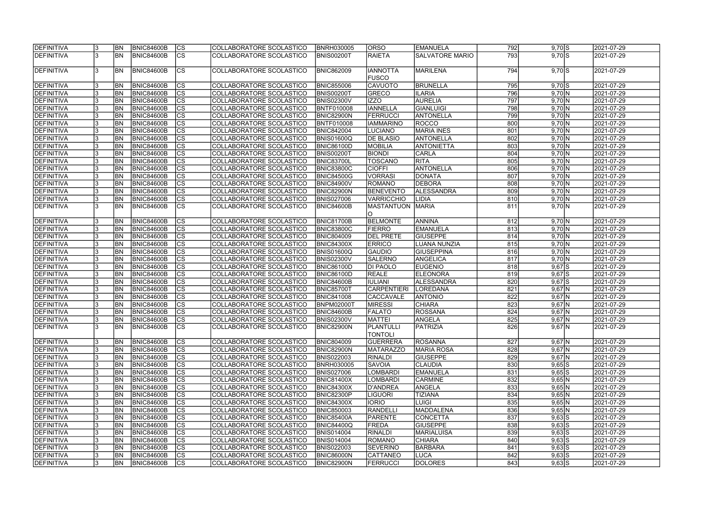| DEFINITIVA | 3 | BN | BNIC84600B | CS | COLLABORATORE SCOLASTICO | BNRH030005 | ORSO | EMANUELA | 792 | 9,70 | S | 2021-07-29 |
|---|---|---|---|---|---|---|---|---|---|---|---|---|
| DEFINITIVA | 3 | BN | BNIC84600B | CS | COLLABORATORE SCOLASTICO | BNIS00200T | RAIETA | SALVATORE MARIO | 793 | 9,70 | S | 2021-07-29 |
| DEFINITIVA | 3 | BN | BNIC84600B | CS | COLLABORATORE SCOLASTICO | BNIC862009 | IANNOTTA FUSCO | MARILENA | 794 | 9,70 | S | 2021-07-29 |
| DEFINITIVA | 3 | BN | BNIC84600B | CS | COLLABORATORE SCOLASTICO | BNIC855006 | CAVUOTO | BRUNELLA | 795 | 9,70 | S | 2021-07-29 |
| DEFINITIVA | 3 | BN | BNIC84600B | CS | COLLABORATORE SCOLASTICO | BNIS00200T | GRECO | ILARIA | 796 | 9,70 | N | 2021-07-29 |
| DEFINITIVA | 3 | BN | BNIC84600B | CS | COLLABORATORE SCOLASTICO | BNIS02300V | IZZO | AURELIA | 797 | 9,70 | N | 2021-07-29 |
| DEFINITIVA | 3 | BN | BNIC84600B | CS | COLLABORATORE SCOLASTICO | BNTF010008 | IANNELLA | GIANLUIGI | 798 | 9,70 | N | 2021-07-29 |
| DEFINITIVA | 3 | BN | BNIC84600B | CS | COLLABORATORE SCOLASTICO | BNIC82900N | FERRUCCI | ANTONELLA | 799 | 9,70 | N | 2021-07-29 |
| DEFINITIVA | 3 | BN | BNIC84600B | CS | COLLABORATORE SCOLASTICO | BNTF010008 | IAMMARINO | ROCCO | 800 | 9,70 | N | 2021-07-29 |
| DEFINITIVA | 3 | BN | BNIC84600B | CS | COLLABORATORE SCOLASTICO | BNIC842004 | LUCIANO | MARIA INES | 801 | 9,70 | N | 2021-07-29 |
| DEFINITIVA | 3 | BN | BNIC84600B | CS | COLLABORATORE SCOLASTICO | BNIS01600Q | DE BLASIO | ANTONELLA | 802 | 9,70 | N | 2021-07-29 |
| DEFINITIVA | 3 | BN | BNIC84600B | CS | COLLABORATORE SCOLASTICO | BNIC86100D | MOBILIA | ANTONIETTA | 803 | 9,70 | N | 2021-07-29 |
| DEFINITIVA | 3 | BN | BNIC84600B | CS | COLLABORATORE SCOLASTICO | BNIS00200T | BIONDI | CARLA | 804 | 9,70 | N | 2021-07-29 |
| DEFINITIVA | 3 | BN | BNIC84600B | CS | COLLABORATORE SCOLASTICO | BNIC83700L | TOSCANO | RITA | 805 | 9,70 | N | 2021-07-29 |
| DEFINITIVA | 3 | BN | BNIC84600B | CS | COLLABORATORE SCOLASTICO | BNIC83800C | CIOFFI | ANTONELLA | 806 | 9,70 | N | 2021-07-29 |
| DEFINITIVA | 3 | BN | BNIC84600B | CS | COLLABORATORE SCOLASTICO | BNIC84500G | VORRASI | DONATA | 807 | 9,70 | N | 2021-07-29 |
| DEFINITIVA | 3 | BN | BNIC84600B | CS | COLLABORATORE SCOLASTICO | BNIC84900V | ROMANO | DEBORA | 808 | 9,70 | N | 2021-07-29 |
| DEFINITIVA | 3 | BN | BNIC84600B | CS | COLLABORATORE SCOLASTICO | BNIC82900N | BENEVENTO | ALESSANDRA | 809 | 9,70 | N | 2021-07-29 |
| DEFINITIVA | 3 | BN | BNIC84600B | CS | COLLABORATORE SCOLASTICO | BNIS027006 | VARRICCHIO | LIDIA | 810 | 9,70 | N | 2021-07-29 |
| DEFINITIVA | 3 | BN | BNIC84600B | CS | COLLABORATORE SCOLASTICO | BNIC84600B | MASTANTUONO | MARIA | 811 | 9,70 | N | 2021-07-29 |
| DEFINITIVA | 3 | BN | BNIC84600B | CS | COLLABORATORE SCOLASTICO | BNIC81700B | BELMONTE | ANNINA | 812 | 9,70 | N | 2021-07-29 |
| DEFINITIVA | 3 | BN | BNIC84600B | CS | COLLABORATORE SCOLASTICO | BNIC83800C | FIERRO | EMANUELA | 813 | 9,70 | N | 2021-07-29 |
| DEFINITIVA | 3 | BN | BNIC84600B | CS | COLLABORATORE SCOLASTICO | BNIC804009 | DEL PRETE | GIUSEPPE | 814 | 9,70 | N | 2021-07-29 |
| DEFINITIVA | 3 | BN | BNIC84600B | CS | COLLABORATORE SCOLASTICO | BNIC84300X | ERRICO | LUANA NUNZIA | 815 | 9,70 | N | 2021-07-29 |
| DEFINITIVA | 3 | BN | BNIC84600B | CS | COLLABORATORE SCOLASTICO | BNIS01600Q | GAUDIO | GIUSEPPINA | 816 | 9,70 | N | 2021-07-29 |
| DEFINITIVA | 3 | BN | BNIC84600B | CS | COLLABORATORE SCOLASTICO | BNIS02300V | SALERNO | ANGELICA | 817 | 9,70 | N | 2021-07-29 |
| DEFINITIVA | 3 | BN | BNIC84600B | CS | COLLABORATORE SCOLASTICO | BNIC86100D | DI PAOLO | EUGENIO | 818 | 9,67 | S | 2021-07-29 |
| DEFINITIVA | 3 | BN | BNIC84600B | CS | COLLABORATORE SCOLASTICO | BNIC86100D | REALE | ELEONORA | 819 | 9,67 | S | 2021-07-29 |
| DEFINITIVA | 3 | BN | BNIC84600B | CS | COLLABORATORE SCOLASTICO | BNIC84600B | IULIANI | ALESSANDRA | 820 | 9,67 | S | 2021-07-29 |
| DEFINITIVA | 3 | BN | BNIC84600B | CS | COLLABORATORE SCOLASTICO | BNIC85700T | CARPENTIERI | LOREDANA | 821 | 9,67 | N | 2021-07-29 |
| DEFINITIVA | 3 | BN | BNIC84600B | CS | COLLABORATORE SCOLASTICO | BNIC841008 | CACCAVALE | ANTONIO | 822 | 9,67 | N | 2021-07-29 |
| DEFINITIVA | 3 | BN | BNIC84600B | CS | COLLABORATORE SCOLASTICO | BNPM02000T | MIRESSI | CHIARA | 823 | 9,67 | N | 2021-07-29 |
| DEFINITIVA | 3 | BN | BNIC84600B | CS | COLLABORATORE SCOLASTICO | BNIC84600B | FALATO | ROSSANA | 824 | 9,67 | N | 2021-07-29 |
| DEFINITIVA | 3 | BN | BNIC84600B | CS | COLLABORATORE SCOLASTICO | BNIS02300V | MATTEI | ANGELA | 825 | 9,67 | N | 2021-07-29 |
| DEFINITIVA | 3 | BN | BNIC84600B | CS | COLLABORATORE SCOLASTICO | BNIC82900N | PLANTULLI TONTOLI | PATRIZIA | 826 | 9,67 | N | 2021-07-29 |
| DEFINITIVA | 3 | BN | BNIC84600B | CS | COLLABORATORE SCOLASTICO | BNIC804009 | GUERRERA | ROSANNA | 827 | 9,67 | N | 2021-07-29 |
| DEFINITIVA | 3 | BN | BNIC84600B | CS | COLLABORATORE SCOLASTICO | BNIC82900N | MATARAZZO | MARIA ROSA | 828 | 9,67 | N | 2021-07-29 |
| DEFINITIVA | 3 | BN | BNIC84600B | CS | COLLABORATORE SCOLASTICO | BNIS022003 | RINALDI | GIUSEPPE | 829 | 9,67 | N | 2021-07-29 |
| DEFINITIVA | 3 | BN | BNIC84600B | CS | COLLABORATORE SCOLASTICO | BNRH030005 | SAVOIA | CLAUDIA | 830 | 9,65 | S | 2021-07-29 |
| DEFINITIVA | 3 | BN | BNIC84600B | CS | COLLABORATORE SCOLASTICO | BNIS027006 | LOMBARDI | EMANUELA | 831 | 9,65 | S | 2021-07-29 |
| DEFINITIVA | 3 | BN | BNIC84600B | CS | COLLABORATORE SCOLASTICO | BNIC81400X | LOMBARDI | CARMINE | 832 | 9,65 | N | 2021-07-29 |
| DEFINITIVA | 3 | BN | BNIC84600B | CS | COLLABORATORE SCOLASTICO | BNIC84300X | D'ANDREA | ANGELA | 833 | 9,65 | N | 2021-07-29 |
| DEFINITIVA | 3 | BN | BNIC84600B | CS | COLLABORATORE SCOLASTICO | BNIC82300P | LIGUORI | TIZIANA | 834 | 9,65 | N | 2021-07-29 |
| DEFINITIVA | 3 | BN | BNIC84600B | CS | COLLABORATORE SCOLASTICO | BNIC84300X | IORIO | LUIGI | 835 | 9,65 | N | 2021-07-29 |
| DEFINITIVA | 3 | BN | BNIC84600B | CS | COLLABORATORE SCOLASTICO | BNIC850003 | RANDELLI | MADDALENA | 836 | 9,65 | N | 2021-07-29 |
| DEFINITIVA | 3 | BN | BNIC84600B | CS | COLLABORATORE SCOLASTICO | BNIC85400A | PARENTE | CONCETTA | 837 | 9,63 | S | 2021-07-29 |
| DEFINITIVA | 3 | BN | BNIC84600B | CS | COLLABORATORE SCOLASTICO | BNIC84400Q | FREDA | GIUSEPPE | 838 | 9,63 | S | 2021-07-29 |
| DEFINITIVA | 3 | BN | BNIC84600B | CS | COLLABORATORE SCOLASTICO | BNIS014004 | RINALDI | MARIALUISA | 839 | 9,63 | S | 2021-07-29 |
| DEFINITIVA | 3 | BN | BNIC84600B | CS | COLLABORATORE SCOLASTICO | BNIS014004 | ROMANO | CHIARA | 840 | 9,63 | S | 2021-07-29 |
| DEFINITIVA | 3 | BN | BNIC84600B | CS | COLLABORATORE SCOLASTICO | BNIS022003 | SEVERINO | BARBARA | 841 | 9,63 | S | 2021-07-29 |
| DEFINITIVA | 3 | BN | BNIC84600B | CS | COLLABORATORE SCOLASTICO | BNIC86000N | CATTANEO | LUCA | 842 | 9,63 | S | 2021-07-29 |
| DEFINITIVA | 3 | BN | BNIC84600B | CS | COLLABORATORE SCOLASTICO | BNIC82900N | FERRUCCI | DOLORES | 843 | 9,63 | S | 2021-07-29 |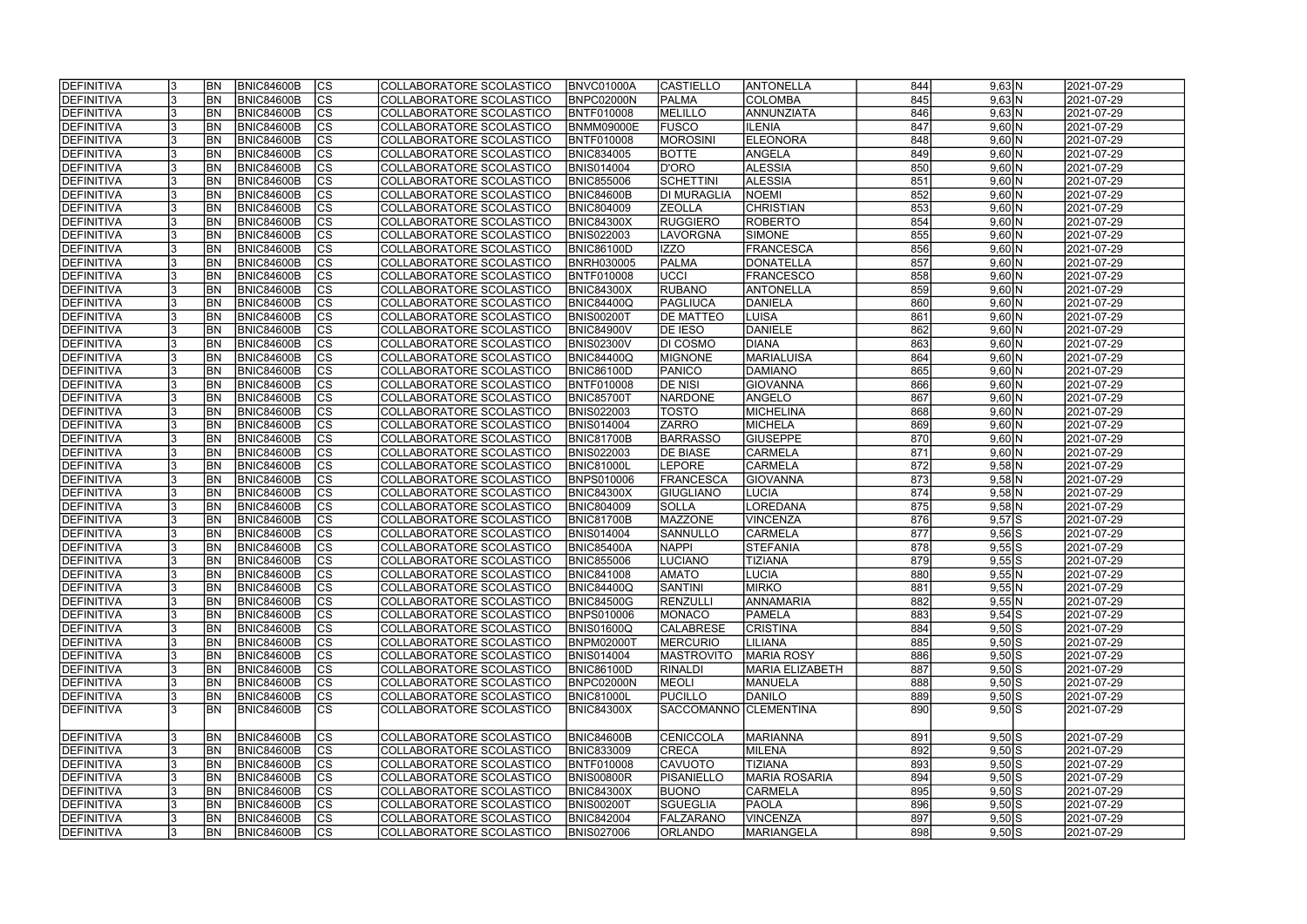| | | | | | | | | | | | | |
|---|---|---|---|---|---|---|---|---|---|---|---|---|
| DEFINITIVA | 3 | BN | BNIC84600B | CS | COLLABORATORE SCOLASTICO | BNVC01000A | CASTIELLO | ANTONELLA | 844 | 9,63 | N | 2021-07-29 |
| DEFINITIVA | 3 | BN | BNIC84600B | CS | COLLABORATORE SCOLASTICO | BNPC02000N | PALMA | COLOMBA | 845 | 9,63 | N | 2021-07-29 |
| DEFINITIVA | 3 | BN | BNIC84600B | CS | COLLABORATORE SCOLASTICO | BNTF010008 | MELILLO | ANNUNZIATA | 846 | 9,63 | N | 2021-07-29 |
| DEFINITIVA | 3 | BN | BNIC84600B | CS | COLLABORATORE SCOLASTICO | BNMM09000E | FUSCO | ILENIA | 847 | 9,60 | N | 2021-07-29 |
| DEFINITIVA | 3 | BN | BNIC84600B | CS | COLLABORATORE SCOLASTICO | BNTF010008 | MOROSINI | ELEONORA | 848 | 9,60 | N | 2021-07-29 |
| DEFINITIVA | 3 | BN | BNIC84600B | CS | COLLABORATORE SCOLASTICO | BNIC834005 | BOTTE | ANGELA | 849 | 9,60 | N | 2021-07-29 |
| DEFINITIVA | 3 | BN | BNIC84600B | CS | COLLABORATORE SCOLASTICO | BNIS014004 | D'ORO | ALESSIA | 850 | 9,60 | N | 2021-07-29 |
| DEFINITIVA | 3 | BN | BNIC84600B | CS | COLLABORATORE SCOLASTICO | BNIC855006 | SCHETTINI | ALESSIA | 851 | 9,60 | N | 2021-07-29 |
| DEFINITIVA | 3 | BN | BNIC84600B | CS | COLLABORATORE SCOLASTICO | BNIC84600B | DI MURAGLIA | NOEMI | 852 | 9,60 | N | 2021-07-29 |
| DEFINITIVA | 3 | BN | BNIC84600B | CS | COLLABORATORE SCOLASTICO | BNIC804009 | ZEOLLA | CHRISTIAN | 853 | 9,60 | N | 2021-07-29 |
| DEFINITIVA | 3 | BN | BNIC84600B | CS | COLLABORATORE SCOLASTICO | BNIC84300X | RUGGIERO | ROBERTO | 854 | 9,60 | N | 2021-07-29 |
| DEFINITIVA | 3 | BN | BNIC84600B | CS | COLLABORATORE SCOLASTICO | BNIS022003 | LAVORGNA | SIMONE | 855 | 9,60 | N | 2021-07-29 |
| DEFINITIVA | 3 | BN | BNIC84600B | CS | COLLABORATORE SCOLASTICO | BNIC86100D | IZZO | FRANCESCA | 856 | 9,60 | N | 2021-07-29 |
| DEFINITIVA | 3 | BN | BNIC84600B | CS | COLLABORATORE SCOLASTICO | BNRH030005 | PALMA | DONATELLA | 857 | 9,60 | N | 2021-07-29 |
| DEFINITIVA | 3 | BN | BNIC84600B | CS | COLLABORATORE SCOLASTICO | BNTF010008 | UCCI | FRANCESCO | 858 | 9,60 | N | 2021-07-29 |
| DEFINITIVA | 3 | BN | BNIC84600B | CS | COLLABORATORE SCOLASTICO | BNIC84300X | RUBANO | ANTONELLA | 859 | 9,60 | N | 2021-07-29 |
| DEFINITIVA | 3 | BN | BNIC84600B | CS | COLLABORATORE SCOLASTICO | BNIC84400Q | PAGLIUCA | DANIELA | 860 | 9,60 | N | 2021-07-29 |
| DEFINITIVA | 3 | BN | BNIC84600B | CS | COLLABORATORE SCOLASTICO | BNIS00200T | DE MATTEO | LUISA | 861 | 9,60 | N | 2021-07-29 |
| DEFINITIVA | 3 | BN | BNIC84600B | CS | COLLABORATORE SCOLASTICO | BNIC84900V | DE IESO | DANIELE | 862 | 9,60 | N | 2021-07-29 |
| DEFINITIVA | 3 | BN | BNIC84600B | CS | COLLABORATORE SCOLASTICO | BNIS02300V | DI COSMO | DIANA | 863 | 9,60 | N | 2021-07-29 |
| DEFINITIVA | 3 | BN | BNIC84600B | CS | COLLABORATORE SCOLASTICO | BNIC84400Q | MIGNONE | MARIALUISA | 864 | 9,60 | N | 2021-07-29 |
| DEFINITIVA | 3 | BN | BNIC84600B | CS | COLLABORATORE SCOLASTICO | BNIC86100D | PANICO | DAMIANO | 865 | 9,60 | N | 2021-07-29 |
| DEFINITIVA | 3 | BN | BNIC84600B | CS | COLLABORATORE SCOLASTICO | BNTF010008 | DE NISI | GIOVANNA | 866 | 9,60 | N | 2021-07-29 |
| DEFINITIVA | 3 | BN | BNIC84600B | CS | COLLABORATORE SCOLASTICO | BNIC85700T | NARDONE | ANGELO | 867 | 9,60 | N | 2021-07-29 |
| DEFINITIVA | 3 | BN | BNIC84600B | CS | COLLABORATORE SCOLASTICO | BNIS022003 | TOSTO | MICHELINA | 868 | 9,60 | N | 2021-07-29 |
| DEFINITIVA | 3 | BN | BNIC84600B | CS | COLLABORATORE SCOLASTICO | BNIS014004 | ZARRO | MICHELA | 869 | 9,60 | N | 2021-07-29 |
| DEFINITIVA | 3 | BN | BNIC84600B | CS | COLLABORATORE SCOLASTICO | BNIC81700B | BARRASSO | GIUSEPPE | 870 | 9,60 | N | 2021-07-29 |
| DEFINITIVA | 3 | BN | BNIC84600B | CS | COLLABORATORE SCOLASTICO | BNIS022003 | DE BIASE | CARMELA | 871 | 9,60 | N | 2021-07-29 |
| DEFINITIVA | 3 | BN | BNIC84600B | CS | COLLABORATORE SCOLASTICO | BNIC81000L | LEPORE | CARMELA | 872 | 9,58 | N | 2021-07-29 |
| DEFINITIVA | 3 | BN | BNIC84600B | CS | COLLABORATORE SCOLASTICO | BNPS010006 | FRANCESCA | GIOVANNA | 873 | 9,58 | N | 2021-07-29 |
| DEFINITIVA | 3 | BN | BNIC84600B | CS | COLLABORATORE SCOLASTICO | BNIC84300X | GIUGLIANO | LUCIA | 874 | 9,58 | N | 2021-07-29 |
| DEFINITIVA | 3 | BN | BNIC84600B | CS | COLLABORATORE SCOLASTICO | BNIC804009 | SOLLA | LOREDANA | 875 | 9,58 | N | 2021-07-29 |
| DEFINITIVA | 3 | BN | BNIC84600B | CS | COLLABORATORE SCOLASTICO | BNIC81700B | MAZZONE | VINCENZA | 876 | 9,57 | S | 2021-07-29 |
| DEFINITIVA | 3 | BN | BNIC84600B | CS | COLLABORATORE SCOLASTICO | BNIS014004 | SANNULLO | CARMELA | 877 | 9,56 | S | 2021-07-29 |
| DEFINITIVA | 3 | BN | BNIC84600B | CS | COLLABORATORE SCOLASTICO | BNIC85400A | NAPPI | STEFANIA | 878 | 9,55 | S | 2021-07-29 |
| DEFINITIVA | 3 | BN | BNIC84600B | CS | COLLABORATORE SCOLASTICO | BNIC855006 | LUCIANO | TIZIANA | 879 | 9,55 | S | 2021-07-29 |
| DEFINITIVA | 3 | BN | BNIC84600B | CS | COLLABORATORE SCOLASTICO | BNIC841008 | AMATO | LUCIA | 880 | 9,55 | N | 2021-07-29 |
| DEFINITIVA | 3 | BN | BNIC84600B | CS | COLLABORATORE SCOLASTICO | BNIC84400Q | SANTINI | MIRKO | 881 | 9,55 | N | 2021-07-29 |
| DEFINITIVA | 3 | BN | BNIC84600B | CS | COLLABORATORE SCOLASTICO | BNIC84500G | RENZULLI | ANNAMARIA | 882 | 9,55 | N | 2021-07-29 |
| DEFINITIVA | 3 | BN | BNIC84600B | CS | COLLABORATORE SCOLASTICO | BNPS010006 | MONACO | PAMELA | 883 | 9,54 | S | 2021-07-29 |
| DEFINITIVA | 3 | BN | BNIC84600B | CS | COLLABORATORE SCOLASTICO | BNIS01600Q | CALABRESE | CRISTINA | 884 | 9,50 | S | 2021-07-29 |
| DEFINITIVA | 3 | BN | BNIC84600B | CS | COLLABORATORE SCOLASTICO | BNPM02000T | MERCURIO | LILIANA | 885 | 9,50 | S | 2021-07-29 |
| DEFINITIVA | 3 | BN | BNIC84600B | CS | COLLABORATORE SCOLASTICO | BNIS014004 | MASTROVITO | MARIA ROSY | 886 | 9,50 | S | 2021-07-29 |
| DEFINITIVA | 3 | BN | BNIC84600B | CS | COLLABORATORE SCOLASTICO | BNIC86100D | RINALDI | MARIA ELIZABETH | 887 | 9,50 | S | 2021-07-29 |
| DEFINITIVA | 3 | BN | BNIC84600B | CS | COLLABORATORE SCOLASTICO | BNPC02000N | MEOLI | MANUELA | 888 | 9,50 | S | 2021-07-29 |
| DEFINITIVA | 3 | BN | BNIC84600B | CS | COLLABORATORE SCOLASTICO | BNIC81000L | PUCILLO | DANILO | 889 | 9,50 | S | 2021-07-29 |
| DEFINITIVA | 3 | BN | BNIC84600B | CS | COLLABORATORE SCOLASTICO | BNIC84300X | SACCOMANNO | CLEMENTINA | 890 | 9,50 | S | 2021-07-29 |
| DEFINITIVA | 3 | BN | BNIC84600B | CS | COLLABORATORE SCOLASTICO | BNIC84600B | CENICCOLA | MARIANNA | 891 | 9,50 | S | 2021-07-29 |
| DEFINITIVA | 3 | BN | BNIC84600B | CS | COLLABORATORE SCOLASTICO | BNIC833009 | CRECA | MILENA | 892 | 9,50 | S | 2021-07-29 |
| DEFINITIVA | 3 | BN | BNIC84600B | CS | COLLABORATORE SCOLASTICO | BNTF010008 | CAVUOTO | TIZIANA | 893 | 9,50 | S | 2021-07-29 |
| DEFINITIVA | 3 | BN | BNIC84600B | CS | COLLABORATORE SCOLASTICO | BNIS00800R | PISANIELLO | MARIA ROSARIA | 894 | 9,50 | S | 2021-07-29 |
| DEFINITIVA | 3 | BN | BNIC84600B | CS | COLLABORATORE SCOLASTICO | BNIC84300X | BUONO | CARMELA | 895 | 9,50 | S | 2021-07-29 |
| DEFINITIVA | 3 | BN | BNIC84600B | CS | COLLABORATORE SCOLASTICO | BNIS00200T | SGUEGLIA | PAOLA | 896 | 9,50 | S | 2021-07-29 |
| DEFINITIVA | 3 | BN | BNIC84600B | CS | COLLABORATORE SCOLASTICO | BNIC842004 | FALZARANO | VINCENZA | 897 | 9,50 | S | 2021-07-29 |
| DEFINITIVA | 3 | BN | BNIC84600B | CS | COLLABORATORE SCOLASTICO | BNIS027006 | ORLANDO | MARIANGELA | 898 | 9,50 | S | 2021-07-29 |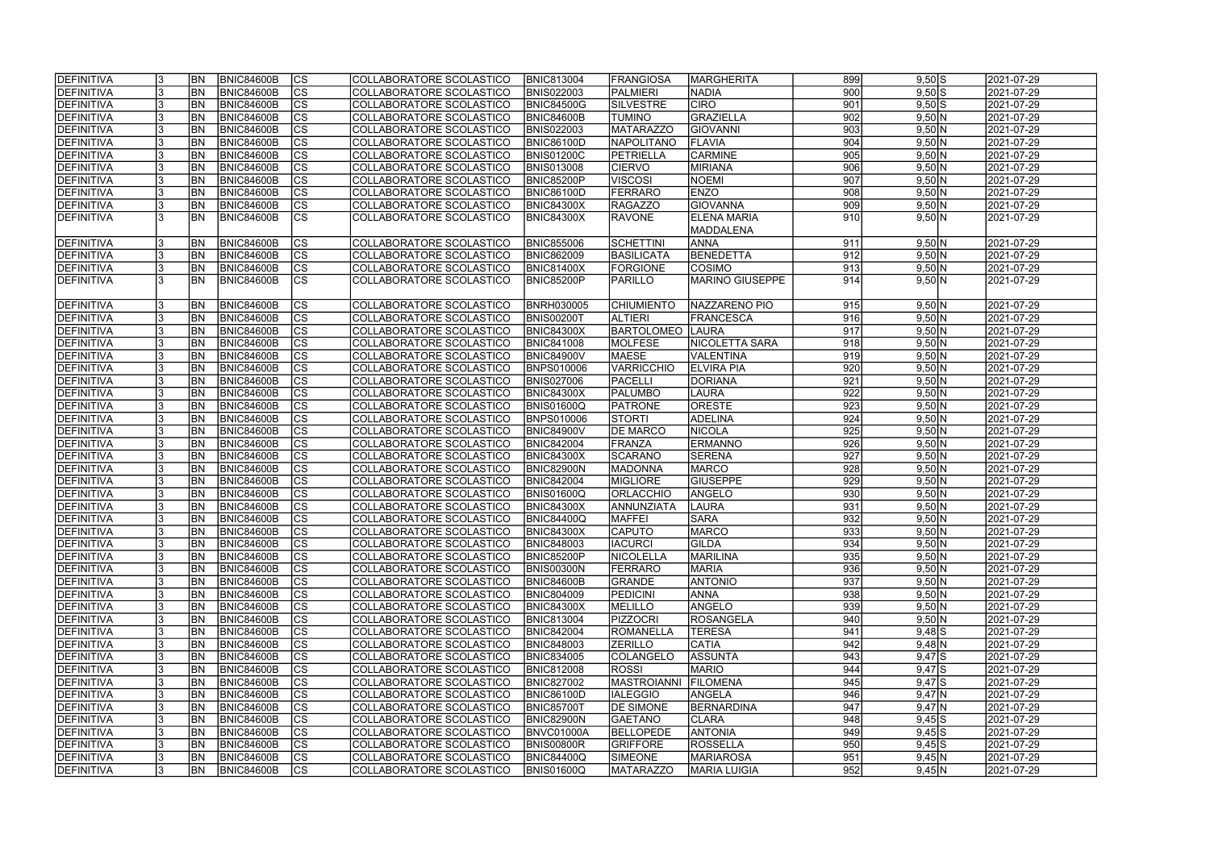| DEFINITIVA | 3 | BN | BNIC84600B | CS | COLLABORATORE SCOLASTICO | BNIC813004 | FRANGIOSA | MARGHERITA | 899 | 9,50 | S | 2021-07-29 |
|---|---|---|---|---|---|---|---|---|---|---|---|---|
| DEFINITIVA | 3 | BN | BNIC84600B | CS | COLLABORATORE SCOLASTICO | BNIS022003 | PALMIERI | NADIA | 900 | 9,50 | S | 2021-07-29 |
| DEFINITIVA | 3 | BN | BNIC84600B | CS | COLLABORATORE SCOLASTICO | BNIC84500G | SILVESTRE | CIRO | 901 | 9,50 | S | 2021-07-29 |
| DEFINITIVA | 3 | BN | BNIC84600B | CS | COLLABORATORE SCOLASTICO | BNIC84600B | TUMINO | GRAZIELLA | 902 | 9,50 | N | 2021-07-29 |
| DEFINITIVA | 3 | BN | BNIC84600B | CS | COLLABORATORE SCOLASTICO | BNIS022003 | MATARAZZO | GIOVANNI | 903 | 9,50 | N | 2021-07-29 |
| DEFINITIVA | 3 | BN | BNIC84600B | CS | COLLABORATORE SCOLASTICO | BNIC86100D | NAPOLITANO | FLAVIA | 904 | 9,50 | N | 2021-07-29 |
| DEFINITIVA | 3 | BN | BNIC84600B | CS | COLLABORATORE SCOLASTICO | BNIS01200C | PETRIELLA | CARMINE | 905 | 9,50 | N | 2021-07-29 |
| DEFINITIVA | 3 | BN | BNIC84600B | CS | COLLABORATORE SCOLASTICO | BNIS013008 | CIERVO | MIRIANA | 906 | 9,50 | N | 2021-07-29 |
| DEFINITIVA | 3 | BN | BNIC84600B | CS | COLLABORATORE SCOLASTICO | BNIC85200P | VISCOSI | NOEMI | 907 | 9,50 | N | 2021-07-29 |
| DEFINITIVA | 3 | BN | BNIC84600B | CS | COLLABORATORE SCOLASTICO | BNIC86100D | FERRARO | ENZO | 908 | 9,50 | N | 2021-07-29 |
| DEFINITIVA | 3 | BN | BNIC84600B | CS | COLLABORATORE SCOLASTICO | BNIC84300X | RAGAZZO | GIOVANNA | 909 | 9,50 | N | 2021-07-29 |
| DEFINITIVA | 3 | BN | BNIC84600B | CS | COLLABORATORE SCOLASTICO | BNIC84300X | RAVONE | ELENA MARIA MADDALENA | 910 | 9,50 | N | 2021-07-29 |
| DEFINITIVA | 3 | BN | BNIC84600B | CS | COLLABORATORE SCOLASTICO | BNIC855006 | SCHETTINI | ANNA | 911 | 9,50 | N | 2021-07-29 |
| DEFINITIVA | 3 | BN | BNIC84600B | CS | COLLABORATORE SCOLASTICO | BNIC862009 | BASILICATA | BENEDETTA | 912 | 9,50 | N | 2021-07-29 |
| DEFINITIVA | 3 | BN | BNIC84600B | CS | COLLABORATORE SCOLASTICO | BNIC81400X | FORGIONE | COSIMO | 913 | 9,50 | N | 2021-07-29 |
| DEFINITIVA | 3 | BN | BNIC84600B | CS | COLLABORATORE SCOLASTICO | BNIC85200P | PARILLO | MARINO GIUSEPPE | 914 | 9,50 | N | 2021-07-29 |
| DEFINITIVA | 3 | BN | BNIC84600B | CS | COLLABORATORE SCOLASTICO | BNRH030005 | CHIUMIENTO | NAZZARENO PIO | 915 | 9,50 | N | 2021-07-29 |
| DEFINITIVA | 3 | BN | BNIC84600B | CS | COLLABORATORE SCOLASTICO | BNIS00200T | ALTIERI | FRANCESCA | 916 | 9,50 | N | 2021-07-29 |
| DEFINITIVA | 3 | BN | BNIC84600B | CS | COLLABORATORE SCOLASTICO | BNIC84300X | BARTOLOMEO | LAURA | 917 | 9,50 | N | 2021-07-29 |
| DEFINITIVA | 3 | BN | BNIC84600B | CS | COLLABORATORE SCOLASTICO | BNIC841008 | MOLFESE | NICOLETTA SARA | 918 | 9,50 | N | 2021-07-29 |
| DEFINITIVA | 3 | BN | BNIC84600B | CS | COLLABORATORE SCOLASTICO | BNIC84900V | MAESE | VALENTINA | 919 | 9,50 | N | 2021-07-29 |
| DEFINITIVA | 3 | BN | BNIC84600B | CS | COLLABORATORE SCOLASTICO | BNPS010006 | VARRICCHIO | ELVIRA PIA | 920 | 9,50 | N | 2021-07-29 |
| DEFINITIVA | 3 | BN | BNIC84600B | CS | COLLABORATORE SCOLASTICO | BNIS027006 | PACELLI | DORIANA | 921 | 9,50 | N | 2021-07-29 |
| DEFINITIVA | 3 | BN | BNIC84600B | CS | COLLABORATORE SCOLASTICO | BNIC84300X | PALUMBO | LAURA | 922 | 9,50 | N | 2021-07-29 |
| DEFINITIVA | 3 | BN | BNIC84600B | CS | COLLABORATORE SCOLASTICO | BNIS01600Q | PATRONE | ORESTE | 923 | 9,50 | N | 2021-07-29 |
| DEFINITIVA | 3 | BN | BNIC84600B | CS | COLLABORATORE SCOLASTICO | BNPS010006 | STORTI | ADELINA | 924 | 9,50 | N | 2021-07-29 |
| DEFINITIVA | 3 | BN | BNIC84600B | CS | COLLABORATORE SCOLASTICO | BNIC84900V | DE MARCO | NICOLA | 925 | 9,50 | N | 2021-07-29 |
| DEFINITIVA | 3 | BN | BNIC84600B | CS | COLLABORATORE SCOLASTICO | BNIC842004 | FRANZA | ERMANNO | 926 | 9,50 | N | 2021-07-29 |
| DEFINITIVA | 3 | BN | BNIC84600B | CS | COLLABORATORE SCOLASTICO | BNIC84300X | SCARANO | SERENA | 927 | 9,50 | N | 2021-07-29 |
| DEFINITIVA | 3 | BN | BNIC84600B | CS | COLLABORATORE SCOLASTICO | BNIC82900N | MADONNA | MARCO | 928 | 9,50 | N | 2021-07-29 |
| DEFINITIVA | 3 | BN | BNIC84600B | CS | COLLABORATORE SCOLASTICO | BNIC842004 | MIGLIORE | GIUSEPPE | 929 | 9,50 | N | 2021-07-29 |
| DEFINITIVA | 3 | BN | BNIC84600B | CS | COLLABORATORE SCOLASTICO | BNIS01600Q | ORLACCHIO | ANGELO | 930 | 9,50 | N | 2021-07-29 |
| DEFINITIVA | 3 | BN | BNIC84600B | CS | COLLABORATORE SCOLASTICO | BNIC84300X | ANNUNZIATA | LAURA | 931 | 9,50 | N | 2021-07-29 |
| DEFINITIVA | 3 | BN | BNIC84600B | CS | COLLABORATORE SCOLASTICO | BNIC84400Q | MAFFEI | SARA | 932 | 9,50 | N | 2021-07-29 |
| DEFINITIVA | 3 | BN | BNIC84600B | CS | COLLABORATORE SCOLASTICO | BNIC84300X | CAPUTO | MARCO | 933 | 9,50 | N | 2021-07-29 |
| DEFINITIVA | 3 | BN | BNIC84600B | CS | COLLABORATORE SCOLASTICO | BNIC848003 | IACURCI | GILDA | 934 | 9,50 | N | 2021-07-29 |
| DEFINITIVA | 3 | BN | BNIC84600B | CS | COLLABORATORE SCOLASTICO | BNIC85200P | NICOLELLA | MARILINA | 935 | 9,50 | N | 2021-07-29 |
| DEFINITIVA | 3 | BN | BNIC84600B | CS | COLLABORATORE SCOLASTICO | BNIS00300N | FERRARO | MARIA | 936 | 9,50 | N | 2021-07-29 |
| DEFINITIVA | 3 | BN | BNIC84600B | CS | COLLABORATORE SCOLASTICO | BNIC84600B | GRANDE | ANTONIO | 937 | 9,50 | N | 2021-07-29 |
| DEFINITIVA | 3 | BN | BNIC84600B | CS | COLLABORATORE SCOLASTICO | BNIC804009 | PEDICINI | ANNA | 938 | 9,50 | N | 2021-07-29 |
| DEFINITIVA | 3 | BN | BNIC84600B | CS | COLLABORATORE SCOLASTICO | BNIC84300X | MELILLO | ANGELO | 939 | 9,50 | N | 2021-07-29 |
| DEFINITIVA | 3 | BN | BNIC84600B | CS | COLLABORATORE SCOLASTICO | BNIC813004 | PIZZOCRI | ROSANGELA | 940 | 9,50 | N | 2021-07-29 |
| DEFINITIVA | 3 | BN | BNIC84600B | CS | COLLABORATORE SCOLASTICO | BNIC842004 | ROMANELLA | TERESA | 941 | 9,48 | S | 2021-07-29 |
| DEFINITIVA | 3 | BN | BNIC84600B | CS | COLLABORATORE SCOLASTICO | BNIC848003 | ZERILLO | CATIA | 942 | 9,48 | N | 2021-07-29 |
| DEFINITIVA | 3 | BN | BNIC84600B | CS | COLLABORATORE SCOLASTICO | BNIC834005 | COLANGELO | ASSUNTA | 943 | 9,47 | S | 2021-07-29 |
| DEFINITIVA | 3 | BN | BNIC84600B | CS | COLLABORATORE SCOLASTICO | BNIC812008 | ROSSI | MARIO | 944 | 9,47 | S | 2021-07-29 |
| DEFINITIVA | 3 | BN | BNIC84600B | CS | COLLABORATORE SCOLASTICO | BNIC827002 | MASTROIANNI | FILOMENA | 945 | 9,47 | S | 2021-07-29 |
| DEFINITIVA | 3 | BN | BNIC84600B | CS | COLLABORATORE SCOLASTICO | BNIC86100D | IALEGGIO | ANGELA | 946 | 9,47 | N | 2021-07-29 |
| DEFINITIVA | 3 | BN | BNIC84600B | CS | COLLABORATORE SCOLASTICO | BNIC85700T | DE SIMONE | BERNARDINA | 947 | 9,47 | N | 2021-07-29 |
| DEFINITIVA | 3 | BN | BNIC84600B | CS | COLLABORATORE SCOLASTICO | BNIC82900N | GAETANO | CLARA | 948 | 9,45 | S | 2021-07-29 |
| DEFINITIVA | 3 | BN | BNIC84600B | CS | COLLABORATORE SCOLASTICO | BNVC01000A | BELLOPEDE | ANTONIA | 949 | 9,45 | S | 2021-07-29 |
| DEFINITIVA | 3 | BN | BNIC84600B | CS | COLLABORATORE SCOLASTICO | BNIS00800R | GRIFFORE | ROSSELLA | 950 | 9,45 | S | 2021-07-29 |
| DEFINITIVA | 3 | BN | BNIC84600B | CS | COLLABORATORE SCOLASTICO | BNIC84400Q | SIMEONE | MARIAROSA | 951 | 9,45 | N | 2021-07-29 |
| DEFINITIVA | 3 | BN | BNIC84600B | CS | COLLABORATORE SCOLASTICO | BNIS01600Q | MATARAZZO | MARIA LUIGIA | 952 | 9,45 | N | 2021-07-29 |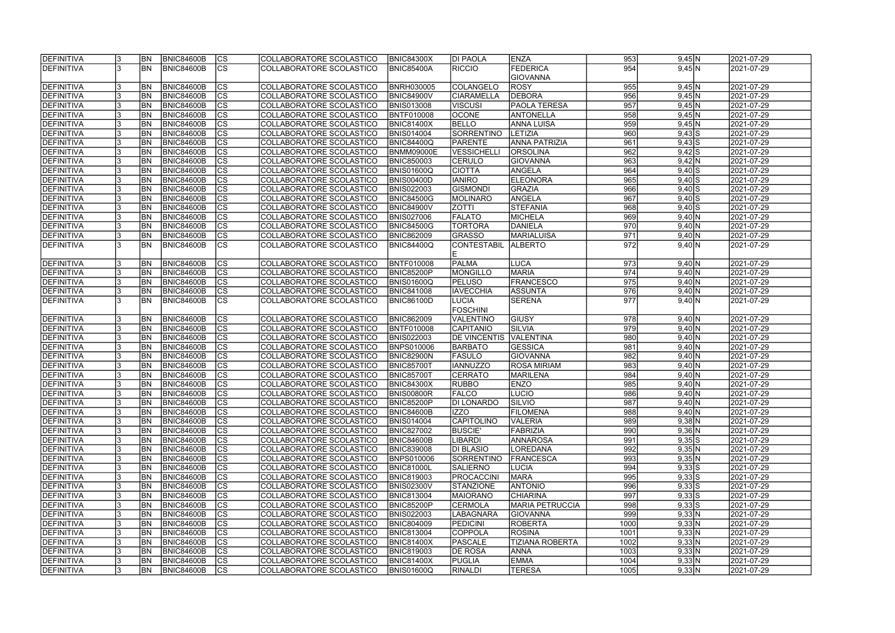| | | | | | | | | | | | | |
|---|---|---|---|---|---|---|---|---|---|---|---|---|
| DEFINITIVA | 3 | BN | BNIC84600B | CS | COLLABORATORE SCOLASTICO | BNIC84300X | DI PAOLA | ENZA | 953 | 9,45 | N | 2021-07-29 |
| DEFINITIVA | 3 | BN | BNIC84600B | CS | COLLABORATORE SCOLASTICO | BNIC85400A | RICCIO | FEDERICA GIOVANNA | 954 | 9,45 | N | 2021-07-29 |
| DEFINITIVA | 3 | BN | BNIC84600B | CS | COLLABORATORE SCOLASTICO | BNRH030005 | COLANGELO | ROSY | 955 | 9,45 | N | 2021-07-29 |
| DEFINITIVA | 3 | BN | BNIC84600B | CS | COLLABORATORE SCOLASTICO | BNIC84900V | CIARAMELLA | DEBORA | 956 | 9,45 | N | 2021-07-29 |
| DEFINITIVA | 3 | BN | BNIC84600B | CS | COLLABORATORE SCOLASTICO | BNIS013008 | VISCUSI | PAOLA TERESA | 957 | 9,45 | N | 2021-07-29 |
| DEFINITIVA | 3 | BN | BNIC84600B | CS | COLLABORATORE SCOLASTICO | BNTF010008 | OCONE | ANTONELLA | 958 | 9,45 | N | 2021-07-29 |
| DEFINITIVA | 3 | BN | BNIC84600B | CS | COLLABORATORE SCOLASTICO | BNIC81400X | BELLO | ANNA LUISA | 959 | 9,45 | N | 2021-07-29 |
| DEFINITIVA | 3 | BN | BNIC84600B | CS | COLLABORATORE SCOLASTICO | BNIS014004 | SORRENTINO | LETIZIA | 960 | 9,43 | S | 2021-07-29 |
| DEFINITIVA | 3 | BN | BNIC84600B | CS | COLLABORATORE SCOLASTICO | BNIC84400Q | PARENTE | ANNA PATRIZIA | 961 | 9,43 | S | 2021-07-29 |
| DEFINITIVA | 3 | BN | BNIC84600B | CS | COLLABORATORE SCOLASTICO | BNMM09000E | VESSICHELLI | ORSOLINA | 962 | 9,42 | S | 2021-07-29 |
| DEFINITIVA | 3 | BN | BNIC84600B | CS | COLLABORATORE SCOLASTICO | BNIC850003 | CERULO | GIOVANNA | 963 | 9,42 | N | 2021-07-29 |
| DEFINITIVA | 3 | BN | BNIC84600B | CS | COLLABORATORE SCOLASTICO | BNIS01600Q | CIOTTA | ANGELA | 964 | 9,40 | S | 2021-07-29 |
| DEFINITIVA | 3 | BN | BNIC84600B | CS | COLLABORATORE SCOLASTICO | BNIS00400D | IANIRO | ELEONORA | 965 | 9,40 | S | 2021-07-29 |
| DEFINITIVA | 3 | BN | BNIC84600B | CS | COLLABORATORE SCOLASTICO | BNIS022003 | GISMONDI | GRAZIA | 966 | 9,40 | S | 2021-07-29 |
| DEFINITIVA | 3 | BN | BNIC84600B | CS | COLLABORATORE SCOLASTICO | BNIC84500G | MOLINARO | ANGELA | 967 | 9,40 | S | 2021-07-29 |
| DEFINITIVA | 3 | BN | BNIC84600B | CS | COLLABORATORE SCOLASTICO | BNIC84900V | ZOTTI | STEFANIA | 968 | 9,40 | S | 2021-07-29 |
| DEFINITIVA | 3 | BN | BNIC84600B | CS | COLLABORATORE SCOLASTICO | BNIS027006 | FALATO | MICHELA | 969 | 9,40 | N | 2021-07-29 |
| DEFINITIVA | 3 | BN | BNIC84600B | CS | COLLABORATORE SCOLASTICO | BNIC84500G | TORTORA | DANIELA | 970 | 9,40 | N | 2021-07-29 |
| DEFINITIVA | 3 | BN | BNIC84600B | CS | COLLABORATORE SCOLASTICO | BNIC862009 | GRASSO | MARIALUISA | 971 | 9,40 | N | 2021-07-29 |
| DEFINITIVA | 3 | BN | BNIC84600B | CS | COLLABORATORE SCOLASTICO | BNIC84400Q | CONTESTABILE | ALBERTO | 972 | 9,40 | N | 2021-07-29 |
| DEFINITIVA | 3 | BN | BNIC84600B | CS | COLLABORATORE SCOLASTICO | BNTF010008 | PALMA | LUCA | 973 | 9,40 | N | 2021-07-29 |
| DEFINITIVA | 3 | BN | BNIC84600B | CS | COLLABORATORE SCOLASTICO | BNIC85200P | MONGILLO | MARIA | 974 | 9,40 | N | 2021-07-29 |
| DEFINITIVA | 3 | BN | BNIC84600B | CS | COLLABORATORE SCOLASTICO | BNIS01600Q | PELUSO | FRANCESCO | 975 | 9,40 | N | 2021-07-29 |
| DEFINITIVA | 3 | BN | BNIC84600B | CS | COLLABORATORE SCOLASTICO | BNIC841008 | IAVECCHIA | ASSUNTA | 976 | 9,40 | N | 2021-07-29 |
| DEFINITIVA | 3 | BN | BNIC84600B | CS | COLLABORATORE SCOLASTICO | BNIC86100D | LUCIA FOSCHINI | SERENA | 977 | 9,40 | N | 2021-07-29 |
| DEFINITIVA | 3 | BN | BNIC84600B | CS | COLLABORATORE SCOLASTICO | BNIC862009 | VALENTINO | GIUSY | 978 | 9,40 | N | 2021-07-29 |
| DEFINITIVA | 3 | BN | BNIC84600B | CS | COLLABORATORE SCOLASTICO | BNTF010008 | CAPITANIO | SILVIA | 979 | 9,40 | N | 2021-07-29 |
| DEFINITIVA | 3 | BN | BNIC84600B | CS | COLLABORATORE SCOLASTICO | BNIS022003 | DE VINCENTIS | VALENTINA | 980 | 9,40 | N | 2021-07-29 |
| DEFINITIVA | 3 | BN | BNIC84600B | CS | COLLABORATORE SCOLASTICO | BNPS010006 | BARBATO | GESSICA | 981 | 9,40 | N | 2021-07-29 |
| DEFINITIVA | 3 | BN | BNIC84600B | CS | COLLABORATORE SCOLASTICO | BNIC82900N | FASULO | GIOVANNA | 982 | 9,40 | N | 2021-07-29 |
| DEFINITIVA | 3 | BN | BNIC84600B | CS | COLLABORATORE SCOLASTICO | BNIC85700T | IANNUZZO | ROSA MIRIAM | 983 | 9,40 | N | 2021-07-29 |
| DEFINITIVA | 3 | BN | BNIC84600B | CS | COLLABORATORE SCOLASTICO | BNIC85700T | CERRATO | MARILENA | 984 | 9,40 | N | 2021-07-29 |
| DEFINITIVA | 3 | BN | BNIC84600B | CS | COLLABORATORE SCOLASTICO | BNIC84300X | RUBBO | ENZO | 985 | 9,40 | N | 2021-07-29 |
| DEFINITIVA | 3 | BN | BNIC84600B | CS | COLLABORATORE SCOLASTICO | BNIS00800R | FALCO | LUCIO | 986 | 9,40 | N | 2021-07-29 |
| DEFINITIVA | 3 | BN | BNIC84600B | CS | COLLABORATORE SCOLASTICO | BNIC85200P | DI LONARDO | SILVIO | 987 | 9,40 | N | 2021-07-29 |
| DEFINITIVA | 3 | BN | BNIC84600B | CS | COLLABORATORE SCOLASTICO | BNIC84600B | IZZO | FILOMENA | 988 | 9,40 | N | 2021-07-29 |
| DEFINITIVA | 3 | BN | BNIC84600B | CS | COLLABORATORE SCOLASTICO | BNIS014004 | CAPITOLINO | VALERIA | 989 | 9,38 | N | 2021-07-29 |
| DEFINITIVA | 3 | BN | BNIC84600B | CS | COLLABORATORE SCOLASTICO | BNIC827002 | BUSCIE' | FABRIZIA | 990 | 9,36 | N | 2021-07-29 |
| DEFINITIVA | 3 | BN | BNIC84600B | CS | COLLABORATORE SCOLASTICO | BNIC84600B | LIBARDI | ANNAROSA | 991 | 9,35 | S | 2021-07-29 |
| DEFINITIVA | 3 | BN | BNIC84600B | CS | COLLABORATORE SCOLASTICO | BNIC839008 | DI BLASIO | LOREDANA | 992 | 9,35 | N | 2021-07-29 |
| DEFINITIVA | 3 | BN | BNIC84600B | CS | COLLABORATORE SCOLASTICO | BNPS010006 | SORRENTINO | FRANCESCA | 993 | 9,35 | N | 2021-07-29 |
| DEFINITIVA | 3 | BN | BNIC84600B | CS | COLLABORATORE SCOLASTICO | BNIC81000L | SALIERNO | LUCIA | 994 | 9,33 | S | 2021-07-29 |
| DEFINITIVA | 3 | BN | BNIC84600B | CS | COLLABORATORE SCOLASTICO | BNIC819003 | PROCACCINI | MARA | 995 | 9,33 | S | 2021-07-29 |
| DEFINITIVA | 3 | BN | BNIC84600B | CS | COLLABORATORE SCOLASTICO | BNIS02300V | STANZIONE | ANTONIO | 996 | 9,33 | S | 2021-07-29 |
| DEFINITIVA | 3 | BN | BNIC84600B | CS | COLLABORATORE SCOLASTICO | BNIC813004 | MAIORANO | CHIARINA | 997 | 9,33 | S | 2021-07-29 |
| DEFINITIVA | 3 | BN | BNIC84600B | CS | COLLABORATORE SCOLASTICO | BNIC85200P | CERMOLA | MARIA PETRUCCIA | 998 | 9,33 | S | 2021-07-29 |
| DEFINITIVA | 3 | BN | BNIC84600B | CS | COLLABORATORE SCOLASTICO | BNIS022003 | LABAGNARA | GIOVANNA | 999 | 9,33 | N | 2021-07-29 |
| DEFINITIVA | 3 | BN | BNIC84600B | CS | COLLABORATORE SCOLASTICO | BNIC804009 | PEDICINI | ROBERTA | 1000 | 9,33 | N | 2021-07-29 |
| DEFINITIVA | 3 | BN | BNIC84600B | CS | COLLABORATORE SCOLASTICO | BNIC813004 | COPPOLA | ROSINA | 1001 | 9,33 | N | 2021-07-29 |
| DEFINITIVA | 3 | BN | BNIC84600B | CS | COLLABORATORE SCOLASTICO | BNIC81400X | PASCALE | TIZIANA ROBERTA | 1002 | 9,33 | N | 2021-07-29 |
| DEFINITIVA | 3 | BN | BNIC84600B | CS | COLLABORATORE SCOLASTICO | BNIC819003 | DE ROSA | ANNA | 1003 | 9,33 | N | 2021-07-29 |
| DEFINITIVA | 3 | BN | BNIC84600B | CS | COLLABORATORE SCOLASTICO | BNIC81400X | PUGLIA | EMMA | 1004 | 9,33 | N | 2021-07-29 |
| DEFINITIVA | 3 | BN | BNIC84600B | CS | COLLABORATORE SCOLASTICO | BNIS01600Q | RINALDI | TERESA | 1005 | 9,33 | N | 2021-07-29 |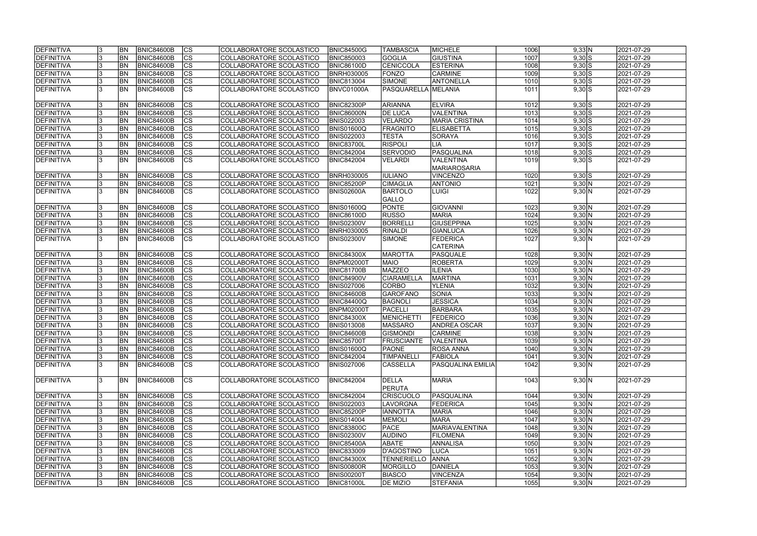| | | | | | | | | | | | | |
|---|---|---|---|---|---|---|---|---|---|---|---|---|
| DEFINITIVA | 3 | BN | BNIC84600B | CS | COLLABORATORE SCOLASTICO | BNIC84500G | TAMBASCIA | MICHELE | 1006 | 9,33 | N | 2021-07-29 |
| DEFINITIVA | 3 | BN | BNIC84600B | CS | COLLABORATORE SCOLASTICO | BNIC850003 | GOGLIA | GIUSTINA | 1007 | 9,30 | S | 2021-07-29 |
| DEFINITIVA | 3 | BN | BNIC84600B | CS | COLLABORATORE SCOLASTICO | BNIC86100D | CENICCOLA | ESTERINA | 1008 | 9,30 | S | 2021-07-29 |
| DEFINITIVA | 3 | BN | BNIC84600B | CS | COLLABORATORE SCOLASTICO | BNRH030005 | FONZO | CARMINE | 1009 | 9,30 | S | 2021-07-29 |
| DEFINITIVA | 3 | BN | BNIC84600B | CS | COLLABORATORE SCOLASTICO | BNIC813004 | SIMONE | ANTONELLA | 1010 | 9,30 | S | 2021-07-29 |
| DEFINITIVA | 3 | BN | BNIC84600B | CS | COLLABORATORE SCOLASTICO | BNVC01000A | PASQUARELLA | MELANIA | 1011 | 9,30 | S | 2021-07-29 |
| DEFINITIVA | 3 | BN | BNIC84600B | CS | COLLABORATORE SCOLASTICO | BNIC82300P | ARIANNA | ELVIRA | 1012 | 9,30 | S | 2021-07-29 |
| DEFINITIVA | 3 | BN | BNIC84600B | CS | COLLABORATORE SCOLASTICO | BNIC86000N | DE LUCA | VALENTINA | 1013 | 9,30 | S | 2021-07-29 |
| DEFINITIVA | 3 | BN | BNIC84600B | CS | COLLABORATORE SCOLASTICO | BNIS022003 | VELARDO | MARIA CRISTINA | 1014 | 9,30 | S | 2021-07-29 |
| DEFINITIVA | 3 | BN | BNIC84600B | CS | COLLABORATORE SCOLASTICO | BNIS01600Q | FRAGNITO | ELISABETTA | 1015 | 9,30 | S | 2021-07-29 |
| DEFINITIVA | 3 | BN | BNIC84600B | CS | COLLABORATORE SCOLASTICO | BNIS022003 | TESTA | SORAYA | 1016 | 9,30 | S | 2021-07-29 |
| DEFINITIVA | 3 | BN | BNIC84600B | CS | COLLABORATORE SCOLASTICO | BNIC83700L | RISPOLI | LIA | 1017 | 9,30 | S | 2021-07-29 |
| DEFINITIVA | 3 | BN | BNIC84600B | CS | COLLABORATORE SCOLASTICO | BNIC842004 | SERVODIO | PASQUALINA | 1018 | 9,30 | S | 2021-07-29 |
| DEFINITIVA | 3 | BN | BNIC84600B | CS | COLLABORATORE SCOLASTICO | BNIC842004 | VELARDI | VALENTINA MARIAROSARIA | 1019 | 9,30 | S | 2021-07-29 |
| DEFINITIVA | 3 | BN | BNIC84600B | CS | COLLABORATORE SCOLASTICO | BNRH030005 | IULIANO | VINCENZO | 1020 | 9,30 | S | 2021-07-29 |
| DEFINITIVA | 3 | BN | BNIC84600B | CS | COLLABORATORE SCOLASTICO | BNIC85200P | CIMAGLIA | ANTONIO | 1021 | 9,30 | N | 2021-07-29 |
| DEFINITIVA | 3 | BN | BNIC84600B | CS | COLLABORATORE SCOLASTICO | BNIS02600A | BARTOLO GALLO | LUIGI | 1022 | 9,30 | N | 2021-07-29 |
| DEFINITIVA | 3 | BN | BNIC84600B | CS | COLLABORATORE SCOLASTICO | BNIS01600Q | PONTE | GIOVANNI | 1023 | 9,30 | N | 2021-07-29 |
| DEFINITIVA | 3 | BN | BNIC84600B | CS | COLLABORATORE SCOLASTICO | BNIC86100D | RUSSO | MARIA | 1024 | 9,30 | N | 2021-07-29 |
| DEFINITIVA | 3 | BN | BNIC84600B | CS | COLLABORATORE SCOLASTICO | BNIS02300V | BORRELLI | GIUSEPPINA | 1025 | 9,30 | N | 2021-07-29 |
| DEFINITIVA | 3 | BN | BNIC84600B | CS | COLLABORATORE SCOLASTICO | BNRH030005 | RINALDI | GIANLUCA | 1026 | 9,30 | N | 2021-07-29 |
| DEFINITIVA | 3 | BN | BNIC84600B | CS | COLLABORATORE SCOLASTICO | BNIS02300V | SIMONE | FEDERICA CATERINA | 1027 | 9,30 | N | 2021-07-29 |
| DEFINITIVA | 3 | BN | BNIC84600B | CS | COLLABORATORE SCOLASTICO | BNIC84300X | MAROTTA | PASQUALE | 1028 | 9,30 | N | 2021-07-29 |
| DEFINITIVA | 3 | BN | BNIC84600B | CS | COLLABORATORE SCOLASTICO | BNPM02000T | MAIO | ROBERTA | 1029 | 9,30 | N | 2021-07-29 |
| DEFINITIVA | 3 | BN | BNIC84600B | CS | COLLABORATORE SCOLASTICO | BNIC81700B | MAZZEO | ILENIA | 1030 | 9,30 | N | 2021-07-29 |
| DEFINITIVA | 3 | BN | BNIC84600B | CS | COLLABORATORE SCOLASTICO | BNIC84900V | CIARAMELLA | MARTINA | 1031 | 9,30 | N | 2021-07-29 |
| DEFINITIVA | 3 | BN | BNIC84600B | CS | COLLABORATORE SCOLASTICO | BNIS027006 | CORBO | YLENIA | 1032 | 9,30 | N | 2021-07-29 |
| DEFINITIVA | 3 | BN | BNIC84600B | CS | COLLABORATORE SCOLASTICO | BNIC84600B | GAROFANO | SONIA | 1033 | 9,30 | N | 2021-07-29 |
| DEFINITIVA | 3 | BN | BNIC84600B | CS | COLLABORATORE SCOLASTICO | BNIC84400Q | BAGNOLI | JESSICA | 1034 | 9,30 | N | 2021-07-29 |
| DEFINITIVA | 3 | BN | BNIC84600B | CS | COLLABORATORE SCOLASTICO | BNPM02000T | PACELLI | BARBARA | 1035 | 9,30 | N | 2021-07-29 |
| DEFINITIVA | 3 | BN | BNIC84600B | CS | COLLABORATORE SCOLASTICO | BNIC84300X | MENICHETTI | FEDERICO | 1036 | 9,30 | N | 2021-07-29 |
| DEFINITIVA | 3 | BN | BNIC84600B | CS | COLLABORATORE SCOLASTICO | BNIS013008 | MASSARO | ANDREA OSCAR | 1037 | 9,30 | N | 2021-07-29 |
| DEFINITIVA | 3 | BN | BNIC84600B | CS | COLLABORATORE SCOLASTICO | BNIC84600B | GISMONDI | CARMINE | 1038 | 9,30 | N | 2021-07-29 |
| DEFINITIVA | 3 | BN | BNIC84600B | CS | COLLABORATORE SCOLASTICO | BNIC85700T | FRUSCIANTE | VALENTINA | 1039 | 9,30 | N | 2021-07-29 |
| DEFINITIVA | 3 | BN | BNIC84600B | CS | COLLABORATORE SCOLASTICO | BNIS01600Q | PAONE | ROSA ANNA | 1040 | 9,30 | N | 2021-07-29 |
| DEFINITIVA | 3 | BN | BNIC84600B | CS | COLLABORATORE SCOLASTICO | BNIC842004 | TIMPANELLI | FABIOLA | 1041 | 9,30 | N | 2021-07-29 |
| DEFINITIVA | 3 | BN | BNIC84600B | CS | COLLABORATORE SCOLASTICO | BNIS027006 | CASSELLA | PASQUALINA EMILIA | 1042 | 9,30 | N | 2021-07-29 |
| DEFINITIVA | 3 | BN | BNIC84600B | CS | COLLABORATORE SCOLASTICO | BNIC842004 | DELLA PERUTA | MARIA | 1043 | 9,30 | N | 2021-07-29 |
| DEFINITIVA | 3 | BN | BNIC84600B | CS | COLLABORATORE SCOLASTICO | BNIC842004 | CRISCUOLO | PASQUALINA | 1044 | 9,30 | N | 2021-07-29 |
| DEFINITIVA | 3 | BN | BNIC84600B | CS | COLLABORATORE SCOLASTICO | BNIS022003 | LAVORGNA | FEDERICA | 1045 | 9,30 | N | 2021-07-29 |
| DEFINITIVA | 3 | BN | BNIC84600B | CS | COLLABORATORE SCOLASTICO | BNIC85200P | IANNOTTA | MARIA | 1046 | 9,30 | N | 2021-07-29 |
| DEFINITIVA | 3 | BN | BNIC84600B | CS | COLLABORATORE SCOLASTICO | BNIS014004 | MEMOLI | MARA | 1047 | 9,30 | N | 2021-07-29 |
| DEFINITIVA | 3 | BN | BNIC84600B | CS | COLLABORATORE SCOLASTICO | BNIC83800C | PACE | MARIAVALENTINA | 1048 | 9,30 | N | 2021-07-29 |
| DEFINITIVA | 3 | BN | BNIC84600B | CS | COLLABORATORE SCOLASTICO | BNIS02300V | AUDINO | FILOMENA | 1049 | 9,30 | N | 2021-07-29 |
| DEFINITIVA | 3 | BN | BNIC84600B | CS | COLLABORATORE SCOLASTICO | BNIC85400A | ABATE | ANNALISA | 1050 | 9,30 | N | 2021-07-29 |
| DEFINITIVA | 3 | BN | BNIC84600B | CS | COLLABORATORE SCOLASTICO | BNIC833009 | D'AGOSTINO | LUCA | 1051 | 9,30 | N | 2021-07-29 |
| DEFINITIVA | 3 | BN | BNIC84600B | CS | COLLABORATORE SCOLASTICO | BNIC84300X | TENNERIELLO | ANNA | 1052 | 9,30 | N | 2021-07-29 |
| DEFINITIVA | 3 | BN | BNIC84600B | CS | COLLABORATORE SCOLASTICO | BNIS00800R | MORGILLO | DANIELA | 1053 | 9,30 | N | 2021-07-29 |
| DEFINITIVA | 3 | BN | BNIC84600B | CS | COLLABORATORE SCOLASTICO | BNIS00200T | BIASCO | VINCENZA | 1054 | 9,30 | N | 2021-07-29 |
| DEFINITIVA | 3 | BN | BNIC84600B | CS | COLLABORATORE SCOLASTICO | BNIC81000L | DE MIZIO | STEFANIA | 1055 | 9,30 | N | 2021-07-29 |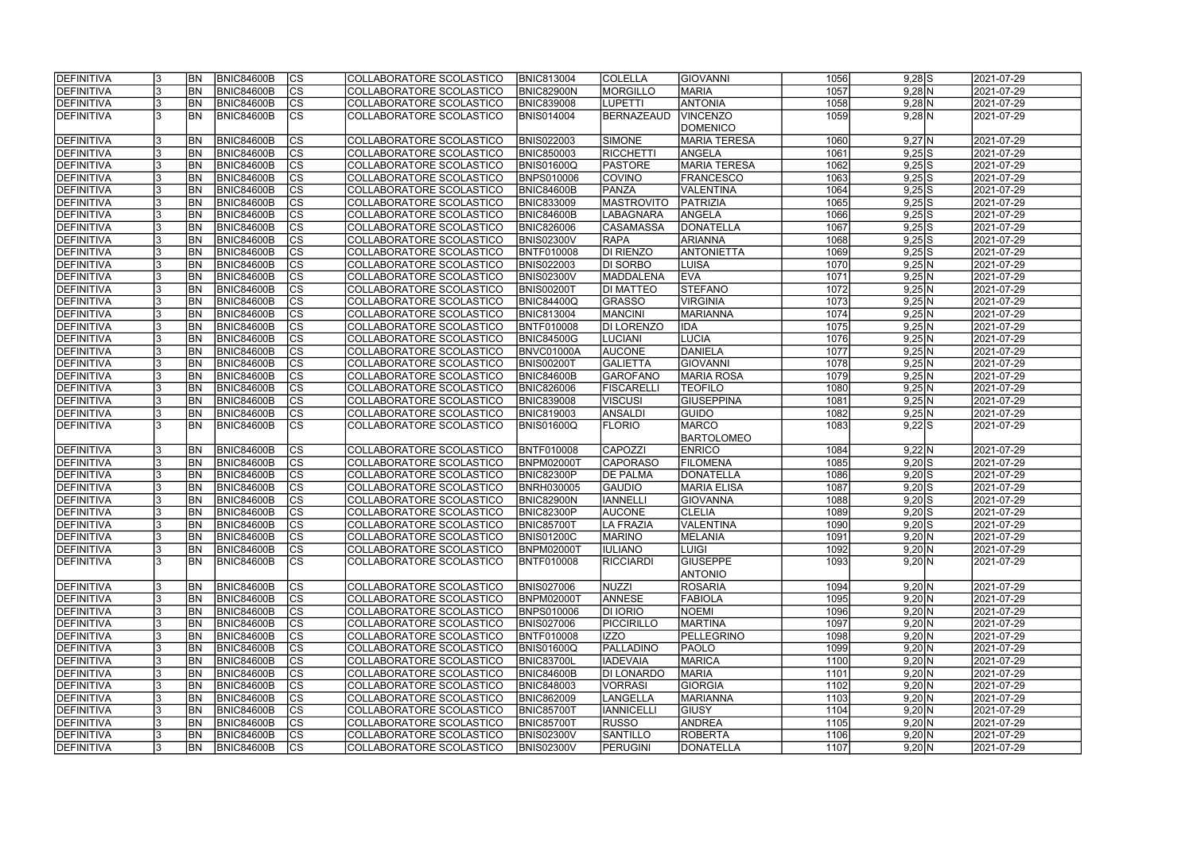| | | | | | | | | | | | | |
|---|---|---|---|---|---|---|---|---|---|---|---|---|
| DEFINITIVA | 3 | BN | BNIC84600B | CS | COLLABORATORE SCOLASTICO | BNIC813004 | COLELLA | GIOVANNI | 1056 | 9,28 | S | 2021-07-29 |
| DEFINITIVA | 3 | BN | BNIC84600B | CS | COLLABORATORE SCOLASTICO | BNIC82900N | MORGILLO | MARIA | 1057 | 9,28 | N | 2021-07-29 |
| DEFINITIVA | 3 | BN | BNIC84600B | CS | COLLABORATORE SCOLASTICO | BNIC839008 | LUPETTI | ANTONIA | 1058 | 9,28 | N | 2021-07-29 |
| DEFINITIVA | 3 | BN | BNIC84600B | CS | COLLABORATORE SCOLASTICO | BNIS014004 | BERNAZEAUD | VINCENZO DOMENICO | 1059 | 9,28 | N | 2021-07-29 |
| DEFINITIVA | 3 | BN | BNIC84600B | CS | COLLABORATORE SCOLASTICO | BNIS022003 | SIMONE | MARIA TERESA | 1060 | 9,27 | N | 2021-07-29 |
| DEFINITIVA | 3 | BN | BNIC84600B | CS | COLLABORATORE SCOLASTICO | BNIC850003 | RICCHETTI | ANGELA | 1061 | 9,25 | S | 2021-07-29 |
| DEFINITIVA | 3 | BN | BNIC84600B | CS | COLLABORATORE SCOLASTICO | BNIS01600Q | PASTORE | MARIA TERESA | 1062 | 9,25 | S | 2021-07-29 |
| DEFINITIVA | 3 | BN | BNIC84600B | CS | COLLABORATORE SCOLASTICO | BNPS010006 | COVINO | FRANCESCO | 1063 | 9,25 | S | 2021-07-29 |
| DEFINITIVA | 3 | BN | BNIC84600B | CS | COLLABORATORE SCOLASTICO | BNIC84600B | PANZA | VALENTINA | 1064 | 9,25 | S | 2021-07-29 |
| DEFINITIVA | 3 | BN | BNIC84600B | CS | COLLABORATORE SCOLASTICO | BNIC833009 | MASTROVITO | PATRIZIA | 1065 | 9,25 | S | 2021-07-29 |
| DEFINITIVA | 3 | BN | BNIC84600B | CS | COLLABORATORE SCOLASTICO | BNIC84600B | LABAGNARA | ANGELA | 1066 | 9,25 | S | 2021-07-29 |
| DEFINITIVA | 3 | BN | BNIC84600B | CS | COLLABORATORE SCOLASTICO | BNIC826006 | CASAMASSA | DONATELLA | 1067 | 9,25 | S | 2021-07-29 |
| DEFINITIVA | 3 | BN | BNIC84600B | CS | COLLABORATORE SCOLASTICO | BNIS02300V | RAPA | ARIANNA | 1068 | 9,25 | S | 2021-07-29 |
| DEFINITIVA | 3 | BN | BNIC84600B | CS | COLLABORATORE SCOLASTICO | BNTF010008 | DI RIENZO | ANTONIETTA | 1069 | 9,25 | S | 2021-07-29 |
| DEFINITIVA | 3 | BN | BNIC84600B | CS | COLLABORATORE SCOLASTICO | BNIS022003 | DI SORBO | LUISA | 1070 | 9,25 | N | 2021-07-29 |
| DEFINITIVA | 3 | BN | BNIC84600B | CS | COLLABORATORE SCOLASTICO | BNIS02300V | MADDALENA | EVA | 1071 | 9,25 | N | 2021-07-29 |
| DEFINITIVA | 3 | BN | BNIC84600B | CS | COLLABORATORE SCOLASTICO | BNIS00200T | DI MATTEO | STEFANO | 1072 | 9,25 | N | 2021-07-29 |
| DEFINITIVA | 3 | BN | BNIC84600B | CS | COLLABORATORE SCOLASTICO | BNIC84400Q | GRASSO | VIRGINIA | 1073 | 9,25 | N | 2021-07-29 |
| DEFINITIVA | 3 | BN | BNIC84600B | CS | COLLABORATORE SCOLASTICO | BNIC813004 | MANCINI | MARIANNA | 1074 | 9,25 | N | 2021-07-29 |
| DEFINITIVA | 3 | BN | BNIC84600B | CS | COLLABORATORE SCOLASTICO | BNTF010008 | DI LORENZO | IDA | 1075 | 9,25 | N | 2021-07-29 |
| DEFINITIVA | 3 | BN | BNIC84600B | CS | COLLABORATORE SCOLASTICO | BNIC84500G | LUCIANI | LUCIA | 1076 | 9,25 | N | 2021-07-29 |
| DEFINITIVA | 3 | BN | BNIC84600B | CS | COLLABORATORE SCOLASTICO | BNVC01000A | AUCONE | DANIELA | 1077 | 9,25 | N | 2021-07-29 |
| DEFINITIVA | 3 | BN | BNIC84600B | CS | COLLABORATORE SCOLASTICO | BNIS00200T | GALIETTA | GIOVANNI | 1078 | 9,25 | N | 2021-07-29 |
| DEFINITIVA | 3 | BN | BNIC84600B | CS | COLLABORATORE SCOLASTICO | BNIC84600B | GAROFANO | MARIA ROSA | 1079 | 9,25 | N | 2021-07-29 |
| DEFINITIVA | 3 | BN | BNIC84600B | CS | COLLABORATORE SCOLASTICO | BNIC826006 | FISCARELLI | TEOFILO | 1080 | 9,25 | N | 2021-07-29 |
| DEFINITIVA | 3 | BN | BNIC84600B | CS | COLLABORATORE SCOLASTICO | BNIC839008 | VISCUSI | GIUSEPPINA | 1081 | 9,25 | N | 2021-07-29 |
| DEFINITIVA | 3 | BN | BNIC84600B | CS | COLLABORATORE SCOLASTICO | BNIC819003 | ANSALDI | GUIDO | 1082 | 9,25 | N | 2021-07-29 |
| DEFINITIVA | 3 | BN | BNIC84600B | CS | COLLABORATORE SCOLASTICO | BNIS01600Q | FLORIO | MARCO BARTOLOMEO | 1083 | 9,22 | S | 2021-07-29 |
| DEFINITIVA | 3 | BN | BNIC84600B | CS | COLLABORATORE SCOLASTICO | BNTF010008 | CAPOZZI | ENRICO | 1084 | 9,22 | N | 2021-07-29 |
| DEFINITIVA | 3 | BN | BNIC84600B | CS | COLLABORATORE SCOLASTICO | BNPM02000T | CAPORASO | FILOMENA | 1085 | 9,20 | S | 2021-07-29 |
| DEFINITIVA | 3 | BN | BNIC84600B | CS | COLLABORATORE SCOLASTICO | BNIC82300P | DE PALMA | DONATELLA | 1086 | 9,20 | S | 2021-07-29 |
| DEFINITIVA | 3 | BN | BNIC84600B | CS | COLLABORATORE SCOLASTICO | BNRH030005 | GAUDIO | MARIA ELISA | 1087 | 9,20 | S | 2021-07-29 |
| DEFINITIVA | 3 | BN | BNIC84600B | CS | COLLABORATORE SCOLASTICO | BNIC82900N | IANNELLI | GIOVANNA | 1088 | 9,20 | S | 2021-07-29 |
| DEFINITIVA | 3 | BN | BNIC84600B | CS | COLLABORATORE SCOLASTICO | BNIC82300P | AUCONE | CLELIA | 1089 | 9,20 | S | 2021-07-29 |
| DEFINITIVA | 3 | BN | BNIC84600B | CS | COLLABORATORE SCOLASTICO | BNIC85700T | LA FRAZIA | VALENTINA | 1090 | 9,20 | S | 2021-07-29 |
| DEFINITIVA | 3 | BN | BNIC84600B | CS | COLLABORATORE SCOLASTICO | BNIS01200C | MARINO | MELANIA | 1091 | 9,20 | N | 2021-07-29 |
| DEFINITIVA | 3 | BN | BNIC84600B | CS | COLLABORATORE SCOLASTICO | BNPM02000T | IULIANO | LUIGI | 1092 | 9,20 | N | 2021-07-29 |
| DEFINITIVA | 3 | BN | BNIC84600B | CS | COLLABORATORE SCOLASTICO | BNTF010008 | RICCIARDI | GIUSEPPE ANTONIO | 1093 | 9,20 | N | 2021-07-29 |
| DEFINITIVA | 3 | BN | BNIC84600B | CS | COLLABORATORE SCOLASTICO | BNIS027006 | NUZZI | ROSARIA | 1094 | 9,20 | N | 2021-07-29 |
| DEFINITIVA | 3 | BN | BNIC84600B | CS | COLLABORATORE SCOLASTICO | BNPM02000T | ANNESE | FABIOLA | 1095 | 9,20 | N | 2021-07-29 |
| DEFINITIVA | 3 | BN | BNIC84600B | CS | COLLABORATORE SCOLASTICO | BNPS010006 | DI IORIO | NOEMI | 1096 | 9,20 | N | 2021-07-29 |
| DEFINITIVA | 3 | BN | BNIC84600B | CS | COLLABORATORE SCOLASTICO | BNIS027006 | PICCIRILLO | MARTINA | 1097 | 9,20 | N | 2021-07-29 |
| DEFINITIVA | 3 | BN | BNIC84600B | CS | COLLABORATORE SCOLASTICO | BNTF010008 | IZZO | PELLEGRINO | 1098 | 9,20 | N | 2021-07-29 |
| DEFINITIVA | 3 | BN | BNIC84600B | CS | COLLABORATORE SCOLASTICO | BNIS01600Q | PALLADINO | PAOLO | 1099 | 9,20 | N | 2021-07-29 |
| DEFINITIVA | 3 | BN | BNIC84600B | CS | COLLABORATORE SCOLASTICO | BNIC83700L | IADEVAIA | MARICA | 1100 | 9,20 | N | 2021-07-29 |
| DEFINITIVA | 3 | BN | BNIC84600B | CS | COLLABORATORE SCOLASTICO | BNIC84600B | DI LONARDO | MARIA | 1101 | 9,20 | N | 2021-07-29 |
| DEFINITIVA | 3 | BN | BNIC84600B | CS | COLLABORATORE SCOLASTICO | BNIC848003 | VORRASI | GIORGIA | 1102 | 9,20 | N | 2021-07-29 |
| DEFINITIVA | 3 | BN | BNIC84600B | CS | COLLABORATORE SCOLASTICO | BNIC862009 | LANGELLA | MARIANNA | 1103 | 9,20 | N | 2021-07-29 |
| DEFINITIVA | 3 | BN | BNIC84600B | CS | COLLABORATORE SCOLASTICO | BNIC85700T | IANNICELLI | GIUSY | 1104 | 9,20 | N | 2021-07-29 |
| DEFINITIVA | 3 | BN | BNIC84600B | CS | COLLABORATORE SCOLASTICO | BNIC85700T | RUSSO | ANDREA | 1105 | 9,20 | N | 2021-07-29 |
| DEFINITIVA | 3 | BN | BNIC84600B | CS | COLLABORATORE SCOLASTICO | BNIS02300V | SANTILLO | ROBERTA | 1106 | 9,20 | N | 2021-07-29 |
| DEFINITIVA | 3 | BN | BNIC84600B | CS | COLLABORATORE SCOLASTICO | BNIS02300V | PERUGINI | DONATELLA | 1107 | 9,20 | N | 2021-07-29 |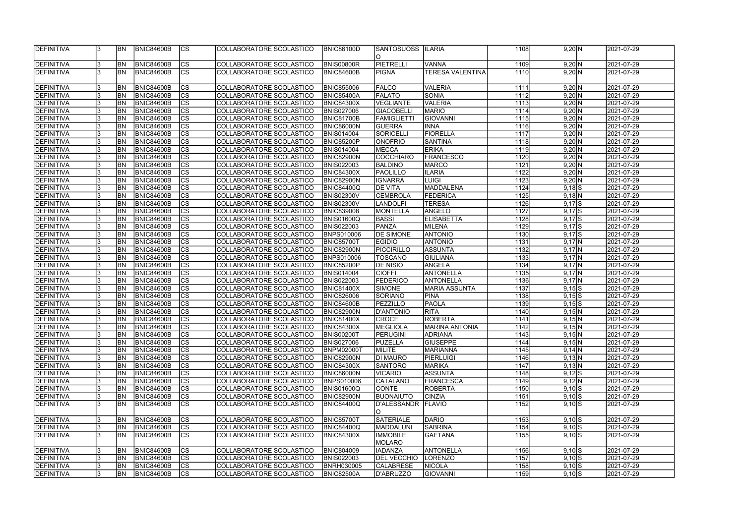| DEFINITIVA | 3 | BN | BNIC84600B | CS | COLLABORATORE SCOLASTICO | BNIC86100D | SANTOSUOSSO | ILARIA | 1108 | 9,20 | N | 2021-07-29 |
|---|---|---|---|---|---|---|---|---|---|---|---|---|
| DEFINITIVA | 3 | BN | BNIC84600B | CS | COLLABORATORE SCOLASTICO | BNIS00800R | PIETRELLI | VANNA | 1109 | 9,20 | N | 2021-07-29 |
| DEFINITIVA | 3 | BN | BNIC84600B | CS | COLLABORATORE SCOLASTICO | BNIC84600B | PIGNA | TERESA VALENTINA | 1110 | 9,20 | N | 2021-07-29 |
| DEFINITIVA | 3 | BN | BNIC84600B | CS | COLLABORATORE SCOLASTICO | BNIC855006 | FALCO | VALERIA | 1111 | 9,20 | N | 2021-07-29 |
| DEFINITIVA | 3 | BN | BNIC84600B | CS | COLLABORATORE SCOLASTICO | BNIC85400A | FALATO | SONIA | 1112 | 9,20 | N | 2021-07-29 |
| DEFINITIVA | 3 | BN | BNIC84600B | CS | COLLABORATORE SCOLASTICO | BNIC84300X | VEGLIANTE | VALERIA | 1113 | 9,20 | N | 2021-07-29 |
| DEFINITIVA | 3 | BN | BNIC84600B | CS | COLLABORATORE SCOLASTICO | BNIS027006 | GIACOBELLI | MARIO | 1114 | 9,20 | N | 2021-07-29 |
| DEFINITIVA | 3 | BN | BNIC84600B | CS | COLLABORATORE SCOLASTICO | BNIC81700B | FAMIGLIETTI | GIOVANNI | 1115 | 9,20 | N | 2021-07-29 |
| DEFINITIVA | 3 | BN | BNIC84600B | CS | COLLABORATORE SCOLASTICO | BNIC86000N | GUERRA | INNA | 1116 | 9,20 | N | 2021-07-29 |
| DEFINITIVA | 3 | BN | BNIC84600B | CS | COLLABORATORE SCOLASTICO | BNIS014004 | SORICELLI | FIORELLA | 1117 | 9,20 | N | 2021-07-29 |
| DEFINITIVA | 3 | BN | BNIC84600B | CS | COLLABORATORE SCOLASTICO | BNIC85200P | ONOFRIO | SANTINA | 1118 | 9,20 | N | 2021-07-29 |
| DEFINITIVA | 3 | BN | BNIC84600B | CS | COLLABORATORE SCOLASTICO | BNIS014004 | MECCA | ERIKA | 1119 | 9,20 | N | 2021-07-29 |
| DEFINITIVA | 3 | BN | BNIC84600B | CS | COLLABORATORE SCOLASTICO | BNIC82900N | COCCHIARO | FRANCESCO | 1120 | 9,20 | N | 2021-07-29 |
| DEFINITIVA | 3 | BN | BNIC84600B | CS | COLLABORATORE SCOLASTICO | BNIS022003 | BALDINO | MARCO | 1121 | 9,20 | N | 2021-07-29 |
| DEFINITIVA | 3 | BN | BNIC84600B | CS | COLLABORATORE SCOLASTICO | BNIC84300X | PAOLILLO | ILARIA | 1122 | 9,20 | N | 2021-07-29 |
| DEFINITIVA | 3 | BN | BNIC84600B | CS | COLLABORATORE SCOLASTICO | BNIC82900N | IGNARRA | LUIGI | 1123 | 9,20 | N | 2021-07-29 |
| DEFINITIVA | 3 | BN | BNIC84600B | CS | COLLABORATORE SCOLASTICO | BNIC84400Q | DE VITA | MADDALENA | 1124 | 9,18 | S | 2021-07-29 |
| DEFINITIVA | 3 | BN | BNIC84600B | CS | COLLABORATORE SCOLASTICO | BNIS02300V | CEMBROLA | FEDERICA | 1125 | 9,18 | N | 2021-07-29 |
| DEFINITIVA | 3 | BN | BNIC84600B | CS | COLLABORATORE SCOLASTICO | BNIS02300V | LANDOLFI | TERESA | 1126 | 9,17 | S | 2021-07-29 |
| DEFINITIVA | 3 | BN | BNIC84600B | CS | COLLABORATORE SCOLASTICO | BNIC839008 | MONTELLA | ANGELO | 1127 | 9,17 | S | 2021-07-29 |
| DEFINITIVA | 3 | BN | BNIC84600B | CS | COLLABORATORE SCOLASTICO | BNIS01600Q | BASSI | ELISABETTA | 1128 | 9,17 | S | 2021-07-29 |
| DEFINITIVA | 3 | BN | BNIC84600B | CS | COLLABORATORE SCOLASTICO | BNIS022003 | PANZA | MILENA | 1129 | 9,17 | S | 2021-07-29 |
| DEFINITIVA | 3 | BN | BNIC84600B | CS | COLLABORATORE SCOLASTICO | BNPS010006 | DE SIMONE | ANTONIO | 1130 | 9,17 | S | 2021-07-29 |
| DEFINITIVA | 3 | BN | BNIC84600B | CS | COLLABORATORE SCOLASTICO | BNIC85700T | EGIDIO | ANTONIO | 1131 | 9,17 | N | 2021-07-29 |
| DEFINITIVA | 3 | BN | BNIC84600B | CS | COLLABORATORE SCOLASTICO | BNIC82900N | PICCIRILLO | ASSUNTA | 1132 | 9,17 | N | 2021-07-29 |
| DEFINITIVA | 3 | BN | BNIC84600B | CS | COLLABORATORE SCOLASTICO | BNPS010006 | TOSCANO | GIULIANA | 1133 | 9,17 | N | 2021-07-29 |
| DEFINITIVA | 3 | BN | BNIC84600B | CS | COLLABORATORE SCOLASTICO | BNIC85200P | DE NISIO | ANGELA | 1134 | 9,17 | N | 2021-07-29 |
| DEFINITIVA | 3 | BN | BNIC84600B | CS | COLLABORATORE SCOLASTICO | BNIS014004 | CIOFFI | ANTONELLA | 1135 | 9,17 | N | 2021-07-29 |
| DEFINITIVA | 3 | BN | BNIC84600B | CS | COLLABORATORE SCOLASTICO | BNIS022003 | FEDERICO | ANTONELLA | 1136 | 9,17 | N | 2021-07-29 |
| DEFINITIVA | 3 | BN | BNIC84600B | CS | COLLABORATORE SCOLASTICO | BNIC81400X | SIMONE | MARIA ASSUNTA | 1137 | 9,15 | S | 2021-07-29 |
| DEFINITIVA | 3 | BN | BNIC84600B | CS | COLLABORATORE SCOLASTICO | BNIC826006 | SORIANO | PINA | 1138 | 9,15 | S | 2021-07-29 |
| DEFINITIVA | 3 | BN | BNIC84600B | CS | COLLABORATORE SCOLASTICO | BNIC84600B | PEZZILLO | PAOLA | 1139 | 9,15 | S | 2021-07-29 |
| DEFINITIVA | 3 | BN | BNIC84600B | CS | COLLABORATORE SCOLASTICO | BNIC82900N | D'ANTONIO | RITA | 1140 | 9,15 | N | 2021-07-29 |
| DEFINITIVA | 3 | BN | BNIC84600B | CS | COLLABORATORE SCOLASTICO | BNIC81400X | CROCE | ROBERTA | 1141 | 9,15 | N | 2021-07-29 |
| DEFINITIVA | 3 | BN | BNIC84600B | CS | COLLABORATORE SCOLASTICO | BNIC84300X | MEGLIOLA | MARINA ANTONIA | 1142 | 9,15 | N | 2021-07-29 |
| DEFINITIVA | 3 | BN | BNIC84600B | CS | COLLABORATORE SCOLASTICO | BNIS00200T | PERUGINI | ADRIANA | 1143 | 9,15 | N | 2021-07-29 |
| DEFINITIVA | 3 | BN | BNIC84600B | CS | COLLABORATORE SCOLASTICO | BNIS027006 | PUZELLA | GIUSEPPE | 1144 | 9,15 | N | 2021-07-29 |
| DEFINITIVA | 3 | BN | BNIC84600B | CS | COLLABORATORE SCOLASTICO | BNPM02000T | MILITE | MARIANNA | 1145 | 9,14 | N | 2021-07-29 |
| DEFINITIVA | 3 | BN | BNIC84600B | CS | COLLABORATORE SCOLASTICO | BNIC82900N | DI MAURO | PIERLUIGI | 1146 | 9,13 | N | 2021-07-29 |
| DEFINITIVA | 3 | BN | BNIC84600B | CS | COLLABORATORE SCOLASTICO | BNIC84300X | SANTORO | MARIKA | 1147 | 9,13 | N | 2021-07-29 |
| DEFINITIVA | 3 | BN | BNIC84600B | CS | COLLABORATORE SCOLASTICO | BNIC86000N | VICARIO | ASSUNTA | 1148 | 9,12 | S | 2021-07-29 |
| DEFINITIVA | 3 | BN | BNIC84600B | CS | COLLABORATORE SCOLASTICO | BNPS010006 | CATALANO | FRANCESCA | 1149 | 9,12 | N | 2021-07-29 |
| DEFINITIVA | 3 | BN | BNIC84600B | CS | COLLABORATORE SCOLASTICO | BNIS01600Q | CONTE | ROBERTA | 1150 | 9,10 | S | 2021-07-29 |
| DEFINITIVA | 3 | BN | BNIC84600B | CS | COLLABORATORE SCOLASTICO | BNIC82900N | BUONAIUTO | CINZIA | 1151 | 9,10 | S | 2021-07-29 |
| DEFINITIVA | 3 | BN | BNIC84600B | CS | COLLABORATORE SCOLASTICO | BNIC84400Q | D'ALESSANDRO | FLAVIO | 1152 | 9,10 | S | 2021-07-29 |
| DEFINITIVA | 3 | BN | BNIC84600B | CS | COLLABORATORE SCOLASTICO | BNIC85700T | SATERIALE | DARIO | 1153 | 9,10 | S | 2021-07-29 |
| DEFINITIVA | 3 | BN | BNIC84600B | CS | COLLABORATORE SCOLASTICO | BNIC84400Q | MADDALUNI | SABRINA | 1154 | 9,10 | S | 2021-07-29 |
| DEFINITIVA | 3 | BN | BNIC84600B | CS | COLLABORATORE SCOLASTICO | BNIC84300X | IMMOBILE MOLARO | GAETANA | 1155 | 9,10 | S | 2021-07-29 |
| DEFINITIVA | 3 | BN | BNIC84600B | CS | COLLABORATORE SCOLASTICO | BNIC804009 | IADANZA | ANTONELLA | 1156 | 9,10 | S | 2021-07-29 |
| DEFINITIVA | 3 | BN | BNIC84600B | CS | COLLABORATORE SCOLASTICO | BNIS022003 | DEL VECCHIO | LORENZO | 1157 | 9,10 | S | 2021-07-29 |
| DEFINITIVA | 3 | BN | BNIC84600B | CS | COLLABORATORE SCOLASTICO | BNRH030005 | CALABRESE | NICOLA | 1158 | 9,10 | S | 2021-07-29 |
| DEFINITIVA | 3 | BN | BNIC84600B | CS | COLLABORATORE SCOLASTICO | BNIC82500A | D'ABRUZZO | GIOVANNI | 1159 | 9,10 | S | 2021-07-29 |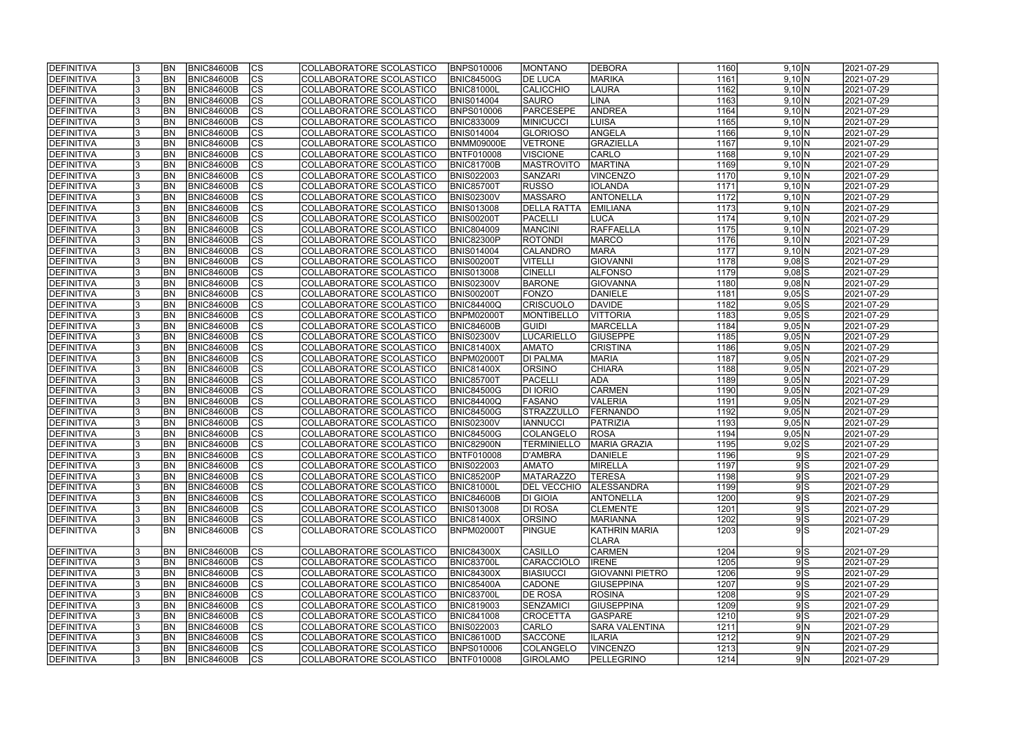| DEFINITIVA | 3 | BN | BNIC84600B | CS | COLLABORATORE SCOLASTICO | BNPS010006 | MONTANO | DEBORA | 1160 | 9,10 | N | 2021-07-29 |
|---|---|---|---|---|---|---|---|---|---|---|---|---|
| DEFINITIVA | 3 | BN | BNIC84600B | CS | COLLABORATORE SCOLASTICO | BNIC84500G | DE LUCA | MARIKA | 1161 | 9,10 | N | 2021-07-29 |
| DEFINITIVA | 3 | BN | BNIC84600B | CS | COLLABORATORE SCOLASTICO | BNIC81000L | CALICCHIO | LAURA | 1162 | 9,10 | N | 2021-07-29 |
| DEFINITIVA | 3 | BN | BNIC84600B | CS | COLLABORATORE SCOLASTICO | BNIS014004 | SAURO | LINA | 1163 | 9,10 | N | 2021-07-29 |
| DEFINITIVA | 3 | BN | BNIC84600B | CS | COLLABORATORE SCOLASTICO | BNPS010006 | PARCESEPE | ANDREA | 1164 | 9,10 | N | 2021-07-29 |
| DEFINITIVA | 3 | BN | BNIC84600B | CS | COLLABORATORE SCOLASTICO | BNIC833009 | MINICUCCI | LUISA | 1165 | 9,10 | N | 2021-07-29 |
| DEFINITIVA | 3 | BN | BNIC84600B | CS | COLLABORATORE SCOLASTICO | BNIS014004 | GLORIOSO | ANGELA | 1166 | 9,10 | N | 2021-07-29 |
| DEFINITIVA | 3 | BN | BNIC84600B | CS | COLLABORATORE SCOLASTICO | BNMM09000E | VETRONE | GRAZIELLA | 1167 | 9,10 | N | 2021-07-29 |
| DEFINITIVA | 3 | BN | BNIC84600B | CS | COLLABORATORE SCOLASTICO | BNTF010008 | VISCIONE | CARLO | 1168 | 9,10 | N | 2021-07-29 |
| DEFINITIVA | 3 | BN | BNIC84600B | CS | COLLABORATORE SCOLASTICO | BNIC81700B | MASTROVITO | MARTINA | 1169 | 9,10 | N | 2021-07-29 |
| DEFINITIVA | 3 | BN | BNIC84600B | CS | COLLABORATORE SCOLASTICO | BNIS022003 | SANZARI | VINCENZO | 1170 | 9,10 | N | 2021-07-29 |
| DEFINITIVA | 3 | BN | BNIC84600B | CS | COLLABORATORE SCOLASTICO | BNIC85700T | RUSSO | IOLANDA | 1171 | 9,10 | N | 2021-07-29 |
| DEFINITIVA | 3 | BN | BNIC84600B | CS | COLLABORATORE SCOLASTICO | BNIS02300V | MASSARO | ANTONELLA | 1172 | 9,10 | N | 2021-07-29 |
| DEFINITIVA | 3 | BN | BNIC84600B | CS | COLLABORATORE SCOLASTICO | BNIS013008 | DELLA RATTA | EMILIANA | 1173 | 9,10 | N | 2021-07-29 |
| DEFINITIVA | 3 | BN | BNIC84600B | CS | COLLABORATORE SCOLASTICO | BNIS00200T | PACELLI | LUCA | 1174 | 9,10 | N | 2021-07-29 |
| DEFINITIVA | 3 | BN | BNIC84600B | CS | COLLABORATORE SCOLASTICO | BNIC804009 | MANCINI | RAFFAELLA | 1175 | 9,10 | N | 2021-07-29 |
| DEFINITIVA | 3 | BN | BNIC84600B | CS | COLLABORATORE SCOLASTICO | BNIC82300P | ROTONDI | MARCO | 1176 | 9,10 | N | 2021-07-29 |
| DEFINITIVA | 3 | BN | BNIC84600B | CS | COLLABORATORE SCOLASTICO | BNIS014004 | CALANDRO | MARA | 1177 | 9,10 | N | 2021-07-29 |
| DEFINITIVA | 3 | BN | BNIC84600B | CS | COLLABORATORE SCOLASTICO | BNIS00200T | VITELLI | GIOVANNI | 1178 | 9,08 | S | 2021-07-29 |
| DEFINITIVA | 3 | BN | BNIC84600B | CS | COLLABORATORE SCOLASTICO | BNIS013008 | CINELLI | ALFONSO | 1179 | 9,08 | S | 2021-07-29 |
| DEFINITIVA | 3 | BN | BNIC84600B | CS | COLLABORATORE SCOLASTICO | BNIS02300V | BARONE | GIOVANNA | 1180 | 9,08 | N | 2021-07-29 |
| DEFINITIVA | 3 | BN | BNIC84600B | CS | COLLABORATORE SCOLASTICO | BNIS00200T | FONZO | DANIELE | 1181 | 9,05 | S | 2021-07-29 |
| DEFINITIVA | 3 | BN | BNIC84600B | CS | COLLABORATORE SCOLASTICO | BNIC84400Q | CRISCUOLO | DAVIDE | 1182 | 9,05 | S | 2021-07-29 |
| DEFINITIVA | 3 | BN | BNIC84600B | CS | COLLABORATORE SCOLASTICO | BNPM02000T | MONTIBELLO | VITTORIA | 1183 | 9,05 | S | 2021-07-29 |
| DEFINITIVA | 3 | BN | BNIC84600B | CS | COLLABORATORE SCOLASTICO | BNIC84600B | GUIDI | MARCELLA | 1184 | 9,05 | N | 2021-07-29 |
| DEFINITIVA | 3 | BN | BNIC84600B | CS | COLLABORATORE SCOLASTICO | BNIS02300V | LUCARIELLO | GIUSEPPE | 1185 | 9,05 | N | 2021-07-29 |
| DEFINITIVA | 3 | BN | BNIC84600B | CS | COLLABORATORE SCOLASTICO | BNIC81400X | AMATO | CRISTINA | 1186 | 9,05 | N | 2021-07-29 |
| DEFINITIVA | 3 | BN | BNIC84600B | CS | COLLABORATORE SCOLASTICO | BNPM02000T | DI PALMA | MARIA | 1187 | 9,05 | N | 2021-07-29 |
| DEFINITIVA | 3 | BN | BNIC84600B | CS | COLLABORATORE SCOLASTICO | BNIC81400X | ORSINO | CHIARA | 1188 | 9,05 | N | 2021-07-29 |
| DEFINITIVA | 3 | BN | BNIC84600B | CS | COLLABORATORE SCOLASTICO | BNIC85700T | PACELLI | ADA | 1189 | 9,05 | N | 2021-07-29 |
| DEFINITIVA | 3 | BN | BNIC84600B | CS | COLLABORATORE SCOLASTICO | BNIC84500G | DI IORIO | CARMEN | 1190 | 9,05 | N | 2021-07-29 |
| DEFINITIVA | 3 | BN | BNIC84600B | CS | COLLABORATORE SCOLASTICO | BNIC84400Q | FASANO | VALERIA | 1191 | 9,05 | N | 2021-07-29 |
| DEFINITIVA | 3 | BN | BNIC84600B | CS | COLLABORATORE SCOLASTICO | BNIC84500G | STRAZZULLO | FERNANDO | 1192 | 9,05 | N | 2021-07-29 |
| DEFINITIVA | 3 | BN | BNIC84600B | CS | COLLABORATORE SCOLASTICO | BNIS02300V | IANNUCCI | PATRIZIA | 1193 | 9,05 | N | 2021-07-29 |
| DEFINITIVA | 3 | BN | BNIC84600B | CS | COLLABORATORE SCOLASTICO | BNIC84500G | COLANGELO | ROSA | 1194 | 9,05 | N | 2021-07-29 |
| DEFINITIVA | 3 | BN | BNIC84600B | CS | COLLABORATORE SCOLASTICO | BNIC82900N | TERMINIELLO | MARIA GRAZIA | 1195 | 9,02 | S | 2021-07-29 |
| DEFINITIVA | 3 | BN | BNIC84600B | CS | COLLABORATORE SCOLASTICO | BNTF010008 | D'AMBRA | DANIELE | 1196 | 9 | S | 2021-07-29 |
| DEFINITIVA | 3 | BN | BNIC84600B | CS | COLLABORATORE SCOLASTICO | BNIS022003 | AMATO | MIRELLA | 1197 | 9 | S | 2021-07-29 |
| DEFINITIVA | 3 | BN | BNIC84600B | CS | COLLABORATORE SCOLASTICO | BNIC85200P | MATARAZZO | TERESA | 1198 | 9 | S | 2021-07-29 |
| DEFINITIVA | 3 | BN | BNIC84600B | CS | COLLABORATORE SCOLASTICO | BNIC81000L | DEL VECCHIO | ALESSANDRA | 1199 | 9 | S | 2021-07-29 |
| DEFINITIVA | 3 | BN | BNIC84600B | CS | COLLABORATORE SCOLASTICO | BNIC84600B | DI GIOIA | ANTONELLA | 1200 | 9 | S | 2021-07-29 |
| DEFINITIVA | 3 | BN | BNIC84600B | CS | COLLABORATORE SCOLASTICO | BNIS013008 | DI ROSA | CLEMENTE | 1201 | 9 | S | 2021-07-29 |
| DEFINITIVA | 3 | BN | BNIC84600B | CS | COLLABORATORE SCOLASTICO | BNIC81400X | ORSINO | MARIANNA | 1202 | 9 | S | 2021-07-29 |
| DEFINITIVA | 3 | BN | BNIC84600B | CS | COLLABORATORE SCOLASTICO | BNPM02000T | PINGUE | KATHRIN MARIA CLARA | 1203 | 9 | S | 2021-07-29 |
| DEFINITIVA | 3 | BN | BNIC84600B | CS | COLLABORATORE SCOLASTICO | BNIC84300X | CASILLO | CARMEN | 1204 | 9 | S | 2021-07-29 |
| DEFINITIVA | 3 | BN | BNIC84600B | CS | COLLABORATORE SCOLASTICO | BNIC83700L | CARACCIOLO | IRENE | 1205 | 9 | S | 2021-07-29 |
| DEFINITIVA | 3 | BN | BNIC84600B | CS | COLLABORATORE SCOLASTICO | BNIC84300X | BIASIUCCI | GIOVANNI PIETRO | 1206 | 9 | S | 2021-07-29 |
| DEFINITIVA | 3 | BN | BNIC84600B | CS | COLLABORATORE SCOLASTICO | BNIC85400A | CADONE | GIUSEPPINA | 1207 | 9 | S | 2021-07-29 |
| DEFINITIVA | 3 | BN | BNIC84600B | CS | COLLABORATORE SCOLASTICO | BNIC83700L | DE ROSA | ROSINA | 1208 | 9 | S | 2021-07-29 |
| DEFINITIVA | 3 | BN | BNIC84600B | CS | COLLABORATORE SCOLASTICO | BNIC819003 | SENZAMICI | GIUSEPPINA | 1209 | 9 | S | 2021-07-29 |
| DEFINITIVA | 3 | BN | BNIC84600B | CS | COLLABORATORE SCOLASTICO | BNIC841008 | CROCETTA | GASPARE | 1210 | 9 | S | 2021-07-29 |
| DEFINITIVA | 3 | BN | BNIC84600B | CS | COLLABORATORE SCOLASTICO | BNIS022003 | CARLO | SARA VALENTINA | 1211 | 9 | N | 2021-07-29 |
| DEFINITIVA | 3 | BN | BNIC84600B | CS | COLLABORATORE SCOLASTICO | BNIC86100D | SACCONE | ILARIA | 1212 | 9 | N | 2021-07-29 |
| DEFINITIVA | 3 | BN | BNIC84600B | CS | COLLABORATORE SCOLASTICO | BNPS010006 | COLANGELO | VINCENZO | 1213 | 9 | N | 2021-07-29 |
| DEFINITIVA | 3 | BN | BNIC84600B | CS | COLLABORATORE SCOLASTICO | BNTF010008 | GIROLAMO | PELLEGRINO | 1214 | 9 | N | 2021-07-29 |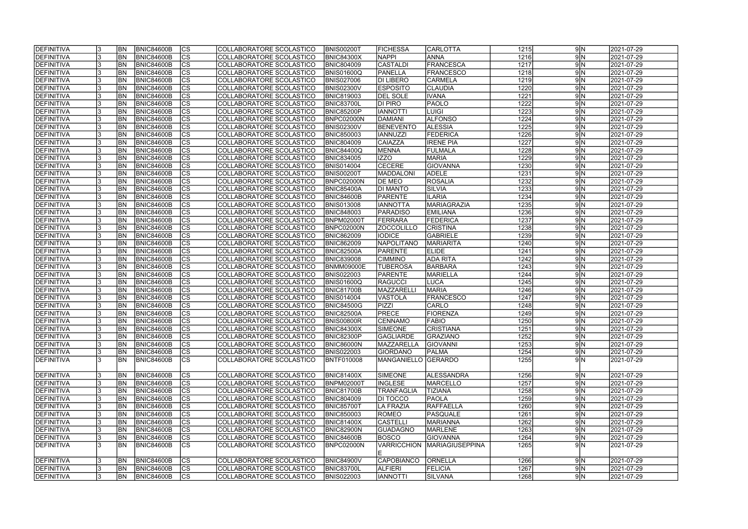| | | | | | | | | | | | | |
|---|---|---|---|---|---|---|---|---|---|---|---|---|
| DEFINITIVA | 3 | BN | BNIC84600B | CS | COLLABORATORE SCOLASTICO | BNIS00200T | FICHESSA | CARLOTTA | 1215 | 9 | N | 2021-07-29 |
| DEFINITIVA | 3 | BN | BNIC84600B | CS | COLLABORATORE SCOLASTICO | BNIC84300X | NAPPI | ANNA | 1216 | 9 | N | 2021-07-29 |
| DEFINITIVA | 3 | BN | BNIC84600B | CS | COLLABORATORE SCOLASTICO | BNIC804009 | CASTALDI | FRANCESCA | 1217 | 9 | N | 2021-07-29 |
| DEFINITIVA | 3 | BN | BNIC84600B | CS | COLLABORATORE SCOLASTICO | BNIS01600Q | PANELLA | FRANCESCO | 1218 | 9 | N | 2021-07-29 |
| DEFINITIVA | 3 | BN | BNIC84600B | CS | COLLABORATORE SCOLASTICO | BNIS027006 | DI LIBERO | CARMELA | 1219 | 9 | N | 2021-07-29 |
| DEFINITIVA | 3 | BN | BNIC84600B | CS | COLLABORATORE SCOLASTICO | BNIS02300V | ESPOSITO | CLAUDIA | 1220 | 9 | N | 2021-07-29 |
| DEFINITIVA | 3 | BN | BNIC84600B | CS | COLLABORATORE SCOLASTICO | BNIC819003 | DEL SOLE | IVANA | 1221 | 9 | N | 2021-07-29 |
| DEFINITIVA | 3 | BN | BNIC84600B | CS | COLLABORATORE SCOLASTICO | BNIC83700L | DI PIRO | PAOLO | 1222 | 9 | N | 2021-07-29 |
| DEFINITIVA | 3 | BN | BNIC84600B | CS | COLLABORATORE SCOLASTICO | BNIC85200P | IANNOTTI | LUIGI | 1223 | 9 | N | 2021-07-29 |
| DEFINITIVA | 3 | BN | BNIC84600B | CS | COLLABORATORE SCOLASTICO | BNPC02000N | DAMIANI | ALFONSO | 1224 | 9 | N | 2021-07-29 |
| DEFINITIVA | 3 | BN | BNIC84600B | CS | COLLABORATORE SCOLASTICO | BNIS02300V | BENEVENTO | ALESSIA | 1225 | 9 | N | 2021-07-29 |
| DEFINITIVA | 3 | BN | BNIC84600B | CS | COLLABORATORE SCOLASTICO | BNIC850003 | IANNUZZI | FEDERICA | 1226 | 9 | N | 2021-07-29 |
| DEFINITIVA | 3 | BN | BNIC84600B | CS | COLLABORATORE SCOLASTICO | BNIC804009 | CAIAZZA | IRENE PIA | 1227 | 9 | N | 2021-07-29 |
| DEFINITIVA | 3 | BN | BNIC84600B | CS | COLLABORATORE SCOLASTICO | BNIC84400Q | MENNA | FULMALA | 1228 | 9 | N | 2021-07-29 |
| DEFINITIVA | 3 | BN | BNIC84600B | CS | COLLABORATORE SCOLASTICO | BNIC834005 | IZZO | MARIA | 1229 | 9 | N | 2021-07-29 |
| DEFINITIVA | 3 | BN | BNIC84600B | CS | COLLABORATORE SCOLASTICO | BNIS014004 | CECERE | GIOVANNA | 1230 | 9 | N | 2021-07-29 |
| DEFINITIVA | 3 | BN | BNIC84600B | CS | COLLABORATORE SCOLASTICO | BNIS00200T | MADDALONI | ADELE | 1231 | 9 | N | 2021-07-29 |
| DEFINITIVA | 3 | BN | BNIC84600B | CS | COLLABORATORE SCOLASTICO | BNPC02000N | DE MEO | ROSALIA | 1232 | 9 | N | 2021-07-29 |
| DEFINITIVA | 3 | BN | BNIC84600B | CS | COLLABORATORE SCOLASTICO | BNIC85400A | DI MANTO | SILVIA | 1233 | 9 | N | 2021-07-29 |
| DEFINITIVA | 3 | BN | BNIC84600B | CS | COLLABORATORE SCOLASTICO | BNIC84600B | PARENTE | ILARIA | 1234 | 9 | N | 2021-07-29 |
| DEFINITIVA | 3 | BN | BNIC84600B | CS | COLLABORATORE SCOLASTICO | BNIS013008 | IANNOTTA | MARIAGRAZIA | 1235 | 9 | N | 2021-07-29 |
| DEFINITIVA | 3 | BN | BNIC84600B | CS | COLLABORATORE SCOLASTICO | BNIC848003 | PARADISO | EMILIANA | 1236 | 9 | N | 2021-07-29 |
| DEFINITIVA | 3 | BN | BNIC84600B | CS | COLLABORATORE SCOLASTICO | BNPM02000T | FERRARA | FEDERICA | 1237 | 9 | N | 2021-07-29 |
| DEFINITIVA | 3 | BN | BNIC84600B | CS | COLLABORATORE SCOLASTICO | BNPC02000N | ZOCCOLILLO | CRISTINA | 1238 | 9 | N | 2021-07-29 |
| DEFINITIVA | 3 | BN | BNIC84600B | CS | COLLABORATORE SCOLASTICO | BNIC862009 | IODICE | GABRIELE | 1239 | 9 | N | 2021-07-29 |
| DEFINITIVA | 3 | BN | BNIC84600B | CS | COLLABORATORE SCOLASTICO | BNIC862009 | NAPOLITANO | MARIARITA | 1240 | 9 | N | 2021-07-29 |
| DEFINITIVA | 3 | BN | BNIC84600B | CS | COLLABORATORE SCOLASTICO | BNIC82500A | PARENTE | ELIDE | 1241 | 9 | N | 2021-07-29 |
| DEFINITIVA | 3 | BN | BNIC84600B | CS | COLLABORATORE SCOLASTICO | BNIC839008 | CIMMINO | ADA RITA | 1242 | 9 | N | 2021-07-29 |
| DEFINITIVA | 3 | BN | BNIC84600B | CS | COLLABORATORE SCOLASTICO | BNMM09000E | TUBEROSA | BARBARA | 1243 | 9 | N | 2021-07-29 |
| DEFINITIVA | 3 | BN | BNIC84600B | CS | COLLABORATORE SCOLASTICO | BNIS022003 | PARENTE | MARIELLA | 1244 | 9 | N | 2021-07-29 |
| DEFINITIVA | 3 | BN | BNIC84600B | CS | COLLABORATORE SCOLASTICO | BNIS01600Q | RAGUCCI | LUCA | 1245 | 9 | N | 2021-07-29 |
| DEFINITIVA | 3 | BN | BNIC84600B | CS | COLLABORATORE SCOLASTICO | BNIC81700B | MAZZARELLI | MARIA | 1246 | 9 | N | 2021-07-29 |
| DEFINITIVA | 3 | BN | BNIC84600B | CS | COLLABORATORE SCOLASTICO | BNIS014004 | VASTOLA | FRANCESCO | 1247 | 9 | N | 2021-07-29 |
| DEFINITIVA | 3 | BN | BNIC84600B | CS | COLLABORATORE SCOLASTICO | BNIC84500G | PIZZI | CARLO | 1248 | 9 | N | 2021-07-29 |
| DEFINITIVA | 3 | BN | BNIC84600B | CS | COLLABORATORE SCOLASTICO | BNIC82500A | PRECE | FIORENZA | 1249 | 9 | N | 2021-07-29 |
| DEFINITIVA | 3 | BN | BNIC84600B | CS | COLLABORATORE SCOLASTICO | BNIS00800R | CENNAMO | FABIO | 1250 | 9 | N | 2021-07-29 |
| DEFINITIVA | 3 | BN | BNIC84600B | CS | COLLABORATORE SCOLASTICO | BNIC84300X | SIMEONE | CRISTIANA | 1251 | 9 | N | 2021-07-29 |
| DEFINITIVA | 3 | BN | BNIC84600B | CS | COLLABORATORE SCOLASTICO | BNIC82300P | GAGLIARDE | GRAZIANO | 1252 | 9 | N | 2021-07-29 |
| DEFINITIVA | 3 | BN | BNIC84600B | CS | COLLABORATORE SCOLASTICO | BNIC86000N | MAZZARELLA | GIOVANNI | 1253 | 9 | N | 2021-07-29 |
| DEFINITIVA | 3 | BN | BNIC84600B | CS | COLLABORATORE SCOLASTICO | BNIS022003 | GIORDANO | PALMA | 1254 | 9 | N | 2021-07-29 |
| DEFINITIVA | 3 | BN | BNIC84600B | CS | COLLABORATORE SCOLASTICO | BNTF010008 | MANGANIELLO | GERARDO | 1255 | 9 | N | 2021-07-29 |
| DEFINITIVA | 3 | BN | BNIC84600B | CS | COLLABORATORE SCOLASTICO | BNIC81400X | SIMEONE | ALESSANDRA | 1256 | 9 | N | 2021-07-29 |
| DEFINITIVA | 3 | BN | BNIC84600B | CS | COLLABORATORE SCOLASTICO | BNPM02000T | INGLESE | MARCELLO | 1257 | 9 | N | 2021-07-29 |
| DEFINITIVA | 3 | BN | BNIC84600B | CS | COLLABORATORE SCOLASTICO | BNIC81700B | TRANFAGLIA | TIZIANA | 1258 | 9 | N | 2021-07-29 |
| DEFINITIVA | 3 | BN | BNIC84600B | CS | COLLABORATORE SCOLASTICO | BNIC804009 | DI TOCCO | PAOLA | 1259 | 9 | N | 2021-07-29 |
| DEFINITIVA | 3 | BN | BNIC84600B | CS | COLLABORATORE SCOLASTICO | BNIC85700T | LA FRAZIA | RAFFAELLA | 1260 | 9 | N | 2021-07-29 |
| DEFINITIVA | 3 | BN | BNIC84600B | CS | COLLABORATORE SCOLASTICO | BNIC850003 | ROMEO | PASQUALE | 1261 | 9 | N | 2021-07-29 |
| DEFINITIVA | 3 | BN | BNIC84600B | CS | COLLABORATORE SCOLASTICO | BNIC81400X | CASTELLI | MARIANNA | 1262 | 9 | N | 2021-07-29 |
| DEFINITIVA | 3 | BN | BNIC84600B | CS | COLLABORATORE SCOLASTICO | BNIC82900N | GUADAGNO | MARLENE | 1263 | 9 | N | 2021-07-29 |
| DEFINITIVA | 3 | BN | BNIC84600B | CS | COLLABORATORE SCOLASTICO | BNIC84600B | BOSCO | GIOVANNA | 1264 | 9 | N | 2021-07-29 |
| DEFINITIVA | 3 | BN | BNIC84600B | CS | COLLABORATORE SCOLASTICO | BNPC02000N | VARRICCHIONE | MARIAGIUSEPPINA | 1265 | 9 | N | 2021-07-29 |
| DEFINITIVA | 3 | BN | BNIC84600B | CS | COLLABORATORE SCOLASTICO | BNIC84900V | CAPOBIANCO | ORNELLA | 1266 | 9 | N | 2021-07-29 |
| DEFINITIVA | 3 | BN | BNIC84600B | CS | COLLABORATORE SCOLASTICO | BNIC83700L | ALFIERI | FELICIA | 1267 | 9 | N | 2021-07-29 |
| DEFINITIVA | 3 | BN | BNIC84600B | CS | COLLABORATORE SCOLASTICO | BNIS022003 | IANNOTTI | SILVANA | 1268 | 9 | N | 2021-07-29 |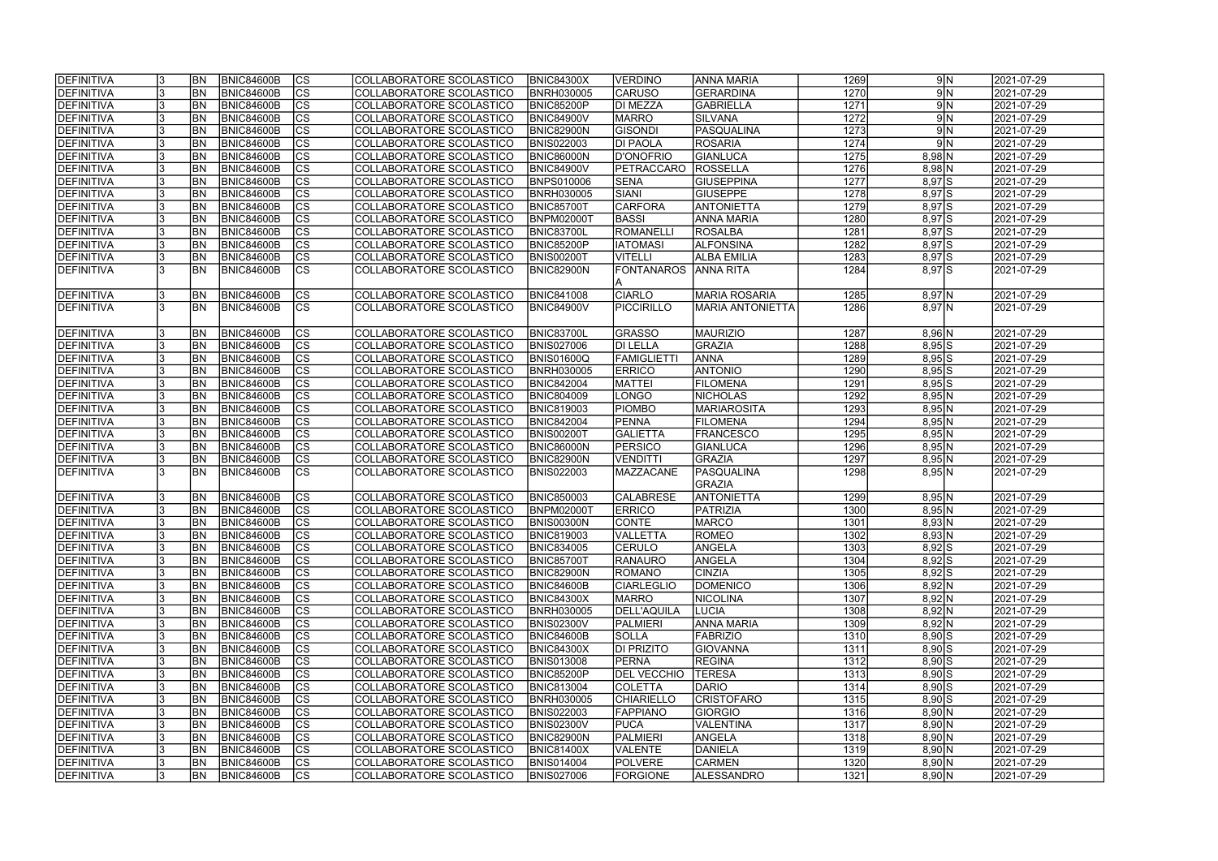| DEFINITIVA | 3 | BN | BNIC84600B | CS | COLLABORATORE SCOLASTICO | BNIC84300X | VERDINO | ANNA MARIA | 1269 | 9 | N | 2021-07-29 |
|---|---|---|---|---|---|---|---|---|---|---|---|---|
| DEFINITIVA | 3 | BN | BNIC84600B | CS | COLLABORATORE SCOLASTICO | BNRH030005 | CARUSO | GERARDINA | 1270 | 9 | N | 2021-07-29 |
| DEFINITIVA | 3 | BN | BNIC84600B | CS | COLLABORATORE SCOLASTICO | BNIC85200P | DI MEZZA | GABRIELLA | 1271 | 9 | N | 2021-07-29 |
| DEFINITIVA | 3 | BN | BNIC84600B | CS | COLLABORATORE SCOLASTICO | BNIC84900V | MARRO | SILVANA | 1272 | 9 | N | 2021-07-29 |
| DEFINITIVA | 3 | BN | BNIC84600B | CS | COLLABORATORE SCOLASTICO | BNIC82900N | GISONDI | PASQUALINA | 1273 | 9 | N | 2021-07-29 |
| DEFINITIVA | 3 | BN | BNIC84600B | CS | COLLABORATORE SCOLASTICO | BNIS022003 | DI PAOLA | ROSARIA | 1274 | 9 | N | 2021-07-29 |
| DEFINITIVA | 3 | BN | BNIC84600B | CS | COLLABORATORE SCOLASTICO | BNIC86000N | D'ONOFRIO | GIANLUCA | 1275 | 8,98 | N | 2021-07-29 |
| DEFINITIVA | 3 | BN | BNIC84600B | CS | COLLABORATORE SCOLASTICO | BNIC84900V | PETRACCARO | ROSSELLA | 1276 | 8,98 | N | 2021-07-29 |
| DEFINITIVA | 3 | BN | BNIC84600B | CS | COLLABORATORE SCOLASTICO | BNPS010006 | SENA | GIUSEPPINA | 1277 | 8,97 | S | 2021-07-29 |
| DEFINITIVA | 3 | BN | BNIC84600B | CS | COLLABORATORE SCOLASTICO | BNRH030005 | SIANI | GIUSEPPE | 1278 | 8,97 | S | 2021-07-29 |
| DEFINITIVA | 3 | BN | BNIC84600B | CS | COLLABORATORE SCOLASTICO | BNIC85700T | CARFORA | ANTONIETTA | 1279 | 8,97 | S | 2021-07-29 |
| DEFINITIVA | 3 | BN | BNIC84600B | CS | COLLABORATORE SCOLASTICO | BNPM02000T | BASSI | ANNA MARIA | 1280 | 8,97 | S | 2021-07-29 |
| DEFINITIVA | 3 | BN | BNIC84600B | CS | COLLABORATORE SCOLASTICO | BNIC83700L | ROMANELLI | ROSALBA | 1281 | 8,97 | S | 2021-07-29 |
| DEFINITIVA | 3 | BN | BNIC84600B | CS | COLLABORATORE SCOLASTICO | BNIC85200P | IATOMASI | ALFONSINA | 1282 | 8,97 | S | 2021-07-29 |
| DEFINITIVA | 3 | BN | BNIC84600B | CS | COLLABORATORE SCOLASTICO | BNIS00200T | VITELLI | ALBA EMILIA | 1283 | 8,97 | S | 2021-07-29 |
| DEFINITIVA | 3 | BN | BNIC84600B | CS | COLLABORATORE SCOLASTICO | BNIC82900N | FONTANAROSA | ANNA RITA | 1284 | 8,97 | S | 2021-07-29 |
| DEFINITIVA | 3 | BN | BNIC84600B | CS | COLLABORATORE SCOLASTICO | BNIC841008 | CIARLO | MARIA ROSARIA | 1285 | 8,97 | N | 2021-07-29 |
| DEFINITIVA | 3 | BN | BNIC84600B | CS | COLLABORATORE SCOLASTICO | BNIC84900V | PICCIRILLO | MARIA ANTONIETTA | 1286 | 8,97 | N | 2021-07-29 |
| DEFINITIVA | 3 | BN | BNIC84600B | CS | COLLABORATORE SCOLASTICO | BNIC83700L | GRASSO | MAURIZIO | 1287 | 8,96 | N | 2021-07-29 |
| DEFINITIVA | 3 | BN | BNIC84600B | CS | COLLABORATORE SCOLASTICO | BNIS027006 | DI LELLA | GRAZIA | 1288 | 8,95 | S | 2021-07-29 |
| DEFINITIVA | 3 | BN | BNIC84600B | CS | COLLABORATORE SCOLASTICO | BNIS01600Q | FAMIGLIETTI | ANNA | 1289 | 8,95 | S | 2021-07-29 |
| DEFINITIVA | 3 | BN | BNIC84600B | CS | COLLABORATORE SCOLASTICO | BNRH030005 | ERRICO | ANTONIO | 1290 | 8,95 | S | 2021-07-29 |
| DEFINITIVA | 3 | BN | BNIC84600B | CS | COLLABORATORE SCOLASTICO | BNIC842004 | MATTEI | FILOMENA | 1291 | 8,95 | S | 2021-07-29 |
| DEFINITIVA | 3 | BN | BNIC84600B | CS | COLLABORATORE SCOLASTICO | BNIC804009 | LONGO | NICHOLAS | 1292 | 8,95 | N | 2021-07-29 |
| DEFINITIVA | 3 | BN | BNIC84600B | CS | COLLABORATORE SCOLASTICO | BNIC819003 | PIOMBO | MARIAROSITA | 1293 | 8,95 | N | 2021-07-29 |
| DEFINITIVA | 3 | BN | BNIC84600B | CS | COLLABORATORE SCOLASTICO | BNIC842004 | PENNA | FILOMENA | 1294 | 8,95 | N | 2021-07-29 |
| DEFINITIVA | 3 | BN | BNIC84600B | CS | COLLABORATORE SCOLASTICO | BNIS00200T | GALIETTA | FRANCESCO | 1295 | 8,95 | N | 2021-07-29 |
| DEFINITIVA | 3 | BN | BNIC84600B | CS | COLLABORATORE SCOLASTICO | BNIC86000N | PERSICO | GIANLUCA | 1296 | 8,95 | N | 2021-07-29 |
| DEFINITIVA | 3 | BN | BNIC84600B | CS | COLLABORATORE SCOLASTICO | BNIC82900N | VENDITTI | GRAZIA | 1297 | 8,95 | N | 2021-07-29 |
| DEFINITIVA | 3 | BN | BNIC84600B | CS | COLLABORATORE SCOLASTICO | BNIS022003 | MAZZACANE | PASQUALINA GRAZIA | 1298 | 8,95 | N | 2021-07-29 |
| DEFINITIVA | 3 | BN | BNIC84600B | CS | COLLABORATORE SCOLASTICO | BNIC850003 | CALABRESE | ANTONIETTA | 1299 | 8,95 | N | 2021-07-29 |
| DEFINITIVA | 3 | BN | BNIC84600B | CS | COLLABORATORE SCOLASTICO | BNPM02000T | ERRICO | PATRIZIA | 1300 | 8,95 | N | 2021-07-29 |
| DEFINITIVA | 3 | BN | BNIC84600B | CS | COLLABORATORE SCOLASTICO | BNIS00300N | CONTE | MARCO | 1301 | 8,93 | N | 2021-07-29 |
| DEFINITIVA | 3 | BN | BNIC84600B | CS | COLLABORATORE SCOLASTICO | BNIC819003 | VALLETTA | ROMEO | 1302 | 8,93 | N | 2021-07-29 |
| DEFINITIVA | 3 | BN | BNIC84600B | CS | COLLABORATORE SCOLASTICO | BNIC834005 | CERULO | ANGELA | 1303 | 8,92 | S | 2021-07-29 |
| DEFINITIVA | 3 | BN | BNIC84600B | CS | COLLABORATORE SCOLASTICO | BNIC85700T | RANAURO | ANGELA | 1304 | 8,92 | S | 2021-07-29 |
| DEFINITIVA | 3 | BN | BNIC84600B | CS | COLLABORATORE SCOLASTICO | BNIC82900N | ROMANO | CINZIA | 1305 | 8,92 | S | 2021-07-29 |
| DEFINITIVA | 3 | BN | BNIC84600B | CS | COLLABORATORE SCOLASTICO | BNIC84600B | CIARLEGLIO | DOMENICO | 1306 | 8,92 | N | 2021-07-29 |
| DEFINITIVA | 3 | BN | BNIC84600B | CS | COLLABORATORE SCOLASTICO | BNIC84300X | MARRO | NICOLINA | 1307 | 8,92 | N | 2021-07-29 |
| DEFINITIVA | 3 | BN | BNIC84600B | CS | COLLABORATORE SCOLASTICO | BNRH030005 | DELL'AQUILA | LUCIA | 1308 | 8,92 | N | 2021-07-29 |
| DEFINITIVA | 3 | BN | BNIC84600B | CS | COLLABORATORE SCOLASTICO | BNIS02300V | PALMIERI | ANNA MARIA | 1309 | 8,92 | N | 2021-07-29 |
| DEFINITIVA | 3 | BN | BNIC84600B | CS | COLLABORATORE SCOLASTICO | BNIC84600B | SOLLA | FABRIZIO | 1310 | 8,90 | S | 2021-07-29 |
| DEFINITIVA | 3 | BN | BNIC84600B | CS | COLLABORATORE SCOLASTICO | BNIC84300X | DI PRIZITO | GIOVANNA | 1311 | 8,90 | S | 2021-07-29 |
| DEFINITIVA | 3 | BN | BNIC84600B | CS | COLLABORATORE SCOLASTICO | BNIS013008 | PERNA | REGINA | 1312 | 8,90 | S | 2021-07-29 |
| DEFINITIVA | 3 | BN | BNIC84600B | CS | COLLABORATORE SCOLASTICO | BNIC85200P | DEL VECCHIO | TERESA | 1313 | 8,90 | S | 2021-07-29 |
| DEFINITIVA | 3 | BN | BNIC84600B | CS | COLLABORATORE SCOLASTICO | BNIC813004 | COLETTA | DARIO | 1314 | 8,90 | S | 2021-07-29 |
| DEFINITIVA | 3 | BN | BNIC84600B | CS | COLLABORATORE SCOLASTICO | BNRH030005 | CHIARIELLO | CRISTOFARO | 1315 | 8,90 | S | 2021-07-29 |
| DEFINITIVA | 3 | BN | BNIC84600B | CS | COLLABORATORE SCOLASTICO | BNIS022003 | FAPPIANO | GIORGIO | 1316 | 8,90 | N | 2021-07-29 |
| DEFINITIVA | 3 | BN | BNIC84600B | CS | COLLABORATORE SCOLASTICO | BNIS02300V | PUCA | VALENTINA | 1317 | 8,90 | N | 2021-07-29 |
| DEFINITIVA | 3 | BN | BNIC84600B | CS | COLLABORATORE SCOLASTICO | BNIC82900N | PALMIERI | ANGELA | 1318 | 8,90 | N | 2021-07-29 |
| DEFINITIVA | 3 | BN | BNIC84600B | CS | COLLABORATORE SCOLASTICO | BNIC81400X | VALENTE | DANIELA | 1319 | 8,90 | N | 2021-07-29 |
| DEFINITIVA | 3 | BN | BNIC84600B | CS | COLLABORATORE SCOLASTICO | BNIS014004 | POLVERE | CARMEN | 1320 | 8,90 | N | 2021-07-29 |
| DEFINITIVA | 3 | BN | BNIC84600B | CS | COLLABORATORE SCOLASTICO | BNIS027006 | FORGIONE | ALESSANDRO | 1321 | 8,90 | N | 2021-07-29 |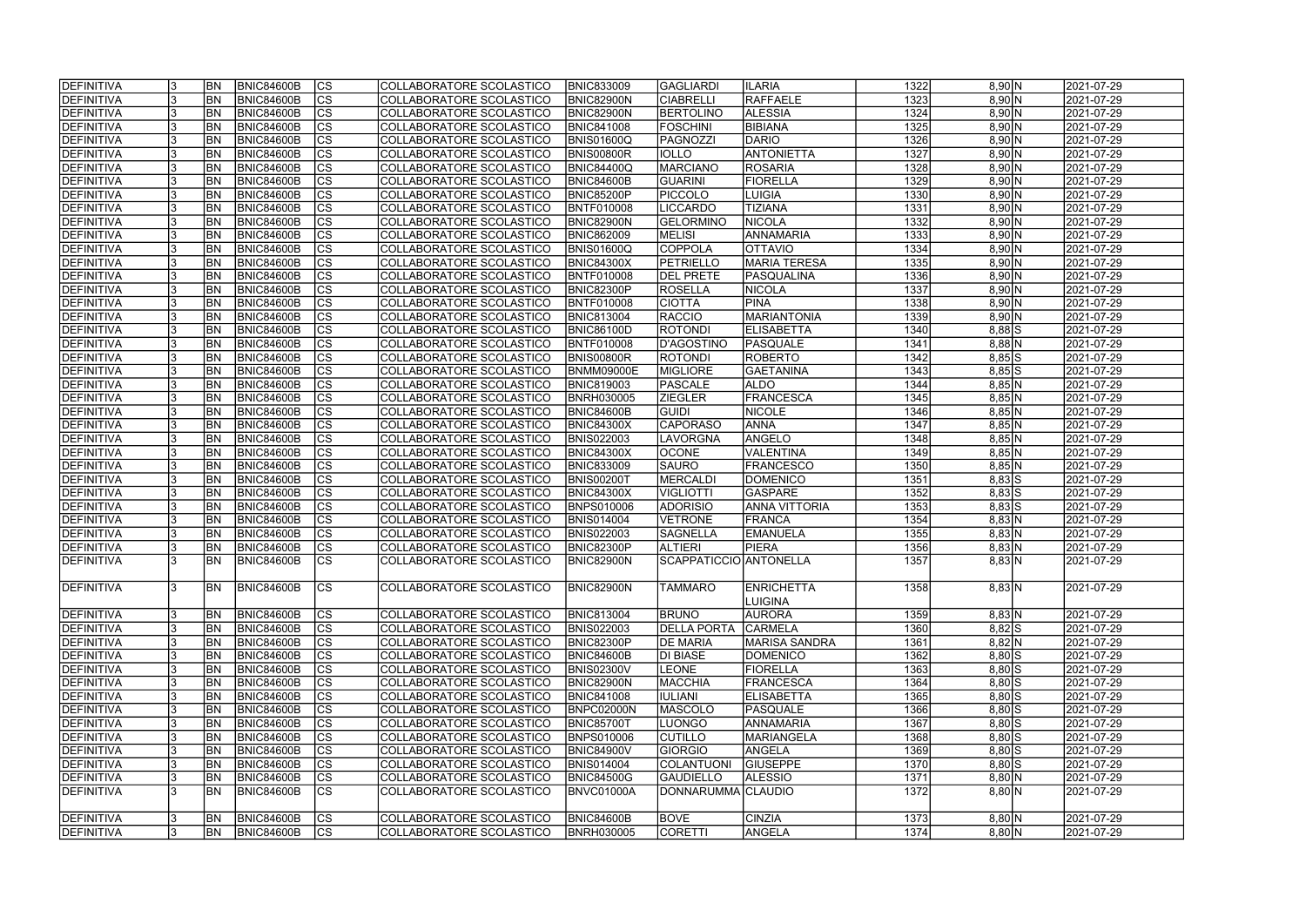| | | | | | | | | | | | | |
|---|---|---|---|---|---|---|---|---|---|---|---|---|
| DEFINITIVA | 3 | BN | BNIC84600B | CS | COLLABORATORE SCOLASTICO | BNIC833009 | GAGLIARDI | ILARIA | 1322 | 8,90 | N | 2021-07-29 |
| DEFINITIVA | 3 | BN | BNIC84600B | CS | COLLABORATORE SCOLASTICO | BNIC82900N | CIABRELLI | RAFFAELE | 1323 | 8,90 | N | 2021-07-29 |
| DEFINITIVA | 3 | BN | BNIC84600B | CS | COLLABORATORE SCOLASTICO | BNIC82900N | BERTOLINO | ALESSIA | 1324 | 8,90 | N | 2021-07-29 |
| DEFINITIVA | 3 | BN | BNIC84600B | CS | COLLABORATORE SCOLASTICO | BNIC841008 | FOSCHINI | BIBIANA | 1325 | 8,90 | N | 2021-07-29 |
| DEFINITIVA | 3 | BN | BNIC84600B | CS | COLLABORATORE SCOLASTICO | BNIS01600Q | PAGNOZZI | DARIO | 1326 | 8,90 | N | 2021-07-29 |
| DEFINITIVA | 3 | BN | BNIC84600B | CS | COLLABORATORE SCOLASTICO | BNIS00800R | IOLLO | ANTONIETTA | 1327 | 8,90 | N | 2021-07-29 |
| DEFINITIVA | 3 | BN | BNIC84600B | CS | COLLABORATORE SCOLASTICO | BNIC84400Q | MARCIANO | ROSARIA | 1328 | 8,90 | N | 2021-07-29 |
| DEFINITIVA | 3 | BN | BNIC84600B | CS | COLLABORATORE SCOLASTICO | BNIC84600B | GUARINI | FIORELLA | 1329 | 8,90 | N | 2021-07-29 |
| DEFINITIVA | 3 | BN | BNIC84600B | CS | COLLABORATORE SCOLASTICO | BNIC85200P | PICCOLO | LUIGIA | 1330 | 8,90 | N | 2021-07-29 |
| DEFINITIVA | 3 | BN | BNIC84600B | CS | COLLABORATORE SCOLASTICO | BNTF010008 | LICCARDO | TIZIANA | 1331 | 8,90 | N | 2021-07-29 |
| DEFINITIVA | 3 | BN | BNIC84600B | CS | COLLABORATORE SCOLASTICO | BNIC82900N | GELORMINO | NICOLA | 1332 | 8,90 | N | 2021-07-29 |
| DEFINITIVA | 3 | BN | BNIC84600B | CS | COLLABORATORE SCOLASTICO | BNIC862009 | MELISI | ANNAMARIA | 1333 | 8,90 | N | 2021-07-29 |
| DEFINITIVA | 3 | BN | BNIC84600B | CS | COLLABORATORE SCOLASTICO | BNIS01600Q | COPPOLA | OTTAVIO | 1334 | 8,90 | N | 2021-07-29 |
| DEFINITIVA | 3 | BN | BNIC84600B | CS | COLLABORATORE SCOLASTICO | BNIC84300X | PETRIELLO | MARIA TERESA | 1335 | 8,90 | N | 2021-07-29 |
| DEFINITIVA | 3 | BN | BNIC84600B | CS | COLLABORATORE SCOLASTICO | BNTF010008 | DEL PRETE | PASQUALINA | 1336 | 8,90 | N | 2021-07-29 |
| DEFINITIVA | 3 | BN | BNIC84600B | CS | COLLABORATORE SCOLASTICO | BNIC82300P | ROSELLA | NICOLA | 1337 | 8,90 | N | 2021-07-29 |
| DEFINITIVA | 3 | BN | BNIC84600B | CS | COLLABORATORE SCOLASTICO | BNTF010008 | CIOTTA | PINA | 1338 | 8,90 | N | 2021-07-29 |
| DEFINITIVA | 3 | BN | BNIC84600B | CS | COLLABORATORE SCOLASTICO | BNIC813004 | RACCIO | MARIANTONIA | 1339 | 8,90 | N | 2021-07-29 |
| DEFINITIVA | 3 | BN | BNIC84600B | CS | COLLABORATORE SCOLASTICO | BNIC86100D | ROTONDI | ELISABETTA | 1340 | 8,88 | S | 2021-07-29 |
| DEFINITIVA | 3 | BN | BNIC84600B | CS | COLLABORATORE SCOLASTICO | BNTF010008 | D'AGOSTINO | PASQUALE | 1341 | 8,88 | N | 2021-07-29 |
| DEFINITIVA | 3 | BN | BNIC84600B | CS | COLLABORATORE SCOLASTICO | BNIS00800R | ROTONDI | ROBERTO | 1342 | 8,85 | S | 2021-07-29 |
| DEFINITIVA | 3 | BN | BNIC84600B | CS | COLLABORATORE SCOLASTICO | BNMM09000E | MIGLIORE | GAETANINA | 1343 | 8,85 | S | 2021-07-29 |
| DEFINITIVA | 3 | BN | BNIC84600B | CS | COLLABORATORE SCOLASTICO | BNIC819003 | PASCALE | ALDO | 1344 | 8,85 | N | 2021-07-29 |
| DEFINITIVA | 3 | BN | BNIC84600B | CS | COLLABORATORE SCOLASTICO | BNRH030005 | ZIEGLER | FRANCESCA | 1345 | 8,85 | N | 2021-07-29 |
| DEFINITIVA | 3 | BN | BNIC84600B | CS | COLLABORATORE SCOLASTICO | BNIC84600B | GUIDI | NICOLE | 1346 | 8,85 | N | 2021-07-29 |
| DEFINITIVA | 3 | BN | BNIC84600B | CS | COLLABORATORE SCOLASTICO | BNIC84300X | CAPORASO | ANNA | 1347 | 8,85 | N | 2021-07-29 |
| DEFINITIVA | 3 | BN | BNIC84600B | CS | COLLABORATORE SCOLASTICO | BNIS022003 | LAVORGNA | ANGELO | 1348 | 8,85 | N | 2021-07-29 |
| DEFINITIVA | 3 | BN | BNIC84600B | CS | COLLABORATORE SCOLASTICO | BNIC84300X | OCONE | VALENTINA | 1349 | 8,85 | N | 2021-07-29 |
| DEFINITIVA | 3 | BN | BNIC84600B | CS | COLLABORATORE SCOLASTICO | BNIC833009 | SAURO | FRANCESCO | 1350 | 8,85 | N | 2021-07-29 |
| DEFINITIVA | 3 | BN | BNIC84600B | CS | COLLABORATORE SCOLASTICO | BNIS00200T | MERCALDI | DOMENICO | 1351 | 8,83 | S | 2021-07-29 |
| DEFINITIVA | 3 | BN | BNIC84600B | CS | COLLABORATORE SCOLASTICO | BNIC84300X | VIGLIOTTI | GASPARE | 1352 | 8,83 | S | 2021-07-29 |
| DEFINITIVA | 3 | BN | BNIC84600B | CS | COLLABORATORE SCOLASTICO | BNPS010006 | ADORISIO | ANNA VITTORIA | 1353 | 8,83 | S | 2021-07-29 |
| DEFINITIVA | 3 | BN | BNIC84600B | CS | COLLABORATORE SCOLASTICO | BNIS014004 | VETRONE | FRANCA | 1354 | 8,83 | N | 2021-07-29 |
| DEFINITIVA | 3 | BN | BNIC84600B | CS | COLLABORATORE SCOLASTICO | BNIS022003 | SAGNELLA | EMANUELA | 1355 | 8,83 | N | 2021-07-29 |
| DEFINITIVA | 3 | BN | BNIC84600B | CS | COLLABORATORE SCOLASTICO | BNIC82300P | ALTIERI | PIERA | 1356 | 8,83 | N | 2021-07-29 |
| DEFINITIVA | 3 | BN | BNIC84600B | CS | COLLABORATORE SCOLASTICO | BNIC82900N | SCAPPATICCIO | ANTONELLA | 1357 | 8,83 | N | 2021-07-29 |
| DEFINITIVA | 3 | BN | BNIC84600B | CS | COLLABORATORE SCOLASTICO | BNIC82900N | TAMMARO | ENRICHETTA LUIGINA | 1358 | 8,83 | N | 2021-07-29 |
| DEFINITIVA | 3 | BN | BNIC84600B | CS | COLLABORATORE SCOLASTICO | BNIC813004 | BRUNO | AURORA | 1359 | 8,83 | N | 2021-07-29 |
| DEFINITIVA | 3 | BN | BNIC84600B | CS | COLLABORATORE SCOLASTICO | BNIS022003 | DELLA PORTA | CARMELA | 1360 | 8,82 | S | 2021-07-29 |
| DEFINITIVA | 3 | BN | BNIC84600B | CS | COLLABORATORE SCOLASTICO | BNIC82300P | DE MARIA | MARISA SANDRA | 1361 | 8,82 | N | 2021-07-29 |
| DEFINITIVA | 3 | BN | BNIC84600B | CS | COLLABORATORE SCOLASTICO | BNIC84600B | DI BIASE | DOMENICO | 1362 | 8,80 | S | 2021-07-29 |
| DEFINITIVA | 3 | BN | BNIC84600B | CS | COLLABORATORE SCOLASTICO | BNIS02300V | LEONE | FIORELLA | 1363 | 8,80 | S | 2021-07-29 |
| DEFINITIVA | 3 | BN | BNIC84600B | CS | COLLABORATORE SCOLASTICO | BNIC82900N | MACCHIA | FRANCESCA | 1364 | 8,80 | S | 2021-07-29 |
| DEFINITIVA | 3 | BN | BNIC84600B | CS | COLLABORATORE SCOLASTICO | BNIC841008 | IULIANI | ELISABETTA | 1365 | 8,80 | S | 2021-07-29 |
| DEFINITIVA | 3 | BN | BNIC84600B | CS | COLLABORATORE SCOLASTICO | BNPC02000N | MASCOLO | PASQUALE | 1366 | 8,80 | S | 2021-07-29 |
| DEFINITIVA | 3 | BN | BNIC84600B | CS | COLLABORATORE SCOLASTICO | BNIC85700T | LUONGO | ANNAMARIA | 1367 | 8,80 | S | 2021-07-29 |
| DEFINITIVA | 3 | BN | BNIC84600B | CS | COLLABORATORE SCOLASTICO | BNPS010006 | CUTILLO | MARIANGELA | 1368 | 8,80 | S | 2021-07-29 |
| DEFINITIVA | 3 | BN | BNIC84600B | CS | COLLABORATORE SCOLASTICO | BNIC84900V | GIORGIO | ANGELA | 1369 | 8,80 | S | 2021-07-29 |
| DEFINITIVA | 3 | BN | BNIC84600B | CS | COLLABORATORE SCOLASTICO | BNIS014004 | COLANTUONI | GIUSEPPE | 1370 | 8,80 | S | 2021-07-29 |
| DEFINITIVA | 3 | BN | BNIC84600B | CS | COLLABORATORE SCOLASTICO | BNIC84500G | GAUDIELLO | ALESSIO | 1371 | 8,80 | N | 2021-07-29 |
| DEFINITIVA | 3 | BN | BNIC84600B | CS | COLLABORATORE SCOLASTICO | BNVC01000A | DONNARUMMA | CLAUDIO | 1372 | 8,80 | N | 2021-07-29 |
| DEFINITIVA | 3 | BN | BNIC84600B | CS | COLLABORATORE SCOLASTICO | BNIC84600B | BOVE | CINZIA | 1373 | 8,80 | N | 2021-07-29 |
| DEFINITIVA | 3 | BN | BNIC84600B | CS | COLLABORATORE SCOLASTICO | BNRH030005 | CORETTI | ANGELA | 1374 | 8,80 | N | 2021-07-29 |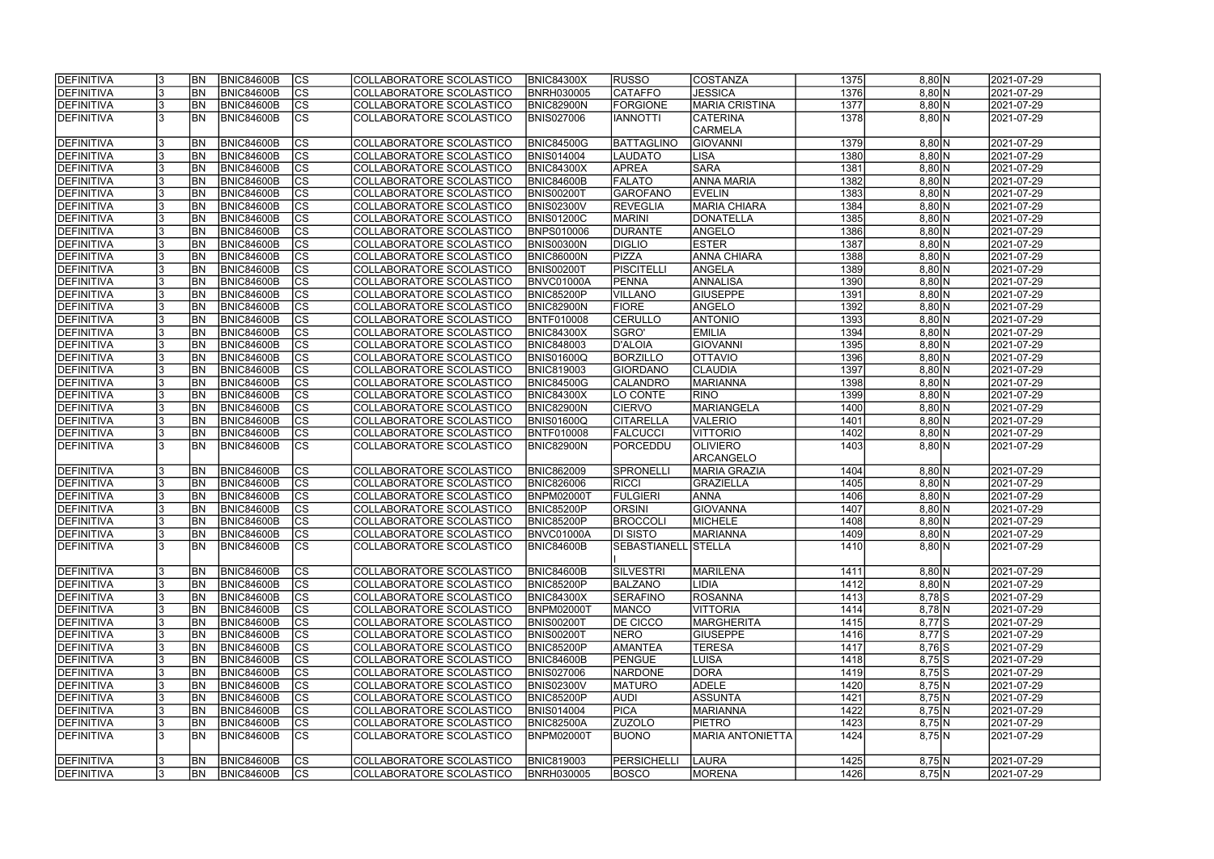| DEFINITIVA | 3 | BN | BNIC84600B | CS | COLLABORATORE SCOLASTICO | BNIC84300X | RUSSO | COSTANZA | 1375 | 8,80 | N | 2021-07-29 |
|---|---|---|---|---|---|---|---|---|---|---|---|---|
| DEFINITIVA | 3 | BN | BNIC84600B | CS | COLLABORATORE SCOLASTICO | BNRH030005 | CATAFFO | JESSICA | 1376 | 8,80 | N | 2021-07-29 |
| DEFINITIVA | 3 | BN | BNIC84600B | CS | COLLABORATORE SCOLASTICO | BNIC82900N | FORGIONE | MARIA CRISTINA | 1377 | 8,80 | N | 2021-07-29 |
| DEFINITIVA | 3 | BN | BNIC84600B | CS | COLLABORATORE SCOLASTICO | BNIS027006 | IANNOTTI | CATERINA CARMELA | 1378 | 8,80 | N | 2021-07-29 |
| DEFINITIVA | 3 | BN | BNIC84600B | CS | COLLABORATORE SCOLASTICO | BNIC84500G | BATTAGLINO | GIOVANNI | 1379 | 8,80 | N | 2021-07-29 |
| DEFINITIVA | 3 | BN | BNIC84600B | CS | COLLABORATORE SCOLASTICO | BNIS014004 | LAUDATO | LISA | 1380 | 8,80 | N | 2021-07-29 |
| DEFINITIVA | 3 | BN | BNIC84600B | CS | COLLABORATORE SCOLASTICO | BNIC84300X | APREA | SARA | 1381 | 8,80 | N | 2021-07-29 |
| DEFINITIVA | 3 | BN | BNIC84600B | CS | COLLABORATORE SCOLASTICO | BNIC84600B | FALATO | ANNA MARIA | 1382 | 8,80 | N | 2021-07-29 |
| DEFINITIVA | 3 | BN | BNIC84600B | CS | COLLABORATORE SCOLASTICO | BNIS00200T | GAROFANO | EVELIN | 1383 | 8,80 | N | 2021-07-29 |
| DEFINITIVA | 3 | BN | BNIC84600B | CS | COLLABORATORE SCOLASTICO | BNIS02300V | REVEGLIA | MARIA CHIARA | 1384 | 8,80 | N | 2021-07-29 |
| DEFINITIVA | 3 | BN | BNIC84600B | CS | COLLABORATORE SCOLASTICO | BNIS01200C | MARINI | DONATELLA | 1385 | 8,80 | N | 2021-07-29 |
| DEFINITIVA | 3 | BN | BNIC84600B | CS | COLLABORATORE SCOLASTICO | BNPS010006 | DURANTE | ANGELO | 1386 | 8,80 | N | 2021-07-29 |
| DEFINITIVA | 3 | BN | BNIC84600B | CS | COLLABORATORE SCOLASTICO | BNIS00300N | DIGLIO | ESTER | 1387 | 8,80 | N | 2021-07-29 |
| DEFINITIVA | 3 | BN | BNIC84600B | CS | COLLABORATORE SCOLASTICO | BNIC86000N | PIZZA | ANNA CHIARA | 1388 | 8,80 | N | 2021-07-29 |
| DEFINITIVA | 3 | BN | BNIC84600B | CS | COLLABORATORE SCOLASTICO | BNIS00200T | PISCITELLI | ANGELA | 1389 | 8,80 | N | 2021-07-29 |
| DEFINITIVA | 3 | BN | BNIC84600B | CS | COLLABORATORE SCOLASTICO | BNVC01000A | PENNA | ANNALISA | 1390 | 8,80 | N | 2021-07-29 |
| DEFINITIVA | 3 | BN | BNIC84600B | CS | COLLABORATORE SCOLASTICO | BNIC85200P | VILLANO | GIUSEPPE | 1391 | 8,80 | N | 2021-07-29 |
| DEFINITIVA | 3 | BN | BNIC84600B | CS | COLLABORATORE SCOLASTICO | BNIC82900N | FIORE | ANGELO | 1392 | 8,80 | N | 2021-07-29 |
| DEFINITIVA | 3 | BN | BNIC84600B | CS | COLLABORATORE SCOLASTICO | BNTF010008 | CERULLO | ANTONIO | 1393 | 8,80 | N | 2021-07-29 |
| DEFINITIVA | 3 | BN | BNIC84600B | CS | COLLABORATORE SCOLASTICO | BNIC84300X | SGRO' | EMILIA | 1394 | 8,80 | N | 2021-07-29 |
| DEFINITIVA | 3 | BN | BNIC84600B | CS | COLLABORATORE SCOLASTICO | BNIC848003 | D'ALOIA | GIOVANNI | 1395 | 8,80 | N | 2021-07-29 |
| DEFINITIVA | 3 | BN | BNIC84600B | CS | COLLABORATORE SCOLASTICO | BNIS01600Q | BORZILLO | OTTAVIO | 1396 | 8,80 | N | 2021-07-29 |
| DEFINITIVA | 3 | BN | BNIC84600B | CS | COLLABORATORE SCOLASTICO | BNIC819003 | GIORDANO | CLAUDIA | 1397 | 8,80 | N | 2021-07-29 |
| DEFINITIVA | 3 | BN | BNIC84600B | CS | COLLABORATORE SCOLASTICO | BNIC84500G | CALANDRO | MARIANNA | 1398 | 8,80 | N | 2021-07-29 |
| DEFINITIVA | 3 | BN | BNIC84600B | CS | COLLABORATORE SCOLASTICO | BNIC84300X | LO CONTE | RINO | 1399 | 8,80 | N | 2021-07-29 |
| DEFINITIVA | 3 | BN | BNIC84600B | CS | COLLABORATORE SCOLASTICO | BNIC82900N | CIERVO | MARIANGELA | 1400 | 8,80 | N | 2021-07-29 |
| DEFINITIVA | 3 | BN | BNIC84600B | CS | COLLABORATORE SCOLASTICO | BNIS01600Q | CITARELLA | VALERIO | 1401 | 8,80 | N | 2021-07-29 |
| DEFINITIVA | 3 | BN | BNIC84600B | CS | COLLABORATORE SCOLASTICO | BNTF010008 | FALCUCCI | VITTORIO | 1402 | 8,80 | N | 2021-07-29 |
| DEFINITIVA | 3 | BN | BNIC84600B | CS | COLLABORATORE SCOLASTICO | BNIC82900N | PORCEDDU | OLIVIERO ARCANGELO | 1403 | 8,80 | N | 2021-07-29 |
| DEFINITIVA | 3 | BN | BNIC84600B | CS | COLLABORATORE SCOLASTICO | BNIC862009 | SPRONELLI | MARIA GRAZIA | 1404 | 8,80 | N | 2021-07-29 |
| DEFINITIVA | 3 | BN | BNIC84600B | CS | COLLABORATORE SCOLASTICO | BNIC826006 | RICCI | GRAZIELLA | 1405 | 8,80 | N | 2021-07-29 |
| DEFINITIVA | 3 | BN | BNIC84600B | CS | COLLABORATORE SCOLASTICO | BNPM02000T | FULGIERI | ANNA | 1406 | 8,80 | N | 2021-07-29 |
| DEFINITIVA | 3 | BN | BNIC84600B | CS | COLLABORATORE SCOLASTICO | BNIC85200P | ORSINI | GIOVANNA | 1407 | 8,80 | N | 2021-07-29 |
| DEFINITIVA | 3 | BN | BNIC84600B | CS | COLLABORATORE SCOLASTICO | BNIC85200P | BROCCOLI | MICHELE | 1408 | 8,80 | N | 2021-07-29 |
| DEFINITIVA | 3 | BN | BNIC84600B | CS | COLLABORATORE SCOLASTICO | BNVC01000A | DI SISTO | MARIANNA | 1409 | 8,80 | N | 2021-07-29 |
| DEFINITIVA | 3 | BN | BNIC84600B | CS | COLLABORATORE SCOLASTICO | BNIC84600B | SEBASTIANELLI | STELLA | 1410 | 8,80 | N | 2021-07-29 |
| DEFINITIVA | 3 | BN | BNIC84600B | CS | COLLABORATORE SCOLASTICO | BNIC84600B | SILVESTRI | MARILENA | 1411 | 8,80 | N | 2021-07-29 |
| DEFINITIVA | 3 | BN | BNIC84600B | CS | COLLABORATORE SCOLASTICO | BNIC85200P | BALZANO | LIDIA | 1412 | 8,80 | N | 2021-07-29 |
| DEFINITIVA | 3 | BN | BNIC84600B | CS | COLLABORATORE SCOLASTICO | BNIC84300X | SERAFINO | ROSANNA | 1413 | 8,78 | S | 2021-07-29 |
| DEFINITIVA | 3 | BN | BNIC84600B | CS | COLLABORATORE SCOLASTICO | BNPM02000T | MANCO | VITTORIA | 1414 | 8,78 | N | 2021-07-29 |
| DEFINITIVA | 3 | BN | BNIC84600B | CS | COLLABORATORE SCOLASTICO | BNIS00200T | DE CICCO | MARGHERITA | 1415 | 8,77 | S | 2021-07-29 |
| DEFINITIVA | 3 | BN | BNIC84600B | CS | COLLABORATORE SCOLASTICO | BNIS00200T | NERO | GIUSEPPE | 1416 | 8,77 | S | 2021-07-29 |
| DEFINITIVA | 3 | BN | BNIC84600B | CS | COLLABORATORE SCOLASTICO | BNIC85200P | AMANTEA | TERESA | 1417 | 8,76 | S | 2021-07-29 |
| DEFINITIVA | 3 | BN | BNIC84600B | CS | COLLABORATORE SCOLASTICO | BNIC84600B | PENGUE | LUISA | 1418 | 8,75 | S | 2021-07-29 |
| DEFINITIVA | 3 | BN | BNIC84600B | CS | COLLABORATORE SCOLASTICO | BNIS027006 | NARDONE | DORA | 1419 | 8,75 | S | 2021-07-29 |
| DEFINITIVA | 3 | BN | BNIC84600B | CS | COLLABORATORE SCOLASTICO | BNIS02300V | MATURO | ADELE | 1420 | 8,75 | N | 2021-07-29 |
| DEFINITIVA | 3 | BN | BNIC84600B | CS | COLLABORATORE SCOLASTICO | BNIC85200P | AUDI | ASSUNTA | 1421 | 8,75 | N | 2021-07-29 |
| DEFINITIVA | 3 | BN | BNIC84600B | CS | COLLABORATORE SCOLASTICO | BNIS014004 | PICA | MARIANNA | 1422 | 8,75 | N | 2021-07-29 |
| DEFINITIVA | 3 | BN | BNIC84600B | CS | COLLABORATORE SCOLASTICO | BNIC82500A | ZUZOLO | PIETRO | 1423 | 8,75 | N | 2021-07-29 |
| DEFINITIVA | 3 | BN | BNIC84600B | CS | COLLABORATORE SCOLASTICO | BNPM02000T | BUONO | MARIA ANTONIETTA | 1424 | 8,75 | N | 2021-07-29 |
| DEFINITIVA | 3 | BN | BNIC84600B | CS | COLLABORATORE SCOLASTICO | BNIC819003 | PERSICHELLI | LAURA | 1425 | 8,75 | N | 2021-07-29 |
| DEFINITIVA | 3 | BN | BNIC84600B | CS | COLLABORATORE SCOLASTICO | BNRH030005 | BOSCO | MORENA | 1426 | 8,75 | N | 2021-07-29 |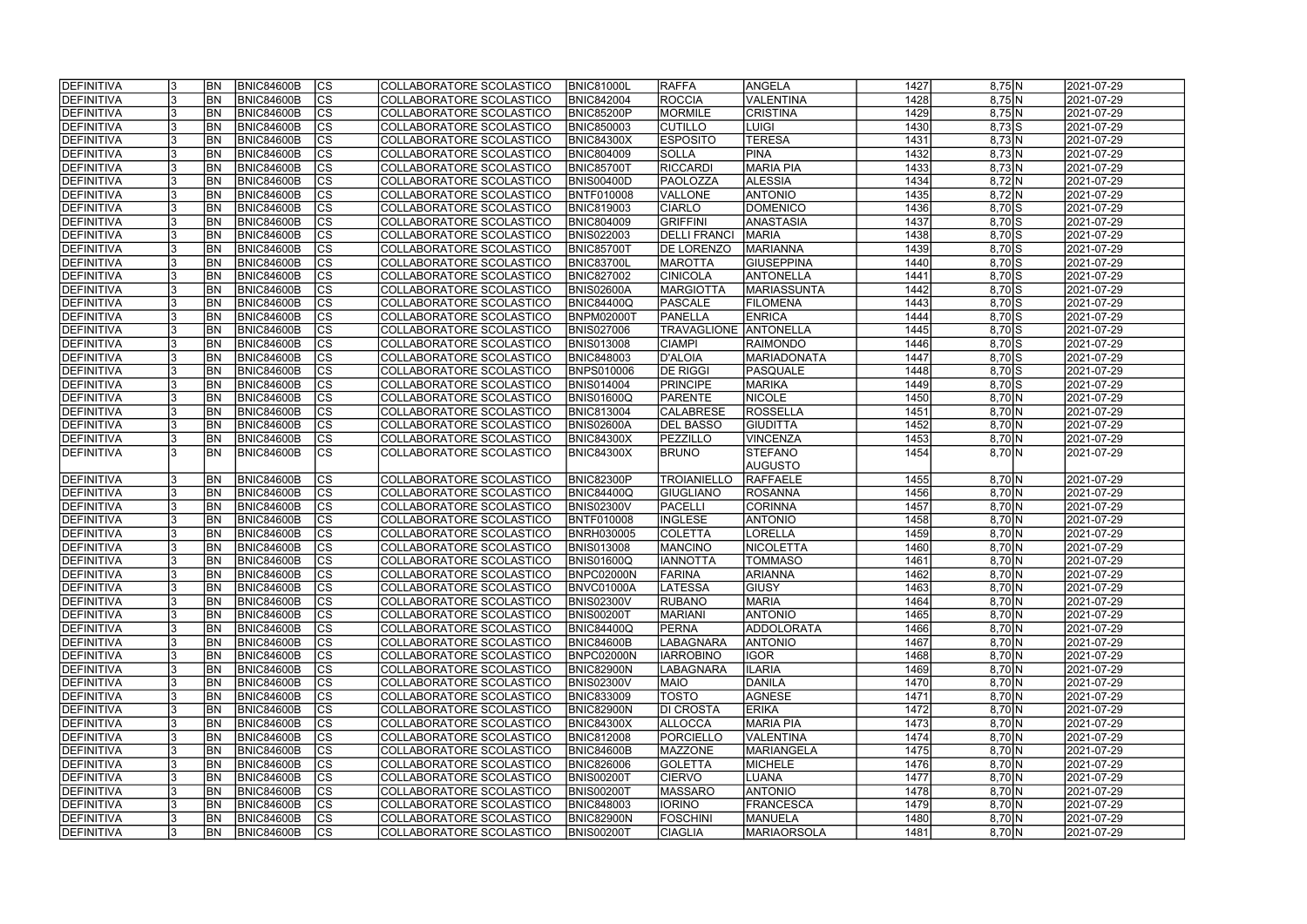| DEFINITIVA | 3 | BN | BNIC84600B | CS | COLLABORATORE SCOLASTICO | BNIC81000L | RAFFA | ANGELA | 1427 | 8,75 | N | 2021-07-29 |
|---|---|---|---|---|---|---|---|---|---|---|---|---|
| DEFINITIVA | 3 | BN | BNIC84600B | CS | COLLABORATORE SCOLASTICO | BNIC842004 | ROCCIA | VALENTINA | 1428 | 8,75 | N | 2021-07-29 |
| DEFINITIVA | 3 | BN | BNIC84600B | CS | COLLABORATORE SCOLASTICO | BNIC85200P | MORMILE | CRISTINA | 1429 | 8,75 | N | 2021-07-29 |
| DEFINITIVA | 3 | BN | BNIC84600B | CS | COLLABORATORE SCOLASTICO | BNIC850003 | CUTILLO | LUIGI | 1430 | 8,73 | S | 2021-07-29 |
| DEFINITIVA | 3 | BN | BNIC84600B | CS | COLLABORATORE SCOLASTICO | BNIC84300X | ESPOSITO | TERESA | 1431 | 8,73 | N | 2021-07-29 |
| DEFINITIVA | 3 | BN | BNIC84600B | CS | COLLABORATORE SCOLASTICO | BNIC804009 | SOLLA | PINA | 1432 | 8,73 | N | 2021-07-29 |
| DEFINITIVA | 3 | BN | BNIC84600B | CS | COLLABORATORE SCOLASTICO | BNIC85700T | RICCARDI | MARIA PIA | 1433 | 8,73 | N | 2021-07-29 |
| DEFINITIVA | 3 | BN | BNIC84600B | CS | COLLABORATORE SCOLASTICO | BNIS00400D | PAOLOZZA | ALESSIA | 1434 | 8,72 | N | 2021-07-29 |
| DEFINITIVA | 3 | BN | BNIC84600B | CS | COLLABORATORE SCOLASTICO | BNTF010008 | VALLONE | ANTONIO | 1435 | 8,72 | N | 2021-07-29 |
| DEFINITIVA | 3 | BN | BNIC84600B | CS | COLLABORATORE SCOLASTICO | BNIC819003 | CIARLO | DOMENICO | 1436 | 8,70 | S | 2021-07-29 |
| DEFINITIVA | 3 | BN | BNIC84600B | CS | COLLABORATORE SCOLASTICO | BNIC804009 | GRIFFINI | ANASTASIA | 1437 | 8,70 | S | 2021-07-29 |
| DEFINITIVA | 3 | BN | BNIC84600B | CS | COLLABORATORE SCOLASTICO | BNIS022003 | DELLI FRANCI | MARIA | 1438 | 8,70 | S | 2021-07-29 |
| DEFINITIVA | 3 | BN | BNIC84600B | CS | COLLABORATORE SCOLASTICO | BNIC85700T | DE LORENZO | MARIANNA | 1439 | 8,70 | S | 2021-07-29 |
| DEFINITIVA | 3 | BN | BNIC84600B | CS | COLLABORATORE SCOLASTICO | BNIC83700L | MAROTTA | GIUSEPPINA | 1440 | 8,70 | S | 2021-07-29 |
| DEFINITIVA | 3 | BN | BNIC84600B | CS | COLLABORATORE SCOLASTICO | BNIC827002 | CINICOLA | ANTONELLA | 1441 | 8,70 | S | 2021-07-29 |
| DEFINITIVA | 3 | BN | BNIC84600B | CS | COLLABORATORE SCOLASTICO | BNIS02600A | MARGIOTTA | MARIASSUNTA | 1442 | 8,70 | S | 2021-07-29 |
| DEFINITIVA | 3 | BN | BNIC84600B | CS | COLLABORATORE SCOLASTICO | BNIC84400Q | PASCALE | FILOMENA | 1443 | 8,70 | S | 2021-07-29 |
| DEFINITIVA | 3 | BN | BNIC84600B | CS | COLLABORATORE SCOLASTICO | BNPM02000T | PANELLA | ENRICA | 1444 | 8,70 | S | 2021-07-29 |
| DEFINITIVA | 3 | BN | BNIC84600B | CS | COLLABORATORE SCOLASTICO | BNIS027006 | TRAVAGLIONE | ANTONELLA | 1445 | 8,70 | S | 2021-07-29 |
| DEFINITIVA | 3 | BN | BNIC84600B | CS | COLLABORATORE SCOLASTICO | BNIS013008 | CIAMPI | RAIMONDO | 1446 | 8,70 | S | 2021-07-29 |
| DEFINITIVA | 3 | BN | BNIC84600B | CS | COLLABORATORE SCOLASTICO | BNIC848003 | D'ALOIA | MARIADONATA | 1447 | 8,70 | S | 2021-07-29 |
| DEFINITIVA | 3 | BN | BNIC84600B | CS | COLLABORATORE SCOLASTICO | BNPS010006 | DE RIGGI | PASQUALE | 1448 | 8,70 | S | 2021-07-29 |
| DEFINITIVA | 3 | BN | BNIC84600B | CS | COLLABORATORE SCOLASTICO | BNIS014004 | PRINCIPE | MARIKA | 1449 | 8,70 | S | 2021-07-29 |
| DEFINITIVA | 3 | BN | BNIC84600B | CS | COLLABORATORE SCOLASTICO | BNIS01600Q | PARENTE | NICOLE | 1450 | 8,70 | N | 2021-07-29 |
| DEFINITIVA | 3 | BN | BNIC84600B | CS | COLLABORATORE SCOLASTICO | BNIC813004 | CALABRESE | ROSSELLA | 1451 | 8,70 | N | 2021-07-29 |
| DEFINITIVA | 3 | BN | BNIC84600B | CS | COLLABORATORE SCOLASTICO | BNIS02600A | DEL BASSO | GIUDITTA | 1452 | 8,70 | N | 2021-07-29 |
| DEFINITIVA | 3 | BN | BNIC84600B | CS | COLLABORATORE SCOLASTICO | BNIC84300X | PEZZILLO | VINCENZA | 1453 | 8,70 | N | 2021-07-29 |
| DEFINITIVA | 3 | BN | BNIC84600B | CS | COLLABORATORE SCOLASTICO | BNIC84300X | BRUNO | STEFANO AUGUSTO | 1454 | 8,70 | N | 2021-07-29 |
| DEFINITIVA | 3 | BN | BNIC84600B | CS | COLLABORATORE SCOLASTICO | BNIC82300P | TROIANIELLO | RAFFAELE | 1455 | 8,70 | N | 2021-07-29 |
| DEFINITIVA | 3 | BN | BNIC84600B | CS | COLLABORATORE SCOLASTICO | BNIC84400Q | GIUGLIANO | ROSANNA | 1456 | 8,70 | N | 2021-07-29 |
| DEFINITIVA | 3 | BN | BNIC84600B | CS | COLLABORATORE SCOLASTICO | BNIS02300V | PACELLI | CORINNA | 1457 | 8,70 | N | 2021-07-29 |
| DEFINITIVA | 3 | BN | BNIC84600B | CS | COLLABORATORE SCOLASTICO | BNTF010008 | INGLESE | ANTONIO | 1458 | 8,70 | N | 2021-07-29 |
| DEFINITIVA | 3 | BN | BNIC84600B | CS | COLLABORATORE SCOLASTICO | BNRH030005 | COLETTA | LORELLA | 1459 | 8,70 | N | 2021-07-29 |
| DEFINITIVA | 3 | BN | BNIC84600B | CS | COLLABORATORE SCOLASTICO | BNIS013008 | MANCINO | NICOLETTA | 1460 | 8,70 | N | 2021-07-29 |
| DEFINITIVA | 3 | BN | BNIC84600B | CS | COLLABORATORE SCOLASTICO | BNIS01600Q | IANNOTTA | TOMMASO | 1461 | 8,70 | N | 2021-07-29 |
| DEFINITIVA | 3 | BN | BNIC84600B | CS | COLLABORATORE SCOLASTICO | BNPC02000N | FARINA | ARIANNA | 1462 | 8,70 | N | 2021-07-29 |
| DEFINITIVA | 3 | BN | BNIC84600B | CS | COLLABORATORE SCOLASTICO | BNVC01000A | LATESSA | GIUSY | 1463 | 8,70 | N | 2021-07-29 |
| DEFINITIVA | 3 | BN | BNIC84600B | CS | COLLABORATORE SCOLASTICO | BNIS02300V | RUBANO | MARIA | 1464 | 8,70 | N | 2021-07-29 |
| DEFINITIVA | 3 | BN | BNIC84600B | CS | COLLABORATORE SCOLASTICO | BNIS00200T | MARIANI | ANTONIO | 1465 | 8,70 | N | 2021-07-29 |
| DEFINITIVA | 3 | BN | BNIC84600B | CS | COLLABORATORE SCOLASTICO | BNIC84400Q | PERNA | ADDOLORATA | 1466 | 8,70 | N | 2021-07-29 |
| DEFINITIVA | 3 | BN | BNIC84600B | CS | COLLABORATORE SCOLASTICO | BNIC84600B | LABAGNARA | ANTONIO | 1467 | 8,70 | N | 2021-07-29 |
| DEFINITIVA | 3 | BN | BNIC84600B | CS | COLLABORATORE SCOLASTICO | BNPC02000N | IARROBINO | IGOR | 1468 | 8,70 | N | 2021-07-29 |
| DEFINITIVA | 3 | BN | BNIC84600B | CS | COLLABORATORE SCOLASTICO | BNIC82900N | LABAGNARA | ILARIA | 1469 | 8,70 | N | 2021-07-29 |
| DEFINITIVA | 3 | BN | BNIC84600B | CS | COLLABORATORE SCOLASTICO | BNIS02300V | MAIO | DANILA | 1470 | 8,70 | N | 2021-07-29 |
| DEFINITIVA | 3 | BN | BNIC84600B | CS | COLLABORATORE SCOLASTICO | BNIC833009 | TOSTO | AGNESE | 1471 | 8,70 | N | 2021-07-29 |
| DEFINITIVA | 3 | BN | BNIC84600B | CS | COLLABORATORE SCOLASTICO | BNIC82900N | DI CROSTA | ERIKA | 1472 | 8,70 | N | 2021-07-29 |
| DEFINITIVA | 3 | BN | BNIC84600B | CS | COLLABORATORE SCOLASTICO | BNIC84300X | ALLOCCA | MARIA PIA | 1473 | 8,70 | N | 2021-07-29 |
| DEFINITIVA | 3 | BN | BNIC84600B | CS | COLLABORATORE SCOLASTICO | BNIC812008 | PORCIELLO | VALENTINA | 1474 | 8,70 | N | 2021-07-29 |
| DEFINITIVA | 3 | BN | BNIC84600B | CS | COLLABORATORE SCOLASTICO | BNIC84600B | MAZZONE | MARIANGELA | 1475 | 8,70 | N | 2021-07-29 |
| DEFINITIVA | 3 | BN | BNIC84600B | CS | COLLABORATORE SCOLASTICO | BNIC826006 | GOLETTA | MICHELE | 1476 | 8,70 | N | 2021-07-29 |
| DEFINITIVA | 3 | BN | BNIC84600B | CS | COLLABORATORE SCOLASTICO | BNIS00200T | CIERVO | LUANA | 1477 | 8,70 | N | 2021-07-29 |
| DEFINITIVA | 3 | BN | BNIC84600B | CS | COLLABORATORE SCOLASTICO | BNIS00200T | MASSARO | ANTONIO | 1478 | 8,70 | N | 2021-07-29 |
| DEFINITIVA | 3 | BN | BNIC84600B | CS | COLLABORATORE SCOLASTICO | BNIC848003 | IORINO | FRANCESCA | 1479 | 8,70 | N | 2021-07-29 |
| DEFINITIVA | 3 | BN | BNIC84600B | CS | COLLABORATORE SCOLASTICO | BNIC82900N | FOSCHINI | MANUELA | 1480 | 8,70 | N | 2021-07-29 |
| DEFINITIVA | 3 | BN | BNIC84600B | CS | COLLABORATORE SCOLASTICO | BNIS00200T | CIAGLIA | MARIAORSOLA | 1481 | 8,70 | N | 2021-07-29 |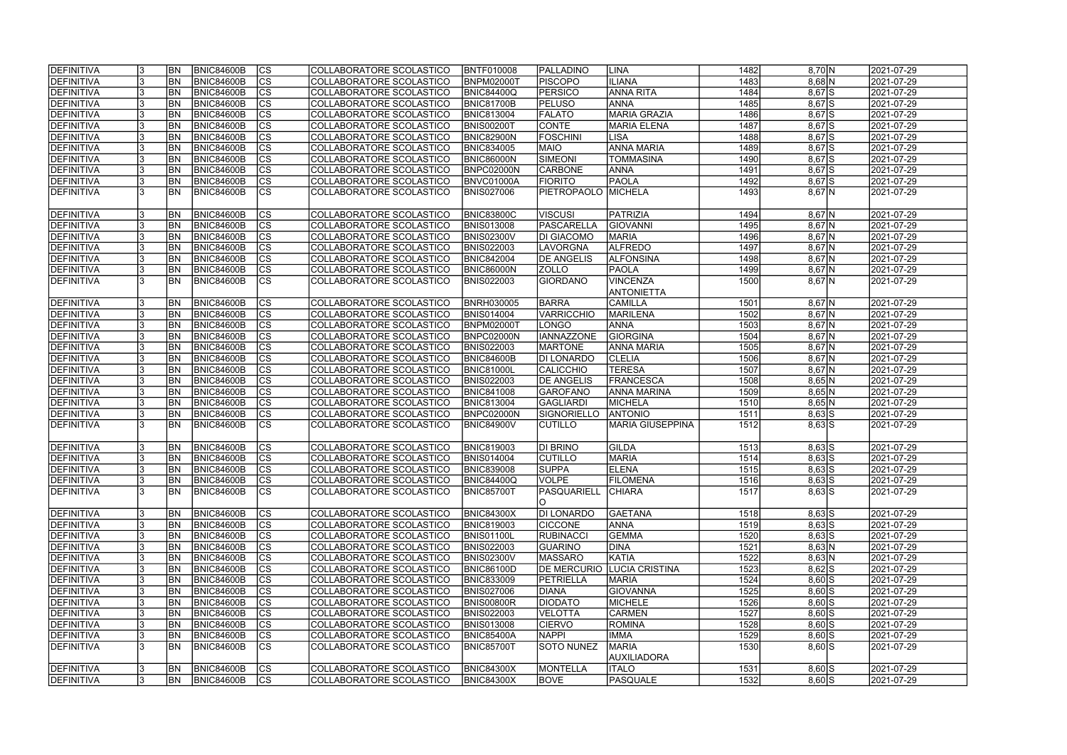| | | | | | | | | | | | | |
|---|---|---|---|---|---|---|---|---|---|---|---|---|
| DEFINITIVA | 3 | BN | BNIC84600B | CS | COLLABORATORE SCOLASTICO | BNTF010008 | PALLADINO | LINA | 1482 | 8,70 | N | 2021-07-29 |
| DEFINITIVA | 3 | BN | BNIC84600B | CS | COLLABORATORE SCOLASTICO | BNPM02000T | PISCOPO | ILIANA | 1483 | 8,68 | N | 2021-07-29 |
| DEFINITIVA | 3 | BN | BNIC84600B | CS | COLLABORATORE SCOLASTICO | BNIC84400Q | PERSICO | ANNA RITA | 1484 | 8,67 | S | 2021-07-29 |
| DEFINITIVA | 3 | BN | BNIC84600B | CS | COLLABORATORE SCOLASTICO | BNIC81700B | PELUSO | ANNA | 1485 | 8,67 | S | 2021-07-29 |
| DEFINITIVA | 3 | BN | BNIC84600B | CS | COLLABORATORE SCOLASTICO | BNIC813004 | FALATO | MARIA GRAZIA | 1486 | 8,67 | S | 2021-07-29 |
| DEFINITIVA | 3 | BN | BNIC84600B | CS | COLLABORATORE SCOLASTICO | BNIS00200T | CONTE | MARIA ELENA | 1487 | 8,67 | S | 2021-07-29 |
| DEFINITIVA | 3 | BN | BNIC84600B | CS | COLLABORATORE SCOLASTICO | BNIC82900N | FOSCHINI | LISA | 1488 | 8,67 | S | 2021-07-29 |
| DEFINITIVA | 3 | BN | BNIC84600B | CS | COLLABORATORE SCOLASTICO | BNIC834005 | MAIO | ANNA MARIA | 1489 | 8,67 | S | 2021-07-29 |
| DEFINITIVA | 3 | BN | BNIC84600B | CS | COLLABORATORE SCOLASTICO | BNIC86000N | SIMEONI | TOMMASINA | 1490 | 8,67 | S | 2021-07-29 |
| DEFINITIVA | 3 | BN | BNIC84600B | CS | COLLABORATORE SCOLASTICO | BNPC02000N | CARBONE | ANNA | 1491 | 8,67 | S | 2021-07-29 |
| DEFINITIVA | 3 | BN | BNIC84600B | CS | COLLABORATORE SCOLASTICO | BNVC01000A | FIORITO | PAOLA | 1492 | 8,67 | S | 2021-07-29 |
| DEFINITIVA | 3 | BN | BNIC84600B | CS | COLLABORATORE SCOLASTICO | BNIS027006 | PIETROPAOLO | MICHELA | 1493 | 8,67 | N | 2021-07-29 |
| DEFINITIVA | 3 | BN | BNIC84600B | CS | COLLABORATORE SCOLASTICO | BNIC83800C | VISCUSI | PATRIZIA | 1494 | 8,67 | N | 2021-07-29 |
| DEFINITIVA | 3 | BN | BNIC84600B | CS | COLLABORATORE SCOLASTICO | BNIS013008 | PASCARELLA | GIOVANNI | 1495 | 8,67 | N | 2021-07-29 |
| DEFINITIVA | 3 | BN | BNIC84600B | CS | COLLABORATORE SCOLASTICO | BNIS02300V | DI GIACOMO | MARIA | 1496 | 8,67 | N | 2021-07-29 |
| DEFINITIVA | 3 | BN | BNIC84600B | CS | COLLABORATORE SCOLASTICO | BNIS022003 | LAVORGNA | ALFREDO | 1497 | 8,67 | N | 2021-07-29 |
| DEFINITIVA | 3 | BN | BNIC84600B | CS | COLLABORATORE SCOLASTICO | BNIC842004 | DE ANGELIS | ALFONSINA | 1498 | 8,67 | N | 2021-07-29 |
| DEFINITIVA | 3 | BN | BNIC84600B | CS | COLLABORATORE SCOLASTICO | BNIC86000N | ZOLLO | PAOLA | 1499 | 8,67 | N | 2021-07-29 |
| DEFINITIVA | 3 | BN | BNIC84600B | CS | COLLABORATORE SCOLASTICO | BNIS022003 | GIORDANO | VINCENZA ANTONIETTA | 1500 | 8,67 | N | 2021-07-29 |
| DEFINITIVA | 3 | BN | BNIC84600B | CS | COLLABORATORE SCOLASTICO | BNRH030005 | BARRA | CAMILLA | 1501 | 8,67 | N | 2021-07-29 |
| DEFINITIVA | 3 | BN | BNIC84600B | CS | COLLABORATORE SCOLASTICO | BNIS014004 | VARRICCHIO | MARILENA | 1502 | 8,67 | N | 2021-07-29 |
| DEFINITIVA | 3 | BN | BNIC84600B | CS | COLLABORATORE SCOLASTICO | BNPM02000T | LONGO | ANNA | 1503 | 8,67 | N | 2021-07-29 |
| DEFINITIVA | 3 | BN | BNIC84600B | CS | COLLABORATORE SCOLASTICO | BNPC02000N | IANNAZZONE | GIORGINA | 1504 | 8,67 | N | 2021-07-29 |
| DEFINITIVA | 3 | BN | BNIC84600B | CS | COLLABORATORE SCOLASTICO | BNIS022003 | MARTONE | ANNA MARIA | 1505 | 8,67 | N | 2021-07-29 |
| DEFINITIVA | 3 | BN | BNIC84600B | CS | COLLABORATORE SCOLASTICO | BNIC84600B | DI LONARDO | CLELIA | 1506 | 8,67 | N | 2021-07-29 |
| DEFINITIVA | 3 | BN | BNIC84600B | CS | COLLABORATORE SCOLASTICO | BNIC81000L | CALICCHIO | TERESA | 1507 | 8,67 | N | 2021-07-29 |
| DEFINITIVA | 3 | BN | BNIC84600B | CS | COLLABORATORE SCOLASTICO | BNIS022003 | DE ANGELIS | FRANCESCA | 1508 | 8,65 | N | 2021-07-29 |
| DEFINITIVA | 3 | BN | BNIC84600B | CS | COLLABORATORE SCOLASTICO | BNIC841008 | GAROFANO | ANNA MARINA | 1509 | 8,65 | N | 2021-07-29 |
| DEFINITIVA | 3 | BN | BNIC84600B | CS | COLLABORATORE SCOLASTICO | BNIC813004 | GAGLIARDI | MICHELA | 1510 | 8,65 | N | 2021-07-29 |
| DEFINITIVA | 3 | BN | BNIC84600B | CS | COLLABORATORE SCOLASTICO | BNPC02000N | SIGNORIELLO | ANTONIO | 1511 | 8,63 | S | 2021-07-29 |
| DEFINITIVA | 3 | BN | BNIC84600B | CS | COLLABORATORE SCOLASTICO | BNIC84900V | CUTILLO | MARIA GIUSEPPINA | 1512 | 8,63 | S | 2021-07-29 |
| DEFINITIVA | 3 | BN | BNIC84600B | CS | COLLABORATORE SCOLASTICO | BNIC819003 | DI BRINO | GILDA | 1513 | 8,63 | S | 2021-07-29 |
| DEFINITIVA | 3 | BN | BNIC84600B | CS | COLLABORATORE SCOLASTICO | BNIS014004 | CUTILLO | MARIA | 1514 | 8,63 | S | 2021-07-29 |
| DEFINITIVA | 3 | BN | BNIC84600B | CS | COLLABORATORE SCOLASTICO | BNIC839008 | SUPPA | ELENA | 1515 | 8,63 | S | 2021-07-29 |
| DEFINITIVA | 3 | BN | BNIC84600B | CS | COLLABORATORE SCOLASTICO | BNIC84400Q | VOLPE | FILOMENA | 1516 | 8,63 | S | 2021-07-29 |
| DEFINITIVA | 3 | BN | BNIC84600B | CS | COLLABORATORE SCOLASTICO | BNIC85700T | PASQUARIELLO | CHIARA | 1517 | 8,63 | S | 2021-07-29 |
| DEFINITIVA | 3 | BN | BNIC84600B | CS | COLLABORATORE SCOLASTICO | BNIC84300X | DI LONARDO | GAETANA | 1518 | 8,63 | S | 2021-07-29 |
| DEFINITIVA | 3 | BN | BNIC84600B | CS | COLLABORATORE SCOLASTICO | BNIC819003 | CICCONE | ANNA | 1519 | 8,63 | S | 2021-07-29 |
| DEFINITIVA | 3 | BN | BNIC84600B | CS | COLLABORATORE SCOLASTICO | BNIS01100L | RUBINACCI | GEMMA | 1520 | 8,63 | S | 2021-07-29 |
| DEFINITIVA | 3 | BN | BNIC84600B | CS | COLLABORATORE SCOLASTICO | BNIS022003 | GUARINO | DINA | 1521 | 8,63 | N | 2021-07-29 |
| DEFINITIVA | 3 | BN | BNIC84600B | CS | COLLABORATORE SCOLASTICO | BNIS02300V | MASSARO | KATIA | 1522 | 8,63 | N | 2021-07-29 |
| DEFINITIVA | 3 | BN | BNIC84600B | CS | COLLABORATORE SCOLASTICO | BNIC86100D | DE MERCURIO | LUCIA CRISTINA | 1523 | 8,62 | S | 2021-07-29 |
| DEFINITIVA | 3 | BN | BNIC84600B | CS | COLLABORATORE SCOLASTICO | BNIC833009 | PETRIELLA | MARIA | 1524 | 8,60 | S | 2021-07-29 |
| DEFINITIVA | 3 | BN | BNIC84600B | CS | COLLABORATORE SCOLASTICO | BNIS027006 | DIANA | GIOVANNA | 1525 | 8,60 | S | 2021-07-29 |
| DEFINITIVA | 3 | BN | BNIC84600B | CS | COLLABORATORE SCOLASTICO | BNIS00800R | DIODATO | MICHELE | 1526 | 8,60 | S | 2021-07-29 |
| DEFINITIVA | 3 | BN | BNIC84600B | CS | COLLABORATORE SCOLASTICO | BNIS022003 | VELOTTA | CARMEN | 1527 | 8,60 | S | 2021-07-29 |
| DEFINITIVA | 3 | BN | BNIC84600B | CS | COLLABORATORE SCOLASTICO | BNIS013008 | CIERVO | ROMINA | 1528 | 8,60 | S | 2021-07-29 |
| DEFINITIVA | 3 | BN | BNIC84600B | CS | COLLABORATORE SCOLASTICO | BNIC85400A | NAPPI | IMMA | 1529 | 8,60 | S | 2021-07-29 |
| DEFINITIVA | 3 | BN | BNIC84600B | CS | COLLABORATORE SCOLASTICO | BNIC85700T | SOTO NUNEZ | MARIA AUXILIADORA | 1530 | 8,60 | S | 2021-07-29 |
| DEFINITIVA | 3 | BN | BNIC84600B | CS | COLLABORATORE SCOLASTICO | BNIC84300X | MONTELLA | ITALO | 1531 | 8,60 | S | 2021-07-29 |
| DEFINITIVA | 3 | BN | BNIC84600B | CS | COLLABORATORE SCOLASTICO | BNIC84300X | BOVE | PASQUALE | 1532 | 8,60 | S | 2021-07-29 |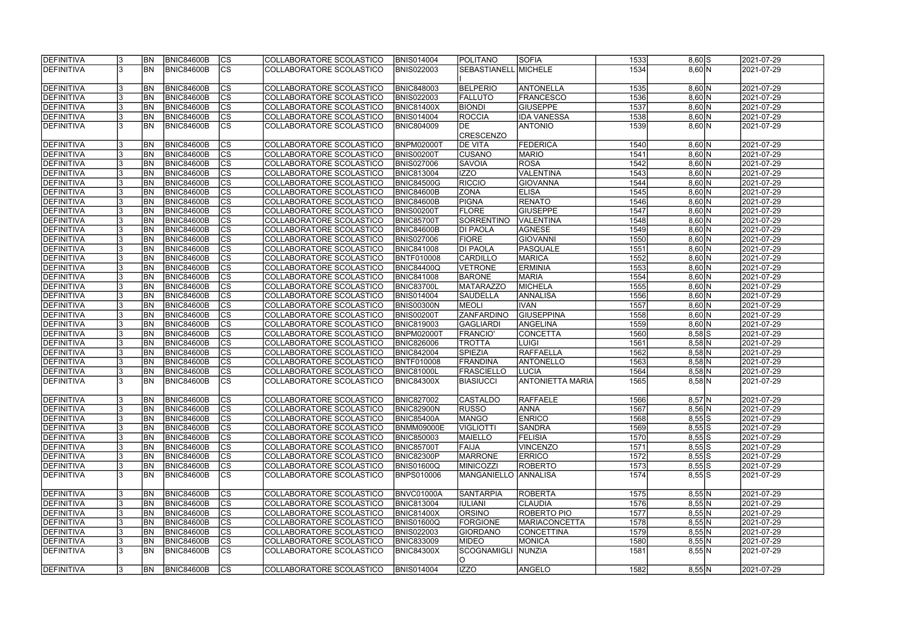| DEFINITIVA | 3 | BN | BNIC84600B | CS | COLLABORATORE SCOLASTICO | BNIS014004 | POLITANO | SOFIA | 1533 | 8,60 | S | 2021-07-29 |
|---|---|---|---|---|---|---|---|---|---|---|---|---|
| DEFINITIVA | 3 | BN | BNIC84600B | CS | COLLABORATORE SCOLASTICO | BNIS022003 | SEBASTIANELLI | MICHELE | 1534 | 8,60 | N | 2021-07-29 |
| DEFINITIVA | 3 | BN | BNIC84600B | CS | COLLABORATORE SCOLASTICO | BNIC848003 | BELPERIO | ANTONELLA | 1535 | 8,60 | N | 2021-07-29 |
| DEFINITIVA | 3 | BN | BNIC84600B | CS | COLLABORATORE SCOLASTICO | BNIS022003 | FALLUTO | FRANCESCO | 1536 | 8,60 | N | 2021-07-29 |
| DEFINITIVA | 3 | BN | BNIC84600B | CS | COLLABORATORE SCOLASTICO | BNIC81400X | BIONDI | GIUSEPPE | 1537 | 8,60 | N | 2021-07-29 |
| DEFINITIVA | 3 | BN | BNIC84600B | CS | COLLABORATORE SCOLASTICO | BNIS014004 | ROCCIA | IDA VANESSA | 1538 | 8,60 | N | 2021-07-29 |
| DEFINITIVA | 3 | BN | BNIC84600B | CS | COLLABORATORE SCOLASTICO | BNIC804009 | DE CRESCENZO | ANTONIO | 1539 | 8,60 | N | 2021-07-29 |
| DEFINITIVA | 3 | BN | BNIC84600B | CS | COLLABORATORE SCOLASTICO | BNPM02000T | DE VITA | FEDERICA | 1540 | 8,60 | N | 2021-07-29 |
| DEFINITIVA | 3 | BN | BNIC84600B | CS | COLLABORATORE SCOLASTICO | BNIS00200T | CUSANO | MARIO | 1541 | 8,60 | N | 2021-07-29 |
| DEFINITIVA | 3 | BN | BNIC84600B | CS | COLLABORATORE SCOLASTICO | BNIS027006 | SAVOIA | ROSA | 1542 | 8,60 | N | 2021-07-29 |
| DEFINITIVA | 3 | BN | BNIC84600B | CS | COLLABORATORE SCOLASTICO | BNIC813004 | IZZO | VALENTINA | 1543 | 8,60 | N | 2021-07-29 |
| DEFINITIVA | 3 | BN | BNIC84600B | CS | COLLABORATORE SCOLASTICO | BNIC84500G | RICCIO | GIOVANNA | 1544 | 8,60 | N | 2021-07-29 |
| DEFINITIVA | 3 | BN | BNIC84600B | CS | COLLABORATORE SCOLASTICO | BNIC84600B | ZONA | ELISA | 1545 | 8,60 | N | 2021-07-29 |
| DEFINITIVA | 3 | BN | BNIC84600B | CS | COLLABORATORE SCOLASTICO | BNIC84600B | PIGNA | RENATO | 1546 | 8,60 | N | 2021-07-29 |
| DEFINITIVA | 3 | BN | BNIC84600B | CS | COLLABORATORE SCOLASTICO | BNIS00200T | FLORE | GIUSEPPE | 1547 | 8,60 | N | 2021-07-29 |
| DEFINITIVA | 3 | BN | BNIC84600B | CS | COLLABORATORE SCOLASTICO | BNIC85700T | SORRENTINO | VALENTINA | 1548 | 8,60 | N | 2021-07-29 |
| DEFINITIVA | 3 | BN | BNIC84600B | CS | COLLABORATORE SCOLASTICO | BNIC84600B | DI PAOLA | AGNESE | 1549 | 8,60 | N | 2021-07-29 |
| DEFINITIVA | 3 | BN | BNIC84600B | CS | COLLABORATORE SCOLASTICO | BNIS027006 | FIORE | GIOVANNI | 1550 | 8,60 | N | 2021-07-29 |
| DEFINITIVA | 3 | BN | BNIC84600B | CS | COLLABORATORE SCOLASTICO | BNIC841008 | DI PAOLA | PASQUALE | 1551 | 8,60 | N | 2021-07-29 |
| DEFINITIVA | 3 | BN | BNIC84600B | CS | COLLABORATORE SCOLASTICO | BNTF010008 | CARDILLO | MARICA | 1552 | 8,60 | N | 2021-07-29 |
| DEFINITIVA | 3 | BN | BNIC84600B | CS | COLLABORATORE SCOLASTICO | BNIC84400Q | VETRONE | ERMINIA | 1553 | 8,60 | N | 2021-07-29 |
| DEFINITIVA | 3 | BN | BNIC84600B | CS | COLLABORATORE SCOLASTICO | BNIC841008 | BARONE | MARIA | 1554 | 8,60 | N | 2021-07-29 |
| DEFINITIVA | 3 | BN | BNIC84600B | CS | COLLABORATORE SCOLASTICO | BNIC83700L | MATARAZZO | MICHELA | 1555 | 8,60 | N | 2021-07-29 |
| DEFINITIVA | 3 | BN | BNIC84600B | CS | COLLABORATORE SCOLASTICO | BNIS014004 | SAUDELLA | ANNALISA | 1556 | 8,60 | N | 2021-07-29 |
| DEFINITIVA | 3 | BN | BNIC84600B | CS | COLLABORATORE SCOLASTICO | BNIS00300N | MEOLI | IVAN | 1557 | 8,60 | N | 2021-07-29 |
| DEFINITIVA | 3 | BN | BNIC84600B | CS | COLLABORATORE SCOLASTICO | BNIS00200T | ZANFARDINO | GIUSEPPINA | 1558 | 8,60 | N | 2021-07-29 |
| DEFINITIVA | 3 | BN | BNIC84600B | CS | COLLABORATORE SCOLASTICO | BNIC819003 | GAGLIARDI | ANGELINA | 1559 | 8,60 | N | 2021-07-29 |
| DEFINITIVA | 3 | BN | BNIC84600B | CS | COLLABORATORE SCOLASTICO | BNPM02000T | FRANCIO' | CONCETTA | 1560 | 8,58 | S | 2021-07-29 |
| DEFINITIVA | 3 | BN | BNIC84600B | CS | COLLABORATORE SCOLASTICO | BNIC826006 | TROTTA | LUIGI | 1561 | 8,58 | N | 2021-07-29 |
| DEFINITIVA | 3 | BN | BNIC84600B | CS | COLLABORATORE SCOLASTICO | BNIC842004 | SPIEZIA | RAFFAELLA | 1562 | 8,58 | N | 2021-07-29 |
| DEFINITIVA | 3 | BN | BNIC84600B | CS | COLLABORATORE SCOLASTICO | BNTF010008 | FRANDINA | ANTONELLO | 1563 | 8,58 | N | 2021-07-29 |
| DEFINITIVA | 3 | BN | BNIC84600B | CS | COLLABORATORE SCOLASTICO | BNIC81000L | FRASCIELLO | LUCIA | 1564 | 8,58 | N | 2021-07-29 |
| DEFINITIVA | 3 | BN | BNIC84600B | CS | COLLABORATORE SCOLASTICO | BNIC84300X | BIASIUCCI | ANTONIETTA MARIA | 1565 | 8,58 | N | 2021-07-29 |
| DEFINITIVA | 3 | BN | BNIC84600B | CS | COLLABORATORE SCOLASTICO | BNIC827002 | CASTALDO | RAFFAELE | 1566 | 8,57 | N | 2021-07-29 |
| DEFINITIVA | 3 | BN | BNIC84600B | CS | COLLABORATORE SCOLASTICO | BNIC82900N | RUSSO | ANNA | 1567 | 8,56 | N | 2021-07-29 |
| DEFINITIVA | 3 | BN | BNIC84600B | CS | COLLABORATORE SCOLASTICO | BNIC85400A | MANGO | ENRICO | 1568 | 8,55 | S | 2021-07-29 |
| DEFINITIVA | 3 | BN | BNIC84600B | CS | COLLABORATORE SCOLASTICO | BNMM09000E | VIGLIOTTI | SANDRA | 1569 | 8,55 | S | 2021-07-29 |
| DEFINITIVA | 3 | BN | BNIC84600B | CS | COLLABORATORE SCOLASTICO | BNIC850003 | MAIELLO | FELISIA | 1570 | 8,55 | S | 2021-07-29 |
| DEFINITIVA | 3 | BN | BNIC84600B | CS | COLLABORATORE SCOLASTICO | BNIC85700T | FAIJA | VINCENZO | 1571 | 8,55 | S | 2021-07-29 |
| DEFINITIVA | 3 | BN | BNIC84600B | CS | COLLABORATORE SCOLASTICO | BNIC82300P | MARRONE | ERRICO | 1572 | 8,55 | S | 2021-07-29 |
| DEFINITIVA | 3 | BN | BNIC84600B | CS | COLLABORATORE SCOLASTICO | BNIS01600Q | MINICOZZI | ROBERTO | 1573 | 8,55 | S | 2021-07-29 |
| DEFINITIVA | 3 | BN | BNIC84600B | CS | COLLABORATORE SCOLASTICO | BNPS010006 | MANGANIELLO | ANNALISA | 1574 | 8,55 | S | 2021-07-29 |
| DEFINITIVA | 3 | BN | BNIC84600B | CS | COLLABORATORE SCOLASTICO | BNVC01000A | SANTARPIA | ROBERTA | 1575 | 8,55 | N | 2021-07-29 |
| DEFINITIVA | 3 | BN | BNIC84600B | CS | COLLABORATORE SCOLASTICO | BNIC813004 | IULIANI | CLAUDIA | 1576 | 8,55 | N | 2021-07-29 |
| DEFINITIVA | 3 | BN | BNIC84600B | CS | COLLABORATORE SCOLASTICO | BNIC81400X | ORSINO | ROBERTO PIO | 1577 | 8,55 | N | 2021-07-29 |
| DEFINITIVA | 3 | BN | BNIC84600B | CS | COLLABORATORE SCOLASTICO | BNIS01600Q | FORGIONE | MARIACONCETTA | 1578 | 8,55 | N | 2021-07-29 |
| DEFINITIVA | 3 | BN | BNIC84600B | CS | COLLABORATORE SCOLASTICO | BNIS022003 | GIORDANO | CONCETTINA | 1579 | 8,55 | N | 2021-07-29 |
| DEFINITIVA | 3 | BN | BNIC84600B | CS | COLLABORATORE SCOLASTICO | BNIC833009 | MIDEO | MONICA | 1580 | 8,55 | N | 2021-07-29 |
| DEFINITIVA | 3 | BN | BNIC84600B | CS | COLLABORATORE SCOLASTICO | BNIC84300X | SCOGNAMIGLIO | NUNZIA | 1581 | 8,55 | N | 2021-07-29 |
| DEFINITIVA | 3 | BN | BNIC84600B | CS | COLLABORATORE SCOLASTICO | BNIS014004 | IZZO | ANGELO | 1582 | 8,55 | N | 2021-07-29 |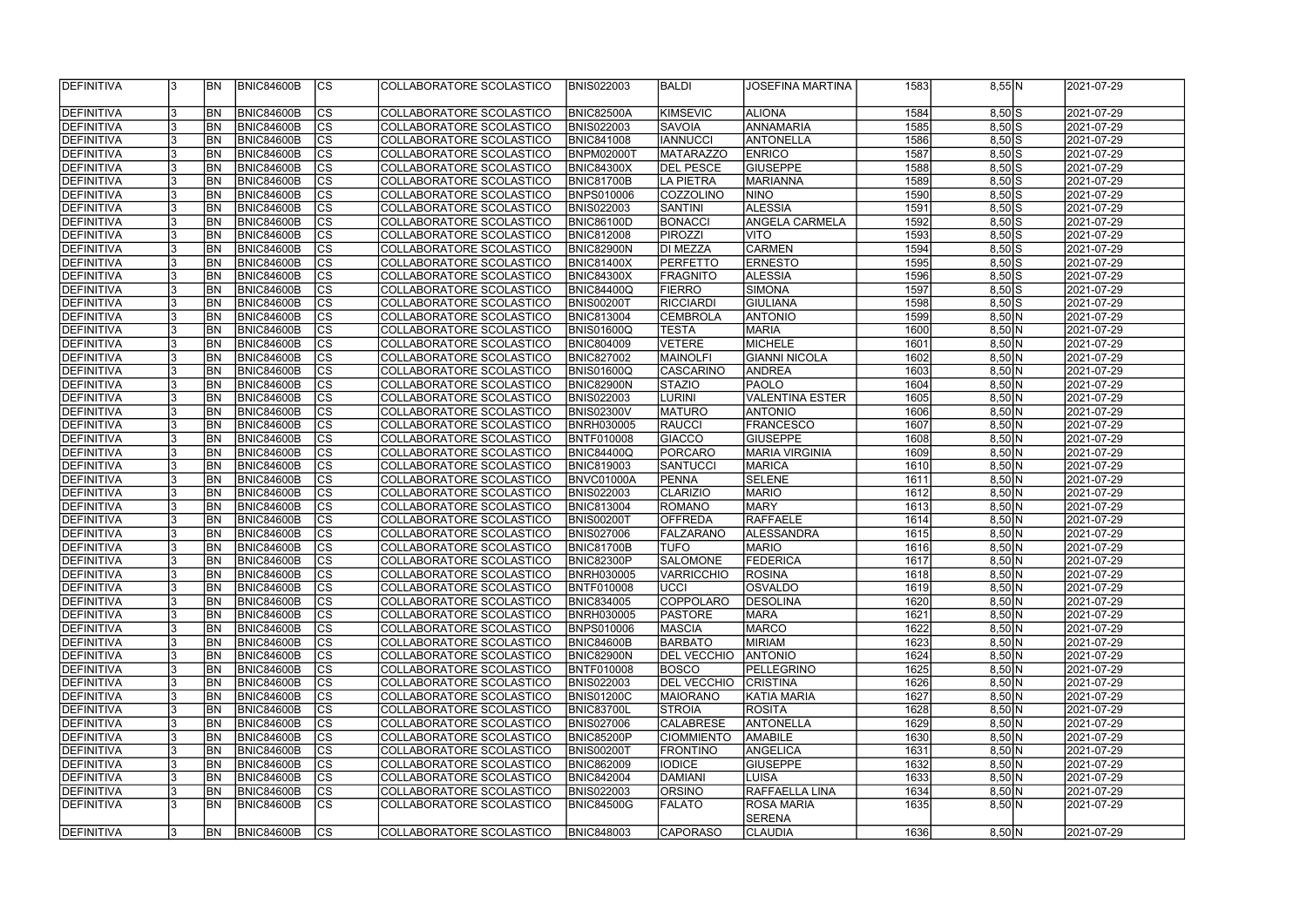| DEFINITIVA | 3 | BN | BNIC84600B | CS | COLLABORATORE SCOLASTICO | BNIS022003 | BALDI | JOSEFINA MARTINA | 1583 | 8,55 | N | 2021-07-29 |
|---|---|---|---|---|---|---|---|---|---|---|---|---|
| DEFINITIVA | 3 | BN | BNIC84600B | CS | COLLABORATORE SCOLASTICO | BNIC82500A | KIMSEVIC | ALIONA | 1584 | 8,50 | S | 2021-07-29 |
| DEFINITIVA | 3 | BN | BNIC84600B | CS | COLLABORATORE SCOLASTICO | BNIS022003 | SAVOIA | ANNAMARIA | 1585 | 8,50 | S | 2021-07-29 |
| DEFINITIVA | 3 | BN | BNIC84600B | CS | COLLABORATORE SCOLASTICO | BNIC841008 | IANNUCCI | ANTONELLA | 1586 | 8,50 | S | 2021-07-29 |
| DEFINITIVA | 3 | BN | BNIC84600B | CS | COLLABORATORE SCOLASTICO | BNPM02000T | MATARAZZO | ENRICO | 1587 | 8,50 | S | 2021-07-29 |
| DEFINITIVA | 3 | BN | BNIC84600B | CS | COLLABORATORE SCOLASTICO | BNIC84300X | DEL PESCE | GIUSEPPE | 1588 | 8,50 | S | 2021-07-29 |
| DEFINITIVA | 3 | BN | BNIC84600B | CS | COLLABORATORE SCOLASTICO | BNIC81700B | LA PIETRA | MARIANNA | 1589 | 8,50 | S | 2021-07-29 |
| DEFINITIVA | 3 | BN | BNIC84600B | CS | COLLABORATORE SCOLASTICO | BNPS010006 | COZZOLINO | NINO | 1590 | 8,50 | S | 2021-07-29 |
| DEFINITIVA | 3 | BN | BNIC84600B | CS | COLLABORATORE SCOLASTICO | BNIS022003 | SANTINI | ALESSIA | 1591 | 8,50 | S | 2021-07-29 |
| DEFINITIVA | 3 | BN | BNIC84600B | CS | COLLABORATORE SCOLASTICO | BNIC86100D | BONACCI | ANGELA CARMELA | 1592 | 8,50 | S | 2021-07-29 |
| DEFINITIVA | 3 | BN | BNIC84600B | CS | COLLABORATORE SCOLASTICO | BNIC812008 | PIROZZI | VITO | 1593 | 8,50 | S | 2021-07-29 |
| DEFINITIVA | 3 | BN | BNIC84600B | CS | COLLABORATORE SCOLASTICO | BNIC82900N | DI MEZZA | CARMEN | 1594 | 8,50 | S | 2021-07-29 |
| DEFINITIVA | 3 | BN | BNIC84600B | CS | COLLABORATORE SCOLASTICO | BNIC81400X | PERFETTO | ERNESTO | 1595 | 8,50 | S | 2021-07-29 |
| DEFINITIVA | 3 | BN | BNIC84600B | CS | COLLABORATORE SCOLASTICO | BNIC84300X | FRAGNITO | ALESSIA | 1596 | 8,50 | S | 2021-07-29 |
| DEFINITIVA | 3 | BN | BNIC84600B | CS | COLLABORATORE SCOLASTICO | BNIC84400Q | FIERRO | SIMONA | 1597 | 8,50 | S | 2021-07-29 |
| DEFINITIVA | 3 | BN | BNIC84600B | CS | COLLABORATORE SCOLASTICO | BNIS00200T | RICCIARDI | GIULIANA | 1598 | 8,50 | S | 2021-07-29 |
| DEFINITIVA | 3 | BN | BNIC84600B | CS | COLLABORATORE SCOLASTICO | BNIC813004 | CEMBROLA | ANTONIO | 1599 | 8,50 | N | 2021-07-29 |
| DEFINITIVA | 3 | BN | BNIC84600B | CS | COLLABORATORE SCOLASTICO | BNIS01600Q | TESTA | MARIA | 1600 | 8,50 | N | 2021-07-29 |
| DEFINITIVA | 3 | BN | BNIC84600B | CS | COLLABORATORE SCOLASTICO | BNIC804009 | VETERE | MICHELE | 1601 | 8,50 | N | 2021-07-29 |
| DEFINITIVA | 3 | BN | BNIC84600B | CS | COLLABORATORE SCOLASTICO | BNIC827002 | MAINOLFI | GIANNI NICOLA | 1602 | 8,50 | N | 2021-07-29 |
| DEFINITIVA | 3 | BN | BNIC84600B | CS | COLLABORATORE SCOLASTICO | BNIS01600Q | CASCARINO | ANDREA | 1603 | 8,50 | N | 2021-07-29 |
| DEFINITIVA | 3 | BN | BNIC84600B | CS | COLLABORATORE SCOLASTICO | BNIC82900N | STAZIO | PAOLO | 1604 | 8,50 | N | 2021-07-29 |
| DEFINITIVA | 3 | BN | BNIC84600B | CS | COLLABORATORE SCOLASTICO | BNIS022003 | LURINI | VALENTINA ESTER | 1605 | 8,50 | N | 2021-07-29 |
| DEFINITIVA | 3 | BN | BNIC84600B | CS | COLLABORATORE SCOLASTICO | BNIS02300V | MATURO | ANTONIO | 1606 | 8,50 | N | 2021-07-29 |
| DEFINITIVA | 3 | BN | BNIC84600B | CS | COLLABORATORE SCOLASTICO | BNRH030005 | RAUCCI | FRANCESCO | 1607 | 8,50 | N | 2021-07-29 |
| DEFINITIVA | 3 | BN | BNIC84600B | CS | COLLABORATORE SCOLASTICO | BNTF010008 | GIACCO | GIUSEPPE | 1608 | 8,50 | N | 2021-07-29 |
| DEFINITIVA | 3 | BN | BNIC84600B | CS | COLLABORATORE SCOLASTICO | BNIC84400Q | PORCARO | MARIA VIRGINIA | 1609 | 8,50 | N | 2021-07-29 |
| DEFINITIVA | 3 | BN | BNIC84600B | CS | COLLABORATORE SCOLASTICO | BNIC819003 | SANTUCCI | MARICA | 1610 | 8,50 | N | 2021-07-29 |
| DEFINITIVA | 3 | BN | BNIC84600B | CS | COLLABORATORE SCOLASTICO | BNVC01000A | PENNA | SELENE | 1611 | 8,50 | N | 2021-07-29 |
| DEFINITIVA | 3 | BN | BNIC84600B | CS | COLLABORATORE SCOLASTICO | BNIS022003 | CLARIZIO | MARIO | 1612 | 8,50 | N | 2021-07-29 |
| DEFINITIVA | 3 | BN | BNIC84600B | CS | COLLABORATORE SCOLASTICO | BNIC813004 | ROMANO | MARY | 1613 | 8,50 | N | 2021-07-29 |
| DEFINITIVA | 3 | BN | BNIC84600B | CS | COLLABORATORE SCOLASTICO | BNIS00200T | OFFREDA | RAFFAELE | 1614 | 8,50 | N | 2021-07-29 |
| DEFINITIVA | 3 | BN | BNIC84600B | CS | COLLABORATORE SCOLASTICO | BNIS027006 | FALZARANO | ALESSANDRA | 1615 | 8,50 | N | 2021-07-29 |
| DEFINITIVA | 3 | BN | BNIC84600B | CS | COLLABORATORE SCOLASTICO | BNIC81700B | TUFO | MARIO | 1616 | 8,50 | N | 2021-07-29 |
| DEFINITIVA | 3 | BN | BNIC84600B | CS | COLLABORATORE SCOLASTICO | BNIC82300P | SALOMONE | FEDERICA | 1617 | 8,50 | N | 2021-07-29 |
| DEFINITIVA | 3 | BN | BNIC84600B | CS | COLLABORATORE SCOLASTICO | BNRH030005 | VARRICCHIO | ROSINA | 1618 | 8,50 | N | 2021-07-29 |
| DEFINITIVA | 3 | BN | BNIC84600B | CS | COLLABORATORE SCOLASTICO | BNTF010008 | UCCI | OSVALDO | 1619 | 8,50 | N | 2021-07-29 |
| DEFINITIVA | 3 | BN | BNIC84600B | CS | COLLABORATORE SCOLASTICO | BNIC834005 | COPPOLARO | DESOLINA | 1620 | 8,50 | N | 2021-07-29 |
| DEFINITIVA | 3 | BN | BNIC84600B | CS | COLLABORATORE SCOLASTICO | BNRH030005 | PASTORE | MARA | 1621 | 8,50 | N | 2021-07-29 |
| DEFINITIVA | 3 | BN | BNIC84600B | CS | COLLABORATORE SCOLASTICO | BNPS010006 | MASCIA | MARCO | 1622 | 8,50 | N | 2021-07-29 |
| DEFINITIVA | 3 | BN | BNIC84600B | CS | COLLABORATORE SCOLASTICO | BNIC84600B | BARBATO | MIRIAM | 1623 | 8,50 | N | 2021-07-29 |
| DEFINITIVA | 3 | BN | BNIC84600B | CS | COLLABORATORE SCOLASTICO | BNIC82900N | DEL VECCHIO | ANTONIO | 1624 | 8,50 | N | 2021-07-29 |
| DEFINITIVA | 3 | BN | BNIC84600B | CS | COLLABORATORE SCOLASTICO | BNTF010008 | BOSCO | PELLEGRINO | 1625 | 8,50 | N | 2021-07-29 |
| DEFINITIVA | 3 | BN | BNIC84600B | CS | COLLABORATORE SCOLASTICO | BNIS022003 | DEL VECCHIO | CRISTINA | 1626 | 8,50 | N | 2021-07-29 |
| DEFINITIVA | 3 | BN | BNIC84600B | CS | COLLABORATORE SCOLASTICO | BNIS01200C | MAIORANO | KATIA MARIA | 1627 | 8,50 | N | 2021-07-29 |
| DEFINITIVA | 3 | BN | BNIC84600B | CS | COLLABORATORE SCOLASTICO | BNIC83700L | STROIA | ROSITA | 1628 | 8,50 | N | 2021-07-29 |
| DEFINITIVA | 3 | BN | BNIC84600B | CS | COLLABORATORE SCOLASTICO | BNIS027006 | CALABRESE | ANTONELLA | 1629 | 8,50 | N | 2021-07-29 |
| DEFINITIVA | 3 | BN | BNIC84600B | CS | COLLABORATORE SCOLASTICO | BNIC85200P | CIOMMIENTO | AMABILE | 1630 | 8,50 | N | 2021-07-29 |
| DEFINITIVA | 3 | BN | BNIC84600B | CS | COLLABORATORE SCOLASTICO | BNIS00200T | FRONTINO | ANGELICA | 1631 | 8,50 | N | 2021-07-29 |
| DEFINITIVA | 3 | BN | BNIC84600B | CS | COLLABORATORE SCOLASTICO | BNIC862009 | IODICE | GIUSEPPE | 1632 | 8,50 | N | 2021-07-29 |
| DEFINITIVA | 3 | BN | BNIC84600B | CS | COLLABORATORE SCOLASTICO | BNIC842004 | DAMIANI | LUISA | 1633 | 8,50 | N | 2021-07-29 |
| DEFINITIVA | 3 | BN | BNIC84600B | CS | COLLABORATORE SCOLASTICO | BNIS022003 | ORSINO | RAFFAELLA LINA | 1634 | 8,50 | N | 2021-07-29 |
| DEFINITIVA | 3 | BN | BNIC84600B | CS | COLLABORATORE SCOLASTICO | BNIC84500G | FALATO | ROSA MARIA SERENA | 1635 | 8,50 | N | 2021-07-29 |
| DEFINITIVA | 3 | BN | BNIC84600B | CS | COLLABORATORE SCOLASTICO | BNIC848003 | CAPORASO | CLAUDIA | 1636 | 8,50 | N | 2021-07-29 |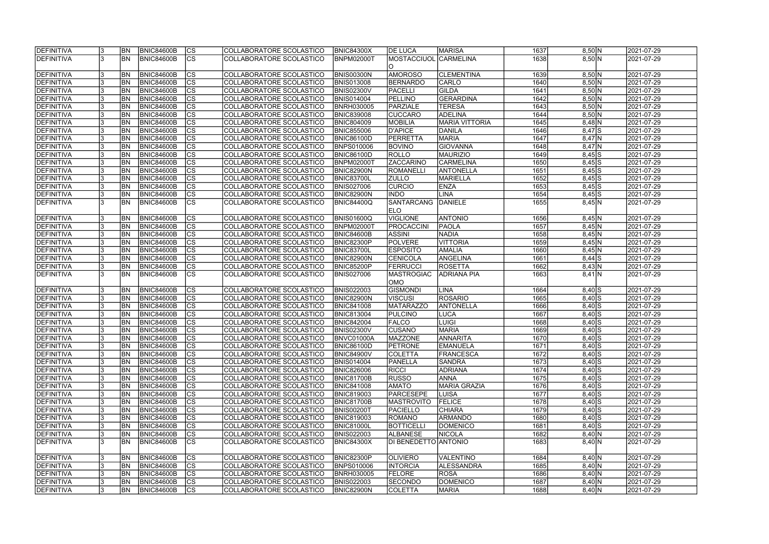| DEFINITIVA | 3 | BN | BNIC84600B | CS | COLLABORATORE SCOLASTICO | BNIC84300X | DE LUCA | MARISA | 1637 | 8,50 | N | 2021-07-29 |
|---|---|---|---|---|---|---|---|---|---|---|---|---|
| DEFINITIVA | 3 | BN | BNIC84600B | CS | COLLABORATORE SCOLASTICO | BNPM02000T | MOSTACCIUOLO | CARMELINA | 1638 | 8,50 | N | 2021-07-29 |
| DEFINITIVA | 3 | BN | BNIC84600B | CS | COLLABORATORE SCOLASTICO | BNIS00300N | AMOROSO | CLEMENTINA | 1639 | 8,50 | N | 2021-07-29 |
| DEFINITIVA | 3 | BN | BNIC84600B | CS | COLLABORATORE SCOLASTICO | BNIS013008 | BERNARDO | CARLO | 1640 | 8,50 | N | 2021-07-29 |
| DEFINITIVA | 3 | BN | BNIC84600B | CS | COLLABORATORE SCOLASTICO | BNIS02300V | PACELLI | GILDA | 1641 | 8,50 | N | 2021-07-29 |
| DEFINITIVA | 3 | BN | BNIC84600B | CS | COLLABORATORE SCOLASTICO | BNIS014004 | PELLINO | GERARDINA | 1642 | 8,50 | N | 2021-07-29 |
| DEFINITIVA | 3 | BN | BNIC84600B | CS | COLLABORATORE SCOLASTICO | BNRH030005 | PARZIALE | TERESA | 1643 | 8,50 | N | 2021-07-29 |
| DEFINITIVA | 3 | BN | BNIC84600B | CS | COLLABORATORE SCOLASTICO | BNIC839008 | CUCCARO | ADELINA | 1644 | 8,50 | N | 2021-07-29 |
| DEFINITIVA | 3 | BN | BNIC84600B | CS | COLLABORATORE SCOLASTICO | BNIC804009 | MOBILIA | MARIA VITTORIA | 1645 | 8,48 | N | 2021-07-29 |
| DEFINITIVA | 3 | BN | BNIC84600B | CS | COLLABORATORE SCOLASTICO | BNIC855006 | D'APICE | DANILA | 1646 | 8,47 | S | 2021-07-29 |
| DEFINITIVA | 3 | BN | BNIC84600B | CS | COLLABORATORE SCOLASTICO | BNIC86100D | PERRETTA | MARIA | 1647 | 8,47 | N | 2021-07-29 |
| DEFINITIVA | 3 | BN | BNIC84600B | CS | COLLABORATORE SCOLASTICO | BNPS010006 | BOVINO | GIOVANNA | 1648 | 8,47 | N | 2021-07-29 |
| DEFINITIVA | 3 | BN | BNIC84600B | CS | COLLABORATORE SCOLASTICO | BNIC86100D | ROLLO | MAURIZIO | 1649 | 8,45 | S | 2021-07-29 |
| DEFINITIVA | 3 | BN | BNIC84600B | CS | COLLABORATORE SCOLASTICO | BNPM02000T | ZACCARINO | CARMELINA | 1650 | 8,45 | S | 2021-07-29 |
| DEFINITIVA | 3 | BN | BNIC84600B | CS | COLLABORATORE SCOLASTICO | BNIC82900N | ROMANELLI | ANTONELLA | 1651 | 8,45 | S | 2021-07-29 |
| DEFINITIVA | 3 | BN | BNIC84600B | CS | COLLABORATORE SCOLASTICO | BNIC83700L | ZULLO | MARIELLA | 1652 | 8,45 | S | 2021-07-29 |
| DEFINITIVA | 3 | BN | BNIC84600B | CS | COLLABORATORE SCOLASTICO | BNIS027006 | CURCIO | ENZA | 1653 | 8,45 | S | 2021-07-29 |
| DEFINITIVA | 3 | BN | BNIC84600B | CS | COLLABORATORE SCOLASTICO | BNIC82900N | INDO | LINA | 1654 | 8,45 | S | 2021-07-29 |
| DEFINITIVA | 3 | BN | BNIC84600B | CS | COLLABORATORE SCOLASTICO | BNIC84400Q | SANTARCANGELO | DANIELE | 1655 | 8,45 | N | 2021-07-29 |
| DEFINITIVA | 3 | BN | BNIC84600B | CS | COLLABORATORE SCOLASTICO | BNIS01600Q | VIGLIONE | ANTONIO | 1656 | 8,45 | N | 2021-07-29 |
| DEFINITIVA | 3 | BN | BNIC84600B | CS | COLLABORATORE SCOLASTICO | BNPM02000T | PROCACCINI | PAOLA | 1657 | 8,45 | N | 2021-07-29 |
| DEFINITIVA | 3 | BN | BNIC84600B | CS | COLLABORATORE SCOLASTICO | BNIC84600B | ASSINI | NADIA | 1658 | 8,45 | N | 2021-07-29 |
| DEFINITIVA | 3 | BN | BNIC84600B | CS | COLLABORATORE SCOLASTICO | BNIC82300P | POLVERE | VITTORIA | 1659 | 8,45 | N | 2021-07-29 |
| DEFINITIVA | 3 | BN | BNIC84600B | CS | COLLABORATORE SCOLASTICO | BNIC83700L | ESPOSITO | AMALIA | 1660 | 8,45 | N | 2021-07-29 |
| DEFINITIVA | 3 | BN | BNIC84600B | CS | COLLABORATORE SCOLASTICO | BNIC82900N | CENICOLA | ANGELINA | 1661 | 8,44 | S | 2021-07-29 |
| DEFINITIVA | 3 | BN | BNIC84600B | CS | COLLABORATORE SCOLASTICO | BNIC85200P | FERRUCCI | ROSETTA | 1662 | 8,43 | N | 2021-07-29 |
| DEFINITIVA | 3 | BN | BNIC84600B | CS | COLLABORATORE SCOLASTICO | BNIS027006 | MASTROGIACOMO | ADRIANA PIA | 1663 | 8,41 | N | 2021-07-29 |
| DEFINITIVA | 3 | BN | BNIC84600B | CS | COLLABORATORE SCOLASTICO | BNIS022003 | GISMONDI | LINA | 1664 | 8,40 | S | 2021-07-29 |
| DEFINITIVA | 3 | BN | BNIC84600B | CS | COLLABORATORE SCOLASTICO | BNIC82900N | VISCUSI | ROSARIO | 1665 | 8,40 | S | 2021-07-29 |
| DEFINITIVA | 3 | BN | BNIC84600B | CS | COLLABORATORE SCOLASTICO | BNIC841008 | MATARAZZO | ANTONELLA | 1666 | 8,40 | S | 2021-07-29 |
| DEFINITIVA | 3 | BN | BNIC84600B | CS | COLLABORATORE SCOLASTICO | BNIC813004 | PULCINO | LUCA | 1667 | 8,40 | S | 2021-07-29 |
| DEFINITIVA | 3 | BN | BNIC84600B | CS | COLLABORATORE SCOLASTICO | BNIC842004 | FALCO | LUIGI | 1668 | 8,40 | S | 2021-07-29 |
| DEFINITIVA | 3 | BN | BNIC84600B | CS | COLLABORATORE SCOLASTICO | BNIS02300V | CUSANO | MARIA | 1669 | 8,40 | S | 2021-07-29 |
| DEFINITIVA | 3 | BN | BNIC84600B | CS | COLLABORATORE SCOLASTICO | BNVC01000A | MAZZONE | ANNARITA | 1670 | 8,40 | S | 2021-07-29 |
| DEFINITIVA | 3 | BN | BNIC84600B | CS | COLLABORATORE SCOLASTICO | BNIC86100D | PETRONE | EMANUELA | 1671 | 8,40 | S | 2021-07-29 |
| DEFINITIVA | 3 | BN | BNIC84600B | CS | COLLABORATORE SCOLASTICO | BNIC84900V | COLETTA | FRANCESCA | 1672 | 8,40 | S | 2021-07-29 |
| DEFINITIVA | 3 | BN | BNIC84600B | CS | COLLABORATORE SCOLASTICO | BNIS014004 | PANELLA | SANDRA | 1673 | 8,40 | S | 2021-07-29 |
| DEFINITIVA | 3 | BN | BNIC84600B | CS | COLLABORATORE SCOLASTICO | BNIC826006 | RICCI | ADRIANA | 1674 | 8,40 | S | 2021-07-29 |
| DEFINITIVA | 3 | BN | BNIC84600B | CS | COLLABORATORE SCOLASTICO | BNIC81700B | RUSSO | ANNA | 1675 | 8,40 | S | 2021-07-29 |
| DEFINITIVA | 3 | BN | BNIC84600B | CS | COLLABORATORE SCOLASTICO | BNIC841008 | AMATO | MARIA GRAZIA | 1676 | 8,40 | S | 2021-07-29 |
| DEFINITIVA | 3 | BN | BNIC84600B | CS | COLLABORATORE SCOLASTICO | BNIC819003 | PARCESEPE | LUISA | 1677 | 8,40 | S | 2021-07-29 |
| DEFINITIVA | 3 | BN | BNIC84600B | CS | COLLABORATORE SCOLASTICO | BNIC81700B | MASTROVITO | FELICE | 1678 | 8,40 | S | 2021-07-29 |
| DEFINITIVA | 3 | BN | BNIC84600B | CS | COLLABORATORE SCOLASTICO | BNIS00200T | PACIELLO | CHIARA | 1679 | 8,40 | S | 2021-07-29 |
| DEFINITIVA | 3 | BN | BNIC84600B | CS | COLLABORATORE SCOLASTICO | BNIC819003 | ROMANO | ARMANDO | 1680 | 8,40 | S | 2021-07-29 |
| DEFINITIVA | 3 | BN | BNIC84600B | CS | COLLABORATORE SCOLASTICO | BNIC81000L | BOTTICELLI | DOMENICO | 1681 | 8,40 | S | 2021-07-29 |
| DEFINITIVA | 3 | BN | BNIC84600B | CS | COLLABORATORE SCOLASTICO | BNIS022003 | ALBANESE | NICOLA | 1682 | 8,40 | N | 2021-07-29 |
| DEFINITIVA | 3 | BN | BNIC84600B | CS | COLLABORATORE SCOLASTICO | BNIC84300X | DI BENEDETTO | ANTONIO | 1683 | 8,40 | N | 2021-07-29 |
| DEFINITIVA | 3 | BN | BNIC84600B | CS | COLLABORATORE SCOLASTICO | BNIC82300P | OLIVIERO | VALENTINO | 1684 | 8,40 | N | 2021-07-29 |
| DEFINITIVA | 3 | BN | BNIC84600B | CS | COLLABORATORE SCOLASTICO | BNPS010006 | INTORCIA | ALESSANDRA | 1685 | 8,40 | N | 2021-07-29 |
| DEFINITIVA | 3 | BN | BNIC84600B | CS | COLLABORATORE SCOLASTICO | BNRH030005 | FELORE | ROSA | 1686 | 8,40 | N | 2021-07-29 |
| DEFINITIVA | 3 | BN | BNIC84600B | CS | COLLABORATORE SCOLASTICO | BNIS022003 | SECONDO | DOMENICO | 1687 | 8,40 | N | 2021-07-29 |
| DEFINITIVA | 3 | BN | BNIC84600B | CS | COLLABORATORE SCOLASTICO | BNIC82900N | COLETTA | MARIA | 1688 | 8,40 | N | 2021-07-29 |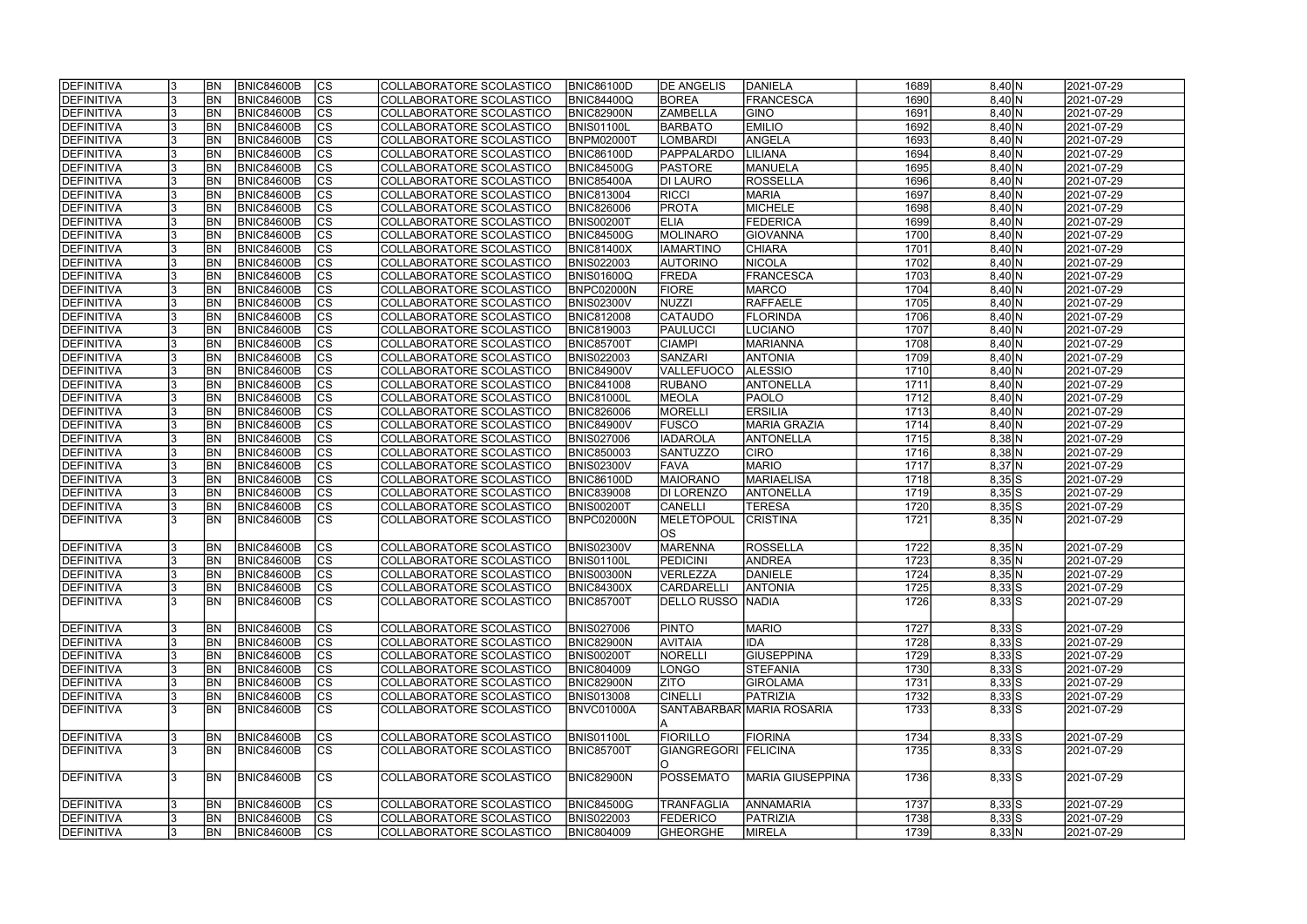| | | | | | | | | | | | | |
|---|---|---|---|---|---|---|---|---|---|---|---|---|
| DEFINITIVA | 3 | BN | BNIC84600B | CS | COLLABORATORE SCOLASTICO | BNIC86100D | DE ANGELIS | DANIELA | 1689 | 8,40 | N | 2021-07-29 |
| DEFINITIVA | 3 | BN | BNIC84600B | CS | COLLABORATORE SCOLASTICO | BNIC84400Q | BOREA | FRANCESCA | 1690 | 8,40 | N | 2021-07-29 |
| DEFINITIVA | 3 | BN | BNIC84600B | CS | COLLABORATORE SCOLASTICO | BNIC82900N | ZAMBELLA | GINO | 1691 | 8,40 | N | 2021-07-29 |
| DEFINITIVA | 3 | BN | BNIC84600B | CS | COLLABORATORE SCOLASTICO | BNIS01100L | BARBATO | EMILIO | 1692 | 8,40 | N | 2021-07-29 |
| DEFINITIVA | 3 | BN | BNIC84600B | CS | COLLABORATORE SCOLASTICO | BNPM02000T | LOMBARDI | ANGELA | 1693 | 8,40 | N | 2021-07-29 |
| DEFINITIVA | 3 | BN | BNIC84600B | CS | COLLABORATORE SCOLASTICO | BNIC86100D | PAPPALARDO | LILIANA | 1694 | 8,40 | N | 2021-07-29 |
| DEFINITIVA | 3 | BN | BNIC84600B | CS | COLLABORATORE SCOLASTICO | BNIC84500G | PASTORE | MANUELA | 1695 | 8,40 | N | 2021-07-29 |
| DEFINITIVA | 3 | BN | BNIC84600B | CS | COLLABORATORE SCOLASTICO | BNIC85400A | DI LAURO | ROSSELLA | 1696 | 8,40 | N | 2021-07-29 |
| DEFINITIVA | 3 | BN | BNIC84600B | CS | COLLABORATORE SCOLASTICO | BNIC813004 | RICCI | MARIA | 1697 | 8,40 | N | 2021-07-29 |
| DEFINITIVA | 3 | BN | BNIC84600B | CS | COLLABORATORE SCOLASTICO | BNIC826006 | PROTA | MICHELE | 1698 | 8,40 | N | 2021-07-29 |
| DEFINITIVA | 3 | BN | BNIC84600B | CS | COLLABORATORE SCOLASTICO | BNIS00200T | ELIA | FEDERICA | 1699 | 8,40 | N | 2021-07-29 |
| DEFINITIVA | 3 | BN | BNIC84600B | CS | COLLABORATORE SCOLASTICO | BNIC84500G | MOLINARO | GIOVANNA | 1700 | 8,40 | N | 2021-07-29 |
| DEFINITIVA | 3 | BN | BNIC84600B | CS | COLLABORATORE SCOLASTICO | BNIC81400X | IAMARTINO | CHIARA | 1701 | 8,40 | N | 2021-07-29 |
| DEFINITIVA | 3 | BN | BNIC84600B | CS | COLLABORATORE SCOLASTICO | BNIS022003 | AUTORINO | NICOLA | 1702 | 8,40 | N | 2021-07-29 |
| DEFINITIVA | 3 | BN | BNIC84600B | CS | COLLABORATORE SCOLASTICO | BNIS01600Q | FREDA | FRANCESCA | 1703 | 8,40 | N | 2021-07-29 |
| DEFINITIVA | 3 | BN | BNIC84600B | CS | COLLABORATORE SCOLASTICO | BNPC02000N | FIORE | MARCO | 1704 | 8,40 | N | 2021-07-29 |
| DEFINITIVA | 3 | BN | BNIC84600B | CS | COLLABORATORE SCOLASTICO | BNIS02300V | NUZZI | RAFFAELE | 1705 | 8,40 | N | 2021-07-29 |
| DEFINITIVA | 3 | BN | BNIC84600B | CS | COLLABORATORE SCOLASTICO | BNIC812008 | CATAUDO | FLORINDA | 1706 | 8,40 | N | 2021-07-29 |
| DEFINITIVA | 3 | BN | BNIC84600B | CS | COLLABORATORE SCOLASTICO | BNIC819003 | PAULUCCI | LUCIANO | 1707 | 8,40 | N | 2021-07-29 |
| DEFINITIVA | 3 | BN | BNIC84600B | CS | COLLABORATORE SCOLASTICO | BNIC85700T | CIAMPI | MARIANNA | 1708 | 8,40 | N | 2021-07-29 |
| DEFINITIVA | 3 | BN | BNIC84600B | CS | COLLABORATORE SCOLASTICO | BNIS022003 | SANZARI | ANTONIA | 1709 | 8,40 | N | 2021-07-29 |
| DEFINITIVA | 3 | BN | BNIC84600B | CS | COLLABORATORE SCOLASTICO | BNIC84900V | VALLEFUOCO | ALESSIO | 1710 | 8,40 | N | 2021-07-29 |
| DEFINITIVA | 3 | BN | BNIC84600B | CS | COLLABORATORE SCOLASTICO | BNIC841008 | RUBANO | ANTONELLA | 1711 | 8,40 | N | 2021-07-29 |
| DEFINITIVA | 3 | BN | BNIC84600B | CS | COLLABORATORE SCOLASTICO | BNIC81000L | MEOLA | PAOLO | 1712 | 8,40 | N | 2021-07-29 |
| DEFINITIVA | 3 | BN | BNIC84600B | CS | COLLABORATORE SCOLASTICO | BNIC826006 | MORELLI | ERSILIA | 1713 | 8,40 | N | 2021-07-29 |
| DEFINITIVA | 3 | BN | BNIC84600B | CS | COLLABORATORE SCOLASTICO | BNIC84900V | FUSCO | MARIA GRAZIA | 1714 | 8,40 | N | 2021-07-29 |
| DEFINITIVA | 3 | BN | BNIC84600B | CS | COLLABORATORE SCOLASTICO | BNIS027006 | IADAROLA | ANTONELLA | 1715 | 8,38 | N | 2021-07-29 |
| DEFINITIVA | 3 | BN | BNIC84600B | CS | COLLABORATORE SCOLASTICO | BNIC850003 | SANTUZZO | CIRO | 1716 | 8,38 | N | 2021-07-29 |
| DEFINITIVA | 3 | BN | BNIC84600B | CS | COLLABORATORE SCOLASTICO | BNIS02300V | FAVA | MARIO | 1717 | 8,37 | N | 2021-07-29 |
| DEFINITIVA | 3 | BN | BNIC84600B | CS | COLLABORATORE SCOLASTICO | BNIC86100D | MAIORANO | MARIAELISA | 1718 | 8,35 | S | 2021-07-29 |
| DEFINITIVA | 3 | BN | BNIC84600B | CS | COLLABORATORE SCOLASTICO | BNIC839008 | DI LORENZO | ANTONELLA | 1719 | 8,35 | S | 2021-07-29 |
| DEFINITIVA | 3 | BN | BNIC84600B | CS | COLLABORATORE SCOLASTICO | BNIS00200T | CANELLI | TERESA | 1720 | 8,35 | S | 2021-07-29 |
| DEFINITIVA | 3 | BN | BNIC84600B | CS | COLLABORATORE SCOLASTICO | BNPC02000N | MELETOPOULOS | CRISTINA | 1721 | 8,35 | N | 2021-07-29 |
| DEFINITIVA | 3 | BN | BNIC84600B | CS | COLLABORATORE SCOLASTICO | BNIS02300V | MARENNA | ROSSELLA | 1722 | 8,35 | N | 2021-07-29 |
| DEFINITIVA | 3 | BN | BNIC84600B | CS | COLLABORATORE SCOLASTICO | BNIS01100L | PEDICINI | ANDREA | 1723 | 8,35 | N | 2021-07-29 |
| DEFINITIVA | 3 | BN | BNIC84600B | CS | COLLABORATORE SCOLASTICO | BNIS00300N | VERLEZZA | DANIELE | 1724 | 8,35 | N | 2021-07-29 |
| DEFINITIVA | 3 | BN | BNIC84600B | CS | COLLABORATORE SCOLASTICO | BNIC84300X | CARDARELLI | ANTONIA | 1725 | 8,33 | S | 2021-07-29 |
| DEFINITIVA | 3 | BN | BNIC84600B | CS | COLLABORATORE SCOLASTICO | BNIC85700T | DELLO RUSSO | NADIA | 1726 | 8,33 | S | 2021-07-29 |
| DEFINITIVA | 3 | BN | BNIC84600B | CS | COLLABORATORE SCOLASTICO | BNIS027006 | PINTO | MARIO | 1727 | 8,33 | S | 2021-07-29 |
| DEFINITIVA | 3 | BN | BNIC84600B | CS | COLLABORATORE SCOLASTICO | BNIC82900N | AVITAIA | IDA | 1728 | 8,33 | S | 2021-07-29 |
| DEFINITIVA | 3 | BN | BNIC84600B | CS | COLLABORATORE SCOLASTICO | BNIS00200T | NORELLI | GIUSEPPINA | 1729 | 8,33 | S | 2021-07-29 |
| DEFINITIVA | 3 | BN | BNIC84600B | CS | COLLABORATORE SCOLASTICO | BNIC804009 | LONGO | STEFANIA | 1730 | 8,33 | S | 2021-07-29 |
| DEFINITIVA | 3 | BN | BNIC84600B | CS | COLLABORATORE SCOLASTICO | BNIC82900N | ZITO | GIROLAMA | 1731 | 8,33 | S | 2021-07-29 |
| DEFINITIVA | 3 | BN | BNIC84600B | CS | COLLABORATORE SCOLASTICO | BNIS013008 | CINELLI | PATRIZIA | 1732 | 8,33 | S | 2021-07-29 |
| DEFINITIVA | 3 | BN | BNIC84600B | CS | COLLABORATORE SCOLASTICO | BNVC01000A | SANTABARBARA | MARIA ROSARIA | 1733 | 8,33 | S | 2021-07-29 |
| DEFINITIVA | 3 | BN | BNIC84600B | CS | COLLABORATORE SCOLASTICO | BNIS01100L | FIORILLO | FIORINA | 1734 | 8,33 | S | 2021-07-29 |
| DEFINITIVA | 3 | BN | BNIC84600B | CS | COLLABORATORE SCOLASTICO | BNIC85700T | GIANGREGORIO | FELICINA | 1735 | 8,33 | S | 2021-07-29 |
| DEFINITIVA | 3 | BN | BNIC84600B | CS | COLLABORATORE SCOLASTICO | BNIC82900N | POSSEMATO | MARIA GIUSEPPINA | 1736 | 8,33 | S | 2021-07-29 |
| DEFINITIVA | 3 | BN | BNIC84600B | CS | COLLABORATORE SCOLASTICO | BNIC84500G | TRANFAGLIA | ANNAMARIA | 1737 | 8,33 | S | 2021-07-29 |
| DEFINITIVA | 3 | BN | BNIC84600B | CS | COLLABORATORE SCOLASTICO | BNIS022003 | FEDERICO | PATRIZIA | 1738 | 8,33 | S | 2021-07-29 |
| DEFINITIVA | 3 | BN | BNIC84600B | CS | COLLABORATORE SCOLASTICO | BNIC804009 | GHEORGHE | MIRELA | 1739 | 8,33 | N | 2021-07-29 |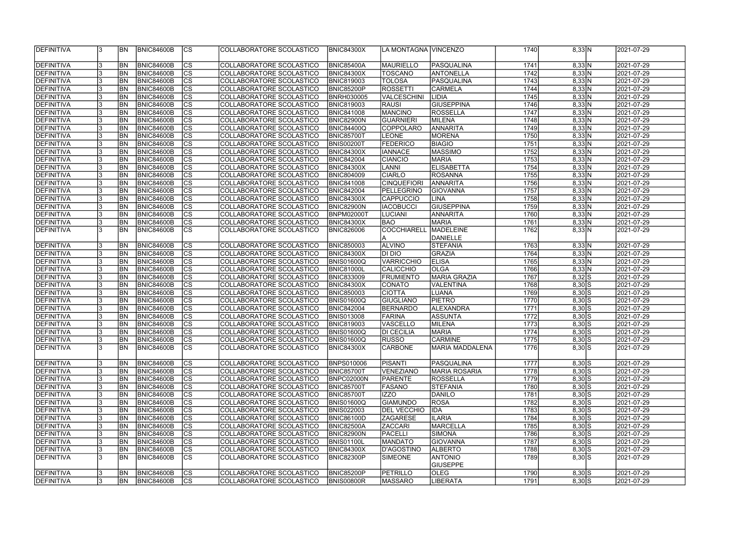| DEFINITIVA | 3 | BN | BNIC84600B | CS | COLLABORATORE SCOLASTICO | BNIC84300X | LA MONTAGNA | VINCENZO | 1740 | 8,33 | N | 2021-07-29 |
|---|---|---|---|---|---|---|---|---|---|---|---|---|
| DEFINITIVA | 3 | BN | BNIC84600B | CS | COLLABORATORE SCOLASTICO | BNIC85400A | MAURIELLO | PASQUALINA | 1741 | 8,33 | N | 2021-07-29 |
| DEFINITIVA | 3 | BN | BNIC84600B | CS | COLLABORATORE SCOLASTICO | BNIC84300X | TOSCANO | ANTONELLA | 1742 | 8,33 | N | 2021-07-29 |
| DEFINITIVA | 3 | BN | BNIC84600B | CS | COLLABORATORE SCOLASTICO | BNIC819003 | TOLOSA | PASQUALINA | 1743 | 8,33 | N | 2021-07-29 |
| DEFINITIVA | 3 | BN | BNIC84600B | CS | COLLABORATORE SCOLASTICO | BNIC85200P | ROSSETTI | CARMELA | 1744 | 8,33 | N | 2021-07-29 |
| DEFINITIVA | 3 | BN | BNIC84600B | CS | COLLABORATORE SCOLASTICO | BNRH030005 | VALCESCHINI | LIDIA | 1745 | 8,33 | N | 2021-07-29 |
| DEFINITIVA | 3 | BN | BNIC84600B | CS | COLLABORATORE SCOLASTICO | BNIC819003 | RAUSI | GIUSEPPINA | 1746 | 8,33 | N | 2021-07-29 |
| DEFINITIVA | 3 | BN | BNIC84600B | CS | COLLABORATORE SCOLASTICO | BNIC841008 | MANCINO | ROSSELLA | 1747 | 8,33 | N | 2021-07-29 |
| DEFINITIVA | 3 | BN | BNIC84600B | CS | COLLABORATORE SCOLASTICO | BNIC82900N | GUARNIERI | MILENA | 1748 | 8,33 | N | 2021-07-29 |
| DEFINITIVA | 3 | BN | BNIC84600B | CS | COLLABORATORE SCOLASTICO | BNIC84400Q | COPPOLARO | ANNARITA | 1749 | 8,33 | N | 2021-07-29 |
| DEFINITIVA | 3 | BN | BNIC84600B | CS | COLLABORATORE SCOLASTICO | BNIC85700T | LEONE | MORENA | 1750 | 8,33 | N | 2021-07-29 |
| DEFINITIVA | 3 | BN | BNIC84600B | CS | COLLABORATORE SCOLASTICO | BNIS00200T | FEDERICO | BIAGIO | 1751 | 8,33 | N | 2021-07-29 |
| DEFINITIVA | 3 | BN | BNIC84600B | CS | COLLABORATORE SCOLASTICO | BNIC84300X | IANNACE | MASSIMO | 1752 | 8,33 | N | 2021-07-29 |
| DEFINITIVA | 3 | BN | BNIC84600B | CS | COLLABORATORE SCOLASTICO | BNIC842004 | CIANCIO | MARIA | 1753 | 8,33 | N | 2021-07-29 |
| DEFINITIVA | 3 | BN | BNIC84600B | CS | COLLABORATORE SCOLASTICO | BNIC84300X | LANNI | ELISABETTA | 1754 | 8,33 | N | 2021-07-29 |
| DEFINITIVA | 3 | BN | BNIC84600B | CS | COLLABORATORE SCOLASTICO | BNIC804009 | CIARLO | ROSANNA | 1755 | 8,33 | N | 2021-07-29 |
| DEFINITIVA | 3 | BN | BNIC84600B | CS | COLLABORATORE SCOLASTICO | BNIC841008 | CINQUEFIORI | ANNARITA | 1756 | 8,33 | N | 2021-07-29 |
| DEFINITIVA | 3 | BN | BNIC84600B | CS | COLLABORATORE SCOLASTICO | BNIC842004 | PELLEGRINO | GIOVANNA | 1757 | 8,33 | N | 2021-07-29 |
| DEFINITIVA | 3 | BN | BNIC84600B | CS | COLLABORATORE SCOLASTICO | BNIC84300X | CAPPUCCIO | LINA | 1758 | 8,33 | N | 2021-07-29 |
| DEFINITIVA | 3 | BN | BNIC84600B | CS | COLLABORATORE SCOLASTICO | BNIC82900N | IACOBUCCI | GIUSEPPINA | 1759 | 8,33 | N | 2021-07-29 |
| DEFINITIVA | 3 | BN | BNIC84600B | CS | COLLABORATORE SCOLASTICO | BNPM02000T | LUCIANI | ANNARITA | 1760 | 8,33 | N | 2021-07-29 |
| DEFINITIVA | 3 | BN | BNIC84600B | CS | COLLABORATORE SCOLASTICO | BNIC84300X | BAO | MARIA | 1761 | 8,33 | N | 2021-07-29 |
| DEFINITIVA | 3 | BN | BNIC84600B | CS | COLLABORATORE SCOLASTICO | BNIC826006 | COCCHIARELLA | MADELEINE DANIELLE | 1762 | 8,33 | N | 2021-07-29 |
| DEFINITIVA | 3 | BN | BNIC84600B | CS | COLLABORATORE SCOLASTICO | BNIC850003 | ALVINO | STEFANIA | 1763 | 8,33 | N | 2021-07-29 |
| DEFINITIVA | 3 | BN | BNIC84600B | CS | COLLABORATORE SCOLASTICO | BNIC84300X | DI DIO | GRAZIA | 1764 | 8,33 | N | 2021-07-29 |
| DEFINITIVA | 3 | BN | BNIC84600B | CS | COLLABORATORE SCOLASTICO | BNIS01600Q | VARRICCHIO | ELISA | 1765 | 8,33 | N | 2021-07-29 |
| DEFINITIVA | 3 | BN | BNIC84600B | CS | COLLABORATORE SCOLASTICO | BNIC81000L | CALICCHIO | OLGA | 1766 | 8,33 | N | 2021-07-29 |
| DEFINITIVA | 3 | BN | BNIC84600B | CS | COLLABORATORE SCOLASTICO | BNIC833009 | FRUMIENTO | MARIA GRAZIA | 1767 | 8,32 | S | 2021-07-29 |
| DEFINITIVA | 3 | BN | BNIC84600B | CS | COLLABORATORE SCOLASTICO | BNIC84300X | CONATO | VALENTINA | 1768 | 8,30 | S | 2021-07-29 |
| DEFINITIVA | 3 | BN | BNIC84600B | CS | COLLABORATORE SCOLASTICO | BNIC850003 | CIOTTA | LUANA | 1769 | 8,30 | S | 2021-07-29 |
| DEFINITIVA | 3 | BN | BNIC84600B | CS | COLLABORATORE SCOLASTICO | BNIS01600Q | GIUGLIANO | PIETRO | 1770 | 8,30 | S | 2021-07-29 |
| DEFINITIVA | 3 | BN | BNIC84600B | CS | COLLABORATORE SCOLASTICO | BNIC842004 | BERNARDO | ALEXANDRA | 1771 | 8,30 | S | 2021-07-29 |
| DEFINITIVA | 3 | BN | BNIC84600B | CS | COLLABORATORE SCOLASTICO | BNIS013008 | FARINA | ASSUNTA | 1772 | 8,30 | S | 2021-07-29 |
| DEFINITIVA | 3 | BN | BNIC84600B | CS | COLLABORATORE SCOLASTICO | BNIC819003 | VASCELLO | MILENA | 1773 | 8,30 | S | 2021-07-29 |
| DEFINITIVA | 3 | BN | BNIC84600B | CS | COLLABORATORE SCOLASTICO | BNIS01600Q | DI CECILIA | MARIA | 1774 | 8,30 | S | 2021-07-29 |
| DEFINITIVA | 3 | BN | BNIC84600B | CS | COLLABORATORE SCOLASTICO | BNIS01600Q | RUSSO | CARMINE | 1775 | 8,30 | S | 2021-07-29 |
| DEFINITIVA | 3 | BN | BNIC84600B | CS | COLLABORATORE SCOLASTICO | BNIC84300X | CARBONE | MARIA MADDALENA | 1776 | 8,30 | S | 2021-07-29 |
| DEFINITIVA | 3 | BN | BNIC84600B | CS | COLLABORATORE SCOLASTICO | BNPS010006 | PISANTI | PASQUALINA | 1777 | 8,30 | S | 2021-07-29 |
| DEFINITIVA | 3 | BN | BNIC84600B | CS | COLLABORATORE SCOLASTICO | BNIC85700T | VENEZIANO | MARIA ROSARIA | 1778 | 8,30 | S | 2021-07-29 |
| DEFINITIVA | 3 | BN | BNIC84600B | CS | COLLABORATORE SCOLASTICO | BNPC02000N | PARENTE | ROSSELLA | 1779 | 8,30 | S | 2021-07-29 |
| DEFINITIVA | 3 | BN | BNIC84600B | CS | COLLABORATORE SCOLASTICO | BNIC85700T | FASANO | STEFANIA | 1780 | 8,30 | S | 2021-07-29 |
| DEFINITIVA | 3 | BN | BNIC84600B | CS | COLLABORATORE SCOLASTICO | BNIC85700T | IZZO | DANILO | 1781 | 8,30 | S | 2021-07-29 |
| DEFINITIVA | 3 | BN | BNIC84600B | CS | COLLABORATORE SCOLASTICO | BNIS01600Q | GIAMUNDO | ROSA | 1782 | 8,30 | S | 2021-07-29 |
| DEFINITIVA | 3 | BN | BNIC84600B | CS | COLLABORATORE SCOLASTICO | BNIS022003 | DEL VECCHIO | IDA | 1783 | 8,30 | S | 2021-07-29 |
| DEFINITIVA | 3 | BN | BNIC84600B | CS | COLLABORATORE SCOLASTICO | BNIC86100D | ZAGARESE | ILARIA | 1784 | 8,30 | S | 2021-07-29 |
| DEFINITIVA | 3 | BN | BNIC84600B | CS | COLLABORATORE SCOLASTICO | BNIC82500A | ZACCARI | MARCELLA | 1785 | 8,30 | S | 2021-07-29 |
| DEFINITIVA | 3 | BN | BNIC84600B | CS | COLLABORATORE SCOLASTICO | BNIC82900N | PACELLI | SIMONA | 1786 | 8,30 | S | 2021-07-29 |
| DEFINITIVA | 3 | BN | BNIC84600B | CS | COLLABORATORE SCOLASTICO | BNIS01100L | MANDATO | GIOVANNA | 1787 | 8,30 | S | 2021-07-29 |
| DEFINITIVA | 3 | BN | BNIC84600B | CS | COLLABORATORE SCOLASTICO | BNIC84300X | D'AGOSTINO | ALBERTO | 1788 | 8,30 | S | 2021-07-29 |
| DEFINITIVA | 3 | BN | BNIC84600B | CS | COLLABORATORE SCOLASTICO | BNIC82300P | SIMEONE | ANTONIO GIUSEPPE | 1789 | 8,30 | S | 2021-07-29 |
| DEFINITIVA | 3 | BN | BNIC84600B | CS | COLLABORATORE SCOLASTICO | BNIC85200P | PETRILLO | OLEG | 1790 | 8,30 | S | 2021-07-29 |
| DEFINITIVA | 3 | BN | BNIC84600B | CS | COLLABORATORE SCOLASTICO | BNIS00800R | MASSARO | LIBERATA | 1791 | 8,30 | S | 2021-07-29 |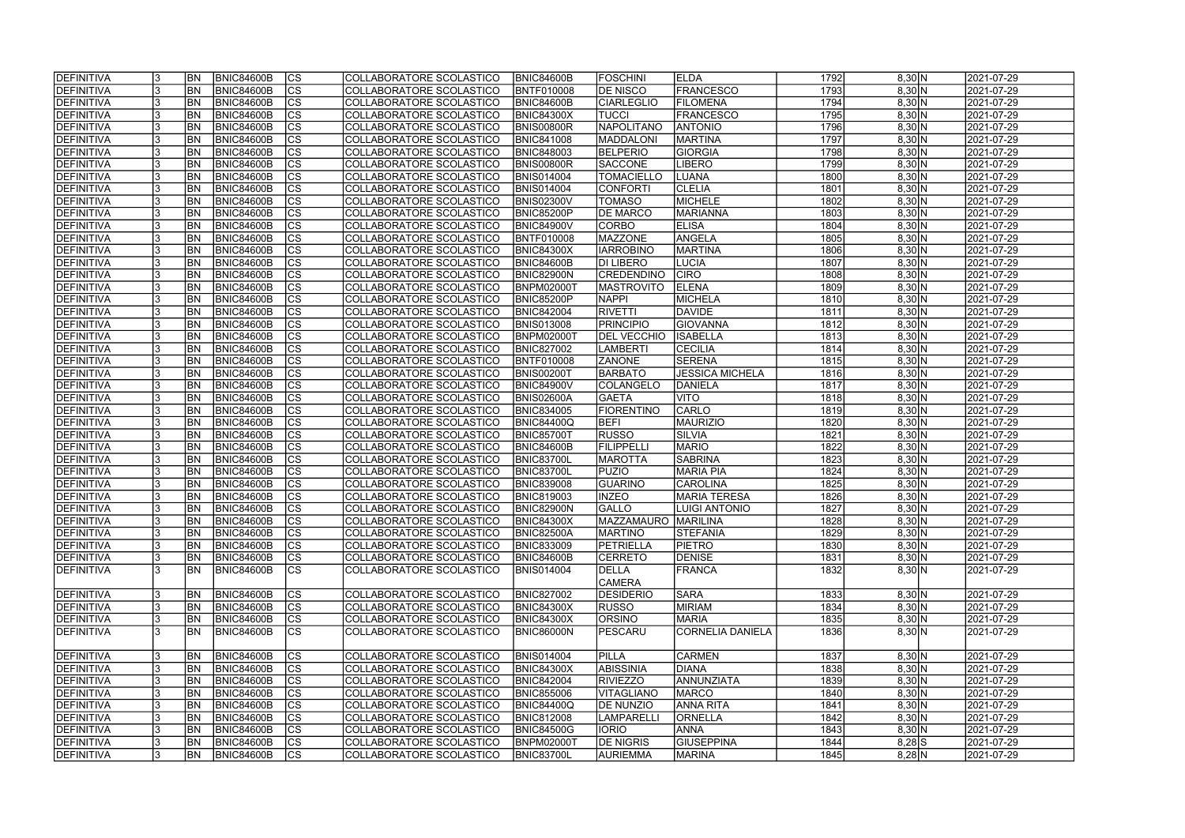| DEFINITIVA | 3 | BN | BNIC84600B | CS | COLLABORATORE SCOLASTICO | BNIC84600B | FOSCHINI | ELDA | 1792 | 8,30 | N | 2021-07-29 |
|---|---|---|---|---|---|---|---|---|---|---|---|---|
| DEFINITIVA | 3 | BN | BNIC84600B | CS | COLLABORATORE SCOLASTICO | BNTF010008 | DE NISCO | FRANCESCO | 1793 | 8,30 | N | 2021-07-29 |
| DEFINITIVA | 3 | BN | BNIC84600B | CS | COLLABORATORE SCOLASTICO | BNIC84600B | CIARLEGLIO | FILOMENA | 1794 | 8,30 | N | 2021-07-29 |
| DEFINITIVA | 3 | BN | BNIC84600B | CS | COLLABORATORE SCOLASTICO | BNIC84300X | TUCCI | FRANCESCO | 1795 | 8,30 | N | 2021-07-29 |
| DEFINITIVA | 3 | BN | BNIC84600B | CS | COLLABORATORE SCOLASTICO | BNIS00800R | NAPOLITANO | ANTONIO | 1796 | 8,30 | N | 2021-07-29 |
| DEFINITIVA | 3 | BN | BNIC84600B | CS | COLLABORATORE SCOLASTICO | BNIC841008 | MADDALONI | MARTINA | 1797 | 8,30 | N | 2021-07-29 |
| DEFINITIVA | 3 | BN | BNIC84600B | CS | COLLABORATORE SCOLASTICO | BNIC848003 | BELPERIO | GIORGIA | 1798 | 8,30 | N | 2021-07-29 |
| DEFINITIVA | 3 | BN | BNIC84600B | CS | COLLABORATORE SCOLASTICO | BNIS00800R | SACCONE | LIBERO | 1799 | 8,30 | N | 2021-07-29 |
| DEFINITIVA | 3 | BN | BNIC84600B | CS | COLLABORATORE SCOLASTICO | BNIS014004 | TOMACIELLO | LUANA | 1800 | 8,30 | N | 2021-07-29 |
| DEFINITIVA | 3 | BN | BNIC84600B | CS | COLLABORATORE SCOLASTICO | BNIS014004 | CONFORTI | CLELIA | 1801 | 8,30 | N | 2021-07-29 |
| DEFINITIVA | 3 | BN | BNIC84600B | CS | COLLABORATORE SCOLASTICO | BNIS02300V | TOMASO | MICHELE | 1802 | 8,30 | N | 2021-07-29 |
| DEFINITIVA | 3 | BN | BNIC84600B | CS | COLLABORATORE SCOLASTICO | BNIC85200P | DE MARCO | MARIANNA | 1803 | 8,30 | N | 2021-07-29 |
| DEFINITIVA | 3 | BN | BNIC84600B | CS | COLLABORATORE SCOLASTICO | BNIC84900V | CORBO | ELISA | 1804 | 8,30 | N | 2021-07-29 |
| DEFINITIVA | 3 | BN | BNIC84600B | CS | COLLABORATORE SCOLASTICO | BNTF010008 | MAZZONE | ANGELA | 1805 | 8,30 | N | 2021-07-29 |
| DEFINITIVA | 3 | BN | BNIC84600B | CS | COLLABORATORE SCOLASTICO | BNIC84300X | IARROBINO | MARTINA | 1806 | 8,30 | N | 2021-07-29 |
| DEFINITIVA | 3 | BN | BNIC84600B | CS | COLLABORATORE SCOLASTICO | BNIC84600B | DI LIBERO | LUCIA | 1807 | 8,30 | N | 2021-07-29 |
| DEFINITIVA | 3 | BN | BNIC84600B | CS | COLLABORATORE SCOLASTICO | BNIC82900N | CREDENDINO | CIRO | 1808 | 8,30 | N | 2021-07-29 |
| DEFINITIVA | 3 | BN | BNIC84600B | CS | COLLABORATORE SCOLASTICO | BNPM02000T | MASTROVITO | ELENA | 1809 | 8,30 | N | 2021-07-29 |
| DEFINITIVA | 3 | BN | BNIC84600B | CS | COLLABORATORE SCOLASTICO | BNIC85200P | NAPPI | MICHELA | 1810 | 8,30 | N | 2021-07-29 |
| DEFINITIVA | 3 | BN | BNIC84600B | CS | COLLABORATORE SCOLASTICO | BNIC842004 | RIVETTI | DAVIDE | 1811 | 8,30 | N | 2021-07-29 |
| DEFINITIVA | 3 | BN | BNIC84600B | CS | COLLABORATORE SCOLASTICO | BNIS013008 | PRINCIPIO | GIOVANNA | 1812 | 8,30 | N | 2021-07-29 |
| DEFINITIVA | 3 | BN | BNIC84600B | CS | COLLABORATORE SCOLASTICO | BNPM02000T | DEL VECCHIO | ISABELLA | 1813 | 8,30 | N | 2021-07-29 |
| DEFINITIVA | 3 | BN | BNIC84600B | CS | COLLABORATORE SCOLASTICO | BNIC827002 | LAMBERTI | CECILIA | 1814 | 8,30 | N | 2021-07-29 |
| DEFINITIVA | 3 | BN | BNIC84600B | CS | COLLABORATORE SCOLASTICO | BNTF010008 | ZANONE | SERENA | 1815 | 8,30 | N | 2021-07-29 |
| DEFINITIVA | 3 | BN | BNIC84600B | CS | COLLABORATORE SCOLASTICO | BNIS00200T | BARBATO | JESSICA MICHELA | 1816 | 8,30 | N | 2021-07-29 |
| DEFINITIVA | 3 | BN | BNIC84600B | CS | COLLABORATORE SCOLASTICO | BNIC84900V | COLANGELO | DANIELA | 1817 | 8,30 | N | 2021-07-29 |
| DEFINITIVA | 3 | BN | BNIC84600B | CS | COLLABORATORE SCOLASTICO | BNIS02600A | GAETA | VITO | 1818 | 8,30 | N | 2021-07-29 |
| DEFINITIVA | 3 | BN | BNIC84600B | CS | COLLABORATORE SCOLASTICO | BNIC834005 | FIORENTINO | CARLO | 1819 | 8,30 | N | 2021-07-29 |
| DEFINITIVA | 3 | BN | BNIC84600B | CS | COLLABORATORE SCOLASTICO | BNIC84400Q | BEFI | MAURIZIO | 1820 | 8,30 | N | 2021-07-29 |
| DEFINITIVA | 3 | BN | BNIC84600B | CS | COLLABORATORE SCOLASTICO | BNIC85700T | RUSSO | SILVIA | 1821 | 8,30 | N | 2021-07-29 |
| DEFINITIVA | 3 | BN | BNIC84600B | CS | COLLABORATORE SCOLASTICO | BNIC84600B | FILIPPELLI | MARIO | 1822 | 8,30 | N | 2021-07-29 |
| DEFINITIVA | 3 | BN | BNIC84600B | CS | COLLABORATORE SCOLASTICO | BNIC83700L | MAROTTA | SABRINA | 1823 | 8,30 | N | 2021-07-29 |
| DEFINITIVA | 3 | BN | BNIC84600B | CS | COLLABORATORE SCOLASTICO | BNIC83700L | PUZIO | MARIA PIA | 1824 | 8,30 | N | 2021-07-29 |
| DEFINITIVA | 3 | BN | BNIC84600B | CS | COLLABORATORE SCOLASTICO | BNIC839008 | GUARINO | CAROLINA | 1825 | 8,30 | N | 2021-07-29 |
| DEFINITIVA | 3 | BN | BNIC84600B | CS | COLLABORATORE SCOLASTICO | BNIC819003 | INZEO | MARIA TERESA | 1826 | 8,30 | N | 2021-07-29 |
| DEFINITIVA | 3 | BN | BNIC84600B | CS | COLLABORATORE SCOLASTICO | BNIC82900N | GALLO | LUIGI ANTONIO | 1827 | 8,30 | N | 2021-07-29 |
| DEFINITIVA | 3 | BN | BNIC84600B | CS | COLLABORATORE SCOLASTICO | BNIC84300X | MAZZAMAURO | MARILINA | 1828 | 8,30 | N | 2021-07-29 |
| DEFINITIVA | 3 | BN | BNIC84600B | CS | COLLABORATORE SCOLASTICO | BNIC82500A | MARTINO | STEFANIA | 1829 | 8,30 | N | 2021-07-29 |
| DEFINITIVA | 3 | BN | BNIC84600B | CS | COLLABORATORE SCOLASTICO | BNIC833009 | PETRIELLA | PIETRO | 1830 | 8,30 | N | 2021-07-29 |
| DEFINITIVA | 3 | BN | BNIC84600B | CS | COLLABORATORE SCOLASTICO | BNIC84600B | CERRETO | DENISE | 1831 | 8,30 | N | 2021-07-29 |
| DEFINITIVA | 3 | BN | BNIC84600B | CS | COLLABORATORE SCOLASTICO | BNIS014004 | DELLA CAMERA | FRANCA | 1832 | 8,30 | N | 2021-07-29 |
| DEFINITIVA | 3 | BN | BNIC84600B | CS | COLLABORATORE SCOLASTICO | BNIC827002 | DESIDERIO | SARA | 1833 | 8,30 | N | 2021-07-29 |
| DEFINITIVA | 3 | BN | BNIC84600B | CS | COLLABORATORE SCOLASTICO | BNIC84300X | RUSSO | MIRIAM | 1834 | 8,30 | N | 2021-07-29 |
| DEFINITIVA | 3 | BN | BNIC84600B | CS | COLLABORATORE SCOLASTICO | BNIC84300X | ORSINO | MARIA | 1835 | 8,30 | N | 2021-07-29 |
| DEFINITIVA | 3 | BN | BNIC84600B | CS | COLLABORATORE SCOLASTICO | BNIC86000N | PESCARU | CORNELIA DANIELA | 1836 | 8,30 | N | 2021-07-29 |
| DEFINITIVA | 3 | BN | BNIC84600B | CS | COLLABORATORE SCOLASTICO | BNIS014004 | PILLA | CARMEN | 1837 | 8,30 | N | 2021-07-29 |
| DEFINITIVA | 3 | BN | BNIC84600B | CS | COLLABORATORE SCOLASTICO | BNIC84300X | ABISSINIA | DIANA | 1838 | 8,30 | N | 2021-07-29 |
| DEFINITIVA | 3 | BN | BNIC84600B | CS | COLLABORATORE SCOLASTICO | BNIC842004 | RIVIEZZO | ANNUNZIATA | 1839 | 8,30 | N | 2021-07-29 |
| DEFINITIVA | 3 | BN | BNIC84600B | CS | COLLABORATORE SCOLASTICO | BNIC855006 | VITAGLIANO | MARCO | 1840 | 8,30 | N | 2021-07-29 |
| DEFINITIVA | 3 | BN | BNIC84600B | CS | COLLABORATORE SCOLASTICO | BNIC84400Q | DE NUNZIO | ANNA RITA | 1841 | 8,30 | N | 2021-07-29 |
| DEFINITIVA | 3 | BN | BNIC84600B | CS | COLLABORATORE SCOLASTICO | BNIC812008 | LAMPARELLI | ORNELLA | 1842 | 8,30 | N | 2021-07-29 |
| DEFINITIVA | 3 | BN | BNIC84600B | CS | COLLABORATORE SCOLASTICO | BNIC84500G | IORIO | ANNA | 1843 | 8,30 | N | 2021-07-29 |
| DEFINITIVA | 3 | BN | BNIC84600B | CS | COLLABORATORE SCOLASTICO | BNPM02000T | DE NIGRIS | GIUSEPPINA | 1844 | 8,28 | S | 2021-07-29 |
| DEFINITIVA | 3 | BN | BNIC84600B | CS | COLLABORATORE SCOLASTICO | BNIC83700L | AURIEMMA | MARINA | 1845 | 8,28 | N | 2021-07-29 |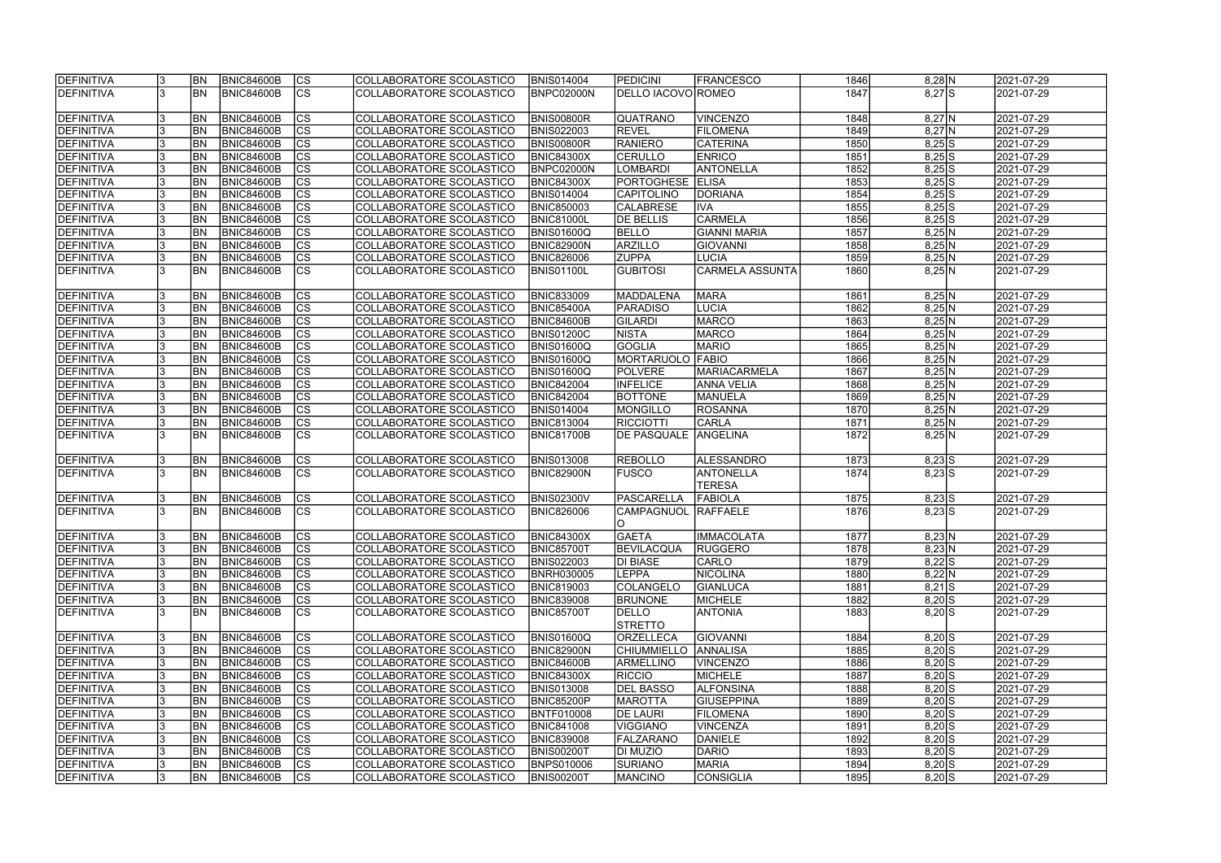| DEFINITIVA | 3 | BN | BNIC84600B | CS | COLLABORATORE SCOLASTICO | BNIS014004 | PEDICINI | FRANCESCO | 1846 | 8,28 | N | 2021-07-29 |
|---|---|---|---|---|---|---|---|---|---|---|---|---|
| DEFINITIVA | 3 | BN | BNIC84600B | CS | COLLABORATORE SCOLASTICO | BNPC02000N | DELLO IACOVO | ROMEO | 1847 | 8,27 | S | 2021-07-29 |
| DEFINITIVA | 3 | BN | BNIC84600B | CS | COLLABORATORE SCOLASTICO | BNIS00800R | QUATRANO | VINCENZO | 1848 | 8,27 | N | 2021-07-29 |
| DEFINITIVA | 3 | BN | BNIC84600B | CS | COLLABORATORE SCOLASTICO | BNIS022003 | REVEL | FILOMENA | 1849 | 8,27 | N | 2021-07-29 |
| DEFINITIVA | 3 | BN | BNIC84600B | CS | COLLABORATORE SCOLASTICO | BNIS00800R | RANIERO | CATERINA | 1850 | 8,25 | S | 2021-07-29 |
| DEFINITIVA | 3 | BN | BNIC84600B | CS | COLLABORATORE SCOLASTICO | BNIC84300X | CERULLO | ENRICO | 1851 | 8,25 | S | 2021-07-29 |
| DEFINITIVA | 3 | BN | BNIC84600B | CS | COLLABORATORE SCOLASTICO | BNPC02000N | LOMBARDI | ANTONELLA | 1852 | 8,25 | S | 2021-07-29 |
| DEFINITIVA | 3 | BN | BNIC84600B | CS | COLLABORATORE SCOLASTICO | BNIC84300X | PORTOGHESE | ELISA | 1853 | 8,25 | S | 2021-07-29 |
| DEFINITIVA | 3 | BN | BNIC84600B | CS | COLLABORATORE SCOLASTICO | BNIS014004 | CAPITOLINO | DORIANA | 1854 | 8,25 | S | 2021-07-29 |
| DEFINITIVA | 3 | BN | BNIC84600B | CS | COLLABORATORE SCOLASTICO | BNIC850003 | CALABRESE | IVA | 1855 | 8,25 | S | 2021-07-29 |
| DEFINITIVA | 3 | BN | BNIC84600B | CS | COLLABORATORE SCOLASTICO | BNIC81000L | DE BELLIS | CARMELA | 1856 | 8,25 | S | 2021-07-29 |
| DEFINITIVA | 3 | BN | BNIC84600B | CS | COLLABORATORE SCOLASTICO | BNIS01600Q | BELLO | GIANNI MARIA | 1857 | 8,25 | N | 2021-07-29 |
| DEFINITIVA | 3 | BN | BNIC84600B | CS | COLLABORATORE SCOLASTICO | BNIC82900N | ARZILLO | GIOVANNI | 1858 | 8,25 | N | 2021-07-29 |
| DEFINITIVA | 3 | BN | BNIC84600B | CS | COLLABORATORE SCOLASTICO | BNIC826006 | ZUPPA | LUCIA | 1859 | 8,25 | N | 2021-07-29 |
| DEFINITIVA | 3 | BN | BNIC84600B | CS | COLLABORATORE SCOLASTICO | BNIS01100L | GUBITOSI | CARMELA ASSUNTA | 1860 | 8,25 | N | 2021-07-29 |
| DEFINITIVA | 3 | BN | BNIC84600B | CS | COLLABORATORE SCOLASTICO | BNIC833009 | MADDALENA | MARA | 1861 | 8,25 | N | 2021-07-29 |
| DEFINITIVA | 3 | BN | BNIC84600B | CS | COLLABORATORE SCOLASTICO | BNIC85400A | PARADISO | LUCIA | 1862 | 8,25 | N | 2021-07-29 |
| DEFINITIVA | 3 | BN | BNIC84600B | CS | COLLABORATORE SCOLASTICO | BNIC84600B | GILARDI | MARCO | 1863 | 8,25 | N | 2021-07-29 |
| DEFINITIVA | 3 | BN | BNIC84600B | CS | COLLABORATORE SCOLASTICO | BNIS01200C | NISTA | MARCO | 1864 | 8,25 | N | 2021-07-29 |
| DEFINITIVA | 3 | BN | BNIC84600B | CS | COLLABORATORE SCOLASTICO | BNIS01600Q | GOGLIA | MARIO | 1865 | 8,25 | N | 2021-07-29 |
| DEFINITIVA | 3 | BN | BNIC84600B | CS | COLLABORATORE SCOLASTICO | BNIS01600Q | MORTARUOLO | FABIO | 1866 | 8,25 | N | 2021-07-29 |
| DEFINITIVA | 3 | BN | BNIC84600B | CS | COLLABORATORE SCOLASTICO | BNIS01600Q | POLVERE | MARIACARMELA | 1867 | 8,25 | N | 2021-07-29 |
| DEFINITIVA | 3 | BN | BNIC84600B | CS | COLLABORATORE SCOLASTICO | BNIC842004 | INFELICE | ANNA VELIA | 1868 | 8,25 | N | 2021-07-29 |
| DEFINITIVA | 3 | BN | BNIC84600B | CS | COLLABORATORE SCOLASTICO | BNIC842004 | BOTTONE | MANUELA | 1869 | 8,25 | N | 2021-07-29 |
| DEFINITIVA | 3 | BN | BNIC84600B | CS | COLLABORATORE SCOLASTICO | BNIS014004 | MONGILLO | ROSANNA | 1870 | 8,25 | N | 2021-07-29 |
| DEFINITIVA | 3 | BN | BNIC84600B | CS | COLLABORATORE SCOLASTICO | BNIC813004 | RICCIOTTI | CARLA | 1871 | 8,25 | N | 2021-07-29 |
| DEFINITIVA | 3 | BN | BNIC84600B | CS | COLLABORATORE SCOLASTICO | BNIC81700B | DE PASQUALE | ANGELINA | 1872 | 8,25 | N | 2021-07-29 |
| DEFINITIVA | 3 | BN | BNIC84600B | CS | COLLABORATORE SCOLASTICO | BNIS013008 | REBOLLO | ALESSANDRO | 1873 | 8,23 | S | 2021-07-29 |
| DEFINITIVA | 3 | BN | BNIC84600B | CS | COLLABORATORE SCOLASTICO | BNIC82900N | FUSCO | ANTONELLA TERESA | 1874 | 8,23 | S | 2021-07-29 |
| DEFINITIVA | 3 | BN | BNIC84600B | CS | COLLABORATORE SCOLASTICO | BNIS02300V | PASCARELLA | FABIOLA | 1875 | 8,23 | S | 2021-07-29 |
| DEFINITIVA | 3 | BN | BNIC84600B | CS | COLLABORATORE SCOLASTICO | BNIC826006 | CAMPAGNUOLO | RAFFAELE | 1876 | 8,23 | S | 2021-07-29 |
| DEFINITIVA | 3 | BN | BNIC84600B | CS | COLLABORATORE SCOLASTICO | BNIC84300X | GAETA | IMMACOLATA | 1877 | 8,23 | N | 2021-07-29 |
| DEFINITIVA | 3 | BN | BNIC84600B | CS | COLLABORATORE SCOLASTICO | BNIC85700T | BEVILACQUA | RUGGERO | 1878 | 8,23 | N | 2021-07-29 |
| DEFINITIVA | 3 | BN | BNIC84600B | CS | COLLABORATORE SCOLASTICO | BNIS022003 | DI BIASE | CARLO | 1879 | 8,22 | S | 2021-07-29 |
| DEFINITIVA | 3 | BN | BNIC84600B | CS | COLLABORATORE SCOLASTICO | BNRH030005 | LEPPA | NICOLINA | 1880 | 8,22 | N | 2021-07-29 |
| DEFINITIVA | 3 | BN | BNIC84600B | CS | COLLABORATORE SCOLASTICO | BNIC819003 | COLANGELO | GIANLUCA | 1881 | 8,21 | S | 2021-07-29 |
| DEFINITIVA | 3 | BN | BNIC84600B | CS | COLLABORATORE SCOLASTICO | BNIC839008 | BRUNONE | MICHELE | 1882 | 8,20 | S | 2021-07-29 |
| DEFINITIVA | 3 | BN | BNIC84600B | CS | COLLABORATORE SCOLASTICO | BNIC85700T | DELLO STRETTO | ANTONIA | 1883 | 8,20 | S | 2021-07-29 |
| DEFINITIVA | 3 | BN | BNIC84600B | CS | COLLABORATORE SCOLASTICO | BNIS01600Q | ORZELLECA | GIOVANNI | 1884 | 8,20 | S | 2021-07-29 |
| DEFINITIVA | 3 | BN | BNIC84600B | CS | COLLABORATORE SCOLASTICO | BNIC82900N | CHIUMMIELLO | ANNALISA | 1885 | 8,20 | S | 2021-07-29 |
| DEFINITIVA | 3 | BN | BNIC84600B | CS | COLLABORATORE SCOLASTICO | BNIC84600B | ARMELLINO | VINCENZO | 1886 | 8,20 | S | 2021-07-29 |
| DEFINITIVA | 3 | BN | BNIC84600B | CS | COLLABORATORE SCOLASTICO | BNIC84300X | RICCIO | MICHELE | 1887 | 8,20 | S | 2021-07-29 |
| DEFINITIVA | 3 | BN | BNIC84600B | CS | COLLABORATORE SCOLASTICO | BNIS013008 | DEL BASSO | ALFONSINA | 1888 | 8,20 | S | 2021-07-29 |
| DEFINITIVA | 3 | BN | BNIC84600B | CS | COLLABORATORE SCOLASTICO | BNIC85200P | MAROTTA | GIUSEPPINA | 1889 | 8,20 | S | 2021-07-29 |
| DEFINITIVA | 3 | BN | BNIC84600B | CS | COLLABORATORE SCOLASTICO | BNTF010008 | DE LAURI | FILOMENA | 1890 | 8,20 | S | 2021-07-29 |
| DEFINITIVA | 3 | BN | BNIC84600B | CS | COLLABORATORE SCOLASTICO | BNIC841008 | VIGGIANO | VINCENZA | 1891 | 8,20 | S | 2021-07-29 |
| DEFINITIVA | 3 | BN | BNIC84600B | CS | COLLABORATORE SCOLASTICO | BNIC839008 | FALZARANO | DANIELE | 1892 | 8,20 | S | 2021-07-29 |
| DEFINITIVA | 3 | BN | BNIC84600B | CS | COLLABORATORE SCOLASTICO | BNIS00200T | DI MUZIO | DARIO | 1893 | 8,20 | S | 2021-07-29 |
| DEFINITIVA | 3 | BN | BNIC84600B | CS | COLLABORATORE SCOLASTICO | BNPS010006 | SURIANO | MARIA | 1894 | 8,20 | S | 2021-07-29 |
| DEFINITIVA | 3 | BN | BNIC84600B | CS | COLLABORATORE SCOLASTICO | BNIS00200T | MANCINO | CONSIGLIA | 1895 | 8,20 | S | 2021-07-29 |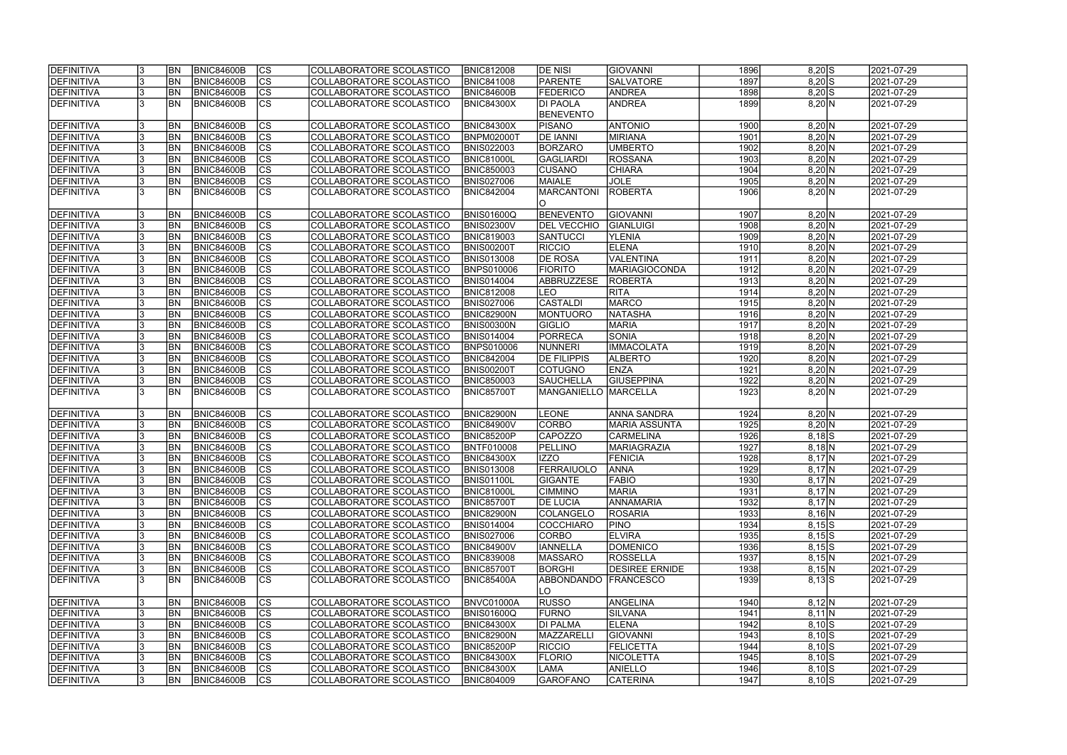| DEFINITIVA | 3 | BN | BNIC84600B | CS | COLLABORATORE SCOLASTICO | BNIC812008 | DE NISI | GIOVANNI | 1896 | 8,20 | S | 2021-07-29 |
|---|---|---|---|---|---|---|---|---|---|---|---|---|
| DEFINITIVA | 3 | BN | BNIC84600B | CS | COLLABORATORE SCOLASTICO | BNIC841008 | PARENTE | SALVATORE | 1897 | 8,20 | S | 2021-07-29 |
| DEFINITIVA | 3 | BN | BNIC84600B | CS | COLLABORATORE SCOLASTICO | BNIC84600B | FEDERICO | ANDREA | 1898 | 8,20 | S | 2021-07-29 |
| DEFINITIVA | 3 | BN | BNIC84600B | CS | COLLABORATORE SCOLASTICO | BNIC84300X | DI PAOLA BENEVENTO | ANDREA | 1899 | 8,20 | N | 2021-07-29 |
| DEFINITIVA | 3 | BN | BNIC84600B | CS | COLLABORATORE SCOLASTICO | BNIC84300X | PISANO | ANTONIO | 1900 | 8,20 | N | 2021-07-29 |
| DEFINITIVA | 3 | BN | BNIC84600B | CS | COLLABORATORE SCOLASTICO | BNPM02000T | DE IANNI | MIRIANA | 1901 | 8,20 | N | 2021-07-29 |
| DEFINITIVA | 3 | BN | BNIC84600B | CS | COLLABORATORE SCOLASTICO | BNIS022003 | BORZARO | UMBERTO | 1902 | 8,20 | N | 2021-07-29 |
| DEFINITIVA | 3 | BN | BNIC84600B | CS | COLLABORATORE SCOLASTICO | BNIC81000L | GAGLIARDI | ROSSANA | 1903 | 8,20 | N | 2021-07-29 |
| DEFINITIVA | 3 | BN | BNIC84600B | CS | COLLABORATORE SCOLASTICO | BNIC850003 | CUSANO | CHIARA | 1904 | 8,20 | N | 2021-07-29 |
| DEFINITIVA | 3 | BN | BNIC84600B | CS | COLLABORATORE SCOLASTICO | BNIS027006 | MAIALE | JOLE | 1905 | 8,20 | N | 2021-07-29 |
| DEFINITIVA | 3 | BN | BNIC84600B | CS | COLLABORATORE SCOLASTICO | BNIC842004 | MARCANTONIO | ROBERTA | 1906 | 8,20 | N | 2021-07-29 |
| DEFINITIVA | 3 | BN | BNIC84600B | CS | COLLABORATORE SCOLASTICO | BNIS01600Q | BENEVENTO | GIOVANNI | 1907 | 8,20 | N | 2021-07-29 |
| DEFINITIVA | 3 | BN | BNIC84600B | CS | COLLABORATORE SCOLASTICO | BNIS02300V | DEL VECCHIO | GIANLUIGI | 1908 | 8,20 | N | 2021-07-29 |
| DEFINITIVA | 3 | BN | BNIC84600B | CS | COLLABORATORE SCOLASTICO | BNIC819003 | SANTUCCI | YLENIA | 1909 | 8,20 | N | 2021-07-29 |
| DEFINITIVA | 3 | BN | BNIC84600B | CS | COLLABORATORE SCOLASTICO | BNIS00200T | RICCIO | ELENA | 1910 | 8,20 | N | 2021-07-29 |
| DEFINITIVA | 3 | BN | BNIC84600B | CS | COLLABORATORE SCOLASTICO | BNIS013008 | DE ROSA | VALENTINA | 1911 | 8,20 | N | 2021-07-29 |
| DEFINITIVA | 3 | BN | BNIC84600B | CS | COLLABORATORE SCOLASTICO | BNPS010006 | FIORITO | MARIAGIOCONDA | 1912 | 8,20 | N | 2021-07-29 |
| DEFINITIVA | 3 | BN | BNIC84600B | CS | COLLABORATORE SCOLASTICO | BNIS014004 | ABBRUZZESE | ROBERTA | 1913 | 8,20 | N | 2021-07-29 |
| DEFINITIVA | 3 | BN | BNIC84600B | CS | COLLABORATORE SCOLASTICO | BNIC812008 | LEO | RITA | 1914 | 8,20 | N | 2021-07-29 |
| DEFINITIVA | 3 | BN | BNIC84600B | CS | COLLABORATORE SCOLASTICO | BNIS027006 | CASTALDI | MARCO | 1915 | 8,20 | N | 2021-07-29 |
| DEFINITIVA | 3 | BN | BNIC84600B | CS | COLLABORATORE SCOLASTICO | BNIC82900N | MONTUORO | NATASHA | 1916 | 8,20 | N | 2021-07-29 |
| DEFINITIVA | 3 | BN | BNIC84600B | CS | COLLABORATORE SCOLASTICO | BNIS00300N | GIGLIO | MARIA | 1917 | 8,20 | N | 2021-07-29 |
| DEFINITIVA | 3 | BN | BNIC84600B | CS | COLLABORATORE SCOLASTICO | BNIS014004 | PORRECA | SONIA | 1918 | 8,20 | N | 2021-07-29 |
| DEFINITIVA | 3 | BN | BNIC84600B | CS | COLLABORATORE SCOLASTICO | BNPS010006 | NUNNERI | IMMACOLATA | 1919 | 8,20 | N | 2021-07-29 |
| DEFINITIVA | 3 | BN | BNIC84600B | CS | COLLABORATORE SCOLASTICO | BNIC842004 | DE FILIPPIS | ALBERTO | 1920 | 8,20 | N | 2021-07-29 |
| DEFINITIVA | 3 | BN | BNIC84600B | CS | COLLABORATORE SCOLASTICO | BNIS00200T | COTUGNO | ENZA | 1921 | 8,20 | N | 2021-07-29 |
| DEFINITIVA | 3 | BN | BNIC84600B | CS | COLLABORATORE SCOLASTICO | BNIC850003 | SAUCHELLA | GIUSEPPINA | 1922 | 8,20 | N | 2021-07-29 |
| DEFINITIVA | 3 | BN | BNIC84600B | CS | COLLABORATORE SCOLASTICO | BNIC85700T | MANGANIELLO | MARCELLA | 1923 | 8,20 | N | 2021-07-29 |
| DEFINITIVA | 3 | BN | BNIC84600B | CS | COLLABORATORE SCOLASTICO | BNIC82900N | LEONE | ANNA SANDRA | 1924 | 8,20 | N | 2021-07-29 |
| DEFINITIVA | 3 | BN | BNIC84600B | CS | COLLABORATORE SCOLASTICO | BNIC84900V | CORBO | MARIA ASSUNTA | 1925 | 8,20 | N | 2021-07-29 |
| DEFINITIVA | 3 | BN | BNIC84600B | CS | COLLABORATORE SCOLASTICO | BNIC85200P | CAPOZZO | CARMELINA | 1926 | 8,18 | S | 2021-07-29 |
| DEFINITIVA | 3 | BN | BNIC84600B | CS | COLLABORATORE SCOLASTICO | BNTF010008 | PELLINO | MARIAGRAZIA | 1927 | 8,18 | N | 2021-07-29 |
| DEFINITIVA | 3 | BN | BNIC84600B | CS | COLLABORATORE SCOLASTICO | BNIC84300X | IZZO | FENICIA | 1928 | 8,17 | N | 2021-07-29 |
| DEFINITIVA | 3 | BN | BNIC84600B | CS | COLLABORATORE SCOLASTICO | BNIS013008 | FERRAIUOLO | ANNA | 1929 | 8,17 | N | 2021-07-29 |
| DEFINITIVA | 3 | BN | BNIC84600B | CS | COLLABORATORE SCOLASTICO | BNIS01100L | GIGANTE | FABIO | 1930 | 8,17 | N | 2021-07-29 |
| DEFINITIVA | 3 | BN | BNIC84600B | CS | COLLABORATORE SCOLASTICO | BNIC81000L | CIMMINO | MARIA | 1931 | 8,17 | N | 2021-07-29 |
| DEFINITIVA | 3 | BN | BNIC84600B | CS | COLLABORATORE SCOLASTICO | BNIC85700T | DE LUCIA | ANNAMARIA | 1932 | 8,17 | N | 2021-07-29 |
| DEFINITIVA | 3 | BN | BNIC84600B | CS | COLLABORATORE SCOLASTICO | BNIC82900N | COLANGELO | ROSARIA | 1933 | 8,16 | N | 2021-07-29 |
| DEFINITIVA | 3 | BN | BNIC84600B | CS | COLLABORATORE SCOLASTICO | BNIS014004 | COCCHIARO | PINO | 1934 | 8,15 | S | 2021-07-29 |
| DEFINITIVA | 3 | BN | BNIC84600B | CS | COLLABORATORE SCOLASTICO | BNIS027006 | CORBO | ELVIRA | 1935 | 8,15 | S | 2021-07-29 |
| DEFINITIVA | 3 | BN | BNIC84600B | CS | COLLABORATORE SCOLASTICO | BNIC84900V | IANNELLA | DOMENICO | 1936 | 8,15 | S | 2021-07-29 |
| DEFINITIVA | 3 | BN | BNIC84600B | CS | COLLABORATORE SCOLASTICO | BNIC839008 | MASSARO | ROSSELLA | 1937 | 8,15 | N | 2021-07-29 |
| DEFINITIVA | 3 | BN | BNIC84600B | CS | COLLABORATORE SCOLASTICO | BNIC85700T | BORGHI | DESIREE ERNIDE | 1938 | 8,15 | N | 2021-07-29 |
| DEFINITIVA | 3 | BN | BNIC84600B | CS | COLLABORATORE SCOLASTICO | BNIC85400A | ABBONDANDOLO | FRANCESCO | 1939 | 8,13 | S | 2021-07-29 |
| DEFINITIVA | 3 | BN | BNIC84600B | CS | COLLABORATORE SCOLASTICO | BNVC01000A | RUSSO | ANGELINA | 1940 | 8,12 | N | 2021-07-29 |
| DEFINITIVA | 3 | BN | BNIC84600B | CS | COLLABORATORE SCOLASTICO | BNIS01600Q | FURNO | SILVANA | 1941 | 8,11 | N | 2021-07-29 |
| DEFINITIVA | 3 | BN | BNIC84600B | CS | COLLABORATORE SCOLASTICO | BNIC84300X | DI PALMA | ELENA | 1942 | 8,10 | S | 2021-07-29 |
| DEFINITIVA | 3 | BN | BNIC84600B | CS | COLLABORATORE SCOLASTICO | BNIC82900N | MAZZARELLI | GIOVANNI | 1943 | 8,10 | S | 2021-07-29 |
| DEFINITIVA | 3 | BN | BNIC84600B | CS | COLLABORATORE SCOLASTICO | BNIC85200P | RICCIO | FELICETTA | 1944 | 8,10 | S | 2021-07-29 |
| DEFINITIVA | 3 | BN | BNIC84600B | CS | COLLABORATORE SCOLASTICO | BNIC84300X | FLORIO | NICOLETTA | 1945 | 8,10 | S | 2021-07-29 |
| DEFINITIVA | 3 | BN | BNIC84600B | CS | COLLABORATORE SCOLASTICO | BNIC84300X | LAMA | ANIELLO | 1946 | 8,10 | S | 2021-07-29 |
| DEFINITIVA | 3 | BN | BNIC84600B | CS | COLLABORATORE SCOLASTICO | BNIC804009 | GAROFANO | CATERINA | 1947 | 8,10 | S | 2021-07-29 |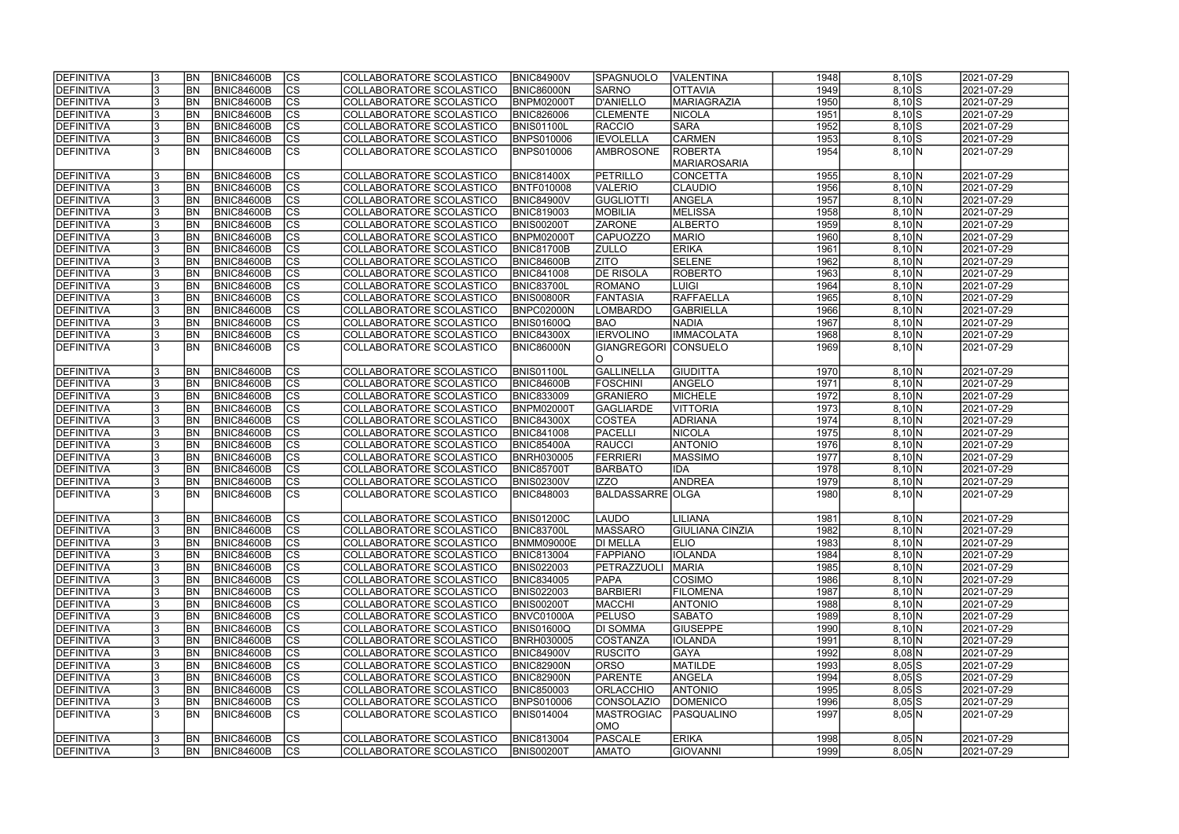| DEFINITIVA | 3 | BN | BNIC84600B | CS | COLLABORATORE SCOLASTICO | BNIC84900V | SPAGNUOLO | VALENTINA | 1948 | 8,10 | S | 2021-07-29 |
|---|---|---|---|---|---|---|---|---|---|---|---|---|
| DEFINITIVA | 3 | BN | BNIC84600B | CS | COLLABORATORE SCOLASTICO | BNIC86000N | SARNO | OTTAVIA | 1949 | 8,10 | S | 2021-07-29 |
| DEFINITIVA | 3 | BN | BNIC84600B | CS | COLLABORATORE SCOLASTICO | BNPM02000T | D'ANIELLO | MARIAGRAZIA | 1950 | 8,10 | S | 2021-07-29 |
| DEFINITIVA | 3 | BN | BNIC84600B | CS | COLLABORATORE SCOLASTICO | BNIC826006 | CLEMENTE | NICOLA | 1951 | 8,10 | S | 2021-07-29 |
| DEFINITIVA | 3 | BN | BNIC84600B | CS | COLLABORATORE SCOLASTICO | BNIS01100L | RACCIO | SARA | 1952 | 8,10 | S | 2021-07-29 |
| DEFINITIVA | 3 | BN | BNIC84600B | CS | COLLABORATORE SCOLASTICO | BNPS010006 | IEVOLELLA | CARMEN | 1953 | 8,10 | S | 2021-07-29 |
| DEFINITIVA | 3 | BN | BNIC84600B | CS | COLLABORATORE SCOLASTICO | BNPS010006 | AMBROSONE | ROBERTA MARIAROSARIA | 1954 | 8,10 | N | 2021-07-29 |
| DEFINITIVA | 3 | BN | BNIC84600B | CS | COLLABORATORE SCOLASTICO | BNIC81400X | PETRILLO | CONCETTA | 1955 | 8,10 | N | 2021-07-29 |
| DEFINITIVA | 3 | BN | BNIC84600B | CS | COLLABORATORE SCOLASTICO | BNTF010008 | VALERIO | CLAUDIO | 1956 | 8,10 | N | 2021-07-29 |
| DEFINITIVA | 3 | BN | BNIC84600B | CS | COLLABORATORE SCOLASTICO | BNIC84900V | GUGLIOTTI | ANGELA | 1957 | 8,10 | N | 2021-07-29 |
| DEFINITIVA | 3 | BN | BNIC84600B | CS | COLLABORATORE SCOLASTICO | BNIC819003 | MOBILIA | MELISSA | 1958 | 8,10 | N | 2021-07-29 |
| DEFINITIVA | 3 | BN | BNIC84600B | CS | COLLABORATORE SCOLASTICO | BNIS00200T | ZARONE | ALBERTO | 1959 | 8,10 | N | 2021-07-29 |
| DEFINITIVA | 3 | BN | BNIC84600B | CS | COLLABORATORE SCOLASTICO | BNPM02000T | CAPUOZZO | MARIO | 1960 | 8,10 | N | 2021-07-29 |
| DEFINITIVA | 3 | BN | BNIC84600B | CS | COLLABORATORE SCOLASTICO | BNIC81700B | ZULLO | ERIKA | 1961 | 8,10 | N | 2021-07-29 |
| DEFINITIVA | 3 | BN | BNIC84600B | CS | COLLABORATORE SCOLASTICO | BNIC84600B | ZITO | SELENE | 1962 | 8,10 | N | 2021-07-29 |
| DEFINITIVA | 3 | BN | BNIC84600B | CS | COLLABORATORE SCOLASTICO | BNIC841008 | DE RISOLA | ROBERTO | 1963 | 8,10 | N | 2021-07-29 |
| DEFINITIVA | 3 | BN | BNIC84600B | CS | COLLABORATORE SCOLASTICO | BNIC83700L | ROMANO | LUIGI | 1964 | 8,10 | N | 2021-07-29 |
| DEFINITIVA | 3 | BN | BNIC84600B | CS | COLLABORATORE SCOLASTICO | BNIS00800R | FANTASIA | RAFFAELLA | 1965 | 8,10 | N | 2021-07-29 |
| DEFINITIVA | 3 | BN | BNIC84600B | CS | COLLABORATORE SCOLASTICO | BNPC02000N | LOMBARDO | GABRIELLA | 1966 | 8,10 | N | 2021-07-29 |
| DEFINITIVA | 3 | BN | BNIC84600B | CS | COLLABORATORE SCOLASTICO | BNIS01600Q | BAO | NADIA | 1967 | 8,10 | N | 2021-07-29 |
| DEFINITIVA | 3 | BN | BNIC84600B | CS | COLLABORATORE SCOLASTICO | BNIC84300X | IERVOLINO | IMMACOLATA | 1968 | 8,10 | N | 2021-07-29 |
| DEFINITIVA | 3 | BN | BNIC84600B | CS | COLLABORATORE SCOLASTICO | BNIC86000N | GIANGREGORIO | CONSUELO | 1969 | 8,10 | N | 2021-07-29 |
| DEFINITIVA | 3 | BN | BNIC84600B | CS | COLLABORATORE SCOLASTICO | BNIS01100L | GALLINELLA | GIUDITTA | 1970 | 8,10 | N | 2021-07-29 |
| DEFINITIVA | 3 | BN | BNIC84600B | CS | COLLABORATORE SCOLASTICO | BNIC84600B | FOSCHINI | ANGELO | 1971 | 8,10 | N | 2021-07-29 |
| DEFINITIVA | 3 | BN | BNIC84600B | CS | COLLABORATORE SCOLASTICO | BNIC833009 | GRANIERO | MICHELE | 1972 | 8,10 | N | 2021-07-29 |
| DEFINITIVA | 3 | BN | BNIC84600B | CS | COLLABORATORE SCOLASTICO | BNPM02000T | GAGLIARDE | VITTORIA | 1973 | 8,10 | N | 2021-07-29 |
| DEFINITIVA | 3 | BN | BNIC84600B | CS | COLLABORATORE SCOLASTICO | BNIC84300X | COSTEA | ADRIANA | 1974 | 8,10 | N | 2021-07-29 |
| DEFINITIVA | 3 | BN | BNIC84600B | CS | COLLABORATORE SCOLASTICO | BNIC841008 | PACELLI | NICOLA | 1975 | 8,10 | N | 2021-07-29 |
| DEFINITIVA | 3 | BN | BNIC84600B | CS | COLLABORATORE SCOLASTICO | BNIC85400A | RAUCCI | ANTONIO | 1976 | 8,10 | N | 2021-07-29 |
| DEFINITIVA | 3 | BN | BNIC84600B | CS | COLLABORATORE SCOLASTICO | BNRH030005 | FERRIERI | MASSIMO | 1977 | 8,10 | N | 2021-07-29 |
| DEFINITIVA | 3 | BN | BNIC84600B | CS | COLLABORATORE SCOLASTICO | BNIC85700T | BARBATO | IDA | 1978 | 8,10 | N | 2021-07-29 |
| DEFINITIVA | 3 | BN | BNIC84600B | CS | COLLABORATORE SCOLASTICO | BNIS02300V | IZZO | ANDREA | 1979 | 8,10 | N | 2021-07-29 |
| DEFINITIVA | 3 | BN | BNIC84600B | CS | COLLABORATORE SCOLASTICO | BNIC848003 | BALDASSARRE | OLGA | 1980 | 8,10 | N | 2021-07-29 |
| DEFINITIVA | 3 | BN | BNIC84600B | CS | COLLABORATORE SCOLASTICO | BNIS01200C | LAUDO | LILIANA | 1981 | 8,10 | N | 2021-07-29 |
| DEFINITIVA | 3 | BN | BNIC84600B | CS | COLLABORATORE SCOLASTICO | BNIC83700L | MASSARO | GIULIANA CINZIA | 1982 | 8,10 | N | 2021-07-29 |
| DEFINITIVA | 3 | BN | BNIC84600B | CS | COLLABORATORE SCOLASTICO | BNMM09000E | DI MELLA | ELIO | 1983 | 8,10 | N | 2021-07-29 |
| DEFINITIVA | 3 | BN | BNIC84600B | CS | COLLABORATORE SCOLASTICO | BNIC813004 | FAPPIANO | IOLANDA | 1984 | 8,10 | N | 2021-07-29 |
| DEFINITIVA | 3 | BN | BNIC84600B | CS | COLLABORATORE SCOLASTICO | BNIS022003 | PETRAZZUOLI | MARIA | 1985 | 8,10 | N | 2021-07-29 |
| DEFINITIVA | 3 | BN | BNIC84600B | CS | COLLABORATORE SCOLASTICO | BNIC834005 | PAPA | COSIMO | 1986 | 8,10 | N | 2021-07-29 |
| DEFINITIVA | 3 | BN | BNIC84600B | CS | COLLABORATORE SCOLASTICO | BNIS022003 | BARBIERI | FILOMENA | 1987 | 8,10 | N | 2021-07-29 |
| DEFINITIVA | 3 | BN | BNIC84600B | CS | COLLABORATORE SCOLASTICO | BNIS00200T | MACCHI | ANTONIO | 1988 | 8,10 | N | 2021-07-29 |
| DEFINITIVA | 3 | BN | BNIC84600B | CS | COLLABORATORE SCOLASTICO | BNVC01000A | PELUSO | SABATO | 1989 | 8,10 | N | 2021-07-29 |
| DEFINITIVA | 3 | BN | BNIC84600B | CS | COLLABORATORE SCOLASTICO | BNIS01600Q | DI SOMMA | GIUSEPPE | 1990 | 8,10 | N | 2021-07-29 |
| DEFINITIVA | 3 | BN | BNIC84600B | CS | COLLABORATORE SCOLASTICO | BNRH030005 | COSTANZA | IOLANDA | 1991 | 8,10 | N | 2021-07-29 |
| DEFINITIVA | 3 | BN | BNIC84600B | CS | COLLABORATORE SCOLASTICO | BNIC84900V | RUSCITO | GAYA | 1992 | 8,08 | N | 2021-07-29 |
| DEFINITIVA | 3 | BN | BNIC84600B | CS | COLLABORATORE SCOLASTICO | BNIC82900N | ORSO | MATILDE | 1993 | 8,05 | S | 2021-07-29 |
| DEFINITIVA | 3 | BN | BNIC84600B | CS | COLLABORATORE SCOLASTICO | BNIC82900N | PARENTE | ANGELA | 1994 | 8,05 | S | 2021-07-29 |
| DEFINITIVA | 3 | BN | BNIC84600B | CS | COLLABORATORE SCOLASTICO | BNIC850003 | ORLACCHIO | ANTONIO | 1995 | 8,05 | S | 2021-07-29 |
| DEFINITIVA | 3 | BN | BNIC84600B | CS | COLLABORATORE SCOLASTICO | BNPS010006 | CONSOLAZIO | DOMENICO | 1996 | 8,05 | S | 2021-07-29 |
| DEFINITIVA | 3 | BN | BNIC84600B | CS | COLLABORATORE SCOLASTICO | BNIS014004 | MASTROGIACOMO | PASQUALINO | 1997 | 8,05 | N | 2021-07-29 |
| DEFINITIVA | 3 | BN | BNIC84600B | CS | COLLABORATORE SCOLASTICO | BNIC813004 | PASCALE | ERIKA | 1998 | 8,05 | N | 2021-07-29 |
| DEFINITIVA | 3 | BN | BNIC84600B | CS | COLLABORATORE SCOLASTICO | BNIS00200T | AMATO | GIOVANNI | 1999 | 8,05 | N | 2021-07-29 |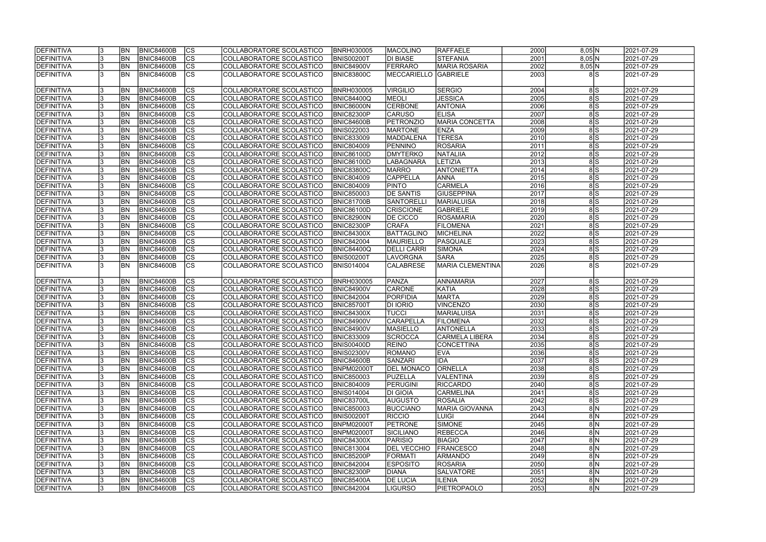| | | | | | | | | | | | | |
|---|---|---|---|---|---|---|---|---|---|---|---|---|
| DEFINITIVA | 3 | BN | BNIC84600B | CS | COLLABORATORE SCOLASTICO | BNRH030005 | MACOLINO | RAFFAELE | 2000 | 8,05 | N | 2021-07-29 |
| DEFINITIVA | 3 | BN | BNIC84600B | CS | COLLABORATORE SCOLASTICO | BNIS00200T | DI BIASE | STEFANIA | 2001 | 8,05 | N | 2021-07-29 |
| DEFINITIVA | 3 | BN | BNIC84600B | CS | COLLABORATORE SCOLASTICO | BNIC84900V | FERRARO | MARIA ROSARIA | 2002 | 8,05 | N | 2021-07-29 |
| DEFINITIVA | 3 | BN | BNIC84600B | CS | COLLABORATORE SCOLASTICO | BNIC83800C | MECCARIELLO | GABRIELE | 2003 | 8 | S | 2021-07-29 |
| DEFINITIVA | 3 | BN | BNIC84600B | CS | COLLABORATORE SCOLASTICO | BNRH030005 | VIRGILIO | SERGIO | 2004 | 8 | S | 2021-07-29 |
| DEFINITIVA | 3 | BN | BNIC84600B | CS | COLLABORATORE SCOLASTICO | BNIC84400Q | MEOLI | JESSICA | 2005 | 8 | S | 2021-07-29 |
| DEFINITIVA | 3 | BN | BNIC84600B | CS | COLLABORATORE SCOLASTICO | BNIC86000N | CERBONE | ANTONIA | 2006 | 8 | S | 2021-07-29 |
| DEFINITIVA | 3 | BN | BNIC84600B | CS | COLLABORATORE SCOLASTICO | BNIC82300P | CARUSO | ELISA | 2007 | 8 | S | 2021-07-29 |
| DEFINITIVA | 3 | BN | BNIC84600B | CS | COLLABORATORE SCOLASTICO | BNIC84600B | PETRONZIO | MARIA CONCETTA | 2008 | 8 | S | 2021-07-29 |
| DEFINITIVA | 3 | BN | BNIC84600B | CS | COLLABORATORE SCOLASTICO | BNIS022003 | MARTONE | ENZA | 2009 | 8 | S | 2021-07-29 |
| DEFINITIVA | 3 | BN | BNIC84600B | CS | COLLABORATORE SCOLASTICO | BNIC833009 | MADDALENA | TERESA | 2010 | 8 | S | 2021-07-29 |
| DEFINITIVA | 3 | BN | BNIC84600B | CS | COLLABORATORE SCOLASTICO | BNIC804009 | PENNINO | ROSARIA | 2011 | 8 | S | 2021-07-29 |
| DEFINITIVA | 3 | BN | BNIC84600B | CS | COLLABORATORE SCOLASTICO | BNIC86100D | DMYTERKO | NATALIIA | 2012 | 8 | S | 2021-07-29 |
| DEFINITIVA | 3 | BN | BNIC84600B | CS | COLLABORATORE SCOLASTICO | BNIC86100D | LABAGNARA | LETIZIA | 2013 | 8 | S | 2021-07-29 |
| DEFINITIVA | 3 | BN | BNIC84600B | CS | COLLABORATORE SCOLASTICO | BNIC83800C | MARRO | ANTONIETTA | 2014 | 8 | S | 2021-07-29 |
| DEFINITIVA | 3 | BN | BNIC84600B | CS | COLLABORATORE SCOLASTICO | BNIC804009 | CAPPELLA | ANNA | 2015 | 8 | S | 2021-07-29 |
| DEFINITIVA | 3 | BN | BNIC84600B | CS | COLLABORATORE SCOLASTICO | BNIC804009 | PINTO | CARMELA | 2016 | 8 | S | 2021-07-29 |
| DEFINITIVA | 3 | BN | BNIC84600B | CS | COLLABORATORE SCOLASTICO | BNIC850003 | DE SANTIS | GIUSEPPINA | 2017 | 8 | S | 2021-07-29 |
| DEFINITIVA | 3 | BN | BNIC84600B | CS | COLLABORATORE SCOLASTICO | BNIC81700B | SANTORELLI | MARIALUISA | 2018 | 8 | S | 2021-07-29 |
| DEFINITIVA | 3 | BN | BNIC84600B | CS | COLLABORATORE SCOLASTICO | BNIC86100D | CRISCIONE | GABRIELE | 2019 | 8 | S | 2021-07-29 |
| DEFINITIVA | 3 | BN | BNIC84600B | CS | COLLABORATORE SCOLASTICO | BNIC82900N | DE CICCO | ROSAMARIA | 2020 | 8 | S | 2021-07-29 |
| DEFINITIVA | 3 | BN | BNIC84600B | CS | COLLABORATORE SCOLASTICO | BNIC82300P | CRAFA | FILOMENA | 2021 | 8 | S | 2021-07-29 |
| DEFINITIVA | 3 | BN | BNIC84600B | CS | COLLABORATORE SCOLASTICO | BNIC84300X | BATTAGLINO | MICHELINA | 2022 | 8 | S | 2021-07-29 |
| DEFINITIVA | 3 | BN | BNIC84600B | CS | COLLABORATORE SCOLASTICO | BNIC842004 | MAURIELLO | PASQUALE | 2023 | 8 | S | 2021-07-29 |
| DEFINITIVA | 3 | BN | BNIC84600B | CS | COLLABORATORE SCOLASTICO | BNIC84400Q | DELLI CARRI | SIMONA | 2024 | 8 | S | 2021-07-29 |
| DEFINITIVA | 3 | BN | BNIC84600B | CS | COLLABORATORE SCOLASTICO | BNIS00200T | LAVORGNA | SARA | 2025 | 8 | S | 2021-07-29 |
| DEFINITIVA | 3 | BN | BNIC84600B | CS | COLLABORATORE SCOLASTICO | BNIS014004 | CALABRESE | MARIA CLEMENTINA | 2026 | 8 | S | 2021-07-29 |
| DEFINITIVA | 3 | BN | BNIC84600B | CS | COLLABORATORE SCOLASTICO | BNRH030005 | PANZA | ANNAMARIA | 2027 | 8 | S | 2021-07-29 |
| DEFINITIVA | 3 | BN | BNIC84600B | CS | COLLABORATORE SCOLASTICO | BNIC84900V | CARONE | KATIA | 2028 | 8 | S | 2021-07-29 |
| DEFINITIVA | 3 | BN | BNIC84600B | CS | COLLABORATORE SCOLASTICO | BNIC842004 | PORFIDIA | MARTA | 2029 | 8 | S | 2021-07-29 |
| DEFINITIVA | 3 | BN | BNIC84600B | CS | COLLABORATORE SCOLASTICO | BNIC85700T | DI IORIO | VINCENZO | 2030 | 8 | S | 2021-07-29 |
| DEFINITIVA | 3 | BN | BNIC84600B | CS | COLLABORATORE SCOLASTICO | BNIC84300X | TUCCI | MARIALUISA | 2031 | 8 | S | 2021-07-29 |
| DEFINITIVA | 3 | BN | BNIC84600B | CS | COLLABORATORE SCOLASTICO | BNIC84900V | CARAPELLA | FILOMENA | 2032 | 8 | S | 2021-07-29 |
| DEFINITIVA | 3 | BN | BNIC84600B | CS | COLLABORATORE SCOLASTICO | BNIC84900V | MASIELLO | ANTONELLA | 2033 | 8 | S | 2021-07-29 |
| DEFINITIVA | 3 | BN | BNIC84600B | CS | COLLABORATORE SCOLASTICO | BNIC833009 | SCROCCA | CARMELA LIBERA | 2034 | 8 | S | 2021-07-29 |
| DEFINITIVA | 3 | BN | BNIC84600B | CS | COLLABORATORE SCOLASTICO | BNIS00400D | REINO | CONCETTINA | 2035 | 8 | S | 2021-07-29 |
| DEFINITIVA | 3 | BN | BNIC84600B | CS | COLLABORATORE SCOLASTICO | BNIS02300V | ROMANO | EVA | 2036 | 8 | S | 2021-07-29 |
| DEFINITIVA | 3 | BN | BNIC84600B | CS | COLLABORATORE SCOLASTICO | BNIC84600B | SANZARI | IDA | 2037 | 8 | S | 2021-07-29 |
| DEFINITIVA | 3 | BN | BNIC84600B | CS | COLLABORATORE SCOLASTICO | BNPM02000T | DEL MONACO | ORNELLA | 2038 | 8 | S | 2021-07-29 |
| DEFINITIVA | 3 | BN | BNIC84600B | CS | COLLABORATORE SCOLASTICO | BNIC850003 | PUZELLA | VALENTINA | 2039 | 8 | S | 2021-07-29 |
| DEFINITIVA | 3 | BN | BNIC84600B | CS | COLLABORATORE SCOLASTICO | BNIC804009 | PERUGINI | RICCARDO | 2040 | 8 | S | 2021-07-29 |
| DEFINITIVA | 3 | BN | BNIC84600B | CS | COLLABORATORE SCOLASTICO | BNIS014004 | DI GIOIA | CARMELINA | 2041 | 8 | S | 2021-07-29 |
| DEFINITIVA | 3 | BN | BNIC84600B | CS | COLLABORATORE SCOLASTICO | BNIC83700L | AUGUSTO | ROSALIA | 2042 | 8 | S | 2021-07-29 |
| DEFINITIVA | 3 | BN | BNIC84600B | CS | COLLABORATORE SCOLASTICO | BNIC850003 | BUCCIANO | MARIA GIOVANNA | 2043 | 8 | N | 2021-07-29 |
| DEFINITIVA | 3 | BN | BNIC84600B | CS | COLLABORATORE SCOLASTICO | BNIS00200T | RICCIO | LUIGI | 2044 | 8 | N | 2021-07-29 |
| DEFINITIVA | 3 | BN | BNIC84600B | CS | COLLABORATORE SCOLASTICO | BNPM02000T | PETRONE | SIMONE | 2045 | 8 | N | 2021-07-29 |
| DEFINITIVA | 3 | BN | BNIC84600B | CS | COLLABORATORE SCOLASTICO | BNPM02000T | SICILIANO | REBECCA | 2046 | 8 | N | 2021-07-29 |
| DEFINITIVA | 3 | BN | BNIC84600B | CS | COLLABORATORE SCOLASTICO | BNIC84300X | PARISIO | BIAGIO | 2047 | 8 | N | 2021-07-29 |
| DEFINITIVA | 3 | BN | BNIC84600B | CS | COLLABORATORE SCOLASTICO | BNIC813004 | DEL VECCHIO | FRANCESCO | 2048 | 8 | N | 2021-07-29 |
| DEFINITIVA | 3 | BN | BNIC84600B | CS | COLLABORATORE SCOLASTICO | BNIC85200P | FORMATI | ARMANDO | 2049 | 8 | N | 2021-07-29 |
| DEFINITIVA | 3 | BN | BNIC84600B | CS | COLLABORATORE SCOLASTICO | BNIC842004 | ESPOSITO | ROSARIA | 2050 | 8 | N | 2021-07-29 |
| DEFINITIVA | 3 | BN | BNIC84600B | CS | COLLABORATORE SCOLASTICO | BNIC82300P | DIANA | SALVATORE | 2051 | 8 | N | 2021-07-29 |
| DEFINITIVA | 3 | BN | BNIC84600B | CS | COLLABORATORE SCOLASTICO | BNIC85400A | DE LUCIA | ILENIA | 2052 | 8 | N | 2021-07-29 |
| DEFINITIVA | 3 | BN | BNIC84600B | CS | COLLABORATORE SCOLASTICO | BNIC842004 | LIGURSO | PIETROPAOLO | 2053 | 8 | N | 2021-07-29 |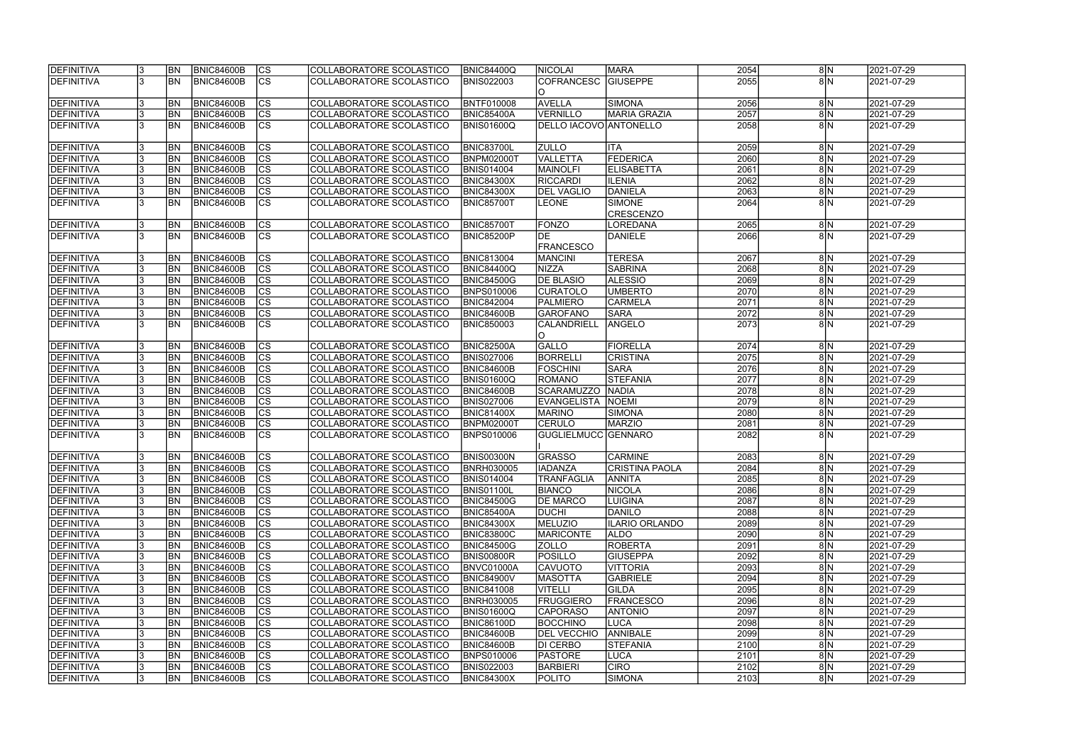| DEFINITIVA | 3 | BN | BNIC84600B | CS | COLLABORATORE SCOLASTICO | BNIC84400Q | NICOLAI | MARA | 2054 | 8 | N | 2021-07-29 |
|---|---|---|---|---|---|---|---|---|---|---|---|---|
| DEFINITIVA | 3 | BN | BNIC84600B | CS | COLLABORATORE SCOLASTICO | BNIS022003 | COFRANCESCO | GIUSEPPE | 2055 | 8 | N | 2021-07-29 |
| DEFINITIVA | 3 | BN | BNIC84600B | CS | COLLABORATORE SCOLASTICO | BNTF010008 | AVELLA | SIMONA | 2056 | 8 | N | 2021-07-29 |
| DEFINITIVA | 3 | BN | BNIC84600B | CS | COLLABORATORE SCOLASTICO | BNIC85400A | VERNILLO | MARIA GRAZIA | 2057 | 8 | N | 2021-07-29 |
| DEFINITIVA | 3 | BN | BNIC84600B | CS | COLLABORATORE SCOLASTICO | BNIS01600Q | DELLO IACOVO | ANTONELLO | 2058 | 8 | N | 2021-07-29 |
| DEFINITIVA | 3 | BN | BNIC84600B | CS | COLLABORATORE SCOLASTICO | BNIC83700L | ZULLO | ITA | 2059 | 8 | N | 2021-07-29 |
| DEFINITIVA | 3 | BN | BNIC84600B | CS | COLLABORATORE SCOLASTICO | BNPM02000T | VALLETTA | FEDERICA | 2060 | 8 | N | 2021-07-29 |
| DEFINITIVA | 3 | BN | BNIC84600B | CS | COLLABORATORE SCOLASTICO | BNIS014004 | MAINOLFI | ELISABETTA | 2061 | 8 | N | 2021-07-29 |
| DEFINITIVA | 3 | BN | BNIC84600B | CS | COLLABORATORE SCOLASTICO | BNIC84300X | RICCARDI | ILENIA | 2062 | 8 | N | 2021-07-29 |
| DEFINITIVA | 3 | BN | BNIC84600B | CS | COLLABORATORE SCOLASTICO | BNIC84300X | DEL VAGLIO | DANIELA | 2063 | 8 | N | 2021-07-29 |
| DEFINITIVA | 3 | BN | BNIC84600B | CS | COLLABORATORE SCOLASTICO | BNIC85700T | LEONE | SIMONE CRESCENZO | 2064 | 8 | N | 2021-07-29 |
| DEFINITIVA | 3 | BN | BNIC84600B | CS | COLLABORATORE SCOLASTICO | BNIC85700T | FONZO | LOREDANA | 2065 | 8 | N | 2021-07-29 |
| DEFINITIVA | 3 | BN | BNIC84600B | CS | COLLABORATORE SCOLASTICO | BNIC85200P | DE FRANCESCO | DANIELE | 2066 | 8 | N | 2021-07-29 |
| DEFINITIVA | 3 | BN | BNIC84600B | CS | COLLABORATORE SCOLASTICO | BNIC813004 | MANCINI | TERESA | 2067 | 8 | N | 2021-07-29 |
| DEFINITIVA | 3 | BN | BNIC84600B | CS | COLLABORATORE SCOLASTICO | BNIC84400Q | NIZZA | SABRINA | 2068 | 8 | N | 2021-07-29 |
| DEFINITIVA | 3 | BN | BNIC84600B | CS | COLLABORATORE SCOLASTICO | BNIC84500G | DE BLASIO | ALESSIO | 2069 | 8 | N | 2021-07-29 |
| DEFINITIVA | 3 | BN | BNIC84600B | CS | COLLABORATORE SCOLASTICO | BNPS010006 | CURATOLO | UMBERTO | 2070 | 8 | N | 2021-07-29 |
| DEFINITIVA | 3 | BN | BNIC84600B | CS | COLLABORATORE SCOLASTICO | BNIC842004 | PALMIERO | CARMELA | 2071 | 8 | N | 2021-07-29 |
| DEFINITIVA | 3 | BN | BNIC84600B | CS | COLLABORATORE SCOLASTICO | BNIC84600B | GAROFANO | SARA | 2072 | 8 | N | 2021-07-29 |
| DEFINITIVA | 3 | BN | BNIC84600B | CS | COLLABORATORE SCOLASTICO | BNIC850003 | CALANDRIELLO | ANGELO | 2073 | 8 | N | 2021-07-29 |
| DEFINITIVA | 3 | BN | BNIC84600B | CS | COLLABORATORE SCOLASTICO | BNIC82500A | GALLO | FIORELLA | 2074 | 8 | N | 2021-07-29 |
| DEFINITIVA | 3 | BN | BNIC84600B | CS | COLLABORATORE SCOLASTICO | BNIS027006 | BORRELLI | CRISTINA | 2075 | 8 | N | 2021-07-29 |
| DEFINITIVA | 3 | BN | BNIC84600B | CS | COLLABORATORE SCOLASTICO | BNIC84600B | FOSCHINI | SARA | 2076 | 8 | N | 2021-07-29 |
| DEFINITIVA | 3 | BN | BNIC84600B | CS | COLLABORATORE SCOLASTICO | BNIS01600Q | ROMANO | STEFANIA | 2077 | 8 | N | 2021-07-29 |
| DEFINITIVA | 3 | BN | BNIC84600B | CS | COLLABORATORE SCOLASTICO | BNIC84600B | SCARAMUZZO | NADIA | 2078 | 8 | N | 2021-07-29 |
| DEFINITIVA | 3 | BN | BNIC84600B | CS | COLLABORATORE SCOLASTICO | BNIS027006 | EVANGELISTA | NOEMI | 2079 | 8 | N | 2021-07-29 |
| DEFINITIVA | 3 | BN | BNIC84600B | CS | COLLABORATORE SCOLASTICO | BNIC81400X | MARINO | SIMONA | 2080 | 8 | N | 2021-07-29 |
| DEFINITIVA | 3 | BN | BNIC84600B | CS | COLLABORATORE SCOLASTICO | BNPM02000T | CERULO | MARZIO | 2081 | 8 | N | 2021-07-29 |
| DEFINITIVA | 3 | BN | BNIC84600B | CS | COLLABORATORE SCOLASTICO | BNPS010006 | GUGLIELMUCCI | GENNARO | 2082 | 8 | N | 2021-07-29 |
| DEFINITIVA | 3 | BN | BNIC84600B | CS | COLLABORATORE SCOLASTICO | BNIS00300N | GRASSO | CARMINE | 2083 | 8 | N | 2021-07-29 |
| DEFINITIVA | 3 | BN | BNIC84600B | CS | COLLABORATORE SCOLASTICO | BNRH030005 | IADANZA | CRISTINA PAOLA | 2084 | 8 | N | 2021-07-29 |
| DEFINITIVA | 3 | BN | BNIC84600B | CS | COLLABORATORE SCOLASTICO | BNIS014004 | TRANFAGLIA | ANNITA | 2085 | 8 | N | 2021-07-29 |
| DEFINITIVA | 3 | BN | BNIC84600B | CS | COLLABORATORE SCOLASTICO | BNIS01100L | BIANCO | NICOLA | 2086 | 8 | N | 2021-07-29 |
| DEFINITIVA | 3 | BN | BNIC84600B | CS | COLLABORATORE SCOLASTICO | BNIC84500G | DE MARCO | LUIGINA | 2087 | 8 | N | 2021-07-29 |
| DEFINITIVA | 3 | BN | BNIC84600B | CS | COLLABORATORE SCOLASTICO | BNIC85400A | DUCHI | DANILO | 2088 | 8 | N | 2021-07-29 |
| DEFINITIVA | 3 | BN | BNIC84600B | CS | COLLABORATORE SCOLASTICO | BNIC84300X | MELUZIO | ILARIO ORLANDO | 2089 | 8 | N | 2021-07-29 |
| DEFINITIVA | 3 | BN | BNIC84600B | CS | COLLABORATORE SCOLASTICO | BNIC83800C | MARICONTE | ALDO | 2090 | 8 | N | 2021-07-29 |
| DEFINITIVA | 3 | BN | BNIC84600B | CS | COLLABORATORE SCOLASTICO | BNIC84500G | ZOLLO | ROBERTA | 2091 | 8 | N | 2021-07-29 |
| DEFINITIVA | 3 | BN | BNIC84600B | CS | COLLABORATORE SCOLASTICO | BNIS00800R | POSILLO | GIUSEPPA | 2092 | 8 | N | 2021-07-29 |
| DEFINITIVA | 3 | BN | BNIC84600B | CS | COLLABORATORE SCOLASTICO | BNVC01000A | CAVUOTO | VITTORIA | 2093 | 8 | N | 2021-07-29 |
| DEFINITIVA | 3 | BN | BNIC84600B | CS | COLLABORATORE SCOLASTICO | BNIC84900V | MASOTTA | GABRIELE | 2094 | 8 | N | 2021-07-29 |
| DEFINITIVA | 3 | BN | BNIC84600B | CS | COLLABORATORE SCOLASTICO | BNIC841008 | VITELLI | GILDA | 2095 | 8 | N | 2021-07-29 |
| DEFINITIVA | 3 | BN | BNIC84600B | CS | COLLABORATORE SCOLASTICO | BNRH030005 | FRUGGIERO | FRANCESCO | 2096 | 8 | N | 2021-07-29 |
| DEFINITIVA | 3 | BN | BNIC84600B | CS | COLLABORATORE SCOLASTICO | BNIS01600Q | CAPORASO | ANTONIO | 2097 | 8 | N | 2021-07-29 |
| DEFINITIVA | 3 | BN | BNIC84600B | CS | COLLABORATORE SCOLASTICO | BNIC86100D | BOCCHINO | LUCA | 2098 | 8 | N | 2021-07-29 |
| DEFINITIVA | 3 | BN | BNIC84600B | CS | COLLABORATORE SCOLASTICO | BNIC84600B | DEL VECCHIO | ANNIBALE | 2099 | 8 | N | 2021-07-29 |
| DEFINITIVA | 3 | BN | BNIC84600B | CS | COLLABORATORE SCOLASTICO | BNIC84600B | DI CERBO | STEFANIA | 2100 | 8 | N | 2021-07-29 |
| DEFINITIVA | 3 | BN | BNIC84600B | CS | COLLABORATORE SCOLASTICO | BNPS010006 | PASTORE | LUCA | 2101 | 8 | N | 2021-07-29 |
| DEFINITIVA | 3 | BN | BNIC84600B | CS | COLLABORATORE SCOLASTICO | BNIS022003 | BARBIERI | CIRO | 2102 | 8 | N | 2021-07-29 |
| DEFINITIVA | 3 | BN | BNIC84600B | CS | COLLABORATORE SCOLASTICO | BNIC84300X | POLITO | SIMONA | 2103 | 8 | N | 2021-07-29 |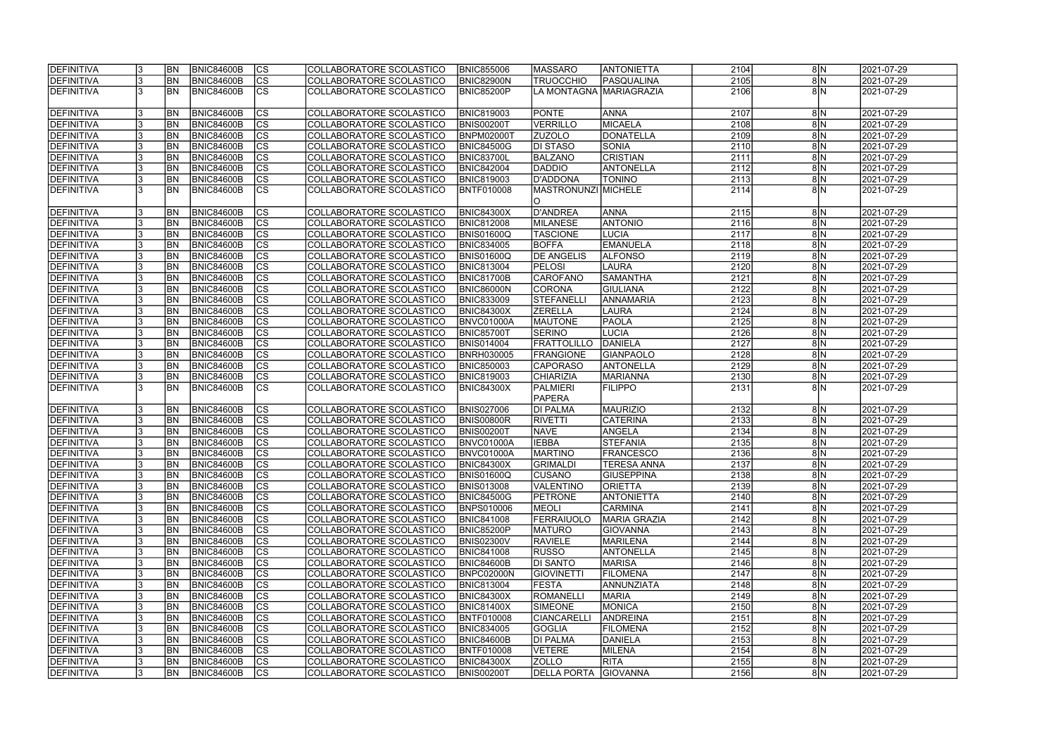| DEFINITIVA | 3 | BN | BNIC84600B | CS | COLLABORATORE SCOLASTICO | BNIC855006 | MASSARO | ANTONIETTA | 2104 | 8 | N | 2021-07-29 |
|---|---|---|---|---|---|---|---|---|---|---|---|---|
| DEFINITIVA | 3 | BN | BNIC84600B | CS | COLLABORATORE SCOLASTICO | BNIC82900N | TRUOCCHIO | PASQUALINA | 2105 | 8 | N | 2021-07-29 |
| DEFINITIVA | 3 | BN | BNIC84600B | CS | COLLABORATORE SCOLASTICO | BNIC85200P | LA MONTAGNA | MARIAGRAZIA | 2106 | 8 | N | 2021-07-29 |
| DEFINITIVA | 3 | BN | BNIC84600B | CS | COLLABORATORE SCOLASTICO | BNIC819003 | PONTE | ANNA | 2107 | 8 | N | 2021-07-29 |
| DEFINITIVA | 3 | BN | BNIC84600B | CS | COLLABORATORE SCOLASTICO | BNIS00200T | VERRILLO | MICAELA | 2108 | 8 | N | 2021-07-29 |
| DEFINITIVA | 3 | BN | BNIC84600B | CS | COLLABORATORE SCOLASTICO | BNPM02000T | ZUZOLO | DONATELLA | 2109 | 8 | N | 2021-07-29 |
| DEFINITIVA | 3 | BN | BNIC84600B | CS | COLLABORATORE SCOLASTICO | BNIC84500G | DI STASO | SONIA | 2110 | 8 | N | 2021-07-29 |
| DEFINITIVA | 3 | BN | BNIC84600B | CS | COLLABORATORE SCOLASTICO | BNIC83700L | BALZANO | CRISTIAN | 2111 | 8 | N | 2021-07-29 |
| DEFINITIVA | 3 | BN | BNIC84600B | CS | COLLABORATORE SCOLASTICO | BNIC842004 | DADDIO | ANTONELLA | 2112 | 8 | N | 2021-07-29 |
| DEFINITIVA | 3 | BN | BNIC84600B | CS | COLLABORATORE SCOLASTICO | BNIC819003 | D'ADDONA | TONINO | 2113 | 8 | N | 2021-07-29 |
| DEFINITIVA | 3 | BN | BNIC84600B | CS | COLLABORATORE SCOLASTICO | BNTF010008 | MASTRONUNZIO | MICHELE | 2114 | 8 | N | 2021-07-29 |
| DEFINITIVA | 3 | BN | BNIC84600B | CS | COLLABORATORE SCOLASTICO | BNIC84300X | D'ANDREA | ANNA | 2115 | 8 | N | 2021-07-29 |
| DEFINITIVA | 3 | BN | BNIC84600B | CS | COLLABORATORE SCOLASTICO | BNIC812008 | MILANESE | ANTONIO | 2116 | 8 | N | 2021-07-29 |
| DEFINITIVA | 3 | BN | BNIC84600B | CS | COLLABORATORE SCOLASTICO | BNIS01600Q | TASCIONE | LUCIA | 2117 | 8 | N | 2021-07-29 |
| DEFINITIVA | 3 | BN | BNIC84600B | CS | COLLABORATORE SCOLASTICO | BNIC834005 | BOFFA | EMANUELA | 2118 | 8 | N | 2021-07-29 |
| DEFINITIVA | 3 | BN | BNIC84600B | CS | COLLABORATORE SCOLASTICO | BNIS01600Q | DE ANGELIS | ALFONSO | 2119 | 8 | N | 2021-07-29 |
| DEFINITIVA | 3 | BN | BNIC84600B | CS | COLLABORATORE SCOLASTICO | BNIC813004 | PELOSI | LAURA | 2120 | 8 | N | 2021-07-29 |
| DEFINITIVA | 3 | BN | BNIC84600B | CS | COLLABORATORE SCOLASTICO | BNIC81700B | CAROFANO | SAMANTHA | 2121 | 8 | N | 2021-07-29 |
| DEFINITIVA | 3 | BN | BNIC84600B | CS | COLLABORATORE SCOLASTICO | BNIC86000N | CORONA | GIULIANA | 2122 | 8 | N | 2021-07-29 |
| DEFINITIVA | 3 | BN | BNIC84600B | CS | COLLABORATORE SCOLASTICO | BNIC833009 | STEFANELLI | ANNAMARIA | 2123 | 8 | N | 2021-07-29 |
| DEFINITIVA | 3 | BN | BNIC84600B | CS | COLLABORATORE SCOLASTICO | BNIC84300X | ZERELLA | LAURA | 2124 | 8 | N | 2021-07-29 |
| DEFINITIVA | 3 | BN | BNIC84600B | CS | COLLABORATORE SCOLASTICO | BNVC01000A | MAUTONE | PAOLA | 2125 | 8 | N | 2021-07-29 |
| DEFINITIVA | 3 | BN | BNIC84600B | CS | COLLABORATORE SCOLASTICO | BNIC85700T | SERINO | LUCIA | 2126 | 8 | N | 2021-07-29 |
| DEFINITIVA | 3 | BN | BNIC84600B | CS | COLLABORATORE SCOLASTICO | BNIS014004 | FRATTOLILLO | DANIELA | 2127 | 8 | N | 2021-07-29 |
| DEFINITIVA | 3 | BN | BNIC84600B | CS | COLLABORATORE SCOLASTICO | BNRH030005 | FRANGIONE | GIANPAOLO | 2128 | 8 | N | 2021-07-29 |
| DEFINITIVA | 3 | BN | BNIC84600B | CS | COLLABORATORE SCOLASTICO | BNIC850003 | CAPORASO | ANTONELLA | 2129 | 8 | N | 2021-07-29 |
| DEFINITIVA | 3 | BN | BNIC84600B | CS | COLLABORATORE SCOLASTICO | BNIC819003 | CHIARIZIA | MARIANNA | 2130 | 8 | N | 2021-07-29 |
| DEFINITIVA | 3 | BN | BNIC84600B | CS | COLLABORATORE SCOLASTICO | BNIC84300X | PALMIERI PAPERA | FILIPPO | 2131 | 8 | N | 2021-07-29 |
| DEFINITIVA | 3 | BN | BNIC84600B | CS | COLLABORATORE SCOLASTICO | BNIS027006 | DI PALMA | MAURIZIO | 2132 | 8 | N | 2021-07-29 |
| DEFINITIVA | 3 | BN | BNIC84600B | CS | COLLABORATORE SCOLASTICO | BNIS00800R | RIVETTI | CATERINA | 2133 | 8 | N | 2021-07-29 |
| DEFINITIVA | 3 | BN | BNIC84600B | CS | COLLABORATORE SCOLASTICO | BNIS00200T | NAVE | ANGELA | 2134 | 8 | N | 2021-07-29 |
| DEFINITIVA | 3 | BN | BNIC84600B | CS | COLLABORATORE SCOLASTICO | BNVC01000A | IEBBA | STEFANIA | 2135 | 8 | N | 2021-07-29 |
| DEFINITIVA | 3 | BN | BNIC84600B | CS | COLLABORATORE SCOLASTICO | BNVC01000A | MARTINO | FRANCESCO | 2136 | 8 | N | 2021-07-29 |
| DEFINITIVA | 3 | BN | BNIC84600B | CS | COLLABORATORE SCOLASTICO | BNIC84300X | GRIMALDI | TERESA ANNA | 2137 | 8 | N | 2021-07-29 |
| DEFINITIVA | 3 | BN | BNIC84600B | CS | COLLABORATORE SCOLASTICO | BNIS01600Q | CUSANO | GIUSEPPINA | 2138 | 8 | N | 2021-07-29 |
| DEFINITIVA | 3 | BN | BNIC84600B | CS | COLLABORATORE SCOLASTICO | BNIS013008 | VALENTINO | ORIETTA | 2139 | 8 | N | 2021-07-29 |
| DEFINITIVA | 3 | BN | BNIC84600B | CS | COLLABORATORE SCOLASTICO | BNIC84500G | PETRONE | ANTONIETTA | 2140 | 8 | N | 2021-07-29 |
| DEFINITIVA | 3 | BN | BNIC84600B | CS | COLLABORATORE SCOLASTICO | BNPS010006 | MEOLI | CARMINA | 2141 | 8 | N | 2021-07-29 |
| DEFINITIVA | 3 | BN | BNIC84600B | CS | COLLABORATORE SCOLASTICO | BNIC841008 | FERRAIUOLO | MARIA GRAZIA | 2142 | 8 | N | 2021-07-29 |
| DEFINITIVA | 3 | BN | BNIC84600B | CS | COLLABORATORE SCOLASTICO | BNIC85200P | MATURO | GIOVANNA | 2143 | 8 | N | 2021-07-29 |
| DEFINITIVA | 3 | BN | BNIC84600B | CS | COLLABORATORE SCOLASTICO | BNIS02300V | RAVIELE | MARILENA | 2144 | 8 | N | 2021-07-29 |
| DEFINITIVA | 3 | BN | BNIC84600B | CS | COLLABORATORE SCOLASTICO | BNIC841008 | RUSSO | ANTONELLA | 2145 | 8 | N | 2021-07-29 |
| DEFINITIVA | 3 | BN | BNIC84600B | CS | COLLABORATORE SCOLASTICO | BNIC84600B | DI SANTO | MARISA | 2146 | 8 | N | 2021-07-29 |
| DEFINITIVA | 3 | BN | BNIC84600B | CS | COLLABORATORE SCOLASTICO | BNPC02000N | GIOVINETTI | FILOMENA | 2147 | 8 | N | 2021-07-29 |
| DEFINITIVA | 3 | BN | BNIC84600B | CS | COLLABORATORE SCOLASTICO | BNIC813004 | FESTA | ANNUNZIATA | 2148 | 8 | N | 2021-07-29 |
| DEFINITIVA | 3 | BN | BNIC84600B | CS | COLLABORATORE SCOLASTICO | BNIC84300X | ROMANELLI | MARIA | 2149 | 8 | N | 2021-07-29 |
| DEFINITIVA | 3 | BN | BNIC84600B | CS | COLLABORATORE SCOLASTICO | BNIC81400X | SIMEONE | MONICA | 2150 | 8 | N | 2021-07-29 |
| DEFINITIVA | 3 | BN | BNIC84600B | CS | COLLABORATORE SCOLASTICO | BNTF010008 | CIANCARELLI | ANDREINA | 2151 | 8 | N | 2021-07-29 |
| DEFINITIVA | 3 | BN | BNIC84600B | CS | COLLABORATORE SCOLASTICO | BNIC834005 | GOGLIA | FILOMENA | 2152 | 8 | N | 2021-07-29 |
| DEFINITIVA | 3 | BN | BNIC84600B | CS | COLLABORATORE SCOLASTICO | BNIC84600B | DI PALMA | DANIELA | 2153 | 8 | N | 2021-07-29 |
| DEFINITIVA | 3 | BN | BNIC84600B | CS | COLLABORATORE SCOLASTICO | BNTF010008 | VETERE | MILENA | 2154 | 8 | N | 2021-07-29 |
| DEFINITIVA | 3 | BN | BNIC84600B | CS | COLLABORATORE SCOLASTICO | BNIC84300X | ZOLLO | RITA | 2155 | 8 | N | 2021-07-29 |
| DEFINITIVA | 3 | BN | BNIC84600B | CS | COLLABORATORE SCOLASTICO | BNIS00200T | DELLA PORTA | GIOVANNA | 2156 | 8 | N | 2021-07-29 |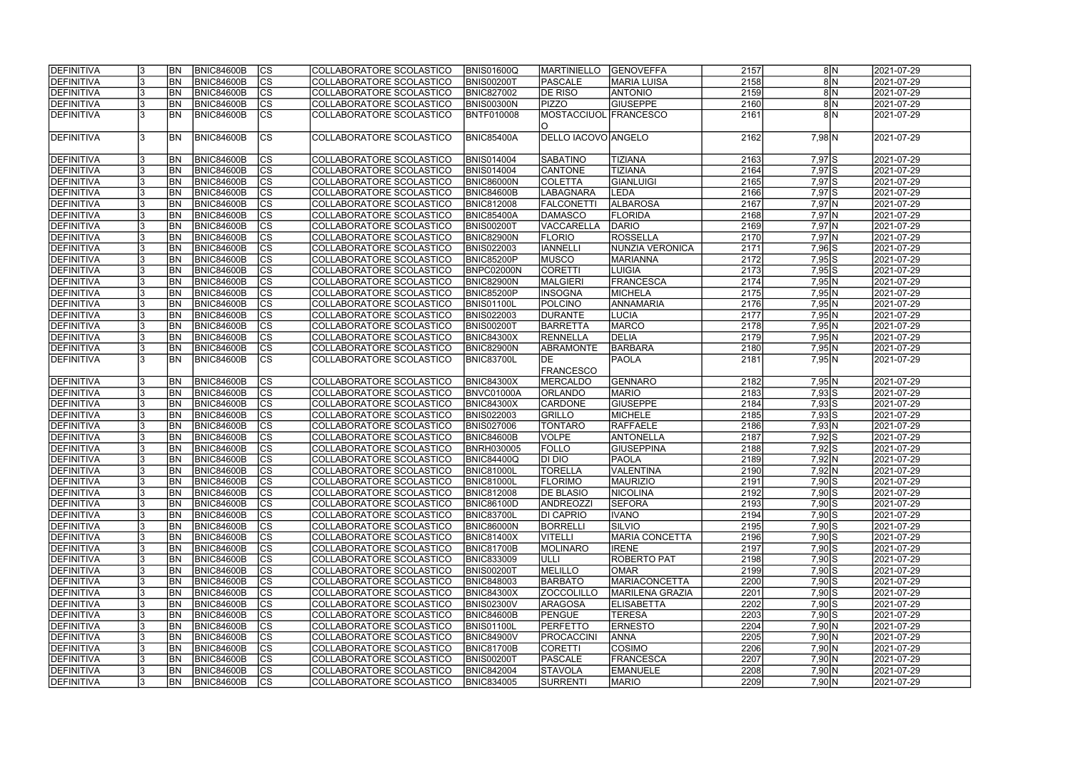| DEFINITIVA | 3 | BN | BNIC84600B | CS | COLLABORATORE SCOLASTICO | BNIS01600Q | MARTINIELLO | GENOVEFFA | 2157 | 8 | N | 2021-07-29 |
|---|---|---|---|---|---|---|---|---|---|---|---|---|
| DEFINITIVA | 3 | BN | BNIC84600B | CS | COLLABORATORE SCOLASTICO | BNIS00200T | PASCALE | MARIA LUISA | 2158 | 8 | N | 2021-07-29 |
| DEFINITIVA | 3 | BN | BNIC84600B | CS | COLLABORATORE SCOLASTICO | BNIC827002 | DE RISO | ANTONIO | 2159 | 8 | N | 2021-07-29 |
| DEFINITIVA | 3 | BN | BNIC84600B | CS | COLLABORATORE SCOLASTICO | BNIS00300N | PIZZO | GIUSEPPE | 2160 | 8 | N | 2021-07-29 |
| DEFINITIVA | 3 | BN | BNIC84600B | CS | COLLABORATORE SCOLASTICO | BNTF010008 | MOSTACCIUOLO | FRANCESCO | 2161 | 8 | N | 2021-07-29 |
| DEFINITIVA | 3 | BN | BNIC84600B | CS | COLLABORATORE SCOLASTICO | BNIC85400A | DELLO IACOVO | ANGELO | 2162 | 7,98 | N | 2021-07-29 |
| DEFINITIVA | 3 | BN | BNIC84600B | CS | COLLABORATORE SCOLASTICO | BNIS014004 | SABATINO | TIZIANA | 2163 | 7,97 | S | 2021-07-29 |
| DEFINITIVA | 3 | BN | BNIC84600B | CS | COLLABORATORE SCOLASTICO | BNIS014004 | CANTONE | TIZIANA | 2164 | 7,97 | S | 2021-07-29 |
| DEFINITIVA | 3 | BN | BNIC84600B | CS | COLLABORATORE SCOLASTICO | BNIC86000N | COLETTA | GIANLUIGI | 2165 | 7,97 | S | 2021-07-29 |
| DEFINITIVA | 3 | BN | BNIC84600B | CS | COLLABORATORE SCOLASTICO | BNIC84600B | LABAGNARA | LEDA | 2166 | 7,97 | S | 2021-07-29 |
| DEFINITIVA | 3 | BN | BNIC84600B | CS | COLLABORATORE SCOLASTICO | BNIC812008 | FALCONETTI | ALBAROSA | 2167 | 7,97 | N | 2021-07-29 |
| DEFINITIVA | 3 | BN | BNIC84600B | CS | COLLABORATORE SCOLASTICO | BNIC85400A | DAMASCO | FLORIDA | 2168 | 7,97 | N | 2021-07-29 |
| DEFINITIVA | 3 | BN | BNIC84600B | CS | COLLABORATORE SCOLASTICO | BNIS00200T | VACCARELLA | DARIO | 2169 | 7,97 | N | 2021-07-29 |
| DEFINITIVA | 3 | BN | BNIC84600B | CS | COLLABORATORE SCOLASTICO | BNIC82900N | FLORIO | ROSSELLA | 2170 | 7,97 | N | 2021-07-29 |
| DEFINITIVA | 3 | BN | BNIC84600B | CS | COLLABORATORE SCOLASTICO | BNIS022003 | IANNELLI | NUNZIA VERONICA | 2171 | 7,96 | S | 2021-07-29 |
| DEFINITIVA | 3 | BN | BNIC84600B | CS | COLLABORATORE SCOLASTICO | BNIC85200P | MUSCO | MARIANNA | 2172 | 7,95 | S | 2021-07-29 |
| DEFINITIVA | 3 | BN | BNIC84600B | CS | COLLABORATORE SCOLASTICO | BNPC02000N | CORETTI | LUIGIA | 2173 | 7,95 | S | 2021-07-29 |
| DEFINITIVA | 3 | BN | BNIC84600B | CS | COLLABORATORE SCOLASTICO | BNIC82900N | MALGIERI | FRANCESCA | 2174 | 7,95 | N | 2021-07-29 |
| DEFINITIVA | 3 | BN | BNIC84600B | CS | COLLABORATORE SCOLASTICO | BNIC85200P | INSOGNA | MICHELA | 2175 | 7,95 | N | 2021-07-29 |
| DEFINITIVA | 3 | BN | BNIC84600B | CS | COLLABORATORE SCOLASTICO | BNIS01100L | POLCINO | ANNAMARIA | 2176 | 7,95 | N | 2021-07-29 |
| DEFINITIVA | 3 | BN | BNIC84600B | CS | COLLABORATORE SCOLASTICO | BNIS022003 | DURANTE | LUCIA | 2177 | 7,95 | N | 2021-07-29 |
| DEFINITIVA | 3 | BN | BNIC84600B | CS | COLLABORATORE SCOLASTICO | BNIS00200T | BARRETTA | MARCO | 2178 | 7,95 | N | 2021-07-29 |
| DEFINITIVA | 3 | BN | BNIC84600B | CS | COLLABORATORE SCOLASTICO | BNIC84300X | RENNELLA | DELIA | 2179 | 7,95 | N | 2021-07-29 |
| DEFINITIVA | 3 | BN | BNIC84600B | CS | COLLABORATORE SCOLASTICO | BNIC82900N | ABRAMONTE | BARBARA | 2180 | 7,95 | N | 2021-07-29 |
| DEFINITIVA | 3 | BN | BNIC84600B | CS | COLLABORATORE SCOLASTICO | BNIC83700L | DE FRANCESCO | PAOLA | 2181 | 7,95 | N | 2021-07-29 |
| DEFINITIVA | 3 | BN | BNIC84600B | CS | COLLABORATORE SCOLASTICO | BNIC84300X | MERCALDO | GENNARO | 2182 | 7,95 | N | 2021-07-29 |
| DEFINITIVA | 3 | BN | BNIC84600B | CS | COLLABORATORE SCOLASTICO | BNVC01000A | ORLANDO | MARIO | 2183 | 7,93 | S | 2021-07-29 |
| DEFINITIVA | 3 | BN | BNIC84600B | CS | COLLABORATORE SCOLASTICO | BNIC84300X | CARDONE | GIUSEPPE | 2184 | 7,93 | S | 2021-07-29 |
| DEFINITIVA | 3 | BN | BNIC84600B | CS | COLLABORATORE SCOLASTICO | BNIS022003 | GRILLO | MICHELE | 2185 | 7,93 | S | 2021-07-29 |
| DEFINITIVA | 3 | BN | BNIC84600B | CS | COLLABORATORE SCOLASTICO | BNIS027006 | TONTARO | RAFFAELE | 2186 | 7,93 | N | 2021-07-29 |
| DEFINITIVA | 3 | BN | BNIC84600B | CS | COLLABORATORE SCOLASTICO | BNIC84600B | VOLPE | ANTONELLA | 2187 | 7,92 | S | 2021-07-29 |
| DEFINITIVA | 3 | BN | BNIC84600B | CS | COLLABORATORE SCOLASTICO | BNRH030005 | FOLLO | GIUSEPPINA | 2188 | 7,92 | S | 2021-07-29 |
| DEFINITIVA | 3 | BN | BNIC84600B | CS | COLLABORATORE SCOLASTICO | BNIC84400Q | DI DIO | PAOLA | 2189 | 7,92 | N | 2021-07-29 |
| DEFINITIVA | 3 | BN | BNIC84600B | CS | COLLABORATORE SCOLASTICO | BNIC81000L | TORELLA | VALENTINA | 2190 | 7,92 | N | 2021-07-29 |
| DEFINITIVA | 3 | BN | BNIC84600B | CS | COLLABORATORE SCOLASTICO | BNIC81000L | FLORIMO | MAURIZIO | 2191 | 7,90 | S | 2021-07-29 |
| DEFINITIVA | 3 | BN | BNIC84600B | CS | COLLABORATORE SCOLASTICO | BNIC812008 | DE BLASIO | NICOLINA | 2192 | 7,90 | S | 2021-07-29 |
| DEFINITIVA | 3 | BN | BNIC84600B | CS | COLLABORATORE SCOLASTICO | BNIC86100D | ANDREOZZI | SEFORA | 2193 | 7,90 | S | 2021-07-29 |
| DEFINITIVA | 3 | BN | BNIC84600B | CS | COLLABORATORE SCOLASTICO | BNIC83700L | DI CAPRIO | IVANO | 2194 | 7,90 | S | 2021-07-29 |
| DEFINITIVA | 3 | BN | BNIC84600B | CS | COLLABORATORE SCOLASTICO | BNIC86000N | BORRELLI | SILVIO | 2195 | 7,90 | S | 2021-07-29 |
| DEFINITIVA | 3 | BN | BNIC84600B | CS | COLLABORATORE SCOLASTICO | BNIC81400X | VITELLI | MARIA CONCETTA | 2196 | 7,90 | S | 2021-07-29 |
| DEFINITIVA | 3 | BN | BNIC84600B | CS | COLLABORATORE SCOLASTICO | BNIC81700B | MOLINARO | IRENE | 2197 | 7,90 | S | 2021-07-29 |
| DEFINITIVA | 3 | BN | BNIC84600B | CS | COLLABORATORE SCOLASTICO | BNIC833009 | ULLI | ROBERTO PAT | 2198 | 7,90 | S | 2021-07-29 |
| DEFINITIVA | 3 | BN | BNIC84600B | CS | COLLABORATORE SCOLASTICO | BNIS00200T | MELILLO | OMAR | 2199 | 7,90 | S | 2021-07-29 |
| DEFINITIVA | 3 | BN | BNIC84600B | CS | COLLABORATORE SCOLASTICO | BNIC848003 | BARBATO | MARIACONCETTA | 2200 | 7,90 | S | 2021-07-29 |
| DEFINITIVA | 3 | BN | BNIC84600B | CS | COLLABORATORE SCOLASTICO | BNIC84300X | ZOCCOLILLO | MARILENA GRAZIA | 2201 | 7,90 | S | 2021-07-29 |
| DEFINITIVA | 3 | BN | BNIC84600B | CS | COLLABORATORE SCOLASTICO | BNIS02300V | ARAGOSA | ELISABETTA | 2202 | 7,90 | S | 2021-07-29 |
| DEFINITIVA | 3 | BN | BNIC84600B | CS | COLLABORATORE SCOLASTICO | BNIC84600B | PENGUE | TERESA | 2203 | 7,90 | S | 2021-07-29 |
| DEFINITIVA | 3 | BN | BNIC84600B | CS | COLLABORATORE SCOLASTICO | BNIS01100L | PERFETTO | ERNESTO | 2204 | 7,90 | N | 2021-07-29 |
| DEFINITIVA | 3 | BN | BNIC84600B | CS | COLLABORATORE SCOLASTICO | BNIC84900V | PROCACCINI | ANNA | 2205 | 7,90 | N | 2021-07-29 |
| DEFINITIVA | 3 | BN | BNIC84600B | CS | COLLABORATORE SCOLASTICO | BNIC81700B | CORETTI | COSIMO | 2206 | 7,90 | N | 2021-07-29 |
| DEFINITIVA | 3 | BN | BNIC84600B | CS | COLLABORATORE SCOLASTICO | BNIS00200T | PASCALE | FRANCESCA | 2207 | 7,90 | N | 2021-07-29 |
| DEFINITIVA | 3 | BN | BNIC84600B | CS | COLLABORATORE SCOLASTICO | BNIC842004 | STAVOLA | EMANUELE | 2208 | 7,90 | N | 2021-07-29 |
| DEFINITIVA | 3 | BN | BNIC84600B | CS | COLLABORATORE SCOLASTICO | BNIC834005 | SURRENTI | MARIO | 2209 | 7,90 | N | 2021-07-29 |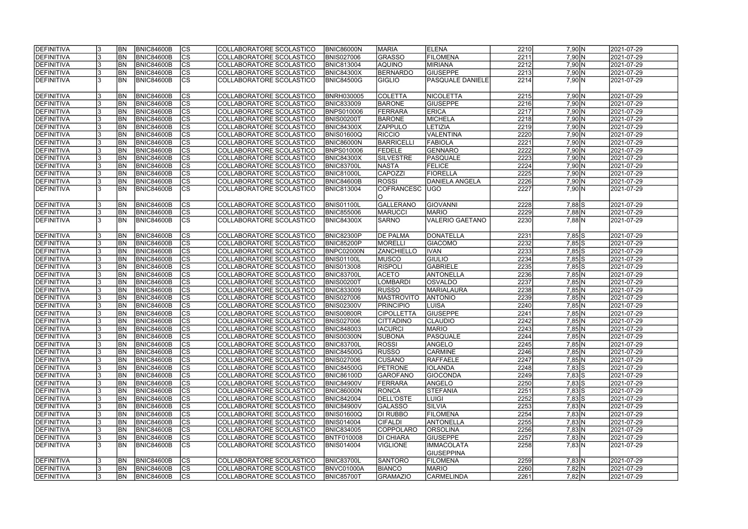| DEFINITIVA | 3 | BN | BNIC84600B | CS | COLLABORATORE SCOLASTICO | BNIC86000N | MARIA | ELENA | 2210 | 7,90 | N | 2021-07-29 |
|---|---|---|---|---|---|---|---|---|---|---|---|---|
| DEFINITIVA | 3 | BN | BNIC84600B | CS | COLLABORATORE SCOLASTICO | BNIS027006 | GRASSO | FILOMENA | 2211 | 7,90 | N | 2021-07-29 |
| DEFINITIVA | 3 | BN | BNIC84600B | CS | COLLABORATORE SCOLASTICO | BNIC813004 | AQUINO | MIRIANA | 2212 | 7,90 | N | 2021-07-29 |
| DEFINITIVA | 3 | BN | BNIC84600B | CS | COLLABORATORE SCOLASTICO | BNIC84300X | BERNARDO | GIUSEPPE | 2213 | 7,90 | N | 2021-07-29 |
| DEFINITIVA | 3 | BN | BNIC84600B | CS | COLLABORATORE SCOLASTICO | BNIC84500G | GIGLIO | PASQUALE DANIELE | 2214 | 7,90 | N | 2021-07-29 |
| DEFINITIVA | 3 | BN | BNIC84600B | CS | COLLABORATORE SCOLASTICO | BNRH030005 | COLETTA | NICOLETTA | 2215 | 7,90 | N | 2021-07-29 |
| DEFINITIVA | 3 | BN | BNIC84600B | CS | COLLABORATORE SCOLASTICO | BNIC833009 | BARONE | GIUSEPPE | 2216 | 7,90 | N | 2021-07-29 |
| DEFINITIVA | 3 | BN | BNIC84600B | CS | COLLABORATORE SCOLASTICO | BNPS010006 | FERRARA | ERICA | 2217 | 7,90 | N | 2021-07-29 |
| DEFINITIVA | 3 | BN | BNIC84600B | CS | COLLABORATORE SCOLASTICO | BNIS00200T | BARONE | MICHELA | 2218 | 7,90 | N | 2021-07-29 |
| DEFINITIVA | 3 | BN | BNIC84600B | CS | COLLABORATORE SCOLASTICO | BNIC84300X | ZAPPULO | LETIZIA | 2219 | 7,90 | N | 2021-07-29 |
| DEFINITIVA | 3 | BN | BNIC84600B | CS | COLLABORATORE SCOLASTICO | BNIS01600Q | RICCIO | VALENTINA | 2220 | 7,90 | N | 2021-07-29 |
| DEFINITIVA | 3 | BN | BNIC84600B | CS | COLLABORATORE SCOLASTICO | BNIC86000N | BARRICELLI | FABIOLA | 2221 | 7,90 | N | 2021-07-29 |
| DEFINITIVA | 3 | BN | BNIC84600B | CS | COLLABORATORE SCOLASTICO | BNPS010006 | FEDELE | GENNARO | 2222 | 7,90 | N | 2021-07-29 |
| DEFINITIVA | 3 | BN | BNIC84600B | CS | COLLABORATORE SCOLASTICO | BNIC84300X | SILVESTRE | PASQUALE | 2223 | 7,90 | N | 2021-07-29 |
| DEFINITIVA | 3 | BN | BNIC84600B | CS | COLLABORATORE SCOLASTICO | BNIC83700L | NASTA | FELICE | 2224 | 7,90 | N | 2021-07-29 |
| DEFINITIVA | 3 | BN | BNIC84600B | CS | COLLABORATORE SCOLASTICO | BNIC81000L | CAPOZZI | FIORELLA | 2225 | 7,90 | N | 2021-07-29 |
| DEFINITIVA | 3 | BN | BNIC84600B | CS | COLLABORATORE SCOLASTICO | BNIC84600B | ROSSI | DANIELA ANGELA | 2226 | 7,90 | N | 2021-07-29 |
| DEFINITIVA | 3 | BN | BNIC84600B | CS | COLLABORATORE SCOLASTICO | BNIC813004 | COFRANCESCO | UGO | 2227 | 7,90 | N | 2021-07-29 |
| DEFINITIVA | 3 | BN | BNIC84600B | CS | COLLABORATORE SCOLASTICO | BNIS01100L | GALLERANO | GIOVANNI | 2228 | 7,88 | S | 2021-07-29 |
| DEFINITIVA | 3 | BN | BNIC84600B | CS | COLLABORATORE SCOLASTICO | BNIC855006 | MARUCCI | MARIO | 2229 | 7,88 | N | 2021-07-29 |
| DEFINITIVA | 3 | BN | BNIC84600B | CS | COLLABORATORE SCOLASTICO | BNIC84300X | SARNO | VALERIO GAETANO | 2230 | 7,88 | N | 2021-07-29 |
| DEFINITIVA | 3 | BN | BNIC84600B | CS | COLLABORATORE SCOLASTICO | BNIC82300P | DE PALMA | DONATELLA | 2231 | 7,85 | S | 2021-07-29 |
| DEFINITIVA | 3 | BN | BNIC84600B | CS | COLLABORATORE SCOLASTICO | BNIC85200P | MORELLI | GIACOMO | 2232 | 7,85 | S | 2021-07-29 |
| DEFINITIVA | 3 | BN | BNIC84600B | CS | COLLABORATORE SCOLASTICO | BNPC02000N | ZANCHIELLO | IVAN | 2233 | 7,85 | S | 2021-07-29 |
| DEFINITIVA | 3 | BN | BNIC84600B | CS | COLLABORATORE SCOLASTICO | BNIS01100L | MUSCO | GIULIO | 2234 | 7,85 | S | 2021-07-29 |
| DEFINITIVA | 3 | BN | BNIC84600B | CS | COLLABORATORE SCOLASTICO | BNIS013008 | RISPOLI | GABRIELE | 2235 | 7,85 | S | 2021-07-29 |
| DEFINITIVA | 3 | BN | BNIC84600B | CS | COLLABORATORE SCOLASTICO | BNIC83700L | ACETO | ANTONELLA | 2236 | 7,85 | N | 2021-07-29 |
| DEFINITIVA | 3 | BN | BNIC84600B | CS | COLLABORATORE SCOLASTICO | BNIS00200T | LOMBARDI | OSVALDO | 2237 | 7,85 | N | 2021-07-29 |
| DEFINITIVA | 3 | BN | BNIC84600B | CS | COLLABORATORE SCOLASTICO | BNIC833009 | RUSSO | MARIALAURA | 2238 | 7,85 | N | 2021-07-29 |
| DEFINITIVA | 3 | BN | BNIC84600B | CS | COLLABORATORE SCOLASTICO | BNIS027006 | MASTROVITO | ANTONIO | 2239 | 7,85 | N | 2021-07-29 |
| DEFINITIVA | 3 | BN | BNIC84600B | CS | COLLABORATORE SCOLASTICO | BNIS02300V | PRINCIPIO | LUISA | 2240 | 7,85 | N | 2021-07-29 |
| DEFINITIVA | 3 | BN | BNIC84600B | CS | COLLABORATORE SCOLASTICO | BNIS00800R | CIPOLLETTA | GIUSEPPE | 2241 | 7,85 | N | 2021-07-29 |
| DEFINITIVA | 3 | BN | BNIC84600B | CS | COLLABORATORE SCOLASTICO | BNIS027006 | CITTADINO | CLAUDIO | 2242 | 7,85 | N | 2021-07-29 |
| DEFINITIVA | 3 | BN | BNIC84600B | CS | COLLABORATORE SCOLASTICO | BNIC848003 | IACURCI | MARIO | 2243 | 7,85 | N | 2021-07-29 |
| DEFINITIVA | 3 | BN | BNIC84600B | CS | COLLABORATORE SCOLASTICO | BNIS00300N | SUBONA | PASQUALE | 2244 | 7,85 | N | 2021-07-29 |
| DEFINITIVA | 3 | BN | BNIC84600B | CS | COLLABORATORE SCOLASTICO | BNIC83700L | ROSSI | ANGELO | 2245 | 7,85 | N | 2021-07-29 |
| DEFINITIVA | 3 | BN | BNIC84600B | CS | COLLABORATORE SCOLASTICO | BNIC84500G | RUSSO | CARMINE | 2246 | 7,85 | N | 2021-07-29 |
| DEFINITIVA | 3 | BN | BNIC84600B | CS | COLLABORATORE SCOLASTICO | BNIS027006 | CUSANO | RAFFAELE | 2247 | 7,85 | N | 2021-07-29 |
| DEFINITIVA | 3 | BN | BNIC84600B | CS | COLLABORATORE SCOLASTICO | BNIC84500G | PETRONE | IOLANDA | 2248 | 7,83 | S | 2021-07-29 |
| DEFINITIVA | 3 | BN | BNIC84600B | CS | COLLABORATORE SCOLASTICO | BNIC86100D | GAROFANO | GIOCONDA | 2249 | 7,83 | S | 2021-07-29 |
| DEFINITIVA | 3 | BN | BNIC84600B | CS | COLLABORATORE SCOLASTICO | BNIC84900V | FERRARA | ANGELO | 2250 | 7,83 | S | 2021-07-29 |
| DEFINITIVA | 3 | BN | BNIC84600B | CS | COLLABORATORE SCOLASTICO | BNIC86000N | RONCA | STEFANIA | 2251 | 7,83 | S | 2021-07-29 |
| DEFINITIVA | 3 | BN | BNIC84600B | CS | COLLABORATORE SCOLASTICO | BNIC842004 | DELL'OSTE | LUIGI | 2252 | 7,83 | S | 2021-07-29 |
| DEFINITIVA | 3 | BN | BNIC84600B | CS | COLLABORATORE SCOLASTICO | BNIC84900V | GALASSO | SILVIA | 2253 | 7,83 | N | 2021-07-29 |
| DEFINITIVA | 3 | BN | BNIC84600B | CS | COLLABORATORE SCOLASTICO | BNIS01600Q | DI RUBBO | FILOMENA | 2254 | 7,83 | N | 2021-07-29 |
| DEFINITIVA | 3 | BN | BNIC84600B | CS | COLLABORATORE SCOLASTICO | BNIS014004 | CIFALDI | ANTONELLA | 2255 | 7,83 | N | 2021-07-29 |
| DEFINITIVA | 3 | BN | BNIC84600B | CS | COLLABORATORE SCOLASTICO | BNIC834005 | COPPOLARO | ORSOLINA | 2256 | 7,83 | N | 2021-07-29 |
| DEFINITIVA | 3 | BN | BNIC84600B | CS | COLLABORATORE SCOLASTICO | BNTF010008 | DI CHIARA | GIUSEPPE | 2257 | 7,83 | N | 2021-07-29 |
| DEFINITIVA | 3 | BN | BNIC84600B | CS | COLLABORATORE SCOLASTICO | BNIS014004 | VIGLIONE | IMMACOLATA GIUSEPPINA | 2258 | 7,83 | N | 2021-07-29 |
| DEFINITIVA | 3 | BN | BNIC84600B | CS | COLLABORATORE SCOLASTICO | BNIC83700L | SANTORO | FILOMENA | 2259 | 7,83 | N | 2021-07-29 |
| DEFINITIVA | 3 | BN | BNIC84600B | CS | COLLABORATORE SCOLASTICO | BNVC01000A | BIANCO | MARIO | 2260 | 7,82 | N | 2021-07-29 |
| DEFINITIVA | 3 | BN | BNIC84600B | CS | COLLABORATORE SCOLASTICO | BNIC85700T | GRAMAZIO | CARMELINDA | 2261 | 7,82 | N | 2021-07-29 |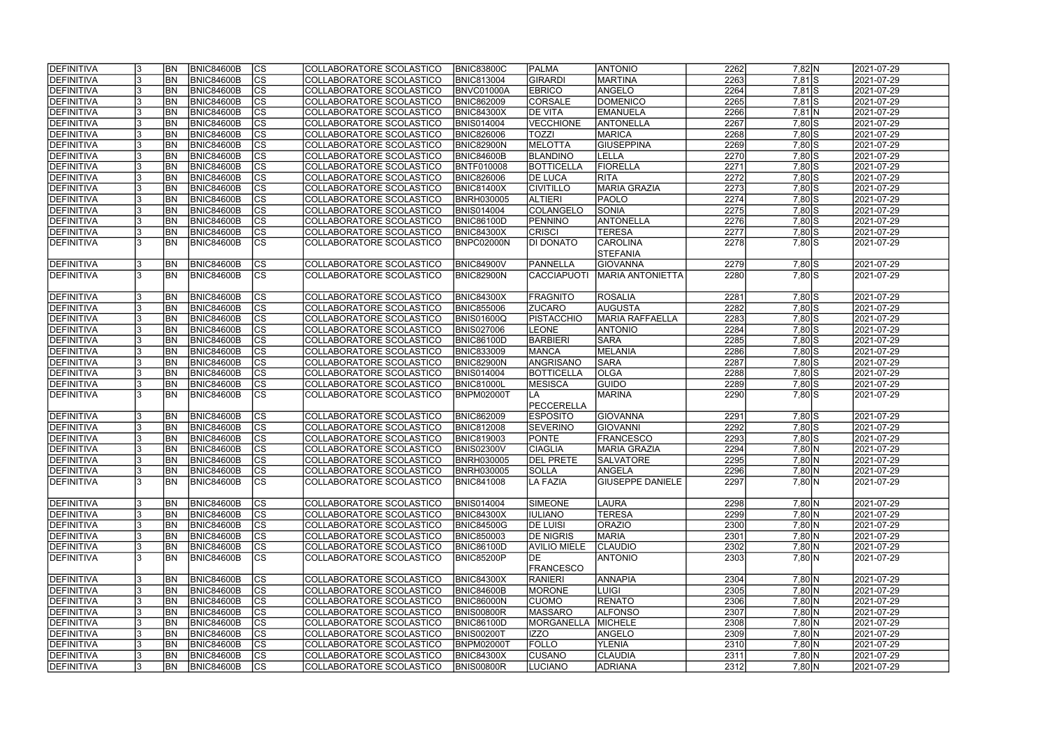| | | | | | | | | | | | | |
|---|---|---|---|---|---|---|---|---|---|---|---|---|
| DEFINITIVA | 3 | BN | BNIC84600B | CS | COLLABORATORE SCOLASTICO | BNIC83800C | PALMA | ANTONIO | 2262 | 7,82 | N | 2021-07-29 |
| DEFINITIVA | 3 | BN | BNIC84600B | CS | COLLABORATORE SCOLASTICO | BNIC813004 | GIRARDI | MARTINA | 2263 | 7,81 | S | 2021-07-29 |
| DEFINITIVA | 3 | BN | BNIC84600B | CS | COLLABORATORE SCOLASTICO | BNVC01000A | EBRICO | ANGELO | 2264 | 7,81 | S | 2021-07-29 |
| DEFINITIVA | 3 | BN | BNIC84600B | CS | COLLABORATORE SCOLASTICO | BNIC862009 | CORSALE | DOMENICO | 2265 | 7,81 | S | 2021-07-29 |
| DEFINITIVA | 3 | BN | BNIC84600B | CS | COLLABORATORE SCOLASTICO | BNIC84300X | DE VITA | EMANUELA | 2266 | 7,81 | N | 2021-07-29 |
| DEFINITIVA | 3 | BN | BNIC84600B | CS | COLLABORATORE SCOLASTICO | BNIS014004 | VECCHIONE | ANTONELLA | 2267 | 7,80 | S | 2021-07-29 |
| DEFINITIVA | 3 | BN | BNIC84600B | CS | COLLABORATORE SCOLASTICO | BNIC826006 | TOZZI | MARICA | 2268 | 7,80 | S | 2021-07-29 |
| DEFINITIVA | 3 | BN | BNIC84600B | CS | COLLABORATORE SCOLASTICO | BNIC82900N | MELOTTA | GIUSEPPINA | 2269 | 7,80 | S | 2021-07-29 |
| DEFINITIVA | 3 | BN | BNIC84600B | CS | COLLABORATORE SCOLASTICO | BNIC84600B | BLANDINO | LELLA | 2270 | 7,80 | S | 2021-07-29 |
| DEFINITIVA | 3 | BN | BNIC84600B | CS | COLLABORATORE SCOLASTICO | BNTF010008 | BOTTICELLA | FIORELLA | 2271 | 7,80 | S | 2021-07-29 |
| DEFINITIVA | 3 | BN | BNIC84600B | CS | COLLABORATORE SCOLASTICO | BNIC826006 | DE LUCA | RITA | 2272 | 7,80 | S | 2021-07-29 |
| DEFINITIVA | 3 | BN | BNIC84600B | CS | COLLABORATORE SCOLASTICO | BNIC81400X | CIVITILLO | MARIA GRAZIA | 2273 | 7,80 | S | 2021-07-29 |
| DEFINITIVA | 3 | BN | BNIC84600B | CS | COLLABORATORE SCOLASTICO | BNRH030005 | ALTIERI | PAOLO | 2274 | 7,80 | S | 2021-07-29 |
| DEFINITIVA | 3 | BN | BNIC84600B | CS | COLLABORATORE SCOLASTICO | BNIS014004 | COLANGELO | SONIA | 2275 | 7,80 | S | 2021-07-29 |
| DEFINITIVA | 3 | BN | BNIC84600B | CS | COLLABORATORE SCOLASTICO | BNIC86100D | PENNINO | ANTONELLA | 2276 | 7,80 | S | 2021-07-29 |
| DEFINITIVA | 3 | BN | BNIC84600B | CS | COLLABORATORE SCOLASTICO | BNIC84300X | CRISCI | TERESA | 2277 | 7,80 | S | 2021-07-29 |
| DEFINITIVA | 3 | BN | BNIC84600B | CS | COLLABORATORE SCOLASTICO | BNPC02000N | DI DONATO | CAROLINA STEFANIA | 2278 | 7,80 | S | 2021-07-29 |
| DEFINITIVA | 3 | BN | BNIC84600B | CS | COLLABORATORE SCOLASTICO | BNIC84900V | PANNELLA | GIOVANNA | 2279 | 7,80 | S | 2021-07-29 |
| DEFINITIVA | 3 | BN | BNIC84600B | CS | COLLABORATORE SCOLASTICO | BNIC82900N | CACCIAPUOTI | MARIA ANTONIETTA | 2280 | 7,80 | S | 2021-07-29 |
| DEFINITIVA | 3 | BN | BNIC84600B | CS | COLLABORATORE SCOLASTICO | BNIC84300X | FRAGNITO | ROSALIA | 2281 | 7,80 | S | 2021-07-29 |
| DEFINITIVA | 3 | BN | BNIC84600B | CS | COLLABORATORE SCOLASTICO | BNIC855006 | ZUCARO | AUGUSTA | 2282 | 7,80 | S | 2021-07-29 |
| DEFINITIVA | 3 | BN | BNIC84600B | CS | COLLABORATORE SCOLASTICO | BNIS01600Q | PISTACCHIO | MARIA RAFFAELLA | 2283 | 7,80 | S | 2021-07-29 |
| DEFINITIVA | 3 | BN | BNIC84600B | CS | COLLABORATORE SCOLASTICO | BNIS027006 | LEONE | ANTONIO | 2284 | 7,80 | S | 2021-07-29 |
| DEFINITIVA | 3 | BN | BNIC84600B | CS | COLLABORATORE SCOLASTICO | BNIC86100D | BARBIERI | SARA | 2285 | 7,80 | S | 2021-07-29 |
| DEFINITIVA | 3 | BN | BNIC84600B | CS | COLLABORATORE SCOLASTICO | BNIC833009 | MANCA | MELANIA | 2286 | 7,80 | S | 2021-07-29 |
| DEFINITIVA | 3 | BN | BNIC84600B | CS | COLLABORATORE SCOLASTICO | BNIC82900N | ANGRISANO | SARA | 2287 | 7,80 | S | 2021-07-29 |
| DEFINITIVA | 3 | BN | BNIC84600B | CS | COLLABORATORE SCOLASTICO | BNIS014004 | BOTTICELLA | OLGA | 2288 | 7,80 | S | 2021-07-29 |
| DEFINITIVA | 3 | BN | BNIC84600B | CS | COLLABORATORE SCOLASTICO | BNIC81000L | MESISCA | GUIDO | 2289 | 7,80 | S | 2021-07-29 |
| DEFINITIVA | 3 | BN | BNIC84600B | CS | COLLABORATORE SCOLASTICO | BNPM02000T | LA PECCERELLA | MARINA | 2290 | 7,80 | S | 2021-07-29 |
| DEFINITIVA | 3 | BN | BNIC84600B | CS | COLLABORATORE SCOLASTICO | BNIC862009 | ESPOSITO | GIOVANNA | 2291 | 7,80 | S | 2021-07-29 |
| DEFINITIVA | 3 | BN | BNIC84600B | CS | COLLABORATORE SCOLASTICO | BNIC812008 | SEVERINO | GIOVANNI | 2292 | 7,80 | S | 2021-07-29 |
| DEFINITIVA | 3 | BN | BNIC84600B | CS | COLLABORATORE SCOLASTICO | BNIC819003 | PONTE | FRANCESCO | 2293 | 7,80 | S | 2021-07-29 |
| DEFINITIVA | 3 | BN | BNIC84600B | CS | COLLABORATORE SCOLASTICO | BNIS02300V | CIAGLIA | MARIA GRAZIA | 2294 | 7,80 | N | 2021-07-29 |
| DEFINITIVA | 3 | BN | BNIC84600B | CS | COLLABORATORE SCOLASTICO | BNRH030005 | DEL PRETE | SALVATORE | 2295 | 7,80 | N | 2021-07-29 |
| DEFINITIVA | 3 | BN | BNIC84600B | CS | COLLABORATORE SCOLASTICO | BNRH030005 | SOLLA | ANGELA | 2296 | 7,80 | N | 2021-07-29 |
| DEFINITIVA | 3 | BN | BNIC84600B | CS | COLLABORATORE SCOLASTICO | BNIC841008 | LA FAZIA | GIUSEPPE DANIELE | 2297 | 7,80 | N | 2021-07-29 |
| DEFINITIVA | 3 | BN | BNIC84600B | CS | COLLABORATORE SCOLASTICO | BNIS014004 | SIMEONE | LAURA | 2298 | 7,80 | N | 2021-07-29 |
| DEFINITIVA | 3 | BN | BNIC84600B | CS | COLLABORATORE SCOLASTICO | BNIC84300X | IULIANO | TERESA | 2299 | 7,80 | N | 2021-07-29 |
| DEFINITIVA | 3 | BN | BNIC84600B | CS | COLLABORATORE SCOLASTICO | BNIC84500G | DE LUISI | ORAZIO | 2300 | 7,80 | N | 2021-07-29 |
| DEFINITIVA | 3 | BN | BNIC84600B | CS | COLLABORATORE SCOLASTICO | BNIC850003 | DE NIGRIS | MARIA | 2301 | 7,80 | N | 2021-07-29 |
| DEFINITIVA | 3 | BN | BNIC84600B | CS | COLLABORATORE SCOLASTICO | BNIC86100D | AVILIO MIELE | CLAUDIO | 2302 | 7,80 | N | 2021-07-29 |
| DEFINITIVA | 3 | BN | BNIC84600B | CS | COLLABORATORE SCOLASTICO | BNIC85200P | DE FRANCESCO | ANTONIO | 2303 | 7,80 | N | 2021-07-29 |
| DEFINITIVA | 3 | BN | BNIC84600B | CS | COLLABORATORE SCOLASTICO | BNIC84300X | RANIERI | ANNAPIA | 2304 | 7,80 | N | 2021-07-29 |
| DEFINITIVA | 3 | BN | BNIC84600B | CS | COLLABORATORE SCOLASTICO | BNIC84600B | MORONE | LUIGI | 2305 | 7,80 | N | 2021-07-29 |
| DEFINITIVA | 3 | BN | BNIC84600B | CS | COLLABORATORE SCOLASTICO | BNIC86000N | CUOMO | RENATO | 2306 | 7,80 | N | 2021-07-29 |
| DEFINITIVA | 3 | BN | BNIC84600B | CS | COLLABORATORE SCOLASTICO | BNIS00800R | MASSARO | ALFONSO | 2307 | 7,80 | N | 2021-07-29 |
| DEFINITIVA | 3 | BN | BNIC84600B | CS | COLLABORATORE SCOLASTICO | BNIC86100D | MORGANELLA | MICHELE | 2308 | 7,80 | N | 2021-07-29 |
| DEFINITIVA | 3 | BN | BNIC84600B | CS | COLLABORATORE SCOLASTICO | BNIS00200T | IZZO | ANGELO | 2309 | 7,80 | N | 2021-07-29 |
| DEFINITIVA | 3 | BN | BNIC84600B | CS | COLLABORATORE SCOLASTICO | BNPM02000T | FOLLO | YLENIA | 2310 | 7,80 | N | 2021-07-29 |
| DEFINITIVA | 3 | BN | BNIC84600B | CS | COLLABORATORE SCOLASTICO | BNIC84300X | CUSANO | CLAUDIA | 2311 | 7,80 | N | 2021-07-29 |
| DEFINITIVA | 3 | BN | BNIC84600B | CS | COLLABORATORE SCOLASTICO | BNIS00800R | LUCIANO | ADRIANA | 2312 | 7,80 | N | 2021-07-29 |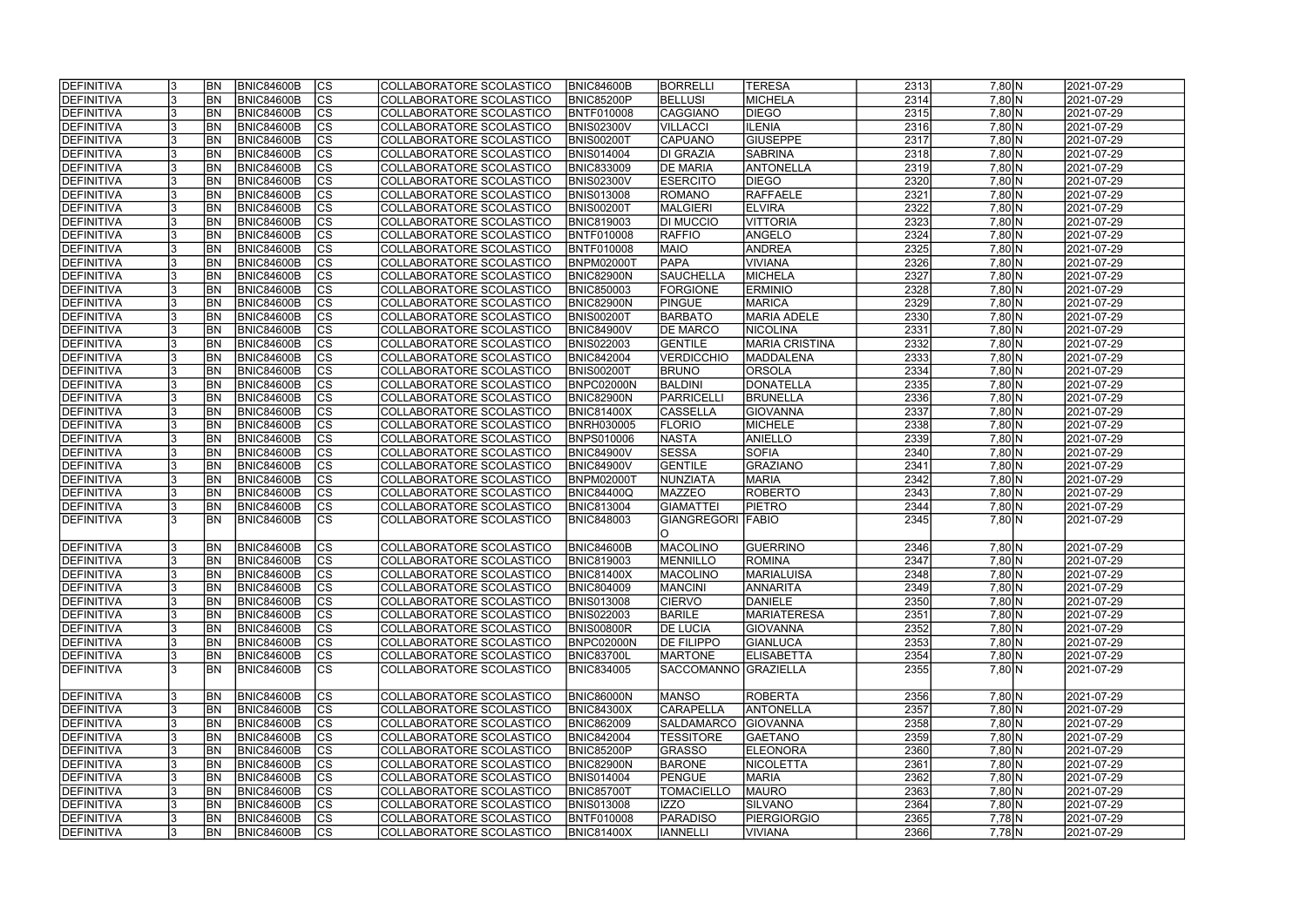| DEFINITIVA | 3 | BN | BNIC84600B | CS | COLLABORATORE SCOLASTICO | BNIC84600B | BORRELLI | TERESA | 2313 | 7,80 | N | 2021-07-29 |
|---|---|---|---|---|---|---|---|---|---|---|---|---|
| DEFINITIVA | 3 | BN | BNIC84600B | CS | COLLABORATORE SCOLASTICO | BNIC85200P | BELLUSI | MICHELA | 2314 | 7,80 | N | 2021-07-29 |
| DEFINITIVA | 3 | BN | BNIC84600B | CS | COLLABORATORE SCOLASTICO | BNTF010008 | CAGGIANO | DIEGO | 2315 | 7,80 | N | 2021-07-29 |
| DEFINITIVA | 3 | BN | BNIC84600B | CS | COLLABORATORE SCOLASTICO | BNIS02300V | VILLACCI | ILENIA | 2316 | 7,80 | N | 2021-07-29 |
| DEFINITIVA | 3 | BN | BNIC84600B | CS | COLLABORATORE SCOLASTICO | BNIS00200T | CAPUANO | GIUSEPPE | 2317 | 7,80 | N | 2021-07-29 |
| DEFINITIVA | 3 | BN | BNIC84600B | CS | COLLABORATORE SCOLASTICO | BNIS014004 | DI GRAZIA | SABRINA | 2318 | 7,80 | N | 2021-07-29 |
| DEFINITIVA | 3 | BN | BNIC84600B | CS | COLLABORATORE SCOLASTICO | BNIC833009 | DE MARIA | ANTONELLA | 2319 | 7,80 | N | 2021-07-29 |
| DEFINITIVA | 3 | BN | BNIC84600B | CS | COLLABORATORE SCOLASTICO | BNIS02300V | ESERCITO | DIEGO | 2320 | 7,80 | N | 2021-07-29 |
| DEFINITIVA | 3 | BN | BNIC84600B | CS | COLLABORATORE SCOLASTICO | BNIS013008 | ROMANO | RAFFAELE | 2321 | 7,80 | N | 2021-07-29 |
| DEFINITIVA | 3 | BN | BNIC84600B | CS | COLLABORATORE SCOLASTICO | BNIS00200T | MALGIERI | ELVIRA | 2322 | 7,80 | N | 2021-07-29 |
| DEFINITIVA | 3 | BN | BNIC84600B | CS | COLLABORATORE SCOLASTICO | BNIC819003 | DI MUCCIO | VITTORIA | 2323 | 7,80 | N | 2021-07-29 |
| DEFINITIVA | 3 | BN | BNIC84600B | CS | COLLABORATORE SCOLASTICO | BNTF010008 | RAFFIO | ANGELO | 2324 | 7,80 | N | 2021-07-29 |
| DEFINITIVA | 3 | BN | BNIC84600B | CS | COLLABORATORE SCOLASTICO | BNTF010008 | MAIO | ANDREA | 2325 | 7,80 | N | 2021-07-29 |
| DEFINITIVA | 3 | BN | BNIC84600B | CS | COLLABORATORE SCOLASTICO | BNPM02000T | PAPA | VIVIANA | 2326 | 7,80 | N | 2021-07-29 |
| DEFINITIVA | 3 | BN | BNIC84600B | CS | COLLABORATORE SCOLASTICO | BNIC82900N | SAUCHELLA | MICHELA | 2327 | 7,80 | N | 2021-07-29 |
| DEFINITIVA | 3 | BN | BNIC84600B | CS | COLLABORATORE SCOLASTICO | BNIC850003 | FORGIONE | ERMINIO | 2328 | 7,80 | N | 2021-07-29 |
| DEFINITIVA | 3 | BN | BNIC84600B | CS | COLLABORATORE SCOLASTICO | BNIC82900N | PINGUE | MARICA | 2329 | 7,80 | N | 2021-07-29 |
| DEFINITIVA | 3 | BN | BNIC84600B | CS | COLLABORATORE SCOLASTICO | BNIS00200T | BARBATO | MARIA ADELE | 2330 | 7,80 | N | 2021-07-29 |
| DEFINITIVA | 3 | BN | BNIC84600B | CS | COLLABORATORE SCOLASTICO | BNIC84900V | DE MARCO | NICOLINA | 2331 | 7,80 | N | 2021-07-29 |
| DEFINITIVA | 3 | BN | BNIC84600B | CS | COLLABORATORE SCOLASTICO | BNIS022003 | GENTILE | MARIA CRISTINA | 2332 | 7,80 | N | 2021-07-29 |
| DEFINITIVA | 3 | BN | BNIC84600B | CS | COLLABORATORE SCOLASTICO | BNIC842004 | VERDICCHIO | MADDALENA | 2333 | 7,80 | N | 2021-07-29 |
| DEFINITIVA | 3 | BN | BNIC84600B | CS | COLLABORATORE SCOLASTICO | BNIS00200T | BRUNO | ORSOLA | 2334 | 7,80 | N | 2021-07-29 |
| DEFINITIVA | 3 | BN | BNIC84600B | CS | COLLABORATORE SCOLASTICO | BNPC02000N | BALDINI | DONATELLA | 2335 | 7,80 | N | 2021-07-29 |
| DEFINITIVA | 3 | BN | BNIC84600B | CS | COLLABORATORE SCOLASTICO | BNIC82900N | PARRICELLI | BRUNELLA | 2336 | 7,80 | N | 2021-07-29 |
| DEFINITIVA | 3 | BN | BNIC84600B | CS | COLLABORATORE SCOLASTICO | BNIC81400X | CASSELLA | GIOVANNA | 2337 | 7,80 | N | 2021-07-29 |
| DEFINITIVA | 3 | BN | BNIC84600B | CS | COLLABORATORE SCOLASTICO | BNRH030005 | FLORIO | MICHELE | 2338 | 7,80 | N | 2021-07-29 |
| DEFINITIVA | 3 | BN | BNIC84600B | CS | COLLABORATORE SCOLASTICO | BNPS010006 | NASTA | ANIELLO | 2339 | 7,80 | N | 2021-07-29 |
| DEFINITIVA | 3 | BN | BNIC84600B | CS | COLLABORATORE SCOLASTICO | BNIC84900V | SESSA | SOFIA | 2340 | 7,80 | N | 2021-07-29 |
| DEFINITIVA | 3 | BN | BNIC84600B | CS | COLLABORATORE SCOLASTICO | BNIC84900V | GENTILE | GRAZIANO | 2341 | 7,80 | N | 2021-07-29 |
| DEFINITIVA | 3 | BN | BNIC84600B | CS | COLLABORATORE SCOLASTICO | BNPM02000T | NUNZIATA | MARIA | 2342 | 7,80 | N | 2021-07-29 |
| DEFINITIVA | 3 | BN | BNIC84600B | CS | COLLABORATORE SCOLASTICO | BNIC84400Q | MAZZEO | ROBERTO | 2343 | 7,80 | N | 2021-07-29 |
| DEFINITIVA | 3 | BN | BNIC84600B | CS | COLLABORATORE SCOLASTICO | BNIC813004 | GIAMATTEI | PIETRO | 2344 | 7,80 | N | 2021-07-29 |
| DEFINITIVA | 3 | BN | BNIC84600B | CS | COLLABORATORE SCOLASTICO | BNIC848003 | GIANGREGORIO | FABIO | 2345 | 7,80 | N | 2021-07-29 |
| DEFINITIVA | 3 | BN | BNIC84600B | CS | COLLABORATORE SCOLASTICO | BNIC84600B | MACOLINO | GUERRINO | 2346 | 7,80 | N | 2021-07-29 |
| DEFINITIVA | 3 | BN | BNIC84600B | CS | COLLABORATORE SCOLASTICO | BNIC819003 | MENNILLO | ROMINA | 2347 | 7,80 | N | 2021-07-29 |
| DEFINITIVA | 3 | BN | BNIC84600B | CS | COLLABORATORE SCOLASTICO | BNIC81400X | MACOLINO | MARIALUISA | 2348 | 7,80 | N | 2021-07-29 |
| DEFINITIVA | 3 | BN | BNIC84600B | CS | COLLABORATORE SCOLASTICO | BNIC804009 | MANCINI | ANNARITA | 2349 | 7,80 | N | 2021-07-29 |
| DEFINITIVA | 3 | BN | BNIC84600B | CS | COLLABORATORE SCOLASTICO | BNIS013008 | CIERVO | DANIELE | 2350 | 7,80 | N | 2021-07-29 |
| DEFINITIVA | 3 | BN | BNIC84600B | CS | COLLABORATORE SCOLASTICO | BNIS022003 | BARILE | MARIATERESA | 2351 | 7,80 | N | 2021-07-29 |
| DEFINITIVA | 3 | BN | BNIC84600B | CS | COLLABORATORE SCOLASTICO | BNIS00800R | DE LUCIA | GIOVANNA | 2352 | 7,80 | N | 2021-07-29 |
| DEFINITIVA | 3 | BN | BNIC84600B | CS | COLLABORATORE SCOLASTICO | BNPC02000N | DE FILIPPO | GIANLUCA | 2353 | 7,80 | N | 2021-07-29 |
| DEFINITIVA | 3 | BN | BNIC84600B | CS | COLLABORATORE SCOLASTICO | BNIC83700L | MARTONE | ELISABETTA | 2354 | 7,80 | N | 2021-07-29 |
| DEFINITIVA | 3 | BN | BNIC84600B | CS | COLLABORATORE SCOLASTICO | BNIC834005 | SACCOMANNO | GRAZIELLA | 2355 | 7,80 | N | 2021-07-29 |
| DEFINITIVA | 3 | BN | BNIC84600B | CS | COLLABORATORE SCOLASTICO | BNIC86000N | MANSO | ROBERTA | 2356 | 7,80 | N | 2021-07-29 |
| DEFINITIVA | 3 | BN | BNIC84600B | CS | COLLABORATORE SCOLASTICO | BNIC84300X | CARAPELLA | ANTONELLA | 2357 | 7,80 | N | 2021-07-29 |
| DEFINITIVA | 3 | BN | BNIC84600B | CS | COLLABORATORE SCOLASTICO | BNIC862009 | SALDAMARCO | GIOVANNA | 2358 | 7,80 | N | 2021-07-29 |
| DEFINITIVA | 3 | BN | BNIC84600B | CS | COLLABORATORE SCOLASTICO | BNIC842004 | TESSITORE | GAETANO | 2359 | 7,80 | N | 2021-07-29 |
| DEFINITIVA | 3 | BN | BNIC84600B | CS | COLLABORATORE SCOLASTICO | BNIC85200P | GRASSO | ELEONORA | 2360 | 7,80 | N | 2021-07-29 |
| DEFINITIVA | 3 | BN | BNIC84600B | CS | COLLABORATORE SCOLASTICO | BNIC82900N | BARONE | NICOLETTA | 2361 | 7,80 | N | 2021-07-29 |
| DEFINITIVA | 3 | BN | BNIC84600B | CS | COLLABORATORE SCOLASTICO | BNIS014004 | PENGUE | MARIA | 2362 | 7,80 | N | 2021-07-29 |
| DEFINITIVA | 3 | BN | BNIC84600B | CS | COLLABORATORE SCOLASTICO | BNIC85700T | TOMACIELLO | MAURO | 2363 | 7,80 | N | 2021-07-29 |
| DEFINITIVA | 3 | BN | BNIC84600B | CS | COLLABORATORE SCOLASTICO | BNIS013008 | IZZO | SILVANO | 2364 | 7,80 | N | 2021-07-29 |
| DEFINITIVA | 3 | BN | BNIC84600B | CS | COLLABORATORE SCOLASTICO | BNTF010008 | PARADISO | PIERGIORGIO | 2365 | 7,78 | N | 2021-07-29 |
| DEFINITIVA | 3 | BN | BNIC84600B | CS | COLLABORATORE SCOLASTICO | BNIC81400X | IANNELLI | VIVIANA | 2366 | 7,78 | N | 2021-07-29 |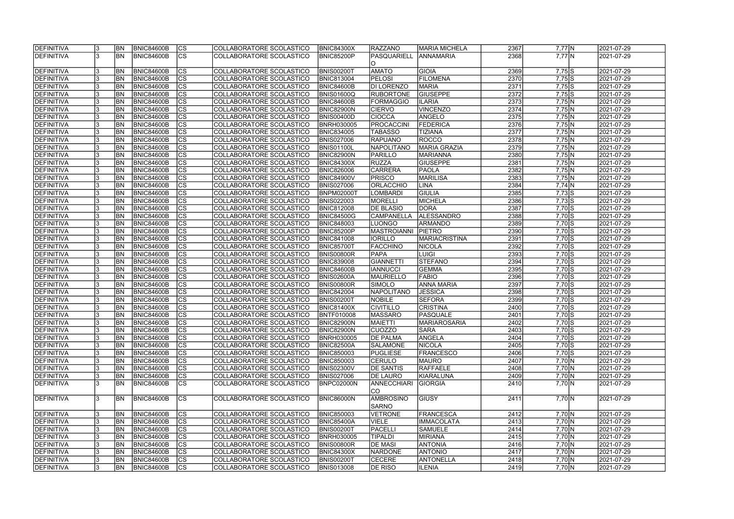| DEFINITIVA | 3 | BN | BNIC84600B | CS | COLLABORATORE SCOLASTICO | BNIC84300X | RAZZANO | MARIA MICHELA | 2367 | 7,77 | N | 2021-07-29 |
|---|---|---|---|---|---|---|---|---|---|---|---|---|
| DEFINITIVA | 3 | BN | BNIC84600B | CS | COLLABORATORE SCOLASTICO | BNIC85200P | PASQUARIELLO | ANNAMARIA | 2368 | 7,77 | N | 2021-07-29 |
| DEFINITIVA | 3 | BN | BNIC84600B | CS | COLLABORATORE SCOLASTICO | BNIS00200T | AMATO | GIOIA | 2369 | 7,75 | S | 2021-07-29 |
| DEFINITIVA | 3 | BN | BNIC84600B | CS | COLLABORATORE SCOLASTICO | BNIC813004 | PELOSI | FILOMENA | 2370 | 7,75 | S | 2021-07-29 |
| DEFINITIVA | 3 | BN | BNIC84600B | CS | COLLABORATORE SCOLASTICO | BNIC84600B | DI LORENZO | MARIA | 2371 | 7,75 | S | 2021-07-29 |
| DEFINITIVA | 3 | BN | BNIC84600B | CS | COLLABORATORE SCOLASTICO | BNIS01600Q | RUBORTONE | GIUSEPPE | 2372 | 7,75 | S | 2021-07-29 |
| DEFINITIVA | 3 | BN | BNIC84600B | CS | COLLABORATORE SCOLASTICO | BNIC84600B | FORMAGGIO | ILARIA | 2373 | 7,75 | N | 2021-07-29 |
| DEFINITIVA | 3 | BN | BNIC84600B | CS | COLLABORATORE SCOLASTICO | BNIC82900N | CIERVO | VINCENZO | 2374 | 7,75 | N | 2021-07-29 |
| DEFINITIVA | 3 | BN | BNIC84600B | CS | COLLABORATORE SCOLASTICO | BNIS00400D | CIOCCA | ANGELO | 2375 | 7,75 | N | 2021-07-29 |
| DEFINITIVA | 3 | BN | BNIC84600B | CS | COLLABORATORE SCOLASTICO | BNRH030005 | PROCACCINI | FEDERICA | 2376 | 7,75 | N | 2021-07-29 |
| DEFINITIVA | 3 | BN | BNIC84600B | CS | COLLABORATORE SCOLASTICO | BNIC834005 | TABASSO | TIZIANA | 2377 | 7,75 | N | 2021-07-29 |
| DEFINITIVA | 3 | BN | BNIC84600B | CS | COLLABORATORE SCOLASTICO | BNIS027006 | RAPUANO | ROCCO | 2378 | 7,75 | N | 2021-07-29 |
| DEFINITIVA | 3 | BN | BNIC84600B | CS | COLLABORATORE SCOLASTICO | BNIS01100L | NAPOLITANO | MARIA GRAZIA | 2379 | 7,75 | N | 2021-07-29 |
| DEFINITIVA | 3 | BN | BNIC84600B | CS | COLLABORATORE SCOLASTICO | BNIC82900N | PARILLO | MARIANNA | 2380 | 7,75 | N | 2021-07-29 |
| DEFINITIVA | 3 | BN | BNIC84600B | CS | COLLABORATORE SCOLASTICO | BNIC84300X | RUZZA | GIUSEPPE | 2381 | 7,75 | N | 2021-07-29 |
| DEFINITIVA | 3 | BN | BNIC84600B | CS | COLLABORATORE SCOLASTICO | BNIC826006 | CARRERA | PAOLA | 2382 | 7,75 | N | 2021-07-29 |
| DEFINITIVA | 3 | BN | BNIC84600B | CS | COLLABORATORE SCOLASTICO | BNIC84900V | PRISCO | MARILISA | 2383 | 7,75 | N | 2021-07-29 |
| DEFINITIVA | 3 | BN | BNIC84600B | CS | COLLABORATORE SCOLASTICO | BNIS027006 | ORLACCHIO | LINA | 2384 | 7,74 | N | 2021-07-29 |
| DEFINITIVA | 3 | BN | BNIC84600B | CS | COLLABORATORE SCOLASTICO | BNPM02000T | LOMBARDI | GIULIA | 2385 | 7,73 | S | 2021-07-29 |
| DEFINITIVA | 3 | BN | BNIC84600B | CS | COLLABORATORE SCOLASTICO | BNIS022003 | MORELLI | MICHELA | 2386 | 7,73 | S | 2021-07-29 |
| DEFINITIVA | 3 | BN | BNIC84600B | CS | COLLABORATORE SCOLASTICO | BNIC812008 | DE BLASIO | DORA | 2387 | 7,70 | S | 2021-07-29 |
| DEFINITIVA | 3 | BN | BNIC84600B | CS | COLLABORATORE SCOLASTICO | BNIC84500G | CAMPANELLA | ALESSANDRO | 2388 | 7,70 | S | 2021-07-29 |
| DEFINITIVA | 3 | BN | BNIC84600B | CS | COLLABORATORE SCOLASTICO | BNIC848003 | LUONGO | ARMANDO | 2389 | 7,70 | S | 2021-07-29 |
| DEFINITIVA | 3 | BN | BNIC84600B | CS | COLLABORATORE SCOLASTICO | BNIC85200P | MASTROIANNI | PIETRO | 2390 | 7,70 | S | 2021-07-29 |
| DEFINITIVA | 3 | BN | BNIC84600B | CS | COLLABORATORE SCOLASTICO | BNIC841008 | IORILLO | MARIACRISTINA | 2391 | 7,70 | S | 2021-07-29 |
| DEFINITIVA | 3 | BN | BNIC84600B | CS | COLLABORATORE SCOLASTICO | BNIC85700T | FACCHINO | NICOLA | 2392 | 7,70 | S | 2021-07-29 |
| DEFINITIVA | 3 | BN | BNIC84600B | CS | COLLABORATORE SCOLASTICO | BNIS00800R | PAPA | LUIGI | 2393 | 7,70 | S | 2021-07-29 |
| DEFINITIVA | 3 | BN | BNIC84600B | CS | COLLABORATORE SCOLASTICO | BNIC839008 | GIANNETTI | STEFANO | 2394 | 7,70 | S | 2021-07-29 |
| DEFINITIVA | 3 | BN | BNIC84600B | CS | COLLABORATORE SCOLASTICO | BNIC84600B | IANNUCCI | GEMMA | 2395 | 7,70 | S | 2021-07-29 |
| DEFINITIVA | 3 | BN | BNIC84600B | CS | COLLABORATORE SCOLASTICO | BNIS02600A | MAURIELLO | FABIO | 2396 | 7,70 | S | 2021-07-29 |
| DEFINITIVA | 3 | BN | BNIC84600B | CS | COLLABORATORE SCOLASTICO | BNIS00800R | SIMOLO | ANNA MARIA | 2397 | 7,70 | S | 2021-07-29 |
| DEFINITIVA | 3 | BN | BNIC84600B | CS | COLLABORATORE SCOLASTICO | BNIC842004 | NAPOLITANO | JESSICA | 2398 | 7,70 | S | 2021-07-29 |
| DEFINITIVA | 3 | BN | BNIC84600B | CS | COLLABORATORE SCOLASTICO | BNIS00200T | NOBILE | SEFORA | 2399 | 7,70 | S | 2021-07-29 |
| DEFINITIVA | 3 | BN | BNIC84600B | CS | COLLABORATORE SCOLASTICO | BNIC81400X | CIVITILLO | CRISTINA | 2400 | 7,70 | S | 2021-07-29 |
| DEFINITIVA | 3 | BN | BNIC84600B | CS | COLLABORATORE SCOLASTICO | BNTF010008 | MASSARO | PASQUALE | 2401 | 7,70 | S | 2021-07-29 |
| DEFINITIVA | 3 | BN | BNIC84600B | CS | COLLABORATORE SCOLASTICO | BNIC82900N | MAIETTI | MARIAROSARIA | 2402 | 7,70 | S | 2021-07-29 |
| DEFINITIVA | 3 | BN | BNIC84600B | CS | COLLABORATORE SCOLASTICO | BNIC82900N | CUOZZO | SARA | 2403 | 7,70 | S | 2021-07-29 |
| DEFINITIVA | 3 | BN | BNIC84600B | CS | COLLABORATORE SCOLASTICO | BNRH030005 | DE PALMA | ANGELA | 2404 | 7,70 | S | 2021-07-29 |
| DEFINITIVA | 3 | BN | BNIC84600B | CS | COLLABORATORE SCOLASTICO | BNIC82500A | SALAMONE | NICOLA | 2405 | 7,70 | S | 2021-07-29 |
| DEFINITIVA | 3 | BN | BNIC84600B | CS | COLLABORATORE SCOLASTICO | BNIC850003 | PUGLIESE | FRANCESCO | 2406 | 7,70 | S | 2021-07-29 |
| DEFINITIVA | 3 | BN | BNIC84600B | CS | COLLABORATORE SCOLASTICO | BNIC850003 | CERULO | MAURO | 2407 | 7,70 | N | 2021-07-29 |
| DEFINITIVA | 3 | BN | BNIC84600B | CS | COLLABORATORE SCOLASTICO | BNIS02300V | DE SANTIS | RAFFAELE | 2408 | 7,70 | N | 2021-07-29 |
| DEFINITIVA | 3 | BN | BNIC84600B | CS | COLLABORATORE SCOLASTICO | BNIS027006 | DE LAURO | KIARALUNA | 2409 | 7,70 | N | 2021-07-29 |
| DEFINITIVA | 3 | BN | BNIC84600B | CS | COLLABORATORE SCOLASTICO | BNPC02000N | ANNECCHIARICO | GIORGIA | 2410 | 7,70 | N | 2021-07-29 |
| DEFINITIVA | 3 | BN | BNIC84600B | CS | COLLABORATORE SCOLASTICO | BNIC86000N | AMBROSINO SARNO | GIUSY | 2411 | 7,70 | N | 2021-07-29 |
| DEFINITIVA | 3 | BN | BNIC84600B | CS | COLLABORATORE SCOLASTICO | BNIC850003 | VETRONE | FRANCESCA | 2412 | 7,70 | N | 2021-07-29 |
| DEFINITIVA | 3 | BN | BNIC84600B | CS | COLLABORATORE SCOLASTICO | BNIC85400A | VIELE | IMMACOLATA | 2413 | 7,70 | N | 2021-07-29 |
| DEFINITIVA | 3 | BN | BNIC84600B | CS | COLLABORATORE SCOLASTICO | BNIS00200T | PACELLI | SAMUELE | 2414 | 7,70 | N | 2021-07-29 |
| DEFINITIVA | 3 | BN | BNIC84600B | CS | COLLABORATORE SCOLASTICO | BNRH030005 | TIPALDI | MIRIANA | 2415 | 7,70 | N | 2021-07-29 |
| DEFINITIVA | 3 | BN | BNIC84600B | CS | COLLABORATORE SCOLASTICO | BNIS00800R | DE MASI | ANTONIA | 2416 | 7,70 | N | 2021-07-29 |
| DEFINITIVA | 3 | BN | BNIC84600B | CS | COLLABORATORE SCOLASTICO | BNIC84300X | NARDONE | ANTONIO | 2417 | 7,70 | N | 2021-07-29 |
| DEFINITIVA | 3 | BN | BNIC84600B | CS | COLLABORATORE SCOLASTICO | BNIS00200T | CECERE | ANTONELLA | 2418 | 7,70 | N | 2021-07-29 |
| DEFINITIVA | 3 | BN | BNIC84600B | CS | COLLABORATORE SCOLASTICO | BNIS013008 | DE RISO | ILENIA | 2419 | 7,70 | N | 2021-07-29 |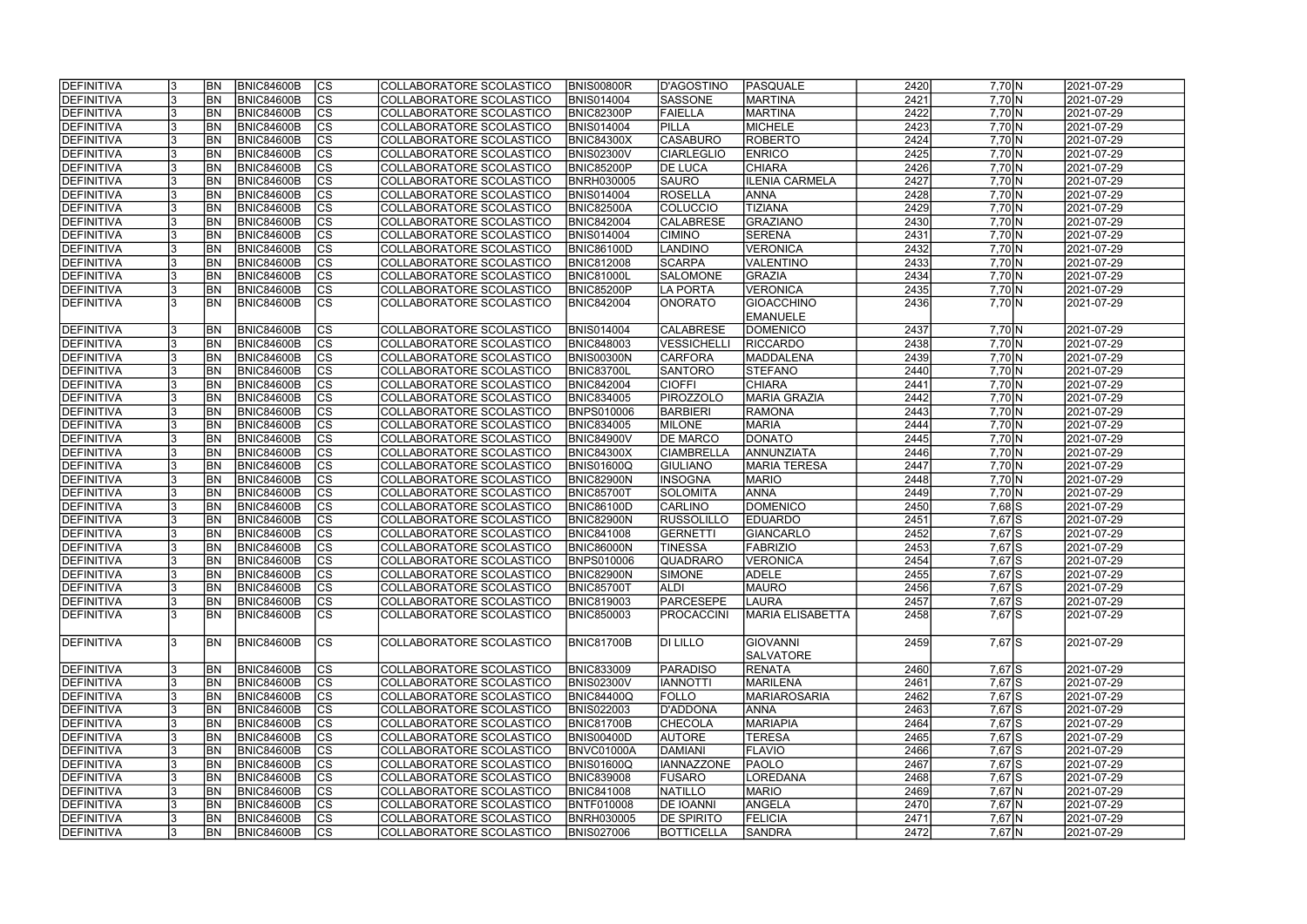| DEFINITIVA | 3 | BN | BNIC84600B | CS | COLLABORATORE SCOLASTICO | BNIS00800R | D'AGOSTINO | PASQUALE | 2420 | 7,70 | N | 2021-07-29 |
|---|---|---|---|---|---|---|---|---|---|---|---|---|
| DEFINITIVA | 3 | BN | BNIC84600B | CS | COLLABORATORE SCOLASTICO | BNIS014004 | SASSONE | MARTINA | 2421 | 7,70 | N | 2021-07-29 |
| DEFINITIVA | 3 | BN | BNIC84600B | CS | COLLABORATORE SCOLASTICO | BNIC82300P | FAIELLA | MARTINA | 2422 | 7,70 | N | 2021-07-29 |
| DEFINITIVA | 3 | BN | BNIC84600B | CS | COLLABORATORE SCOLASTICO | BNIS014004 | PILLA | MICHELE | 2423 | 7,70 | N | 2021-07-29 |
| DEFINITIVA | 3 | BN | BNIC84600B | CS | COLLABORATORE SCOLASTICO | BNIC84300X | CASABURO | ROBERTO | 2424 | 7,70 | N | 2021-07-29 |
| DEFINITIVA | 3 | BN | BNIC84600B | CS | COLLABORATORE SCOLASTICO | BNIS02300V | CIARLEGLIO | ENRICO | 2425 | 7,70 | N | 2021-07-29 |
| DEFINITIVA | 3 | BN | BNIC84600B | CS | COLLABORATORE SCOLASTICO | BNIC85200P | DE LUCA | CHIARA | 2426 | 7,70 | N | 2021-07-29 |
| DEFINITIVA | 3 | BN | BNIC84600B | CS | COLLABORATORE SCOLASTICO | BNRH030005 | SAURO | ILENIA CARMELA | 2427 | 7,70 | N | 2021-07-29 |
| DEFINITIVA | 3 | BN | BNIC84600B | CS | COLLABORATORE SCOLASTICO | BNIS014004 | ROSELLA | ANNA | 2428 | 7,70 | N | 2021-07-29 |
| DEFINITIVA | 3 | BN | BNIC84600B | CS | COLLABORATORE SCOLASTICO | BNIC82500A | COLUCCIO | TIZIANA | 2429 | 7,70 | N | 2021-07-29 |
| DEFINITIVA | 3 | BN | BNIC84600B | CS | COLLABORATORE SCOLASTICO | BNIC842004 | CALABRESE | GRAZIANO | 2430 | 7,70 | N | 2021-07-29 |
| DEFINITIVA | 3 | BN | BNIC84600B | CS | COLLABORATORE SCOLASTICO | BNIS014004 | CIMINO | SERENA | 2431 | 7,70 | N | 2021-07-29 |
| DEFINITIVA | 3 | BN | BNIC84600B | CS | COLLABORATORE SCOLASTICO | BNIC86100D | LANDINO | VERONICA | 2432 | 7,70 | N | 2021-07-29 |
| DEFINITIVA | 3 | BN | BNIC84600B | CS | COLLABORATORE SCOLASTICO | BNIC812008 | SCARPA | VALENTINO | 2433 | 7,70 | N | 2021-07-29 |
| DEFINITIVA | 3 | BN | BNIC84600B | CS | COLLABORATORE SCOLASTICO | BNIC81000L | SALOMONE | GRAZIA | 2434 | 7,70 | N | 2021-07-29 |
| DEFINITIVA | 3 | BN | BNIC84600B | CS | COLLABORATORE SCOLASTICO | BNIC85200P | LA PORTA | VERONICA | 2435 | 7,70 | N | 2021-07-29 |
| DEFINITIVA | 3 | BN | BNIC84600B | CS | COLLABORATORE SCOLASTICO | BNIC842004 | ONORATO | GIOACCHINO EMANUELE | 2436 | 7,70 | N | 2021-07-29 |
| DEFINITIVA | 3 | BN | BNIC84600B | CS | COLLABORATORE SCOLASTICO | BNIS014004 | CALABRESE | DOMENICO | 2437 | 7,70 | N | 2021-07-29 |
| DEFINITIVA | 3 | BN | BNIC84600B | CS | COLLABORATORE SCOLASTICO | BNIC848003 | VESSICHELLI | RICCARDO | 2438 | 7,70 | N | 2021-07-29 |
| DEFINITIVA | 3 | BN | BNIC84600B | CS | COLLABORATORE SCOLASTICO | BNIS00300N | CARFORA | MADDALENA | 2439 | 7,70 | N | 2021-07-29 |
| DEFINITIVA | 3 | BN | BNIC84600B | CS | COLLABORATORE SCOLASTICO | BNIC83700L | SANTORO | STEFANO | 2440 | 7,70 | N | 2021-07-29 |
| DEFINITIVA | 3 | BN | BNIC84600B | CS | COLLABORATORE SCOLASTICO | BNIC842004 | CIOFFI | CHIARA | 2441 | 7,70 | N | 2021-07-29 |
| DEFINITIVA | 3 | BN | BNIC84600B | CS | COLLABORATORE SCOLASTICO | BNIC834005 | PIROZZOLO | MARIA GRAZIA | 2442 | 7,70 | N | 2021-07-29 |
| DEFINITIVA | 3 | BN | BNIC84600B | CS | COLLABORATORE SCOLASTICO | BNPS010006 | BARBIERI | RAMONA | 2443 | 7,70 | N | 2021-07-29 |
| DEFINITIVA | 3 | BN | BNIC84600B | CS | COLLABORATORE SCOLASTICO | BNIC834005 | MILONE | MARIA | 2444 | 7,70 | N | 2021-07-29 |
| DEFINITIVA | 3 | BN | BNIC84600B | CS | COLLABORATORE SCOLASTICO | BNIC84900V | DE MARCO | DONATO | 2445 | 7,70 | N | 2021-07-29 |
| DEFINITIVA | 3 | BN | BNIC84600B | CS | COLLABORATORE SCOLASTICO | BNIC84300X | CIAMBRELLA | ANNUNZIATA | 2446 | 7,70 | N | 2021-07-29 |
| DEFINITIVA | 3 | BN | BNIC84600B | CS | COLLABORATORE SCOLASTICO | BNIS01600Q | GIULIANO | MARIA TERESA | 2447 | 7,70 | N | 2021-07-29 |
| DEFINITIVA | 3 | BN | BNIC84600B | CS | COLLABORATORE SCOLASTICO | BNIC82900N | INSOGNA | MARIO | 2448 | 7,70 | N | 2021-07-29 |
| DEFINITIVA | 3 | BN | BNIC84600B | CS | COLLABORATORE SCOLASTICO | BNIC85700T | SOLOMITA | ANNA | 2449 | 7,70 | N | 2021-07-29 |
| DEFINITIVA | 3 | BN | BNIC84600B | CS | COLLABORATORE SCOLASTICO | BNIC86100D | CARLINO | DOMENICO | 2450 | 7,68 | S | 2021-07-29 |
| DEFINITIVA | 3 | BN | BNIC84600B | CS | COLLABORATORE SCOLASTICO | BNIC82900N | RUSSOLILLO | EDUARDO | 2451 | 7,67 | S | 2021-07-29 |
| DEFINITIVA | 3 | BN | BNIC84600B | CS | COLLABORATORE SCOLASTICO | BNIC841008 | GERNETTI | GIANCARLO | 2452 | 7,67 | S | 2021-07-29 |
| DEFINITIVA | 3 | BN | BNIC84600B | CS | COLLABORATORE SCOLASTICO | BNIC86000N | TINESSA | FABRIZIO | 2453 | 7,67 | S | 2021-07-29 |
| DEFINITIVA | 3 | BN | BNIC84600B | CS | COLLABORATORE SCOLASTICO | BNPS010006 | QUADRARO | VERONICA | 2454 | 7,67 | S | 2021-07-29 |
| DEFINITIVA | 3 | BN | BNIC84600B | CS | COLLABORATORE SCOLASTICO | BNIC82900N | SIMONE | ADELE | 2455 | 7,67 | S | 2021-07-29 |
| DEFINITIVA | 3 | BN | BNIC84600B | CS | COLLABORATORE SCOLASTICO | BNIC85700T | ALDI | MAURO | 2456 | 7,67 | S | 2021-07-29 |
| DEFINITIVA | 3 | BN | BNIC84600B | CS | COLLABORATORE SCOLASTICO | BNIC819003 | PARCESEPE | LAURA | 2457 | 7,67 | S | 2021-07-29 |
| DEFINITIVA | 3 | BN | BNIC84600B | CS | COLLABORATORE SCOLASTICO | BNIC850003 | PROCACCINI | MARIA ELISABETTA | 2458 | 7,67 | S | 2021-07-29 |
| DEFINITIVA | 3 | BN | BNIC84600B | CS | COLLABORATORE SCOLASTICO | BNIC81700B | DI LILLO | GIOVANNI SALVATORE | 2459 | 7,67 | S | 2021-07-29 |
| DEFINITIVA | 3 | BN | BNIC84600B | CS | COLLABORATORE SCOLASTICO | BNIC833009 | PARADISO | RENATA | 2460 | 7,67 | S | 2021-07-29 |
| DEFINITIVA | 3 | BN | BNIC84600B | CS | COLLABORATORE SCOLASTICO | BNIS02300V | IANNOTTI | MARILENA | 2461 | 7,67 | S | 2021-07-29 |
| DEFINITIVA | 3 | BN | BNIC84600B | CS | COLLABORATORE SCOLASTICO | BNIC84400Q | FOLLO | MARIAROSARIA | 2462 | 7,67 | S | 2021-07-29 |
| DEFINITIVA | 3 | BN | BNIC84600B | CS | COLLABORATORE SCOLASTICO | BNIS022003 | D'ADDONA | ANNA | 2463 | 7,67 | S | 2021-07-29 |
| DEFINITIVA | 3 | BN | BNIC84600B | CS | COLLABORATORE SCOLASTICO | BNIC81700B | CHECOLA | MARIAPIA | 2464 | 7,67 | S | 2021-07-29 |
| DEFINITIVA | 3 | BN | BNIC84600B | CS | COLLABORATORE SCOLASTICO | BNIS00400D | AUTORE | TERESA | 2465 | 7,67 | S | 2021-07-29 |
| DEFINITIVA | 3 | BN | BNIC84600B | CS | COLLABORATORE SCOLASTICO | BNVC01000A | DAMIANI | FLAVIO | 2466 | 7,67 | S | 2021-07-29 |
| DEFINITIVA | 3 | BN | BNIC84600B | CS | COLLABORATORE SCOLASTICO | BNIS01600Q | IANNAZZONE | PAOLO | 2467 | 7,67 | S | 2021-07-29 |
| DEFINITIVA | 3 | BN | BNIC84600B | CS | COLLABORATORE SCOLASTICO | BNIC839008 | FUSARO | LOREDANA | 2468 | 7,67 | S | 2021-07-29 |
| DEFINITIVA | 3 | BN | BNIC84600B | CS | COLLABORATORE SCOLASTICO | BNIC841008 | NATILLO | MARIO | 2469 | 7,67 | N | 2021-07-29 |
| DEFINITIVA | 3 | BN | BNIC84600B | CS | COLLABORATORE SCOLASTICO | BNTF010008 | DE IOANNI | ANGELA | 2470 | 7,67 | N | 2021-07-29 |
| DEFINITIVA | 3 | BN | BNIC84600B | CS | COLLABORATORE SCOLASTICO | BNRH030005 | DE SPIRITO | FELICIA | 2471 | 7,67 | N | 2021-07-29 |
| DEFINITIVA | 3 | BN | BNIC84600B | CS | COLLABORATORE SCOLASTICO | BNIS027006 | BOTTICELLA | SANDRA | 2472 | 7,67 | N | 2021-07-29 |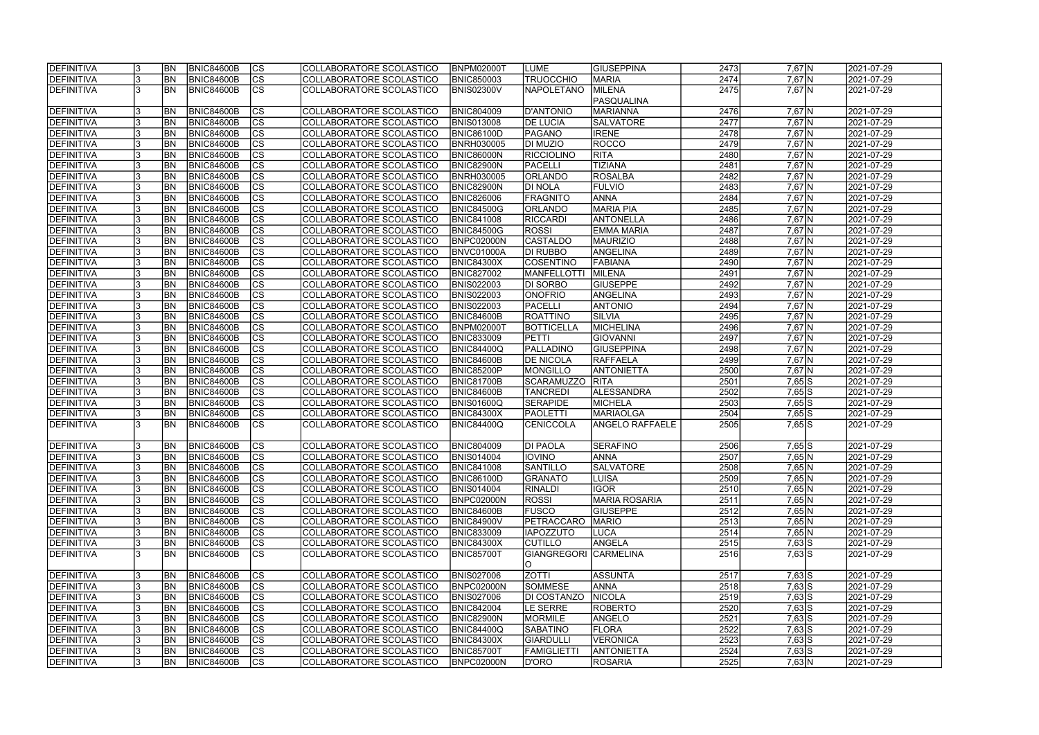| DEFINITIVA | 3 | BN | BNIC84600B | CS | COLLABORATORE SCOLASTICO | BNPM02000T | LUME | GIUSEPPINA | 2473 | 7,67 | N | 2021-07-29 |
|---|---|---|---|---|---|---|---|---|---|---|---|---|
| DEFINITIVA | 3 | BN | BNIC84600B | CS | COLLABORATORE SCOLASTICO | BNIC850003 | TRUOCCHIO | MARIA | 2474 | 7,67 | N | 2021-07-29 |
| DEFINITIVA | 3 | BN | BNIC84600B | CS | COLLABORATORE SCOLASTICO | BNIS02300V | NAPOLETANO | MILENA PASQUALINA | 2475 | 7,67 | N | 2021-07-29 |
| DEFINITIVA | 3 | BN | BNIC84600B | CS | COLLABORATORE SCOLASTICO | BNIC804009 | D'ANTONIO | MARIANNA | 2476 | 7,67 | N | 2021-07-29 |
| DEFINITIVA | 3 | BN | BNIC84600B | CS | COLLABORATORE SCOLASTICO | BNIS013008 | DE LUCIA | SALVATORE | 2477 | 7,67 | N | 2021-07-29 |
| DEFINITIVA | 3 | BN | BNIC84600B | CS | COLLABORATORE SCOLASTICO | BNIC86100D | PAGANO | IRENE | 2478 | 7,67 | N | 2021-07-29 |
| DEFINITIVA | 3 | BN | BNIC84600B | CS | COLLABORATORE SCOLASTICO | BNRH030005 | DI MUZIO | ROCCO | 2479 | 7,67 | N | 2021-07-29 |
| DEFINITIVA | 3 | BN | BNIC84600B | CS | COLLABORATORE SCOLASTICO | BNIC86000N | RICCIOLINO | RITA | 2480 | 7,67 | N | 2021-07-29 |
| DEFINITIVA | 3 | BN | BNIC84600B | CS | COLLABORATORE SCOLASTICO | BNIC82900N | PACELLI | TIZIANA | 2481 | 7,67 | N | 2021-07-29 |
| DEFINITIVA | 3 | BN | BNIC84600B | CS | COLLABORATORE SCOLASTICO | BNRH030005 | ORLANDO | ROSALBA | 2482 | 7,67 | N | 2021-07-29 |
| DEFINITIVA | 3 | BN | BNIC84600B | CS | COLLABORATORE SCOLASTICO | BNIC82900N | DI NOLA | FULVIO | 2483 | 7,67 | N | 2021-07-29 |
| DEFINITIVA | 3 | BN | BNIC84600B | CS | COLLABORATORE SCOLASTICO | BNIC826006 | FRAGNITO | ANNA | 2484 | 7,67 | N | 2021-07-29 |
| DEFINITIVA | 3 | BN | BNIC84600B | CS | COLLABORATORE SCOLASTICO | BNIC84500G | ORLANDO | MARIA PIA | 2485 | 7,67 | N | 2021-07-29 |
| DEFINITIVA | 3 | BN | BNIC84600B | CS | COLLABORATORE SCOLASTICO | BNIC841008 | RICCARDI | ANTONELLA | 2486 | 7,67 | N | 2021-07-29 |
| DEFINITIVA | 3 | BN | BNIC84600B | CS | COLLABORATORE SCOLASTICO | BNIC84500G | ROSSI | EMMA MARIA | 2487 | 7,67 | N | 2021-07-29 |
| DEFINITIVA | 3 | BN | BNIC84600B | CS | COLLABORATORE SCOLASTICO | BNPC02000N | CASTALDO | MAURIZIO | 2488 | 7,67 | N | 2021-07-29 |
| DEFINITIVA | 3 | BN | BNIC84600B | CS | COLLABORATORE SCOLASTICO | BNVC01000A | DI RUBBO | ANGELINA | 2489 | 7,67 | N | 2021-07-29 |
| DEFINITIVA | 3 | BN | BNIC84600B | CS | COLLABORATORE SCOLASTICO | BNIC84300X | COSENTINO | FABIANA | 2490 | 7,67 | N | 2021-07-29 |
| DEFINITIVA | 3 | BN | BNIC84600B | CS | COLLABORATORE SCOLASTICO | BNIC827002 | MANFELLOTTI | MILENA | 2491 | 7,67 | N | 2021-07-29 |
| DEFINITIVA | 3 | BN | BNIC84600B | CS | COLLABORATORE SCOLASTICO | BNIS022003 | DI SORBO | GIUSEPPE | 2492 | 7,67 | N | 2021-07-29 |
| DEFINITIVA | 3 | BN | BNIC84600B | CS | COLLABORATORE SCOLASTICO | BNIS022003 | ONOFRIO | ANGELINA | 2493 | 7,67 | N | 2021-07-29 |
| DEFINITIVA | 3 | BN | BNIC84600B | CS | COLLABORATORE SCOLASTICO | BNIS022003 | PACELLI | ANTONIO | 2494 | 7,67 | N | 2021-07-29 |
| DEFINITIVA | 3 | BN | BNIC84600B | CS | COLLABORATORE SCOLASTICO | BNIC84600B | ROATTINO | SILVIA | 2495 | 7,67 | N | 2021-07-29 |
| DEFINITIVA | 3 | BN | BNIC84600B | CS | COLLABORATORE SCOLASTICO | BNPM02000T | BOTTICELLA | MICHELINA | 2496 | 7,67 | N | 2021-07-29 |
| DEFINITIVA | 3 | BN | BNIC84600B | CS | COLLABORATORE SCOLASTICO | BNIC833009 | PETTI | GIOVANNI | 2497 | 7,67 | N | 2021-07-29 |
| DEFINITIVA | 3 | BN | BNIC84600B | CS | COLLABORATORE SCOLASTICO | BNIC84400Q | PALLADINO | GIUSEPPINA | 2498 | 7,67 | N | 2021-07-29 |
| DEFINITIVA | 3 | BN | BNIC84600B | CS | COLLABORATORE SCOLASTICO | BNIC84600B | DE NICOLA | RAFFAELA | 2499 | 7,67 | N | 2021-07-29 |
| DEFINITIVA | 3 | BN | BNIC84600B | CS | COLLABORATORE SCOLASTICO | BNIC85200P | MONGILLO | ANTONIETTA | 2500 | 7,67 | N | 2021-07-29 |
| DEFINITIVA | 3 | BN | BNIC84600B | CS | COLLABORATORE SCOLASTICO | BNIC81700B | SCARAMUZZO | RITA | 2501 | 7,65 | S | 2021-07-29 |
| DEFINITIVA | 3 | BN | BNIC84600B | CS | COLLABORATORE SCOLASTICO | BNIC84600B | TANCREDI | ALESSANDRA | 2502 | 7,65 | S | 2021-07-29 |
| DEFINITIVA | 3 | BN | BNIC84600B | CS | COLLABORATORE SCOLASTICO | BNIS01600Q | SERAPIDE | MICHELA | 2503 | 7,65 | S | 2021-07-29 |
| DEFINITIVA | 3 | BN | BNIC84600B | CS | COLLABORATORE SCOLASTICO | BNIC84300X | PAOLETTI | MARIAOLGA | 2504 | 7,65 | S | 2021-07-29 |
| DEFINITIVA | 3 | BN | BNIC84600B | CS | COLLABORATORE SCOLASTICO | BNIC84400Q | CENICCOLA | ANGELO RAFFAELE | 2505 | 7,65 | S | 2021-07-29 |
| DEFINITIVA | 3 | BN | BNIC84600B | CS | COLLABORATORE SCOLASTICO | BNIC804009 | DI PAOLA | SERAFINO | 2506 | 7,65 | S | 2021-07-29 |
| DEFINITIVA | 3 | BN | BNIC84600B | CS | COLLABORATORE SCOLASTICO | BNIS014004 | IOVINO | ANNA | 2507 | 7,65 | N | 2021-07-29 |
| DEFINITIVA | 3 | BN | BNIC84600B | CS | COLLABORATORE SCOLASTICO | BNIC841008 | SANTILLO | SALVATORE | 2508 | 7,65 | N | 2021-07-29 |
| DEFINITIVA | 3 | BN | BNIC84600B | CS | COLLABORATORE SCOLASTICO | BNIC86100D | GRANATO | LUISA | 2509 | 7,65 | N | 2021-07-29 |
| DEFINITIVA | 3 | BN | BNIC84600B | CS | COLLABORATORE SCOLASTICO | BNIS014004 | RINALDI | IGOR | 2510 | 7,65 | N | 2021-07-29 |
| DEFINITIVA | 3 | BN | BNIC84600B | CS | COLLABORATORE SCOLASTICO | BNPC02000N | ROSSI | MARIA ROSARIA | 2511 | 7,65 | N | 2021-07-29 |
| DEFINITIVA | 3 | BN | BNIC84600B | CS | COLLABORATORE SCOLASTICO | BNIC84600B | FUSCO | GIUSEPPE | 2512 | 7,65 | N | 2021-07-29 |
| DEFINITIVA | 3 | BN | BNIC84600B | CS | COLLABORATORE SCOLASTICO | BNIC84900V | PETRACCARO | MARIO | 2513 | 7,65 | N | 2021-07-29 |
| DEFINITIVA | 3 | BN | BNIC84600B | CS | COLLABORATORE SCOLASTICO | BNIC833009 | IAPOZZUTO | LUCA | 2514 | 7,65 | N | 2021-07-29 |
| DEFINITIVA | 3 | BN | BNIC84600B | CS | COLLABORATORE SCOLASTICO | BNIC84300X | CUTILLO | ANGELA | 2515 | 7,63 | S | 2021-07-29 |
| DEFINITIVA | 3 | BN | BNIC84600B | CS | COLLABORATORE SCOLASTICO | BNIC85700T | GIANGREGORIO | CARMELINA | 2516 | 7,63 | S | 2021-07-29 |
| DEFINITIVA | 3 | BN | BNIC84600B | CS | COLLABORATORE SCOLASTICO | BNIS027006 | ZOTTI | ASSUNTA | 2517 | 7,63 | S | 2021-07-29 |
| DEFINITIVA | 3 | BN | BNIC84600B | CS | COLLABORATORE SCOLASTICO | BNPC02000N | SOMMESE | ANNA | 2518 | 7,63 | S | 2021-07-29 |
| DEFINITIVA | 3 | BN | BNIC84600B | CS | COLLABORATORE SCOLASTICO | BNIS027006 | DI COSTANZO | NICOLA | 2519 | 7,63 | S | 2021-07-29 |
| DEFINITIVA | 3 | BN | BNIC84600B | CS | COLLABORATORE SCOLASTICO | BNIC842004 | LE SERRE | ROBERTO | 2520 | 7,63 | S | 2021-07-29 |
| DEFINITIVA | 3 | BN | BNIC84600B | CS | COLLABORATORE SCOLASTICO | BNIC82900N | MORMILE | ANGELO | 2521 | 7,63 | S | 2021-07-29 |
| DEFINITIVA | 3 | BN | BNIC84600B | CS | COLLABORATORE SCOLASTICO | BNIC84400Q | SABATINO | FLORA | 2522 | 7,63 | S | 2021-07-29 |
| DEFINITIVA | 3 | BN | BNIC84600B | CS | COLLABORATORE SCOLASTICO | BNIC84300X | GIARDULLI | VERONICA | 2523 | 7,63 | S | 2021-07-29 |
| DEFINITIVA | 3 | BN | BNIC84600B | CS | COLLABORATORE SCOLASTICO | BNIC85700T | FAMIGLIETTI | ANTONIETTA | 2524 | 7,63 | S | 2021-07-29 |
| DEFINITIVA | 3 | BN | BNIC84600B | CS | COLLABORATORE SCOLASTICO | BNPC02000N | D'ORO | ROSARIA | 2525 | 7,63 | N | 2021-07-29 |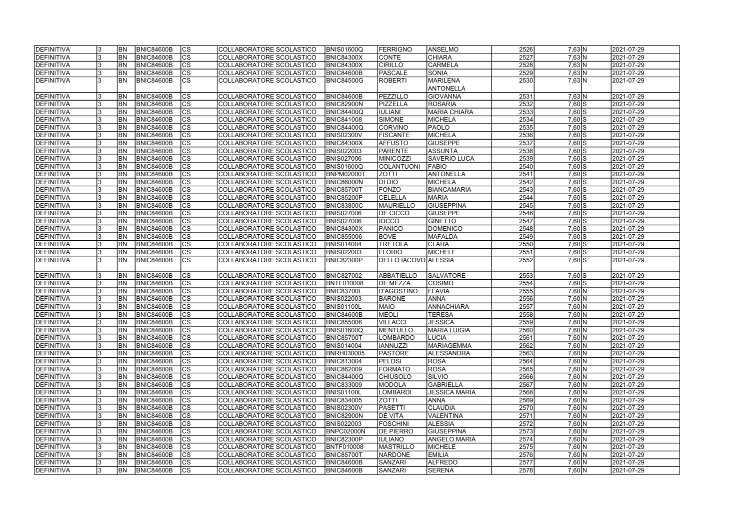| DEFINITIVA | 3 | BN | BNIC84600B | CS | COLLABORATORE SCOLASTICO | BNIS01600Q | FERRIGNO | ANSELMO | 2526 | 7,63 | N | 2021-07-29 |
|---|---|---|---|---|---|---|---|---|---|---|---|---|
| DEFINITIVA | 3 | BN | BNIC84600B | CS | COLLABORATORE SCOLASTICO | BNIC84300X | CONTE | CHIARA | 2527 | 7,63 | N | 2021-07-29 |
| DEFINITIVA | 3 | BN | BNIC84600B | CS | COLLABORATORE SCOLASTICO | BNIC84300X | CIRILLO | CARMELA | 2528 | 7,63 | N | 2021-07-29 |
| DEFINITIVA | 3 | BN | BNIC84600B | CS | COLLABORATORE SCOLASTICO | BNIC84600B | PASCALE | SONIA | 2529 | 7,63 | N | 2021-07-29 |
| DEFINITIVA | 3 | BN | BNIC84600B | CS | COLLABORATORE SCOLASTICO | BNIC84500G | ROBERTI | MARILENA ANTONELLA | 2530 | 7,63 | N | 2021-07-29 |
| DEFINITIVA | 3 | BN | BNIC84600B | CS | COLLABORATORE SCOLASTICO | BNIC84600B | PEZZILLO | GIOVANNA | 2531 | 7,63 | N | 2021-07-29 |
| DEFINITIVA | 3 | BN | BNIC84600B | CS | COLLABORATORE SCOLASTICO | BNIC82900N | PIZZELLA | ROSARIA | 2532 | 7,60 | S | 2021-07-29 |
| DEFINITIVA | 3 | BN | BNIC84600B | CS | COLLABORATORE SCOLASTICO | BNIC84400Q | IULIANI | MARIA CHIARA | 2533 | 7,60 | S | 2021-07-29 |
| DEFINITIVA | 3 | BN | BNIC84600B | CS | COLLABORATORE SCOLASTICO | BNIC841008 | SIMONE | MICHELA | 2534 | 7,60 | S | 2021-07-29 |
| DEFINITIVA | 3 | BN | BNIC84600B | CS | COLLABORATORE SCOLASTICO | BNIC84400Q | CORVINO | PAOLO | 2535 | 7,60 | S | 2021-07-29 |
| DEFINITIVA | 3 | BN | BNIC84600B | CS | COLLABORATORE SCOLASTICO | BNIS02300V | FISCANTE | MICHELA | 2536 | 7,60 | S | 2021-07-29 |
| DEFINITIVA | 3 | BN | BNIC84600B | CS | COLLABORATORE SCOLASTICO | BNIC84300X | AFFUSTO | GIUSEPPE | 2537 | 7,60 | S | 2021-07-29 |
| DEFINITIVA | 3 | BN | BNIC84600B | CS | COLLABORATORE SCOLASTICO | BNIS022003 | PARENTE | ASSUNTA | 2538 | 7,60 | S | 2021-07-29 |
| DEFINITIVA | 3 | BN | BNIC84600B | CS | COLLABORATORE SCOLASTICO | BNIS027006 | MINICOZZI | SAVERIO LUCA | 2539 | 7,60 | S | 2021-07-29 |
| DEFINITIVA | 3 | BN | BNIC84600B | CS | COLLABORATORE SCOLASTICO | BNIS01600Q | COLANTUONI | FABIO | 2540 | 7,60 | S | 2021-07-29 |
| DEFINITIVA | 3 | BN | BNIC84600B | CS | COLLABORATORE SCOLASTICO | BNPM02000T | ZOTTI | ANTONELLA | 2541 | 7,60 | S | 2021-07-29 |
| DEFINITIVA | 3 | BN | BNIC84600B | CS | COLLABORATORE SCOLASTICO | BNIC86000N | DI DIO | MICHELA | 2542 | 7,60 | S | 2021-07-29 |
| DEFINITIVA | 3 | BN | BNIC84600B | CS | COLLABORATORE SCOLASTICO | BNIC85700T | FONZO | BIANCAMARIA | 2543 | 7,60 | S | 2021-07-29 |
| DEFINITIVA | 3 | BN | BNIC84600B | CS | COLLABORATORE SCOLASTICO | BNIC85200P | CELELLA | MARIA | 2544 | 7,60 | S | 2021-07-29 |
| DEFINITIVA | 3 | BN | BNIC84600B | CS | COLLABORATORE SCOLASTICO | BNIC83800C | MAURIELLO | GIUSEPPINA | 2545 | 7,60 | S | 2021-07-29 |
| DEFINITIVA | 3 | BN | BNIC84600B | CS | COLLABORATORE SCOLASTICO | BNIS027006 | DE CICCO | GIUSEPPE | 2546 | 7,60 | S | 2021-07-29 |
| DEFINITIVA | 3 | BN | BNIC84600B | CS | COLLABORATORE SCOLASTICO | BNIS027006 | IOCCO | GINETTO | 2547 | 7,60 | S | 2021-07-29 |
| DEFINITIVA | 3 | BN | BNIC84600B | CS | COLLABORATORE SCOLASTICO | BNIC84300X | PANICO | DOMENICO | 2548 | 7,60 | S | 2021-07-29 |
| DEFINITIVA | 3 | BN | BNIC84600B | CS | COLLABORATORE SCOLASTICO | BNIC855006 | BOVE | MAFALDA | 2549 | 7,60 | S | 2021-07-29 |
| DEFINITIVA | 3 | BN | BNIC84600B | CS | COLLABORATORE SCOLASTICO | BNIS014004 | TRETOLA | CLARA | 2550 | 7,60 | S | 2021-07-29 |
| DEFINITIVA | 3 | BN | BNIC84600B | CS | COLLABORATORE SCOLASTICO | BNIS022003 | FLORIO | MICHELE | 2551 | 7,60 | S | 2021-07-29 |
| DEFINITIVA | 3 | BN | BNIC84600B | CS | COLLABORATORE SCOLASTICO | BNIC82300P | DELLO IACOVO | ALESSIA | 2552 | 7,60 | S | 2021-07-29 |
| DEFINITIVA | 3 | BN | BNIC84600B | CS | COLLABORATORE SCOLASTICO | BNIC827002 | ABBATIELLO | SALVATORE | 2553 | 7,60 | S | 2021-07-29 |
| DEFINITIVA | 3 | BN | BNIC84600B | CS | COLLABORATORE SCOLASTICO | BNTF010008 | DE MEZZA | COSIMO | 2554 | 7,60 | S | 2021-07-29 |
| DEFINITIVA | 3 | BN | BNIC84600B | CS | COLLABORATORE SCOLASTICO | BNIC83700L | D'AGOSTINO | FLAVIA | 2555 | 7,60 | N | 2021-07-29 |
| DEFINITIVA | 3 | BN | BNIC84600B | CS | COLLABORATORE SCOLASTICO | BNIS022003 | BARONE | ANNA | 2556 | 7,60 | N | 2021-07-29 |
| DEFINITIVA | 3 | BN | BNIC84600B | CS | COLLABORATORE SCOLASTICO | BNIS01100L | MAIO | ANNACHIARA | 2557 | 7,60 | N | 2021-07-29 |
| DEFINITIVA | 3 | BN | BNIC84600B | CS | COLLABORATORE SCOLASTICO | BNIC84600B | MEOLI | TERESA | 2558 | 7,60 | N | 2021-07-29 |
| DEFINITIVA | 3 | BN | BNIC84600B | CS | COLLABORATORE SCOLASTICO | BNIC855006 | VILLACCI | JESSICA | 2559 | 7,60 | N | 2021-07-29 |
| DEFINITIVA | 3 | BN | BNIC84600B | CS | COLLABORATORE SCOLASTICO | BNIS01600Q | MENTULLO | MARIA LUIGIA | 2560 | 7,60 | N | 2021-07-29 |
| DEFINITIVA | 3 | BN | BNIC84600B | CS | COLLABORATORE SCOLASTICO | BNIC85700T | LOMBARDO | LUCIA | 2561 | 7,60 | N | 2021-07-29 |
| DEFINITIVA | 3 | BN | BNIC84600B | CS | COLLABORATORE SCOLASTICO | BNIS014004 | IANNUZZI | MARIAGEMMA | 2562 | 7,60 | N | 2021-07-29 |
| DEFINITIVA | 3 | BN | BNIC84600B | CS | COLLABORATORE SCOLASTICO | BNRH030005 | PASTORE | ALESSANDRA | 2563 | 7,60 | N | 2021-07-29 |
| DEFINITIVA | 3 | BN | BNIC84600B | CS | COLLABORATORE SCOLASTICO | BNIC813004 | PELOSI | ROSA | 2564 | 7,60 | N | 2021-07-29 |
| DEFINITIVA | 3 | BN | BNIC84600B | CS | COLLABORATORE SCOLASTICO | BNIC862009 | FORMATO | ROSA | 2565 | 7,60 | N | 2021-07-29 |
| DEFINITIVA | 3 | BN | BNIC84600B | CS | COLLABORATORE SCOLASTICO | BNIC84400Q | CHIUSOLO | SILVIO | 2566 | 7,60 | N | 2021-07-29 |
| DEFINITIVA | 3 | BN | BNIC84600B | CS | COLLABORATORE SCOLASTICO | BNIC833009 | MODOLA | GABRIELLA | 2567 | 7,60 | N | 2021-07-29 |
| DEFINITIVA | 3 | BN | BNIC84600B | CS | COLLABORATORE SCOLASTICO | BNIS01100L | LOMBARDI | JESSICA MARIA | 2568 | 7,60 | N | 2021-07-29 |
| DEFINITIVA | 3 | BN | BNIC84600B | CS | COLLABORATORE SCOLASTICO | BNIC834005 | ZOTTI | ANNA | 2569 | 7,60 | N | 2021-07-29 |
| DEFINITIVA | 3 | BN | BNIC84600B | CS | COLLABORATORE SCOLASTICO | BNIS02300V | PASETTI | CLAUDIA | 2570 | 7,60 | N | 2021-07-29 |
| DEFINITIVA | 3 | BN | BNIC84600B | CS | COLLABORATORE SCOLASTICO | BNIC82900N | DE VITA | VALENTINA | 2571 | 7,60 | N | 2021-07-29 |
| DEFINITIVA | 3 | BN | BNIC84600B | CS | COLLABORATORE SCOLASTICO | BNIS022003 | FOSCHINI | ALESSIA | 2572 | 7,60 | N | 2021-07-29 |
| DEFINITIVA | 3 | BN | BNIC84600B | CS | COLLABORATORE SCOLASTICO | BNPC02000N | DE PIERRO | GIUSEPPINA | 2573 | 7,60 | N | 2021-07-29 |
| DEFINITIVA | 3 | BN | BNIC84600B | CS | COLLABORATORE SCOLASTICO | BNIC82300P | IULIANO | ANGELO MARIA | 2574 | 7,60 | N | 2021-07-29 |
| DEFINITIVA | 3 | BN | BNIC84600B | CS | COLLABORATORE SCOLASTICO | BNTF010008 | MASTRILLO | MICHELE | 2575 | 7,60 | N | 2021-07-29 |
| DEFINITIVA | 3 | BN | BNIC84600B | CS | COLLABORATORE SCOLASTICO | BNIC85700T | NARDONE | EMILIA | 2576 | 7,60 | N | 2021-07-29 |
| DEFINITIVA | 3 | BN | BNIC84600B | CS | COLLABORATORE SCOLASTICO | BNIC84600B | SANZARI | ALFREDO | 2577 | 7,60 | N | 2021-07-29 |
| DEFINITIVA | 3 | BN | BNIC84600B | CS | COLLABORATORE SCOLASTICO | BNIC84600B | SANZARI | SERENA | 2578 | 7,60 | N | 2021-07-29 |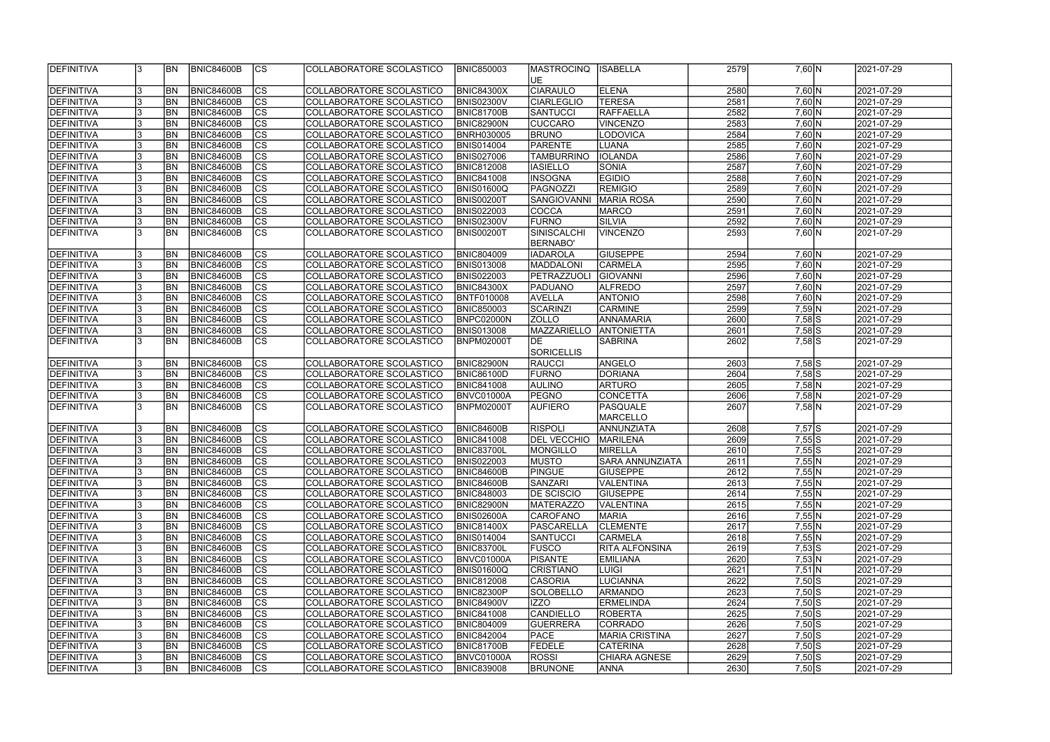| DEFINITIVA | 3 | BN | BNIC84600B | CS | COLLABORATORE SCOLASTICO | BNIC850003 | MASTROCINQ UE | ISABELLA | 2579 | 7,60 | N | 2021-07-29 |
|---|---|---|---|---|---|---|---|---|---|---|---|---|
| DEFINITIVA | 3 | BN | BNIC84600B | CS | COLLABORATORE SCOLASTICO | BNIC84300X | CIARAULO | ELENA | 2580 | 7,60 | N | 2021-07-29 |
| DEFINITIVA | 3 | BN | BNIC84600B | CS | COLLABORATORE SCOLASTICO | BNIS02300V | CIARLEGLIO | TERESA | 2581 | 7,60 | N | 2021-07-29 |
| DEFINITIVA | 3 | BN | BNIC84600B | CS | COLLABORATORE SCOLASTICO | BNIC81700B | SANTUCCI | RAFFAELLA | 2582 | 7,60 | N | 2021-07-29 |
| DEFINITIVA | 3 | BN | BNIC84600B | CS | COLLABORATORE SCOLASTICO | BNIC82900N | CUCCARO | VINCENZO | 2583 | 7,60 | N | 2021-07-29 |
| DEFINITIVA | 3 | BN | BNIC84600B | CS | COLLABORATORE SCOLASTICO | BNRH030005 | BRUNO | LODOVICA | 2584 | 7,60 | N | 2021-07-29 |
| DEFINITIVA | 3 | BN | BNIC84600B | CS | COLLABORATORE SCOLASTICO | BNIS014004 | PARENTE | LUANA | 2585 | 7,60 | N | 2021-07-29 |
| DEFINITIVA | 3 | BN | BNIC84600B | CS | COLLABORATORE SCOLASTICO | BNIS027006 | TAMBURRINO | IOLANDA | 2586 | 7,60 | N | 2021-07-29 |
| DEFINITIVA | 3 | BN | BNIC84600B | CS | COLLABORATORE SCOLASTICO | BNIC812008 | IASIELLO | SONIA | 2587 | 7,60 | N | 2021-07-29 |
| DEFINITIVA | 3 | BN | BNIC84600B | CS | COLLABORATORE SCOLASTICO | BNIC841008 | INSOGNA | EGIDIO | 2588 | 7,60 | N | 2021-07-29 |
| DEFINITIVA | 3 | BN | BNIC84600B | CS | COLLABORATORE SCOLASTICO | BNIS01600Q | PAGNOZZI | REMIGIO | 2589 | 7,60 | N | 2021-07-29 |
| DEFINITIVA | 3 | BN | BNIC84600B | CS | COLLABORATORE SCOLASTICO | BNIS00200T | SANGIOVANNI | MARIA ROSA | 2590 | 7,60 | N | 2021-07-29 |
| DEFINITIVA | 3 | BN | BNIC84600B | CS | COLLABORATORE SCOLASTICO | BNIS022003 | COCCA | MARCO | 2591 | 7,60 | N | 2021-07-29 |
| DEFINITIVA | 3 | BN | BNIC84600B | CS | COLLABORATORE SCOLASTICO | BNIS02300V | FURNO | SILVIA | 2592 | 7,60 | N | 2021-07-29 |
| DEFINITIVA | 3 | BN | BNIC84600B | CS | COLLABORATORE SCOLASTICO | BNIS00200T | SINISCALCHI BERNABO' | VINCENZO | 2593 | 7,60 | N | 2021-07-29 |
| DEFINITIVA | 3 | BN | BNIC84600B | CS | COLLABORATORE SCOLASTICO | BNIC804009 | IADAROLA | GIUSEPPE | 2594 | 7,60 | N | 2021-07-29 |
| DEFINITIVA | 3 | BN | BNIC84600B | CS | COLLABORATORE SCOLASTICO | BNIS013008 | MADDALONI | CARMELA | 2595 | 7,60 | N | 2021-07-29 |
| DEFINITIVA | 3 | BN | BNIC84600B | CS | COLLABORATORE SCOLASTICO | BNIS022003 | PETRAZZUOLI | GIOVANNI | 2596 | 7,60 | N | 2021-07-29 |
| DEFINITIVA | 3 | BN | BNIC84600B | CS | COLLABORATORE SCOLASTICO | BNIC84300X | PADUANO | ALFREDO | 2597 | 7,60 | N | 2021-07-29 |
| DEFINITIVA | 3 | BN | BNIC84600B | CS | COLLABORATORE SCOLASTICO | BNTF010008 | AVELLA | ANTONIO | 2598 | 7,60 | N | 2021-07-29 |
| DEFINITIVA | 3 | BN | BNIC84600B | CS | COLLABORATORE SCOLASTICO | BNIC850003 | SCARINZI | CARMINE | 2599 | 7,59 | N | 2021-07-29 |
| DEFINITIVA | 3 | BN | BNIC84600B | CS | COLLABORATORE SCOLASTICO | BNPC02000N | ZOLLO | ANNAMARIA | 2600 | 7,58 | S | 2021-07-29 |
| DEFINITIVA | 3 | BN | BNIC84600B | CS | COLLABORATORE SCOLASTICO | BNIS013008 | MAZZARIELLO | ANTONIETTA | 2601 | 7,58 | S | 2021-07-29 |
| DEFINITIVA | 3 | BN | BNIC84600B | CS | COLLABORATORE SCOLASTICO | BNPM02000T | DE SORICELLIS | SABRINA | 2602 | 7,58 | S | 2021-07-29 |
| DEFINITIVA | 3 | BN | BNIC84600B | CS | COLLABORATORE SCOLASTICO | BNIC82900N | RAUCCI | ANGELO | 2603 | 7,58 | S | 2021-07-29 |
| DEFINITIVA | 3 | BN | BNIC84600B | CS | COLLABORATORE SCOLASTICO | BNIC86100D | FURNO | DORIANA | 2604 | 7,58 | S | 2021-07-29 |
| DEFINITIVA | 3 | BN | BNIC84600B | CS | COLLABORATORE SCOLASTICO | BNIC841008 | AULINO | ARTURO | 2605 | 7,58 | N | 2021-07-29 |
| DEFINITIVA | 3 | BN | BNIC84600B | CS | COLLABORATORE SCOLASTICO | BNVC01000A | PEGNO | CONCETTA | 2606 | 7,58 | N | 2021-07-29 |
| DEFINITIVA | 3 | BN | BNIC84600B | CS | COLLABORATORE SCOLASTICO | BNPM02000T | AUFIERO | PASQUALE MARCELLO | 2607 | 7,58 | N | 2021-07-29 |
| DEFINITIVA | 3 | BN | BNIC84600B | CS | COLLABORATORE SCOLASTICO | BNIC84600B | RISPOLI | ANNUNZIATA | 2608 | 7,57 | S | 2021-07-29 |
| DEFINITIVA | 3 | BN | BNIC84600B | CS | COLLABORATORE SCOLASTICO | BNIC841008 | DEL VECCHIO | MARILENA | 2609 | 7,55 | S | 2021-07-29 |
| DEFINITIVA | 3 | BN | BNIC84600B | CS | COLLABORATORE SCOLASTICO | BNIC83700L | MONGILLO | MIRELLA | 2610 | 7,55 | S | 2021-07-29 |
| DEFINITIVA | 3 | BN | BNIC84600B | CS | COLLABORATORE SCOLASTICO | BNIS022003 | MUSTO | SARA ANNUNZIATA | 2611 | 7,55 | N | 2021-07-29 |
| DEFINITIVA | 3 | BN | BNIC84600B | CS | COLLABORATORE SCOLASTICO | BNIC84600B | PINGUE | GIUSEPPE | 2612 | 7,55 | N | 2021-07-29 |
| DEFINITIVA | 3 | BN | BNIC84600B | CS | COLLABORATORE SCOLASTICO | BNIC84600B | SANZARI | VALENTINA | 2613 | 7,55 | N | 2021-07-29 |
| DEFINITIVA | 3 | BN | BNIC84600B | CS | COLLABORATORE SCOLASTICO | BNIC848003 | DE SCISCIO | GIUSEPPE | 2614 | 7,55 | N | 2021-07-29 |
| DEFINITIVA | 3 | BN | BNIC84600B | CS | COLLABORATORE SCOLASTICO | BNIC82900N | MATERAZZO | VALENTINA | 2615 | 7,55 | N | 2021-07-29 |
| DEFINITIVA | 3 | BN | BNIC84600B | CS | COLLABORATORE SCOLASTICO | BNIS02600A | CAROFANO | MARIA | 2616 | 7,55 | N | 2021-07-29 |
| DEFINITIVA | 3 | BN | BNIC84600B | CS | COLLABORATORE SCOLASTICO | BNIC81400X | PASCARELLA | CLEMENTE | 2617 | 7,55 | N | 2021-07-29 |
| DEFINITIVA | 3 | BN | BNIC84600B | CS | COLLABORATORE SCOLASTICO | BNIS014004 | SANTUCCI | CARMELA | 2618 | 7,55 | N | 2021-07-29 |
| DEFINITIVA | 3 | BN | BNIC84600B | CS | COLLABORATORE SCOLASTICO | BNIC83700L | FUSCO | RITA ALFONSINA | 2619 | 7,53 | S | 2021-07-29 |
| DEFINITIVA | 3 | BN | BNIC84600B | CS | COLLABORATORE SCOLASTICO | BNVC01000A | PISANTE | EMILIANA | 2620 | 7,53 | N | 2021-07-29 |
| DEFINITIVA | 3 | BN | BNIC84600B | CS | COLLABORATORE SCOLASTICO | BNIS01600Q | CRISTIANO | LUIGI | 2621 | 7,51 | N | 2021-07-29 |
| DEFINITIVA | 3 | BN | BNIC84600B | CS | COLLABORATORE SCOLASTICO | BNIC812008 | CASORIA | LUCIANNA | 2622 | 7,50 | S | 2021-07-29 |
| DEFINITIVA | 3 | BN | BNIC84600B | CS | COLLABORATORE SCOLASTICO | BNIC82300P | SOLOBELLO | ARMANDO | 2623 | 7,50 | S | 2021-07-29 |
| DEFINITIVA | 3 | BN | BNIC84600B | CS | COLLABORATORE SCOLASTICO | BNIC84900V | IZZO | ERMELINDA | 2624 | 7,50 | S | 2021-07-29 |
| DEFINITIVA | 3 | BN | BNIC84600B | CS | COLLABORATORE SCOLASTICO | BNIC841008 | CANDIELLO | ROBERTA | 2625 | 7,50 | S | 2021-07-29 |
| DEFINITIVA | 3 | BN | BNIC84600B | CS | COLLABORATORE SCOLASTICO | BNIC804009 | GUERRERA | CORRADO | 2626 | 7,50 | S | 2021-07-29 |
| DEFINITIVA | 3 | BN | BNIC84600B | CS | COLLABORATORE SCOLASTICO | BNIC842004 | PACE | MARIA CRISTINA | 2627 | 7,50 | S | 2021-07-29 |
| DEFINITIVA | 3 | BN | BNIC84600B | CS | COLLABORATORE SCOLASTICO | BNIC81700B | FEDELE | CATERINA | 2628 | 7,50 | S | 2021-07-29 |
| DEFINITIVA | 3 | BN | BNIC84600B | CS | COLLABORATORE SCOLASTICO | BNVC01000A | ROSSI | CHIARA AGNESE | 2629 | 7,50 | S | 2021-07-29 |
| DEFINITIVA | 3 | BN | BNIC84600B | CS | COLLABORATORE SCOLASTICO | BNIC839008 | BRUNONE | ANNA | 2630 | 7,50 | S | 2021-07-29 |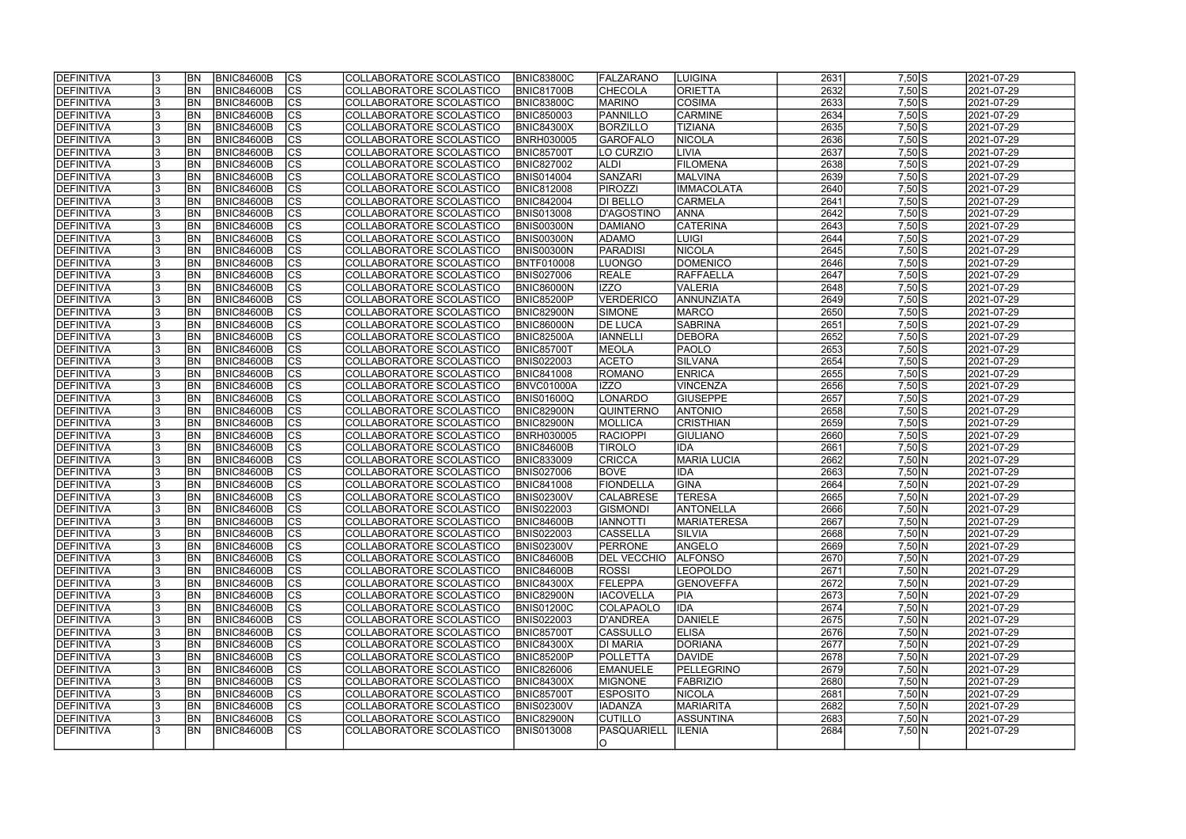| | | | | | | | | | | | | |
|---|---|---|---|---|---|---|---|---|---|---|---|---|
| DEFINITIVA | 3 | BN | BNIC84600B | CS | COLLABORATORE SCOLASTICO | BNIC83800C | FALZARANO | LUIGINA | 2631 | 7,50 | S | 2021-07-29 |
| DEFINITIVA | 3 | BN | BNIC84600B | CS | COLLABORATORE SCOLASTICO | BNIC81700B | CHECOLA | ORIETTA | 2632 | 7,50 | S | 2021-07-29 |
| DEFINITIVA | 3 | BN | BNIC84600B | CS | COLLABORATORE SCOLASTICO | BNIC83800C | MARINO | COSIMA | 2633 | 7,50 | S | 2021-07-29 |
| DEFINITIVA | 3 | BN | BNIC84600B | CS | COLLABORATORE SCOLASTICO | BNIC850003 | PANNILLO | CARMINE | 2634 | 7,50 | S | 2021-07-29 |
| DEFINITIVA | 3 | BN | BNIC84600B | CS | COLLABORATORE SCOLASTICO | BNIC84300X | BORZILLO | TIZIANA | 2635 | 7,50 | S | 2021-07-29 |
| DEFINITIVA | 3 | BN | BNIC84600B | CS | COLLABORATORE SCOLASTICO | BNRH030005 | GAROFALO | NICOLA | 2636 | 7,50 | S | 2021-07-29 |
| DEFINITIVA | 3 | BN | BNIC84600B | CS | COLLABORATORE SCOLASTICO | BNIC85700T | LO CURZIO | LIVIA | 2637 | 7,50 | S | 2021-07-29 |
| DEFINITIVA | 3 | BN | BNIC84600B | CS | COLLABORATORE SCOLASTICO | BNIC827002 | ALDI | FILOMENA | 2638 | 7,50 | S | 2021-07-29 |
| DEFINITIVA | 3 | BN | BNIC84600B | CS | COLLABORATORE SCOLASTICO | BNIS014004 | SANZARI | MALVINA | 2639 | 7,50 | S | 2021-07-29 |
| DEFINITIVA | 3 | BN | BNIC84600B | CS | COLLABORATORE SCOLASTICO | BNIC812008 | PIROZZI | IMMACOLATA | 2640 | 7,50 | S | 2021-07-29 |
| DEFINITIVA | 3 | BN | BNIC84600B | CS | COLLABORATORE SCOLASTICO | BNIC842004 | DI BELLO | CARMELA | 2641 | 7,50 | S | 2021-07-29 |
| DEFINITIVA | 3 | BN | BNIC84600B | CS | COLLABORATORE SCOLASTICO | BNIS013008 | D'AGOSTINO | ANNA | 2642 | 7,50 | S | 2021-07-29 |
| DEFINITIVA | 3 | BN | BNIC84600B | CS | COLLABORATORE SCOLASTICO | BNIS00300N | DAMIANO | CATERINA | 2643 | 7,50 | S | 2021-07-29 |
| DEFINITIVA | 3 | BN | BNIC84600B | CS | COLLABORATORE SCOLASTICO | BNIS00300N | ADAMO | LUIGI | 2644 | 7,50 | S | 2021-07-29 |
| DEFINITIVA | 3 | BN | BNIC84600B | CS | COLLABORATORE SCOLASTICO | BNIS00300N | PARADISI | NICOLA | 2645 | 7,50 | S | 2021-07-29 |
| DEFINITIVA | 3 | BN | BNIC84600B | CS | COLLABORATORE SCOLASTICO | BNTF010008 | LUONGO | DOMENICO | 2646 | 7,50 | S | 2021-07-29 |
| DEFINITIVA | 3 | BN | BNIC84600B | CS | COLLABORATORE SCOLASTICO | BNIS027006 | REALE | RAFFAELLA | 2647 | 7,50 | S | 2021-07-29 |
| DEFINITIVA | 3 | BN | BNIC84600B | CS | COLLABORATORE SCOLASTICO | BNIC86000N | IZZO | VALERIA | 2648 | 7,50 | S | 2021-07-29 |
| DEFINITIVA | 3 | BN | BNIC84600B | CS | COLLABORATORE SCOLASTICO | BNIC85200P | VERDERICO | ANNUNZIATA | 2649 | 7,50 | S | 2021-07-29 |
| DEFINITIVA | 3 | BN | BNIC84600B | CS | COLLABORATORE SCOLASTICO | BNIC82900N | SIMONE | MARCO | 2650 | 7,50 | S | 2021-07-29 |
| DEFINITIVA | 3 | BN | BNIC84600B | CS | COLLABORATORE SCOLASTICO | BNIC86000N | DE LUCA | SABRINA | 2651 | 7,50 | S | 2021-07-29 |
| DEFINITIVA | 3 | BN | BNIC84600B | CS | COLLABORATORE SCOLASTICO | BNIC82500A | IANNELLI | DEBORA | 2652 | 7,50 | S | 2021-07-29 |
| DEFINITIVA | 3 | BN | BNIC84600B | CS | COLLABORATORE SCOLASTICO | BNIC85700T | MEOLA | PAOLO | 2653 | 7,50 | S | 2021-07-29 |
| DEFINITIVA | 3 | BN | BNIC84600B | CS | COLLABORATORE SCOLASTICO | BNIS022003 | ACETO | SILVANA | 2654 | 7,50 | S | 2021-07-29 |
| DEFINITIVA | 3 | BN | BNIC84600B | CS | COLLABORATORE SCOLASTICO | BNIC841008 | ROMANO | ENRICA | 2655 | 7,50 | S | 2021-07-29 |
| DEFINITIVA | 3 | BN | BNIC84600B | CS | COLLABORATORE SCOLASTICO | BNVC01000A | IZZO | VINCENZA | 2656 | 7,50 | S | 2021-07-29 |
| DEFINITIVA | 3 | BN | BNIC84600B | CS | COLLABORATORE SCOLASTICO | BNIS01600Q | LONARDO | GIUSEPPE | 2657 | 7,50 | S | 2021-07-29 |
| DEFINITIVA | 3 | BN | BNIC84600B | CS | COLLABORATORE SCOLASTICO | BNIC82900N | QUINTERNO | ANTONIO | 2658 | 7,50 | S | 2021-07-29 |
| DEFINITIVA | 3 | BN | BNIC84600B | CS | COLLABORATORE SCOLASTICO | BNIC82900N | MOLLICA | CRISTHIAN | 2659 | 7,50 | S | 2021-07-29 |
| DEFINITIVA | 3 | BN | BNIC84600B | CS | COLLABORATORE SCOLASTICO | BNRH030005 | RACIOPPI | GIULIANO | 2660 | 7,50 | S | 2021-07-29 |
| DEFINITIVA | 3 | BN | BNIC84600B | CS | COLLABORATORE SCOLASTICO | BNIC84600B | TIROLO | IDA | 2661 | 7,50 | S | 2021-07-29 |
| DEFINITIVA | 3 | BN | BNIC84600B | CS | COLLABORATORE SCOLASTICO | BNIC833009 | CRICCA | MARIA LUCIA | 2662 | 7,50 | N | 2021-07-29 |
| DEFINITIVA | 3 | BN | BNIC84600B | CS | COLLABORATORE SCOLASTICO | BNIS027006 | BOVE | IDA | 2663 | 7,50 | N | 2021-07-29 |
| DEFINITIVA | 3 | BN | BNIC84600B | CS | COLLABORATORE SCOLASTICO | BNIC841008 | FIONDELLA | GINA | 2664 | 7,50 | N | 2021-07-29 |
| DEFINITIVA | 3 | BN | BNIC84600B | CS | COLLABORATORE SCOLASTICO | BNIS02300V | CALABRESE | TERESA | 2665 | 7,50 | N | 2021-07-29 |
| DEFINITIVA | 3 | BN | BNIC84600B | CS | COLLABORATORE SCOLASTICO | BNIS022003 | GISMONDI | ANTONELLA | 2666 | 7,50 | N | 2021-07-29 |
| DEFINITIVA | 3 | BN | BNIC84600B | CS | COLLABORATORE SCOLASTICO | BNIC84600B | IANNOTTI | MARIATERESA | 2667 | 7,50 | N | 2021-07-29 |
| DEFINITIVA | 3 | BN | BNIC84600B | CS | COLLABORATORE SCOLASTICO | BNIS022003 | CASSELLA | SILVIA | 2668 | 7,50 | N | 2021-07-29 |
| DEFINITIVA | 3 | BN | BNIC84600B | CS | COLLABORATORE SCOLASTICO | BNIS02300V | PERRONE | ANGELO | 2669 | 7,50 | N | 2021-07-29 |
| DEFINITIVA | 3 | BN | BNIC84600B | CS | COLLABORATORE SCOLASTICO | BNIC84600B | DEL VECCHIO | ALFONSO | 2670 | 7,50 | N | 2021-07-29 |
| DEFINITIVA | 3 | BN | BNIC84600B | CS | COLLABORATORE SCOLASTICO | BNIC84600B | ROSSI | LEOPOLDO | 2671 | 7,50 | N | 2021-07-29 |
| DEFINITIVA | 3 | BN | BNIC84600B | CS | COLLABORATORE SCOLASTICO | BNIC84300X | FELEPPA | GENOVEFFA | 2672 | 7,50 | N | 2021-07-29 |
| DEFINITIVA | 3 | BN | BNIC84600B | CS | COLLABORATORE SCOLASTICO | BNIC82900N | IACOVELLA | PIA | 2673 | 7,50 | N | 2021-07-29 |
| DEFINITIVA | 3 | BN | BNIC84600B | CS | COLLABORATORE SCOLASTICO | BNIS01200C | COLAPAOLO | IDA | 2674 | 7,50 | N | 2021-07-29 |
| DEFINITIVA | 3 | BN | BNIC84600B | CS | COLLABORATORE SCOLASTICO | BNIS022003 | D'ANDREA | DANIELE | 2675 | 7,50 | N | 2021-07-29 |
| DEFINITIVA | 3 | BN | BNIC84600B | CS | COLLABORATORE SCOLASTICO | BNIC85700T | CASSULLO | ELISA | 2676 | 7,50 | N | 2021-07-29 |
| DEFINITIVA | 3 | BN | BNIC84600B | CS | COLLABORATORE SCOLASTICO | BNIC84300X | DI MARIA | DORIANA | 2677 | 7,50 | N | 2021-07-29 |
| DEFINITIVA | 3 | BN | BNIC84600B | CS | COLLABORATORE SCOLASTICO | BNIC85200P | POLLETTA | DAVIDE | 2678 | 7,50 | N | 2021-07-29 |
| DEFINITIVA | 3 | BN | BNIC84600B | CS | COLLABORATORE SCOLASTICO | BNIC826006 | EMANUELE | PELLEGRINO | 2679 | 7,50 | N | 2021-07-29 |
| DEFINITIVA | 3 | BN | BNIC84600B | CS | COLLABORATORE SCOLASTICO | BNIC84300X | MIGNONE | FABRIZIO | 2680 | 7,50 | N | 2021-07-29 |
| DEFINITIVA | 3 | BN | BNIC84600B | CS | COLLABORATORE SCOLASTICO | BNIC85700T | ESPOSITO | NICOLA | 2681 | 7,50 | N | 2021-07-29 |
| DEFINITIVA | 3 | BN | BNIC84600B | CS | COLLABORATORE SCOLASTICO | BNIS02300V | IADANZA | MARIARITA | 2682 | 7,50 | N | 2021-07-29 |
| DEFINITIVA | 3 | BN | BNIC84600B | CS | COLLABORATORE SCOLASTICO | BNIC82900N | CUTILLO | ASSUNTINA | 2683 | 7,50 | N | 2021-07-29 |
| DEFINITIVA | 3 | BN | BNIC84600B | CS | COLLABORATORE SCOLASTICO | BNIS013008 | PASQUARIELLO | ILENIA | 2684 | 7,50 | N | 2021-07-29 |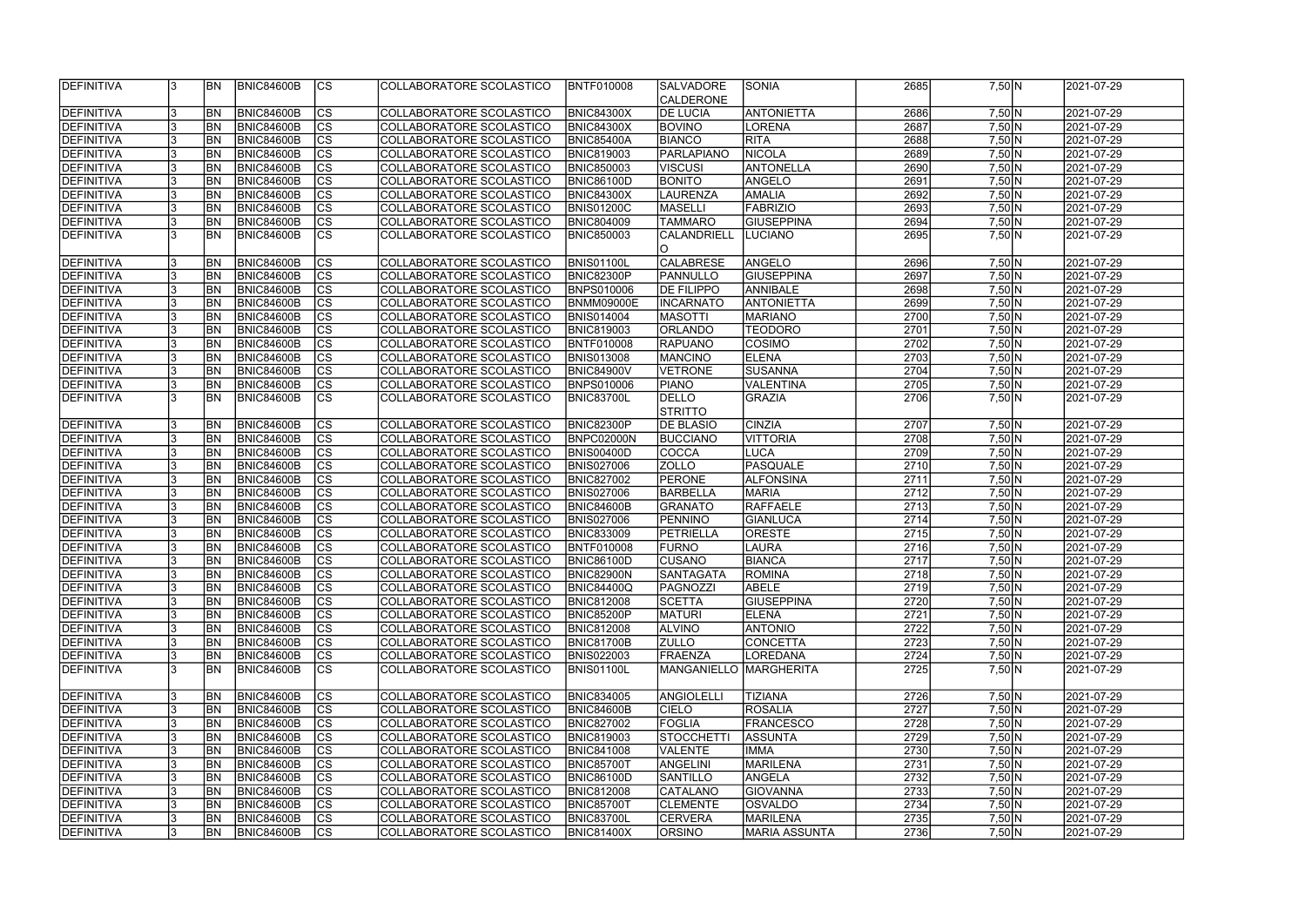| DEFINITIVA | 3 | BN | BNIC84600B | CS | COLLABORATORE SCOLASTICO | BNTF010008 | SALVADORE CALDERONE | SONIA | 2685 | 7,50 | N | 2021-07-29 |
|---|---|---|---|---|---|---|---|---|---|---|---|---|
| DEFINITIVA | 3 | BN | BNIC84600B | CS | COLLABORATORE SCOLASTICO | BNIC84300X | DE LUCIA | ANTONIETTA | 2686 | 7,50 | N | 2021-07-29 |
| DEFINITIVA | 3 | BN | BNIC84600B | CS | COLLABORATORE SCOLASTICO | BNIC84300X | BOVINO | LORENA | 2687 | 7,50 | N | 2021-07-29 |
| DEFINITIVA | 3 | BN | BNIC84600B | CS | COLLABORATORE SCOLASTICO | BNIC85400A | BIANCO | RITA | 2688 | 7,50 | N | 2021-07-29 |
| DEFINITIVA | 3 | BN | BNIC84600B | CS | COLLABORATORE SCOLASTICO | BNIC819003 | PARLAPIANO | NICOLA | 2689 | 7,50 | N | 2021-07-29 |
| DEFINITIVA | 3 | BN | BNIC84600B | CS | COLLABORATORE SCOLASTICO | BNIC850003 | VISCUSI | ANTONELLA | 2690 | 7,50 | N | 2021-07-29 |
| DEFINITIVA | 3 | BN | BNIC84600B | CS | COLLABORATORE SCOLASTICO | BNIC86100D | BONITO | ANGELO | 2691 | 7,50 | N | 2021-07-29 |
| DEFINITIVA | 3 | BN | BNIC84600B | CS | COLLABORATORE SCOLASTICO | BNIC84300X | LAURENZA | AMALIA | 2692 | 7,50 | N | 2021-07-29 |
| DEFINITIVA | 3 | BN | BNIC84600B | CS | COLLABORATORE SCOLASTICO | BNIS01200C | MASELLI | FABRIZIO | 2693 | 7,50 | N | 2021-07-29 |
| DEFINITIVA | 3 | BN | BNIC84600B | CS | COLLABORATORE SCOLASTICO | BNIC804009 | TAMMARO | GIUSEPPINA | 2694 | 7,50 | N | 2021-07-29 |
| DEFINITIVA | 3 | BN | BNIC84600B | CS | COLLABORATORE SCOLASTICO | BNIC850003 | CALANDRIELLO | LUCIANO | 2695 | 7,50 | N | 2021-07-29 |
| DEFINITIVA | 3 | BN | BNIC84600B | CS | COLLABORATORE SCOLASTICO | BNIS01100L | CALABRESE | ANGELO | 2696 | 7,50 | N | 2021-07-29 |
| DEFINITIVA | 3 | BN | BNIC84600B | CS | COLLABORATORE SCOLASTICO | BNIC82300P | PANNULLO | GIUSEPPINA | 2697 | 7,50 | N | 2021-07-29 |
| DEFINITIVA | 3 | BN | BNIC84600B | CS | COLLABORATORE SCOLASTICO | BNPS010006 | DE FILIPPO | ANNIBALE | 2698 | 7,50 | N | 2021-07-29 |
| DEFINITIVA | 3 | BN | BNIC84600B | CS | COLLABORATORE SCOLASTICO | BNMM09000E | INCARNATO | ANTONIETTA | 2699 | 7,50 | N | 2021-07-29 |
| DEFINITIVA | 3 | BN | BNIC84600B | CS | COLLABORATORE SCOLASTICO | BNIS014004 | MASOTTI | MARIANO | 2700 | 7,50 | N | 2021-07-29 |
| DEFINITIVA | 3 | BN | BNIC84600B | CS | COLLABORATORE SCOLASTICO | BNIC819003 | ORLANDO | TEODORO | 2701 | 7,50 | N | 2021-07-29 |
| DEFINITIVA | 3 | BN | BNIC84600B | CS | COLLABORATORE SCOLASTICO | BNTF010008 | RAPUANO | COSIMO | 2702 | 7,50 | N | 2021-07-29 |
| DEFINITIVA | 3 | BN | BNIC84600B | CS | COLLABORATORE SCOLASTICO | BNIS013008 | MANCINO | ELENA | 2703 | 7,50 | N | 2021-07-29 |
| DEFINITIVA | 3 | BN | BNIC84600B | CS | COLLABORATORE SCOLASTICO | BNIC84900V | VETRONE | SUSANNA | 2704 | 7,50 | N | 2021-07-29 |
| DEFINITIVA | 3 | BN | BNIC84600B | CS | COLLABORATORE SCOLASTICO | BNPS010006 | PIANO | VALENTINA | 2705 | 7,50 | N | 2021-07-29 |
| DEFINITIVA | 3 | BN | BNIC84600B | CS | COLLABORATORE SCOLASTICO | BNIC83700L | DELLO STRITTO | GRAZIA | 2706 | 7,50 | N | 2021-07-29 |
| DEFINITIVA | 3 | BN | BNIC84600B | CS | COLLABORATORE SCOLASTICO | BNIC82300P | DE BLASIO | CINZIA | 2707 | 7,50 | N | 2021-07-29 |
| DEFINITIVA | 3 | BN | BNIC84600B | CS | COLLABORATORE SCOLASTICO | BNPC02000N | BUCCIANO | VITTORIA | 2708 | 7,50 | N | 2021-07-29 |
| DEFINITIVA | 3 | BN | BNIC84600B | CS | COLLABORATORE SCOLASTICO | BNIS00400D | COCCA | LUCA | 2709 | 7,50 | N | 2021-07-29 |
| DEFINITIVA | 3 | BN | BNIC84600B | CS | COLLABORATORE SCOLASTICO | BNIS027006 | ZOLLO | PASQUALE | 2710 | 7,50 | N | 2021-07-29 |
| DEFINITIVA | 3 | BN | BNIC84600B | CS | COLLABORATORE SCOLASTICO | BNIC827002 | PERONE | ALFONSINA | 2711 | 7,50 | N | 2021-07-29 |
| DEFINITIVA | 3 | BN | BNIC84600B | CS | COLLABORATORE SCOLASTICO | BNIS027006 | BARBELLA | MARIA | 2712 | 7,50 | N | 2021-07-29 |
| DEFINITIVA | 3 | BN | BNIC84600B | CS | COLLABORATORE SCOLASTICO | BNIC84600B | GRANATO | RAFFAELE | 2713 | 7,50 | N | 2021-07-29 |
| DEFINITIVA | 3 | BN | BNIC84600B | CS | COLLABORATORE SCOLASTICO | BNIS027006 | PENNINO | GIANLUCA | 2714 | 7,50 | N | 2021-07-29 |
| DEFINITIVA | 3 | BN | BNIC84600B | CS | COLLABORATORE SCOLASTICO | BNIC833009 | PETRIELLA | ORESTE | 2715 | 7,50 | N | 2021-07-29 |
| DEFINITIVA | 3 | BN | BNIC84600B | CS | COLLABORATORE SCOLASTICO | BNTF010008 | FURNO | LAURA | 2716 | 7,50 | N | 2021-07-29 |
| DEFINITIVA | 3 | BN | BNIC84600B | CS | COLLABORATORE SCOLASTICO | BNIC86100D | CUSANO | BIANCA | 2717 | 7,50 | N | 2021-07-29 |
| DEFINITIVA | 3 | BN | BNIC84600B | CS | COLLABORATORE SCOLASTICO | BNIC82900N | SANTAGATA | ROMINA | 2718 | 7,50 | N | 2021-07-29 |
| DEFINITIVA | 3 | BN | BNIC84600B | CS | COLLABORATORE SCOLASTICO | BNIC84400Q | PAGNOZZI | ABELE | 2719 | 7,50 | N | 2021-07-29 |
| DEFINITIVA | 3 | BN | BNIC84600B | CS | COLLABORATORE SCOLASTICO | BNIC812008 | SCETTA | GIUSEPPINA | 2720 | 7,50 | N | 2021-07-29 |
| DEFINITIVA | 3 | BN | BNIC84600B | CS | COLLABORATORE SCOLASTICO | BNIC85200P | MATURI | ELENA | 2721 | 7,50 | N | 2021-07-29 |
| DEFINITIVA | 3 | BN | BNIC84600B | CS | COLLABORATORE SCOLASTICO | BNIC812008 | ALVINO | ANTONIO | 2722 | 7,50 | N | 2021-07-29 |
| DEFINITIVA | 3 | BN | BNIC84600B | CS | COLLABORATORE SCOLASTICO | BNIC81700B | ZULLO | CONCETTA | 2723 | 7,50 | N | 2021-07-29 |
| DEFINITIVA | 3 | BN | BNIC84600B | CS | COLLABORATORE SCOLASTICO | BNIS022003 | FRAENZA | LOREDANA | 2724 | 7,50 | N | 2021-07-29 |
| DEFINITIVA | 3 | BN | BNIC84600B | CS | COLLABORATORE SCOLASTICO | BNIS01100L | MANGANIELLO | MARGHERITA | 2725 | 7,50 | N | 2021-07-29 |
| DEFINITIVA | 3 | BN | BNIC84600B | CS | COLLABORATORE SCOLASTICO | BNIC834005 | ANGIOLELLI | TIZIANA | 2726 | 7,50 | N | 2021-07-29 |
| DEFINITIVA | 3 | BN | BNIC84600B | CS | COLLABORATORE SCOLASTICO | BNIC84600B | CIELO | ROSALIA | 2727 | 7,50 | N | 2021-07-29 |
| DEFINITIVA | 3 | BN | BNIC84600B | CS | COLLABORATORE SCOLASTICO | BNIC827002 | FOGLIA | FRANCESCO | 2728 | 7,50 | N | 2021-07-29 |
| DEFINITIVA | 3 | BN | BNIC84600B | CS | COLLABORATORE SCOLASTICO | BNIC819003 | STOCCHETTI | ASSUNTA | 2729 | 7,50 | N | 2021-07-29 |
| DEFINITIVA | 3 | BN | BNIC84600B | CS | COLLABORATORE SCOLASTICO | BNIC841008 | VALENTE | IMMA | 2730 | 7,50 | N | 2021-07-29 |
| DEFINITIVA | 3 | BN | BNIC84600B | CS | COLLABORATORE SCOLASTICO | BNIC85700T | ANGELINI | MARILENA | 2731 | 7,50 | N | 2021-07-29 |
| DEFINITIVA | 3 | BN | BNIC84600B | CS | COLLABORATORE SCOLASTICO | BNIC86100D | SANTILLO | ANGELA | 2732 | 7,50 | N | 2021-07-29 |
| DEFINITIVA | 3 | BN | BNIC84600B | CS | COLLABORATORE SCOLASTICO | BNIC812008 | CATALANO | GIOVANNA | 2733 | 7,50 | N | 2021-07-29 |
| DEFINITIVA | 3 | BN | BNIC84600B | CS | COLLABORATORE SCOLASTICO | BNIC85700T | CLEMENTE | OSVALDO | 2734 | 7,50 | N | 2021-07-29 |
| DEFINITIVA | 3 | BN | BNIC84600B | CS | COLLABORATORE SCOLASTICO | BNIC83700L | CERVERA | MARILENA | 2735 | 7,50 | N | 2021-07-29 |
| DEFINITIVA | 3 | BN | BNIC84600B | CS | COLLABORATORE SCOLASTICO | BNIC81400X | ORSINO | MARIA ASSUNTA | 2736 | 7,50 | N | 2021-07-29 |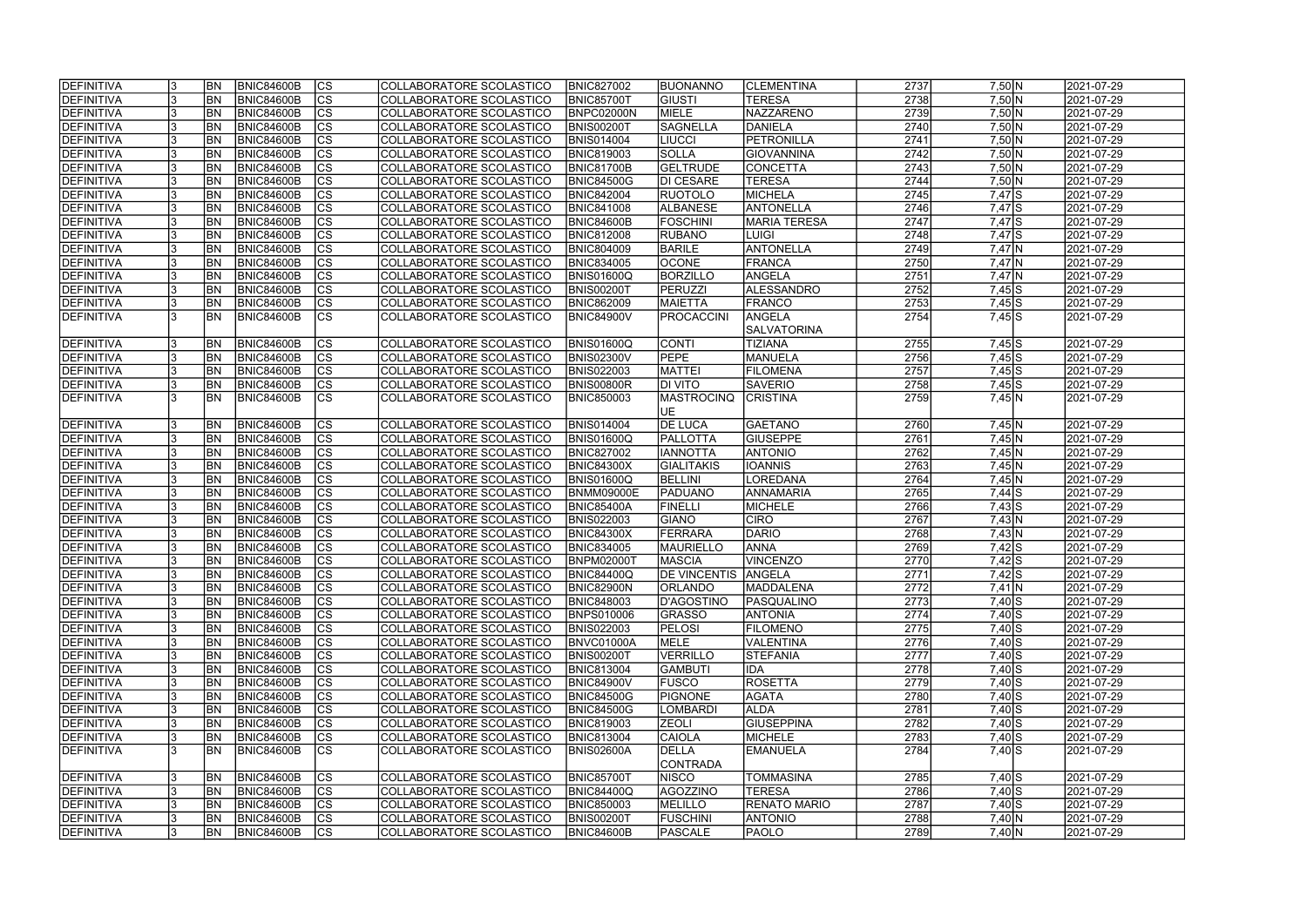| DEFINITIVA | 3 | BN | BNIC84600B | CS | COLLABORATORE SCOLASTICO | BNIC827002 | BUONANNO | CLEMENTINA | 2737 | 7,50 | N | 2021-07-29 |
|---|---|---|---|---|---|---|---|---|---|---|---|---|
| DEFINITIVA | 3 | BN | BNIC84600B | CS | COLLABORATORE SCOLASTICO | BNIC85700T | GIUSTI | TERESA | 2738 | 7,50 | N | 2021-07-29 |
| DEFINITIVA | 3 | BN | BNIC84600B | CS | COLLABORATORE SCOLASTICO | BNPC02000N | MIELE | NAZZARENO | 2739 | 7,50 | N | 2021-07-29 |
| DEFINITIVA | 3 | BN | BNIC84600B | CS | COLLABORATORE SCOLASTICO | BNIS00200T | SAGNELLA | DANIELA | 2740 | 7,50 | N | 2021-07-29 |
| DEFINITIVA | 3 | BN | BNIC84600B | CS | COLLABORATORE SCOLASTICO | BNIS014004 | LIUCCI | PETRONILLA | 2741 | 7,50 | N | 2021-07-29 |
| DEFINITIVA | 3 | BN | BNIC84600B | CS | COLLABORATORE SCOLASTICO | BNIC819003 | SOLLA | GIOVANNINA | 2742 | 7,50 | N | 2021-07-29 |
| DEFINITIVA | 3 | BN | BNIC84600B | CS | COLLABORATORE SCOLASTICO | BNIC81700B | GELTRUDE | CONCETTA | 2743 | 7,50 | N | 2021-07-29 |
| DEFINITIVA | 3 | BN | BNIC84600B | CS | COLLABORATORE SCOLASTICO | BNIC84500G | DI CESARE | TERESA | 2744 | 7,50 | N | 2021-07-29 |
| DEFINITIVA | 3 | BN | BNIC84600B | CS | COLLABORATORE SCOLASTICO | BNIC842004 | RUOTOLO | MICHELA | 2745 | 7,47 | S | 2021-07-29 |
| DEFINITIVA | 3 | BN | BNIC84600B | CS | COLLABORATORE SCOLASTICO | BNIC841008 | ALBANESE | ANTONELLA | 2746 | 7,47 | S | 2021-07-29 |
| DEFINITIVA | 3 | BN | BNIC84600B | CS | COLLABORATORE SCOLASTICO | BNIC84600B | FOSCHINI | MARIA TERESA | 2747 | 7,47 | S | 2021-07-29 |
| DEFINITIVA | 3 | BN | BNIC84600B | CS | COLLABORATORE SCOLASTICO | BNIC812008 | RUBANO | LUIGI | 2748 | 7,47 | S | 2021-07-29 |
| DEFINITIVA | 3 | BN | BNIC84600B | CS | COLLABORATORE SCOLASTICO | BNIC804009 | BARILE | ANTONELLA | 2749 | 7,47 | N | 2021-07-29 |
| DEFINITIVA | 3 | BN | BNIC84600B | CS | COLLABORATORE SCOLASTICO | BNIC834005 | OCONE | FRANCA | 2750 | 7,47 | N | 2021-07-29 |
| DEFINITIVA | 3 | BN | BNIC84600B | CS | COLLABORATORE SCOLASTICO | BNIS01600Q | BORZILLO | ANGELA | 2751 | 7,47 | N | 2021-07-29 |
| DEFINITIVA | 3 | BN | BNIC84600B | CS | COLLABORATORE SCOLASTICO | BNIS00200T | PERUZZI | ALESSANDRO | 2752 | 7,45 | S | 2021-07-29 |
| DEFINITIVA | 3 | BN | BNIC84600B | CS | COLLABORATORE SCOLASTICO | BNIC862009 | MAIETTA | FRANCO | 2753 | 7,45 | S | 2021-07-29 |
| DEFINITIVA | 3 | BN | BNIC84600B | CS | COLLABORATORE SCOLASTICO | BNIC84900V | PROCACCINI | ANGELA SALVATORINA | 2754 | 7,45 | S | 2021-07-29 |
| DEFINITIVA | 3 | BN | BNIC84600B | CS | COLLABORATORE SCOLASTICO | BNIS01600Q | CONTI | TIZIANA | 2755 | 7,45 | S | 2021-07-29 |
| DEFINITIVA | 3 | BN | BNIC84600B | CS | COLLABORATORE SCOLASTICO | BNIS02300V | PEPE | MANUELA | 2756 | 7,45 | S | 2021-07-29 |
| DEFINITIVA | 3 | BN | BNIC84600B | CS | COLLABORATORE SCOLASTICO | BNIS022003 | MATTEI | FILOMENA | 2757 | 7,45 | S | 2021-07-29 |
| DEFINITIVA | 3 | BN | BNIC84600B | CS | COLLABORATORE SCOLASTICO | BNIS00800R | DI VITO | SAVERIO | 2758 | 7,45 | S | 2021-07-29 |
| DEFINITIVA | 3 | BN | BNIC84600B | CS | COLLABORATORE SCOLASTICO | BNIC850003 | MASTROCINQUE | CRISTINA | 2759 | 7,45 | N | 2021-07-29 |
| DEFINITIVA | 3 | BN | BNIC84600B | CS | COLLABORATORE SCOLASTICO | BNIS014004 | DE LUCA | GAETANO | 2760 | 7,45 | N | 2021-07-29 |
| DEFINITIVA | 3 | BN | BNIC84600B | CS | COLLABORATORE SCOLASTICO | BNIS01600Q | PALLOTTA | GIUSEPPE | 2761 | 7,45 | N | 2021-07-29 |
| DEFINITIVA | 3 | BN | BNIC84600B | CS | COLLABORATORE SCOLASTICO | BNIC827002 | IANNOTTA | ANTONIO | 2762 | 7,45 | N | 2021-07-29 |
| DEFINITIVA | 3 | BN | BNIC84600B | CS | COLLABORATORE SCOLASTICO | BNIC84300X | GIALITAKIS | IOANNIS | 2763 | 7,45 | N | 2021-07-29 |
| DEFINITIVA | 3 | BN | BNIC84600B | CS | COLLABORATORE SCOLASTICO | BNIS01600Q | BELLINI | LOREDANA | 2764 | 7,45 | N | 2021-07-29 |
| DEFINITIVA | 3 | BN | BNIC84600B | CS | COLLABORATORE SCOLASTICO | BNMM09000E | PADUANO | ANNAMARIA | 2765 | 7,44 | S | 2021-07-29 |
| DEFINITIVA | 3 | BN | BNIC84600B | CS | COLLABORATORE SCOLASTICO | BNIC85400A | FINELLI | MICHELE | 2766 | 7,43 | S | 2021-07-29 |
| DEFINITIVA | 3 | BN | BNIC84600B | CS | COLLABORATORE SCOLASTICO | BNIS022003 | GIANO | CIRO | 2767 | 7,43 | N | 2021-07-29 |
| DEFINITIVA | 3 | BN | BNIC84600B | CS | COLLABORATORE SCOLASTICO | BNIC84300X | FERRARA | DARIO | 2768 | 7,43 | N | 2021-07-29 |
| DEFINITIVA | 3 | BN | BNIC84600B | CS | COLLABORATORE SCOLASTICO | BNIC834005 | MAURIELLO | ANNA | 2769 | 7,42 | S | 2021-07-29 |
| DEFINITIVA | 3 | BN | BNIC84600B | CS | COLLABORATORE SCOLASTICO | BNPM02000T | MASCIA | VINCENZO | 2770 | 7,42 | S | 2021-07-29 |
| DEFINITIVA | 3 | BN | BNIC84600B | CS | COLLABORATORE SCOLASTICO | BNIC84400Q | DE VINCENTIS | ANGELA | 2771 | 7,42 | S | 2021-07-29 |
| DEFINITIVA | 3 | BN | BNIC84600B | CS | COLLABORATORE SCOLASTICO | BNIC82900N | ORLANDO | MADDALENA | 2772 | 7,41 | N | 2021-07-29 |
| DEFINITIVA | 3 | BN | BNIC84600B | CS | COLLABORATORE SCOLASTICO | BNIC848003 | D'AGOSTINO | PASQUALINO | 2773 | 7,40 | S | 2021-07-29 |
| DEFINITIVA | 3 | BN | BNIC84600B | CS | COLLABORATORE SCOLASTICO | BNPS010006 | GRASSO | ANTONIA | 2774 | 7,40 | S | 2021-07-29 |
| DEFINITIVA | 3 | BN | BNIC84600B | CS | COLLABORATORE SCOLASTICO | BNIS022003 | PELOSI | FILOMENO | 2775 | 7,40 | S | 2021-07-29 |
| DEFINITIVA | 3 | BN | BNIC84600B | CS | COLLABORATORE SCOLASTICO | BNVC01000A | MELE | VALENTINA | 2776 | 7,40 | S | 2021-07-29 |
| DEFINITIVA | 3 | BN | BNIC84600B | CS | COLLABORATORE SCOLASTICO | BNIS00200T | VERRILLO | STEFANIA | 2777 | 7,40 | S | 2021-07-29 |
| DEFINITIVA | 3 | BN | BNIC84600B | CS | COLLABORATORE SCOLASTICO | BNIC813004 | GAMBUTI | IDA | 2778 | 7,40 | S | 2021-07-29 |
| DEFINITIVA | 3 | BN | BNIC84600B | CS | COLLABORATORE SCOLASTICO | BNIC84900V | FUSCO | ROSETTA | 2779 | 7,40 | S | 2021-07-29 |
| DEFINITIVA | 3 | BN | BNIC84600B | CS | COLLABORATORE SCOLASTICO | BNIC84500G | PIGNONE | AGATA | 2780 | 7,40 | S | 2021-07-29 |
| DEFINITIVA | 3 | BN | BNIC84600B | CS | COLLABORATORE SCOLASTICO | BNIC84500G | LOMBARDI | ALDA | 2781 | 7,40 | S | 2021-07-29 |
| DEFINITIVA | 3 | BN | BNIC84600B | CS | COLLABORATORE SCOLASTICO | BNIC819003 | ZEOLI | GIUSEPPINA | 2782 | 7,40 | S | 2021-07-29 |
| DEFINITIVA | 3 | BN | BNIC84600B | CS | COLLABORATORE SCOLASTICO | BNIC813004 | CAIOLA | MICHELE | 2783 | 7,40 | S | 2021-07-29 |
| DEFINITIVA | 3 | BN | BNIC84600B | CS | COLLABORATORE SCOLASTICO | BNIS02600A | DELLA CONTRADA | EMANUELA | 2784 | 7,40 | S | 2021-07-29 |
| DEFINITIVA | 3 | BN | BNIC84600B | CS | COLLABORATORE SCOLASTICO | BNIC85700T | NISCO | TOMMASINA | 2785 | 7,40 | S | 2021-07-29 |
| DEFINITIVA | 3 | BN | BNIC84600B | CS | COLLABORATORE SCOLASTICO | BNIC84400Q | AGOZZINO | TERESA | 2786 | 7,40 | S | 2021-07-29 |
| DEFINITIVA | 3 | BN | BNIC84600B | CS | COLLABORATORE SCOLASTICO | BNIC850003 | MELILLO | RENATO MARIO | 2787 | 7,40 | S | 2021-07-29 |
| DEFINITIVA | 3 | BN | BNIC84600B | CS | COLLABORATORE SCOLASTICO | BNIS00200T | FUSCHINI | ANTONIO | 2788 | 7,40 | N | 2021-07-29 |
| DEFINITIVA | 3 | BN | BNIC84600B | CS | COLLABORATORE SCOLASTICO | BNIC84600B | PASCALE | PAOLO | 2789 | 7,40 | N | 2021-07-29 |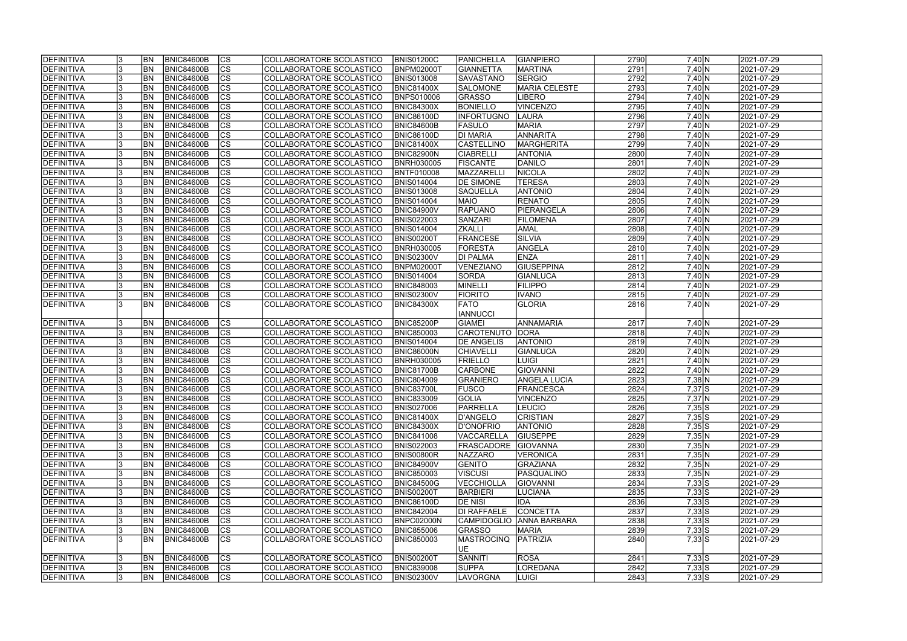| DEFINITIVA | 3 | BN | BNIC84600B | CS | COLLABORATORE SCOLASTICO | BNIS01200C | PANICHELLA | GIANPIERO | 2790 | 7,40 | N | 2021-07-29 |
|---|---|---|---|---|---|---|---|---|---|---|---|---|
| DEFINITIVA | 3 | BN | BNIC84600B | CS | COLLABORATORE SCOLASTICO | BNPM02000T | GIANNETTA | MARTINA | 2791 | 7,40 | N | 2021-07-29 |
| DEFINITIVA | 3 | BN | BNIC84600B | CS | COLLABORATORE SCOLASTICO | BNIS013008 | SAVASTANO | SERGIO | 2792 | 7,40 | N | 2021-07-29 |
| DEFINITIVA | 3 | BN | BNIC84600B | CS | COLLABORATORE SCOLASTICO | BNIC81400X | SALOMONE | MARIA CELESTE | 2793 | 7,40 | N | 2021-07-29 |
| DEFINITIVA | 3 | BN | BNIC84600B | CS | COLLABORATORE SCOLASTICO | BNPS010006 | GRASSO | LIBERO | 2794 | 7,40 | N | 2021-07-29 |
| DEFINITIVA | 3 | BN | BNIC84600B | CS | COLLABORATORE SCOLASTICO | BNIC84300X | BONIELLO | VINCENZO | 2795 | 7,40 | N | 2021-07-29 |
| DEFINITIVA | 3 | BN | BNIC84600B | CS | COLLABORATORE SCOLASTICO | BNIC86100D | INFORTUGNO | LAURA | 2796 | 7,40 | N | 2021-07-29 |
| DEFINITIVA | 3 | BN | BNIC84600B | CS | COLLABORATORE SCOLASTICO | BNIC84600B | FASULO | MARIA | 2797 | 7,40 | N | 2021-07-29 |
| DEFINITIVA | 3 | BN | BNIC84600B | CS | COLLABORATORE SCOLASTICO | BNIC86100D | DI MARIA | ANNARITA | 2798 | 7,40 | N | 2021-07-29 |
| DEFINITIVA | 3 | BN | BNIC84600B | CS | COLLABORATORE SCOLASTICO | BNIC81400X | CASTELLINO | MARGHERITA | 2799 | 7,40 | N | 2021-07-29 |
| DEFINITIVA | 3 | BN | BNIC84600B | CS | COLLABORATORE SCOLASTICO | BNIC82900N | CIABRELLI | ANTONIA | 2800 | 7,40 | N | 2021-07-29 |
| DEFINITIVA | 3 | BN | BNIC84600B | CS | COLLABORATORE SCOLASTICO | BNRH030005 | FISCANTE | DANILO | 2801 | 7,40 | N | 2021-07-29 |
| DEFINITIVA | 3 | BN | BNIC84600B | CS | COLLABORATORE SCOLASTICO | BNTF010008 | MAZZARELLI | NICOLA | 2802 | 7,40 | N | 2021-07-29 |
| DEFINITIVA | 3 | BN | BNIC84600B | CS | COLLABORATORE SCOLASTICO | BNIS014004 | DE SIMONE | TERESA | 2803 | 7,40 | N | 2021-07-29 |
| DEFINITIVA | 3 | BN | BNIC84600B | CS | COLLABORATORE SCOLASTICO | BNIS013008 | SAQUELLA | ANTONIO | 2804 | 7,40 | N | 2021-07-29 |
| DEFINITIVA | 3 | BN | BNIC84600B | CS | COLLABORATORE SCOLASTICO | BNIS014004 | MAIO | RENATO | 2805 | 7,40 | N | 2021-07-29 |
| DEFINITIVA | 3 | BN | BNIC84600B | CS | COLLABORATORE SCOLASTICO | BNIC84900V | RAPUANO | PIERANGELA | 2806 | 7,40 | N | 2021-07-29 |
| DEFINITIVA | 3 | BN | BNIC84600B | CS | COLLABORATORE SCOLASTICO | BNIS022003 | SANZARI | FILOMENA | 2807 | 7,40 | N | 2021-07-29 |
| DEFINITIVA | 3 | BN | BNIC84600B | CS | COLLABORATORE SCOLASTICO | BNIS014004 | ZKALLI | AMAL | 2808 | 7,40 | N | 2021-07-29 |
| DEFINITIVA | 3 | BN | BNIC84600B | CS | COLLABORATORE SCOLASTICO | BNIS00200T | FRANCESE | SILVIA | 2809 | 7,40 | N | 2021-07-29 |
| DEFINITIVA | 3 | BN | BNIC84600B | CS | COLLABORATORE SCOLASTICO | BNRH030005 | FORESTA | ANGELA | 2810 | 7,40 | N | 2021-07-29 |
| DEFINITIVA | 3 | BN | BNIC84600B | CS | COLLABORATORE SCOLASTICO | BNIS02300V | DI PALMA | ENZA | 2811 | 7,40 | N | 2021-07-29 |
| DEFINITIVA | 3 | BN | BNIC84600B | CS | COLLABORATORE SCOLASTICO | BNPM02000T | VENEZIANO | GIUSEPPINA | 2812 | 7,40 | N | 2021-07-29 |
| DEFINITIVA | 3 | BN | BNIC84600B | CS | COLLABORATORE SCOLASTICO | BNIS014004 | SORDA | GIANLUCA | 2813 | 7,40 | N | 2021-07-29 |
| DEFINITIVA | 3 | BN | BNIC84600B | CS | COLLABORATORE SCOLASTICO | BNIC848003 | MINELLI | FILIPPO | 2814 | 7,40 | N | 2021-07-29 |
| DEFINITIVA | 3 | BN | BNIC84600B | CS | COLLABORATORE SCOLASTICO | BNIS02300V | FIORITO | IVANO | 2815 | 7,40 | N | 2021-07-29 |
| DEFINITIVA | 3 | BN | BNIC84600B | CS | COLLABORATORE SCOLASTICO | BNIC84300X | FATO IANNUCCI | GLORIA | 2816 | 7,40 | N | 2021-07-29 |
| DEFINITIVA | 3 | BN | BNIC84600B | CS | COLLABORATORE SCOLASTICO | BNIC85200P | GIAMEI | ANNAMARIA | 2817 | 7,40 | N | 2021-07-29 |
| DEFINITIVA | 3 | BN | BNIC84600B | CS | COLLABORATORE SCOLASTICO | BNIC850003 | CAROTENUTO | DORA | 2818 | 7,40 | N | 2021-07-29 |
| DEFINITIVA | 3 | BN | BNIC84600B | CS | COLLABORATORE SCOLASTICO | BNIS014004 | DE ANGELIS | ANTONIO | 2819 | 7,40 | N | 2021-07-29 |
| DEFINITIVA | 3 | BN | BNIC84600B | CS | COLLABORATORE SCOLASTICO | BNIC86000N | CHIAVELLI | GIANLUCA | 2820 | 7,40 | N | 2021-07-29 |
| DEFINITIVA | 3 | BN | BNIC84600B | CS | COLLABORATORE SCOLASTICO | BNRH030005 | FRIELLO | LUIGI | 2821 | 7,40 | N | 2021-07-29 |
| DEFINITIVA | 3 | BN | BNIC84600B | CS | COLLABORATORE SCOLASTICO | BNIC81700B | CARBONE | GIOVANNI | 2822 | 7,40 | N | 2021-07-29 |
| DEFINITIVA | 3 | BN | BNIC84600B | CS | COLLABORATORE SCOLASTICO | BNIC804009 | GRANIERO | ANGELA LUCIA | 2823 | 7,38 | N | 2021-07-29 |
| DEFINITIVA | 3 | BN | BNIC84600B | CS | COLLABORATORE SCOLASTICO | BNIC83700L | FUSCO | FRANCESCA | 2824 | 7,37 | S | 2021-07-29 |
| DEFINITIVA | 3 | BN | BNIC84600B | CS | COLLABORATORE SCOLASTICO | BNIC833009 | GOLIA | VINCENZO | 2825 | 7,37 | N | 2021-07-29 |
| DEFINITIVA | 3 | BN | BNIC84600B | CS | COLLABORATORE SCOLASTICO | BNIS027006 | PARRELLA | LEUCIO | 2826 | 7,35 | S | 2021-07-29 |
| DEFINITIVA | 3 | BN | BNIC84600B | CS | COLLABORATORE SCOLASTICO | BNIC81400X | D'ANGELO | CRISTIAN | 2827 | 7,35 | S | 2021-07-29 |
| DEFINITIVA | 3 | BN | BNIC84600B | CS | COLLABORATORE SCOLASTICO | BNIC84300X | D'ONOFRIO | ANTONIO | 2828 | 7,35 | S | 2021-07-29 |
| DEFINITIVA | 3 | BN | BNIC84600B | CS | COLLABORATORE SCOLASTICO | BNIC841008 | VACCARELLA | GIUSEPPE | 2829 | 7,35 | N | 2021-07-29 |
| DEFINITIVA | 3 | BN | BNIC84600B | CS | COLLABORATORE SCOLASTICO | BNIS022003 | FRASCADORE | GIOVANNA | 2830 | 7,35 | N | 2021-07-29 |
| DEFINITIVA | 3 | BN | BNIC84600B | CS | COLLABORATORE SCOLASTICO | BNIS00800R | NAZZARO | VERONICA | 2831 | 7,35 | N | 2021-07-29 |
| DEFINITIVA | 3 | BN | BNIC84600B | CS | COLLABORATORE SCOLASTICO | BNIC84900V | GENITO | GRAZIANA | 2832 | 7,35 | N | 2021-07-29 |
| DEFINITIVA | 3 | BN | BNIC84600B | CS | COLLABORATORE SCOLASTICO | BNIC850003 | VISCUSI | PASQUALINO | 2833 | 7,35 | N | 2021-07-29 |
| DEFINITIVA | 3 | BN | BNIC84600B | CS | COLLABORATORE SCOLASTICO | BNIC84500G | VECCHIOLLA | GIOVANNI | 2834 | 7,33 | S | 2021-07-29 |
| DEFINITIVA | 3 | BN | BNIC84600B | CS | COLLABORATORE SCOLASTICO | BNIS00200T | BARBIERI | LUCIANA | 2835 | 7,33 | S | 2021-07-29 |
| DEFINITIVA | 3 | BN | BNIC84600B | CS | COLLABORATORE SCOLASTICO | BNIC86100D | DE NISI | IDA | 2836 | 7,33 | S | 2021-07-29 |
| DEFINITIVA | 3 | BN | BNIC84600B | CS | COLLABORATORE SCOLASTICO | BNIC842004 | DI RAFFAELE | CONCETTA | 2837 | 7,33 | S | 2021-07-29 |
| DEFINITIVA | 3 | BN | BNIC84600B | CS | COLLABORATORE SCOLASTICO | BNPC02000N | CAMPIDOGLIO | ANNA BARBARA | 2838 | 7,33 | S | 2021-07-29 |
| DEFINITIVA | 3 | BN | BNIC84600B | CS | COLLABORATORE SCOLASTICO | BNIC855006 | GRASSO | MARIA | 2839 | 7,33 | S | 2021-07-29 |
| DEFINITIVA | 3 | BN | BNIC84600B | CS | COLLABORATORE SCOLASTICO | BNIC850003 | MASTROCINQUE | PATRIZIA | 2840 | 7,33 | S | 2021-07-29 |
| DEFINITIVA | 3 | BN | BNIC84600B | CS | COLLABORATORE SCOLASTICO | BNIS00200T | SANNITI | ROSA | 2841 | 7,33 | S | 2021-07-29 |
| DEFINITIVA | 3 | BN | BNIC84600B | CS | COLLABORATORE SCOLASTICO | BNIC839008 | SUPPA | LOREDANA | 2842 | 7,33 | S | 2021-07-29 |
| DEFINITIVA | 3 | BN | BNIC84600B | CS | COLLABORATORE SCOLASTICO | BNIS02300V | LAVORGNA | LUIGI | 2843 | 7,33 | S | 2021-07-29 |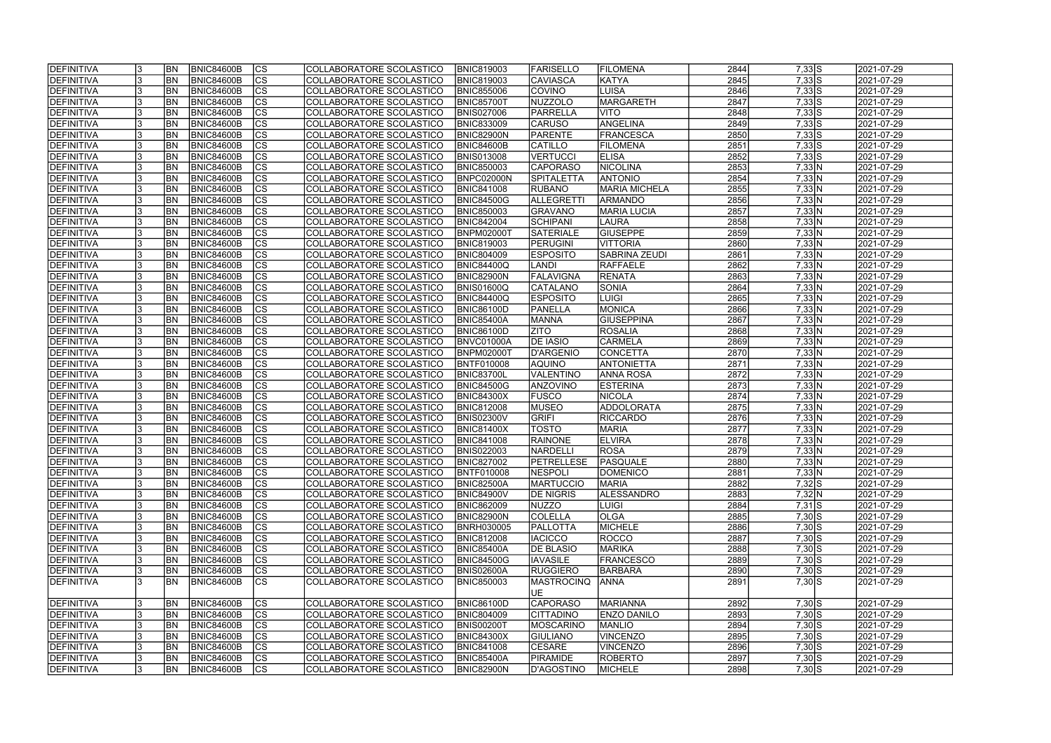| DEFINITIVA | 3 | BN | BNIC84600B | CS | COLLABORATORE SCOLASTICO | BNIC819003 | FARISELLO | FILOMENA | 2844 | 7,33 | S | 2021-07-29 |
|---|---|---|---|---|---|---|---|---|---|---|---|---|
| DEFINITIVA | 3 | BN | BNIC84600B | CS | COLLABORATORE SCOLASTICO | BNIC819003 | CAVIASCA | KATYA | 2845 | 7,33 | S | 2021-07-29 |
| DEFINITIVA | 3 | BN | BNIC84600B | CS | COLLABORATORE SCOLASTICO | BNIC855006 | COVINO | LUISA | 2846 | 7,33 | S | 2021-07-29 |
| DEFINITIVA | 3 | BN | BNIC84600B | CS | COLLABORATORE SCOLASTICO | BNIC85700T | NUZZOLO | MARGARETH | 2847 | 7,33 | S | 2021-07-29 |
| DEFINITIVA | 3 | BN | BNIC84600B | CS | COLLABORATORE SCOLASTICO | BNIS027006 | PARRELLA | VITO | 2848 | 7,33 | S | 2021-07-29 |
| DEFINITIVA | 3 | BN | BNIC84600B | CS | COLLABORATORE SCOLASTICO | BNIC833009 | CARUSO | ANGELINA | 2849 | 7,33 | S | 2021-07-29 |
| DEFINITIVA | 3 | BN | BNIC84600B | CS | COLLABORATORE SCOLASTICO | BNIC82900N | PARENTE | FRANCESCA | 2850 | 7,33 | S | 2021-07-29 |
| DEFINITIVA | 3 | BN | BNIC84600B | CS | COLLABORATORE SCOLASTICO | BNIC84600B | CATILLO | FILOMENA | 2851 | 7,33 | S | 2021-07-29 |
| DEFINITIVA | 3 | BN | BNIC84600B | CS | COLLABORATORE SCOLASTICO | BNIS013008 | VERTUCCI | ELISA | 2852 | 7,33 | S | 2021-07-29 |
| DEFINITIVA | 3 | BN | BNIC84600B | CS | COLLABORATORE SCOLASTICO | BNIC850003 | CAPORASO | NICOLINA | 2853 | 7,33 | N | 2021-07-29 |
| DEFINITIVA | 3 | BN | BNIC84600B | CS | COLLABORATORE SCOLASTICO | BNPC02000N | SPITALETTA | ANTONIO | 2854 | 7,33 | N | 2021-07-29 |
| DEFINITIVA | 3 | BN | BNIC84600B | CS | COLLABORATORE SCOLASTICO | BNIC841008 | RUBANO | MARIA MICHELA | 2855 | 7,33 | N | 2021-07-29 |
| DEFINITIVA | 3 | BN | BNIC84600B | CS | COLLABORATORE SCOLASTICO | BNIC84500G | ALLEGRETTI | ARMANDO | 2856 | 7,33 | N | 2021-07-29 |
| DEFINITIVA | 3 | BN | BNIC84600B | CS | COLLABORATORE SCOLASTICO | BNIC850003 | GRAVANO | MARIA LUCIA | 2857 | 7,33 | N | 2021-07-29 |
| DEFINITIVA | 3 | BN | BNIC84600B | CS | COLLABORATORE SCOLASTICO | BNIC842004 | SCHIPANI | LAURA | 2858 | 7,33 | N | 2021-07-29 |
| DEFINITIVA | 3 | BN | BNIC84600B | CS | COLLABORATORE SCOLASTICO | BNPM02000T | SATERIALE | GIUSEPPE | 2859 | 7,33 | N | 2021-07-29 |
| DEFINITIVA | 3 | BN | BNIC84600B | CS | COLLABORATORE SCOLASTICO | BNIC819003 | PERUGINI | VITTORIA | 2860 | 7,33 | N | 2021-07-29 |
| DEFINITIVA | 3 | BN | BNIC84600B | CS | COLLABORATORE SCOLASTICO | BNIC804009 | ESPOSITO | SABRINA ZEUDI | 2861 | 7,33 | N | 2021-07-29 |
| DEFINITIVA | 3 | BN | BNIC84600B | CS | COLLABORATORE SCOLASTICO | BNIC84400Q | LANDI | RAFFAELE | 2862 | 7,33 | N | 2021-07-29 |
| DEFINITIVA | 3 | BN | BNIC84600B | CS | COLLABORATORE SCOLASTICO | BNIC82900N | FALAVIGNA | RENATA | 2863 | 7,33 | N | 2021-07-29 |
| DEFINITIVA | 3 | BN | BNIC84600B | CS | COLLABORATORE SCOLASTICO | BNIS01600Q | CATALANO | SONIA | 2864 | 7,33 | N | 2021-07-29 |
| DEFINITIVA | 3 | BN | BNIC84600B | CS | COLLABORATORE SCOLASTICO | BNIC84400Q | ESPOSITO | LUIGI | 2865 | 7,33 | N | 2021-07-29 |
| DEFINITIVA | 3 | BN | BNIC84600B | CS | COLLABORATORE SCOLASTICO | BNIC86100D | PANELLA | MONICA | 2866 | 7,33 | N | 2021-07-29 |
| DEFINITIVA | 3 | BN | BNIC84600B | CS | COLLABORATORE SCOLASTICO | BNIC85400A | MANNA | GIUSEPPINA | 2867 | 7,33 | N | 2021-07-29 |
| DEFINITIVA | 3 | BN | BNIC84600B | CS | COLLABORATORE SCOLASTICO | BNIC86100D | ZITO | ROSALIA | 2868 | 7,33 | N | 2021-07-29 |
| DEFINITIVA | 3 | BN | BNIC84600B | CS | COLLABORATORE SCOLASTICO | BNVC01000A | DE IASIO | CARMELA | 2869 | 7,33 | N | 2021-07-29 |
| DEFINITIVA | 3 | BN | BNIC84600B | CS | COLLABORATORE SCOLASTICO | BNPM02000T | D'ARGENIO | CONCETTA | 2870 | 7,33 | N | 2021-07-29 |
| DEFINITIVA | 3 | BN | BNIC84600B | CS | COLLABORATORE SCOLASTICO | BNTF010008 | AQUINO | ANTONIETTA | 2871 | 7,33 | N | 2021-07-29 |
| DEFINITIVA | 3 | BN | BNIC84600B | CS | COLLABORATORE SCOLASTICO | BNIC83700L | VALENTINO | ANNA ROSA | 2872 | 7,33 | N | 2021-07-29 |
| DEFINITIVA | 3 | BN | BNIC84600B | CS | COLLABORATORE SCOLASTICO | BNIC84500G | ANZOVINO | ESTERINA | 2873 | 7,33 | N | 2021-07-29 |
| DEFINITIVA | 3 | BN | BNIC84600B | CS | COLLABORATORE SCOLASTICO | BNIC84300X | FUSCO | NICOLA | 2874 | 7,33 | N | 2021-07-29 |
| DEFINITIVA | 3 | BN | BNIC84600B | CS | COLLABORATORE SCOLASTICO | BNIC812008 | MUSEO | ADDOLORATA | 2875 | 7,33 | N | 2021-07-29 |
| DEFINITIVA | 3 | BN | BNIC84600B | CS | COLLABORATORE SCOLASTICO | BNIS02300V | GRIFI | RICCARDO | 2876 | 7,33 | N | 2021-07-29 |
| DEFINITIVA | 3 | BN | BNIC84600B | CS | COLLABORATORE SCOLASTICO | BNIC81400X | TOSTO | MARIA | 2877 | 7,33 | N | 2021-07-29 |
| DEFINITIVA | 3 | BN | BNIC84600B | CS | COLLABORATORE SCOLASTICO | BNIC841008 | RAINONE | ELVIRA | 2878 | 7,33 | N | 2021-07-29 |
| DEFINITIVA | 3 | BN | BNIC84600B | CS | COLLABORATORE SCOLASTICO | BNIS022003 | NARDELLI | ROSA | 2879 | 7,33 | N | 2021-07-29 |
| DEFINITIVA | 3 | BN | BNIC84600B | CS | COLLABORATORE SCOLASTICO | BNIC827002 | PETRELLESE | PASQUALE | 2880 | 7,33 | N | 2021-07-29 |
| DEFINITIVA | 3 | BN | BNIC84600B | CS | COLLABORATORE SCOLASTICO | BNTF010008 | NESPOLI | DOMENICO | 2881 | 7,33 | N | 2021-07-29 |
| DEFINITIVA | 3 | BN | BNIC84600B | CS | COLLABORATORE SCOLASTICO | BNIC82500A | MARTUCCIO | MARIA | 2882 | 7,32 | S | 2021-07-29 |
| DEFINITIVA | 3 | BN | BNIC84600B | CS | COLLABORATORE SCOLASTICO | BNIC84900V | DE NIGRIS | ALESSANDRO | 2883 | 7,32 | N | 2021-07-29 |
| DEFINITIVA | 3 | BN | BNIC84600B | CS | COLLABORATORE SCOLASTICO | BNIC862009 | NUZZO | LUIGI | 2884 | 7,31 | S | 2021-07-29 |
| DEFINITIVA | 3 | BN | BNIC84600B | CS | COLLABORATORE SCOLASTICO | BNIC82900N | COLELLA | OLGA | 2885 | 7,30 | S | 2021-07-29 |
| DEFINITIVA | 3 | BN | BNIC84600B | CS | COLLABORATORE SCOLASTICO | BNRH030005 | PALLOTTA | MICHELE | 2886 | 7,30 | S | 2021-07-29 |
| DEFINITIVA | 3 | BN | BNIC84600B | CS | COLLABORATORE SCOLASTICO | BNIC812008 | IACICCO | ROCCO | 2887 | 7,30 | S | 2021-07-29 |
| DEFINITIVA | 3 | BN | BNIC84600B | CS | COLLABORATORE SCOLASTICO | BNIC85400A | DE BLASIO | MARIKA | 2888 | 7,30 | S | 2021-07-29 |
| DEFINITIVA | 3 | BN | BNIC84600B | CS | COLLABORATORE SCOLASTICO | BNIC84500G | IAVASILE | FRANCESCO | 2889 | 7,30 | S | 2021-07-29 |
| DEFINITIVA | 3 | BN | BNIC84600B | CS | COLLABORATORE SCOLASTICO | BNIS02600A | RUGGIERO | BARBARA | 2890 | 7,30 | S | 2021-07-29 |
| DEFINITIVA | 3 | BN | BNIC84600B | CS | COLLABORATORE SCOLASTICO | BNIC850003 | MASTROCINQUE | ANNA | 2891 | 7,30 | S | 2021-07-29 |
| DEFINITIVA | 3 | BN | BNIC84600B | CS | COLLABORATORE SCOLASTICO | BNIC86100D | CAPORASO | MARIANNA | 2892 | 7,30 | S | 2021-07-29 |
| DEFINITIVA | 3 | BN | BNIC84600B | CS | COLLABORATORE SCOLASTICO | BNIC804009 | CITTADINO | ENZO DANILO | 2893 | 7,30 | S | 2021-07-29 |
| DEFINITIVA | 3 | BN | BNIC84600B | CS | COLLABORATORE SCOLASTICO | BNIS00200T | MOSCARINO | MANLIO | 2894 | 7,30 | S | 2021-07-29 |
| DEFINITIVA | 3 | BN | BNIC84600B | CS | COLLABORATORE SCOLASTICO | BNIC84300X | GIULIANO | VINCENZO | 2895 | 7,30 | S | 2021-07-29 |
| DEFINITIVA | 3 | BN | BNIC84600B | CS | COLLABORATORE SCOLASTICO | BNIC841008 | CESARE | VINCENZO | 2896 | 7,30 | S | 2021-07-29 |
| DEFINITIVA | 3 | BN | BNIC84600B | CS | COLLABORATORE SCOLASTICO | BNIC85400A | PIRAMIDE | ROBERTO | 2897 | 7,30 | S | 2021-07-29 |
| DEFINITIVA | 3 | BN | BNIC84600B | CS | COLLABORATORE SCOLASTICO | BNIC82900N | D'AGOSTINO | MICHELE | 2898 | 7,30 | S | 2021-07-29 |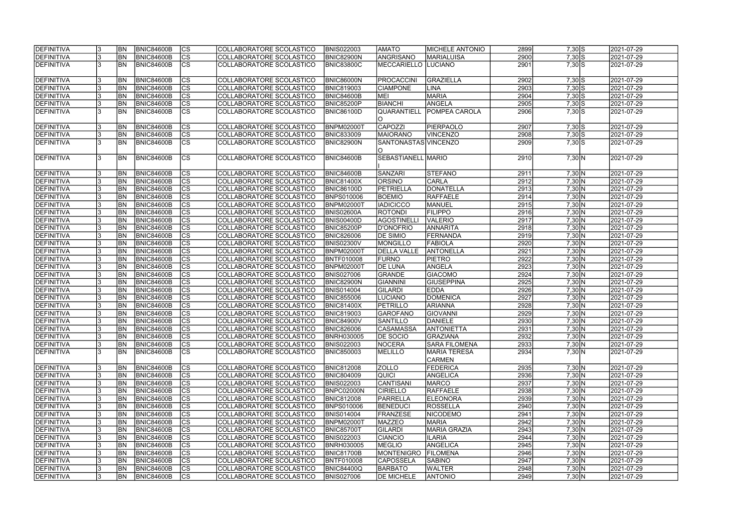| DEFINITIVA | 3 | BN | BNIC84600B | CS | COLLABORATORE SCOLASTICO | BNIS022003 | AMATO | MICHELE ANTONIO | 2899 | 7,30 | S | 2021-07-29 |
|---|---|---|---|---|---|---|---|---|---|---|---|---|
| DEFINITIVA | 3 | BN | BNIC84600B | CS | COLLABORATORE SCOLASTICO | BNIC82900N | ANGRISANO | MARIALUISA | 2900 | 7,30 | S | 2021-07-29 |
| DEFINITIVA | 3 | BN | BNIC84600B | CS | COLLABORATORE SCOLASTICO | BNIC83800C | MECCARIELLO | LUCIANO | 2901 | 7,30 | S | 2021-07-29 |
| DEFINITIVA | 3 | BN | BNIC84600B | CS | COLLABORATORE SCOLASTICO | BNIC86000N | PROCACCINI | GRAZIELLA | 2902 | 7,30 | S | 2021-07-29 |
| DEFINITIVA | 3 | BN | BNIC84600B | CS | COLLABORATORE SCOLASTICO | BNIC819003 | CIAMPONE | LINA | 2903 | 7,30 | S | 2021-07-29 |
| DEFINITIVA | 3 | BN | BNIC84600B | CS | COLLABORATORE SCOLASTICO | BNIC84600B | MEI | MARIA | 2904 | 7,30 | S | 2021-07-29 |
| DEFINITIVA | 3 | BN | BNIC84600B | CS | COLLABORATORE SCOLASTICO | BNIC85200P | BIANCHI | ANGELA | 2905 | 7,30 | S | 2021-07-29 |
| DEFINITIVA | 3 | BN | BNIC84600B | CS | COLLABORATORE SCOLASTICO | BNIC86100D | QUARANTIELLO | POMPEA CAROLA | 2906 | 7,30 | S | 2021-07-29 |
| DEFINITIVA | 3 | BN | BNIC84600B | CS | COLLABORATORE SCOLASTICO | BNPM02000T | CAPOZZI | PIERPAOLO | 2907 | 7,30 | S | 2021-07-29 |
| DEFINITIVA | 3 | BN | BNIC84600B | CS | COLLABORATORE SCOLASTICO | BNIC833009 | MAIORANO | VINCENZO | 2908 | 7,30 | S | 2021-07-29 |
| DEFINITIVA | 3 | BN | BNIC84600B | CS | COLLABORATORE SCOLASTICO | BNIC82900N | SANTONASTASO | VINCENZO | 2909 | 7,30 | S | 2021-07-29 |
| DEFINITIVA | 3 | BN | BNIC84600B | CS | COLLABORATORE SCOLASTICO | BNIC84600B | SEBASTIANELLI | MARIO | 2910 | 7,30 | N | 2021-07-29 |
| DEFINITIVA | 3 | BN | BNIC84600B | CS | COLLABORATORE SCOLASTICO | BNIC84600B | SANZARI | STEFANO | 2911 | 7,30 | N | 2021-07-29 |
| DEFINITIVA | 3 | BN | BNIC84600B | CS | COLLABORATORE SCOLASTICO | BNIC81400X | ORSINO | CARLA | 2912 | 7,30 | N | 2021-07-29 |
| DEFINITIVA | 3 | BN | BNIC84600B | CS | COLLABORATORE SCOLASTICO | BNIC86100D | PETRIELLA | DONATELLA | 2913 | 7,30 | N | 2021-07-29 |
| DEFINITIVA | 3 | BN | BNIC84600B | CS | COLLABORATORE SCOLASTICO | BNPS010006 | BOEMIO | RAFFAELE | 2914 | 7,30 | N | 2021-07-29 |
| DEFINITIVA | 3 | BN | BNIC84600B | CS | COLLABORATORE SCOLASTICO | BNPM02000T | IADICICCO | MANUEL | 2915 | 7,30 | N | 2021-07-29 |
| DEFINITIVA | 3 | BN | BNIC84600B | CS | COLLABORATORE SCOLASTICO | BNIS02600A | ROTONDI | FILIPPO | 2916 | 7,30 | N | 2021-07-29 |
| DEFINITIVA | 3 | BN | BNIC84600B | CS | COLLABORATORE SCOLASTICO | BNIS00400D | AGOSTINELLI | VALERIO | 2917 | 7,30 | N | 2021-07-29 |
| DEFINITIVA | 3 | BN | BNIC84600B | CS | COLLABORATORE SCOLASTICO | BNIC85200P | D'ONOFRIO | ANNARITA | 2918 | 7,30 | N | 2021-07-29 |
| DEFINITIVA | 3 | BN | BNIC84600B | CS | COLLABORATORE SCOLASTICO | BNIC826006 | DE SIMIO | FERNANDA | 2919 | 7,30 | N | 2021-07-29 |
| DEFINITIVA | 3 | BN | BNIC84600B | CS | COLLABORATORE SCOLASTICO | BNIS02300V | MONGILLO | FABIOLA | 2920 | 7,30 | N | 2021-07-29 |
| DEFINITIVA | 3 | BN | BNIC84600B | CS | COLLABORATORE SCOLASTICO | BNPM02000T | DELLA VALLE | ANTONELLA | 2921 | 7,30 | N | 2021-07-29 |
| DEFINITIVA | 3 | BN | BNIC84600B | CS | COLLABORATORE SCOLASTICO | BNTF010008 | FURNO | PIETRO | 2922 | 7,30 | N | 2021-07-29 |
| DEFINITIVA | 3 | BN | BNIC84600B | CS | COLLABORATORE SCOLASTICO | BNPM02000T | DE LUNA | ANGELA | 2923 | 7,30 | N | 2021-07-29 |
| DEFINITIVA | 3 | BN | BNIC84600B | CS | COLLABORATORE SCOLASTICO | BNIS027006 | GRANDE | GIACOMO | 2924 | 7,30 | N | 2021-07-29 |
| DEFINITIVA | 3 | BN | BNIC84600B | CS | COLLABORATORE SCOLASTICO | BNIC82900N | GIANNINI | GIUSEPPINA | 2925 | 7,30 | N | 2021-07-29 |
| DEFINITIVA | 3 | BN | BNIC84600B | CS | COLLABORATORE SCOLASTICO | BNIS014004 | GILARDI | EDDA | 2926 | 7,30 | N | 2021-07-29 |
| DEFINITIVA | 3 | BN | BNIC84600B | CS | COLLABORATORE SCOLASTICO | BNIC855006 | LUCIANO | DOMENICA | 2927 | 7,30 | N | 2021-07-29 |
| DEFINITIVA | 3 | BN | BNIC84600B | CS | COLLABORATORE SCOLASTICO | BNIC81400X | PETRILLO | ARIANNA | 2928 | 7,30 | N | 2021-07-29 |
| DEFINITIVA | 3 | BN | BNIC84600B | CS | COLLABORATORE SCOLASTICO | BNIC819003 | GAROFANO | GIOVANNI | 2929 | 7,30 | N | 2021-07-29 |
| DEFINITIVA | 3 | BN | BNIC84600B | CS | COLLABORATORE SCOLASTICO | BNIC84900V | SANTILLO | DANIELE | 2930 | 7,30 | N | 2021-07-29 |
| DEFINITIVA | 3 | BN | BNIC84600B | CS | COLLABORATORE SCOLASTICO | BNIC826006 | CASAMASSA | ANTONIETTA | 2931 | 7,30 | N | 2021-07-29 |
| DEFINITIVA | 3 | BN | BNIC84600B | CS | COLLABORATORE SCOLASTICO | BNRH030005 | DE SOCIO | GRAZIANA | 2932 | 7,30 | N | 2021-07-29 |
| DEFINITIVA | 3 | BN | BNIC84600B | CS | COLLABORATORE SCOLASTICO | BNIS022003 | NOCERA | SARA FILOMENA | 2933 | 7,30 | N | 2021-07-29 |
| DEFINITIVA | 3 | BN | BNIC84600B | CS | COLLABORATORE SCOLASTICO | BNIC850003 | MELILLO | MARIA TERESA CARMEN | 2934 | 7,30 | N | 2021-07-29 |
| DEFINITIVA | 3 | BN | BNIC84600B | CS | COLLABORATORE SCOLASTICO | BNIC812008 | ZOLLO | FEDERICA | 2935 | 7,30 | N | 2021-07-29 |
| DEFINITIVA | 3 | BN | BNIC84600B | CS | COLLABORATORE SCOLASTICO | BNIC804009 | QUICI | ANGELICA | 2936 | 7,30 | N | 2021-07-29 |
| DEFINITIVA | 3 | BN | BNIC84600B | CS | COLLABORATORE SCOLASTICO | BNIS022003 | CANTISANI | MARCO | 2937 | 7,30 | N | 2021-07-29 |
| DEFINITIVA | 3 | BN | BNIC84600B | CS | COLLABORATORE SCOLASTICO | BNPC02000N | CIRIELLO | RAFFAELE | 2938 | 7,30 | N | 2021-07-29 |
| DEFINITIVA | 3 | BN | BNIC84600B | CS | COLLABORATORE SCOLASTICO | BNIC812008 | PARRELLA | ELEONORA | 2939 | 7,30 | N | 2021-07-29 |
| DEFINITIVA | 3 | BN | BNIC84600B | CS | COLLABORATORE SCOLASTICO | BNPS010006 | BENEDUCI | ROSSELLA | 2940 | 7,30 | N | 2021-07-29 |
| DEFINITIVA | 3 | BN | BNIC84600B | CS | COLLABORATORE SCOLASTICO | BNIS014004 | FRANZESE | NICODEMO | 2941 | 7,30 | N | 2021-07-29 |
| DEFINITIVA | 3 | BN | BNIC84600B | CS | COLLABORATORE SCOLASTICO | BNPM02000T | MAZZEO | MARIA | 2942 | 7,30 | N | 2021-07-29 |
| DEFINITIVA | 3 | BN | BNIC84600B | CS | COLLABORATORE SCOLASTICO | BNIC85700T | GILARDI | MARIA GRAZIA | 2943 | 7,30 | N | 2021-07-29 |
| DEFINITIVA | 3 | BN | BNIC84600B | CS | COLLABORATORE SCOLASTICO | BNIS022003 | CIANCIO | ILARIA | 2944 | 7,30 | N | 2021-07-29 |
| DEFINITIVA | 3 | BN | BNIC84600B | CS | COLLABORATORE SCOLASTICO | BNRH030005 | MEGLIO | ANGELICA | 2945 | 7,30 | N | 2021-07-29 |
| DEFINITIVA | 3 | BN | BNIC84600B | CS | COLLABORATORE SCOLASTICO | BNIC81700B | MONTENIGRO | FILOMENA | 2946 | 7,30 | N | 2021-07-29 |
| DEFINITIVA | 3 | BN | BNIC84600B | CS | COLLABORATORE SCOLASTICO | BNTF010008 | CAPOSSELA | SABINO | 2947 | 7,30 | N | 2021-07-29 |
| DEFINITIVA | 3 | BN | BNIC84600B | CS | COLLABORATORE SCOLASTICO | BNIC84400Q | BARBATO | WALTER | 2948 | 7,30 | N | 2021-07-29 |
| DEFINITIVA | 3 | BN | BNIC84600B | CS | COLLABORATORE SCOLASTICO | BNIS027006 | DE MICHELE | ANTONIO | 2949 | 7,30 | N | 2021-07-29 |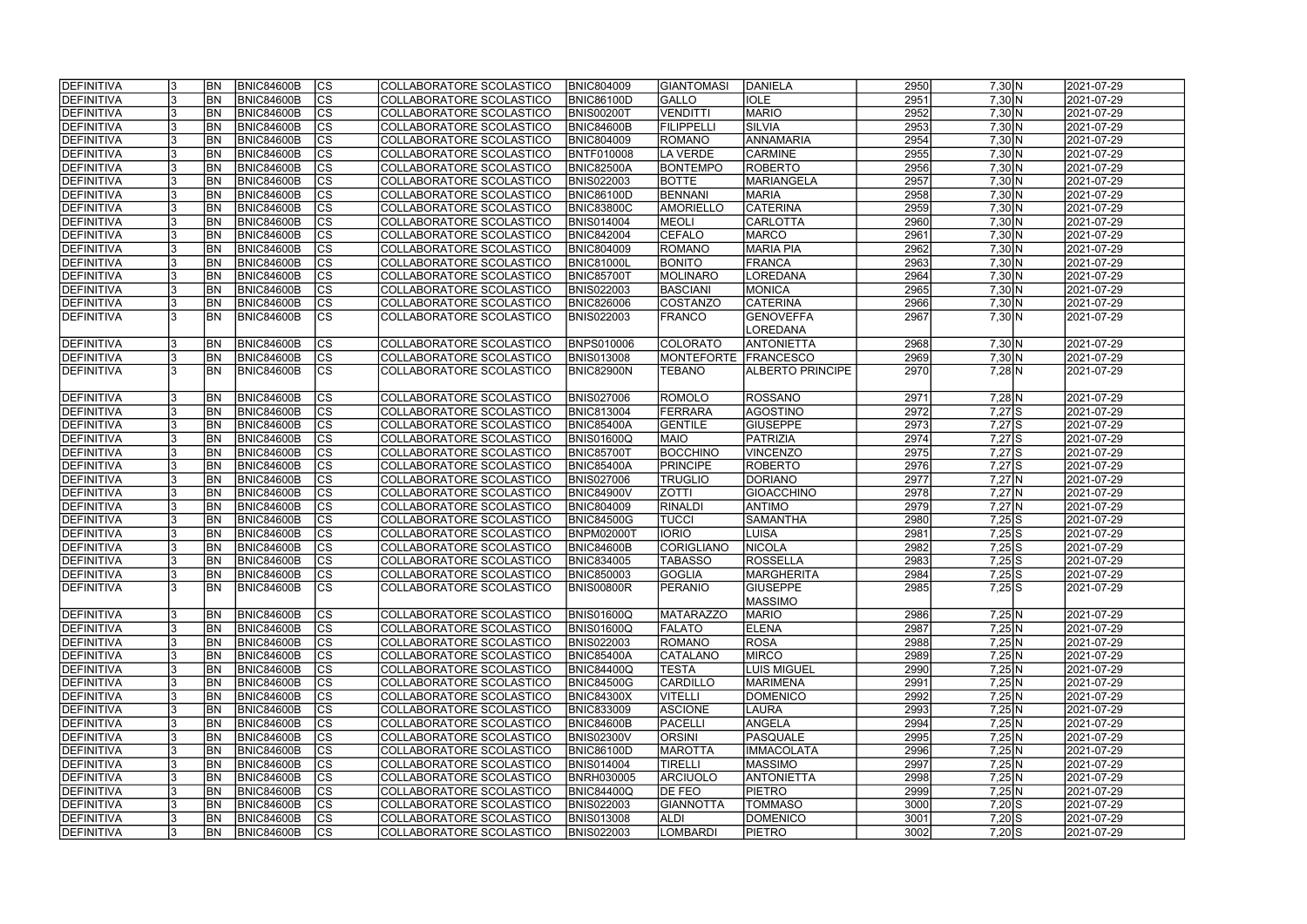| DEFINITIVA | 3 | BN | BNIC84600B | CS | COLLABORATORE SCOLASTICO | BNIC804009 | GIANTOMASI | DANIELA | 2950 | 7,30 | N | 2021-07-29 |
|---|---|---|---|---|---|---|---|---|---|---|---|---|
| DEFINITIVA | 3 | BN | BNIC84600B | CS | COLLABORATORE SCOLASTICO | BNIC86100D | GALLO | IOLE | 2951 | 7,30 | N | 2021-07-29 |
| DEFINITIVA | 3 | BN | BNIC84600B | CS | COLLABORATORE SCOLASTICO | BNIS00200T | VENDITTI | MARIO | 2952 | 7,30 | N | 2021-07-29 |
| DEFINITIVA | 3 | BN | BNIC84600B | CS | COLLABORATORE SCOLASTICO | BNIC84600B | FILIPPELLI | SILVIA | 2953 | 7,30 | N | 2021-07-29 |
| DEFINITIVA | 3 | BN | BNIC84600B | CS | COLLABORATORE SCOLASTICO | BNIC804009 | ROMANO | ANNAMARIA | 2954 | 7,30 | N | 2021-07-29 |
| DEFINITIVA | 3 | BN | BNIC84600B | CS | COLLABORATORE SCOLASTICO | BNTF010008 | LA VERDE | CARMINE | 2955 | 7,30 | N | 2021-07-29 |
| DEFINITIVA | 3 | BN | BNIC84600B | CS | COLLABORATORE SCOLASTICO | BNIC82500A | BONTEMPO | ROBERTO | 2956 | 7,30 | N | 2021-07-29 |
| DEFINITIVA | 3 | BN | BNIC84600B | CS | COLLABORATORE SCOLASTICO | BNIS022003 | BOTTE | MARIANGELA | 2957 | 7,30 | N | 2021-07-29 |
| DEFINITIVA | 3 | BN | BNIC84600B | CS | COLLABORATORE SCOLASTICO | BNIC86100D | BENNANI | MARIA | 2958 | 7,30 | N | 2021-07-29 |
| DEFINITIVA | 3 | BN | BNIC84600B | CS | COLLABORATORE SCOLASTICO | BNIC83800C | AMORIELLO | CATERINA | 2959 | 7,30 | N | 2021-07-29 |
| DEFINITIVA | 3 | BN | BNIC84600B | CS | COLLABORATORE SCOLASTICO | BNIS014004 | MEOLI | CARLOTTA | 2960 | 7,30 | N | 2021-07-29 |
| DEFINITIVA | 3 | BN | BNIC84600B | CS | COLLABORATORE SCOLASTICO | BNIC842004 | CEFALO | MARCO | 2961 | 7,30 | N | 2021-07-29 |
| DEFINITIVA | 3 | BN | BNIC84600B | CS | COLLABORATORE SCOLASTICO | BNIC804009 | ROMANO | MARIA PIA | 2962 | 7,30 | N | 2021-07-29 |
| DEFINITIVA | 3 | BN | BNIC84600B | CS | COLLABORATORE SCOLASTICO | BNIC81000L | BONITO | FRANCA | 2963 | 7,30 | N | 2021-07-29 |
| DEFINITIVA | 3 | BN | BNIC84600B | CS | COLLABORATORE SCOLASTICO | BNIC85700T | MOLINARO | LOREDANA | 2964 | 7,30 | N | 2021-07-29 |
| DEFINITIVA | 3 | BN | BNIC84600B | CS | COLLABORATORE SCOLASTICO | BNIS022003 | BASCIANI | MONICA | 2965 | 7,30 | N | 2021-07-29 |
| DEFINITIVA | 3 | BN | BNIC84600B | CS | COLLABORATORE SCOLASTICO | BNIC826006 | COSTANZO | CATERINA | 2966 | 7,30 | N | 2021-07-29 |
| DEFINITIVA | 3 | BN | BNIC84600B | CS | COLLABORATORE SCOLASTICO | BNIS022003 | FRANCO | GENOVEFFA LOREDANA | 2967 | 7,30 | N | 2021-07-29 |
| DEFINITIVA | 3 | BN | BNIC84600B | CS | COLLABORATORE SCOLASTICO | BNPS010006 | COLORATO | ANTONIETTA | 2968 | 7,30 | N | 2021-07-29 |
| DEFINITIVA | 3 | BN | BNIC84600B | CS | COLLABORATORE SCOLASTICO | BNIS013008 | MONTEFORTE | FRANCESCO | 2969 | 7,30 | N | 2021-07-29 |
| DEFINITIVA | 3 | BN | BNIC84600B | CS | COLLABORATORE SCOLASTICO | BNIC82900N | TEBANO | ALBERTO PRINCIPE | 2970 | 7,28 | N | 2021-07-29 |
| DEFINITIVA | 3 | BN | BNIC84600B | CS | COLLABORATORE SCOLASTICO | BNIS027006 | ROMOLO | ROSSANO | 2971 | 7,28 | N | 2021-07-29 |
| DEFINITIVA | 3 | BN | BNIC84600B | CS | COLLABORATORE SCOLASTICO | BNIC813004 | FERRARA | AGOSTINO | 2972 | 7,27 | S | 2021-07-29 |
| DEFINITIVA | 3 | BN | BNIC84600B | CS | COLLABORATORE SCOLASTICO | BNIC85400A | GENTILE | GIUSEPPE | 2973 | 7,27 | S | 2021-07-29 |
| DEFINITIVA | 3 | BN | BNIC84600B | CS | COLLABORATORE SCOLASTICO | BNIS01600Q | MAIO | PATRIZIA | 2974 | 7,27 | S | 2021-07-29 |
| DEFINITIVA | 3 | BN | BNIC84600B | CS | COLLABORATORE SCOLASTICO | BNIC85700T | BOCCHINO | VINCENZO | 2975 | 7,27 | S | 2021-07-29 |
| DEFINITIVA | 3 | BN | BNIC84600B | CS | COLLABORATORE SCOLASTICO | BNIC85400A | PRINCIPE | ROBERTO | 2976 | 7,27 | S | 2021-07-29 |
| DEFINITIVA | 3 | BN | BNIC84600B | CS | COLLABORATORE SCOLASTICO | BNIS027006 | TRUGLIO | DORIANO | 2977 | 7,27 | N | 2021-07-29 |
| DEFINITIVA | 3 | BN | BNIC84600B | CS | COLLABORATORE SCOLASTICO | BNIC84900V | ZOTTI | GIOACCHINO | 2978 | 7,27 | N | 2021-07-29 |
| DEFINITIVA | 3 | BN | BNIC84600B | CS | COLLABORATORE SCOLASTICO | BNIC804009 | RINALDI | ANTIMO | 2979 | 7,27 | N | 2021-07-29 |
| DEFINITIVA | 3 | BN | BNIC84600B | CS | COLLABORATORE SCOLASTICO | BNIC84500G | TUCCI | SAMANTHA | 2980 | 7,25 | S | 2021-07-29 |
| DEFINITIVA | 3 | BN | BNIC84600B | CS | COLLABORATORE SCOLASTICO | BNPM02000T | IORIO | LUISA | 2981 | 7,25 | S | 2021-07-29 |
| DEFINITIVA | 3 | BN | BNIC84600B | CS | COLLABORATORE SCOLASTICO | BNIC84600B | CORIGLIANO | NICOLA | 2982 | 7,25 | S | 2021-07-29 |
| DEFINITIVA | 3 | BN | BNIC84600B | CS | COLLABORATORE SCOLASTICO | BNIC834005 | TABASSO | ROSSELLA | 2983 | 7,25 | S | 2021-07-29 |
| DEFINITIVA | 3 | BN | BNIC84600B | CS | COLLABORATORE SCOLASTICO | BNIC850003 | GOGLIA | MARGHERITA | 2984 | 7,25 | S | 2021-07-29 |
| DEFINITIVA | 3 | BN | BNIC84600B | CS | COLLABORATORE SCOLASTICO | BNIS00800R | PERANIO | GIUSEPPE MASSIMO | 2985 | 7,25 | S | 2021-07-29 |
| DEFINITIVA | 3 | BN | BNIC84600B | CS | COLLABORATORE SCOLASTICO | BNIS01600Q | MATARAZZO | MARIO | 2986 | 7,25 | N | 2021-07-29 |
| DEFINITIVA | 3 | BN | BNIC84600B | CS | COLLABORATORE SCOLASTICO | BNIS01600Q | FALATO | ELENA | 2987 | 7,25 | N | 2021-07-29 |
| DEFINITIVA | 3 | BN | BNIC84600B | CS | COLLABORATORE SCOLASTICO | BNIS022003 | ROMANO | ROSA | 2988 | 7,25 | N | 2021-07-29 |
| DEFINITIVA | 3 | BN | BNIC84600B | CS | COLLABORATORE SCOLASTICO | BNIC85400A | CATALANO | MIRCO | 2989 | 7,25 | N | 2021-07-29 |
| DEFINITIVA | 3 | BN | BNIC84600B | CS | COLLABORATORE SCOLASTICO | BNIC84400Q | TESTA | LUIS MIGUEL | 2990 | 7,25 | N | 2021-07-29 |
| DEFINITIVA | 3 | BN | BNIC84600B | CS | COLLABORATORE SCOLASTICO | BNIC84500G | CARDILLO | MARIMENA | 2991 | 7,25 | N | 2021-07-29 |
| DEFINITIVA | 3 | BN | BNIC84600B | CS | COLLABORATORE SCOLASTICO | BNIC84300X | VITELLI | DOMENICO | 2992 | 7,25 | N | 2021-07-29 |
| DEFINITIVA | 3 | BN | BNIC84600B | CS | COLLABORATORE SCOLASTICO | BNIC833009 | ASCIONE | LAURA | 2993 | 7,25 | N | 2021-07-29 |
| DEFINITIVA | 3 | BN | BNIC84600B | CS | COLLABORATORE SCOLASTICO | BNIC84600B | PACELLI | ANGELA | 2994 | 7,25 | N | 2021-07-29 |
| DEFINITIVA | 3 | BN | BNIC84600B | CS | COLLABORATORE SCOLASTICO | BNIS02300V | ORSINI | PASQUALE | 2995 | 7,25 | N | 2021-07-29 |
| DEFINITIVA | 3 | BN | BNIC84600B | CS | COLLABORATORE SCOLASTICO | BNIC86100D | MAROTTA | IMMACOLATA | 2996 | 7,25 | N | 2021-07-29 |
| DEFINITIVA | 3 | BN | BNIC84600B | CS | COLLABORATORE SCOLASTICO | BNIS014004 | TIRELLI | MASSIMO | 2997 | 7,25 | N | 2021-07-29 |
| DEFINITIVA | 3 | BN | BNIC84600B | CS | COLLABORATORE SCOLASTICO | BNRH030005 | ARCIUOLO | ANTONIETTA | 2998 | 7,25 | N | 2021-07-29 |
| DEFINITIVA | 3 | BN | BNIC84600B | CS | COLLABORATORE SCOLASTICO | BNIC84400Q | DE FEO | PIETRO | 2999 | 7,25 | N | 2021-07-29 |
| DEFINITIVA | 3 | BN | BNIC84600B | CS | COLLABORATORE SCOLASTICO | BNIS022003 | GIANNOTTA | TOMMASO | 3000 | 7,20 | S | 2021-07-29 |
| DEFINITIVA | 3 | BN | BNIC84600B | CS | COLLABORATORE SCOLASTICO | BNIS013008 | ALDI | DOMENICO | 3001 | 7,20 | S | 2021-07-29 |
| DEFINITIVA | 3 | BN | BNIC84600B | CS | COLLABORATORE SCOLASTICO | BNIS022003 | LOMBARDI | PIETRO | 3002 | 7,20 | S | 2021-07-29 |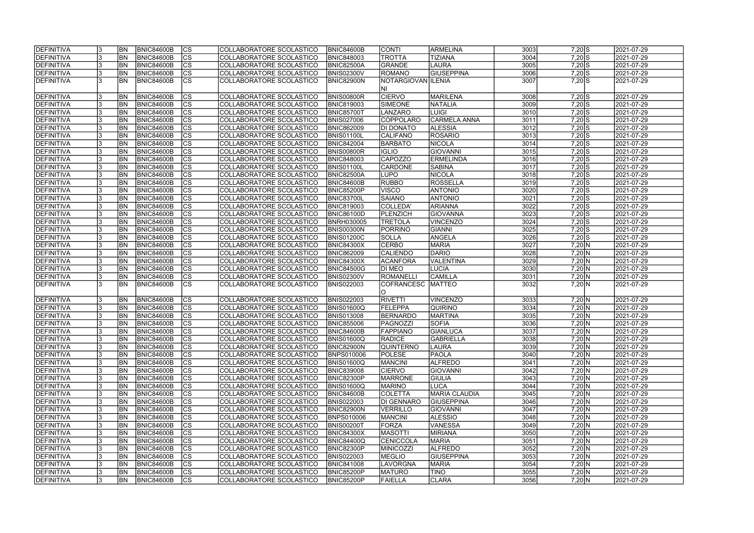| DEFINITIVA | 3 | BN | BNIC84600B | CS | COLLABORATORE SCOLASTICO | BNIC84600B | CONTI | ARMELINA | 3003 | 7,20 | S | 2021-07-29 |
|---|---|---|---|---|---|---|---|---|---|---|---|---|
| DEFINITIVA | 3 | BN | BNIC84600B | CS | COLLABORATORE SCOLASTICO | BNIC848003 | TROTTA | TIZIANA | 3004 | 7,20 | S | 2021-07-29 |
| DEFINITIVA | 3 | BN | BNIC84600B | CS | COLLABORATORE SCOLASTICO | BNIC82500A | GRANDE | LAURA | 3005 | 7,20 | S | 2021-07-29 |
| DEFINITIVA | 3 | BN | BNIC84600B | CS | COLLABORATORE SCOLASTICO | BNIS02300V | ROMANO | GIUSEPPINA | 3006 | 7,20 | S | 2021-07-29 |
| DEFINITIVA | 3 | BN | BNIC84600B | CS | COLLABORATORE SCOLASTICO | BNIC82900N | NOTARGIOVANNI | ILENIA | 3007 | 7,20 | S | 2021-07-29 |
| DEFINITIVA | 3 | BN | BNIC84600B | CS | COLLABORATORE SCOLASTICO | BNIS00800R | CIERVO | MARILENA | 3008 | 7,20 | S | 2021-07-29 |
| DEFINITIVA | 3 | BN | BNIC84600B | CS | COLLABORATORE SCOLASTICO | BNIC819003 | SIMEONE | NATALIA | 3009 | 7,20 | S | 2021-07-29 |
| DEFINITIVA | 3 | BN | BNIC84600B | CS | COLLABORATORE SCOLASTICO | BNIC85700T | LANZARO | LUIGI | 3010 | 7,20 | S | 2021-07-29 |
| DEFINITIVA | 3 | BN | BNIC84600B | CS | COLLABORATORE SCOLASTICO | BNIS027006 | COPPOLARO | CARMELA ANNA | 3011 | 7,20 | S | 2021-07-29 |
| DEFINITIVA | 3 | BN | BNIC84600B | CS | COLLABORATORE SCOLASTICO | BNIC862009 | DI DONATO | ALESSIA | 3012 | 7,20 | S | 2021-07-29 |
| DEFINITIVA | 3 | BN | BNIC84600B | CS | COLLABORATORE SCOLASTICO | BNIS01100L | CALIFANO | ROSARIO | 3013 | 7,20 | S | 2021-07-29 |
| DEFINITIVA | 3 | BN | BNIC84600B | CS | COLLABORATORE SCOLASTICO | BNIC842004 | BARBATO | NICOLA | 3014 | 7,20 | S | 2021-07-29 |
| DEFINITIVA | 3 | BN | BNIC84600B | CS | COLLABORATORE SCOLASTICO | BNIS00800R | IGLIO | GIOVANNI | 3015 | 7,20 | S | 2021-07-29 |
| DEFINITIVA | 3 | BN | BNIC84600B | CS | COLLABORATORE SCOLASTICO | BNIC848003 | CAPOZZO | ERMELINDA | 3016 | 7,20 | S | 2021-07-29 |
| DEFINITIVA | 3 | BN | BNIC84600B | CS | COLLABORATORE SCOLASTICO | BNIS01100L | CARDONE | SABINA | 3017 | 7,20 | S | 2021-07-29 |
| DEFINITIVA | 3 | BN | BNIC84600B | CS | COLLABORATORE SCOLASTICO | BNIC82500A | LUPO | NICOLA | 3018 | 7,20 | S | 2021-07-29 |
| DEFINITIVA | 3 | BN | BNIC84600B | CS | COLLABORATORE SCOLASTICO | BNIC84600B | RUBBO | ROSSELLA | 3019 | 7,20 | S | 2021-07-29 |
| DEFINITIVA | 3 | BN | BNIC84600B | CS | COLLABORATORE SCOLASTICO | BNIC85200P | VISCO | ANTONIO | 3020 | 7,20 | S | 2021-07-29 |
| DEFINITIVA | 3 | BN | BNIC84600B | CS | COLLABORATORE SCOLASTICO | BNIC83700L | SAIANO | ANTONIO | 3021 | 7,20 | S | 2021-07-29 |
| DEFINITIVA | 3 | BN | BNIC84600B | CS | COLLABORATORE SCOLASTICO | BNIC819003 | COLLEDA' | ARIANNA | 3022 | 7,20 | S | 2021-07-29 |
| DEFINITIVA | 3 | BN | BNIC84600B | CS | COLLABORATORE SCOLASTICO | BNIC86100D | PLENZICH | GIOVANNA | 3023 | 7,20 | S | 2021-07-29 |
| DEFINITIVA | 3 | BN | BNIC84600B | CS | COLLABORATORE SCOLASTICO | BNRH030005 | TRETOLA | VINCENZO | 3024 | 7,20 | S | 2021-07-29 |
| DEFINITIVA | 3 | BN | BNIC84600B | CS | COLLABORATORE SCOLASTICO | BNIS00300N | PORRINO | GIANNI | 3025 | 7,20 | S | 2021-07-29 |
| DEFINITIVA | 3 | BN | BNIC84600B | CS | COLLABORATORE SCOLASTICO | BNIS01200C | SOLLA | ANGELA | 3026 | 7,20 | S | 2021-07-29 |
| DEFINITIVA | 3 | BN | BNIC84600B | CS | COLLABORATORE SCOLASTICO | BNIC84300X | CERBO | MARIA | 3027 | 7,20 | N | 2021-07-29 |
| DEFINITIVA | 3 | BN | BNIC84600B | CS | COLLABORATORE SCOLASTICO | BNIC862009 | CALIENDO | DARIO | 3028 | 7,20 | N | 2021-07-29 |
| DEFINITIVA | 3 | BN | BNIC84600B | CS | COLLABORATORE SCOLASTICO | BNIC84300X | ACANFORA | VALENTINA | 3029 | 7,20 | N | 2021-07-29 |
| DEFINITIVA | 3 | BN | BNIC84600B | CS | COLLABORATORE SCOLASTICO | BNIC84500G | DI MEO | LUCIA | 3030 | 7,20 | N | 2021-07-29 |
| DEFINITIVA | 3 | BN | BNIC84600B | CS | COLLABORATORE SCOLASTICO | BNIS02300V | ROMANELLI | CAMILLA | 3031 | 7,20 | N | 2021-07-29 |
| DEFINITIVA | 3 | BN | BNIC84600B | CS | COLLABORATORE SCOLASTICO | BNIS022003 | COFRANCESCO | MATTEO | 3032 | 7,20 | N | 2021-07-29 |
| DEFINITIVA | 3 | BN | BNIC84600B | CS | COLLABORATORE SCOLASTICO | BNIS022003 | RIVETTI | VINCENZO | 3033 | 7,20 | N | 2021-07-29 |
| DEFINITIVA | 3 | BN | BNIC84600B | CS | COLLABORATORE SCOLASTICO | BNIS01600Q | FELEPPA | QUIRINO | 3034 | 7,20 | N | 2021-07-29 |
| DEFINITIVA | 3 | BN | BNIC84600B | CS | COLLABORATORE SCOLASTICO | BNIS013008 | BERNARDO | MARTINA | 3035 | 7,20 | N | 2021-07-29 |
| DEFINITIVA | 3 | BN | BNIC84600B | CS | COLLABORATORE SCOLASTICO | BNIC855006 | PAGNOZZI | SOFIA | 3036 | 7,20 | N | 2021-07-29 |
| DEFINITIVA | 3 | BN | BNIC84600B | CS | COLLABORATORE SCOLASTICO | BNIC84600B | FAPPIANO | GIANLUCA | 3037 | 7,20 | N | 2021-07-29 |
| DEFINITIVA | 3 | BN | BNIC84600B | CS | COLLABORATORE SCOLASTICO | BNIS01600Q | RADICE | GABRIELLA | 3038 | 7,20 | N | 2021-07-29 |
| DEFINITIVA | 3 | BN | BNIC84600B | CS | COLLABORATORE SCOLASTICO | BNIC82900N | QUINTERNO | LAURA | 3039 | 7,20 | N | 2021-07-29 |
| DEFINITIVA | 3 | BN | BNIC84600B | CS | COLLABORATORE SCOLASTICO | BNPS010006 | POLESE | PAOLA | 3040 | 7,20 | N | 2021-07-29 |
| DEFINITIVA | 3 | BN | BNIC84600B | CS | COLLABORATORE SCOLASTICO | BNIS01600Q | MANCINI | ALFREDO | 3041 | 7,20 | N | 2021-07-29 |
| DEFINITIVA | 3 | BN | BNIC84600B | CS | COLLABORATORE SCOLASTICO | BNIC839008 | CIERVO | GIOVANNI | 3042 | 7,20 | N | 2021-07-29 |
| DEFINITIVA | 3 | BN | BNIC84600B | CS | COLLABORATORE SCOLASTICO | BNIC82300P | MARRONE | GIULIA | 3043 | 7,20 | N | 2021-07-29 |
| DEFINITIVA | 3 | BN | BNIC84600B | CS | COLLABORATORE SCOLASTICO | BNIS01600Q | MARINO | LUCA | 3044 | 7,20 | N | 2021-07-29 |
| DEFINITIVA | 3 | BN | BNIC84600B | CS | COLLABORATORE SCOLASTICO | BNIC84600B | COLETTA | MARIA CLAUDIA | 3045 | 7,20 | N | 2021-07-29 |
| DEFINITIVA | 3 | BN | BNIC84600B | CS | COLLABORATORE SCOLASTICO | BNIS022003 | DI GENNARO | GIUSEPPINA | 3046 | 7,20 | N | 2021-07-29 |
| DEFINITIVA | 3 | BN | BNIC84600B | CS | COLLABORATORE SCOLASTICO | BNIC82900N | VERRILLO | GIOVANNI | 3047 | 7,20 | N | 2021-07-29 |
| DEFINITIVA | 3 | BN | BNIC84600B | CS | COLLABORATORE SCOLASTICO | BNPS010006 | MANCINI | ALESSIO | 3048 | 7,20 | N | 2021-07-29 |
| DEFINITIVA | 3 | BN | BNIC84600B | CS | COLLABORATORE SCOLASTICO | BNIS00200T | FORZA | VANESSA | 3049 | 7,20 | N | 2021-07-29 |
| DEFINITIVA | 3 | BN | BNIC84600B | CS | COLLABORATORE SCOLASTICO | BNIC84300X | MASOTTI | MIRIANA | 3050 | 7,20 | N | 2021-07-29 |
| DEFINITIVA | 3 | BN | BNIC84600B | CS | COLLABORATORE SCOLASTICO | BNIC84400Q | CENICCOLA | MARIA | 3051 | 7,20 | N | 2021-07-29 |
| DEFINITIVA | 3 | BN | BNIC84600B | CS | COLLABORATORE SCOLASTICO | BNIC82300P | MINICOZZI | ALFREDO | 3052 | 7,20 | N | 2021-07-29 |
| DEFINITIVA | 3 | BN | BNIC84600B | CS | COLLABORATORE SCOLASTICO | BNIS022003 | MEGLIO | GIUSEPPINA | 3053 | 7,20 | N | 2021-07-29 |
| DEFINITIVA | 3 | BN | BNIC84600B | CS | COLLABORATORE SCOLASTICO | BNIC841008 | LAVORGNA | MARIA | 3054 | 7,20 | N | 2021-07-29 |
| DEFINITIVA | 3 | BN | BNIC84600B | CS | COLLABORATORE SCOLASTICO | BNIC85200P | MATURO | TINO | 3055 | 7,20 | N | 2021-07-29 |
| DEFINITIVA | 3 | BN | BNIC84600B | CS | COLLABORATORE SCOLASTICO | BNIC85200P | FAIELLA | CLARA | 3056 | 7,20 | N | 2021-07-29 |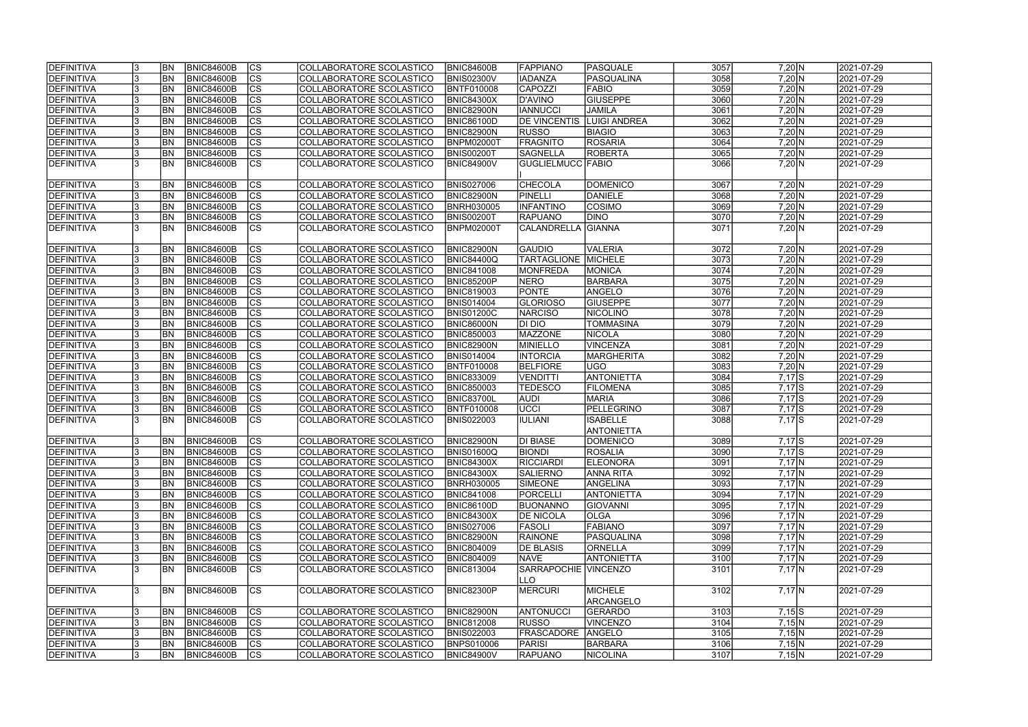| DEFINITIVA | 3 | BN | BNIC84600B | CS | COLLABORATORE SCOLASTICO | BNIC84600B | FAPPIANO | PASQUALE | 3057 | 7,20 | N | 2021-07-29 |
|---|---|---|---|---|---|---|---|---|---|---|---|---|
| DEFINITIVA | 3 | BN | BNIC84600B | CS | COLLABORATORE SCOLASTICO | BNIS02300V | IADANZA | PASQUALINA | 3058 | 7,20 | N | 2021-07-29 |
| DEFINITIVA | 3 | BN | BNIC84600B | CS | COLLABORATORE SCOLASTICO | BNTF010008 | CAPOZZI | FABIO | 3059 | 7,20 | N | 2021-07-29 |
| DEFINITIVA | 3 | BN | BNIC84600B | CS | COLLABORATORE SCOLASTICO | BNIC84300X | D'AVINO | GIUSEPPE | 3060 | 7,20 | N | 2021-07-29 |
| DEFINITIVA | 3 | BN | BNIC84600B | CS | COLLABORATORE SCOLASTICO | BNIC82900N | IANNUCCI | JAMILA | 3061 | 7,20 | N | 2021-07-29 |
| DEFINITIVA | 3 | BN | BNIC84600B | CS | COLLABORATORE SCOLASTICO | BNIC86100D | DE VINCENTIS | LUIGI ANDREA | 3062 | 7,20 | N | 2021-07-29 |
| DEFINITIVA | 3 | BN | BNIC84600B | CS | COLLABORATORE SCOLASTICO | BNIC82900N | RUSSO | BIAGIO | 3063 | 7,20 | N | 2021-07-29 |
| DEFINITIVA | 3 | BN | BNIC84600B | CS | COLLABORATORE SCOLASTICO | BNPM02000T | FRAGNITO | ROSARIA | 3064 | 7,20 | N | 2021-07-29 |
| DEFINITIVA | 3 | BN | BNIC84600B | CS | COLLABORATORE SCOLASTICO | BNIS00200T | SAGNELLA | ROBERTA | 3065 | 7,20 | N | 2021-07-29 |
| DEFINITIVA | 3 | BN | BNIC84600B | CS | COLLABORATORE SCOLASTICO | BNIC84900V | GUGLIELMUCCI | FABIO | 3066 | 7,20 | N | 2021-07-29 |
| DEFINITIVA | 3 | BN | BNIC84600B | CS | COLLABORATORE SCOLASTICO | BNIS027006 | CHECOLA | DOMENICO | 3067 | 7,20 | N | 2021-07-29 |
| DEFINITIVA | 3 | BN | BNIC84600B | CS | COLLABORATORE SCOLASTICO | BNIC82900N | PINELLI | DANIELE | 3068 | 7,20 | N | 2021-07-29 |
| DEFINITIVA | 3 | BN | BNIC84600B | CS | COLLABORATORE SCOLASTICO | BNRH030005 | INFANTINO | COSIMO | 3069 | 7,20 | N | 2021-07-29 |
| DEFINITIVA | 3 | BN | BNIC84600B | CS | COLLABORATORE SCOLASTICO | BNIS00200T | RAPUANO | DINO | 3070 | 7,20 | N | 2021-07-29 |
| DEFINITIVA | 3 | BN | BNIC84600B | CS | COLLABORATORE SCOLASTICO | BNPM02000T | CALANDRELLA | GIANNA | 3071 | 7,20 | N | 2021-07-29 |
| DEFINITIVA | 3 | BN | BNIC84600B | CS | COLLABORATORE SCOLASTICO | BNIC82900N | GAUDIO | VALERIA | 3072 | 7,20 | N | 2021-07-29 |
| DEFINITIVA | 3 | BN | BNIC84600B | CS | COLLABORATORE SCOLASTICO | BNIC84400Q | TARTAGLIONE | MICHELE | 3073 | 7,20 | N | 2021-07-29 |
| DEFINITIVA | 3 | BN | BNIC84600B | CS | COLLABORATORE SCOLASTICO | BNIC841008 | MONFREDA | MONICA | 3074 | 7,20 | N | 2021-07-29 |
| DEFINITIVA | 3 | BN | BNIC84600B | CS | COLLABORATORE SCOLASTICO | BNIC85200P | NERO | BARBARA | 3075 | 7,20 | N | 2021-07-29 |
| DEFINITIVA | 3 | BN | BNIC84600B | CS | COLLABORATORE SCOLASTICO | BNIC819003 | PONTE | ANGELO | 3076 | 7,20 | N | 2021-07-29 |
| DEFINITIVA | 3 | BN | BNIC84600B | CS | COLLABORATORE SCOLASTICO | BNIS014004 | GLORIOSO | GIUSEPPE | 3077 | 7,20 | N | 2021-07-29 |
| DEFINITIVA | 3 | BN | BNIC84600B | CS | COLLABORATORE SCOLASTICO | BNIS01200C | NARCISO | NICOLINO | 3078 | 7,20 | N | 2021-07-29 |
| DEFINITIVA | 3 | BN | BNIC84600B | CS | COLLABORATORE SCOLASTICO | BNIC86000N | DI DIO | TOMMASINA | 3079 | 7,20 | N | 2021-07-29 |
| DEFINITIVA | 3 | BN | BNIC84600B | CS | COLLABORATORE SCOLASTICO | BNIC850003 | MAZZONE | NICOLA | 3080 | 7,20 | N | 2021-07-29 |
| DEFINITIVA | 3 | BN | BNIC84600B | CS | COLLABORATORE SCOLASTICO | BNIC82900N | MINIELLO | VINCENZA | 3081 | 7,20 | N | 2021-07-29 |
| DEFINITIVA | 3 | BN | BNIC84600B | CS | COLLABORATORE SCOLASTICO | BNIS014004 | INTORCIA | MARGHERITA | 3082 | 7,20 | N | 2021-07-29 |
| DEFINITIVA | 3 | BN | BNIC84600B | CS | COLLABORATORE SCOLASTICO | BNTF010008 | BELFIORE | UGO | 3083 | 7,20 | N | 2021-07-29 |
| DEFINITIVA | 3 | BN | BNIC84600B | CS | COLLABORATORE SCOLASTICO | BNIC833009 | VENDITTI | ANTONIETTA | 3084 | 7,17 | S | 2021-07-29 |
| DEFINITIVA | 3 | BN | BNIC84600B | CS | COLLABORATORE SCOLASTICO | BNIC850003 | TEDESCO | FILOMENA | 3085 | 7,17 | S | 2021-07-29 |
| DEFINITIVA | 3 | BN | BNIC84600B | CS | COLLABORATORE SCOLASTICO | BNIC83700L | AUDI | MARIA | 3086 | 7,17 | S | 2021-07-29 |
| DEFINITIVA | 3 | BN | BNIC84600B | CS | COLLABORATORE SCOLASTICO | BNTF010008 | UCCI | PELLEGRINO | 3087 | 7,17 | S | 2021-07-29 |
| DEFINITIVA | 3 | BN | BNIC84600B | CS | COLLABORATORE SCOLASTICO | BNIS022003 | IULIANI | ISABELLE ANTONIETTA | 3088 | 7,17 | S | 2021-07-29 |
| DEFINITIVA | 3 | BN | BNIC84600B | CS | COLLABORATORE SCOLASTICO | BNIC82900N | DI BIASE | DOMENICO | 3089 | 7,17 | S | 2021-07-29 |
| DEFINITIVA | 3 | BN | BNIC84600B | CS | COLLABORATORE SCOLASTICO | BNIS01600Q | BIONDI | ROSALIA | 3090 | 7,17 | S | 2021-07-29 |
| DEFINITIVA | 3 | BN | BNIC84600B | CS | COLLABORATORE SCOLASTICO | BNIC84300X | RICCIARDI | ELEONORA | 3091 | 7,17 | N | 2021-07-29 |
| DEFINITIVA | 3 | BN | BNIC84600B | CS | COLLABORATORE SCOLASTICO | BNIC84300X | SALIERNO | ANNA RITA | 3092 | 7,17 | N | 2021-07-29 |
| DEFINITIVA | 3 | BN | BNIC84600B | CS | COLLABORATORE SCOLASTICO | BNRH030005 | SIMEONE | ANGELINA | 3093 | 7,17 | N | 2021-07-29 |
| DEFINITIVA | 3 | BN | BNIC84600B | CS | COLLABORATORE SCOLASTICO | BNIC841008 | PORCELLI | ANTONIETTA | 3094 | 7,17 | N | 2021-07-29 |
| DEFINITIVA | 3 | BN | BNIC84600B | CS | COLLABORATORE SCOLASTICO | BNIC86100D | BUONANNO | GIOVANNI | 3095 | 7,17 | N | 2021-07-29 |
| DEFINITIVA | 3 | BN | BNIC84600B | CS | COLLABORATORE SCOLASTICO | BNIC84300X | DE NICOLA | OLGA | 3096 | 7,17 | N | 2021-07-29 |
| DEFINITIVA | 3 | BN | BNIC84600B | CS | COLLABORATORE SCOLASTICO | BNIS027006 | FASOLI | FABIANO | 3097 | 7,17 | N | 2021-07-29 |
| DEFINITIVA | 3 | BN | BNIC84600B | CS | COLLABORATORE SCOLASTICO | BNIC82900N | RAINONE | PASQUALINA | 3098 | 7,17 | N | 2021-07-29 |
| DEFINITIVA | 3 | BN | BNIC84600B | CS | COLLABORATORE SCOLASTICO | BNIC804009 | DE BLASIS | ORNELLA | 3099 | 7,17 | N | 2021-07-29 |
| DEFINITIVA | 3 | BN | BNIC84600B | CS | COLLABORATORE SCOLASTICO | BNIC804009 | NAVE | ANTONIETTA | 3100 | 7,17 | N | 2021-07-29 |
| DEFINITIVA | 3 | BN | BNIC84600B | CS | COLLABORATORE SCOLASTICO | BNIC813004 | SARRAPOCHIELLO | VINCENZO | 3101 | 7,17 | N | 2021-07-29 |
| DEFINITIVA | 3 | BN | BNIC84600B | CS | COLLABORATORE SCOLASTICO | BNIC82300P | MERCURI | MICHELE ARCANGELO | 3102 | 7,17 | N | 2021-07-29 |
| DEFINITIVA | 3 | BN | BNIC84600B | CS | COLLABORATORE SCOLASTICO | BNIC82900N | ANTONUCCI | GERARDO | 3103 | 7,15 | S | 2021-07-29 |
| DEFINITIVA | 3 | BN | BNIC84600B | CS | COLLABORATORE SCOLASTICO | BNIC812008 | RUSSO | VINCENZO | 3104 | 7,15 | N | 2021-07-29 |
| DEFINITIVA | 3 | BN | BNIC84600B | CS | COLLABORATORE SCOLASTICO | BNIS022003 | FRASCADORE | ANGELO | 3105 | 7,15 | N | 2021-07-29 |
| DEFINITIVA | 3 | BN | BNIC84600B | CS | COLLABORATORE SCOLASTICO | BNPS010006 | PARISI | BARBARA | 3106 | 7,15 | N | 2021-07-29 |
| DEFINITIVA | 3 | BN | BNIC84600B | CS | COLLABORATORE SCOLASTICO | BNIC84900V | RAPUANO | NICOLINA | 3107 | 7,15 | N | 2021-07-29 |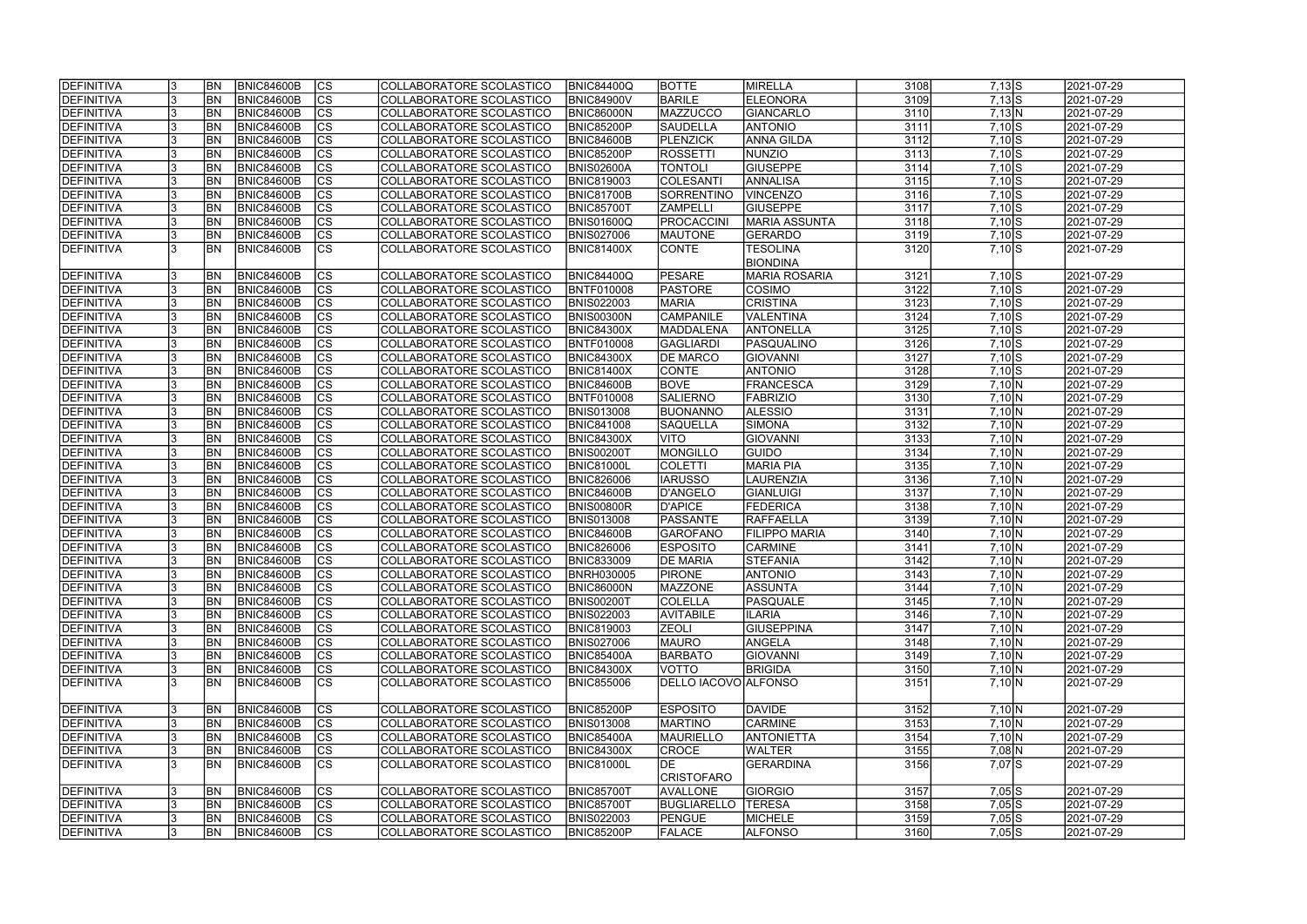| | | | | | | | | | | | | |
|---|---|---|---|---|---|---|---|---|---|---|---|---|
| DEFINITIVA | 3 | BN | BNIC84600B | CS | COLLABORATORE SCOLASTICO | BNIC84400Q | BOTTE | MIRELLA | 3108 | 7,13 | S | 2021-07-29 |
| DEFINITIVA | 3 | BN | BNIC84600B | CS | COLLABORATORE SCOLASTICO | BNIC84900V | BARILE | ELEONORA | 3109 | 7,13 | S | 2021-07-29 |
| DEFINITIVA | 3 | BN | BNIC84600B | CS | COLLABORATORE SCOLASTICO | BNIC86000N | MAZZUCCO | GIANCARLO | 3110 | 7,13 | N | 2021-07-29 |
| DEFINITIVA | 3 | BN | BNIC84600B | CS | COLLABORATORE SCOLASTICO | BNIC85200P | SAUDELLA | ANTONIO | 3111 | 7,10 | S | 2021-07-29 |
| DEFINITIVA | 3 | BN | BNIC84600B | CS | COLLABORATORE SCOLASTICO | BNIC84600B | PLENZICK | ANNA GILDA | 3112 | 7,10 | S | 2021-07-29 |
| DEFINITIVA | 3 | BN | BNIC84600B | CS | COLLABORATORE SCOLASTICO | BNIC85200P | ROSSETTI | NUNZIO | 3113 | 7,10 | S | 2021-07-29 |
| DEFINITIVA | 3 | BN | BNIC84600B | CS | COLLABORATORE SCOLASTICO | BNIS02600A | TONTOLI | GIUSEPPE | 3114 | 7,10 | S | 2021-07-29 |
| DEFINITIVA | 3 | BN | BNIC84600B | CS | COLLABORATORE SCOLASTICO | BNIC819003 | COLESANTI | ANNALISA | 3115 | 7,10 | S | 2021-07-29 |
| DEFINITIVA | 3 | BN | BNIC84600B | CS | COLLABORATORE SCOLASTICO | BNIC81700B | SORRENTINO | VINCENZO | 3116 | 7,10 | S | 2021-07-29 |
| DEFINITIVA | 3 | BN | BNIC84600B | CS | COLLABORATORE SCOLASTICO | BNIC85700T | ZAMPELLI | GIUSEPPE | 3117 | 7,10 | S | 2021-07-29 |
| DEFINITIVA | 3 | BN | BNIC84600B | CS | COLLABORATORE SCOLASTICO | BNIS01600Q | PROCACCINI | MARIA ASSUNTA | 3118 | 7,10 | S | 2021-07-29 |
| DEFINITIVA | 3 | BN | BNIC84600B | CS | COLLABORATORE SCOLASTICO | BNIS027006 | MAUTONE | GERARDO | 3119 | 7,10 | S | 2021-07-29 |
| DEFINITIVA | 3 | BN | BNIC84600B | CS | COLLABORATORE SCOLASTICO | BNIC81400X | CONTE | TESOLINA BIONDINA | 3120 | 7,10 | S | 2021-07-29 |
| DEFINITIVA | 3 | BN | BNIC84600B | CS | COLLABORATORE SCOLASTICO | BNIC84400Q | PESARE | MARIA ROSARIA | 3121 | 7,10 | S | 2021-07-29 |
| DEFINITIVA | 3 | BN | BNIC84600B | CS | COLLABORATORE SCOLASTICO | BNTF010008 | PASTORE | COSIMO | 3122 | 7,10 | S | 2021-07-29 |
| DEFINITIVA | 3 | BN | BNIC84600B | CS | COLLABORATORE SCOLASTICO | BNIS022003 | MARIA | CRISTINA | 3123 | 7,10 | S | 2021-07-29 |
| DEFINITIVA | 3 | BN | BNIC84600B | CS | COLLABORATORE SCOLASTICO | BNIS00300N | CAMPANILE | VALENTINA | 3124 | 7,10 | S | 2021-07-29 |
| DEFINITIVA | 3 | BN | BNIC84600B | CS | COLLABORATORE SCOLASTICO | BNIC84300X | MADDALENA | ANTONELLA | 3125 | 7,10 | S | 2021-07-29 |
| DEFINITIVA | 3 | BN | BNIC84600B | CS | COLLABORATORE SCOLASTICO | BNTF010008 | GAGLIARDI | PASQUALINO | 3126 | 7,10 | S | 2021-07-29 |
| DEFINITIVA | 3 | BN | BNIC84600B | CS | COLLABORATORE SCOLASTICO | BNIC84300X | DE MARCO | GIOVANNI | 3127 | 7,10 | S | 2021-07-29 |
| DEFINITIVA | 3 | BN | BNIC84600B | CS | COLLABORATORE SCOLASTICO | BNIC81400X | CONTE | ANTONIO | 3128 | 7,10 | S | 2021-07-29 |
| DEFINITIVA | 3 | BN | BNIC84600B | CS | COLLABORATORE SCOLASTICO | BNIC84600B | BOVE | FRANCESCA | 3129 | 7,10 | N | 2021-07-29 |
| DEFINITIVA | 3 | BN | BNIC84600B | CS | COLLABORATORE SCOLASTICO | BNTF010008 | SALIERNO | FABRIZIO | 3130 | 7,10 | N | 2021-07-29 |
| DEFINITIVA | 3 | BN | BNIC84600B | CS | COLLABORATORE SCOLASTICO | BNIS013008 | BUONANNO | ALESSIO | 3131 | 7,10 | N | 2021-07-29 |
| DEFINITIVA | 3 | BN | BNIC84600B | CS | COLLABORATORE SCOLASTICO | BNIC841008 | SAQUELLA | SIMONA | 3132 | 7,10 | N | 2021-07-29 |
| DEFINITIVA | 3 | BN | BNIC84600B | CS | COLLABORATORE SCOLASTICO | BNIC84300X | VITO | GIOVANNI | 3133 | 7,10 | N | 2021-07-29 |
| DEFINITIVA | 3 | BN | BNIC84600B | CS | COLLABORATORE SCOLASTICO | BNIS00200T | MONGILLO | GUIDO | 3134 | 7,10 | N | 2021-07-29 |
| DEFINITIVA | 3 | BN | BNIC84600B | CS | COLLABORATORE SCOLASTICO | BNIC81000L | COLETTI | MARIA PIA | 3135 | 7,10 | N | 2021-07-29 |
| DEFINITIVA | 3 | BN | BNIC84600B | CS | COLLABORATORE SCOLASTICO | BNIC826006 | IARUSSO | LAURENZIA | 3136 | 7,10 | N | 2021-07-29 |
| DEFINITIVA | 3 | BN | BNIC84600B | CS | COLLABORATORE SCOLASTICO | BNIC84600B | D'ANGELO | GIANLUIGI | 3137 | 7,10 | N | 2021-07-29 |
| DEFINITIVA | 3 | BN | BNIC84600B | CS | COLLABORATORE SCOLASTICO | BNIS00800R | D'APICE | FEDERICA | 3138 | 7,10 | N | 2021-07-29 |
| DEFINITIVA | 3 | BN | BNIC84600B | CS | COLLABORATORE SCOLASTICO | BNIS013008 | PASSANTE | RAFFAELLA | 3139 | 7,10 | N | 2021-07-29 |
| DEFINITIVA | 3 | BN | BNIC84600B | CS | COLLABORATORE SCOLASTICO | BNIC84600B | GAROFANO | FILIPPO MARIA | 3140 | 7,10 | N | 2021-07-29 |
| DEFINITIVA | 3 | BN | BNIC84600B | CS | COLLABORATORE SCOLASTICO | BNIC826006 | ESPOSITO | CARMINE | 3141 | 7,10 | N | 2021-07-29 |
| DEFINITIVA | 3 | BN | BNIC84600B | CS | COLLABORATORE SCOLASTICO | BNIC833009 | DE MARIA | STEFANIA | 3142 | 7,10 | N | 2021-07-29 |
| DEFINITIVA | 3 | BN | BNIC84600B | CS | COLLABORATORE SCOLASTICO | BNRH030005 | PIRONE | ANTONIO | 3143 | 7,10 | N | 2021-07-29 |
| DEFINITIVA | 3 | BN | BNIC84600B | CS | COLLABORATORE SCOLASTICO | BNIC86000N | MAZZONE | ASSUNTA | 3144 | 7,10 | N | 2021-07-29 |
| DEFINITIVA | 3 | BN | BNIC84600B | CS | COLLABORATORE SCOLASTICO | BNIS00200T | COLELLA | PASQUALE | 3145 | 7,10 | N | 2021-07-29 |
| DEFINITIVA | 3 | BN | BNIC84600B | CS | COLLABORATORE SCOLASTICO | BNIS022003 | AVITABILE | ILARIA | 3146 | 7,10 | N | 2021-07-29 |
| DEFINITIVA | 3 | BN | BNIC84600B | CS | COLLABORATORE SCOLASTICO | BNIC819003 | ZEOLI | GIUSEPPINA | 3147 | 7,10 | N | 2021-07-29 |
| DEFINITIVA | 3 | BN | BNIC84600B | CS | COLLABORATORE SCOLASTICO | BNIS027006 | MAURO | ANGELA | 3148 | 7,10 | N | 2021-07-29 |
| DEFINITIVA | 3 | BN | BNIC84600B | CS | COLLABORATORE SCOLASTICO | BNIC85400A | BARBATO | GIOVANNI | 3149 | 7,10 | N | 2021-07-29 |
| DEFINITIVA | 3 | BN | BNIC84600B | CS | COLLABORATORE SCOLASTICO | BNIC84300X | VOTTO | BRIGIDA | 3150 | 7,10 | N | 2021-07-29 |
| DEFINITIVA | 3 | BN | BNIC84600B | CS | COLLABORATORE SCOLASTICO | BNIC855006 | DELLO IACOVO | ALFONSO | 3151 | 7,10 | N | 2021-07-29 |
| DEFINITIVA | 3 | BN | BNIC84600B | CS | COLLABORATORE SCOLASTICO | BNIC85200P | ESPOSITO | DAVIDE | 3152 | 7,10 | N | 2021-07-29 |
| DEFINITIVA | 3 | BN | BNIC84600B | CS | COLLABORATORE SCOLASTICO | BNIS013008 | MARTINO | CARMINE | 3153 | 7,10 | N | 2021-07-29 |
| DEFINITIVA | 3 | BN | BNIC84600B | CS | COLLABORATORE SCOLASTICO | BNIC85400A | MAURIELLO | ANTONIETTA | 3154 | 7,10 | N | 2021-07-29 |
| DEFINITIVA | 3 | BN | BNIC84600B | CS | COLLABORATORE SCOLASTICO | BNIC84300X | CROCE | WALTER | 3155 | 7,08 | N | 2021-07-29 |
| DEFINITIVA | 3 | BN | BNIC84600B | CS | COLLABORATORE SCOLASTICO | BNIC81000L | DE CRISTOFARO | GERARDINA | 3156 | 7,07 | S | 2021-07-29 |
| DEFINITIVA | 3 | BN | BNIC84600B | CS | COLLABORATORE SCOLASTICO | BNIC85700T | AVALLONE | GIORGIO | 3157 | 7,05 | S | 2021-07-29 |
| DEFINITIVA | 3 | BN | BNIC84600B | CS | COLLABORATORE SCOLASTICO | BNIC85700T | BUGLIARELLO | TERESA | 3158 | 7,05 | S | 2021-07-29 |
| DEFINITIVA | 3 | BN | BNIC84600B | CS | COLLABORATORE SCOLASTICO | BNIS022003 | PENGUE | MICHELE | 3159 | 7,05 | S | 2021-07-29 |
| DEFINITIVA | 3 | BN | BNIC84600B | CS | COLLABORATORE SCOLASTICO | BNIC85200P | FALACE | ALFONSO | 3160 | 7,05 | S | 2021-07-29 |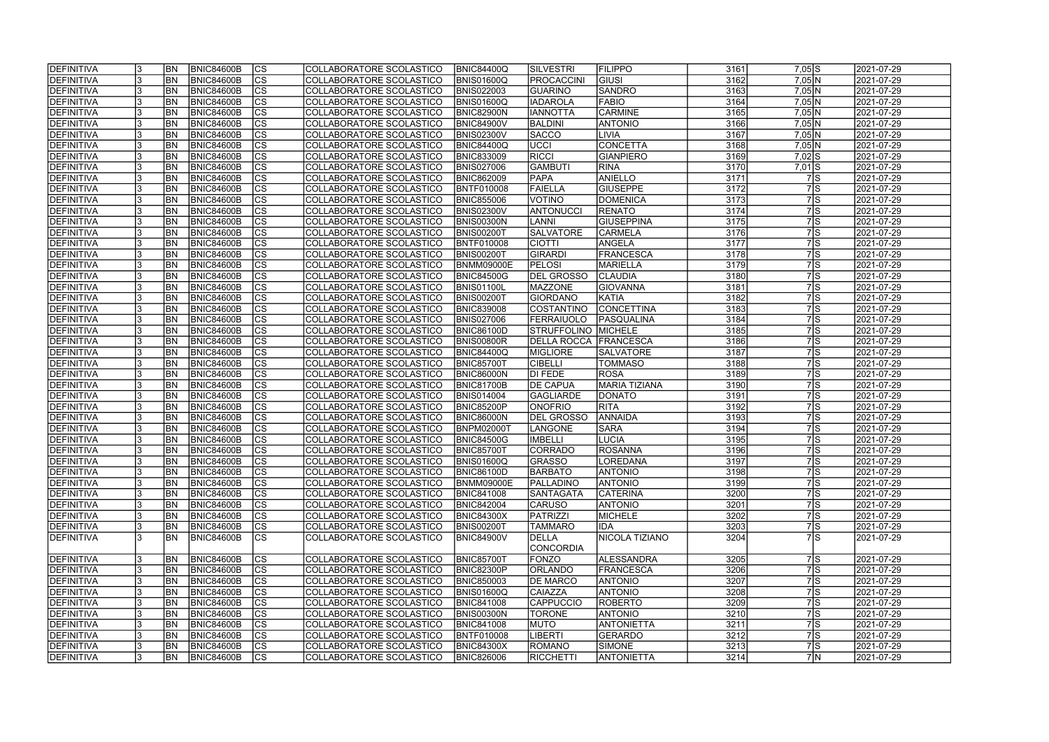| | | | | | | | | | | | | |
|---|---|---|---|---|---|---|---|---|---|---|---|---|
| DEFINITIVA | 3 | BN | BNIC84600B | CS | COLLABORATORE SCOLASTICO | BNIC84400Q | SILVESTRI | FILIPPO | 3161 | 7,05 | S | 2021-07-29 |
| DEFINITIVA | 3 | BN | BNIC84600B | CS | COLLABORATORE SCOLASTICO | BNIS01600Q | PROCACCINI | GIUSI | 3162 | 7,05 | N | 2021-07-29 |
| DEFINITIVA | 3 | BN | BNIC84600B | CS | COLLABORATORE SCOLASTICO | BNIS022003 | GUARINO | SANDRO | 3163 | 7,05 | N | 2021-07-29 |
| DEFINITIVA | 3 | BN | BNIC84600B | CS | COLLABORATORE SCOLASTICO | BNIS01600Q | IADAROLA | FABIO | 3164 | 7,05 | N | 2021-07-29 |
| DEFINITIVA | 3 | BN | BNIC84600B | CS | COLLABORATORE SCOLASTICO | BNIC82900N | IANNOTTA | CARMINE | 3165 | 7,05 | N | 2021-07-29 |
| DEFINITIVA | 3 | BN | BNIC84600B | CS | COLLABORATORE SCOLASTICO | BNIC84900V | BALDINI | ANTONIO | 3166 | 7,05 | N | 2021-07-29 |
| DEFINITIVA | 3 | BN | BNIC84600B | CS | COLLABORATORE SCOLASTICO | BNIS02300V | SACCO | LIVIA | 3167 | 7,05 | N | 2021-07-29 |
| DEFINITIVA | 3 | BN | BNIC84600B | CS | COLLABORATORE SCOLASTICO | BNIC84400Q | UCCI | CONCETTA | 3168 | 7,05 | N | 2021-07-29 |
| DEFINITIVA | 3 | BN | BNIC84600B | CS | COLLABORATORE SCOLASTICO | BNIC833009 | RICCI | GIANPIERO | 3169 | 7,02 | S | 2021-07-29 |
| DEFINITIVA | 3 | BN | BNIC84600B | CS | COLLABORATORE SCOLASTICO | BNIS027006 | GAMBUTI | RINA | 3170 | 7,01 | S | 2021-07-29 |
| DEFINITIVA | 3 | BN | BNIC84600B | CS | COLLABORATORE SCOLASTICO | BNIC862009 | PAPA | ANIELLO | 3171 | 7 | S | 2021-07-29 |
| DEFINITIVA | 3 | BN | BNIC84600B | CS | COLLABORATORE SCOLASTICO | BNTF010008 | FAIELLA | GIUSEPPE | 3172 | 7 | S | 2021-07-29 |
| DEFINITIVA | 3 | BN | BNIC84600B | CS | COLLABORATORE SCOLASTICO | BNIC855006 | VOTINO | DOMENICA | 3173 | 7 | S | 2021-07-29 |
| DEFINITIVA | 3 | BN | BNIC84600B | CS | COLLABORATORE SCOLASTICO | BNIS02300V | ANTONUCCI | RENATO | 3174 | 7 | S | 2021-07-29 |
| DEFINITIVA | 3 | BN | BNIC84600B | CS | COLLABORATORE SCOLASTICO | BNIS00300N | LANNI | GIUSEPPINA | 3175 | 7 | S | 2021-07-29 |
| DEFINITIVA | 3 | BN | BNIC84600B | CS | COLLABORATORE SCOLASTICO | BNIS00200T | SALVATORE | CARMELA | 3176 | 7 | S | 2021-07-29 |
| DEFINITIVA | 3 | BN | BNIC84600B | CS | COLLABORATORE SCOLASTICO | BNTF010008 | CIOTTI | ANGELA | 3177 | 7 | S | 2021-07-29 |
| DEFINITIVA | 3 | BN | BNIC84600B | CS | COLLABORATORE SCOLASTICO | BNIS00200T | GIRARDI | FRANCESCA | 3178 | 7 | S | 2021-07-29 |
| DEFINITIVA | 3 | BN | BNIC84600B | CS | COLLABORATORE SCOLASTICO | BNMM09000E | PELOSI | MARIELLA | 3179 | 7 | S | 2021-07-29 |
| DEFINITIVA | 3 | BN | BNIC84600B | CS | COLLABORATORE SCOLASTICO | BNIC84500G | DEL GROSSO | CLAUDIA | 3180 | 7 | S | 2021-07-29 |
| DEFINITIVA | 3 | BN | BNIC84600B | CS | COLLABORATORE SCOLASTICO | BNIS01100L | MAZZONE | GIOVANNA | 3181 | 7 | S | 2021-07-29 |
| DEFINITIVA | 3 | BN | BNIC84600B | CS | COLLABORATORE SCOLASTICO | BNIS00200T | GIORDANO | KATIA | 3182 | 7 | S | 2021-07-29 |
| DEFINITIVA | 3 | BN | BNIC84600B | CS | COLLABORATORE SCOLASTICO | BNIC839008 | COSTANTINO | CONCETTINA | 3183 | 7 | S | 2021-07-29 |
| DEFINITIVA | 3 | BN | BNIC84600B | CS | COLLABORATORE SCOLASTICO | BNIS027006 | FERRAIUOLO | PASQUALINA | 3184 | 7 | S | 2021-07-29 |
| DEFINITIVA | 3 | BN | BNIC84600B | CS | COLLABORATORE SCOLASTICO | BNIC86100D | STRUFFOLINO | MICHELE | 3185 | 7 | S | 2021-07-29 |
| DEFINITIVA | 3 | BN | BNIC84600B | CS | COLLABORATORE SCOLASTICO | BNIS00800R | DELLA ROCCA | FRANCESCA | 3186 | 7 | S | 2021-07-29 |
| DEFINITIVA | 3 | BN | BNIC84600B | CS | COLLABORATORE SCOLASTICO | BNIC84400Q | MIGLIORE | SALVATORE | 3187 | 7 | S | 2021-07-29 |
| DEFINITIVA | 3 | BN | BNIC84600B | CS | COLLABORATORE SCOLASTICO | BNIC85700T | CIBELLI | TOMMASO | 3188 | 7 | S | 2021-07-29 |
| DEFINITIVA | 3 | BN | BNIC84600B | CS | COLLABORATORE SCOLASTICO | BNIC86000N | DI FEDE | ROSA | 3189 | 7 | S | 2021-07-29 |
| DEFINITIVA | 3 | BN | BNIC84600B | CS | COLLABORATORE SCOLASTICO | BNIC81700B | DE CAPUA | MARIA TIZIANA | 3190 | 7 | S | 2021-07-29 |
| DEFINITIVA | 3 | BN | BNIC84600B | CS | COLLABORATORE SCOLASTICO | BNIS014004 | GAGLIARDE | DONATO | 3191 | 7 | S | 2021-07-29 |
| DEFINITIVA | 3 | BN | BNIC84600B | CS | COLLABORATORE SCOLASTICO | BNIC85200P | ONOFRIO | RITA | 3192 | 7 | S | 2021-07-29 |
| DEFINITIVA | 3 | BN | BNIC84600B | CS | COLLABORATORE SCOLASTICO | BNIC86000N | DEL GROSSO | ANNAIDA | 3193 | 7 | S | 2021-07-29 |
| DEFINITIVA | 3 | BN | BNIC84600B | CS | COLLABORATORE SCOLASTICO | BNPM02000T | LANGONE | SARA | 3194 | 7 | S | 2021-07-29 |
| DEFINITIVA | 3 | BN | BNIC84600B | CS | COLLABORATORE SCOLASTICO | BNIC84500G | IMBELLI | LUCIA | 3195 | 7 | S | 2021-07-29 |
| DEFINITIVA | 3 | BN | BNIC84600B | CS | COLLABORATORE SCOLASTICO | BNIC85700T | CORRADO | ROSANNA | 3196 | 7 | S | 2021-07-29 |
| DEFINITIVA | 3 | BN | BNIC84600B | CS | COLLABORATORE SCOLASTICO | BNIS01600Q | GRASSO | LOREDANA | 3197 | 7 | S | 2021-07-29 |
| DEFINITIVA | 3 | BN | BNIC84600B | CS | COLLABORATORE SCOLASTICO | BNIC86100D | BARBATO | ANTONIO | 3198 | 7 | S | 2021-07-29 |
| DEFINITIVA | 3 | BN | BNIC84600B | CS | COLLABORATORE SCOLASTICO | BNMM09000E | PALLADINO | ANTONIO | 3199 | 7 | S | 2021-07-29 |
| DEFINITIVA | 3 | BN | BNIC84600B | CS | COLLABORATORE SCOLASTICO | BNIC841008 | SANTAGATA | CATERINA | 3200 | 7 | S | 2021-07-29 |
| DEFINITIVA | 3 | BN | BNIC84600B | CS | COLLABORATORE SCOLASTICO | BNIC842004 | CARUSO | ANTONIO | 3201 | 7 | S | 2021-07-29 |
| DEFINITIVA | 3 | BN | BNIC84600B | CS | COLLABORATORE SCOLASTICO | BNIC84300X | PATRIZZI | MICHELE | 3202 | 7 | S | 2021-07-29 |
| DEFINITIVA | 3 | BN | BNIC84600B | CS | COLLABORATORE SCOLASTICO | BNIS00200T | TAMMARO | IDA | 3203 | 7 | S | 2021-07-29 |
| DEFINITIVA | 3 | BN | BNIC84600B | CS | COLLABORATORE SCOLASTICO | BNIC84900V | DELLA CONCORDIA | NICOLA TIZIANO | 3204 | 7 | S | 2021-07-29 |
| DEFINITIVA | 3 | BN | BNIC84600B | CS | COLLABORATORE SCOLASTICO | BNIC85700T | FONZO | ALESSANDRA | 3205 | 7 | S | 2021-07-29 |
| DEFINITIVA | 3 | BN | BNIC84600B | CS | COLLABORATORE SCOLASTICO | BNIC82300P | ORLANDO | FRANCESCA | 3206 | 7 | S | 2021-07-29 |
| DEFINITIVA | 3 | BN | BNIC84600B | CS | COLLABORATORE SCOLASTICO | BNIC850003 | DE MARCO | ANTONIO | 3207 | 7 | S | 2021-07-29 |
| DEFINITIVA | 3 | BN | BNIC84600B | CS | COLLABORATORE SCOLASTICO | BNIS01600Q | CAIAZZA | ANTONIO | 3208 | 7 | S | 2021-07-29 |
| DEFINITIVA | 3 | BN | BNIC84600B | CS | COLLABORATORE SCOLASTICO | BNIC841008 | CAPPUCCIO | ROBERTO | 3209 | 7 | S | 2021-07-29 |
| DEFINITIVA | 3 | BN | BNIC84600B | CS | COLLABORATORE SCOLASTICO | BNIS00300N | TORONE | ANTONIO | 3210 | 7 | S | 2021-07-29 |
| DEFINITIVA | 3 | BN | BNIC84600B | CS | COLLABORATORE SCOLASTICO | BNIC841008 | MUTO | ANTONIETTA | 3211 | 7 | S | 2021-07-29 |
| DEFINITIVA | 3 | BN | BNIC84600B | CS | COLLABORATORE SCOLASTICO | BNTF010008 | LIBERTI | GERARDO | 3212 | 7 | S | 2021-07-29 |
| DEFINITIVA | 3 | BN | BNIC84600B | CS | COLLABORATORE SCOLASTICO | BNIC84300X | ROMANO | SIMONE | 3213 | 7 | S | 2021-07-29 |
| DEFINITIVA | 3 | BN | BNIC84600B | CS | COLLABORATORE SCOLASTICO | BNIC826006 | RICCHETTI | ANTONIETTA | 3214 | 7 | N | 2021-07-29 |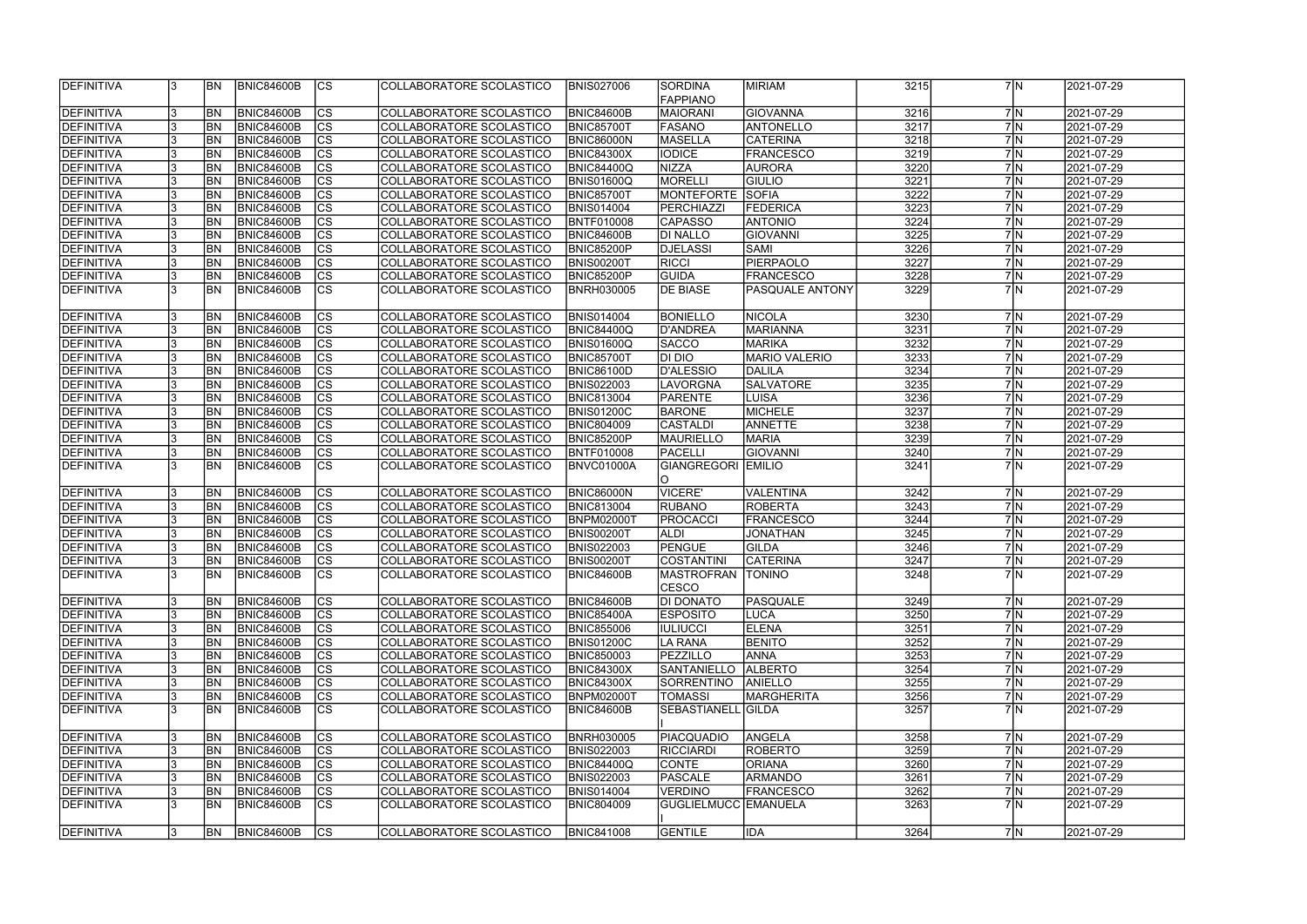| DEFINITIVA | 3 | BN | BNIC84600B | CS | COLLABORATORE SCOLASTICO | BNIS027006 | SORDINA FAPPIANO | MIRIAM | 3215 | 7 | N | 2021-07-29 |
|---|---|---|---|---|---|---|---|---|---|---|---|---|
| DEFINITIVA | 3 | BN | BNIC84600B | CS | COLLABORATORE SCOLASTICO | BNIC84600B | MAIORANI | GIOVANNA | 3216 | 7 | N | 2021-07-29 |
| DEFINITIVA | 3 | BN | BNIC84600B | CS | COLLABORATORE SCOLASTICO | BNIC85700T | FASANO | ANTONELLO | 3217 | 7 | N | 2021-07-29 |
| DEFINITIVA | 3 | BN | BNIC84600B | CS | COLLABORATORE SCOLASTICO | BNIC86000N | MASELLA | CATERINA | 3218 | 7 | N | 2021-07-29 |
| DEFINITIVA | 3 | BN | BNIC84600B | CS | COLLABORATORE SCOLASTICO | BNIC84300X | IODICE | FRANCESCO | 3219 | 7 | N | 2021-07-29 |
| DEFINITIVA | 3 | BN | BNIC84600B | CS | COLLABORATORE SCOLASTICO | BNIC84400Q | NIZZA | AURORA | 3220 | 7 | N | 2021-07-29 |
| DEFINITIVA | 3 | BN | BNIC84600B | CS | COLLABORATORE SCOLASTICO | BNIS01600Q | MORELLI | GIULIO | 3221 | 7 | N | 2021-07-29 |
| DEFINITIVA | 3 | BN | BNIC84600B | CS | COLLABORATORE SCOLASTICO | BNIC85700T | MONTEFORTE | SOFIA | 3222 | 7 | N | 2021-07-29 |
| DEFINITIVA | 3 | BN | BNIC84600B | CS | COLLABORATORE SCOLASTICO | BNIS014004 | PERCHIAZZI | FEDERICA | 3223 | 7 | N | 2021-07-29 |
| DEFINITIVA | 3 | BN | BNIC84600B | CS | COLLABORATORE SCOLASTICO | BNTF010008 | CAPASSO | ANTONIO | 3224 | 7 | N | 2021-07-29 |
| DEFINITIVA | 3 | BN | BNIC84600B | CS | COLLABORATORE SCOLASTICO | BNIC84600B | DI NALLO | GIOVANNI | 3225 | 7 | N | 2021-07-29 |
| DEFINITIVA | 3 | BN | BNIC84600B | CS | COLLABORATORE SCOLASTICO | BNIC85200P | DJELASSI | SAMI | 3226 | 7 | N | 2021-07-29 |
| DEFINITIVA | 3 | BN | BNIC84600B | CS | COLLABORATORE SCOLASTICO | BNIS00200T | RICCI | PIERPAOLO | 3227 | 7 | N | 2021-07-29 |
| DEFINITIVA | 3 | BN | BNIC84600B | CS | COLLABORATORE SCOLASTICO | BNIC85200P | GUIDA | FRANCESCO | 3228 | 7 | N | 2021-07-29 |
| DEFINITIVA | 3 | BN | BNIC84600B | CS | COLLABORATORE SCOLASTICO | BNRH030005 | DE BIASE | PASQUALE ANTONY | 3229 | 7 | N | 2021-07-29 |
| DEFINITIVA | 3 | BN | BNIC84600B | CS | COLLABORATORE SCOLASTICO | BNIS014004 | BONIELLO | NICOLA | 3230 | 7 | N | 2021-07-29 |
| DEFINITIVA | 3 | BN | BNIC84600B | CS | COLLABORATORE SCOLASTICO | BNIC84400Q | D'ANDREA | MARIANNA | 3231 | 7 | N | 2021-07-29 |
| DEFINITIVA | 3 | BN | BNIC84600B | CS | COLLABORATORE SCOLASTICO | BNIS01600Q | SACCO | MARIKA | 3232 | 7 | N | 2021-07-29 |
| DEFINITIVA | 3 | BN | BNIC84600B | CS | COLLABORATORE SCOLASTICO | BNIC85700T | DI DIO | MARIO VALERIO | 3233 | 7 | N | 2021-07-29 |
| DEFINITIVA | 3 | BN | BNIC84600B | CS | COLLABORATORE SCOLASTICO | BNIC86100D | D'ALESSIO | DALILA | 3234 | 7 | N | 2021-07-29 |
| DEFINITIVA | 3 | BN | BNIC84600B | CS | COLLABORATORE SCOLASTICO | BNIS022003 | LAVORGNA | SALVATORE | 3235 | 7 | N | 2021-07-29 |
| DEFINITIVA | 3 | BN | BNIC84600B | CS | COLLABORATORE SCOLASTICO | BNIC813004 | PARENTE | LUISA | 3236 | 7 | N | 2021-07-29 |
| DEFINITIVA | 3 | BN | BNIC84600B | CS | COLLABORATORE SCOLASTICO | BNIS01200C | BARONE | MICHELE | 3237 | 7 | N | 2021-07-29 |
| DEFINITIVA | 3 | BN | BNIC84600B | CS | COLLABORATORE SCOLASTICO | BNIC804009 | CASTALDI | ANNETTE | 3238 | 7 | N | 2021-07-29 |
| DEFINITIVA | 3 | BN | BNIC84600B | CS | COLLABORATORE SCOLASTICO | BNIC85200P | MAURIELLO | MARIA | 3239 | 7 | N | 2021-07-29 |
| DEFINITIVA | 3 | BN | BNIC84600B | CS | COLLABORATORE SCOLASTICO | BNTF010008 | PACELLI | GIOVANNI | 3240 | 7 | N | 2021-07-29 |
| DEFINITIVA | 3 | BN | BNIC84600B | CS | COLLABORATORE SCOLASTICO | BNVC01000A | GIANGREGORIO | EMILIO | 3241 | 7 | N | 2021-07-29 |
| DEFINITIVA | 3 | BN | BNIC84600B | CS | COLLABORATORE SCOLASTICO | BNIC86000N | VICERE' | VALENTINA | 3242 | 7 | N | 2021-07-29 |
| DEFINITIVA | 3 | BN | BNIC84600B | CS | COLLABORATORE SCOLASTICO | BNIC813004 | RUBANO | ROBERTA | 3243 | 7 | N | 2021-07-29 |
| DEFINITIVA | 3 | BN | BNIC84600B | CS | COLLABORATORE SCOLASTICO | BNPM02000T | PROCACCI | FRANCESCO | 3244 | 7 | N | 2021-07-29 |
| DEFINITIVA | 3 | BN | BNIC84600B | CS | COLLABORATORE SCOLASTICO | BNIS00200T | ALDI | JONATHAN | 3245 | 7 | N | 2021-07-29 |
| DEFINITIVA | 3 | BN | BNIC84600B | CS | COLLABORATORE SCOLASTICO | BNIS022003 | PENGUE | GILDA | 3246 | 7 | N | 2021-07-29 |
| DEFINITIVA | 3 | BN | BNIC84600B | CS | COLLABORATORE SCOLASTICO | BNIS00200T | COSTANTINI | CATERINA | 3247 | 7 | N | 2021-07-29 |
| DEFINITIVA | 3 | BN | BNIC84600B | CS | COLLABORATORE SCOLASTICO | BNIC84600B | MASTROFRANCESCO | TONINO | 3248 | 7 | N | 2021-07-29 |
| DEFINITIVA | 3 | BN | BNIC84600B | CS | COLLABORATORE SCOLASTICO | BNIC84600B | DI DONATO | PASQUALE | 3249 | 7 | N | 2021-07-29 |
| DEFINITIVA | 3 | BN | BNIC84600B | CS | COLLABORATORE SCOLASTICO | BNIC85400A | ESPOSITO | LUCA | 3250 | 7 | N | 2021-07-29 |
| DEFINITIVA | 3 | BN | BNIC84600B | CS | COLLABORATORE SCOLASTICO | BNIC855006 | IULIUCCI | ELENA | 3251 | 7 | N | 2021-07-29 |
| DEFINITIVA | 3 | BN | BNIC84600B | CS | COLLABORATORE SCOLASTICO | BNIS01200C | LA RANA | BENITO | 3252 | 7 | N | 2021-07-29 |
| DEFINITIVA | 3 | BN | BNIC84600B | CS | COLLABORATORE SCOLASTICO | BNIC850003 | PEZZILLO | ANNA | 3253 | 7 | N | 2021-07-29 |
| DEFINITIVA | 3 | BN | BNIC84600B | CS | COLLABORATORE SCOLASTICO | BNIC84300X | SANTANIELLO | ALBERTO | 3254 | 7 | N | 2021-07-29 |
| DEFINITIVA | 3 | BN | BNIC84600B | CS | COLLABORATORE SCOLASTICO | BNIC84300X | SORRENTINO | ANIELLO | 3255 | 7 | N | 2021-07-29 |
| DEFINITIVA | 3 | BN | BNIC84600B | CS | COLLABORATORE SCOLASTICO | BNPM02000T | TOMASSI | MARGHERITA | 3256 | 7 | N | 2021-07-29 |
| DEFINITIVA | 3 | BN | BNIC84600B | CS | COLLABORATORE SCOLASTICO | BNIC84600B | SEBASTIANELLI | GILDA | 3257 | 7 | N | 2021-07-29 |
| DEFINITIVA | 3 | BN | BNIC84600B | CS | COLLABORATORE SCOLASTICO | BNRH030005 | PIACQUADIO | ANGELA | 3258 | 7 | N | 2021-07-29 |
| DEFINITIVA | 3 | BN | BNIC84600B | CS | COLLABORATORE SCOLASTICO | BNIS022003 | RICCIARDI | ROBERTO | 3259 | 7 | N | 2021-07-29 |
| DEFINITIVA | 3 | BN | BNIC84600B | CS | COLLABORATORE SCOLASTICO | BNIC84400Q | CONTE | ORIANA | 3260 | 7 | N | 2021-07-29 |
| DEFINITIVA | 3 | BN | BNIC84600B | CS | COLLABORATORE SCOLASTICO | BNIS022003 | PASCALE | ARMANDO | 3261 | 7 | N | 2021-07-29 |
| DEFINITIVA | 3 | BN | BNIC84600B | CS | COLLABORATORE SCOLASTICO | BNIS014004 | VERDINO | FRANCESCO | 3262 | 7 | N | 2021-07-29 |
| DEFINITIVA | 3 | BN | BNIC84600B | CS | COLLABORATORE SCOLASTICO | BNIC804009 | GUGLIELMUCCI | EMANUELA | 3263 | 7 | N | 2021-07-29 |
| DEFINITIVA | 3 | BN | BNIC84600B | CS | COLLABORATORE SCOLASTICO | BNIC841008 | GENTILE | IDA | 3264 | 7 | N | 2021-07-29 |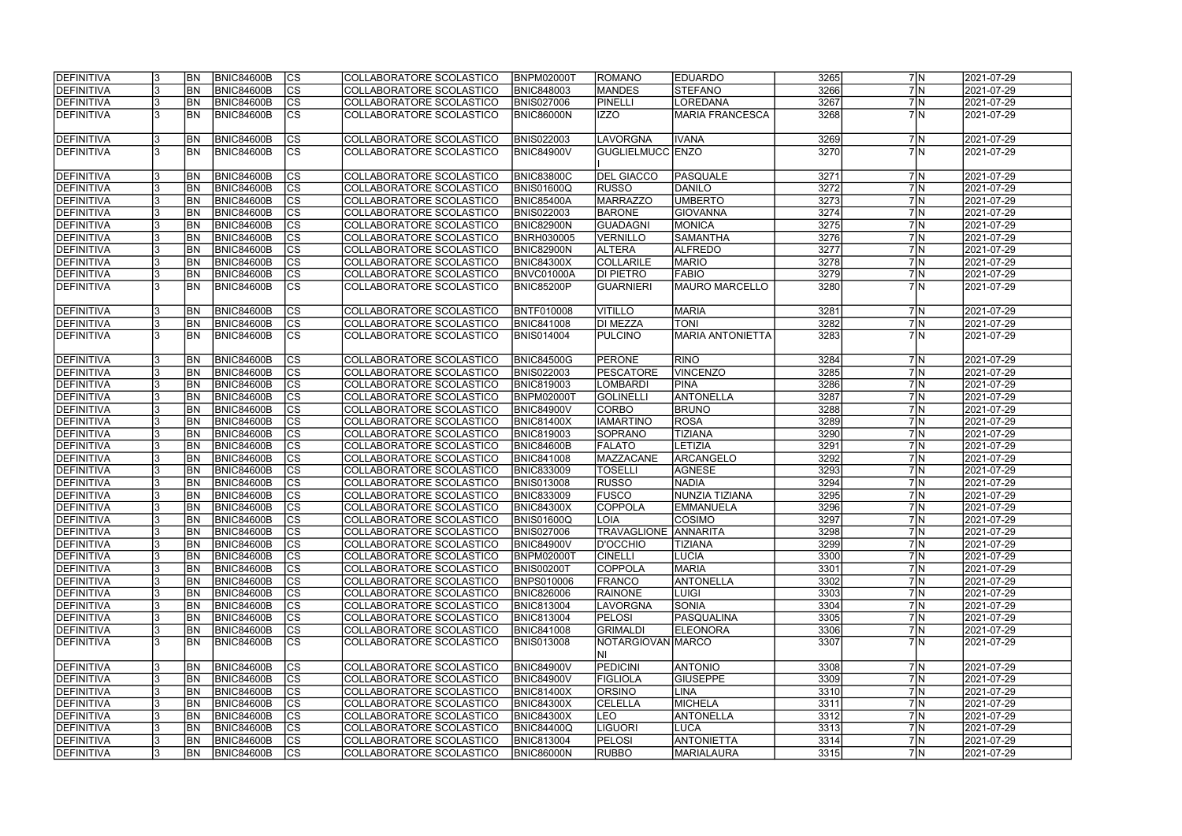| DEFINITIVA | 3 | BN | BNIC84600B | CS | COLLABORATORE SCOLASTICO | BNPM02000T | ROMANO | EDUARDO | 3265 | 7 | N | 2021-07-29 |
|---|---|---|---|---|---|---|---|---|---|---|---|---|
| DEFINITIVA | 3 | BN | BNIC84600B | CS | COLLABORATORE SCOLASTICO | BNIC848003 | MANDES | STEFANO | 3266 | 7 | N | 2021-07-29 |
| DEFINITIVA | 3 | BN | BNIC84600B | CS | COLLABORATORE SCOLASTICO | BNIS027006 | PINELLI | LOREDANA | 3267 | 7 | N | 2021-07-29 |
| DEFINITIVA | 3 | BN | BNIC84600B | CS | COLLABORATORE SCOLASTICO | BNIC86000N | IZZO | MARIA FRANCESCA | 3268 | 7 | N | 2021-07-29 |
| DEFINITIVA | 3 | BN | BNIC84600B | CS | COLLABORATORE SCOLASTICO | BNIS022003 | LAVORGNA | IVANA | 3269 | 7 | N | 2021-07-29 |
| DEFINITIVA | 3 | BN | BNIC84600B | CS | COLLABORATORE SCOLASTICO | BNIC84900V | GUGLIELMUCCI | ENZO | 3270 | 7 | N | 2021-07-29 |
| DEFINITIVA | 3 | BN | BNIC84600B | CS | COLLABORATORE SCOLASTICO | BNIC83800C | DEL GIACCO | PASQUALE | 3271 | 7 | N | 2021-07-29 |
| DEFINITIVA | 3 | BN | BNIC84600B | CS | COLLABORATORE SCOLASTICO | BNIS01600Q | RUSSO | DANILO | 3272 | 7 | N | 2021-07-29 |
| DEFINITIVA | 3 | BN | BNIC84600B | CS | COLLABORATORE SCOLASTICO | BNIC85400A | MARRAZZO | UMBERTO | 3273 | 7 | N | 2021-07-29 |
| DEFINITIVA | 3 | BN | BNIC84600B | CS | COLLABORATORE SCOLASTICO | BNIS022003 | BARONE | GIOVANNA | 3274 | 7 | N | 2021-07-29 |
| DEFINITIVA | 3 | BN | BNIC84600B | CS | COLLABORATORE SCOLASTICO | BNIC82900N | GUADAGNI | MONICA | 3275 | 7 | N | 2021-07-29 |
| DEFINITIVA | 3 | BN | BNIC84600B | CS | COLLABORATORE SCOLASTICO | BNRH030005 | VERNILLO | SAMANTHA | 3276 | 7 | N | 2021-07-29 |
| DEFINITIVA | 3 | BN | BNIC84600B | CS | COLLABORATORE SCOLASTICO | BNIC82900N | ALTERA | ALFREDO | 3277 | 7 | N | 2021-07-29 |
| DEFINITIVA | 3 | BN | BNIC84600B | CS | COLLABORATORE SCOLASTICO | BNIC84300X | COLLARILE | MARIO | 3278 | 7 | N | 2021-07-29 |
| DEFINITIVA | 3 | BN | BNIC84600B | CS | COLLABORATORE SCOLASTICO | BNVC01000A | DI PIETRO | FABIO | 3279 | 7 | N | 2021-07-29 |
| DEFINITIVA | 3 | BN | BNIC84600B | CS | COLLABORATORE SCOLASTICO | BNIC85200P | GUARNIERI | MAURO MARCELLO | 3280 | 7 | N | 2021-07-29 |
| DEFINITIVA | 3 | BN | BNIC84600B | CS | COLLABORATORE SCOLASTICO | BNTF010008 | VITILLO | MARIA | 3281 | 7 | N | 2021-07-29 |
| DEFINITIVA | 3 | BN | BNIC84600B | CS | COLLABORATORE SCOLASTICO | BNIC841008 | DI MEZZA | TONI | 3282 | 7 | N | 2021-07-29 |
| DEFINITIVA | 3 | BN | BNIC84600B | CS | COLLABORATORE SCOLASTICO | BNIS014004 | PULCINO | MARIA ANTONIETTA | 3283 | 7 | N | 2021-07-29 |
| DEFINITIVA | 3 | BN | BNIC84600B | CS | COLLABORATORE SCOLASTICO | BNIC84500G | PERONE | RINO | 3284 | 7 | N | 2021-07-29 |
| DEFINITIVA | 3 | BN | BNIC84600B | CS | COLLABORATORE SCOLASTICO | BNIS022003 | PESCATORE | VINCENZO | 3285 | 7 | N | 2021-07-29 |
| DEFINITIVA | 3 | BN | BNIC84600B | CS | COLLABORATORE SCOLASTICO | BNIC819003 | LOMBARDI | PINA | 3286 | 7 | N | 2021-07-29 |
| DEFINITIVA | 3 | BN | BNIC84600B | CS | COLLABORATORE SCOLASTICO | BNPM02000T | GOLINELLI | ANTONELLA | 3287 | 7 | N | 2021-07-29 |
| DEFINITIVA | 3 | BN | BNIC84600B | CS | COLLABORATORE SCOLASTICO | BNIC84900V | CORBO | BRUNO | 3288 | 7 | N | 2021-07-29 |
| DEFINITIVA | 3 | BN | BNIC84600B | CS | COLLABORATORE SCOLASTICO | BNIC81400X | IAMARTINO | ROSA | 3289 | 7 | N | 2021-07-29 |
| DEFINITIVA | 3 | BN | BNIC84600B | CS | COLLABORATORE SCOLASTICO | BNIC819003 | SOPRANO | TIZIANA | 3290 | 7 | N | 2021-07-29 |
| DEFINITIVA | 3 | BN | BNIC84600B | CS | COLLABORATORE SCOLASTICO | BNIC84600B | FALATO | LETIZIA | 3291 | 7 | N | 2021-07-29 |
| DEFINITIVA | 3 | BN | BNIC84600B | CS | COLLABORATORE SCOLASTICO | BNIC841008 | MAZZACANE | ARCANGELO | 3292 | 7 | N | 2021-07-29 |
| DEFINITIVA | 3 | BN | BNIC84600B | CS | COLLABORATORE SCOLASTICO | BNIC833009 | TOSELLI | AGNESE | 3293 | 7 | N | 2021-07-29 |
| DEFINITIVA | 3 | BN | BNIC84600B | CS | COLLABORATORE SCOLASTICO | BNIS013008 | RUSSO | NADIA | 3294 | 7 | N | 2021-07-29 |
| DEFINITIVA | 3 | BN | BNIC84600B | CS | COLLABORATORE SCOLASTICO | BNIC833009 | FUSCO | NUNZIA TIZIANA | 3295 | 7 | N | 2021-07-29 |
| DEFINITIVA | 3 | BN | BNIC84600B | CS | COLLABORATORE SCOLASTICO | BNIC84300X | COPPOLA | EMMANUELA | 3296 | 7 | N | 2021-07-29 |
| DEFINITIVA | 3 | BN | BNIC84600B | CS | COLLABORATORE SCOLASTICO | BNIS01600Q | LOIA | COSIMO | 3297 | 7 | N | 2021-07-29 |
| DEFINITIVA | 3 | BN | BNIC84600B | CS | COLLABORATORE SCOLASTICO | BNIS027006 | TRAVAGLIONE | ANNARITA | 3298 | 7 | N | 2021-07-29 |
| DEFINITIVA | 3 | BN | BNIC84600B | CS | COLLABORATORE SCOLASTICO | BNIC84900V | D'OCCHIO | TIZIANA | 3299 | 7 | N | 2021-07-29 |
| DEFINITIVA | 3 | BN | BNIC84600B | CS | COLLABORATORE SCOLASTICO | BNPM02000T | CINELLI | LUCIA | 3300 | 7 | N | 2021-07-29 |
| DEFINITIVA | 3 | BN | BNIC84600B | CS | COLLABORATORE SCOLASTICO | BNIS00200T | COPPOLA | MARIA | 3301 | 7 | N | 2021-07-29 |
| DEFINITIVA | 3 | BN | BNIC84600B | CS | COLLABORATORE SCOLASTICO | BNPS010006 | FRANCO | ANTONELLA | 3302 | 7 | N | 2021-07-29 |
| DEFINITIVA | 3 | BN | BNIC84600B | CS | COLLABORATORE SCOLASTICO | BNIC826006 | RAINONE | LUIGI | 3303 | 7 | N | 2021-07-29 |
| DEFINITIVA | 3 | BN | BNIC84600B | CS | COLLABORATORE SCOLASTICO | BNIC813004 | LAVORGNA | SONIA | 3304 | 7 | N | 2021-07-29 |
| DEFINITIVA | 3 | BN | BNIC84600B | CS | COLLABORATORE SCOLASTICO | BNIC813004 | PELOSI | PASQUALINA | 3305 | 7 | N | 2021-07-29 |
| DEFINITIVA | 3 | BN | BNIC84600B | CS | COLLABORATORE SCOLASTICO | BNIC841008 | GRIMALDI | ELEONORA | 3306 | 7 | N | 2021-07-29 |
| DEFINITIVA | 3 | BN | BNIC84600B | CS | COLLABORATORE SCOLASTICO | BNIS013008 | NOTARGIOVANNI | MARCO | 3307 | 7 | N | 2021-07-29 |
| DEFINITIVA | 3 | BN | BNIC84600B | CS | COLLABORATORE SCOLASTICO | BNIC84900V | PEDICINI | ANTONIO | 3308 | 7 | N | 2021-07-29 |
| DEFINITIVA | 3 | BN | BNIC84600B | CS | COLLABORATORE SCOLASTICO | BNIC84900V | FIGLIOLA | GIUSEPPE | 3309 | 7 | N | 2021-07-29 |
| DEFINITIVA | 3 | BN | BNIC84600B | CS | COLLABORATORE SCOLASTICO | BNIC81400X | ORSINO | LINA | 3310 | 7 | N | 2021-07-29 |
| DEFINITIVA | 3 | BN | BNIC84600B | CS | COLLABORATORE SCOLASTICO | BNIC84300X | CELELLA | MICHELA | 3311 | 7 | N | 2021-07-29 |
| DEFINITIVA | 3 | BN | BNIC84600B | CS | COLLABORATORE SCOLASTICO | BNIC84300X | LEO | ANTONELLA | 3312 | 7 | N | 2021-07-29 |
| DEFINITIVA | 3 | BN | BNIC84600B | CS | COLLABORATORE SCOLASTICO | BNIC84400Q | LIGUORI | LUCA | 3313 | 7 | N | 2021-07-29 |
| DEFINITIVA | 3 | BN | BNIC84600B | CS | COLLABORATORE SCOLASTICO | BNIC813004 | PELOSI | ANTONIETTA | 3314 | 7 | N | 2021-07-29 |
| DEFINITIVA | 3 | BN | BNIC84600B | CS | COLLABORATORE SCOLASTICO | BNIC86000N | RUBBO | MARIALAURA | 3315 | 7 | N | 2021-07-29 |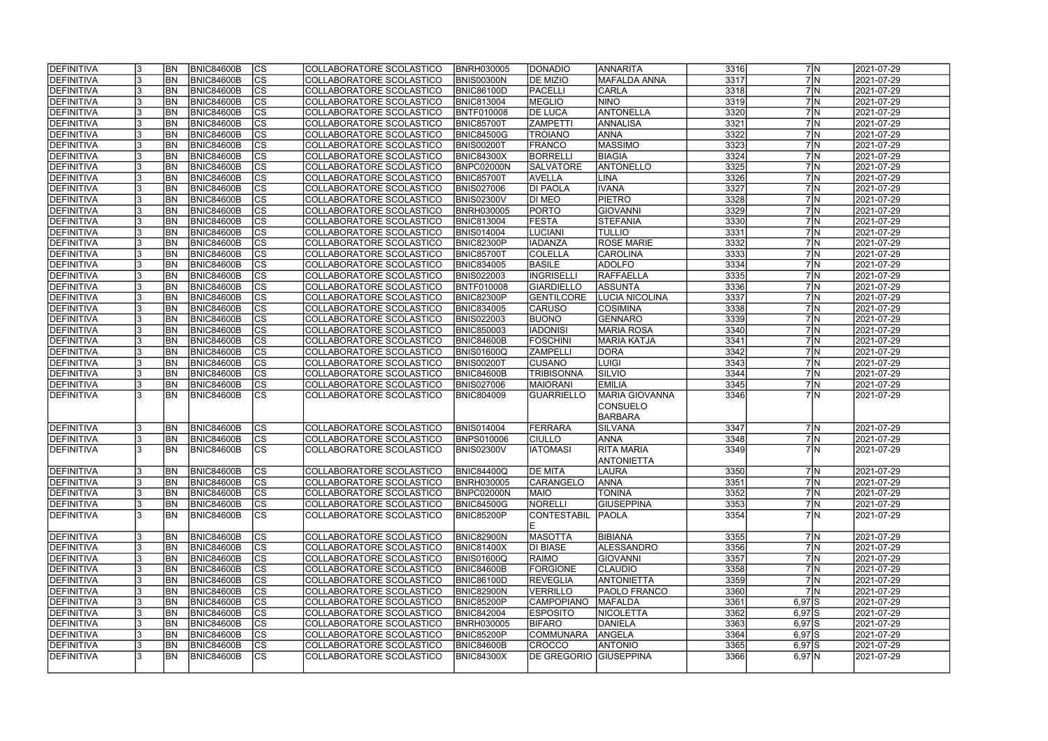| | | | | | | | | | | | | |
|---|---|---|---|---|---|---|---|---|---|---|---|---|
| DEFINITIVA | 3 | BN | BNIC84600B | CS | COLLABORATORE SCOLASTICO | BNRH030005 | DONADIO | ANNARITA | 3316 | 7 | N | 2021-07-29 |
| DEFINITIVA | 3 | BN | BNIC84600B | CS | COLLABORATORE SCOLASTICO | BNIS00300N | DE MIZIO | MAFALDA ANNA | 3317 | 7 | N | 2021-07-29 |
| DEFINITIVA | 3 | BN | BNIC84600B | CS | COLLABORATORE SCOLASTICO | BNIC86100D | PACELLI | CARLA | 3318 | 7 | N | 2021-07-29 |
| DEFINITIVA | 3 | BN | BNIC84600B | CS | COLLABORATORE SCOLASTICO | BNIC813004 | MEGLIO | NINO | 3319 | 7 | N | 2021-07-29 |
| DEFINITIVA | 3 | BN | BNIC84600B | CS | COLLABORATORE SCOLASTICO | BNTF010008 | DE LUCA | ANTONELLA | 3320 | 7 | N | 2021-07-29 |
| DEFINITIVA | 3 | BN | BNIC84600B | CS | COLLABORATORE SCOLASTICO | BNIC85700T | ZAMPETTI | ANNALISA | 3321 | 7 | N | 2021-07-29 |
| DEFINITIVA | 3 | BN | BNIC84600B | CS | COLLABORATORE SCOLASTICO | BNIC84500G | TROIANO | ANNA | 3322 | 7 | N | 2021-07-29 |
| DEFINITIVA | 3 | BN | BNIC84600B | CS | COLLABORATORE SCOLASTICO | BNIS00200T | FRANCO | MASSIMO | 3323 | 7 | N | 2021-07-29 |
| DEFINITIVA | 3 | BN | BNIC84600B | CS | COLLABORATORE SCOLASTICO | BNIC84300X | BORRELLI | BIAGIA | 3324 | 7 | N | 2021-07-29 |
| DEFINITIVA | 3 | BN | BNIC84600B | CS | COLLABORATORE SCOLASTICO | BNPC02000N | SALVATORE | ANTONELLO | 3325 | 7 | N | 2021-07-29 |
| DEFINITIVA | 3 | BN | BNIC84600B | CS | COLLABORATORE SCOLASTICO | BNIC85700T | AVELLA | LINA | 3326 | 7 | N | 2021-07-29 |
| DEFINITIVA | 3 | BN | BNIC84600B | CS | COLLABORATORE SCOLASTICO | BNIS027006 | DI PAOLA | IVANA | 3327 | 7 | N | 2021-07-29 |
| DEFINITIVA | 3 | BN | BNIC84600B | CS | COLLABORATORE SCOLASTICO | BNIS02300V | DI MEO | PIETRO | 3328 | 7 | N | 2021-07-29 |
| DEFINITIVA | 3 | BN | BNIC84600B | CS | COLLABORATORE SCOLASTICO | BNRH030005 | PORTO | GIOVANNI | 3329 | 7 | N | 2021-07-29 |
| DEFINITIVA | 3 | BN | BNIC84600B | CS | COLLABORATORE SCOLASTICO | BNIC813004 | FESTA | STEFANIA | 3330 | 7 | N | 2021-07-29 |
| DEFINITIVA | 3 | BN | BNIC84600B | CS | COLLABORATORE SCOLASTICO | BNIS014004 | LUCIANI | TULLIO | 3331 | 7 | N | 2021-07-29 |
| DEFINITIVA | 3 | BN | BNIC84600B | CS | COLLABORATORE SCOLASTICO | BNIC82300P | IADANZA | ROSE MARIE | 3332 | 7 | N | 2021-07-29 |
| DEFINITIVA | 3 | BN | BNIC84600B | CS | COLLABORATORE SCOLASTICO | BNIC85700T | COLELLA | CAROLINA | 3333 | 7 | N | 2021-07-29 |
| DEFINITIVA | 3 | BN | BNIC84600B | CS | COLLABORATORE SCOLASTICO | BNIC834005 | BASILE | ADOLFO | 3334 | 7 | N | 2021-07-29 |
| DEFINITIVA | 3 | BN | BNIC84600B | CS | COLLABORATORE SCOLASTICO | BNIS022003 | INGRISELLI | RAFFAELLA | 3335 | 7 | N | 2021-07-29 |
| DEFINITIVA | 3 | BN | BNIC84600B | CS | COLLABORATORE SCOLASTICO | BNTF010008 | GIARDIELLO | ASSUNTA | 3336 | 7 | N | 2021-07-29 |
| DEFINITIVA | 3 | BN | BNIC84600B | CS | COLLABORATORE SCOLASTICO | BNIC82300P | GENTILCORE | LUCIA NICOLINA | 3337 | 7 | N | 2021-07-29 |
| DEFINITIVA | 3 | BN | BNIC84600B | CS | COLLABORATORE SCOLASTICO | BNIC834005 | CARUSO | COSIMINA | 3338 | 7 | N | 2021-07-29 |
| DEFINITIVA | 3 | BN | BNIC84600B | CS | COLLABORATORE SCOLASTICO | BNIS022003 | BUONO | GENNARO | 3339 | 7 | N | 2021-07-29 |
| DEFINITIVA | 3 | BN | BNIC84600B | CS | COLLABORATORE SCOLASTICO | BNIC850003 | IADONISI | MARIA ROSA | 3340 | 7 | N | 2021-07-29 |
| DEFINITIVA | 3 | BN | BNIC84600B | CS | COLLABORATORE SCOLASTICO | BNIC84600B | FOSCHINI | MARIA KATJA | 3341 | 7 | N | 2021-07-29 |
| DEFINITIVA | 3 | BN | BNIC84600B | CS | COLLABORATORE SCOLASTICO | BNIS01600Q | ZAMPELLI | DORA | 3342 | 7 | N | 2021-07-29 |
| DEFINITIVA | 3 | BN | BNIC84600B | CS | COLLABORATORE SCOLASTICO | BNIS00200T | CUSANO | LUIGI | 3343 | 7 | N | 2021-07-29 |
| DEFINITIVA | 3 | BN | BNIC84600B | CS | COLLABORATORE SCOLASTICO | BNIC84600B | TRIBISONNA | SILVIO | 3344 | 7 | N | 2021-07-29 |
| DEFINITIVA | 3 | BN | BNIC84600B | CS | COLLABORATORE SCOLASTICO | BNIS027006 | MAIORANI | EMILIA | 3345 | 7 | N | 2021-07-29 |
| DEFINITIVA | 3 | BN | BNIC84600B | CS | COLLABORATORE SCOLASTICO | BNIC804009 | GUARRIELLO | MARIA GIOVANNA CONSUELO BARBARA | 3346 | 7 | N | 2021-07-29 |
| DEFINITIVA | 3 | BN | BNIC84600B | CS | COLLABORATORE SCOLASTICO | BNIS014004 | FERRARA | SILVANA | 3347 | 7 | N | 2021-07-29 |
| DEFINITIVA | 3 | BN | BNIC84600B | CS | COLLABORATORE SCOLASTICO | BNPS010006 | CIULLO | ANNA | 3348 | 7 | N | 2021-07-29 |
| DEFINITIVA | 3 | BN | BNIC84600B | CS | COLLABORATORE SCOLASTICO | BNIS02300V | IATOMASI | RITA MARIA ANTONIETTA | 3349 | 7 | N | 2021-07-29 |
| DEFINITIVA | 3 | BN | BNIC84600B | CS | COLLABORATORE SCOLASTICO | BNIC84400Q | DE MITA | LAURA | 3350 | 7 | N | 2021-07-29 |
| DEFINITIVA | 3 | BN | BNIC84600B | CS | COLLABORATORE SCOLASTICO | BNRH030005 | CARANGELO | ANNA | 3351 | 7 | N | 2021-07-29 |
| DEFINITIVA | 3 | BN | BNIC84600B | CS | COLLABORATORE SCOLASTICO | BNPC02000N | MAIO | TONINA | 3352 | 7 | N | 2021-07-29 |
| DEFINITIVA | 3 | BN | BNIC84600B | CS | COLLABORATORE SCOLASTICO | BNIC84500G | NORELLI | GIUSEPPINA | 3353 | 7 | N | 2021-07-29 |
| DEFINITIVA | 3 | BN | BNIC84600B | CS | COLLABORATORE SCOLASTICO | BNIC85200P | CONTESTABILE | PAOLA | 3354 | 7 | N | 2021-07-29 |
| DEFINITIVA | 3 | BN | BNIC84600B | CS | COLLABORATORE SCOLASTICO | BNIC82900N | MASOTTA | BIBIANA | 3355 | 7 | N | 2021-07-29 |
| DEFINITIVA | 3 | BN | BNIC84600B | CS | COLLABORATORE SCOLASTICO | BNIC81400X | DI BIASE | ALESSANDRO | 3356 | 7 | N | 2021-07-29 |
| DEFINITIVA | 3 | BN | BNIC84600B | CS | COLLABORATORE SCOLASTICO | BNIS01600Q | RAIMO | GIOVANNI | 3357 | 7 | N | 2021-07-29 |
| DEFINITIVA | 3 | BN | BNIC84600B | CS | COLLABORATORE SCOLASTICO | BNIC84600B | FORGIONE | CLAUDIO | 3358 | 7 | N | 2021-07-29 |
| DEFINITIVA | 3 | BN | BNIC84600B | CS | COLLABORATORE SCOLASTICO | BNIC86100D | REVEGLIA | ANTONIETTA | 3359 | 7 | N | 2021-07-29 |
| DEFINITIVA | 3 | BN | BNIC84600B | CS | COLLABORATORE SCOLASTICO | BNIC82900N | VERRILLO | PAOLO FRANCO | 3360 | 7 | N | 2021-07-29 |
| DEFINITIVA | 3 | BN | BNIC84600B | CS | COLLABORATORE SCOLASTICO | BNIC85200P | CAMPOPIANO | MAFALDA | 3361 | 6,97 | S | 2021-07-29 |
| DEFINITIVA | 3 | BN | BNIC84600B | CS | COLLABORATORE SCOLASTICO | BNIC842004 | ESPOSITO | NICOLETTA | 3362 | 6,97 | S | 2021-07-29 |
| DEFINITIVA | 3 | BN | BNIC84600B | CS | COLLABORATORE SCOLASTICO | BNRH030005 | BIFARO | DANIELA | 3363 | 6,97 | S | 2021-07-29 |
| DEFINITIVA | 3 | BN | BNIC84600B | CS | COLLABORATORE SCOLASTICO | BNIC85200P | COMMUNARA | ANGELA | 3364 | 6,97 | S | 2021-07-29 |
| DEFINITIVA | 3 | BN | BNIC84600B | CS | COLLABORATORE SCOLASTICO | BNIC84600B | CROCCO | ANTONIO | 3365 | 6,97 | S | 2021-07-29 |
| DEFINITIVA | 3 | BN | BNIC84600B | CS | COLLABORATORE SCOLASTICO | BNIC84300X | DE GREGORIO | GIUSEPPINA | 3366 | 6,97 | N | 2021-07-29 |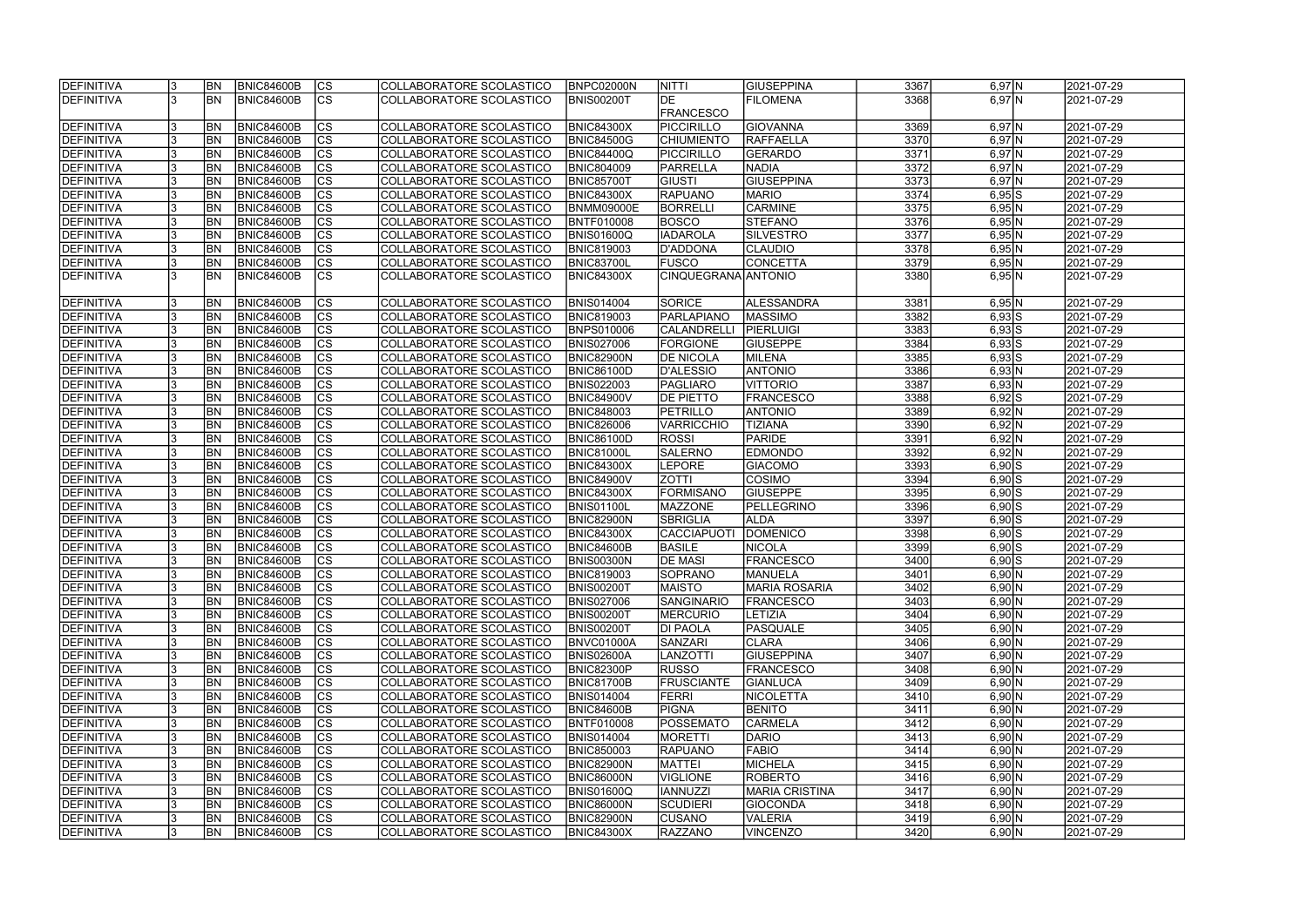| DEFINITIVA | 3 | BN | BNIC84600B | CS | COLLABORATORE SCOLASTICO | BNPC02000N | NITTI | GIUSEPPINA | 3367 | 6,97 | N | 2021-07-29 |
|---|---|---|---|---|---|---|---|---|---|---|---|---|
| DEFINITIVA | 3 | BN | BNIC84600B | CS | COLLABORATORE SCOLASTICO | BNIS00200T | DE FRANCESCO | FILOMENA | 3368 | 6,97 | N | 2021-07-29 |
| DEFINITIVA | 3 | BN | BNIC84600B | CS | COLLABORATORE SCOLASTICO | BNIC84300X | PICCIRILLO | GIOVANNA | 3369 | 6,97 | N | 2021-07-29 |
| DEFINITIVA | 3 | BN | BNIC84600B | CS | COLLABORATORE SCOLASTICO | BNIC84500G | CHIUMIENTO | RAFFAELLA | 3370 | 6,97 | N | 2021-07-29 |
| DEFINITIVA | 3 | BN | BNIC84600B | CS | COLLABORATORE SCOLASTICO | BNIC84400Q | PICCIRILLO | GERARDO | 3371 | 6,97 | N | 2021-07-29 |
| DEFINITIVA | 3 | BN | BNIC84600B | CS | COLLABORATORE SCOLASTICO | BNIC804009 | PARRELLA | NADIA | 3372 | 6,97 | N | 2021-07-29 |
| DEFINITIVA | 3 | BN | BNIC84600B | CS | COLLABORATORE SCOLASTICO | BNIC85700T | GIUSTI | GIUSEPPINA | 3373 | 6,97 | N | 2021-07-29 |
| DEFINITIVA | 3 | BN | BNIC84600B | CS | COLLABORATORE SCOLASTICO | BNIC84300X | RAPUANO | MARIO | 3374 | 6,95 | S | 2021-07-29 |
| DEFINITIVA | 3 | BN | BNIC84600B | CS | COLLABORATORE SCOLASTICO | BNMM09000E | BORRELLI | CARMINE | 3375 | 6,95 | N | 2021-07-29 |
| DEFINITIVA | 3 | BN | BNIC84600B | CS | COLLABORATORE SCOLASTICO | BNTF010008 | BOSCO | STEFANO | 3376 | 6,95 | N | 2021-07-29 |
| DEFINITIVA | 3 | BN | BNIC84600B | CS | COLLABORATORE SCOLASTICO | BNIS01600Q | IADAROLA | SILVESTRO | 3377 | 6,95 | N | 2021-07-29 |
| DEFINITIVA | 3 | BN | BNIC84600B | CS | COLLABORATORE SCOLASTICO | BNIC819003 | D'ADDONA | CLAUDIO | 3378 | 6,95 | N | 2021-07-29 |
| DEFINITIVA | 3 | BN | BNIC84600B | CS | COLLABORATORE SCOLASTICO | BNIC83700L | FUSCO | CONCETTA | 3379 | 6,95 | N | 2021-07-29 |
| DEFINITIVA | 3 | BN | BNIC84600B | CS | COLLABORATORE SCOLASTICO | BNIC84300X | CINQUEGRANA | ANTONIO | 3380 | 6,95 | N | 2021-07-29 |
| DEFINITIVA | 3 | BN | BNIC84600B | CS | COLLABORATORE SCOLASTICO | BNIS014004 | SORICE | ALESSANDRA | 3381 | 6,95 | N | 2021-07-29 |
| DEFINITIVA | 3 | BN | BNIC84600B | CS | COLLABORATORE SCOLASTICO | BNIC819003 | PARLAPIANO | MASSIMO | 3382 | 6,93 | S | 2021-07-29 |
| DEFINITIVA | 3 | BN | BNIC84600B | CS | COLLABORATORE SCOLASTICO | BNPS010006 | CALANDRELLI | PIERLUIGI | 3383 | 6,93 | S | 2021-07-29 |
| DEFINITIVA | 3 | BN | BNIC84600B | CS | COLLABORATORE SCOLASTICO | BNIS027006 | FORGIONE | GIUSEPPE | 3384 | 6,93 | S | 2021-07-29 |
| DEFINITIVA | 3 | BN | BNIC84600B | CS | COLLABORATORE SCOLASTICO | BNIC82900N | DE NICOLA | MILENA | 3385 | 6,93 | S | 2021-07-29 |
| DEFINITIVA | 3 | BN | BNIC84600B | CS | COLLABORATORE SCOLASTICO | BNIC86100D | D'ALESSIO | ANTONIO | 3386 | 6,93 | N | 2021-07-29 |
| DEFINITIVA | 3 | BN | BNIC84600B | CS | COLLABORATORE SCOLASTICO | BNIS022003 | PAGLIARO | VITTORIO | 3387 | 6,93 | N | 2021-07-29 |
| DEFINITIVA | 3 | BN | BNIC84600B | CS | COLLABORATORE SCOLASTICO | BNIC84900V | DE PIETTO | FRANCESCO | 3388 | 6,92 | S | 2021-07-29 |
| DEFINITIVA | 3 | BN | BNIC84600B | CS | COLLABORATORE SCOLASTICO | BNIC848003 | PETRILLO | ANTONIO | 3389 | 6,92 | N | 2021-07-29 |
| DEFINITIVA | 3 | BN | BNIC84600B | CS | COLLABORATORE SCOLASTICO | BNIC826006 | VARRICCHIO | TIZIANA | 3390 | 6,92 | N | 2021-07-29 |
| DEFINITIVA | 3 | BN | BNIC84600B | CS | COLLABORATORE SCOLASTICO | BNIC86100D | ROSSI | PARIDE | 3391 | 6,92 | N | 2021-07-29 |
| DEFINITIVA | 3 | BN | BNIC84600B | CS | COLLABORATORE SCOLASTICO | BNIC81000L | SALERNO | EDMONDO | 3392 | 6,92 | N | 2021-07-29 |
| DEFINITIVA | 3 | BN | BNIC84600B | CS | COLLABORATORE SCOLASTICO | BNIC84300X | LEPORE | GIACOMO | 3393 | 6,90 | S | 2021-07-29 |
| DEFINITIVA | 3 | BN | BNIC84600B | CS | COLLABORATORE SCOLASTICO | BNIC84900V | ZOTTI | COSIMO | 3394 | 6,90 | S | 2021-07-29 |
| DEFINITIVA | 3 | BN | BNIC84600B | CS | COLLABORATORE SCOLASTICO | BNIC84300X | FORMISANO | GIUSEPPE | 3395 | 6,90 | S | 2021-07-29 |
| DEFINITIVA | 3 | BN | BNIC84600B | CS | COLLABORATORE SCOLASTICO | BNIS01100L | MAZZONE | PELLEGRINO | 3396 | 6,90 | S | 2021-07-29 |
| DEFINITIVA | 3 | BN | BNIC84600B | CS | COLLABORATORE SCOLASTICO | BNIC82900N | SBRIGLIA | ALDA | 3397 | 6,90 | S | 2021-07-29 |
| DEFINITIVA | 3 | BN | BNIC84600B | CS | COLLABORATORE SCOLASTICO | BNIC84300X | CACCIAPUOTI | DOMENICO | 3398 | 6,90 | S | 2021-07-29 |
| DEFINITIVA | 3 | BN | BNIC84600B | CS | COLLABORATORE SCOLASTICO | BNIC84600B | BASILE | NICOLA | 3399 | 6,90 | S | 2021-07-29 |
| DEFINITIVA | 3 | BN | BNIC84600B | CS | COLLABORATORE SCOLASTICO | BNIS00300N | DE MASI | FRANCESCO | 3400 | 6,90 | S | 2021-07-29 |
| DEFINITIVA | 3 | BN | BNIC84600B | CS | COLLABORATORE SCOLASTICO | BNIC819003 | SOPRANO | MANUELA | 3401 | 6,90 | N | 2021-07-29 |
| DEFINITIVA | 3 | BN | BNIC84600B | CS | COLLABORATORE SCOLASTICO | BNIS00200T | MAISTO | MARIA ROSARIA | 3402 | 6,90 | N | 2021-07-29 |
| DEFINITIVA | 3 | BN | BNIC84600B | CS | COLLABORATORE SCOLASTICO | BNIS027006 | SANGINARIO | FRANCESCO | 3403 | 6,90 | N | 2021-07-29 |
| DEFINITIVA | 3 | BN | BNIC84600B | CS | COLLABORATORE SCOLASTICO | BNIS00200T | MERCURIO | LETIZIA | 3404 | 6,90 | N | 2021-07-29 |
| DEFINITIVA | 3 | BN | BNIC84600B | CS | COLLABORATORE SCOLASTICO | BNIS00200T | DI PAOLA | PASQUALE | 3405 | 6,90 | N | 2021-07-29 |
| DEFINITIVA | 3 | BN | BNIC84600B | CS | COLLABORATORE SCOLASTICO | BNVC01000A | SANZARI | CLARA | 3406 | 6,90 | N | 2021-07-29 |
| DEFINITIVA | 3 | BN | BNIC84600B | CS | COLLABORATORE SCOLASTICO | BNIS02600A | LANZOTTI | GIUSEPPINA | 3407 | 6,90 | N | 2021-07-29 |
| DEFINITIVA | 3 | BN | BNIC84600B | CS | COLLABORATORE SCOLASTICO | BNIC82300P | RUSSO | FRANCESCO | 3408 | 6,90 | N | 2021-07-29 |
| DEFINITIVA | 3 | BN | BNIC84600B | CS | COLLABORATORE SCOLASTICO | BNIC81700B | FRUSCIANTE | GIANLUCA | 3409 | 6,90 | N | 2021-07-29 |
| DEFINITIVA | 3 | BN | BNIC84600B | CS | COLLABORATORE SCOLASTICO | BNIS014004 | FERRI | NICOLETTA | 3410 | 6,90 | N | 2021-07-29 |
| DEFINITIVA | 3 | BN | BNIC84600B | CS | COLLABORATORE SCOLASTICO | BNIC84600B | PIGNA | BENITO | 3411 | 6,90 | N | 2021-07-29 |
| DEFINITIVA | 3 | BN | BNIC84600B | CS | COLLABORATORE SCOLASTICO | BNTF010008 | POSSEMATO | CARMELA | 3412 | 6,90 | N | 2021-07-29 |
| DEFINITIVA | 3 | BN | BNIC84600B | CS | COLLABORATORE SCOLASTICO | BNIS014004 | MORETTI | DARIO | 3413 | 6,90 | N | 2021-07-29 |
| DEFINITIVA | 3 | BN | BNIC84600B | CS | COLLABORATORE SCOLASTICO | BNIC850003 | RAPUANO | FABIO | 3414 | 6,90 | N | 2021-07-29 |
| DEFINITIVA | 3 | BN | BNIC84600B | CS | COLLABORATORE SCOLASTICO | BNIC82900N | MATTEI | MICHELA | 3415 | 6,90 | N | 2021-07-29 |
| DEFINITIVA | 3 | BN | BNIC84600B | CS | COLLABORATORE SCOLASTICO | BNIC86000N | VIGLIONE | ROBERTO | 3416 | 6,90 | N | 2021-07-29 |
| DEFINITIVA | 3 | BN | BNIC84600B | CS | COLLABORATORE SCOLASTICO | BNIS01600Q | IANNUZZI | MARIA CRISTINA | 3417 | 6,90 | N | 2021-07-29 |
| DEFINITIVA | 3 | BN | BNIC84600B | CS | COLLABORATORE SCOLASTICO | BNIC86000N | SCUDIERI | GIOCONDA | 3418 | 6,90 | N | 2021-07-29 |
| DEFINITIVA | 3 | BN | BNIC84600B | CS | COLLABORATORE SCOLASTICO | BNIC82900N | CUSANO | VALERIA | 3419 | 6,90 | N | 2021-07-29 |
| DEFINITIVA | 3 | BN | BNIC84600B | CS | COLLABORATORE SCOLASTICO | BNIC84300X | RAZZANO | VINCENZO | 3420 | 6,90 | N | 2021-07-29 |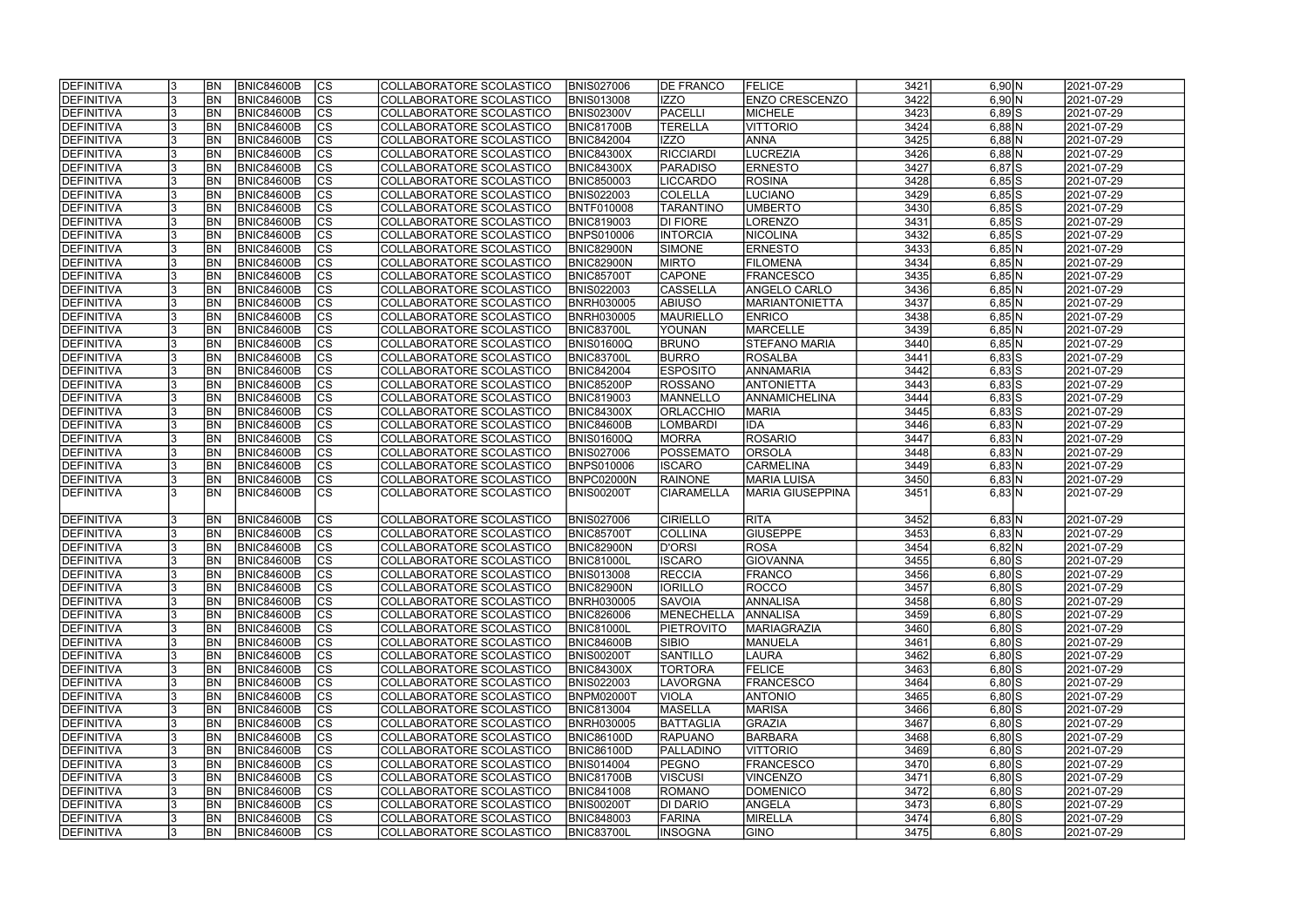| | | | | | | | | | | | | |
|---|---|---|---|---|---|---|---|---|---|---|---|---|
| DEFINITIVA | 3 | BN | BNIC84600B | CS | COLLABORATORE SCOLASTICO | BNIS027006 | DE FRANCO | FELICE | 3421 | 6,90 | N | 2021-07-29 |
| DEFINITIVA | 3 | BN | BNIC84600B | CS | COLLABORATORE SCOLASTICO | BNIS013008 | IZZO | ENZO CRESCENZO | 3422 | 6,90 | N | 2021-07-29 |
| DEFINITIVA | 3 | BN | BNIC84600B | CS | COLLABORATORE SCOLASTICO | BNIS02300V | PACELLI | MICHELE | 3423 | 6,89 | S | 2021-07-29 |
| DEFINITIVA | 3 | BN | BNIC84600B | CS | COLLABORATORE SCOLASTICO | BNIC81700B | TERELLA | VITTORIO | 3424 | 6,88 | N | 2021-07-29 |
| DEFINITIVA | 3 | BN | BNIC84600B | CS | COLLABORATORE SCOLASTICO | BNIC842004 | IZZO | ANNA | 3425 | 6,88 | N | 2021-07-29 |
| DEFINITIVA | 3 | BN | BNIC84600B | CS | COLLABORATORE SCOLASTICO | BNIC84300X | RICCIARDI | LUCREZIA | 3426 | 6,88 | N | 2021-07-29 |
| DEFINITIVA | 3 | BN | BNIC84600B | CS | COLLABORATORE SCOLASTICO | BNIC84300X | PARADISO | ERNESTO | 3427 | 6,87 | S | 2021-07-29 |
| DEFINITIVA | 3 | BN | BNIC84600B | CS | COLLABORATORE SCOLASTICO | BNIC850003 | LICCARDO | ROSINA | 3428 | 6,85 | S | 2021-07-29 |
| DEFINITIVA | 3 | BN | BNIC84600B | CS | COLLABORATORE SCOLASTICO | BNIS022003 | COLELLA | LUCIANO | 3429 | 6,85 | S | 2021-07-29 |
| DEFINITIVA | 3 | BN | BNIC84600B | CS | COLLABORATORE SCOLASTICO | BNTF010008 | TARANTINO | UMBERTO | 3430 | 6,85 | S | 2021-07-29 |
| DEFINITIVA | 3 | BN | BNIC84600B | CS | COLLABORATORE SCOLASTICO | BNIC819003 | DI FIORE | LORENZO | 3431 | 6,85 | S | 2021-07-29 |
| DEFINITIVA | 3 | BN | BNIC84600B | CS | COLLABORATORE SCOLASTICO | BNPS010006 | INTORCIA | NICOLINA | 3432 | 6,85 | S | 2021-07-29 |
| DEFINITIVA | 3 | BN | BNIC84600B | CS | COLLABORATORE SCOLASTICO | BNIC82900N | SIMONE | ERNESTO | 3433 | 6,85 | N | 2021-07-29 |
| DEFINITIVA | 3 | BN | BNIC84600B | CS | COLLABORATORE SCOLASTICO | BNIC82900N | MIRTO | FILOMENA | 3434 | 6,85 | N | 2021-07-29 |
| DEFINITIVA | 3 | BN | BNIC84600B | CS | COLLABORATORE SCOLASTICO | BNIC85700T | CAPONE | FRANCESCO | 3435 | 6,85 | N | 2021-07-29 |
| DEFINITIVA | 3 | BN | BNIC84600B | CS | COLLABORATORE SCOLASTICO | BNIS022003 | CASSELLA | ANGELO CARLO | 3436 | 6,85 | N | 2021-07-29 |
| DEFINITIVA | 3 | BN | BNIC84600B | CS | COLLABORATORE SCOLASTICO | BNRH030005 | ABIUSO | MARIANTONIETTA | 3437 | 6,85 | N | 2021-07-29 |
| DEFINITIVA | 3 | BN | BNIC84600B | CS | COLLABORATORE SCOLASTICO | BNRH030005 | MAURIELLO | ENRICO | 3438 | 6,85 | N | 2021-07-29 |
| DEFINITIVA | 3 | BN | BNIC84600B | CS | COLLABORATORE SCOLASTICO | BNIC83700L | YOUNAN | MARCELLE | 3439 | 6,85 | N | 2021-07-29 |
| DEFINITIVA | 3 | BN | BNIC84600B | CS | COLLABORATORE SCOLASTICO | BNIS01600Q | BRUNO | STEFANO MARIA | 3440 | 6,85 | N | 2021-07-29 |
| DEFINITIVA | 3 | BN | BNIC84600B | CS | COLLABORATORE SCOLASTICO | BNIC83700L | BURRO | ROSALBA | 3441 | 6,83 | S | 2021-07-29 |
| DEFINITIVA | 3 | BN | BNIC84600B | CS | COLLABORATORE SCOLASTICO | BNIC842004 | ESPOSITO | ANNAMARIA | 3442 | 6,83 | S | 2021-07-29 |
| DEFINITIVA | 3 | BN | BNIC84600B | CS | COLLABORATORE SCOLASTICO | BNIC85200P | ROSSANO | ANTONIETTA | 3443 | 6,83 | S | 2021-07-29 |
| DEFINITIVA | 3 | BN | BNIC84600B | CS | COLLABORATORE SCOLASTICO | BNIC819003 | MANNELLO | ANNAMICHELINA | 3444 | 6,83 | S | 2021-07-29 |
| DEFINITIVA | 3 | BN | BNIC84600B | CS | COLLABORATORE SCOLASTICO | BNIC84300X | ORLACCHIO | MARIA | 3445 | 6,83 | S | 2021-07-29 |
| DEFINITIVA | 3 | BN | BNIC84600B | CS | COLLABORATORE SCOLASTICO | BNIC84600B | LOMBARDI | IDA | 3446 | 6,83 | N | 2021-07-29 |
| DEFINITIVA | 3 | BN | BNIC84600B | CS | COLLABORATORE SCOLASTICO | BNIS01600Q | MORRA | ROSARIO | 3447 | 6,83 | N | 2021-07-29 |
| DEFINITIVA | 3 | BN | BNIC84600B | CS | COLLABORATORE SCOLASTICO | BNIS027006 | POSSEMATO | ORSOLA | 3448 | 6,83 | N | 2021-07-29 |
| DEFINITIVA | 3 | BN | BNIC84600B | CS | COLLABORATORE SCOLASTICO | BNPS010006 | ISCARO | CARMELINA | 3449 | 6,83 | N | 2021-07-29 |
| DEFINITIVA | 3 | BN | BNIC84600B | CS | COLLABORATORE SCOLASTICO | BNPC02000N | RAINONE | MARIA LUISA | 3450 | 6,83 | N | 2021-07-29 |
| DEFINITIVA | 3 | BN | BNIC84600B | CS | COLLABORATORE SCOLASTICO | BNIS00200T | CIARAMELLA | MARIA GIUSEPPINA | 3451 | 6,83 | N | 2021-07-29 |
| DEFINITIVA | 3 | BN | BNIC84600B | CS | COLLABORATORE SCOLASTICO | BNIS027006 | CIRIELLO | RITA | 3452 | 6,83 | N | 2021-07-29 |
| DEFINITIVA | 3 | BN | BNIC84600B | CS | COLLABORATORE SCOLASTICO | BNIC85700T | COLLINA | GIUSEPPE | 3453 | 6,83 | N | 2021-07-29 |
| DEFINITIVA | 3 | BN | BNIC84600B | CS | COLLABORATORE SCOLASTICO | BNIC82900N | D'ORSI | ROSA | 3454 | 6,82 | N | 2021-07-29 |
| DEFINITIVA | 3 | BN | BNIC84600B | CS | COLLABORATORE SCOLASTICO | BNIC81000L | ISCARO | GIOVANNA | 3455 | 6,80 | S | 2021-07-29 |
| DEFINITIVA | 3 | BN | BNIC84600B | CS | COLLABORATORE SCOLASTICO | BNIS013008 | RECCIA | FRANCO | 3456 | 6,80 | S | 2021-07-29 |
| DEFINITIVA | 3 | BN | BNIC84600B | CS | COLLABORATORE SCOLASTICO | BNIC82900N | IORILLO | ROCCO | 3457 | 6,80 | S | 2021-07-29 |
| DEFINITIVA | 3 | BN | BNIC84600B | CS | COLLABORATORE SCOLASTICO | BNRH030005 | SAVOIA | ANNALISA | 3458 | 6,80 | S | 2021-07-29 |
| DEFINITIVA | 3 | BN | BNIC84600B | CS | COLLABORATORE SCOLASTICO | BNIC826006 | MENECHELLA | ANNALISA | 3459 | 6,80 | S | 2021-07-29 |
| DEFINITIVA | 3 | BN | BNIC84600B | CS | COLLABORATORE SCOLASTICO | BNIC81000L | PIETROVITO | MARIAGRAZIA | 3460 | 6,80 | S | 2021-07-29 |
| DEFINITIVA | 3 | BN | BNIC84600B | CS | COLLABORATORE SCOLASTICO | BNIC84600B | SIBIO | MANUELA | 3461 | 6,80 | S | 2021-07-29 |
| DEFINITIVA | 3 | BN | BNIC84600B | CS | COLLABORATORE SCOLASTICO | BNIS00200T | SANTILLO | LAURA | 3462 | 6,80 | S | 2021-07-29 |
| DEFINITIVA | 3 | BN | BNIC84600B | CS | COLLABORATORE SCOLASTICO | BNIC84300X | TORTORA | FELICE | 3463 | 6,80 | S | 2021-07-29 |
| DEFINITIVA | 3 | BN | BNIC84600B | CS | COLLABORATORE SCOLASTICO | BNIS022003 | LAVORGNA | FRANCESCO | 3464 | 6,80 | S | 2021-07-29 |
| DEFINITIVA | 3 | BN | BNIC84600B | CS | COLLABORATORE SCOLASTICO | BNPM02000T | VIOLA | ANTONIO | 3465 | 6,80 | S | 2021-07-29 |
| DEFINITIVA | 3 | BN | BNIC84600B | CS | COLLABORATORE SCOLASTICO | BNIC813004 | MASELLA | MARISA | 3466 | 6,80 | S | 2021-07-29 |
| DEFINITIVA | 3 | BN | BNIC84600B | CS | COLLABORATORE SCOLASTICO | BNRH030005 | BATTAGLIA | GRAZIA | 3467 | 6,80 | S | 2021-07-29 |
| DEFINITIVA | 3 | BN | BNIC84600B | CS | COLLABORATORE SCOLASTICO | BNIC86100D | RAPUANO | BARBARA | 3468 | 6,80 | S | 2021-07-29 |
| DEFINITIVA | 3 | BN | BNIC84600B | CS | COLLABORATORE SCOLASTICO | BNIC86100D | PALLADINO | VITTORIO | 3469 | 6,80 | S | 2021-07-29 |
| DEFINITIVA | 3 | BN | BNIC84600B | CS | COLLABORATORE SCOLASTICO | BNIS014004 | PEGNO | FRANCESCO | 3470 | 6,80 | S | 2021-07-29 |
| DEFINITIVA | 3 | BN | BNIC84600B | CS | COLLABORATORE SCOLASTICO | BNIC81700B | VISCUSI | VINCENZO | 3471 | 6,80 | S | 2021-07-29 |
| DEFINITIVA | 3 | BN | BNIC84600B | CS | COLLABORATORE SCOLASTICO | BNIC841008 | ROMANO | DOMENICO | 3472 | 6,80 | S | 2021-07-29 |
| DEFINITIVA | 3 | BN | BNIC84600B | CS | COLLABORATORE SCOLASTICO | BNIS00200T | DI DARIO | ANGELA | 3473 | 6,80 | S | 2021-07-29 |
| DEFINITIVA | 3 | BN | BNIC84600B | CS | COLLABORATORE SCOLASTICO | BNIC848003 | FARINA | MIRELLA | 3474 | 6,80 | S | 2021-07-29 |
| DEFINITIVA | 3 | BN | BNIC84600B | CS | COLLABORATORE SCOLASTICO | BNIC83700L | INSOGNA | GINO | 3475 | 6,80 | S | 2021-07-29 |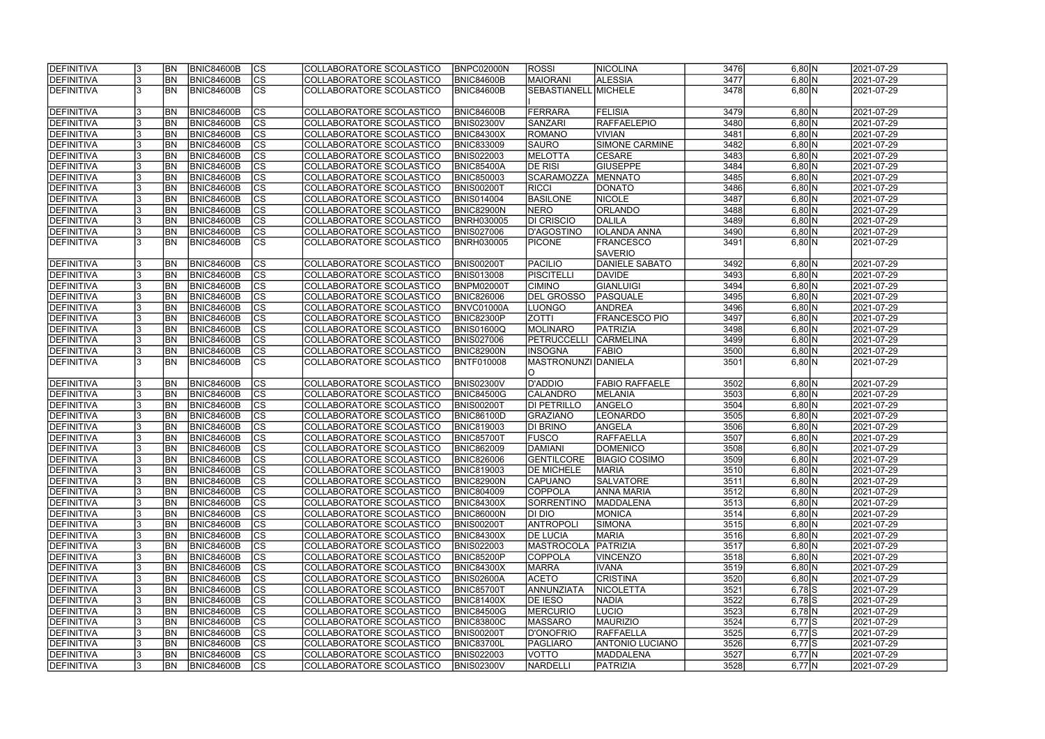| DEFINITIVA | 3 | BN | BNIC84600B | CS | COLLABORATORE SCOLASTICO | BNPC02000N | ROSSI | NICOLINA | 3476 | 6,80 | N | 2021-07-29 |
|---|---|---|---|---|---|---|---|---|---|---|---|---|
| DEFINITIVA | 3 | BN | BNIC84600B | CS | COLLABORATORE SCOLASTICO | BNIC84600B | MAIORANI | ALESSIA | 3477 | 6,80 | N | 2021-07-29 |
| DEFINITIVA | 3 | BN | BNIC84600B | CS | COLLABORATORE SCOLASTICO | BNIC84600B | SEBASTIANELLI | MICHELE | 3478 | 6,80 | N | 2021-07-29 |
| DEFINITIVA | 3 | BN | BNIC84600B | CS | COLLABORATORE SCOLASTICO | BNIC84600B | FERRARA | FELISIA | 3479 | 6,80 | N | 2021-07-29 |
| DEFINITIVA | 3 | BN | BNIC84600B | CS | COLLABORATORE SCOLASTICO | BNIS02300V | SANZARI | RAFFAELEPIO | 3480 | 6,80 | N | 2021-07-29 |
| DEFINITIVA | 3 | BN | BNIC84600B | CS | COLLABORATORE SCOLASTICO | BNIC84300X | ROMANO | VIVIAN | 3481 | 6,80 | N | 2021-07-29 |
| DEFINITIVA | 3 | BN | BNIC84600B | CS | COLLABORATORE SCOLASTICO | BNIC833009 | SAURO | SIMONE CARMINE | 3482 | 6,80 | N | 2021-07-29 |
| DEFINITIVA | 3 | BN | BNIC84600B | CS | COLLABORATORE SCOLASTICO | BNIS022003 | MELOTTA | CESARE | 3483 | 6,80 | N | 2021-07-29 |
| DEFINITIVA | 3 | BN | BNIC84600B | CS | COLLABORATORE SCOLASTICO | BNIC85400A | DE RISI | GIUSEPPE | 3484 | 6,80 | N | 2021-07-29 |
| DEFINITIVA | 3 | BN | BNIC84600B | CS | COLLABORATORE SCOLASTICO | BNIC850003 | SCARAMOZZA | MENNATO | 3485 | 6,80 | N | 2021-07-29 |
| DEFINITIVA | 3 | BN | BNIC84600B | CS | COLLABORATORE SCOLASTICO | BNIS00200T | RICCI | DONATO | 3486 | 6,80 | N | 2021-07-29 |
| DEFINITIVA | 3 | BN | BNIC84600B | CS | COLLABORATORE SCOLASTICO | BNIS014004 | BASILONE | NICOLE | 3487 | 6,80 | N | 2021-07-29 |
| DEFINITIVA | 3 | BN | BNIC84600B | CS | COLLABORATORE SCOLASTICO | BNIC82900N | NERO | ORLANDO | 3488 | 6,80 | N | 2021-07-29 |
| DEFINITIVA | 3 | BN | BNIC84600B | CS | COLLABORATORE SCOLASTICO | BNRH030005 | DI CRISCIO | DALILA | 3489 | 6,80 | N | 2021-07-29 |
| DEFINITIVA | 3 | BN | BNIC84600B | CS | COLLABORATORE SCOLASTICO | BNIS027006 | D'AGOSTINO | IOLANDA ANNA | 3490 | 6,80 | N | 2021-07-29 |
| DEFINITIVA | 3 | BN | BNIC84600B | CS | COLLABORATORE SCOLASTICO | BNRH030005 | PICONE | FRANCESCO SAVERIO | 3491 | 6,80 | N | 2021-07-29 |
| DEFINITIVA | 3 | BN | BNIC84600B | CS | COLLABORATORE SCOLASTICO | BNIS00200T | PACILIO | DANIELE SABATO | 3492 | 6,80 | N | 2021-07-29 |
| DEFINITIVA | 3 | BN | BNIC84600B | CS | COLLABORATORE SCOLASTICO | BNIS013008 | PISCITELLI | DAVIDE | 3493 | 6,80 | N | 2021-07-29 |
| DEFINITIVA | 3 | BN | BNIC84600B | CS | COLLABORATORE SCOLASTICO | BNPM02000T | CIMINO | GIANLUIGI | 3494 | 6,80 | N | 2021-07-29 |
| DEFINITIVA | 3 | BN | BNIC84600B | CS | COLLABORATORE SCOLASTICO | BNIC826006 | DEL GROSSO | PASQUALE | 3495 | 6,80 | N | 2021-07-29 |
| DEFINITIVA | 3 | BN | BNIC84600B | CS | COLLABORATORE SCOLASTICO | BNVC01000A | LUONGO | ANDREA | 3496 | 6,80 | N | 2021-07-29 |
| DEFINITIVA | 3 | BN | BNIC84600B | CS | COLLABORATORE SCOLASTICO | BNIC82300P | ZOTTI | FRANCESCO PIO | 3497 | 6,80 | N | 2021-07-29 |
| DEFINITIVA | 3 | BN | BNIC84600B | CS | COLLABORATORE SCOLASTICO | BNIS01600Q | MOLINARO | PATRIZIA | 3498 | 6,80 | N | 2021-07-29 |
| DEFINITIVA | 3 | BN | BNIC84600B | CS | COLLABORATORE SCOLASTICO | BNIS027006 | PETRUCCELLI | CARMELINA | 3499 | 6,80 | N | 2021-07-29 |
| DEFINITIVA | 3 | BN | BNIC84600B | CS | COLLABORATORE SCOLASTICO | BNIC82900N | INSOGNA | FABIO | 3500 | 6,80 | N | 2021-07-29 |
| DEFINITIVA | 3 | BN | BNIC84600B | CS | COLLABORATORE SCOLASTICO | BNTF010008 | MASTRONUNZIO | DANIELA | 3501 | 6,80 | N | 2021-07-29 |
| DEFINITIVA | 3 | BN | BNIC84600B | CS | COLLABORATORE SCOLASTICO | BNIS02300V | D'ADDIO | FABIO RAFFAELE | 3502 | 6,80 | N | 2021-07-29 |
| DEFINITIVA | 3 | BN | BNIC84600B | CS | COLLABORATORE SCOLASTICO | BNIC84500G | CALANDRO | MELANIA | 3503 | 6,80 | N | 2021-07-29 |
| DEFINITIVA | 3 | BN | BNIC84600B | CS | COLLABORATORE SCOLASTICO | BNIS00200T | DI PETRILLO | ANGELO | 3504 | 6,80 | N | 2021-07-29 |
| DEFINITIVA | 3 | BN | BNIC84600B | CS | COLLABORATORE SCOLASTICO | BNIC86100D | GRAZIANO | LEONARDO | 3505 | 6,80 | N | 2021-07-29 |
| DEFINITIVA | 3 | BN | BNIC84600B | CS | COLLABORATORE SCOLASTICO | BNIC819003 | DI BRINO | ANGELA | 3506 | 6,80 | N | 2021-07-29 |
| DEFINITIVA | 3 | BN | BNIC84600B | CS | COLLABORATORE SCOLASTICO | BNIC85700T | FUSCO | RAFFAELLA | 3507 | 6,80 | N | 2021-07-29 |
| DEFINITIVA | 3 | BN | BNIC84600B | CS | COLLABORATORE SCOLASTICO | BNIC862009 | DAMIANI | DOMENICO | 3508 | 6,80 | N | 2021-07-29 |
| DEFINITIVA | 3 | BN | BNIC84600B | CS | COLLABORATORE SCOLASTICO | BNIC826006 | GENTILCORE | BIAGIO COSIMO | 3509 | 6,80 | N | 2021-07-29 |
| DEFINITIVA | 3 | BN | BNIC84600B | CS | COLLABORATORE SCOLASTICO | BNIC819003 | DE MICHELE | MARIA | 3510 | 6,80 | N | 2021-07-29 |
| DEFINITIVA | 3 | BN | BNIC84600B | CS | COLLABORATORE SCOLASTICO | BNIC82900N | CAPUANO | SALVATORE | 3511 | 6,80 | N | 2021-07-29 |
| DEFINITIVA | 3 | BN | BNIC84600B | CS | COLLABORATORE SCOLASTICO | BNIC804009 | COPPOLA | ANNA MARIA | 3512 | 6,80 | N | 2021-07-29 |
| DEFINITIVA | 3 | BN | BNIC84600B | CS | COLLABORATORE SCOLASTICO | BNIC84300X | SORRENTINO | MADDALENA | 3513 | 6,80 | N | 2021-07-29 |
| DEFINITIVA | 3 | BN | BNIC84600B | CS | COLLABORATORE SCOLASTICO | BNIC86000N | DI DIO | MONICA | 3514 | 6,80 | N | 2021-07-29 |
| DEFINITIVA | 3 | BN | BNIC84600B | CS | COLLABORATORE SCOLASTICO | BNIS00200T | ANTROPOLI | SIMONA | 3515 | 6,80 | N | 2021-07-29 |
| DEFINITIVA | 3 | BN | BNIC84600B | CS | COLLABORATORE SCOLASTICO | BNIC84300X | DE LUCIA | MARIA | 3516 | 6,80 | N | 2021-07-29 |
| DEFINITIVA | 3 | BN | BNIC84600B | CS | COLLABORATORE SCOLASTICO | BNIS022003 | MASTROCOLA | PATRIZIA | 3517 | 6,80 | N | 2021-07-29 |
| DEFINITIVA | 3 | BN | BNIC84600B | CS | COLLABORATORE SCOLASTICO | BNIC85200P | COPPOLA | VINCENZO | 3518 | 6,80 | N | 2021-07-29 |
| DEFINITIVA | 3 | BN | BNIC84600B | CS | COLLABORATORE SCOLASTICO | BNIC84300X | MARRA | IVANA | 3519 | 6,80 | N | 2021-07-29 |
| DEFINITIVA | 3 | BN | BNIC84600B | CS | COLLABORATORE SCOLASTICO | BNIS02600A | ACETO | CRISTINA | 3520 | 6,80 | N | 2021-07-29 |
| DEFINITIVA | 3 | BN | BNIC84600B | CS | COLLABORATORE SCOLASTICO | BNIC85700T | ANNUNZIATA | NICOLETTA | 3521 | 6,78 | S | 2021-07-29 |
| DEFINITIVA | 3 | BN | BNIC84600B | CS | COLLABORATORE SCOLASTICO | BNIC81400X | DE IESO | NADIA | 3522 | 6,78 | S | 2021-07-29 |
| DEFINITIVA | 3 | BN | BNIC84600B | CS | COLLABORATORE SCOLASTICO | BNIC84500G | MERCURIO | LUCIO | 3523 | 6,78 | N | 2021-07-29 |
| DEFINITIVA | 3 | BN | BNIC84600B | CS | COLLABORATORE SCOLASTICO | BNIC83800C | MASSARO | MAURIZIO | 3524 | 6,77 | S | 2021-07-29 |
| DEFINITIVA | 3 | BN | BNIC84600B | CS | COLLABORATORE SCOLASTICO | BNIS00200T | D'ONOFRIO | RAFFAELLA | 3525 | 6,77 | S | 2021-07-29 |
| DEFINITIVA | 3 | BN | BNIC84600B | CS | COLLABORATORE SCOLASTICO | BNIC83700L | PAGLIARO | ANTONIO LUCIANO | 3526 | 6,77 | S | 2021-07-29 |
| DEFINITIVA | 3 | BN | BNIC84600B | CS | COLLABORATORE SCOLASTICO | BNIS022003 | VOTTO | MADDALENA | 3527 | 6,77 | N | 2021-07-29 |
| DEFINITIVA | 3 | BN | BNIC84600B | CS | COLLABORATORE SCOLASTICO | BNIS02300V | NARDELLI | PATRIZIA | 3528 | 6,77 | N | 2021-07-29 |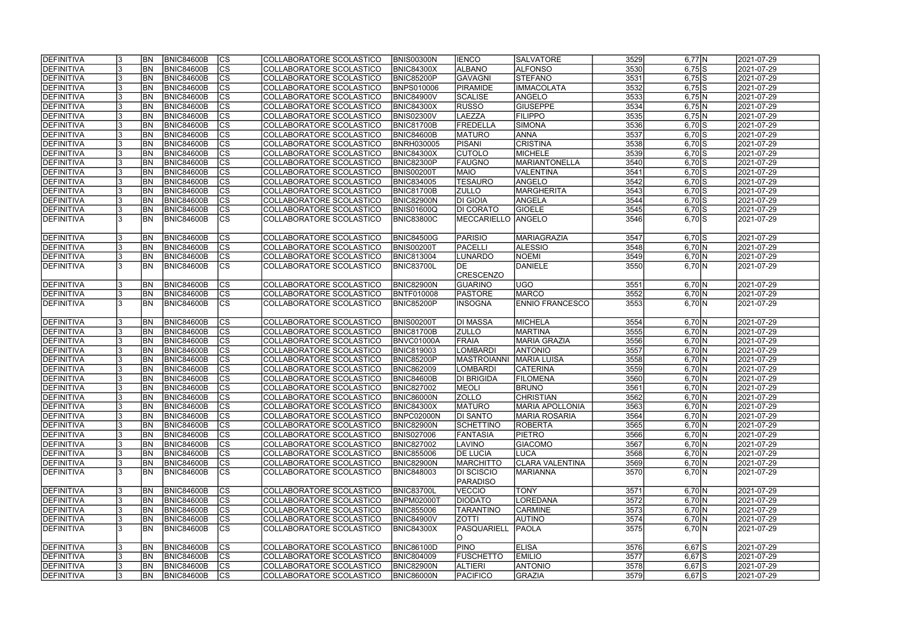| DEFINITIVA | 3 | BN | BNIC84600B | CS | COLLABORATORE SCOLASTICO | BNIS00300N | IENCO | SALVATORE | 3529 | 6,77 | N | 2021-07-29 |
|---|---|---|---|---|---|---|---|---|---|---|---|---|
| DEFINITIVA | 3 | BN | BNIC84600B | CS | COLLABORATORE SCOLASTICO | BNIC84300X | ALBANO | ALFONSO | 3530 | 6,75 | S | 2021-07-29 |
| DEFINITIVA | 3 | BN | BNIC84600B | CS | COLLABORATORE SCOLASTICO | BNIC85200P | GAVAGNI | STEFANO | 3531 | 6,75 | S | 2021-07-29 |
| DEFINITIVA | 3 | BN | BNIC84600B | CS | COLLABORATORE SCOLASTICO | BNPS010006 | PIRAMIDE | IMMACOLATA | 3532 | 6,75 | S | 2021-07-29 |
| DEFINITIVA | 3 | BN | BNIC84600B | CS | COLLABORATORE SCOLASTICO | BNIC84900V | SCALISE | ANGELO | 3533 | 6,75 | N | 2021-07-29 |
| DEFINITIVA | 3 | BN | BNIC84600B | CS | COLLABORATORE SCOLASTICO | BNIC84300X | RUSSO | GIUSEPPE | 3534 | 6,75 | N | 2021-07-29 |
| DEFINITIVA | 3 | BN | BNIC84600B | CS | COLLABORATORE SCOLASTICO | BNIS02300V | LAEZZA | FILIPPO | 3535 | 6,75 | N | 2021-07-29 |
| DEFINITIVA | 3 | BN | BNIC84600B | CS | COLLABORATORE SCOLASTICO | BNIC81700B | FREDELLA | SIMONA | 3536 | 6,70 | S | 2021-07-29 |
| DEFINITIVA | 3 | BN | BNIC84600B | CS | COLLABORATORE SCOLASTICO | BNIC84600B | MATURO | ANNA | 3537 | 6,70 | S | 2021-07-29 |
| DEFINITIVA | 3 | BN | BNIC84600B | CS | COLLABORATORE SCOLASTICO | BNRH030005 | PISANI | CRISTINA | 3538 | 6,70 | S | 2021-07-29 |
| DEFINITIVA | 3 | BN | BNIC84600B | CS | COLLABORATORE SCOLASTICO | BNIC84300X | CUTOLO | MICHELE | 3539 | 6,70 | S | 2021-07-29 |
| DEFINITIVA | 3 | BN | BNIC84600B | CS | COLLABORATORE SCOLASTICO | BNIC82300P | FAUGNO | MARIANTONELLA | 3540 | 6,70 | S | 2021-07-29 |
| DEFINITIVA | 3 | BN | BNIC84600B | CS | COLLABORATORE SCOLASTICO | BNIS00200T | MAIO | VALENTINA | 3541 | 6,70 | S | 2021-07-29 |
| DEFINITIVA | 3 | BN | BNIC84600B | CS | COLLABORATORE SCOLASTICO | BNIC834005 | TESAURO | ANGELO | 3542 | 6,70 | S | 2021-07-29 |
| DEFINITIVA | 3 | BN | BNIC84600B | CS | COLLABORATORE SCOLASTICO | BNIC81700B | ZULLO | MARGHERITA | 3543 | 6,70 | S | 2021-07-29 |
| DEFINITIVA | 3 | BN | BNIC84600B | CS | COLLABORATORE SCOLASTICO | BNIC82900N | DI GIOIA | ANGELA | 3544 | 6,70 | S | 2021-07-29 |
| DEFINITIVA | 3 | BN | BNIC84600B | CS | COLLABORATORE SCOLASTICO | BNIS01600Q | DI CORATO | GIOELE | 3545 | 6,70 | S | 2021-07-29 |
| DEFINITIVA | 3 | BN | BNIC84600B | CS | COLLABORATORE SCOLASTICO | BNIC83800C | MECCARIELLO | ANGELO | 3546 | 6,70 | S | 2021-07-29 |
| DEFINITIVA | 3 | BN | BNIC84600B | CS | COLLABORATORE SCOLASTICO | BNIC84500G | PARISIO | MARIAGRAZIA | 3547 | 6,70 | S | 2021-07-29 |
| DEFINITIVA | 3 | BN | BNIC84600B | CS | COLLABORATORE SCOLASTICO | BNIS00200T | PACELLI | ALESSIO | 3548 | 6,70 | N | 2021-07-29 |
| DEFINITIVA | 3 | BN | BNIC84600B | CS | COLLABORATORE SCOLASTICO | BNIC813004 | LUNARDO | NOEMI | 3549 | 6,70 | N | 2021-07-29 |
| DEFINITIVA | 3 | BN | BNIC84600B | CS | COLLABORATORE SCOLASTICO | BNIC83700L | DE CRESCENZO | DANIELE | 3550 | 6,70 | N | 2021-07-29 |
| DEFINITIVA | 3 | BN | BNIC84600B | CS | COLLABORATORE SCOLASTICO | BNIC82900N | GUARINO | UGO | 3551 | 6,70 | N | 2021-07-29 |
| DEFINITIVA | 3 | BN | BNIC84600B | CS | COLLABORATORE SCOLASTICO | BNTF010008 | PASTORE | MARCO | 3552 | 6,70 | N | 2021-07-29 |
| DEFINITIVA | 3 | BN | BNIC84600B | CS | COLLABORATORE SCOLASTICO | BNIC85200P | INSOGNA | ENNIO FRANCESCO | 3553 | 6,70 | N | 2021-07-29 |
| DEFINITIVA | 3 | BN | BNIC84600B | CS | COLLABORATORE SCOLASTICO | BNIS00200T | DI MASSA | MICHELA | 3554 | 6,70 | N | 2021-07-29 |
| DEFINITIVA | 3 | BN | BNIC84600B | CS | COLLABORATORE SCOLASTICO | BNIC81700B | ZULLO | MARTINA | 3555 | 6,70 | N | 2021-07-29 |
| DEFINITIVA | 3 | BN | BNIC84600B | CS | COLLABORATORE SCOLASTICO | BNVC01000A | FRAIA | MARIA GRAZIA | 3556 | 6,70 | N | 2021-07-29 |
| DEFINITIVA | 3 | BN | BNIC84600B | CS | COLLABORATORE SCOLASTICO | BNIC819003 | LOMBARDI | ANTONIO | 3557 | 6,70 | N | 2021-07-29 |
| DEFINITIVA | 3 | BN | BNIC84600B | CS | COLLABORATORE SCOLASTICO | BNIC85200P | MASTROIANNI | MARIA LUISA | 3558 | 6,70 | N | 2021-07-29 |
| DEFINITIVA | 3 | BN | BNIC84600B | CS | COLLABORATORE SCOLASTICO | BNIC862009 | LOMBARDI | CATERINA | 3559 | 6,70 | N | 2021-07-29 |
| DEFINITIVA | 3 | BN | BNIC84600B | CS | COLLABORATORE SCOLASTICO | BNIC84600B | DI BRIGIDA | FILOMENA | 3560 | 6,70 | N | 2021-07-29 |
| DEFINITIVA | 3 | BN | BNIC84600B | CS | COLLABORATORE SCOLASTICO | BNIC827002 | MEOLI | BRUNO | 3561 | 6,70 | N | 2021-07-29 |
| DEFINITIVA | 3 | BN | BNIC84600B | CS | COLLABORATORE SCOLASTICO | BNIC86000N | ZOLLO | CHRISTIAN | 3562 | 6,70 | N | 2021-07-29 |
| DEFINITIVA | 3 | BN | BNIC84600B | CS | COLLABORATORE SCOLASTICO | BNIC84300X | MATURO | MARIA APOLLONIA | 3563 | 6,70 | N | 2021-07-29 |
| DEFINITIVA | 3 | BN | BNIC84600B | CS | COLLABORATORE SCOLASTICO | BNPC02000N | DI SANTO | MARIA ROSARIA | 3564 | 6,70 | N | 2021-07-29 |
| DEFINITIVA | 3 | BN | BNIC84600B | CS | COLLABORATORE SCOLASTICO | BNIC82900N | SCHETTINO | ROBERTA | 3565 | 6,70 | N | 2021-07-29 |
| DEFINITIVA | 3 | BN | BNIC84600B | CS | COLLABORATORE SCOLASTICO | BNIS027006 | FANTASIA | PIETRO | 3566 | 6,70 | N | 2021-07-29 |
| DEFINITIVA | 3 | BN | BNIC84600B | CS | COLLABORATORE SCOLASTICO | BNIC827002 | LAVINO | GIACOMO | 3567 | 6,70 | N | 2021-07-29 |
| DEFINITIVA | 3 | BN | BNIC84600B | CS | COLLABORATORE SCOLASTICO | BNIC855006 | DE LUCIA | LUCA | 3568 | 6,70 | N | 2021-07-29 |
| DEFINITIVA | 3 | BN | BNIC84600B | CS | COLLABORATORE SCOLASTICO | BNIC82900N | MARCHITTO | CLARA VALENTINA | 3569 | 6,70 | N | 2021-07-29 |
| DEFINITIVA | 3 | BN | BNIC84600B | CS | COLLABORATORE SCOLASTICO | BNIC848003 | DI SCISCIO PARADISO | MARIANNA | 3570 | 6,70 | N | 2021-07-29 |
| DEFINITIVA | 3 | BN | BNIC84600B | CS | COLLABORATORE SCOLASTICO | BNIC83700L | VECCIO | TONY | 3571 | 6,70 | N | 2021-07-29 |
| DEFINITIVA | 3 | BN | BNIC84600B | CS | COLLABORATORE SCOLASTICO | BNPM02000T | DIODATO | LOREDANA | 3572 | 6,70 | N | 2021-07-29 |
| DEFINITIVA | 3 | BN | BNIC84600B | CS | COLLABORATORE SCOLASTICO | BNIC855006 | TARANTINO | CARMINE | 3573 | 6,70 | N | 2021-07-29 |
| DEFINITIVA | 3 | BN | BNIC84600B | CS | COLLABORATORE SCOLASTICO | BNIC84900V | ZOTTI | AUTINO | 3574 | 6,70 | N | 2021-07-29 |
| DEFINITIVA | 3 | BN | BNIC84600B | CS | COLLABORATORE SCOLASTICO | BNIC84300X | PASQUARIELLO | PAOLA | 3575 | 6,70 | N | 2021-07-29 |
| DEFINITIVA | 3 | BN | BNIC84600B | CS | COLLABORATORE SCOLASTICO | BNIC86100D | PINO | ELISA | 3576 | 6,67 | S | 2021-07-29 |
| DEFINITIVA | 3 | BN | BNIC84600B | CS | COLLABORATORE SCOLASTICO | BNIC804009 | FUSCHETTO | EMILIO | 3577 | 6,67 | S | 2021-07-29 |
| DEFINITIVA | 3 | BN | BNIC84600B | CS | COLLABORATORE SCOLASTICO | BNIC82900N | ALTIERI | ANTONIO | 3578 | 6,67 | S | 2021-07-29 |
| DEFINITIVA | 3 | BN | BNIC84600B | CS | COLLABORATORE SCOLASTICO | BNIC86000N | PACIFICO | GRAZIA | 3579 | 6,67 | S | 2021-07-29 |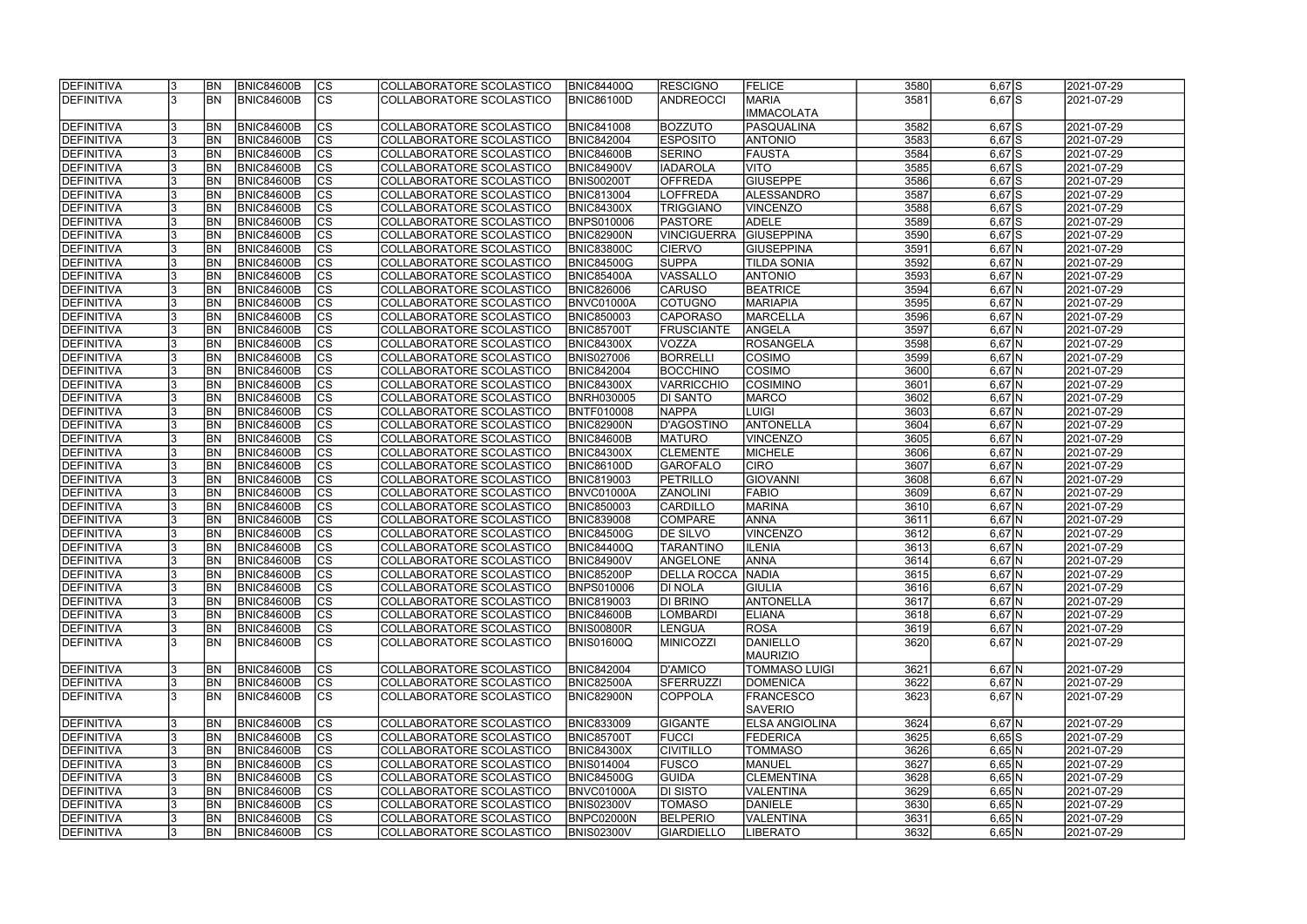| | | | | | | | | | | | | |
|---|---|---|---|---|---|---|---|---|---|---|---|---|
| DEFINITIVA | 3 | BN | BNIC84600B | CS | COLLABORATORE SCOLASTICO | BNIC84400Q | RESCIGNO | FELICE | 3580 | 6,67 | S | 2021-07-29 |
| DEFINITIVA | 3 | BN | BNIC84600B | CS | COLLABORATORE SCOLASTICO | BNIC86100D | ANDREOCCI | MARIA IMMACOLATA | 3581 | 6,67 | S | 2021-07-29 |
| DEFINITIVA | 3 | BN | BNIC84600B | CS | COLLABORATORE SCOLASTICO | BNIC841008 | BOZZUTO | PASQUALINA | 3582 | 6,67 | S | 2021-07-29 |
| DEFINITIVA | 3 | BN | BNIC84600B | CS | COLLABORATORE SCOLASTICO | BNIC842004 | ESPOSITO | ANTONIO | 3583 | 6,67 | S | 2021-07-29 |
| DEFINITIVA | 3 | BN | BNIC84600B | CS | COLLABORATORE SCOLASTICO | BNIC84600B | SERINO | FAUSTA | 3584 | 6,67 | S | 2021-07-29 |
| DEFINITIVA | 3 | BN | BNIC84600B | CS | COLLABORATORE SCOLASTICO | BNIC84900V | IADAROLA | VITO | 3585 | 6,67 | S | 2021-07-29 |
| DEFINITIVA | 3 | BN | BNIC84600B | CS | COLLABORATORE SCOLASTICO | BNIS00200T | OFFREDA | GIUSEPPE | 3586 | 6,67 | S | 2021-07-29 |
| DEFINITIVA | 3 | BN | BNIC84600B | CS | COLLABORATORE SCOLASTICO | BNIC813004 | LOFFREDA | ALESSANDRO | 3587 | 6,67 | S | 2021-07-29 |
| DEFINITIVA | 3 | BN | BNIC84600B | CS | COLLABORATORE SCOLASTICO | BNIC84300X | TRIGGIANO | VINCENZO | 3588 | 6,67 | S | 2021-07-29 |
| DEFINITIVA | 3 | BN | BNIC84600B | CS | COLLABORATORE SCOLASTICO | BNPS010006 | PASTORE | ADELE | 3589 | 6,67 | S | 2021-07-29 |
| DEFINITIVA | 3 | BN | BNIC84600B | CS | COLLABORATORE SCOLASTICO | BNIC82900N | VINCIGUERRA | GIUSEPPINA | 3590 | 6,67 | S | 2021-07-29 |
| DEFINITIVA | 3 | BN | BNIC84600B | CS | COLLABORATORE SCOLASTICO | BNIC83800C | CIERVO | GIUSEPPINA | 3591 | 6,67 | N | 2021-07-29 |
| DEFINITIVA | 3 | BN | BNIC84600B | CS | COLLABORATORE SCOLASTICO | BNIC84500G | SUPPA | TILDA SONIA | 3592 | 6,67 | N | 2021-07-29 |
| DEFINITIVA | 3 | BN | BNIC84600B | CS | COLLABORATORE SCOLASTICO | BNIC85400A | VASSALLO | ANTONIO | 3593 | 6,67 | N | 2021-07-29 |
| DEFINITIVA | 3 | BN | BNIC84600B | CS | COLLABORATORE SCOLASTICO | BNIC826006 | CARUSO | BEATRICE | 3594 | 6,67 | N | 2021-07-29 |
| DEFINITIVA | 3 | BN | BNIC84600B | CS | COLLABORATORE SCOLASTICO | BNVC01000A | COTUGNO | MARIAPIA | 3595 | 6,67 | N | 2021-07-29 |
| DEFINITIVA | 3 | BN | BNIC84600B | CS | COLLABORATORE SCOLASTICO | BNIC850003 | CAPORASO | MARCELLA | 3596 | 6,67 | N | 2021-07-29 |
| DEFINITIVA | 3 | BN | BNIC84600B | CS | COLLABORATORE SCOLASTICO | BNIC85700T | FRUSCIANTE | ANGELA | 3597 | 6,67 | N | 2021-07-29 |
| DEFINITIVA | 3 | BN | BNIC84600B | CS | COLLABORATORE SCOLASTICO | BNIC84300X | VOZZA | ROSANGELA | 3598 | 6,67 | N | 2021-07-29 |
| DEFINITIVA | 3 | BN | BNIC84600B | CS | COLLABORATORE SCOLASTICO | BNIS027006 | BORRELLI | COSIMO | 3599 | 6,67 | N | 2021-07-29 |
| DEFINITIVA | 3 | BN | BNIC84600B | CS | COLLABORATORE SCOLASTICO | BNIC842004 | BOCCHINO | COSIMO | 3600 | 6,67 | N | 2021-07-29 |
| DEFINITIVA | 3 | BN | BNIC84600B | CS | COLLABORATORE SCOLASTICO | BNIC84300X | VARRICCHIO | COSIMINO | 3601 | 6,67 | N | 2021-07-29 |
| DEFINITIVA | 3 | BN | BNIC84600B | CS | COLLABORATORE SCOLASTICO | BNRH030005 | DI SANTO | MARCO | 3602 | 6,67 | N | 2021-07-29 |
| DEFINITIVA | 3 | BN | BNIC84600B | CS | COLLABORATORE SCOLASTICO | BNTF010008 | NAPPA | LUIGI | 3603 | 6,67 | N | 2021-07-29 |
| DEFINITIVA | 3 | BN | BNIC84600B | CS | COLLABORATORE SCOLASTICO | BNIC82900N | D'AGOSTINO | ANTONELLA | 3604 | 6,67 | N | 2021-07-29 |
| DEFINITIVA | 3 | BN | BNIC84600B | CS | COLLABORATORE SCOLASTICO | BNIC84600B | MATURO | VINCENZO | 3605 | 6,67 | N | 2021-07-29 |
| DEFINITIVA | 3 | BN | BNIC84600B | CS | COLLABORATORE SCOLASTICO | BNIC84300X | CLEMENTE | MICHELE | 3606 | 6,67 | N | 2021-07-29 |
| DEFINITIVA | 3 | BN | BNIC84600B | CS | COLLABORATORE SCOLASTICO | BNIC86100D | GAROFALO | CIRO | 3607 | 6,67 | N | 2021-07-29 |
| DEFINITIVA | 3 | BN | BNIC84600B | CS | COLLABORATORE SCOLASTICO | BNIC819003 | PETRILLO | GIOVANNI | 3608 | 6,67 | N | 2021-07-29 |
| DEFINITIVA | 3 | BN | BNIC84600B | CS | COLLABORATORE SCOLASTICO | BNVC01000A | ZANOLINI | FABIO | 3609 | 6,67 | N | 2021-07-29 |
| DEFINITIVA | 3 | BN | BNIC84600B | CS | COLLABORATORE SCOLASTICO | BNIC850003 | CARDILLO | MARINA | 3610 | 6,67 | N | 2021-07-29 |
| DEFINITIVA | 3 | BN | BNIC84600B | CS | COLLABORATORE SCOLASTICO | BNIC839008 | COMPARE | ANNA | 3611 | 6,67 | N | 2021-07-29 |
| DEFINITIVA | 3 | BN | BNIC84600B | CS | COLLABORATORE SCOLASTICO | BNIC84500G | DE SILVO | VINCENZO | 3612 | 6,67 | N | 2021-07-29 |
| DEFINITIVA | 3 | BN | BNIC84600B | CS | COLLABORATORE SCOLASTICO | BNIC84400Q | TARANTINO | ILENIA | 3613 | 6,67 | N | 2021-07-29 |
| DEFINITIVA | 3 | BN | BNIC84600B | CS | COLLABORATORE SCOLASTICO | BNIC84900V | ANGELONE | ANNA | 3614 | 6,67 | N | 2021-07-29 |
| DEFINITIVA | 3 | BN | BNIC84600B | CS | COLLABORATORE SCOLASTICO | BNIC85200P | DELLA ROCCA | NADIA | 3615 | 6,67 | N | 2021-07-29 |
| DEFINITIVA | 3 | BN | BNIC84600B | CS | COLLABORATORE SCOLASTICO | BNPS010006 | DI NOLA | GIULIA | 3616 | 6,67 | N | 2021-07-29 |
| DEFINITIVA | 3 | BN | BNIC84600B | CS | COLLABORATORE SCOLASTICO | BNIC819003 | DI BRINO | ANTONELLA | 3617 | 6,67 | N | 2021-07-29 |
| DEFINITIVA | 3 | BN | BNIC84600B | CS | COLLABORATORE SCOLASTICO | BNIC84600B | LOMBARDI | ELIANA | 3618 | 6,67 | N | 2021-07-29 |
| DEFINITIVA | 3 | BN | BNIC84600B | CS | COLLABORATORE SCOLASTICO | BNIS00800R | LENGUA | ROSA | 3619 | 6,67 | N | 2021-07-29 |
| DEFINITIVA | 3 | BN | BNIC84600B | CS | COLLABORATORE SCOLASTICO | BNIS01600Q | MINICOZZI | DANIELLO MAURIZIO | 3620 | 6,67 | N | 2021-07-29 |
| DEFINITIVA | 3 | BN | BNIC84600B | CS | COLLABORATORE SCOLASTICO | BNIC842004 | D'AMICO | TOMMASO LUIGI | 3621 | 6,67 | N | 2021-07-29 |
| DEFINITIVA | 3 | BN | BNIC84600B | CS | COLLABORATORE SCOLASTICO | BNIC82500A | SFERRUZZI | DOMENICA | 3622 | 6,67 | N | 2021-07-29 |
| DEFINITIVA | 3 | BN | BNIC84600B | CS | COLLABORATORE SCOLASTICO | BNIC82900N | COPPOLA | FRANCESCO SAVERIO | 3623 | 6,67 | N | 2021-07-29 |
| DEFINITIVA | 3 | BN | BNIC84600B | CS | COLLABORATORE SCOLASTICO | BNIC833009 | GIGANTE | ELSA ANGIOLINA | 3624 | 6,67 | N | 2021-07-29 |
| DEFINITIVA | 3 | BN | BNIC84600B | CS | COLLABORATORE SCOLASTICO | BNIC85700T | FUCCI | FEDERICA | 3625 | 6,65 | S | 2021-07-29 |
| DEFINITIVA | 3 | BN | BNIC84600B | CS | COLLABORATORE SCOLASTICO | BNIC84300X | CIVITILLO | TOMMASO | 3626 | 6,65 | N | 2021-07-29 |
| DEFINITIVA | 3 | BN | BNIC84600B | CS | COLLABORATORE SCOLASTICO | BNIS014004 | FUSCO | MANUEL | 3627 | 6,65 | N | 2021-07-29 |
| DEFINITIVA | 3 | BN | BNIC84600B | CS | COLLABORATORE SCOLASTICO | BNIC84500G | GUIDA | CLEMENTINA | 3628 | 6,65 | N | 2021-07-29 |
| DEFINITIVA | 3 | BN | BNIC84600B | CS | COLLABORATORE SCOLASTICO | BNVC01000A | DI SISTO | VALENTINA | 3629 | 6,65 | N | 2021-07-29 |
| DEFINITIVA | 3 | BN | BNIC84600B | CS | COLLABORATORE SCOLASTICO | BNIS02300V | TOMASO | DANIELE | 3630 | 6,65 | N | 2021-07-29 |
| DEFINITIVA | 3 | BN | BNIC84600B | CS | COLLABORATORE SCOLASTICO | BNPC02000N | BELPERIO | VALENTINA | 3631 | 6,65 | N | 2021-07-29 |
| DEFINITIVA | 3 | BN | BNIC84600B | CS | COLLABORATORE SCOLASTICO | BNIS02300V | GIARDIELLO | LIBERATO | 3632 | 6,65 | N | 2021-07-29 |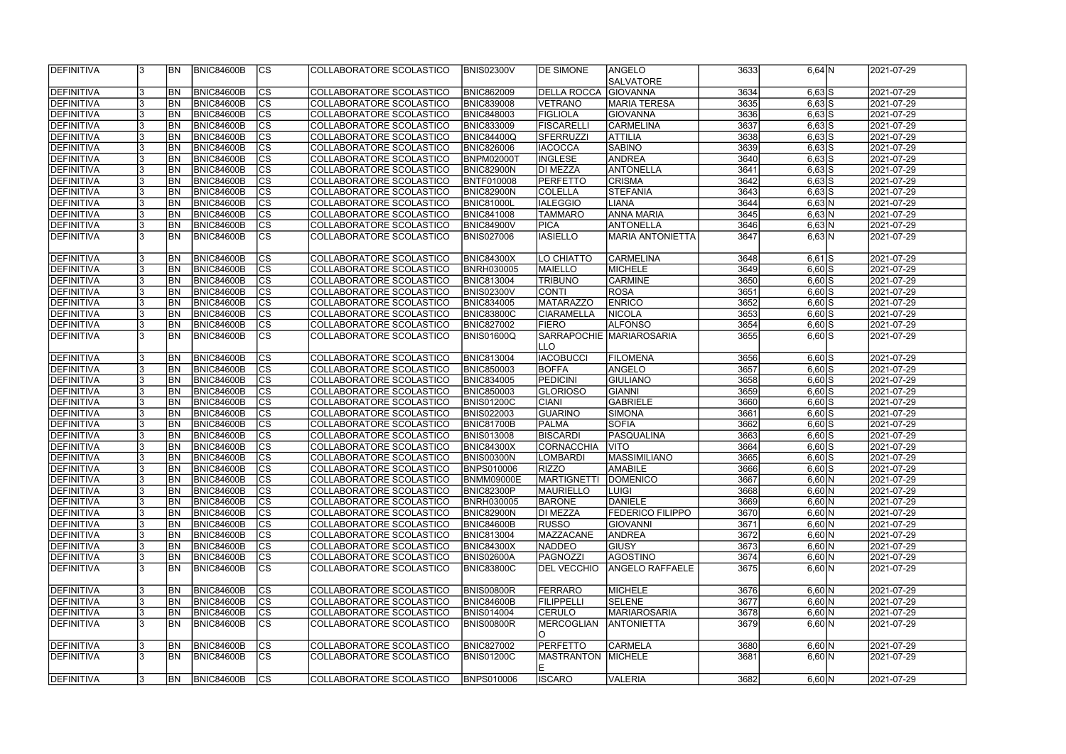| DEFINITIVA | 3 | BN | BNIC84600B | CS | COLLABORATORE SCOLASTICO | BNIS02300V | DE SIMONE | ANGELO SALVATORE | 3633 | 6,64 | N | 2021-07-29 |
|---|---|---|---|---|---|---|---|---|---|---|---|---|
| DEFINITIVA | 3 | BN | BNIC84600B | CS | COLLABORATORE SCOLASTICO | BNIC862009 | DELLA ROCCA | GIOVANNA | 3634 | 6,63 | S | 2021-07-29 |
| DEFINITIVA | 3 | BN | BNIC84600B | CS | COLLABORATORE SCOLASTICO | BNIC839008 | VETRANO | MARIA TERESA | 3635 | 6,63 | S | 2021-07-29 |
| DEFINITIVA | 3 | BN | BNIC84600B | CS | COLLABORATORE SCOLASTICO | BNIC848003 | FIGLIOLA | GIOVANNA | 3636 | 6,63 | S | 2021-07-29 |
| DEFINITIVA | 3 | BN | BNIC84600B | CS | COLLABORATORE SCOLASTICO | BNIC833009 | FISCARELLI | CARMELINA | 3637 | 6,63 | S | 2021-07-29 |
| DEFINITIVA | 3 | BN | BNIC84600B | CS | COLLABORATORE SCOLASTICO | BNIC84400Q | SFERRUZZI | ATTILIA | 3638 | 6,63 | S | 2021-07-29 |
| DEFINITIVA | 3 | BN | BNIC84600B | CS | COLLABORATORE SCOLASTICO | BNIC826006 | IACOCCA | SABINO | 3639 | 6,63 | S | 2021-07-29 |
| DEFINITIVA | 3 | BN | BNIC84600B | CS | COLLABORATORE SCOLASTICO | BNPM02000T | INGLESE | ANDREA | 3640 | 6,63 | S | 2021-07-29 |
| DEFINITIVA | 3 | BN | BNIC84600B | CS | COLLABORATORE SCOLASTICO | BNIC82900N | DI MEZZA | ANTONELLA | 3641 | 6,63 | S | 2021-07-29 |
| DEFINITIVA | 3 | BN | BNIC84600B | CS | COLLABORATORE SCOLASTICO | BNTF010008 | PERFETTO | CRISMA | 3642 | 6,63 | S | 2021-07-29 |
| DEFINITIVA | 3 | BN | BNIC84600B | CS | COLLABORATORE SCOLASTICO | BNIC82900N | COLELLA | STEFANIA | 3643 | 6,63 | S | 2021-07-29 |
| DEFINITIVA | 3 | BN | BNIC84600B | CS | COLLABORATORE SCOLASTICO | BNIC81000L | IALEGGIO | LIANA | 3644 | 6,63 | N | 2021-07-29 |
| DEFINITIVA | 3 | BN | BNIC84600B | CS | COLLABORATORE SCOLASTICO | BNIC841008 | TAMMARO | ANNA MARIA | 3645 | 6,63 | N | 2021-07-29 |
| DEFINITIVA | 3 | BN | BNIC84600B | CS | COLLABORATORE SCOLASTICO | BNIC84900V | PICA | ANTONELLA | 3646 | 6,63 | N | 2021-07-29 |
| DEFINITIVA | 3 | BN | BNIC84600B | CS | COLLABORATORE SCOLASTICO | BNIS027006 | IASIELLO | MARIA ANTONIETTA | 3647 | 6,63 | N | 2021-07-29 |
| DEFINITIVA | 3 | BN | BNIC84600B | CS | COLLABORATORE SCOLASTICO | BNIC84300X | LO CHIATTO | CARMELINA | 3648 | 6,61 | S | 2021-07-29 |
| DEFINITIVA | 3 | BN | BNIC84600B | CS | COLLABORATORE SCOLASTICO | BNRH030005 | MAIELLO | MICHELE | 3649 | 6,60 | S | 2021-07-29 |
| DEFINITIVA | 3 | BN | BNIC84600B | CS | COLLABORATORE SCOLASTICO | BNIC813004 | TRIBUNO | CARMINE | 3650 | 6,60 | S | 2021-07-29 |
| DEFINITIVA | 3 | BN | BNIC84600B | CS | COLLABORATORE SCOLASTICO | BNIS02300V | CONTI | ROSA | 3651 | 6,60 | S | 2021-07-29 |
| DEFINITIVA | 3 | BN | BNIC84600B | CS | COLLABORATORE SCOLASTICO | BNIC834005 | MATARAZZO | ENRICO | 3652 | 6,60 | S | 2021-07-29 |
| DEFINITIVA | 3 | BN | BNIC84600B | CS | COLLABORATORE SCOLASTICO | BNIC83800C | CIARAMELLA | NICOLA | 3653 | 6,60 | S | 2021-07-29 |
| DEFINITIVA | 3 | BN | BNIC84600B | CS | COLLABORATORE SCOLASTICO | BNIC827002 | FIERO | ALFONSO | 3654 | 6,60 | S | 2021-07-29 |
| DEFINITIVA | 3 | BN | BNIC84600B | CS | COLLABORATORE SCOLASTICO | BNIS01600Q | SARRAPOCHIELLO | MARIAROSARIA | 3655 | 6,60 | S | 2021-07-29 |
| DEFINITIVA | 3 | BN | BNIC84600B | CS | COLLABORATORE SCOLASTICO | BNIC813004 | IACOBUCCI | FILOMENA | 3656 | 6,60 | S | 2021-07-29 |
| DEFINITIVA | 3 | BN | BNIC84600B | CS | COLLABORATORE SCOLASTICO | BNIC850003 | BOFFA | ANGELO | 3657 | 6,60 | S | 2021-07-29 |
| DEFINITIVA | 3 | BN | BNIC84600B | CS | COLLABORATORE SCOLASTICO | BNIC834005 | PEDICINI | GIULIANO | 3658 | 6,60 | S | 2021-07-29 |
| DEFINITIVA | 3 | BN | BNIC84600B | CS | COLLABORATORE SCOLASTICO | BNIC850003 | GLORIOSO | GIANNI | 3659 | 6,60 | S | 2021-07-29 |
| DEFINITIVA | 3 | BN | BNIC84600B | CS | COLLABORATORE SCOLASTICO | BNIS01200C | CIANI | GABRIELE | 3660 | 6,60 | S | 2021-07-29 |
| DEFINITIVA | 3 | BN | BNIC84600B | CS | COLLABORATORE SCOLASTICO | BNIS022003 | GUARINO | SIMONA | 3661 | 6,60 | S | 2021-07-29 |
| DEFINITIVA | 3 | BN | BNIC84600B | CS | COLLABORATORE SCOLASTICO | BNIC81700B | PALMA | SOFIA | 3662 | 6,60 | S | 2021-07-29 |
| DEFINITIVA | 3 | BN | BNIC84600B | CS | COLLABORATORE SCOLASTICO | BNIS013008 | BISCARDI | PASQUALINA | 3663 | 6,60 | S | 2021-07-29 |
| DEFINITIVA | 3 | BN | BNIC84600B | CS | COLLABORATORE SCOLASTICO | BNIC84300X | CORNACCHIA | VITO | 3664 | 6,60 | S | 2021-07-29 |
| DEFINITIVA | 3 | BN | BNIC84600B | CS | COLLABORATORE SCOLASTICO | BNIS00300N | LOMBARDI | MASSIMILIANO | 3665 | 6,60 | S | 2021-07-29 |
| DEFINITIVA | 3 | BN | BNIC84600B | CS | COLLABORATORE SCOLASTICO | BNPS010006 | RIZZO | AMABILE | 3666 | 6,60 | S | 2021-07-29 |
| DEFINITIVA | 3 | BN | BNIC84600B | CS | COLLABORATORE SCOLASTICO | BNMM09000E | MARTIGNETTI | DOMENICO | 3667 | 6,60 | N | 2021-07-29 |
| DEFINITIVA | 3 | BN | BNIC84600B | CS | COLLABORATORE SCOLASTICO | BNIC82300P | MAURIELLO | LUIGI | 3668 | 6,60 | N | 2021-07-29 |
| DEFINITIVA | 3 | BN | BNIC84600B | CS | COLLABORATORE SCOLASTICO | BNRH030005 | BARONE | DANIELE | 3669 | 6,60 | N | 2021-07-29 |
| DEFINITIVA | 3 | BN | BNIC84600B | CS | COLLABORATORE SCOLASTICO | BNIC82900N | DI MEZZA | FEDERICO FILIPPO | 3670 | 6,60 | N | 2021-07-29 |
| DEFINITIVA | 3 | BN | BNIC84600B | CS | COLLABORATORE SCOLASTICO | BNIC84600B | RUSSO | GIOVANNI | 3671 | 6,60 | N | 2021-07-29 |
| DEFINITIVA | 3 | BN | BNIC84600B | CS | COLLABORATORE SCOLASTICO | BNIC813004 | MAZZACANE | ANDREA | 3672 | 6,60 | N | 2021-07-29 |
| DEFINITIVA | 3 | BN | BNIC84600B | CS | COLLABORATORE SCOLASTICO | BNIC84300X | NADDEO | GIUSY | 3673 | 6,60 | N | 2021-07-29 |
| DEFINITIVA | 3 | BN | BNIC84600B | CS | COLLABORATORE SCOLASTICO | BNIS02600A | PAGNOZZI | AGOSTINO | 3674 | 6,60 | N | 2021-07-29 |
| DEFINITIVA | 3 | BN | BNIC84600B | CS | COLLABORATORE SCOLASTICO | BNIC83800C | DEL VECCHIO | ANGELO RAFFAELE | 3675 | 6,60 | N | 2021-07-29 |
| DEFINITIVA | 3 | BN | BNIC84600B | CS | COLLABORATORE SCOLASTICO | BNIS00800R | FERRARO | MICHELE | 3676 | 6,60 | N | 2021-07-29 |
| DEFINITIVA | 3 | BN | BNIC84600B | CS | COLLABORATORE SCOLASTICO | BNIC84600B | FILIPPELLI | SELENE | 3677 | 6,60 | N | 2021-07-29 |
| DEFINITIVA | 3 | BN | BNIC84600B | CS | COLLABORATORE SCOLASTICO | BNIS014004 | CERULO | MARIAROSARIA | 3678 | 6,60 | N | 2021-07-29 |
| DEFINITIVA | 3 | BN | BNIC84600B | CS | COLLABORATORE SCOLASTICO | BNIS00800R | MERCOGLIANO | ANTONIETTA | 3679 | 6,60 | N | 2021-07-29 |
| DEFINITIVA | 3 | BN | BNIC84600B | CS | COLLABORATORE SCOLASTICO | BNIC827002 | PERFETTO | CARMELA | 3680 | 6,60 | N | 2021-07-29 |
| DEFINITIVA | 3 | BN | BNIC84600B | CS | COLLABORATORE SCOLASTICO | BNIS01200C | MASTRANTONE | MICHELE | 3681 | 6,60 | N | 2021-07-29 |
| DEFINITIVA | 3 | BN | BNIC84600B | CS | COLLABORATORE SCOLASTICO | BNPS010006 | ISCARO | VALERIA | 3682 | 6,60 | N | 2021-07-29 |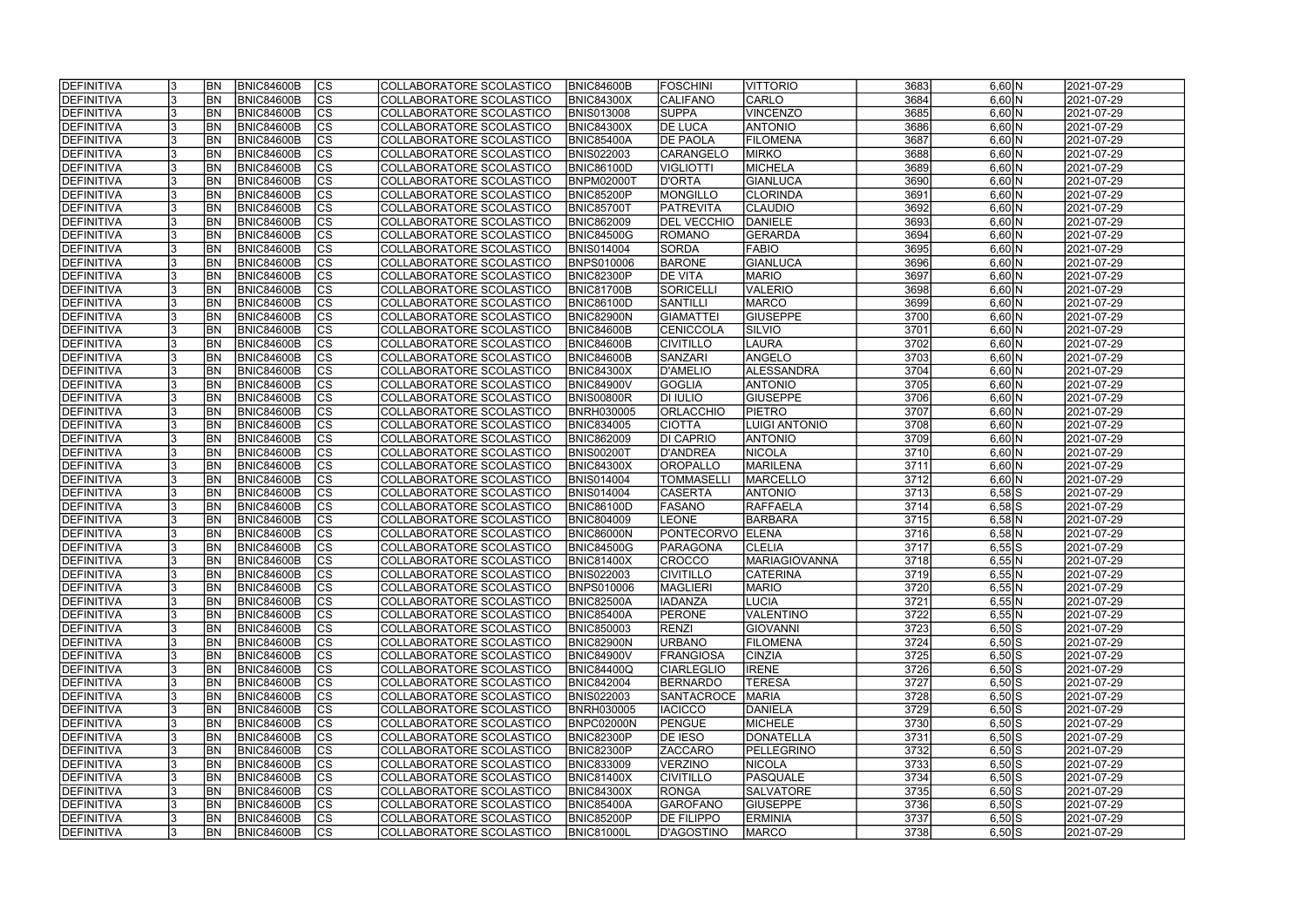| | | | | | | | | | | | | |
|---|---|---|---|---|---|---|---|---|---|---|---|---|
| DEFINITIVA | 3 | BN | BNIC84600B | CS | COLLABORATORE SCOLASTICO | BNIC84600B | FOSCHINI | VITTORIO | 3683 | 6,60 | N | 2021-07-29 |
| DEFINITIVA | 3 | BN | BNIC84600B | CS | COLLABORATORE SCOLASTICO | BNIC84300X | CALIFANO | CARLO | 3684 | 6,60 | N | 2021-07-29 |
| DEFINITIVA | 3 | BN | BNIC84600B | CS | COLLABORATORE SCOLASTICO | BNIS013008 | SUPPA | VINCENZO | 3685 | 6,60 | N | 2021-07-29 |
| DEFINITIVA | 3 | BN | BNIC84600B | CS | COLLABORATORE SCOLASTICO | BNIC84300X | DE LUCA | ANTONIO | 3686 | 6,60 | N | 2021-07-29 |
| DEFINITIVA | 3 | BN | BNIC84600B | CS | COLLABORATORE SCOLASTICO | BNIC85400A | DE PAOLA | FILOMENA | 3687 | 6,60 | N | 2021-07-29 |
| DEFINITIVA | 3 | BN | BNIC84600B | CS | COLLABORATORE SCOLASTICO | BNIS022003 | CARANGELO | MIRKO | 3688 | 6,60 | N | 2021-07-29 |
| DEFINITIVA | 3 | BN | BNIC84600B | CS | COLLABORATORE SCOLASTICO | BNIC86100D | VIGLIOTTI | MICHELA | 3689 | 6,60 | N | 2021-07-29 |
| DEFINITIVA | 3 | BN | BNIC84600B | CS | COLLABORATORE SCOLASTICO | BNPM02000T | D'ORTA | GIANLUCA | 3690 | 6,60 | N | 2021-07-29 |
| DEFINITIVA | 3 | BN | BNIC84600B | CS | COLLABORATORE SCOLASTICO | BNIC85200P | MONGILLO | CLORINDA | 3691 | 6,60 | N | 2021-07-29 |
| DEFINITIVA | 3 | BN | BNIC84600B | CS | COLLABORATORE SCOLASTICO | BNIC85700T | PATREVITA | CLAUDIO | 3692 | 6,60 | N | 2021-07-29 |
| DEFINITIVA | 3 | BN | BNIC84600B | CS | COLLABORATORE SCOLASTICO | BNIC862009 | DEL VECCHIO | DANIELE | 3693 | 6,60 | N | 2021-07-29 |
| DEFINITIVA | 3 | BN | BNIC84600B | CS | COLLABORATORE SCOLASTICO | BNIC84500G | ROMANO | GERARDA | 3694 | 6,60 | N | 2021-07-29 |
| DEFINITIVA | 3 | BN | BNIC84600B | CS | COLLABORATORE SCOLASTICO | BNIS014004 | SORDA | FABIO | 3695 | 6,60 | N | 2021-07-29 |
| DEFINITIVA | 3 | BN | BNIC84600B | CS | COLLABORATORE SCOLASTICO | BNPS010006 | BARONE | GIANLUCA | 3696 | 6,60 | N | 2021-07-29 |
| DEFINITIVA | 3 | BN | BNIC84600B | CS | COLLABORATORE SCOLASTICO | BNIC82300P | DE VITA | MARIO | 3697 | 6,60 | N | 2021-07-29 |
| DEFINITIVA | 3 | BN | BNIC84600B | CS | COLLABORATORE SCOLASTICO | BNIC81700B | SORICELLI | VALERIO | 3698 | 6,60 | N | 2021-07-29 |
| DEFINITIVA | 3 | BN | BNIC84600B | CS | COLLABORATORE SCOLASTICO | BNIC86100D | SANTILLI | MARCO | 3699 | 6,60 | N | 2021-07-29 |
| DEFINITIVA | 3 | BN | BNIC84600B | CS | COLLABORATORE SCOLASTICO | BNIC82900N | GIAMATTEI | GIUSEPPE | 3700 | 6,60 | N | 2021-07-29 |
| DEFINITIVA | 3 | BN | BNIC84600B | CS | COLLABORATORE SCOLASTICO | BNIC84600B | CENICCOLA | SILVIO | 3701 | 6,60 | N | 2021-07-29 |
| DEFINITIVA | 3 | BN | BNIC84600B | CS | COLLABORATORE SCOLASTICO | BNIC84600B | CIVITILLO | LAURA | 3702 | 6,60 | N | 2021-07-29 |
| DEFINITIVA | 3 | BN | BNIC84600B | CS | COLLABORATORE SCOLASTICO | BNIC84600B | SANZARI | ANGELO | 3703 | 6,60 | N | 2021-07-29 |
| DEFINITIVA | 3 | BN | BNIC84600B | CS | COLLABORATORE SCOLASTICO | BNIC84300X | D'AMELIO | ALESSANDRA | 3704 | 6,60 | N | 2021-07-29 |
| DEFINITIVA | 3 | BN | BNIC84600B | CS | COLLABORATORE SCOLASTICO | BNIC84900V | GOGLIA | ANTONIO | 3705 | 6,60 | N | 2021-07-29 |
| DEFINITIVA | 3 | BN | BNIC84600B | CS | COLLABORATORE SCOLASTICO | BNIS00800R | DI IULIO | GIUSEPPE | 3706 | 6,60 | N | 2021-07-29 |
| DEFINITIVA | 3 | BN | BNIC84600B | CS | COLLABORATORE SCOLASTICO | BNRH030005 | ORLACCHIO | PIETRO | 3707 | 6,60 | N | 2021-07-29 |
| DEFINITIVA | 3 | BN | BNIC84600B | CS | COLLABORATORE SCOLASTICO | BNIC834005 | CIOTTA | LUIGI ANTONIO | 3708 | 6,60 | N | 2021-07-29 |
| DEFINITIVA | 3 | BN | BNIC84600B | CS | COLLABORATORE SCOLASTICO | BNIC862009 | DI CAPRIO | ANTONIO | 3709 | 6,60 | N | 2021-07-29 |
| DEFINITIVA | 3 | BN | BNIC84600B | CS | COLLABORATORE SCOLASTICO | BNIS00200T | D'ANDREA | NICOLA | 3710 | 6,60 | N | 2021-07-29 |
| DEFINITIVA | 3 | BN | BNIC84600B | CS | COLLABORATORE SCOLASTICO | BNIC84300X | OROPALLO | MARILENA | 3711 | 6,60 | N | 2021-07-29 |
| DEFINITIVA | 3 | BN | BNIC84600B | CS | COLLABORATORE SCOLASTICO | BNIS014004 | TOMMASELLI | MARCELLO | 3712 | 6,60 | N | 2021-07-29 |
| DEFINITIVA | 3 | BN | BNIC84600B | CS | COLLABORATORE SCOLASTICO | BNIS014004 | CASERTA | ANTONIO | 3713 | 6,58 | S | 2021-07-29 |
| DEFINITIVA | 3 | BN | BNIC84600B | CS | COLLABORATORE SCOLASTICO | BNIC86100D | FASANO | RAFFAELA | 3714 | 6,58 | S | 2021-07-29 |
| DEFINITIVA | 3 | BN | BNIC84600B | CS | COLLABORATORE SCOLASTICO | BNIC804009 | LEONE | BARBARA | 3715 | 6,58 | N | 2021-07-29 |
| DEFINITIVA | 3 | BN | BNIC84600B | CS | COLLABORATORE SCOLASTICO | BNIC86000N | PONTECORVO | ELENA | 3716 | 6,58 | N | 2021-07-29 |
| DEFINITIVA | 3 | BN | BNIC84600B | CS | COLLABORATORE SCOLASTICO | BNIC84500G | PARAGONA | CLELIA | 3717 | 6,55 | S | 2021-07-29 |
| DEFINITIVA | 3 | BN | BNIC84600B | CS | COLLABORATORE SCOLASTICO | BNIC81400X | CROCCO | MARIAGIOVANNA | 3718 | 6,55 | N | 2021-07-29 |
| DEFINITIVA | 3 | BN | BNIC84600B | CS | COLLABORATORE SCOLASTICO | BNIS022003 | CIVITILLO | CATERINA | 3719 | 6,55 | N | 2021-07-29 |
| DEFINITIVA | 3 | BN | BNIC84600B | CS | COLLABORATORE SCOLASTICO | BNPS010006 | MAGLIERI | MARIO | 3720 | 6,55 | N | 2021-07-29 |
| DEFINITIVA | 3 | BN | BNIC84600B | CS | COLLABORATORE SCOLASTICO | BNIC82500A | IADANZA | LUCIA | 3721 | 6,55 | N | 2021-07-29 |
| DEFINITIVA | 3 | BN | BNIC84600B | CS | COLLABORATORE SCOLASTICO | BNIC85400A | PERONE | VALENTINO | 3722 | 6,55 | N | 2021-07-29 |
| DEFINITIVA | 3 | BN | BNIC84600B | CS | COLLABORATORE SCOLASTICO | BNIC850003 | RENZI | GIOVANNI | 3723 | 6,50 | S | 2021-07-29 |
| DEFINITIVA | 3 | BN | BNIC84600B | CS | COLLABORATORE SCOLASTICO | BNIC82900N | URBANO | FILOMENA | 3724 | 6,50 | S | 2021-07-29 |
| DEFINITIVA | 3 | BN | BNIC84600B | CS | COLLABORATORE SCOLASTICO | BNIC84900V | FRANGIOSA | CINZIA | 3725 | 6,50 | S | 2021-07-29 |
| DEFINITIVA | 3 | BN | BNIC84600B | CS | COLLABORATORE SCOLASTICO | BNIC84400Q | CIARLEGLIO | IRENE | 3726 | 6,50 | S | 2021-07-29 |
| DEFINITIVA | 3 | BN | BNIC84600B | CS | COLLABORATORE SCOLASTICO | BNIC842004 | BERNARDO | TERESA | 3727 | 6,50 | S | 2021-07-29 |
| DEFINITIVA | 3 | BN | BNIC84600B | CS | COLLABORATORE SCOLASTICO | BNIS022003 | SANTACROCE | MARIA | 3728 | 6,50 | S | 2021-07-29 |
| DEFINITIVA | 3 | BN | BNIC84600B | CS | COLLABORATORE SCOLASTICO | BNRH030005 | IACICCO | DANIELA | 3729 | 6,50 | S | 2021-07-29 |
| DEFINITIVA | 3 | BN | BNIC84600B | CS | COLLABORATORE SCOLASTICO | BNPC02000N | PENGUE | MICHELE | 3730 | 6,50 | S | 2021-07-29 |
| DEFINITIVA | 3 | BN | BNIC84600B | CS | COLLABORATORE SCOLASTICO | BNIC82300P | DE IESO | DONATELLA | 3731 | 6,50 | S | 2021-07-29 |
| DEFINITIVA | 3 | BN | BNIC84600B | CS | COLLABORATORE SCOLASTICO | BNIC82300P | ZACCARO | PELLEGRINO | 3732 | 6,50 | S | 2021-07-29 |
| DEFINITIVA | 3 | BN | BNIC84600B | CS | COLLABORATORE SCOLASTICO | BNIC833009 | VERZINO | NICOLA | 3733 | 6,50 | S | 2021-07-29 |
| DEFINITIVA | 3 | BN | BNIC84600B | CS | COLLABORATORE SCOLASTICO | BNIC81400X | CIVITILLO | PASQUALE | 3734 | 6,50 | S | 2021-07-29 |
| DEFINITIVA | 3 | BN | BNIC84600B | CS | COLLABORATORE SCOLASTICO | BNIC84300X | RONGA | SALVATORE | 3735 | 6,50 | S | 2021-07-29 |
| DEFINITIVA | 3 | BN | BNIC84600B | CS | COLLABORATORE SCOLASTICO | BNIC85400A | GAROFANO | GIUSEPPE | 3736 | 6,50 | S | 2021-07-29 |
| DEFINITIVA | 3 | BN | BNIC84600B | CS | COLLABORATORE SCOLASTICO | BNIC85200P | DE FILIPPO | ERMINIA | 3737 | 6,50 | S | 2021-07-29 |
| DEFINITIVA | 3 | BN | BNIC84600B | CS | COLLABORATORE SCOLASTICO | BNIC81000L | D'AGOSTINO | MARCO | 3738 | 6,50 | S | 2021-07-29 |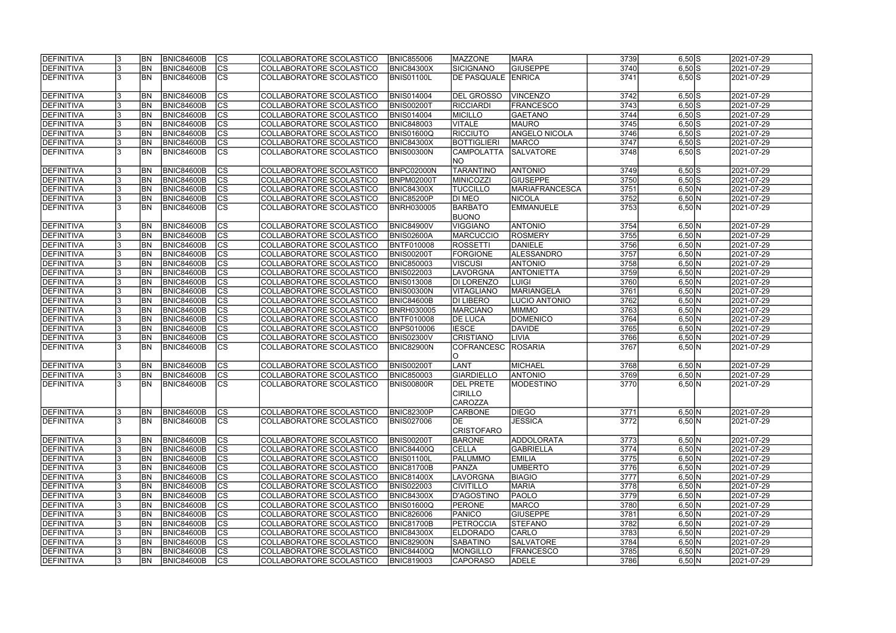| DEFINITIVA | 3 | BN | BNIC84600B | CS | COLLABORATORE SCOLASTICO | BNIC855006 | MAZZONE | MARA | 3739 | 6,50 | S | 2021-07-29 |
|---|---|---|---|---|---|---|---|---|---|---|---|---|
| DEFINITIVA | 3 | BN | BNIC84600B | CS | COLLABORATORE SCOLASTICO | BNIC84300X | SICIGNANO | GIUSEPPE | 3740 | 6,50 | S | 2021-07-29 |
| DEFINITIVA | 3 | BN | BNIC84600B | CS | COLLABORATORE SCOLASTICO | BNIS01100L | DE PASQUALE | ENRICA | 3741 | 6,50 | S | 2021-07-29 |
| DEFINITIVA | 3 | BN | BNIC84600B | CS | COLLABORATORE SCOLASTICO | BNIS014004 | DEL GROSSO | VINCENZO | 3742 | 6,50 | S | 2021-07-29 |
| DEFINITIVA | 3 | BN | BNIC84600B | CS | COLLABORATORE SCOLASTICO | BNIS00200T | RICCIARDI | FRANCESCO | 3743 | 6,50 | S | 2021-07-29 |
| DEFINITIVA | 3 | BN | BNIC84600B | CS | COLLABORATORE SCOLASTICO | BNIS014004 | MICILLO | GAETANO | 3744 | 6,50 | S | 2021-07-29 |
| DEFINITIVA | 3 | BN | BNIC84600B | CS | COLLABORATORE SCOLASTICO | BNIC848003 | VITALE | MAURO | 3745 | 6,50 | S | 2021-07-29 |
| DEFINITIVA | 3 | BN | BNIC84600B | CS | COLLABORATORE SCOLASTICO | BNIS01600Q | RICCIUTO | ANGELO NICOLA | 3746 | 6,50 | S | 2021-07-29 |
| DEFINITIVA | 3 | BN | BNIC84600B | CS | COLLABORATORE SCOLASTICO | BNIC84300X | BOTTIGLIERI | MARCO | 3747 | 6,50 | S | 2021-07-29 |
| DEFINITIVA | 3 | BN | BNIC84600B | CS | COLLABORATORE SCOLASTICO | BNIS00300N | CAMPOLATTANO | SALVATORE | 3748 | 6,50 | S | 2021-07-29 |
| DEFINITIVA | 3 | BN | BNIC84600B | CS | COLLABORATORE SCOLASTICO | BNPC02000N | TARANTINO | ANTONIO | 3749 | 6,50 | S | 2021-07-29 |
| DEFINITIVA | 3 | BN | BNIC84600B | CS | COLLABORATORE SCOLASTICO | BNPM02000T | MINICOZZI | GIUSEPPE | 3750 | 6,50 | S | 2021-07-29 |
| DEFINITIVA | 3 | BN | BNIC84600B | CS | COLLABORATORE SCOLASTICO | BNIC84300X | TUCCILLO | MARIAFRANCESCA | 3751 | 6,50 | N | 2021-07-29 |
| DEFINITIVA | 3 | BN | BNIC84600B | CS | COLLABORATORE SCOLASTICO | BNIC85200P | DI MEO | NICOLA | 3752 | 6,50 | N | 2021-07-29 |
| DEFINITIVA | 3 | BN | BNIC84600B | CS | COLLABORATORE SCOLASTICO | BNRH030005 | BARBATO BUONO | EMMANUELE | 3753 | 6,50 | N | 2021-07-29 |
| DEFINITIVA | 3 | BN | BNIC84600B | CS | COLLABORATORE SCOLASTICO | BNIC84900V | VIGGIANO | ANTONIO | 3754 | 6,50 | N | 2021-07-29 |
| DEFINITIVA | 3 | BN | BNIC84600B | CS | COLLABORATORE SCOLASTICO | BNIS02600A | MARCUCCIO | ROSMERY | 3755 | 6,50 | N | 2021-07-29 |
| DEFINITIVA | 3 | BN | BNIC84600B | CS | COLLABORATORE SCOLASTICO | BNTF010008 | ROSSETTI | DANIELE | 3756 | 6,50 | N | 2021-07-29 |
| DEFINITIVA | 3 | BN | BNIC84600B | CS | COLLABORATORE SCOLASTICO | BNIS00200T | FORGIONE | ALESSANDRO | 3757 | 6,50 | N | 2021-07-29 |
| DEFINITIVA | 3 | BN | BNIC84600B | CS | COLLABORATORE SCOLASTICO | BNIC850003 | VISCUSI | ANTONIO | 3758 | 6,50 | N | 2021-07-29 |
| DEFINITIVA | 3 | BN | BNIC84600B | CS | COLLABORATORE SCOLASTICO | BNIS022003 | LAVORGNA | ANTONIETTA | 3759 | 6,50 | N | 2021-07-29 |
| DEFINITIVA | 3 | BN | BNIC84600B | CS | COLLABORATORE SCOLASTICO | BNIS013008 | DI LORENZO | LUIGI | 3760 | 6,50 | N | 2021-07-29 |
| DEFINITIVA | 3 | BN | BNIC84600B | CS | COLLABORATORE SCOLASTICO | BNIS00300N | VITAGLIANO | MARIANGELA | 3761 | 6,50 | N | 2021-07-29 |
| DEFINITIVA | 3 | BN | BNIC84600B | CS | COLLABORATORE SCOLASTICO | BNIC84600B | DI LIBERO | LUCIO ANTONIO | 3762 | 6,50 | N | 2021-07-29 |
| DEFINITIVA | 3 | BN | BNIC84600B | CS | COLLABORATORE SCOLASTICO | BNRH030005 | MARCIANO | MIMMO | 3763 | 6,50 | N | 2021-07-29 |
| DEFINITIVA | 3 | BN | BNIC84600B | CS | COLLABORATORE SCOLASTICO | BNTF010008 | DE LUCA | DOMENICO | 3764 | 6,50 | N | 2021-07-29 |
| DEFINITIVA | 3 | BN | BNIC84600B | CS | COLLABORATORE SCOLASTICO | BNPS010006 | IESCE | DAVIDE | 3765 | 6,50 | N | 2021-07-29 |
| DEFINITIVA | 3 | BN | BNIC84600B | CS | COLLABORATORE SCOLASTICO | BNIS02300V | CRISTIANO | LIVIA | 3766 | 6,50 | N | 2021-07-29 |
| DEFINITIVA | 3 | BN | BNIC84600B | CS | COLLABORATORE SCOLASTICO | BNIC82900N | COFRANCESCO | ROSARIA | 3767 | 6,50 | N | 2021-07-29 |
| DEFINITIVA | 3 | BN | BNIC84600B | CS | COLLABORATORE SCOLASTICO | BNIS00200T | LANT | MICHAEL | 3768 | 6,50 | N | 2021-07-29 |
| DEFINITIVA | 3 | BN | BNIC84600B | CS | COLLABORATORE SCOLASTICO | BNIC850003 | GIARDIELLO | ANTONIO | 3769 | 6,50 | N | 2021-07-29 |
| DEFINITIVA | 3 | BN | BNIC84600B | CS | COLLABORATORE SCOLASTICO | BNIS00800R | DEL PRETE CIRILLO CAROZZA | MODESTINO | 3770 | 6,50 | N | 2021-07-29 |
| DEFINITIVA | 3 | BN | BNIC84600B | CS | COLLABORATORE SCOLASTICO | BNIC82300P | CARBONE | DIEGO | 3771 | 6,50 | N | 2021-07-29 |
| DEFINITIVA | 3 | BN | BNIC84600B | CS | COLLABORATORE SCOLASTICO | BNIS027006 | DE CRISTOFARO | JESSICA | 3772 | 6,50 | N | 2021-07-29 |
| DEFINITIVA | 3 | BN | BNIC84600B | CS | COLLABORATORE SCOLASTICO | BNIS00200T | BARONE | ADDOLORATA | 3773 | 6,50 | N | 2021-07-29 |
| DEFINITIVA | 3 | BN | BNIC84600B | CS | COLLABORATORE SCOLASTICO | BNIC84400Q | CELLA | GABRIELLA | 3774 | 6,50 | N | 2021-07-29 |
| DEFINITIVA | 3 | BN | BNIC84600B | CS | COLLABORATORE SCOLASTICO | BNIS01100L | PALUMMO | EMILIA | 3775 | 6,50 | N | 2021-07-29 |
| DEFINITIVA | 3 | BN | BNIC84600B | CS | COLLABORATORE SCOLASTICO | BNIC81700B | PANZA | UMBERTO | 3776 | 6,50 | N | 2021-07-29 |
| DEFINITIVA | 3 | BN | BNIC84600B | CS | COLLABORATORE SCOLASTICO | BNIC81400X | LAVORGNA | BIAGIO | 3777 | 6,50 | N | 2021-07-29 |
| DEFINITIVA | 3 | BN | BNIC84600B | CS | COLLABORATORE SCOLASTICO | BNIS022003 | CIVITILLO | MARIA | 3778 | 6,50 | N | 2021-07-29 |
| DEFINITIVA | 3 | BN | BNIC84600B | CS | COLLABORATORE SCOLASTICO | BNIC84300X | D'AGOSTINO | PAOLO | 3779 | 6,50 | N | 2021-07-29 |
| DEFINITIVA | 3 | BN | BNIC84600B | CS | COLLABORATORE SCOLASTICO | BNIS01600Q | PERONE | MARCO | 3780 | 6,50 | N | 2021-07-29 |
| DEFINITIVA | 3 | BN | BNIC84600B | CS | COLLABORATORE SCOLASTICO | BNIC826006 | PANICO | GIUSEPPE | 3781 | 6,50 | N | 2021-07-29 |
| DEFINITIVA | 3 | BN | BNIC84600B | CS | COLLABORATORE SCOLASTICO | BNIC81700B | PETROCCIA | STEFANO | 3782 | 6,50 | N | 2021-07-29 |
| DEFINITIVA | 3 | BN | BNIC84600B | CS | COLLABORATORE SCOLASTICO | BNIC84300X | ELDORADO | CARLO | 3783 | 6,50 | N | 2021-07-29 |
| DEFINITIVA | 3 | BN | BNIC84600B | CS | COLLABORATORE SCOLASTICO | BNIC82900N | SABATINO | SALVATORE | 3784 | 6,50 | N | 2021-07-29 |
| DEFINITIVA | 3 | BN | BNIC84600B | CS | COLLABORATORE SCOLASTICO | BNIC84400Q | MONGILLO | FRANCESCO | 3785 | 6,50 | N | 2021-07-29 |
| DEFINITIVA | 3 | BN | BNIC84600B | CS | COLLABORATORE SCOLASTICO | BNIC819003 | CAPORASO | ADELE | 3786 | 6,50 | N | 2021-07-29 |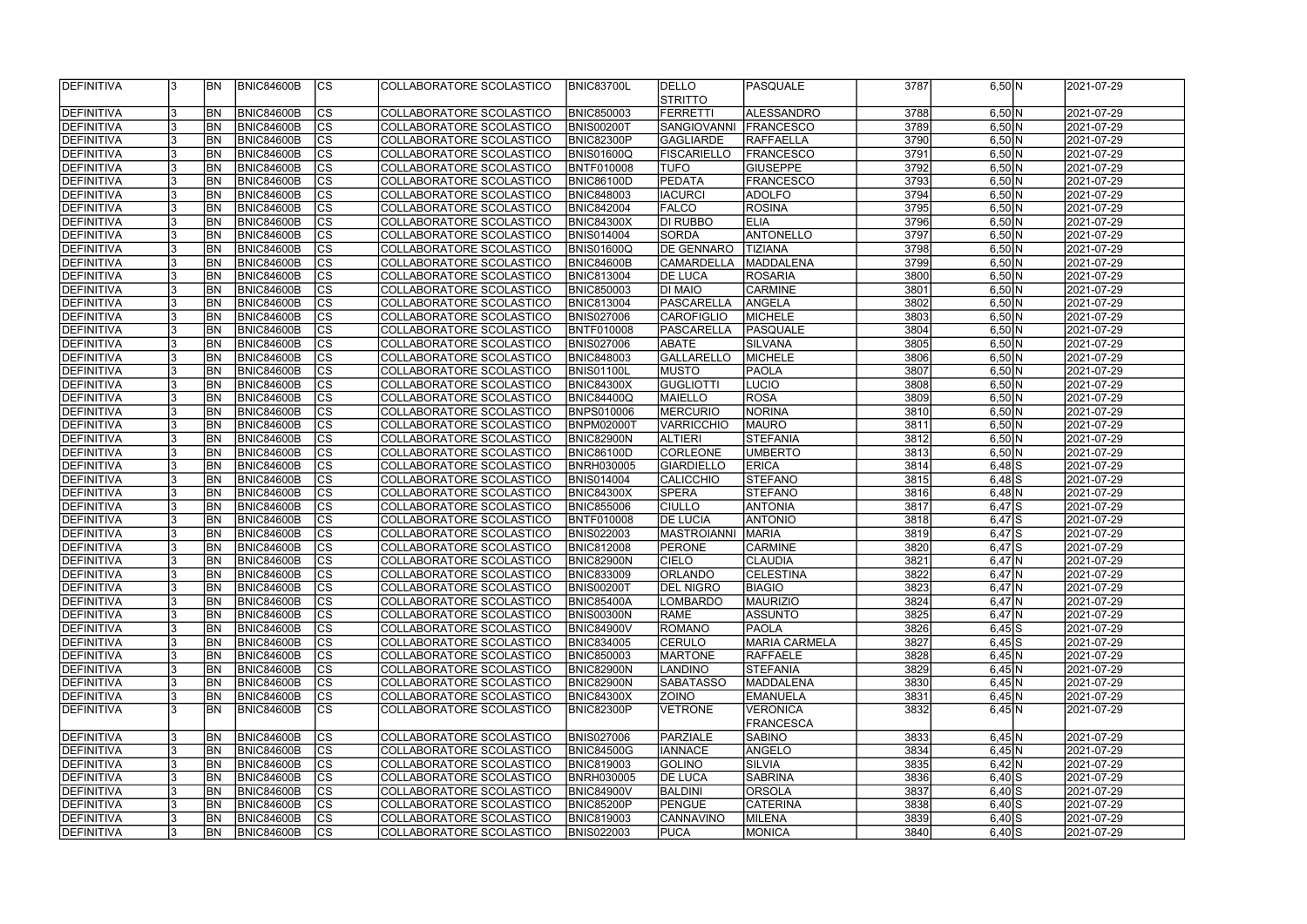| DEFINITIVA | 3 | BN | BNIC84600B | CS | COLLABORATORE SCOLASTICO | BNIC83700L | DELLO STRITTO | PASQUALE | 3787 | 6,50 | N | 2021-07-29 |
|---|---|---|---|---|---|---|---|---|---|---|---|---|
| DEFINITIVA | 3 | BN | BNIC84600B | CS | COLLABORATORE SCOLASTICO | BNIC850003 | FERRETTI | ALESSANDRO | 3788 | 6,50 | N | 2021-07-29 |
| DEFINITIVA | 3 | BN | BNIC84600B | CS | COLLABORATORE SCOLASTICO | BNIS00200T | SANGIOVANNI | FRANCESCO | 3789 | 6,50 | N | 2021-07-29 |
| DEFINITIVA | 3 | BN | BNIC84600B | CS | COLLABORATORE SCOLASTICO | BNIC82300P | GAGLIARDE | RAFFAELLA | 3790 | 6,50 | N | 2021-07-29 |
| DEFINITIVA | 3 | BN | BNIC84600B | CS | COLLABORATORE SCOLASTICO | BNIS01600Q | FISCARIELLO | FRANCESCO | 3791 | 6,50 | N | 2021-07-29 |
| DEFINITIVA | 3 | BN | BNIC84600B | CS | COLLABORATORE SCOLASTICO | BNTF010008 | TUFO | GIUSEPPE | 3792 | 6,50 | N | 2021-07-29 |
| DEFINITIVA | 3 | BN | BNIC84600B | CS | COLLABORATORE SCOLASTICO | BNIC86100D | PEDATA | FRANCESCO | 3793 | 6,50 | N | 2021-07-29 |
| DEFINITIVA | 3 | BN | BNIC84600B | CS | COLLABORATORE SCOLASTICO | BNIC848003 | IACURCI | ADOLFO | 3794 | 6,50 | N | 2021-07-29 |
| DEFINITIVA | 3 | BN | BNIC84600B | CS | COLLABORATORE SCOLASTICO | BNIC842004 | FALCO | ROSINA | 3795 | 6,50 | N | 2021-07-29 |
| DEFINITIVA | 3 | BN | BNIC84600B | CS | COLLABORATORE SCOLASTICO | BNIC84300X | DI RUBBO | ELIA | 3796 | 6,50 | N | 2021-07-29 |
| DEFINITIVA | 3 | BN | BNIC84600B | CS | COLLABORATORE SCOLASTICO | BNIS014004 | SORDA | ANTONELLO | 3797 | 6,50 | N | 2021-07-29 |
| DEFINITIVA | 3 | BN | BNIC84600B | CS | COLLABORATORE SCOLASTICO | BNIS01600Q | DE GENNARO | TIZIANA | 3798 | 6,50 | N | 2021-07-29 |
| DEFINITIVA | 3 | BN | BNIC84600B | CS | COLLABORATORE SCOLASTICO | BNIC84600B | CAMARDELLA | MADDALENA | 3799 | 6,50 | N | 2021-07-29 |
| DEFINITIVA | 3 | BN | BNIC84600B | CS | COLLABORATORE SCOLASTICO | BNIC813004 | DE LUCA | ROSARIA | 3800 | 6,50 | N | 2021-07-29 |
| DEFINITIVA | 3 | BN | BNIC84600B | CS | COLLABORATORE SCOLASTICO | BNIC850003 | DI MAIO | CARMINE | 3801 | 6,50 | N | 2021-07-29 |
| DEFINITIVA | 3 | BN | BNIC84600B | CS | COLLABORATORE SCOLASTICO | BNIC813004 | PASCARELLA | ANGELA | 3802 | 6,50 | N | 2021-07-29 |
| DEFINITIVA | 3 | BN | BNIC84600B | CS | COLLABORATORE SCOLASTICO | BNIS027006 | CAROFIGLIO | MICHELE | 3803 | 6,50 | N | 2021-07-29 |
| DEFINITIVA | 3 | BN | BNIC84600B | CS | COLLABORATORE SCOLASTICO | BNTF010008 | PASCARELLA | PASQUALE | 3804 | 6,50 | N | 2021-07-29 |
| DEFINITIVA | 3 | BN | BNIC84600B | CS | COLLABORATORE SCOLASTICO | BNIS027006 | ABATE | SILVANA | 3805 | 6,50 | N | 2021-07-29 |
| DEFINITIVA | 3 | BN | BNIC84600B | CS | COLLABORATORE SCOLASTICO | BNIC848003 | GALLARELLO | MICHELE | 3806 | 6,50 | N | 2021-07-29 |
| DEFINITIVA | 3 | BN | BNIC84600B | CS | COLLABORATORE SCOLASTICO | BNIS01100L | MUSTO | PAOLA | 3807 | 6,50 | N | 2021-07-29 |
| DEFINITIVA | 3 | BN | BNIC84600B | CS | COLLABORATORE SCOLASTICO | BNIC84300X | GUGLIOTTI | LUCIO | 3808 | 6,50 | N | 2021-07-29 |
| DEFINITIVA | 3 | BN | BNIC84600B | CS | COLLABORATORE SCOLASTICO | BNIC84400Q | MAIELLO | ROSA | 3809 | 6,50 | N | 2021-07-29 |
| DEFINITIVA | 3 | BN | BNIC84600B | CS | COLLABORATORE SCOLASTICO | BNPS010006 | MERCURIO | NORINA | 3810 | 6,50 | N | 2021-07-29 |
| DEFINITIVA | 3 | BN | BNIC84600B | CS | COLLABORATORE SCOLASTICO | BNPM02000T | VARRICCHIO | MAURO | 3811 | 6,50 | N | 2021-07-29 |
| DEFINITIVA | 3 | BN | BNIC84600B | CS | COLLABORATORE SCOLASTICO | BNIC82900N | ALTIERI | STEFANIA | 3812 | 6,50 | N | 2021-07-29 |
| DEFINITIVA | 3 | BN | BNIC84600B | CS | COLLABORATORE SCOLASTICO | BNIC86100D | CORLEONE | UMBERTO | 3813 | 6,50 | N | 2021-07-29 |
| DEFINITIVA | 3 | BN | BNIC84600B | CS | COLLABORATORE SCOLASTICO | BNRH030005 | GIARDIELLO | ERICA | 3814 | 6,48 | S | 2021-07-29 |
| DEFINITIVA | 3 | BN | BNIC84600B | CS | COLLABORATORE SCOLASTICO | BNIS014004 | CALICCHIO | STEFANO | 3815 | 6,48 | S | 2021-07-29 |
| DEFINITIVA | 3 | BN | BNIC84600B | CS | COLLABORATORE SCOLASTICO | BNIC84300X | SPERA | STEFANO | 3816 | 6,48 | N | 2021-07-29 |
| DEFINITIVA | 3 | BN | BNIC84600B | CS | COLLABORATORE SCOLASTICO | BNIC855006 | CIULLO | ANTONIA | 3817 | 6,47 | S | 2021-07-29 |
| DEFINITIVA | 3 | BN | BNIC84600B | CS | COLLABORATORE SCOLASTICO | BNTF010008 | DE LUCIA | ANTONIO | 3818 | 6,47 | S | 2021-07-29 |
| DEFINITIVA | 3 | BN | BNIC84600B | CS | COLLABORATORE SCOLASTICO | BNIS022003 | MASTROIANNI | MARIA | 3819 | 6,47 | S | 2021-07-29 |
| DEFINITIVA | 3 | BN | BNIC84600B | CS | COLLABORATORE SCOLASTICO | BNIC812008 | PERONE | CARMINE | 3820 | 6,47 | S | 2021-07-29 |
| DEFINITIVA | 3 | BN | BNIC84600B | CS | COLLABORATORE SCOLASTICO | BNIC82900N | CIELO | CLAUDIA | 3821 | 6,47 | N | 2021-07-29 |
| DEFINITIVA | 3 | BN | BNIC84600B | CS | COLLABORATORE SCOLASTICO | BNIC833009 | ORLANDO | CELESTINA | 3822 | 6,47 | N | 2021-07-29 |
| DEFINITIVA | 3 | BN | BNIC84600B | CS | COLLABORATORE SCOLASTICO | BNIS00200T | DEL NIGRO | BIAGIO | 3823 | 6,47 | N | 2021-07-29 |
| DEFINITIVA | 3 | BN | BNIC84600B | CS | COLLABORATORE SCOLASTICO | BNIC85400A | LOMBARDO | MAURIZIO | 3824 | 6,47 | N | 2021-07-29 |
| DEFINITIVA | 3 | BN | BNIC84600B | CS | COLLABORATORE SCOLASTICO | BNIS00300N | RAME | ASSUNTO | 3825 | 6,47 | N | 2021-07-29 |
| DEFINITIVA | 3 | BN | BNIC84600B | CS | COLLABORATORE SCOLASTICO | BNIC84900V | ROMANO | PAOLA | 3826 | 6,45 | S | 2021-07-29 |
| DEFINITIVA | 3 | BN | BNIC84600B | CS | COLLABORATORE SCOLASTICO | BNIC834005 | CERULO | MARIA CARMELA | 3827 | 6,45 | S | 2021-07-29 |
| DEFINITIVA | 3 | BN | BNIC84600B | CS | COLLABORATORE SCOLASTICO | BNIC850003 | MARTONE | RAFFAELE | 3828 | 6,45 | N | 2021-07-29 |
| DEFINITIVA | 3 | BN | BNIC84600B | CS | COLLABORATORE SCOLASTICO | BNIC82900N | LANDINO | STEFANIA | 3829 | 6,45 | N | 2021-07-29 |
| DEFINITIVA | 3 | BN | BNIC84600B | CS | COLLABORATORE SCOLASTICO | BNIC82900N | SABATASSO | MADDALENA | 3830 | 6,45 | N | 2021-07-29 |
| DEFINITIVA | 3 | BN | BNIC84600B | CS | COLLABORATORE SCOLASTICO | BNIC84300X | ZOINO | EMANUELA | 3831 | 6,45 | N | 2021-07-29 |
| DEFINITIVA | 3 | BN | BNIC84600B | CS | COLLABORATORE SCOLASTICO | BNIC82300P | VETRONE | VERONICA FRANCESCA | 3832 | 6,45 | N | 2021-07-29 |
| DEFINITIVA | 3 | BN | BNIC84600B | CS | COLLABORATORE SCOLASTICO | BNIS027006 | PARZIALE | SABINO | 3833 | 6,45 | N | 2021-07-29 |
| DEFINITIVA | 3 | BN | BNIC84600B | CS | COLLABORATORE SCOLASTICO | BNIC84500G | IANNACE | ANGELO | 3834 | 6,45 | N | 2021-07-29 |
| DEFINITIVA | 3 | BN | BNIC84600B | CS | COLLABORATORE SCOLASTICO | BNIC819003 | GOLINO | SILVIA | 3835 | 6,42 | N | 2021-07-29 |
| DEFINITIVA | 3 | BN | BNIC84600B | CS | COLLABORATORE SCOLASTICO | BNRH030005 | DE LUCA | SABRINA | 3836 | 6,40 | S | 2021-07-29 |
| DEFINITIVA | 3 | BN | BNIC84600B | CS | COLLABORATORE SCOLASTICO | BNIC84900V | BALDINI | ORSOLA | 3837 | 6,40 | S | 2021-07-29 |
| DEFINITIVA | 3 | BN | BNIC84600B | CS | COLLABORATORE SCOLASTICO | BNIC85200P | PENGUE | CATERINA | 3838 | 6,40 | S | 2021-07-29 |
| DEFINITIVA | 3 | BN | BNIC84600B | CS | COLLABORATORE SCOLASTICO | BNIC819003 | CANNAVINO | MILENA | 3839 | 6,40 | S | 2021-07-29 |
| DEFINITIVA | 3 | BN | BNIC84600B | CS | COLLABORATORE SCOLASTICO | BNIS022003 | PUCA | MONICA | 3840 | 6,40 | S | 2021-07-29 |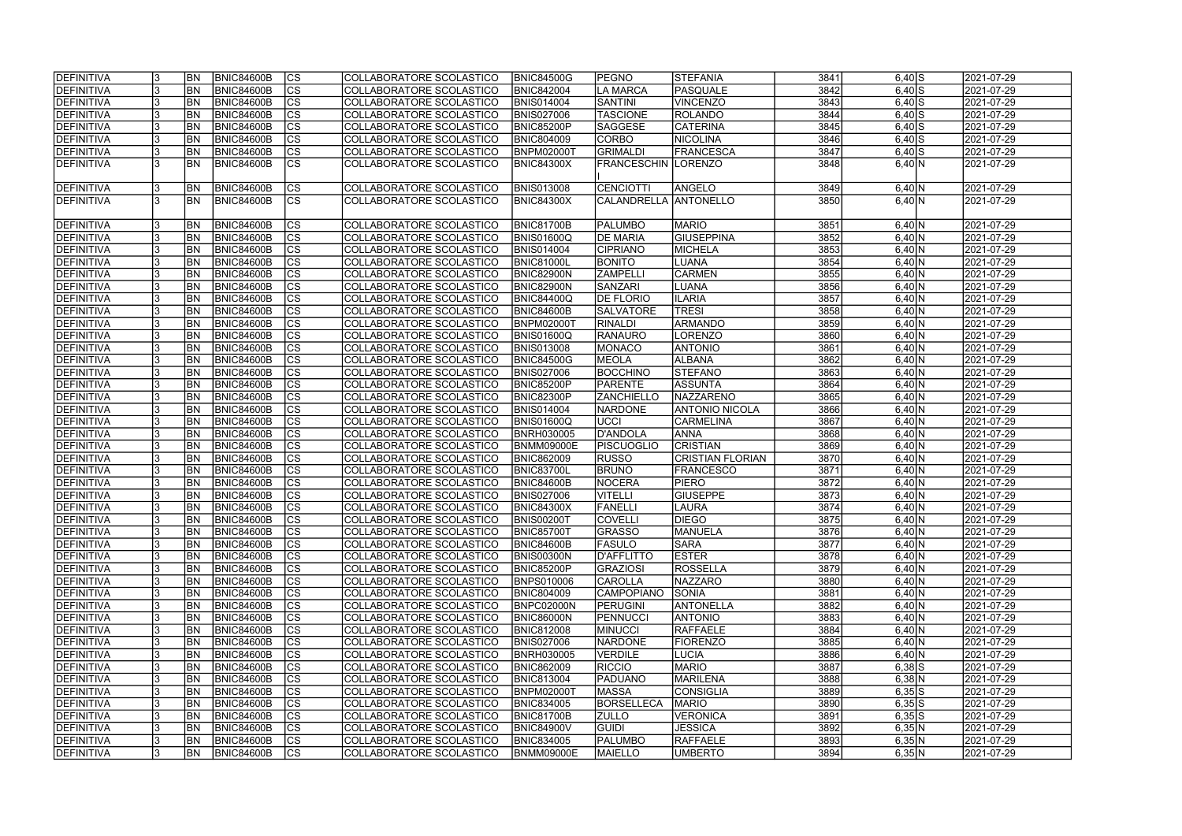| DEFINITIVA | 3 | BN | BNIC84600B | CS | COLLABORATORE SCOLASTICO | BNIC84500G | PEGNO | STEFANIA | 3841 | 6,40 | S | 2021-07-29 |
|---|---|---|---|---|---|---|---|---|---|---|---|---|
| DEFINITIVA | 3 | BN | BNIC84600B | CS | COLLABORATORE SCOLASTICO | BNIC842004 | LA MARCA | PASQUALE | 3842 | 6,40 | S | 2021-07-29 |
| DEFINITIVA | 3 | BN | BNIC84600B | CS | COLLABORATORE SCOLASTICO | BNIS014004 | SANTINI | VINCENZO | 3843 | 6,40 | S | 2021-07-29 |
| DEFINITIVA | 3 | BN | BNIC84600B | CS | COLLABORATORE SCOLASTICO | BNIS027006 | TASCIONE | ROLANDO | 3844 | 6,40 | S | 2021-07-29 |
| DEFINITIVA | 3 | BN | BNIC84600B | CS | COLLABORATORE SCOLASTICO | BNIC85200P | SAGGESE | CATERINA | 3845 | 6,40 | S | 2021-07-29 |
| DEFINITIVA | 3 | BN | BNIC84600B | CS | COLLABORATORE SCOLASTICO | BNIC804009 | CORBO | NICOLINA | 3846 | 6,40 | S | 2021-07-29 |
| DEFINITIVA | 3 | BN | BNIC84600B | CS | COLLABORATORE SCOLASTICO | BNPM02000T | GRIMALDI | FRANCESCA | 3847 | 6,40 | S | 2021-07-29 |
| DEFINITIVA | 3 | BN | BNIC84600B | CS | COLLABORATORE SCOLASTICO | BNIC84300X | FRANCESCHINI | LORENZO | 3848 | 6,40 | N | 2021-07-29 |
| DEFINITIVA | 3 | BN | BNIC84600B | CS | COLLABORATORE SCOLASTICO | BNIS013008 | CENCIOTTI | ANGELO | 3849 | 6,40 | N | 2021-07-29 |
| DEFINITIVA | 3 | BN | BNIC84600B | CS | COLLABORATORE SCOLASTICO | BNIC84300X | CALANDRELLA | ANTONELLO | 3850 | 6,40 | N | 2021-07-29 |
| DEFINITIVA | 3 | BN | BNIC84600B | CS | COLLABORATORE SCOLASTICO | BNIC81700B | PALUMBO | MARIO | 3851 | 6,40 | N | 2021-07-29 |
| DEFINITIVA | 3 | BN | BNIC84600B | CS | COLLABORATORE SCOLASTICO | BNIS01600Q | DE MARIA | GIUSEPPINA | 3852 | 6,40 | N | 2021-07-29 |
| DEFINITIVA | 3 | BN | BNIC84600B | CS | COLLABORATORE SCOLASTICO | BNIS014004 | CIPRIANO | MICHELA | 3853 | 6,40 | N | 2021-07-29 |
| DEFINITIVA | 3 | BN | BNIC84600B | CS | COLLABORATORE SCOLASTICO | BNIC81000L | BONITO | LUANA | 3854 | 6,40 | N | 2021-07-29 |
| DEFINITIVA | 3 | BN | BNIC84600B | CS | COLLABORATORE SCOLASTICO | BNIC82900N | ZAMPELLI | CARMEN | 3855 | 6,40 | N | 2021-07-29 |
| DEFINITIVA | 3 | BN | BNIC84600B | CS | COLLABORATORE SCOLASTICO | BNIC82900N | SANZARI | LUANA | 3856 | 6,40 | N | 2021-07-29 |
| DEFINITIVA | 3 | BN | BNIC84600B | CS | COLLABORATORE SCOLASTICO | BNIC84400Q | DE FLORIO | ILARIA | 3857 | 6,40 | N | 2021-07-29 |
| DEFINITIVA | 3 | BN | BNIC84600B | CS | COLLABORATORE SCOLASTICO | BNIC84600B | SALVATORE | TRESI | 3858 | 6,40 | N | 2021-07-29 |
| DEFINITIVA | 3 | BN | BNIC84600B | CS | COLLABORATORE SCOLASTICO | BNPM02000T | RINALDI | ARMANDO | 3859 | 6,40 | N | 2021-07-29 |
| DEFINITIVA | 3 | BN | BNIC84600B | CS | COLLABORATORE SCOLASTICO | BNIS01600Q | RANAURO | LORENZO | 3860 | 6,40 | N | 2021-07-29 |
| DEFINITIVA | 3 | BN | BNIC84600B | CS | COLLABORATORE SCOLASTICO | BNIS013008 | MONACO | ANTONIO | 3861 | 6,40 | N | 2021-07-29 |
| DEFINITIVA | 3 | BN | BNIC84600B | CS | COLLABORATORE SCOLASTICO | BNIC84500G | MEOLA | ALBANA | 3862 | 6,40 | N | 2021-07-29 |
| DEFINITIVA | 3 | BN | BNIC84600B | CS | COLLABORATORE SCOLASTICO | BNIS027006 | BOCCHINO | STEFANO | 3863 | 6,40 | N | 2021-07-29 |
| DEFINITIVA | 3 | BN | BNIC84600B | CS | COLLABORATORE SCOLASTICO | BNIC85200P | PARENTE | ASSUNTA | 3864 | 6,40 | N | 2021-07-29 |
| DEFINITIVA | 3 | BN | BNIC84600B | CS | COLLABORATORE SCOLASTICO | BNIC82300P | ZANCHIELLO | NAZZARENO | 3865 | 6,40 | N | 2021-07-29 |
| DEFINITIVA | 3 | BN | BNIC84600B | CS | COLLABORATORE SCOLASTICO | BNIS014004 | NARDONE | ANTONIO NICOLA | 3866 | 6,40 | N | 2021-07-29 |
| DEFINITIVA | 3 | BN | BNIC84600B | CS | COLLABORATORE SCOLASTICO | BNIS01600Q | UCCI | CARMELINA | 3867 | 6,40 | N | 2021-07-29 |
| DEFINITIVA | 3 | BN | BNIC84600B | CS | COLLABORATORE SCOLASTICO | BNRH030005 | D'ANDOLA | ANNA | 3868 | 6,40 | N | 2021-07-29 |
| DEFINITIVA | 3 | BN | BNIC84600B | CS | COLLABORATORE SCOLASTICO | BNMM09000E | PISCUOGLIO | CRISTIAN | 3869 | 6,40 | N | 2021-07-29 |
| DEFINITIVA | 3 | BN | BNIC84600B | CS | COLLABORATORE SCOLASTICO | BNIC862009 | RUSSO | CRISTIAN FLORIAN | 3870 | 6,40 | N | 2021-07-29 |
| DEFINITIVA | 3 | BN | BNIC84600B | CS | COLLABORATORE SCOLASTICO | BNIC83700L | BRUNO | FRANCESCO | 3871 | 6,40 | N | 2021-07-29 |
| DEFINITIVA | 3 | BN | BNIC84600B | CS | COLLABORATORE SCOLASTICO | BNIC84600B | NOCERA | PIERO | 3872 | 6,40 | N | 2021-07-29 |
| DEFINITIVA | 3 | BN | BNIC84600B | CS | COLLABORATORE SCOLASTICO | BNIS027006 | VITELLI | GIUSEPPE | 3873 | 6,40 | N | 2021-07-29 |
| DEFINITIVA | 3 | BN | BNIC84600B | CS | COLLABORATORE SCOLASTICO | BNIC84300X | FANELLI | LAURA | 3874 | 6,40 | N | 2021-07-29 |
| DEFINITIVA | 3 | BN | BNIC84600B | CS | COLLABORATORE SCOLASTICO | BNIS00200T | COVELLI | DIEGO | 3875 | 6,40 | N | 2021-07-29 |
| DEFINITIVA | 3 | BN | BNIC84600B | CS | COLLABORATORE SCOLASTICO | BNIC85700T | GRASSO | MANUELA | 3876 | 6,40 | N | 2021-07-29 |
| DEFINITIVA | 3 | BN | BNIC84600B | CS | COLLABORATORE SCOLASTICO | BNIC84600B | FASULO | SARA | 3877 | 6,40 | N | 2021-07-29 |
| DEFINITIVA | 3 | BN | BNIC84600B | CS | COLLABORATORE SCOLASTICO | BNIS00300N | D'AFFLITTO | ESTER | 3878 | 6,40 | N | 2021-07-29 |
| DEFINITIVA | 3 | BN | BNIC84600B | CS | COLLABORATORE SCOLASTICO | BNIC85200P | GRAZIOSI | ROSSELLA | 3879 | 6,40 | N | 2021-07-29 |
| DEFINITIVA | 3 | BN | BNIC84600B | CS | COLLABORATORE SCOLASTICO | BNPS010006 | CAROLLA | NAZZARO | 3880 | 6,40 | N | 2021-07-29 |
| DEFINITIVA | 3 | BN | BNIC84600B | CS | COLLABORATORE SCOLASTICO | BNIC804009 | CAMPOPIANO | SONIA | 3881 | 6,40 | N | 2021-07-29 |
| DEFINITIVA | 3 | BN | BNIC84600B | CS | COLLABORATORE SCOLASTICO | BNPC02000N | PERUGINI | ANTONELLA | 3882 | 6,40 | N | 2021-07-29 |
| DEFINITIVA | 3 | BN | BNIC84600B | CS | COLLABORATORE SCOLASTICO | BNIC86000N | PENNUCCI | ANTONIO | 3883 | 6,40 | N | 2021-07-29 |
| DEFINITIVA | 3 | BN | BNIC84600B | CS | COLLABORATORE SCOLASTICO | BNIC812008 | MINUCCI | RAFFAELE | 3884 | 6,40 | N | 2021-07-29 |
| DEFINITIVA | 3 | BN | BNIC84600B | CS | COLLABORATORE SCOLASTICO | BNIS027006 | NARDONE | FIORENZO | 3885 | 6,40 | N | 2021-07-29 |
| DEFINITIVA | 3 | BN | BNIC84600B | CS | COLLABORATORE SCOLASTICO | BNRH030005 | VERDILE | LUCIA | 3886 | 6,40 | N | 2021-07-29 |
| DEFINITIVA | 3 | BN | BNIC84600B | CS | COLLABORATORE SCOLASTICO | BNIC862009 | RICCIO | MARIO | 3887 | 6,38 | S | 2021-07-29 |
| DEFINITIVA | 3 | BN | BNIC84600B | CS | COLLABORATORE SCOLASTICO | BNIC813004 | PADUANO | MARILENA | 3888 | 6,38 | N | 2021-07-29 |
| DEFINITIVA | 3 | BN | BNIC84600B | CS | COLLABORATORE SCOLASTICO | BNPM02000T | MASSA | CONSIGLIA | 3889 | 6,35 | S | 2021-07-29 |
| DEFINITIVA | 3 | BN | BNIC84600B | CS | COLLABORATORE SCOLASTICO | BNIC834005 | BORSELLECA | MARIO | 3890 | 6,35 | S | 2021-07-29 |
| DEFINITIVA | 3 | BN | BNIC84600B | CS | COLLABORATORE SCOLASTICO | BNIC81700B | ZULLO | VERONICA | 3891 | 6,35 | S | 2021-07-29 |
| DEFINITIVA | 3 | BN | BNIC84600B | CS | COLLABORATORE SCOLASTICO | BNIC84900V | GUIDI | JESSICA | 3892 | 6,35 | N | 2021-07-29 |
| DEFINITIVA | 3 | BN | BNIC84600B | CS | COLLABORATORE SCOLASTICO | BNIC834005 | PALUMBO | RAFFAELE | 3893 | 6,35 | N | 2021-07-29 |
| DEFINITIVA | 3 | BN | BNIC84600B | CS | COLLABORATORE SCOLASTICO | BNMM09000E | MAIELLO | UMBERTO | 3894 | 6,35 | N | 2021-07-29 |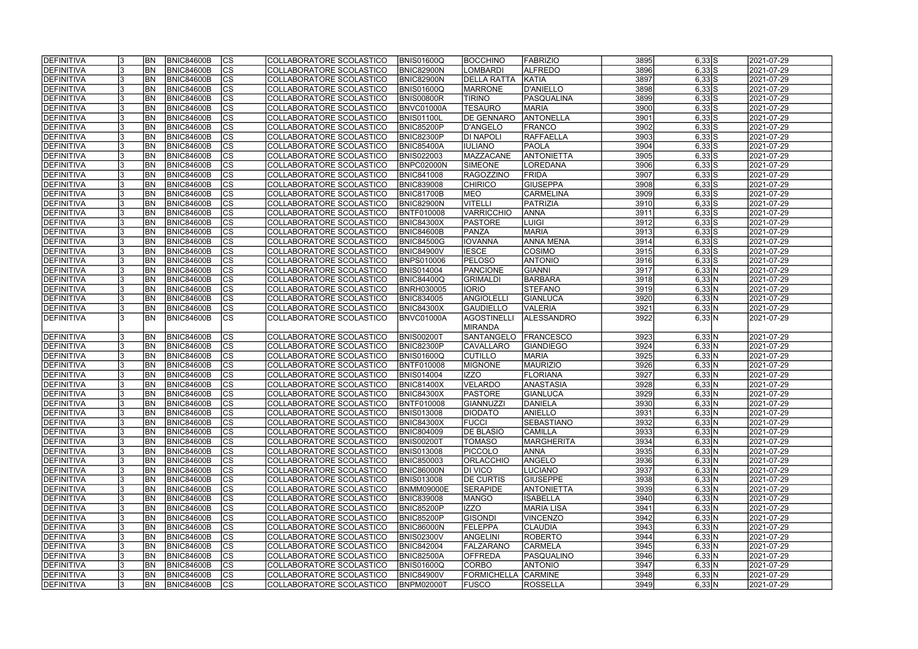| DEFINITIVA | 3 | BN | BNIC84600B | CS | COLLABORATORE SCOLASTICO | BNIS01600Q | BOCCHINO | FABRIZIO | 3895 | 6,33 | S | 2021-07-29 |
|---|---|---|---|---|---|---|---|---|---|---|---|---|
| DEFINITIVA | 3 | BN | BNIC84600B | CS | COLLABORATORE SCOLASTICO | BNIC82900N | LOMBARDI | ALFREDO | 3896 | 6,33 | S | 2021-07-29 |
| DEFINITIVA | 3 | BN | BNIC84600B | CS | COLLABORATORE SCOLASTICO | BNIC82900N | DELLA RATTA | KATIA | 3897 | 6,33 | S | 2021-07-29 |
| DEFINITIVA | 3 | BN | BNIC84600B | CS | COLLABORATORE SCOLASTICO | BNIS01600Q | MARRONE | D'ANIELLO | 3898 | 6,33 | S | 2021-07-29 |
| DEFINITIVA | 3 | BN | BNIC84600B | CS | COLLABORATORE SCOLASTICO | BNIS00800R | TIRINO | PASQUALINA | 3899 | 6,33 | S | 2021-07-29 |
| DEFINITIVA | 3 | BN | BNIC84600B | CS | COLLABORATORE SCOLASTICO | BNVC01000A | TESAURO | MARIA | 3900 | 6,33 | S | 2021-07-29 |
| DEFINITIVA | 3 | BN | BNIC84600B | CS | COLLABORATORE SCOLASTICO | BNIS01100L | DE GENNARO | ANTONELLA | 3901 | 6,33 | S | 2021-07-29 |
| DEFINITIVA | 3 | BN | BNIC84600B | CS | COLLABORATORE SCOLASTICO | BNIC85200P | D'ANGELO | FRANCO | 3902 | 6,33 | S | 2021-07-29 |
| DEFINITIVA | 3 | BN | BNIC84600B | CS | COLLABORATORE SCOLASTICO | BNIC82300P | DI NAPOLI | RAFFAELLA | 3903 | 6,33 | S | 2021-07-29 |
| DEFINITIVA | 3 | BN | BNIC84600B | CS | COLLABORATORE SCOLASTICO | BNIC85400A | IULIANO | PAOLA | 3904 | 6,33 | S | 2021-07-29 |
| DEFINITIVA | 3 | BN | BNIC84600B | CS | COLLABORATORE SCOLASTICO | BNIS022003 | MAZZACANE | ANTONIETTA | 3905 | 6,33 | S | 2021-07-29 |
| DEFINITIVA | 3 | BN | BNIC84600B | CS | COLLABORATORE SCOLASTICO | BNPC02000N | SIMEONE | LOREDANA | 3906 | 6,33 | S | 2021-07-29 |
| DEFINITIVA | 3 | BN | BNIC84600B | CS | COLLABORATORE SCOLASTICO | BNIC841008 | RAGOZZINO | FRIDA | 3907 | 6,33 | S | 2021-07-29 |
| DEFINITIVA | 3 | BN | BNIC84600B | CS | COLLABORATORE SCOLASTICO | BNIC839008 | CHIRICO | GIUSEPPA | 3908 | 6,33 | S | 2021-07-29 |
| DEFINITIVA | 3 | BN | BNIC84600B | CS | COLLABORATORE SCOLASTICO | BNIC81700B | MEO | CARMELINA | 3909 | 6,33 | S | 2021-07-29 |
| DEFINITIVA | 3 | BN | BNIC84600B | CS | COLLABORATORE SCOLASTICO | BNIC82900N | VITELLI | PATRIZIA | 3910 | 6,33 | S | 2021-07-29 |
| DEFINITIVA | 3 | BN | BNIC84600B | CS | COLLABORATORE SCOLASTICO | BNTF010008 | VARRICCHIO | ANNA | 3911 | 6,33 | S | 2021-07-29 |
| DEFINITIVA | 3 | BN | BNIC84600B | CS | COLLABORATORE SCOLASTICO | BNIC84300X | PASTORE | LUIGI | 3912 | 6,33 | S | 2021-07-29 |
| DEFINITIVA | 3 | BN | BNIC84600B | CS | COLLABORATORE SCOLASTICO | BNIC84600B | PANZA | MARIA | 3913 | 6,33 | S | 2021-07-29 |
| DEFINITIVA | 3 | BN | BNIC84600B | CS | COLLABORATORE SCOLASTICO | BNIC84500G | IOVANNA | ANNA MENA | 3914 | 6,33 | S | 2021-07-29 |
| DEFINITIVA | 3 | BN | BNIC84600B | CS | COLLABORATORE SCOLASTICO | BNIC84900V | IESCE | COSIMO | 3915 | 6,33 | S | 2021-07-29 |
| DEFINITIVA | 3 | BN | BNIC84600B | CS | COLLABORATORE SCOLASTICO | BNPS010006 | PELOSO | ANTONIO | 3916 | 6,33 | S | 2021-07-29 |
| DEFINITIVA | 3 | BN | BNIC84600B | CS | COLLABORATORE SCOLASTICO | BNIS014004 | PANCIONE | GIANNI | 3917 | 6,33 | N | 2021-07-29 |
| DEFINITIVA | 3 | BN | BNIC84600B | CS | COLLABORATORE SCOLASTICO | BNIC84400Q | GRIMALDI | BARBARA | 3918 | 6,33 | N | 2021-07-29 |
| DEFINITIVA | 3 | BN | BNIC84600B | CS | COLLABORATORE SCOLASTICO | BNRH030005 | IORIO | STEFANO | 3919 | 6,33 | N | 2021-07-29 |
| DEFINITIVA | 3 | BN | BNIC84600B | CS | COLLABORATORE SCOLASTICO | BNIC834005 | ANGIOLELLI | GIANLUCA | 3920 | 6,33 | N | 2021-07-29 |
| DEFINITIVA | 3 | BN | BNIC84600B | CS | COLLABORATORE SCOLASTICO | BNIC84300X | GAUDIELLO | VALERIA | 3921 | 6,33 | N | 2021-07-29 |
| DEFINITIVA | 3 | BN | BNIC84600B | CS | COLLABORATORE SCOLASTICO | BNVC01000A | AGOSTINELLI MIRANDA | ALESSANDRO | 3922 | 6,33 | N | 2021-07-29 |
| DEFINITIVA | 3 | BN | BNIC84600B | CS | COLLABORATORE SCOLASTICO | BNIS00200T | SANTANGELO | FRANCESCO | 3923 | 6,33 | N | 2021-07-29 |
| DEFINITIVA | 3 | BN | BNIC84600B | CS | COLLABORATORE SCOLASTICO | BNIC82300P | CAVALLARO | GIANDIEGO | 3924 | 6,33 | N | 2021-07-29 |
| DEFINITIVA | 3 | BN | BNIC84600B | CS | COLLABORATORE SCOLASTICO | BNIS01600Q | CUTILLO | MARIA | 3925 | 6,33 | N | 2021-07-29 |
| DEFINITIVA | 3 | BN | BNIC84600B | CS | COLLABORATORE SCOLASTICO | BNTF010008 | MIGNONE | MAURIZIO | 3926 | 6,33 | N | 2021-07-29 |
| DEFINITIVA | 3 | BN | BNIC84600B | CS | COLLABORATORE SCOLASTICO | BNIS014004 | IZZO | FLORIANA | 3927 | 6,33 | N | 2021-07-29 |
| DEFINITIVA | 3 | BN | BNIC84600B | CS | COLLABORATORE SCOLASTICO | BNIC81400X | VELARDO | ANASTASIA | 3928 | 6,33 | N | 2021-07-29 |
| DEFINITIVA | 3 | BN | BNIC84600B | CS | COLLABORATORE SCOLASTICO | BNIC84300X | PASTORE | GIANLUCA | 3929 | 6,33 | N | 2021-07-29 |
| DEFINITIVA | 3 | BN | BNIC84600B | CS | COLLABORATORE SCOLASTICO | BNTF010008 | GIANNUZZI | DANIELA | 3930 | 6,33 | N | 2021-07-29 |
| DEFINITIVA | 3 | BN | BNIC84600B | CS | COLLABORATORE SCOLASTICO | BNIS013008 | DIODATO | ANIELLO | 3931 | 6,33 | N | 2021-07-29 |
| DEFINITIVA | 3 | BN | BNIC84600B | CS | COLLABORATORE SCOLASTICO | BNIC84300X | FUCCI | SEBASTIANO | 3932 | 6,33 | N | 2021-07-29 |
| DEFINITIVA | 3 | BN | BNIC84600B | CS | COLLABORATORE SCOLASTICO | BNIC804009 | DE BLASIO | CAMILLA | 3933 | 6,33 | N | 2021-07-29 |
| DEFINITIVA | 3 | BN | BNIC84600B | CS | COLLABORATORE SCOLASTICO | BNIS00200T | TOMASO | MARGHERITA | 3934 | 6,33 | N | 2021-07-29 |
| DEFINITIVA | 3 | BN | BNIC84600B | CS | COLLABORATORE SCOLASTICO | BNIS013008 | PICCOLO | ANNA | 3935 | 6,33 | N | 2021-07-29 |
| DEFINITIVA | 3 | BN | BNIC84600B | CS | COLLABORATORE SCOLASTICO | BNIC850003 | ORLACCHIO | ANGELO | 3936 | 6,33 | N | 2021-07-29 |
| DEFINITIVA | 3 | BN | BNIC84600B | CS | COLLABORATORE SCOLASTICO | BNIC86000N | DI VICO | LUCIANO | 3937 | 6,33 | N | 2021-07-29 |
| DEFINITIVA | 3 | BN | BNIC84600B | CS | COLLABORATORE SCOLASTICO | BNIS013008 | DE CURTIS | GIUSEPPE | 3938 | 6,33 | N | 2021-07-29 |
| DEFINITIVA | 3 | BN | BNIC84600B | CS | COLLABORATORE SCOLASTICO | BNMM09000E | SERAPIDE | ANTONIETTA | 3939 | 6,33 | N | 2021-07-29 |
| DEFINITIVA | 3 | BN | BNIC84600B | CS | COLLABORATORE SCOLASTICO | BNIC839008 | MANGO | ISABELLA | 3940 | 6,33 | N | 2021-07-29 |
| DEFINITIVA | 3 | BN | BNIC84600B | CS | COLLABORATORE SCOLASTICO | BNIC85200P | IZZO | MARIA LISA | 3941 | 6,33 | N | 2021-07-29 |
| DEFINITIVA | 3 | BN | BNIC84600B | CS | COLLABORATORE SCOLASTICO | BNIC85200P | GISONDI | VINCENZO | 3942 | 6,33 | N | 2021-07-29 |
| DEFINITIVA | 3 | BN | BNIC84600B | CS | COLLABORATORE SCOLASTICO | BNIC86000N | FELEPPA | CLAUDIA | 3943 | 6,33 | N | 2021-07-29 |
| DEFINITIVA | 3 | BN | BNIC84600B | CS | COLLABORATORE SCOLASTICO | BNIS02300V | ANGELINI | ROBERTO | 3944 | 6,33 | N | 2021-07-29 |
| DEFINITIVA | 3 | BN | BNIC84600B | CS | COLLABORATORE SCOLASTICO | BNIC842004 | FALZARANO | CARMELA | 3945 | 6,33 | N | 2021-07-29 |
| DEFINITIVA | 3 | BN | BNIC84600B | CS | COLLABORATORE SCOLASTICO | BNIC82500A | OFFREDA | PASQUALINO | 3946 | 6,33 | N | 2021-07-29 |
| DEFINITIVA | 3 | BN | BNIC84600B | CS | COLLABORATORE SCOLASTICO | BNIS01600Q | CORBO | ANTONIO | 3947 | 6,33 | N | 2021-07-29 |
| DEFINITIVA | 3 | BN | BNIC84600B | CS | COLLABORATORE SCOLASTICO | BNIC84900V | FORMICHELLA | CARMINE | 3948 | 6,33 | N | 2021-07-29 |
| DEFINITIVA | 3 | BN | BNIC84600B | CS | COLLABORATORE SCOLASTICO | BNPM02000T | FUSCO | ROSSELLA | 3949 | 6,33 | N | 2021-07-29 |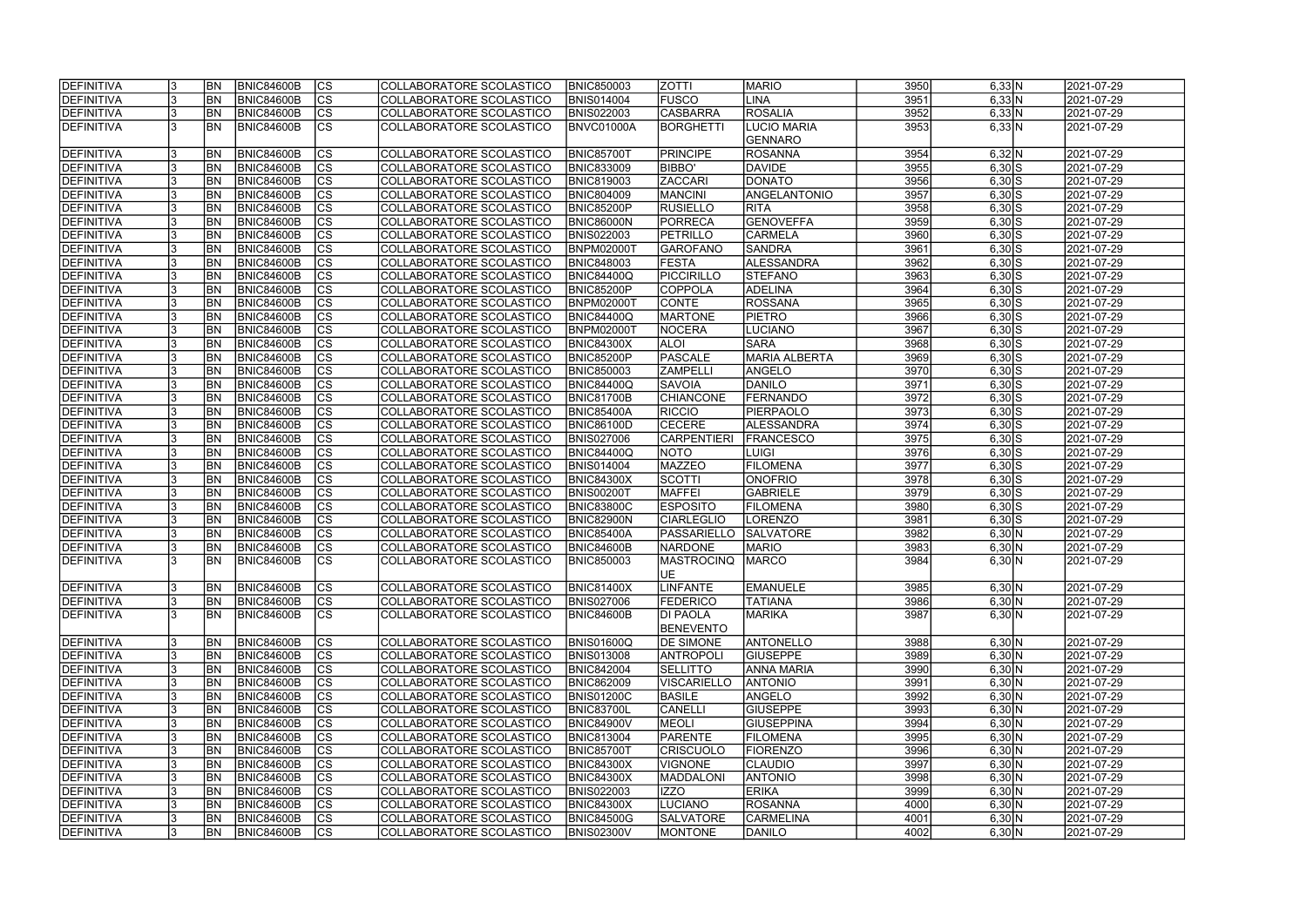| DEFINITIVA | 3 | BN | BNIC84600B | CS | COLLABORATORE SCOLASTICO | BNIC850003 | ZOTTI | MARIO | 3950 | 6,33 | N | 2021-07-29 |
|---|---|---|---|---|---|---|---|---|---|---|---|---|
| DEFINITIVA | 3 | BN | BNIC84600B | CS | COLLABORATORE SCOLASTICO | BNIS014004 | FUSCO | LINA | 3951 | 6,33 | N | 2021-07-29 |
| DEFINITIVA | 3 | BN | BNIC84600B | CS | COLLABORATORE SCOLASTICO | BNIS022003 | CASBARRA | ROSALIA | 3952 | 6,33 | N | 2021-07-29 |
| DEFINITIVA | 3 | BN | BNIC84600B | CS | COLLABORATORE SCOLASTICO | BNVC01000A | BORGHETTI | LUCIO MARIA GENNARO | 3953 | 6,33 | N | 2021-07-29 |
| DEFINITIVA | 3 | BN | BNIC84600B | CS | COLLABORATORE SCOLASTICO | BNIC85700T | PRINCIPE | ROSANNA | 3954 | 6,32 | N | 2021-07-29 |
| DEFINITIVA | 3 | BN | BNIC84600B | CS | COLLABORATORE SCOLASTICO | BNIC833009 | BIBBO' | DAVIDE | 3955 | 6,30 | S | 2021-07-29 |
| DEFINITIVA | 3 | BN | BNIC84600B | CS | COLLABORATORE SCOLASTICO | BNIC819003 | ZACCARI | DONATO | 3956 | 6,30 | S | 2021-07-29 |
| DEFINITIVA | 3 | BN | BNIC84600B | CS | COLLABORATORE SCOLASTICO | BNIC804009 | MANCINI | ANGELANTONIO | 3957 | 6,30 | S | 2021-07-29 |
| DEFINITIVA | 3 | BN | BNIC84600B | CS | COLLABORATORE SCOLASTICO | BNIC85200P | RUSIELLO | RITA | 3958 | 6,30 | S | 2021-07-29 |
| DEFINITIVA | 3 | BN | BNIC84600B | CS | COLLABORATORE SCOLASTICO | BNIC86000N | PORRECA | GENOVEFFA | 3959 | 6,30 | S | 2021-07-29 |
| DEFINITIVA | 3 | BN | BNIC84600B | CS | COLLABORATORE SCOLASTICO | BNIS022003 | PETRILLO | CARMELA | 3960 | 6,30 | S | 2021-07-29 |
| DEFINITIVA | 3 | BN | BNIC84600B | CS | COLLABORATORE SCOLASTICO | BNPM02000T | GAROFANO | SANDRA | 3961 | 6,30 | S | 2021-07-29 |
| DEFINITIVA | 3 | BN | BNIC84600B | CS | COLLABORATORE SCOLASTICO | BNIC848003 | FESTA | ALESSANDRA | 3962 | 6,30 | S | 2021-07-29 |
| DEFINITIVA | 3 | BN | BNIC84600B | CS | COLLABORATORE SCOLASTICO | BNIC84400Q | PICCIRILLO | STEFANO | 3963 | 6,30 | S | 2021-07-29 |
| DEFINITIVA | 3 | BN | BNIC84600B | CS | COLLABORATORE SCOLASTICO | BNIC85200P | COPPOLA | ADELINA | 3964 | 6,30 | S | 2021-07-29 |
| DEFINITIVA | 3 | BN | BNIC84600B | CS | COLLABORATORE SCOLASTICO | BNPM02000T | CONTE | ROSSANA | 3965 | 6,30 | S | 2021-07-29 |
| DEFINITIVA | 3 | BN | BNIC84600B | CS | COLLABORATORE SCOLASTICO | BNIC84400Q | MARTONE | PIETRO | 3966 | 6,30 | S | 2021-07-29 |
| DEFINITIVA | 3 | BN | BNIC84600B | CS | COLLABORATORE SCOLASTICO | BNPM02000T | NOCERA | LUCIANO | 3967 | 6,30 | S | 2021-07-29 |
| DEFINITIVA | 3 | BN | BNIC84600B | CS | COLLABORATORE SCOLASTICO | BNIC84300X | ALOI | SARA | 3968 | 6,30 | S | 2021-07-29 |
| DEFINITIVA | 3 | BN | BNIC84600B | CS | COLLABORATORE SCOLASTICO | BNIC85200P | PASCALE | MARIA ALBERTA | 3969 | 6,30 | S | 2021-07-29 |
| DEFINITIVA | 3 | BN | BNIC84600B | CS | COLLABORATORE SCOLASTICO | BNIC850003 | ZAMPELLI | ANGELO | 3970 | 6,30 | S | 2021-07-29 |
| DEFINITIVA | 3 | BN | BNIC84600B | CS | COLLABORATORE SCOLASTICO | BNIC84400Q | SAVOIA | DANILO | 3971 | 6,30 | S | 2021-07-29 |
| DEFINITIVA | 3 | BN | BNIC84600B | CS | COLLABORATORE SCOLASTICO | BNIC81700B | CHIANCONE | FERNANDO | 3972 | 6,30 | S | 2021-07-29 |
| DEFINITIVA | 3 | BN | BNIC84600B | CS | COLLABORATORE SCOLASTICO | BNIC85400A | RICCIO | PIERPAOLO | 3973 | 6,30 | S | 2021-07-29 |
| DEFINITIVA | 3 | BN | BNIC84600B | CS | COLLABORATORE SCOLASTICO | BNIC86100D | CECERE | ALESSANDRA | 3974 | 6,30 | S | 2021-07-29 |
| DEFINITIVA | 3 | BN | BNIC84600B | CS | COLLABORATORE SCOLASTICO | BNIS027006 | CARPENTIERI | FRANCESCO | 3975 | 6,30 | S | 2021-07-29 |
| DEFINITIVA | 3 | BN | BNIC84600B | CS | COLLABORATORE SCOLASTICO | BNIC84400Q | NOTO | LUIGI | 3976 | 6,30 | S | 2021-07-29 |
| DEFINITIVA | 3 | BN | BNIC84600B | CS | COLLABORATORE SCOLASTICO | BNIS014004 | MAZZEO | FILOMENA | 3977 | 6,30 | S | 2021-07-29 |
| DEFINITIVA | 3 | BN | BNIC84600B | CS | COLLABORATORE SCOLASTICO | BNIC84300X | SCOTTI | ONOFRIO | 3978 | 6,30 | S | 2021-07-29 |
| DEFINITIVA | 3 | BN | BNIC84600B | CS | COLLABORATORE SCOLASTICO | BNIS00200T | MAFFEI | GABRIELE | 3979 | 6,30 | S | 2021-07-29 |
| DEFINITIVA | 3 | BN | BNIC84600B | CS | COLLABORATORE SCOLASTICO | BNIC83800C | ESPOSITO | FILOMENA | 3980 | 6,30 | S | 2021-07-29 |
| DEFINITIVA | 3 | BN | BNIC84600B | CS | COLLABORATORE SCOLASTICO | BNIC82900N | CIARLEGLIO | LORENZO | 3981 | 6,30 | S | 2021-07-29 |
| DEFINITIVA | 3 | BN | BNIC84600B | CS | COLLABORATORE SCOLASTICO | BNIC85400A | PASSARIELLO | SALVATORE | 3982 | 6,30 | N | 2021-07-29 |
| DEFINITIVA | 3 | BN | BNIC84600B | CS | COLLABORATORE SCOLASTICO | BNIC84600B | NARDONE | MARIO | 3983 | 6,30 | N | 2021-07-29 |
| DEFINITIVA | 3 | BN | BNIC84600B | CS | COLLABORATORE SCOLASTICO | BNIC850003 | MASTROCINQUE | MARCO | 3984 | 6,30 | N | 2021-07-29 |
| DEFINITIVA | 3 | BN | BNIC84600B | CS | COLLABORATORE SCOLASTICO | BNIC81400X | LINFANTE | EMANUELE | 3985 | 6,30 | N | 2021-07-29 |
| DEFINITIVA | 3 | BN | BNIC84600B | CS | COLLABORATORE SCOLASTICO | BNIS027006 | FEDERICO | TATIANA | 3986 | 6,30 | N | 2021-07-29 |
| DEFINITIVA | 3 | BN | BNIC84600B | CS | COLLABORATORE SCOLASTICO | BNIC84600B | DI PAOLA BENEVENTO | MARIKA | 3987 | 6,30 | N | 2021-07-29 |
| DEFINITIVA | 3 | BN | BNIC84600B | CS | COLLABORATORE SCOLASTICO | BNIS01600Q | DE SIMONE | ANTONELLO | 3988 | 6,30 | N | 2021-07-29 |
| DEFINITIVA | 3 | BN | BNIC84600B | CS | COLLABORATORE SCOLASTICO | BNIS013008 | ANTROPOLI | GIUSEPPE | 3989 | 6,30 | N | 2021-07-29 |
| DEFINITIVA | 3 | BN | BNIC84600B | CS | COLLABORATORE SCOLASTICO | BNIC842004 | SELLITTO | ANNA MARIA | 3990 | 6,30 | N | 2021-07-29 |
| DEFINITIVA | 3 | BN | BNIC84600B | CS | COLLABORATORE SCOLASTICO | BNIC862009 | VISCARIELLO | ANTONIO | 3991 | 6,30 | N | 2021-07-29 |
| DEFINITIVA | 3 | BN | BNIC84600B | CS | COLLABORATORE SCOLASTICO | BNIS01200C | BASILE | ANGELO | 3992 | 6,30 | N | 2021-07-29 |
| DEFINITIVA | 3 | BN | BNIC84600B | CS | COLLABORATORE SCOLASTICO | BNIC83700L | CANELLI | GIUSEPPE | 3993 | 6,30 | N | 2021-07-29 |
| DEFINITIVA | 3 | BN | BNIC84600B | CS | COLLABORATORE SCOLASTICO | BNIC84900V | MEOLI | GIUSEPPINA | 3994 | 6,30 | N | 2021-07-29 |
| DEFINITIVA | 3 | BN | BNIC84600B | CS | COLLABORATORE SCOLASTICO | BNIC813004 | PARENTE | FILOMENA | 3995 | 6,30 | N | 2021-07-29 |
| DEFINITIVA | 3 | BN | BNIC84600B | CS | COLLABORATORE SCOLASTICO | BNIC85700T | CRISCUOLO | FIORENZO | 3996 | 6,30 | N | 2021-07-29 |
| DEFINITIVA | 3 | BN | BNIC84600B | CS | COLLABORATORE SCOLASTICO | BNIC84300X | VIGNONE | CLAUDIO | 3997 | 6,30 | N | 2021-07-29 |
| DEFINITIVA | 3 | BN | BNIC84600B | CS | COLLABORATORE SCOLASTICO | BNIC84300X | MADDALONI | ANTONIO | 3998 | 6,30 | N | 2021-07-29 |
| DEFINITIVA | 3 | BN | BNIC84600B | CS | COLLABORATORE SCOLASTICO | BNIS022003 | IZZO | ERIKA | 3999 | 6,30 | N | 2021-07-29 |
| DEFINITIVA | 3 | BN | BNIC84600B | CS | COLLABORATORE SCOLASTICO | BNIC84300X | LUCIANO | ROSANNA | 4000 | 6,30 | N | 2021-07-29 |
| DEFINITIVA | 3 | BN | BNIC84600B | CS | COLLABORATORE SCOLASTICO | BNIC84500G | SALVATORE | CARMELINA | 4001 | 6,30 | N | 2021-07-29 |
| DEFINITIVA | 3 | BN | BNIC84600B | CS | COLLABORATORE SCOLASTICO | BNIS02300V | MONTONE | DANILO | 4002 | 6,30 | N | 2021-07-29 |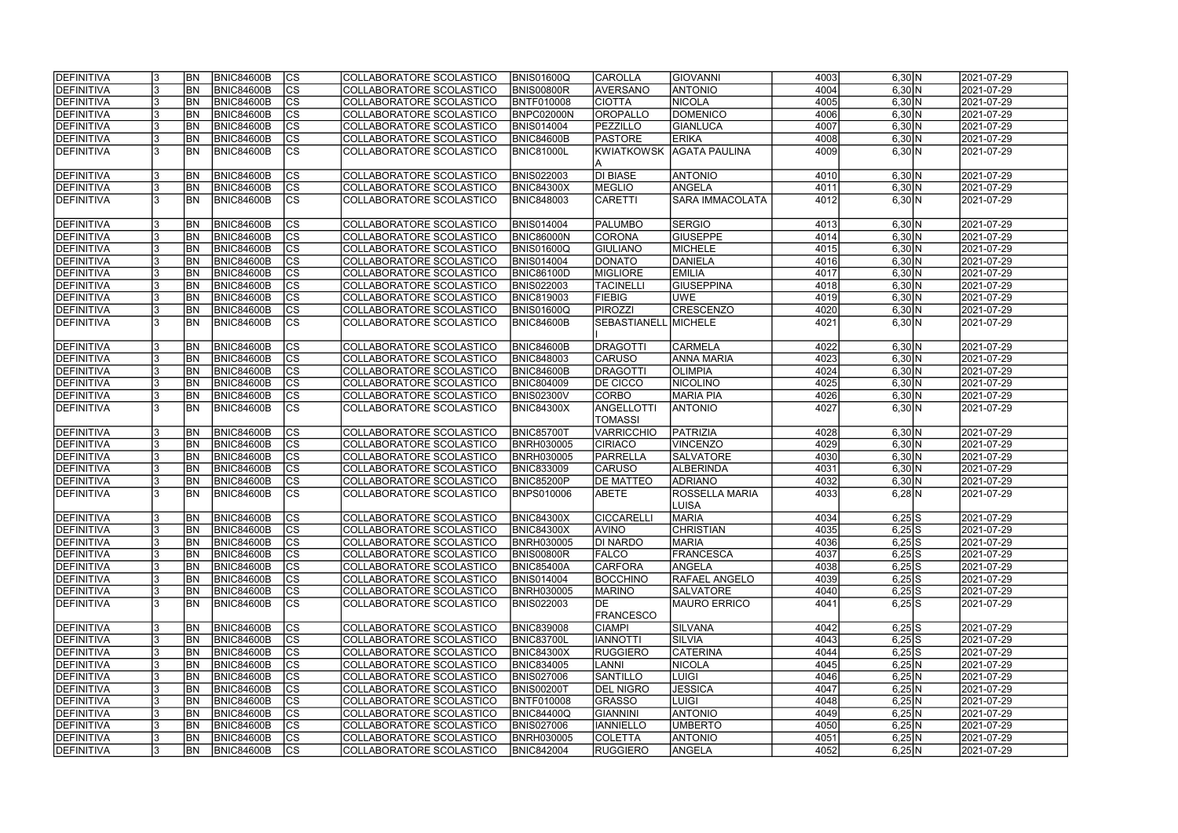| | | | | | | | | | | | | |
|---|---|---|---|---|---|---|---|---|---|---|---|---|
| DEFINITIVA | 3 | BN | BNIC84600B | CS | COLLABORATORE SCOLASTICO | BNIS01600Q | CAROLLA | GIOVANNI | 4003 | 6,30 | N | 2021-07-29 |
| DEFINITIVA | 3 | BN | BNIC84600B | CS | COLLABORATORE SCOLASTICO | BNIS00800R | AVERSANO | ANTONIO | 4004 | 6,30 | N | 2021-07-29 |
| DEFINITIVA | 3 | BN | BNIC84600B | CS | COLLABORATORE SCOLASTICO | BNTF010008 | CIOTTA | NICOLA | 4005 | 6,30 | N | 2021-07-29 |
| DEFINITIVA | 3 | BN | BNIC84600B | CS | COLLABORATORE SCOLASTICO | BNPC02000N | OROPALLO | DOMENICO | 4006 | 6,30 | N | 2021-07-29 |
| DEFINITIVA | 3 | BN | BNIC84600B | CS | COLLABORATORE SCOLASTICO | BNIS014004 | PEZZILLO | GIANLUCA | 4007 | 6,30 | N | 2021-07-29 |
| DEFINITIVA | 3 | BN | BNIC84600B | CS | COLLABORATORE SCOLASTICO | BNIC84600B | PASTORE | ERIKA | 4008 | 6,30 | N | 2021-07-29 |
| DEFINITIVA | 3 | BN | BNIC84600B | CS | COLLABORATORE SCOLASTICO | BNIC81000L | KWIATKOWSKA | AGATA PAULINA | 4009 | 6,30 | N | 2021-07-29 |
| DEFINITIVA | 3 | BN | BNIC84600B | CS | COLLABORATORE SCOLASTICO | BNIS022003 | DI BIASE | ANTONIO | 4010 | 6,30 | N | 2021-07-29 |
| DEFINITIVA | 3 | BN | BNIC84600B | CS | COLLABORATORE SCOLASTICO | BNIC84300X | MEGLIO | ANGELA | 4011 | 6,30 | N | 2021-07-29 |
| DEFINITIVA | 3 | BN | BNIC84600B | CS | COLLABORATORE SCOLASTICO | BNIC848003 | CARETTI | SARA IMMACOLATA | 4012 | 6,30 | N | 2021-07-29 |
| DEFINITIVA | 3 | BN | BNIC84600B | CS | COLLABORATORE SCOLASTICO | BNIS014004 | PALUMBO | SERGIO | 4013 | 6,30 | N | 2021-07-29 |
| DEFINITIVA | 3 | BN | BNIC84600B | CS | COLLABORATORE SCOLASTICO | BNIC86000N | CORONA | GIUSEPPE | 4014 | 6,30 | N | 2021-07-29 |
| DEFINITIVA | 3 | BN | BNIC84600B | CS | COLLABORATORE SCOLASTICO | BNIS01600Q | GIULIANO | MICHELE | 4015 | 6,30 | N | 2021-07-29 |
| DEFINITIVA | 3 | BN | BNIC84600B | CS | COLLABORATORE SCOLASTICO | BNIS014004 | DONATO | DANIELA | 4016 | 6,30 | N | 2021-07-29 |
| DEFINITIVA | 3 | BN | BNIC84600B | CS | COLLABORATORE SCOLASTICO | BNIC86100D | MIGLIORE | EMILIA | 4017 | 6,30 | N | 2021-07-29 |
| DEFINITIVA | 3 | BN | BNIC84600B | CS | COLLABORATORE SCOLASTICO | BNIS022003 | TACINELLI | GIUSEPPINA | 4018 | 6,30 | N | 2021-07-29 |
| DEFINITIVA | 3 | BN | BNIC84600B | CS | COLLABORATORE SCOLASTICO | BNIC819003 | FIEBIG | UWE | 4019 | 6,30 | N | 2021-07-29 |
| DEFINITIVA | 3 | BN | BNIC84600B | CS | COLLABORATORE SCOLASTICO | BNIS01600Q | PIROZZI | CRESCENZO | 4020 | 6,30 | N | 2021-07-29 |
| DEFINITIVA | 3 | BN | BNIC84600B | CS | COLLABORATORE SCOLASTICO | BNIC84600B | SEBASTIANELLI | MICHELE | 4021 | 6,30 | N | 2021-07-29 |
| DEFINITIVA | 3 | BN | BNIC84600B | CS | COLLABORATORE SCOLASTICO | BNIC84600B | DRAGOTTI | CARMELA | 4022 | 6,30 | N | 2021-07-29 |
| DEFINITIVA | 3 | BN | BNIC84600B | CS | COLLABORATORE SCOLASTICO | BNIC848003 | CARUSO | ANNA MARIA | 4023 | 6,30 | N | 2021-07-29 |
| DEFINITIVA | 3 | BN | BNIC84600B | CS | COLLABORATORE SCOLASTICO | BNIC84600B | DRAGOTTI | OLIMPIA | 4024 | 6,30 | N | 2021-07-29 |
| DEFINITIVA | 3 | BN | BNIC84600B | CS | COLLABORATORE SCOLASTICO | BNIC804009 | DE CICCO | NICOLINO | 4025 | 6,30 | N | 2021-07-29 |
| DEFINITIVA | 3 | BN | BNIC84600B | CS | COLLABORATORE SCOLASTICO | BNIS02300V | CORBO | MARIA PIA | 4026 | 6,30 | N | 2021-07-29 |
| DEFINITIVA | 3 | BN | BNIC84600B | CS | COLLABORATORE SCOLASTICO | BNIC84300X | ANGELLOTTI TOMASSI | ANTONIO | 4027 | 6,30 | N | 2021-07-29 |
| DEFINITIVA | 3 | BN | BNIC84600B | CS | COLLABORATORE SCOLASTICO | BNIC85700T | VARRICCHIO | PATRIZIA | 4028 | 6,30 | N | 2021-07-29 |
| DEFINITIVA | 3 | BN | BNIC84600B | CS | COLLABORATORE SCOLASTICO | BNRH030005 | CIRIACO | VINCENZO | 4029 | 6,30 | N | 2021-07-29 |
| DEFINITIVA | 3 | BN | BNIC84600B | CS | COLLABORATORE SCOLASTICO | BNRH030005 | PARRELLA | SALVATORE | 4030 | 6,30 | N | 2021-07-29 |
| DEFINITIVA | 3 | BN | BNIC84600B | CS | COLLABORATORE SCOLASTICO | BNIC833009 | CARUSO | ALBERINDA | 4031 | 6,30 | N | 2021-07-29 |
| DEFINITIVA | 3 | BN | BNIC84600B | CS | COLLABORATORE SCOLASTICO | BNIC85200P | DE MATTEO | ADRIANO | 4032 | 6,30 | N | 2021-07-29 |
| DEFINITIVA | 3 | BN | BNIC84600B | CS | COLLABORATORE SCOLASTICO | BNPS010006 | ABETE | ROSSELLA MARIA LUISA | 4033 | 6,28 | N | 2021-07-29 |
| DEFINITIVA | 3 | BN | BNIC84600B | CS | COLLABORATORE SCOLASTICO | BNIC84300X | CICCARELLI | MARIA | 4034 | 6,25 | S | 2021-07-29 |
| DEFINITIVA | 3 | BN | BNIC84600B | CS | COLLABORATORE SCOLASTICO | BNIC84300X | AVINO | CHRISTIAN | 4035 | 6,25 | S | 2021-07-29 |
| DEFINITIVA | 3 | BN | BNIC84600B | CS | COLLABORATORE SCOLASTICO | BNRH030005 | DI NARDO | MARIA | 4036 | 6,25 | S | 2021-07-29 |
| DEFINITIVA | 3 | BN | BNIC84600B | CS | COLLABORATORE SCOLASTICO | BNIS00800R | FALCO | FRANCESCA | 4037 | 6,25 | S | 2021-07-29 |
| DEFINITIVA | 3 | BN | BNIC84600B | CS | COLLABORATORE SCOLASTICO | BNIC85400A | CARFORA | ANGELA | 4038 | 6,25 | S | 2021-07-29 |
| DEFINITIVA | 3 | BN | BNIC84600B | CS | COLLABORATORE SCOLASTICO | BNIS014004 | BOCCHINO | RAFAEL ANGELO | 4039 | 6,25 | S | 2021-07-29 |
| DEFINITIVA | 3 | BN | BNIC84600B | CS | COLLABORATORE SCOLASTICO | BNRH030005 | MARINO | SALVATORE | 4040 | 6,25 | S | 2021-07-29 |
| DEFINITIVA | 3 | BN | BNIC84600B | CS | COLLABORATORE SCOLASTICO | BNIS022003 | DE FRANCESCO | MAURO ERRICO | 4041 | 6,25 | S | 2021-07-29 |
| DEFINITIVA | 3 | BN | BNIC84600B | CS | COLLABORATORE SCOLASTICO | BNIC839008 | CIAMPI | SILVANA | 4042 | 6,25 | S | 2021-07-29 |
| DEFINITIVA | 3 | BN | BNIC84600B | CS | COLLABORATORE SCOLASTICO | BNIC83700L | IANNOTTI | SILVIA | 4043 | 6,25 | S | 2021-07-29 |
| DEFINITIVA | 3 | BN | BNIC84600B | CS | COLLABORATORE SCOLASTICO | BNIC84300X | RUGGIERO | CATERINA | 4044 | 6,25 | S | 2021-07-29 |
| DEFINITIVA | 3 | BN | BNIC84600B | CS | COLLABORATORE SCOLASTICO | BNIC834005 | LANNI | NICOLA | 4045 | 6,25 | N | 2021-07-29 |
| DEFINITIVA | 3 | BN | BNIC84600B | CS | COLLABORATORE SCOLASTICO | BNIS027006 | SANTILLO | LUIGI | 4046 | 6,25 | N | 2021-07-29 |
| DEFINITIVA | 3 | BN | BNIC84600B | CS | COLLABORATORE SCOLASTICO | BNIS00200T | DEL NIGRO | JESSICA | 4047 | 6,25 | N | 2021-07-29 |
| DEFINITIVA | 3 | BN | BNIC84600B | CS | COLLABORATORE SCOLASTICO | BNTF010008 | GRASSO | LUIGI | 4048 | 6,25 | N | 2021-07-29 |
| DEFINITIVA | 3 | BN | BNIC84600B | CS | COLLABORATORE SCOLASTICO | BNIC84400Q | GIANNINI | ANTONIO | 4049 | 6,25 | N | 2021-07-29 |
| DEFINITIVA | 3 | BN | BNIC84600B | CS | COLLABORATORE SCOLASTICO | BNIS027006 | IANNIELLO | UMBERTO | 4050 | 6,25 | N | 2021-07-29 |
| DEFINITIVA | 3 | BN | BNIC84600B | CS | COLLABORATORE SCOLASTICO | BNRH030005 | COLETTA | ANTONIO | 4051 | 6,25 | N | 2021-07-29 |
| DEFINITIVA | 3 | BN | BNIC84600B | CS | COLLABORATORE SCOLASTICO | BNIC842004 | RUGGIERO | ANGELA | 4052 | 6,25 | N | 2021-07-29 |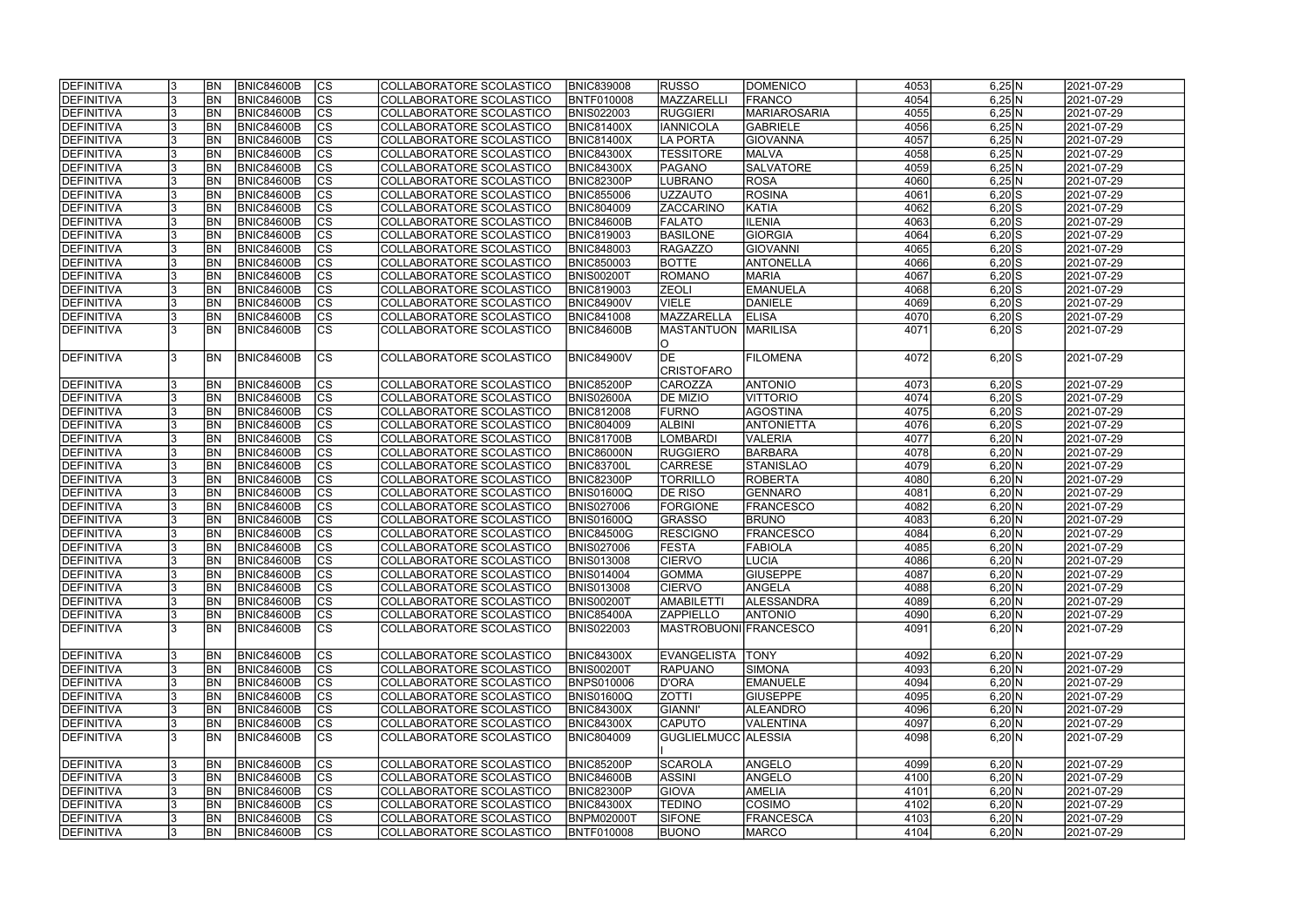| | | | | | | | | | | | | |
|---|---|---|---|---|---|---|---|---|---|---|---|---|
| DEFINITIVA | 3 | BN | BNIC84600B | CS | COLLABORATORE SCOLASTICO | BNIC839008 | RUSSO | DOMENICO | 4053 | 6,25 | N | 2021-07-29 |
| DEFINITIVA | 3 | BN | BNIC84600B | CS | COLLABORATORE SCOLASTICO | BNTF010008 | MAZZARELLI | FRANCO | 4054 | 6,25 | N | 2021-07-29 |
| DEFINITIVA | 3 | BN | BNIC84600B | CS | COLLABORATORE SCOLASTICO | BNIS022003 | RUGGIERI | MARIAROSARIA | 4055 | 6,25 | N | 2021-07-29 |
| DEFINITIVA | 3 | BN | BNIC84600B | CS | COLLABORATORE SCOLASTICO | BNIC81400X | IANNICOLA | GABRIELE | 4056 | 6,25 | N | 2021-07-29 |
| DEFINITIVA | 3 | BN | BNIC84600B | CS | COLLABORATORE SCOLASTICO | BNIC81400X | LA PORTA | GIOVANNA | 4057 | 6,25 | N | 2021-07-29 |
| DEFINITIVA | 3 | BN | BNIC84600B | CS | COLLABORATORE SCOLASTICO | BNIC84300X | TESSITORE | MALVA | 4058 | 6,25 | N | 2021-07-29 |
| DEFINITIVA | 3 | BN | BNIC84600B | CS | COLLABORATORE SCOLASTICO | BNIC84300X | PAGANO | SALVATORE | 4059 | 6,25 | N | 2021-07-29 |
| DEFINITIVA | 3 | BN | BNIC84600B | CS | COLLABORATORE SCOLASTICO | BNIC82300P | LUBRANO | ROSA | 4060 | 6,25 | N | 2021-07-29 |
| DEFINITIVA | 3 | BN | BNIC84600B | CS | COLLABORATORE SCOLASTICO | BNIC855006 | UZZAUTO | ROSINA | 4061 | 6,20 | S | 2021-07-29 |
| DEFINITIVA | 3 | BN | BNIC84600B | CS | COLLABORATORE SCOLASTICO | BNIC804009 | ZACCARINO | KATIA | 4062 | 6,20 | S | 2021-07-29 |
| DEFINITIVA | 3 | BN | BNIC84600B | CS | COLLABORATORE SCOLASTICO | BNIC84600B | FALATO | ILENIA | 4063 | 6,20 | S | 2021-07-29 |
| DEFINITIVA | 3 | BN | BNIC84600B | CS | COLLABORATORE SCOLASTICO | BNIC819003 | BASILONE | GIORGIA | 4064 | 6,20 | S | 2021-07-29 |
| DEFINITIVA | 3 | BN | BNIC84600B | CS | COLLABORATORE SCOLASTICO | BNIC848003 | RAGAZZO | GIOVANNI | 4065 | 6,20 | S | 2021-07-29 |
| DEFINITIVA | 3 | BN | BNIC84600B | CS | COLLABORATORE SCOLASTICO | BNIC850003 | BOTTE | ANTONELLA | 4066 | 6,20 | S | 2021-07-29 |
| DEFINITIVA | 3 | BN | BNIC84600B | CS | COLLABORATORE SCOLASTICO | BNIS00200T | ROMANO | MARIA | 4067 | 6,20 | S | 2021-07-29 |
| DEFINITIVA | 3 | BN | BNIC84600B | CS | COLLABORATORE SCOLASTICO | BNIC819003 | ZEOLI | EMANUELA | 4068 | 6,20 | S | 2021-07-29 |
| DEFINITIVA | 3 | BN | BNIC84600B | CS | COLLABORATORE SCOLASTICO | BNIC84900V | VIELE | DANIELE | 4069 | 6,20 | S | 2021-07-29 |
| DEFINITIVA | 3 | BN | BNIC84600B | CS | COLLABORATORE SCOLASTICO | BNIC841008 | MAZZARELLA | ELISA | 4070 | 6,20 | S | 2021-07-29 |
| DEFINITIVA | 3 | BN | BNIC84600B | CS | COLLABORATORE SCOLASTICO | BNIC84600B | MASTANTUONO | MARILISA | 4071 | 6,20 | S | 2021-07-29 |
| DEFINITIVA | 3 | BN | BNIC84600B | CS | COLLABORATORE SCOLASTICO | BNIC84900V | DE CRISTOFARO | FILOMENA | 4072 | 6,20 | S | 2021-07-29 |
| DEFINITIVA | 3 | BN | BNIC84600B | CS | COLLABORATORE SCOLASTICO | BNIC85200P | CAROZZA | ANTONIO | 4073 | 6,20 | S | 2021-07-29 |
| DEFINITIVA | 3 | BN | BNIC84600B | CS | COLLABORATORE SCOLASTICO | BNIS02600A | DE MIZIO | VITTORIO | 4074 | 6,20 | S | 2021-07-29 |
| DEFINITIVA | 3 | BN | BNIC84600B | CS | COLLABORATORE SCOLASTICO | BNIC812008 | FURNO | AGOSTINA | 4075 | 6,20 | S | 2021-07-29 |
| DEFINITIVA | 3 | BN | BNIC84600B | CS | COLLABORATORE SCOLASTICO | BNIC804009 | ALBINI | ANTONIETTA | 4076 | 6,20 | S | 2021-07-29 |
| DEFINITIVA | 3 | BN | BNIC84600B | CS | COLLABORATORE SCOLASTICO | BNIC81700B | LOMBARDI | VALERIA | 4077 | 6,20 | N | 2021-07-29 |
| DEFINITIVA | 3 | BN | BNIC84600B | CS | COLLABORATORE SCOLASTICO | BNIC86000N | RUGGIERO | BARBARA | 4078 | 6,20 | N | 2021-07-29 |
| DEFINITIVA | 3 | BN | BNIC84600B | CS | COLLABORATORE SCOLASTICO | BNIC83700L | CARRESE | STANISLAO | 4079 | 6,20 | N | 2021-07-29 |
| DEFINITIVA | 3 | BN | BNIC84600B | CS | COLLABORATORE SCOLASTICO | BNIC82300P | TORRILLO | ROBERTA | 4080 | 6,20 | N | 2021-07-29 |
| DEFINITIVA | 3 | BN | BNIC84600B | CS | COLLABORATORE SCOLASTICO | BNIS01600Q | DE RISO | GENNARO | 4081 | 6,20 | N | 2021-07-29 |
| DEFINITIVA | 3 | BN | BNIC84600B | CS | COLLABORATORE SCOLASTICO | BNIS027006 | FORGIONE | FRANCESCO | 4082 | 6,20 | N | 2021-07-29 |
| DEFINITIVA | 3 | BN | BNIC84600B | CS | COLLABORATORE SCOLASTICO | BNIS01600Q | GRASSO | BRUNO | 4083 | 6,20 | N | 2021-07-29 |
| DEFINITIVA | 3 | BN | BNIC84600B | CS | COLLABORATORE SCOLASTICO | BNIC84500G | RESCIGNO | FRANCESCO | 4084 | 6,20 | N | 2021-07-29 |
| DEFINITIVA | 3 | BN | BNIC84600B | CS | COLLABORATORE SCOLASTICO | BNIS027006 | FESTA | FABIOLA | 4085 | 6,20 | N | 2021-07-29 |
| DEFINITIVA | 3 | BN | BNIC84600B | CS | COLLABORATORE SCOLASTICO | BNIS013008 | CIERVO | LUCIA | 4086 | 6,20 | N | 2021-07-29 |
| DEFINITIVA | 3 | BN | BNIC84600B | CS | COLLABORATORE SCOLASTICO | BNIS014004 | GOMMA | GIUSEPPE | 4087 | 6,20 | N | 2021-07-29 |
| DEFINITIVA | 3 | BN | BNIC84600B | CS | COLLABORATORE SCOLASTICO | BNIS013008 | CIERVO | ANGELA | 4088 | 6,20 | N | 2021-07-29 |
| DEFINITIVA | 3 | BN | BNIC84600B | CS | COLLABORATORE SCOLASTICO | BNIS00200T | AMABILETTI | ALESSANDRA | 4089 | 6,20 | N | 2021-07-29 |
| DEFINITIVA | 3 | BN | BNIC84600B | CS | COLLABORATORE SCOLASTICO | BNIC85400A | ZAPPIELLO | ANTONIO | 4090 | 6,20 | N | 2021-07-29 |
| DEFINITIVA | 3 | BN | BNIC84600B | CS | COLLABORATORE SCOLASTICO | BNIS022003 | MASTROBUONI | FRANCESCO | 4091 | 6,20 | N | 2021-07-29 |
| DEFINITIVA | 3 | BN | BNIC84600B | CS | COLLABORATORE SCOLASTICO | BNIC84300X | EVANGELISTA | TONY | 4092 | 6,20 | N | 2021-07-29 |
| DEFINITIVA | 3 | BN | BNIC84600B | CS | COLLABORATORE SCOLASTICO | BNIS00200T | RAPUANO | SIMONA | 4093 | 6,20 | N | 2021-07-29 |
| DEFINITIVA | 3 | BN | BNIC84600B | CS | COLLABORATORE SCOLASTICO | BNPS010006 | D'ORA | EMANUELE | 4094 | 6,20 | N | 2021-07-29 |
| DEFINITIVA | 3 | BN | BNIC84600B | CS | COLLABORATORE SCOLASTICO | BNIS01600Q | ZOTTI | GIUSEPPE | 4095 | 6,20 | N | 2021-07-29 |
| DEFINITIVA | 3 | BN | BNIC84600B | CS | COLLABORATORE SCOLASTICO | BNIC84300X | GIANNI' | ALEANDRO | 4096 | 6,20 | N | 2021-07-29 |
| DEFINITIVA | 3 | BN | BNIC84600B | CS | COLLABORATORE SCOLASTICO | BNIC84300X | CAPUTO | VALENTINA | 4097 | 6,20 | N | 2021-07-29 |
| DEFINITIVA | 3 | BN | BNIC84600B | CS | COLLABORATORE SCOLASTICO | BNIC804009 | GUGLIELMUCCI | ALESSIA | 4098 | 6,20 | N | 2021-07-29 |
| DEFINITIVA | 3 | BN | BNIC84600B | CS | COLLABORATORE SCOLASTICO | BNIC85200P | SCAROLA | ANGELO | 4099 | 6,20 | N | 2021-07-29 |
| DEFINITIVA | 3 | BN | BNIC84600B | CS | COLLABORATORE SCOLASTICO | BNIC84600B | ASSINI | ANGELO | 4100 | 6,20 | N | 2021-07-29 |
| DEFINITIVA | 3 | BN | BNIC84600B | CS | COLLABORATORE SCOLASTICO | BNIC82300P | GIOVA | AMELIA | 4101 | 6,20 | N | 2021-07-29 |
| DEFINITIVA | 3 | BN | BNIC84600B | CS | COLLABORATORE SCOLASTICO | BNIC84300X | TEDINO | COSIMO | 4102 | 6,20 | N | 2021-07-29 |
| DEFINITIVA | 3 | BN | BNIC84600B | CS | COLLABORATORE SCOLASTICO | BNPM02000T | SIFONE | FRANCESCA | 4103 | 6,20 | N | 2021-07-29 |
| DEFINITIVA | 3 | BN | BNIC84600B | CS | COLLABORATORE SCOLASTICO | BNTF010008 | BUONO | MARCO | 4104 | 6,20 | N | 2021-07-29 |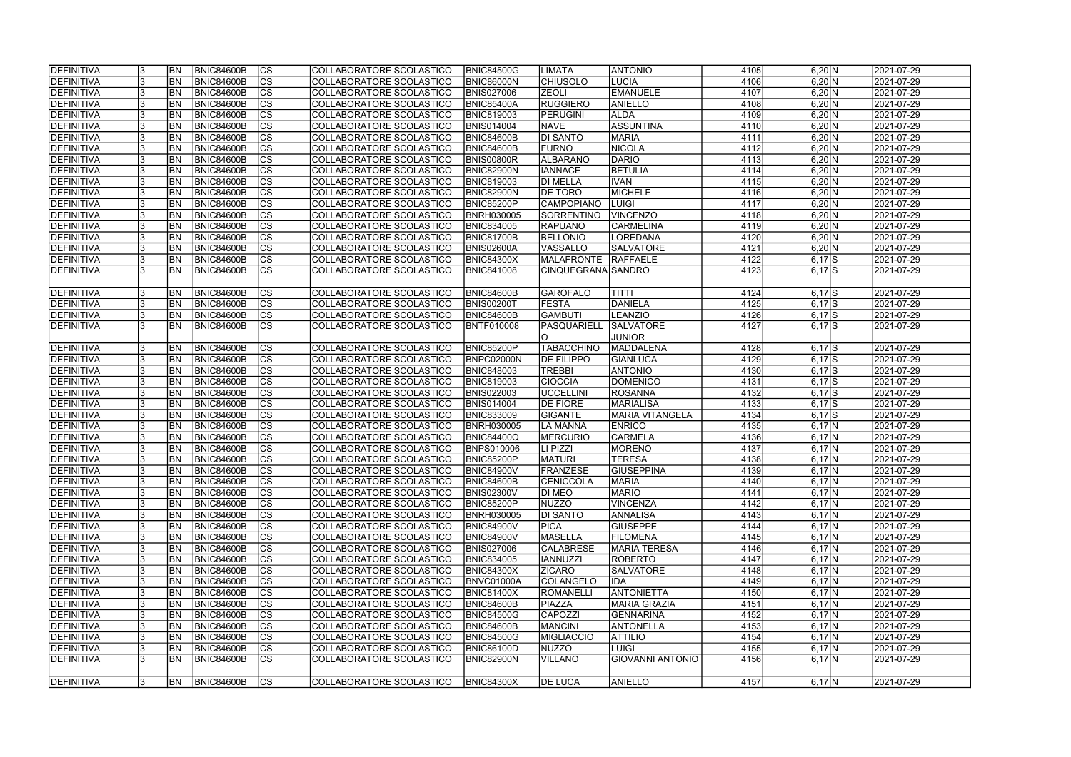| | | | | | | | | | | | | |
|---|---|---|---|---|---|---|---|---|---|---|---|---|
| DEFINITIVA | 3 | BN | BNIC84600B | CS | COLLABORATORE SCOLASTICO | BNIC84500G | LIMATA | ANTONIO | 4105 | 6,20 | N | 2021-07-29 |
| DEFINITIVA | 3 | BN | BNIC84600B | CS | COLLABORATORE SCOLASTICO | BNIC86000N | CHIUSOLO | LUCIA | 4106 | 6,20 | N | 2021-07-29 |
| DEFINITIVA | 3 | BN | BNIC84600B | CS | COLLABORATORE SCOLASTICO | BNIS027006 | ZEOLI | EMANUELE | 4107 | 6,20 | N | 2021-07-29 |
| DEFINITIVA | 3 | BN | BNIC84600B | CS | COLLABORATORE SCOLASTICO | BNIC85400A | RUGGIERO | ANIELLO | 4108 | 6,20 | N | 2021-07-29 |
| DEFINITIVA | 3 | BN | BNIC84600B | CS | COLLABORATORE SCOLASTICO | BNIC819003 | PERUGINI | ALDA | 4109 | 6,20 | N | 2021-07-29 |
| DEFINITIVA | 3 | BN | BNIC84600B | CS | COLLABORATORE SCOLASTICO | BNIS014004 | NAVE | ASSUNTINA | 4110 | 6,20 | N | 2021-07-29 |
| DEFINITIVA | 3 | BN | BNIC84600B | CS | COLLABORATORE SCOLASTICO | BNIC84600B | DI SANTO | MARIA | 4111 | 6,20 | N | 2021-07-29 |
| DEFINITIVA | 3 | BN | BNIC84600B | CS | COLLABORATORE SCOLASTICO | BNIC84600B | FURNO | NICOLA | 4112 | 6,20 | N | 2021-07-29 |
| DEFINITIVA | 3 | BN | BNIC84600B | CS | COLLABORATORE SCOLASTICO | BNIS00800R | ALBARANO | DARIO | 4113 | 6,20 | N | 2021-07-29 |
| DEFINITIVA | 3 | BN | BNIC84600B | CS | COLLABORATORE SCOLASTICO | BNIC82900N | IANNACE | BETULIA | 4114 | 6,20 | N | 2021-07-29 |
| DEFINITIVA | 3 | BN | BNIC84600B | CS | COLLABORATORE SCOLASTICO | BNIC819003 | DI MELLA | IVAN | 4115 | 6,20 | N | 2021-07-29 |
| DEFINITIVA | 3 | BN | BNIC84600B | CS | COLLABORATORE SCOLASTICO | BNIC82900N | DE TORO | MICHELE | 4116 | 6,20 | N | 2021-07-29 |
| DEFINITIVA | 3 | BN | BNIC84600B | CS | COLLABORATORE SCOLASTICO | BNIC85200P | CAMPOPIANO | LUIGI | 4117 | 6,20 | N | 2021-07-29 |
| DEFINITIVA | 3 | BN | BNIC84600B | CS | COLLABORATORE SCOLASTICO | BNRH030005 | SORRENTINO | VINCENZO | 4118 | 6,20 | N | 2021-07-29 |
| DEFINITIVA | 3 | BN | BNIC84600B | CS | COLLABORATORE SCOLASTICO | BNIC834005 | RAPUANO | CARMELINA | 4119 | 6,20 | N | 2021-07-29 |
| DEFINITIVA | 3 | BN | BNIC84600B | CS | COLLABORATORE SCOLASTICO | BNIC81700B | BELLONIO | LOREDANA | 4120 | 6,20 | N | 2021-07-29 |
| DEFINITIVA | 3 | BN | BNIC84600B | CS | COLLABORATORE SCOLASTICO | BNIS02600A | VASSALLO | SALVATORE | 4121 | 6,20 | N | 2021-07-29 |
| DEFINITIVA | 3 | BN | BNIC84600B | CS | COLLABORATORE SCOLASTICO | BNIC84300X | MALAFRONTE | RAFFAELE | 4122 | 6,17 | S | 2021-07-29 |
| DEFINITIVA | 3 | BN | BNIC84600B | CS | COLLABORATORE SCOLASTICO | BNIC841008 | CINQUEGRANA | SANDRO | 4123 | 6,17 | S | 2021-07-29 |
| DEFINITIVA | 3 | BN | BNIC84600B | CS | COLLABORATORE SCOLASTICO | BNIC84600B | GAROFALO | TITTI | 4124 | 6,17 | S | 2021-07-29 |
| DEFINITIVA | 3 | BN | BNIC84600B | CS | COLLABORATORE SCOLASTICO | BNIS00200T | FESTA | DANIELA | 4125 | 6,17 | S | 2021-07-29 |
| DEFINITIVA | 3 | BN | BNIC84600B | CS | COLLABORATORE SCOLASTICO | BNIC84600B | GAMBUTI | LEANZIO | 4126 | 6,17 | S | 2021-07-29 |
| DEFINITIVA | 3 | BN | BNIC84600B | CS | COLLABORATORE SCOLASTICO | BNTF010008 | PASQUARIELLO | SALVATORE JUNIOR | 4127 | 6,17 | S | 2021-07-29 |
| DEFINITIVA | 3 | BN | BNIC84600B | CS | COLLABORATORE SCOLASTICO | BNIC85200P | TABACCHINO | MADDALENA | 4128 | 6,17 | S | 2021-07-29 |
| DEFINITIVA | 3 | BN | BNIC84600B | CS | COLLABORATORE SCOLASTICO | BNPC02000N | DE FILIPPO | GIANLUCA | 4129 | 6,17 | S | 2021-07-29 |
| DEFINITIVA | 3 | BN | BNIC84600B | CS | COLLABORATORE SCOLASTICO | BNIC848003 | TREBBI | ANTONIO | 4130 | 6,17 | S | 2021-07-29 |
| DEFINITIVA | 3 | BN | BNIC84600B | CS | COLLABORATORE SCOLASTICO | BNIC819003 | CIOCCIA | DOMENICO | 4131 | 6,17 | S | 2021-07-29 |
| DEFINITIVA | 3 | BN | BNIC84600B | CS | COLLABORATORE SCOLASTICO | BNIS022003 | UCCELLINI | ROSANNA | 4132 | 6,17 | S | 2021-07-29 |
| DEFINITIVA | 3 | BN | BNIC84600B | CS | COLLABORATORE SCOLASTICO | BNIS014004 | DE FIORE | MARIALISA | 4133 | 6,17 | S | 2021-07-29 |
| DEFINITIVA | 3 | BN | BNIC84600B | CS | COLLABORATORE SCOLASTICO | BNIC833009 | GIGANTE | MARIA VITANGELA | 4134 | 6,17 | S | 2021-07-29 |
| DEFINITIVA | 3 | BN | BNIC84600B | CS | COLLABORATORE SCOLASTICO | BNRH030005 | LA MANNA | ENRICO | 4135 | 6,17 | N | 2021-07-29 |
| DEFINITIVA | 3 | BN | BNIC84600B | CS | COLLABORATORE SCOLASTICO | BNIC84400Q | MERCURIO | CARMELA | 4136 | 6,17 | N | 2021-07-29 |
| DEFINITIVA | 3 | BN | BNIC84600B | CS | COLLABORATORE SCOLASTICO | BNPS010006 | LI PIZZI | MORENO | 4137 | 6,17 | N | 2021-07-29 |
| DEFINITIVA | 3 | BN | BNIC84600B | CS | COLLABORATORE SCOLASTICO | BNIC85200P | MATURI | TERESA | 4138 | 6,17 | N | 2021-07-29 |
| DEFINITIVA | 3 | BN | BNIC84600B | CS | COLLABORATORE SCOLASTICO | BNIC84900V | FRANZESE | GIUSEPPINA | 4139 | 6,17 | N | 2021-07-29 |
| DEFINITIVA | 3 | BN | BNIC84600B | CS | COLLABORATORE SCOLASTICO | BNIC84600B | CENICCOLA | MARIA | 4140 | 6,17 | N | 2021-07-29 |
| DEFINITIVA | 3 | BN | BNIC84600B | CS | COLLABORATORE SCOLASTICO | BNIS02300V | DI MEO | MARIO | 4141 | 6,17 | N | 2021-07-29 |
| DEFINITIVA | 3 | BN | BNIC84600B | CS | COLLABORATORE SCOLASTICO | BNIC85200P | NUZZO | VINCENZA | 4142 | 6,17 | N | 2021-07-29 |
| DEFINITIVA | 3 | BN | BNIC84600B | CS | COLLABORATORE SCOLASTICO | BNRH030005 | DI SANTO | ANNALISA | 4143 | 6,17 | N | 2021-07-29 |
| DEFINITIVA | 3 | BN | BNIC84600B | CS | COLLABORATORE SCOLASTICO | BNIC84900V | PICA | GIUSEPPE | 4144 | 6,17 | N | 2021-07-29 |
| DEFINITIVA | 3 | BN | BNIC84600B | CS | COLLABORATORE SCOLASTICO | BNIC84900V | MASELLA | FILOMENA | 4145 | 6,17 | N | 2021-07-29 |
| DEFINITIVA | 3 | BN | BNIC84600B | CS | COLLABORATORE SCOLASTICO | BNIS027006 | CALABRESE | MARIA TERESA | 4146 | 6,17 | N | 2021-07-29 |
| DEFINITIVA | 3 | BN | BNIC84600B | CS | COLLABORATORE SCOLASTICO | BNIC834005 | IANNUZZI | ROBERTO | 4147 | 6,17 | N | 2021-07-29 |
| DEFINITIVA | 3 | BN | BNIC84600B | CS | COLLABORATORE SCOLASTICO | BNIC84300X | ZICARO | SALVATORE | 4148 | 6,17 | N | 2021-07-29 |
| DEFINITIVA | 3 | BN | BNIC84600B | CS | COLLABORATORE SCOLASTICO | BNVC01000A | COLANGELO | IDA | 4149 | 6,17 | N | 2021-07-29 |
| DEFINITIVA | 3 | BN | BNIC84600B | CS | COLLABORATORE SCOLASTICO | BNIC81400X | ROMANELLI | ANTONIETTA | 4150 | 6,17 | N | 2021-07-29 |
| DEFINITIVA | 3 | BN | BNIC84600B | CS | COLLABORATORE SCOLASTICO | BNIC84600B | PIAZZA | MARIA GRAZIA | 4151 | 6,17 | N | 2021-07-29 |
| DEFINITIVA | 3 | BN | BNIC84600B | CS | COLLABORATORE SCOLASTICO | BNIC84500G | CAPOZZI | GENNARINA | 4152 | 6,17 | N | 2021-07-29 |
| DEFINITIVA | 3 | BN | BNIC84600B | CS | COLLABORATORE SCOLASTICO | BNIC84600B | MANCINI | ANTONELLA | 4153 | 6,17 | N | 2021-07-29 |
| DEFINITIVA | 3 | BN | BNIC84600B | CS | COLLABORATORE SCOLASTICO | BNIC84500G | MIGLIACCIO | ATTILIO | 4154 | 6,17 | N | 2021-07-29 |
| DEFINITIVA | 3 | BN | BNIC84600B | CS | COLLABORATORE SCOLASTICO | BNIC86100D | NUZZO | LUIGI | 4155 | 6,17 | N | 2021-07-29 |
| DEFINITIVA | 3 | BN | BNIC84600B | CS | COLLABORATORE SCOLASTICO | BNIC82900N | VILLANO | GIOVANNI ANTONIO | 4156 | 6,17 | N | 2021-07-29 |
| DEFINITIVA | 3 | BN | BNIC84600B | CS | COLLABORATORE SCOLASTICO | BNIC84300X | DE LUCA | ANIELLO | 4157 | 6,17 | N | 2021-07-29 |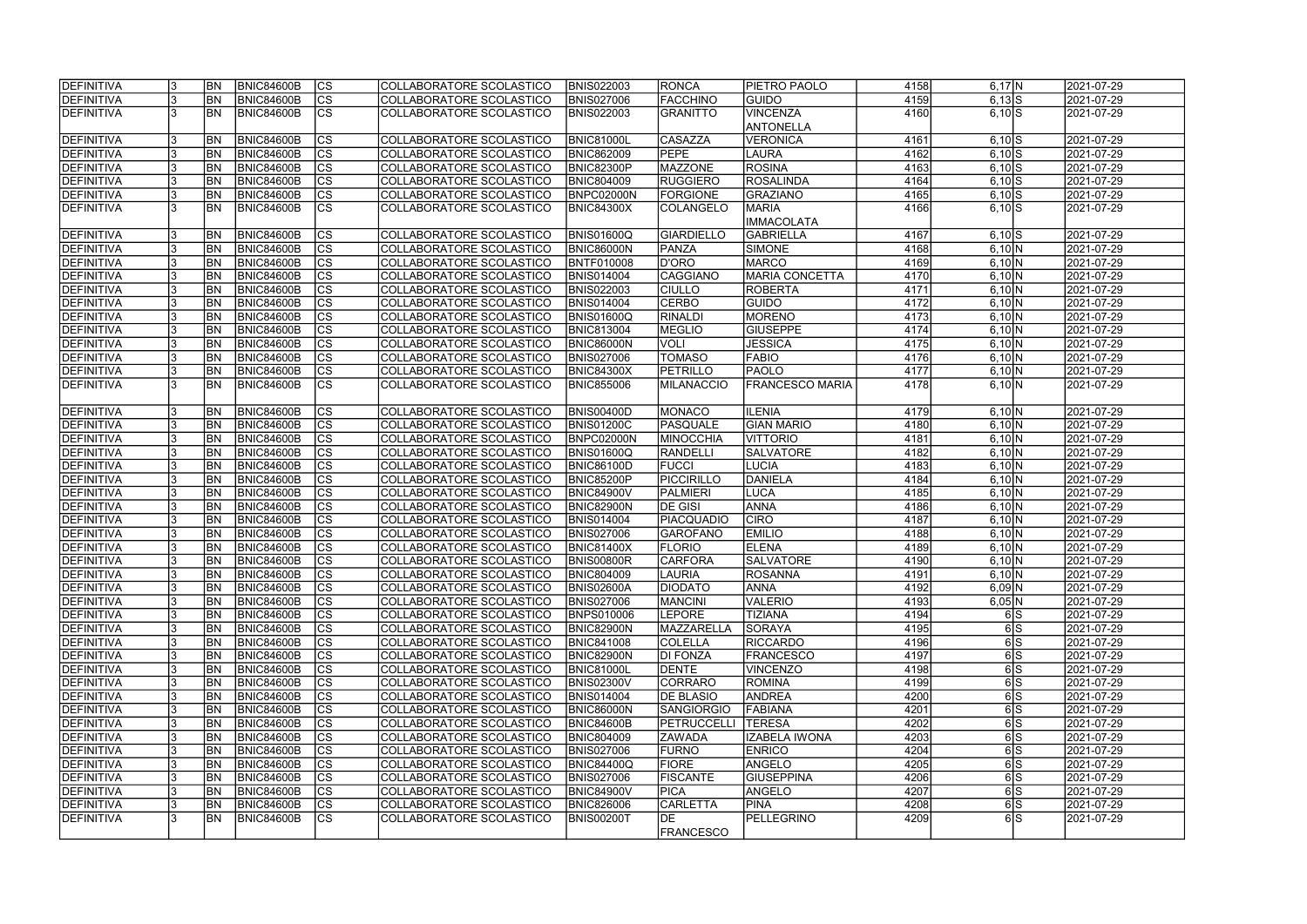| DEFINITIVA | 3 | BN | BNIC84600B | CS | COLLABORATORE SCOLASTICO | BNIS022003 | RONCA | PIETRO PAOLO | 4158 | 6,17 | N | 2021-07-29 |
|---|---|---|---|---|---|---|---|---|---|---|---|---|
| DEFINITIVA | 3 | BN | BNIC84600B | CS | COLLABORATORE SCOLASTICO | BNIS027006 | FACCHINO | GUIDO | 4159 | 6,13 | S | 2021-07-29 |
| DEFINITIVA | 3 | BN | BNIC84600B | CS | COLLABORATORE SCOLASTICO | BNIS022003 | GRANITTO | VINCENZA ANTONELLA | 4160 | 6,10 | S | 2021-07-29 |
| DEFINITIVA | 3 | BN | BNIC84600B | CS | COLLABORATORE SCOLASTICO | BNIC81000L | CASAZZA | VERONICA | 4161 | 6,10 | S | 2021-07-29 |
| DEFINITIVA | 3 | BN | BNIC84600B | CS | COLLABORATORE SCOLASTICO | BNIC862009 | PEPE | LAURA | 4162 | 6,10 | S | 2021-07-29 |
| DEFINITIVA | 3 | BN | BNIC84600B | CS | COLLABORATORE SCOLASTICO | BNIC82300P | MAZZONE | ROSINA | 4163 | 6,10 | S | 2021-07-29 |
| DEFINITIVA | 3 | BN | BNIC84600B | CS | COLLABORATORE SCOLASTICO | BNIC804009 | RUGGIERO | ROSALINDA | 4164 | 6,10 | S | 2021-07-29 |
| DEFINITIVA | 3 | BN | BNIC84600B | CS | COLLABORATORE SCOLASTICO | BNPC02000N | FORGIONE | GRAZIANO | 4165 | 6,10 | S | 2021-07-29 |
| DEFINITIVA | 3 | BN | BNIC84600B | CS | COLLABORATORE SCOLASTICO | BNIC84300X | COLANGELO | MARIA IMMACOLATA | 4166 | 6,10 | S | 2021-07-29 |
| DEFINITIVA | 3 | BN | BNIC84600B | CS | COLLABORATORE SCOLASTICO | BNIS01600Q | GIARDIELLO | GABRIELLA | 4167 | 6,10 | S | 2021-07-29 |
| DEFINITIVA | 3 | BN | BNIC84600B | CS | COLLABORATORE SCOLASTICO | BNIC86000N | PANZA | SIMONE | 4168 | 6,10 | N | 2021-07-29 |
| DEFINITIVA | 3 | BN | BNIC84600B | CS | COLLABORATORE SCOLASTICO | BNTF010008 | D'ORO | MARCO | 4169 | 6,10 | N | 2021-07-29 |
| DEFINITIVA | 3 | BN | BNIC84600B | CS | COLLABORATORE SCOLASTICO | BNIS014004 | CAGGIANO | MARIA CONCETTA | 4170 | 6,10 | N | 2021-07-29 |
| DEFINITIVA | 3 | BN | BNIC84600B | CS | COLLABORATORE SCOLASTICO | BNIS022003 | CIULLO | ROBERTA | 4171 | 6,10 | N | 2021-07-29 |
| DEFINITIVA | 3 | BN | BNIC84600B | CS | COLLABORATORE SCOLASTICO | BNIS014004 | CERBO | GUIDO | 4172 | 6,10 | N | 2021-07-29 |
| DEFINITIVA | 3 | BN | BNIC84600B | CS | COLLABORATORE SCOLASTICO | BNIS01600Q | RINALDI | MORENO | 4173 | 6,10 | N | 2021-07-29 |
| DEFINITIVA | 3 | BN | BNIC84600B | CS | COLLABORATORE SCOLASTICO | BNIC813004 | MEGLIO | GIUSEPPE | 4174 | 6,10 | N | 2021-07-29 |
| DEFINITIVA | 3 | BN | BNIC84600B | CS | COLLABORATORE SCOLASTICO | BNIC86000N | VOLI | JESSICA | 4175 | 6,10 | N | 2021-07-29 |
| DEFINITIVA | 3 | BN | BNIC84600B | CS | COLLABORATORE SCOLASTICO | BNIS027006 | TOMASO | FABIO | 4176 | 6,10 | N | 2021-07-29 |
| DEFINITIVA | 3 | BN | BNIC84600B | CS | COLLABORATORE SCOLASTICO | BNIC84300X | PETRILLO | PAOLO | 4177 | 6,10 | N | 2021-07-29 |
| DEFINITIVA | 3 | BN | BNIC84600B | CS | COLLABORATORE SCOLASTICO | BNIC855006 | MILANACCIO | FRANCESCO MARIA | 4178 | 6,10 | N | 2021-07-29 |
| DEFINITIVA | 3 | BN | BNIC84600B | CS | COLLABORATORE SCOLASTICO | BNIS00400D | MONACO | ILENIA | 4179 | 6,10 | N | 2021-07-29 |
| DEFINITIVA | 3 | BN | BNIC84600B | CS | COLLABORATORE SCOLASTICO | BNIS01200C | PASQUALE | GIAN MARIO | 4180 | 6,10 | N | 2021-07-29 |
| DEFINITIVA | 3 | BN | BNIC84600B | CS | COLLABORATORE SCOLASTICO | BNPC02000N | MINOCCHIA | VITTORIO | 4181 | 6,10 | N | 2021-07-29 |
| DEFINITIVA | 3 | BN | BNIC84600B | CS | COLLABORATORE SCOLASTICO | BNIS01600Q | RANDELLI | SALVATORE | 4182 | 6,10 | N | 2021-07-29 |
| DEFINITIVA | 3 | BN | BNIC84600B | CS | COLLABORATORE SCOLASTICO | BNIC86100D | FUCCI | LUCIA | 4183 | 6,10 | N | 2021-07-29 |
| DEFINITIVA | 3 | BN | BNIC84600B | CS | COLLABORATORE SCOLASTICO | BNIC85200P | PICCIRILLO | DANIELA | 4184 | 6,10 | N | 2021-07-29 |
| DEFINITIVA | 3 | BN | BNIC84600B | CS | COLLABORATORE SCOLASTICO | BNIC84900V | PALMIERI | LUCA | 4185 | 6,10 | N | 2021-07-29 |
| DEFINITIVA | 3 | BN | BNIC84600B | CS | COLLABORATORE SCOLASTICO | BNIC82900N | DE GISI | ANNA | 4186 | 6,10 | N | 2021-07-29 |
| DEFINITIVA | 3 | BN | BNIC84600B | CS | COLLABORATORE SCOLASTICO | BNIS014004 | PIACQUADIO | CIRO | 4187 | 6,10 | N | 2021-07-29 |
| DEFINITIVA | 3 | BN | BNIC84600B | CS | COLLABORATORE SCOLASTICO | BNIS027006 | GAROFANO | EMILIO | 4188 | 6,10 | N | 2021-07-29 |
| DEFINITIVA | 3 | BN | BNIC84600B | CS | COLLABORATORE SCOLASTICO | BNIC81400X | FLORIO | ELENA | 4189 | 6,10 | N | 2021-07-29 |
| DEFINITIVA | 3 | BN | BNIC84600B | CS | COLLABORATORE SCOLASTICO | BNIS00800R | CARFORA | SALVATORE | 4190 | 6,10 | N | 2021-07-29 |
| DEFINITIVA | 3 | BN | BNIC84600B | CS | COLLABORATORE SCOLASTICO | BNIC804009 | LAURIA | ROSANNA | 4191 | 6,10 | N | 2021-07-29 |
| DEFINITIVA | 3 | BN | BNIC84600B | CS | COLLABORATORE SCOLASTICO | BNIS02600A | DIODATO | ANNA | 4192 | 6,09 | N | 2021-07-29 |
| DEFINITIVA | 3 | BN | BNIC84600B | CS | COLLABORATORE SCOLASTICO | BNIS027006 | MANCINI | VALERIO | 4193 | 6,05 | N | 2021-07-29 |
| DEFINITIVA | 3 | BN | BNIC84600B | CS | COLLABORATORE SCOLASTICO | BNPS010006 | LEPORE | TIZIANA | 4194 | 6 | S | 2021-07-29 |
| DEFINITIVA | 3 | BN | BNIC84600B | CS | COLLABORATORE SCOLASTICO | BNIC82900N | MAZZARELLA | SORAYA | 4195 | 6 | S | 2021-07-29 |
| DEFINITIVA | 3 | BN | BNIC84600B | CS | COLLABORATORE SCOLASTICO | BNIC841008 | COLELLA | RICCARDO | 4196 | 6 | S | 2021-07-29 |
| DEFINITIVA | 3 | BN | BNIC84600B | CS | COLLABORATORE SCOLASTICO | BNIC82900N | DI FONZA | FRANCESCO | 4197 | 6 | S | 2021-07-29 |
| DEFINITIVA | 3 | BN | BNIC84600B | CS | COLLABORATORE SCOLASTICO | BNIC81000L | DENTE | VINCENZO | 4198 | 6 | S | 2021-07-29 |
| DEFINITIVA | 3 | BN | BNIC84600B | CS | COLLABORATORE SCOLASTICO | BNIS02300V | CORRARO | ROMINA | 4199 | 6 | S | 2021-07-29 |
| DEFINITIVA | 3 | BN | BNIC84600B | CS | COLLABORATORE SCOLASTICO | BNIS014004 | DE BLASIO | ANDREA | 4200 | 6 | S | 2021-07-29 |
| DEFINITIVA | 3 | BN | BNIC84600B | CS | COLLABORATORE SCOLASTICO | BNIC86000N | SANGIORGIO | FABIANA | 4201 | 6 | S | 2021-07-29 |
| DEFINITIVA | 3 | BN | BNIC84600B | CS | COLLABORATORE SCOLASTICO | BNIC84600B | PETRUCCELLI | TERESA | 4202 | 6 | S | 2021-07-29 |
| DEFINITIVA | 3 | BN | BNIC84600B | CS | COLLABORATORE SCOLASTICO | BNIC804009 | ZAWADA | IZABELA IWONA | 4203 | 6 | S | 2021-07-29 |
| DEFINITIVA | 3 | BN | BNIC84600B | CS | COLLABORATORE SCOLASTICO | BNIS027006 | FURNO | ENRICO | 4204 | 6 | S | 2021-07-29 |
| DEFINITIVA | 3 | BN | BNIC84600B | CS | COLLABORATORE SCOLASTICO | BNIC84400Q | FIORE | ANGELO | 4205 | 6 | S | 2021-07-29 |
| DEFINITIVA | 3 | BN | BNIC84600B | CS | COLLABORATORE SCOLASTICO | BNIS027006 | FISCANTE | GIUSEPPINA | 4206 | 6 | S | 2021-07-29 |
| DEFINITIVA | 3 | BN | BNIC84600B | CS | COLLABORATORE SCOLASTICO | BNIC84900V | PICA | ANGELO | 4207 | 6 | S | 2021-07-29 |
| DEFINITIVA | 3 | BN | BNIC84600B | CS | COLLABORATORE SCOLASTICO | BNIC826006 | CARLETTA | PINA | 4208 | 6 | S | 2021-07-29 |
| DEFINITIVA | 3 | BN | BNIC84600B | CS | COLLABORATORE SCOLASTICO | BNIS00200T | DE FRANCESCO | PELLEGRINO | 4209 | 6 | S | 2021-07-29 |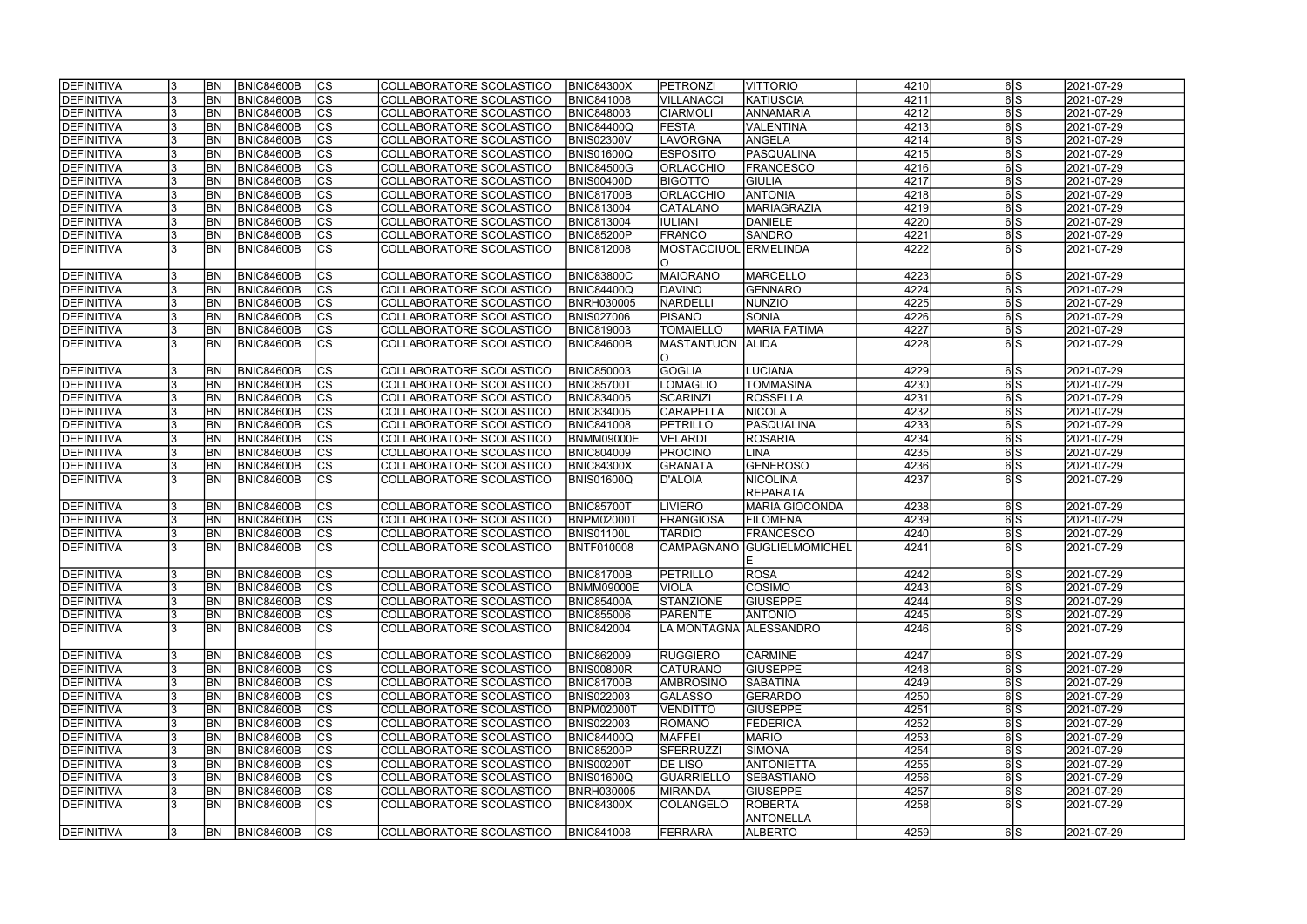| DEFINITIVA | 3 | BN | BNIC84600B | CS | COLLABORATORE SCOLASTICO | BNIC84300X | PETRONZI | VITTORIO | 4210 | 6 | S | 2021-07-29 |
|---|---|---|---|---|---|---|---|---|---|---|---|---|
| DEFINITIVA | 3 | BN | BNIC84600B | CS | COLLABORATORE SCOLASTICO | BNIC841008 | VILLANACCI | KATIUSCIA | 4211 | 6 | S | 2021-07-29 |
| DEFINITIVA | 3 | BN | BNIC84600B | CS | COLLABORATORE SCOLASTICO | BNIC848003 | CIARMOLI | ANNAMARIA | 4212 | 6 | S | 2021-07-29 |
| DEFINITIVA | 3 | BN | BNIC84600B | CS | COLLABORATORE SCOLASTICO | BNIC84400Q | FESTA | VALENTINA | 4213 | 6 | S | 2021-07-29 |
| DEFINITIVA | 3 | BN | BNIC84600B | CS | COLLABORATORE SCOLASTICO | BNIS02300V | LAVORGNA | ANGELA | 4214 | 6 | S | 2021-07-29 |
| DEFINITIVA | 3 | BN | BNIC84600B | CS | COLLABORATORE SCOLASTICO | BNIS01600Q | ESPOSITO | PASQUALINA | 4215 | 6 | S | 2021-07-29 |
| DEFINITIVA | 3 | BN | BNIC84600B | CS | COLLABORATORE SCOLASTICO | BNIC84500G | ORLACCHIO | FRANCESCO | 4216 | 6 | S | 2021-07-29 |
| DEFINITIVA | 3 | BN | BNIC84600B | CS | COLLABORATORE SCOLASTICO | BNIS00400D | BIGOTTO | GIULIA | 4217 | 6 | S | 2021-07-29 |
| DEFINITIVA | 3 | BN | BNIC84600B | CS | COLLABORATORE SCOLASTICO | BNIC81700B | ORLACCHIO | ANTONIA | 4218 | 6 | S | 2021-07-29 |
| DEFINITIVA | 3 | BN | BNIC84600B | CS | COLLABORATORE SCOLASTICO | BNIC813004 | CATALANO | MARIAGRAZIA | 4219 | 6 | S | 2021-07-29 |
| DEFINITIVA | 3 | BN | BNIC84600B | CS | COLLABORATORE SCOLASTICO | BNIC813004 | IULIANI | DANIELE | 4220 | 6 | S | 2021-07-29 |
| DEFINITIVA | 3 | BN | BNIC84600B | CS | COLLABORATORE SCOLASTICO | BNIC85200P | FRANCO | SANDRO | 4221 | 6 | S | 2021-07-29 |
| DEFINITIVA | 3 | BN | BNIC84600B | CS | COLLABORATORE SCOLASTICO | BNIC812008 | MOSTACCIUOLO | ERMELINDA | 4222 | 6 | S | 2021-07-29 |
| DEFINITIVA | 3 | BN | BNIC84600B | CS | COLLABORATORE SCOLASTICO | BNIC83800C | MAIORANO | MARCELLO | 4223 | 6 | S | 2021-07-29 |
| DEFINITIVA | 3 | BN | BNIC84600B | CS | COLLABORATORE SCOLASTICO | BNIC84400Q | DAVINO | GENNARO | 4224 | 6 | S | 2021-07-29 |
| DEFINITIVA | 3 | BN | BNIC84600B | CS | COLLABORATORE SCOLASTICO | BNRH030005 | NARDELLI | NUNZIO | 4225 | 6 | S | 2021-07-29 |
| DEFINITIVA | 3 | BN | BNIC84600B | CS | COLLABORATORE SCOLASTICO | BNIS027006 | PISANO | SONIA | 4226 | 6 | S | 2021-07-29 |
| DEFINITIVA | 3 | BN | BNIC84600B | CS | COLLABORATORE SCOLASTICO | BNIC819003 | TOMAIELLO | MARIA FATIMA | 4227 | 6 | S | 2021-07-29 |
| DEFINITIVA | 3 | BN | BNIC84600B | CS | COLLABORATORE SCOLASTICO | BNIC84600B | MASTANTUONO | ALIDA | 4228 | 6 | S | 2021-07-29 |
| DEFINITIVA | 3 | BN | BNIC84600B | CS | COLLABORATORE SCOLASTICO | BNIC850003 | GOGLIA | LUCIANA | 4229 | 6 | S | 2021-07-29 |
| DEFINITIVA | 3 | BN | BNIC84600B | CS | COLLABORATORE SCOLASTICO | BNIC85700T | LOMAGLIO | TOMMASINA | 4230 | 6 | S | 2021-07-29 |
| DEFINITIVA | 3 | BN | BNIC84600B | CS | COLLABORATORE SCOLASTICO | BNIC834005 | SCARINZI | ROSSELLA | 4231 | 6 | S | 2021-07-29 |
| DEFINITIVA | 3 | BN | BNIC84600B | CS | COLLABORATORE SCOLASTICO | BNIC834005 | CARAPELLA | NICOLA | 4232 | 6 | S | 2021-07-29 |
| DEFINITIVA | 3 | BN | BNIC84600B | CS | COLLABORATORE SCOLASTICO | BNIC841008 | PETRILLO | PASQUALINA | 4233 | 6 | S | 2021-07-29 |
| DEFINITIVA | 3 | BN | BNIC84600B | CS | COLLABORATORE SCOLASTICO | BNMM09000E | VELARDI | ROSARIA | 4234 | 6 | S | 2021-07-29 |
| DEFINITIVA | 3 | BN | BNIC84600B | CS | COLLABORATORE SCOLASTICO | BNIC804009 | PROCINO | LINA | 4235 | 6 | S | 2021-07-29 |
| DEFINITIVA | 3 | BN | BNIC84600B | CS | COLLABORATORE SCOLASTICO | BNIC84300X | GRANATA | GENEROSO | 4236 | 6 | S | 2021-07-29 |
| DEFINITIVA | 3 | BN | BNIC84600B | CS | COLLABORATORE SCOLASTICO | BNIS01600Q | D'ALOIA | NICOLINA REPARATA | 4237 | 6 | S | 2021-07-29 |
| DEFINITIVA | 3 | BN | BNIC84600B | CS | COLLABORATORE SCOLASTICO | BNIC85700T | LIVIERO | MARIA GIOCONDA | 4238 | 6 | S | 2021-07-29 |
| DEFINITIVA | 3 | BN | BNIC84600B | CS | COLLABORATORE SCOLASTICO | BNPM02000T | FRANGIOSA | FILOMENA | 4239 | 6 | S | 2021-07-29 |
| DEFINITIVA | 3 | BN | BNIC84600B | CS | COLLABORATORE SCOLASTICO | BNIS01100L | TARDIO | FRANCESCO | 4240 | 6 | S | 2021-07-29 |
| DEFINITIVA | 3 | BN | BNIC84600B | CS | COLLABORATORE SCOLASTICO | BNTF010008 | CAMPAGNANO | GUGLIELMOMICHELE | 4241 | 6 | S | 2021-07-29 |
| DEFINITIVA | 3 | BN | BNIC84600B | CS | COLLABORATORE SCOLASTICO | BNIC81700B | PETRILLO | ROSA | 4242 | 6 | S | 2021-07-29 |
| DEFINITIVA | 3 | BN | BNIC84600B | CS | COLLABORATORE SCOLASTICO | BNMM09000E | VIOLA | COSIMO | 4243 | 6 | S | 2021-07-29 |
| DEFINITIVA | 3 | BN | BNIC84600B | CS | COLLABORATORE SCOLASTICO | BNIC85400A | STANZIONE | GIUSEPPE | 4244 | 6 | S | 2021-07-29 |
| DEFINITIVA | 3 | BN | BNIC84600B | CS | COLLABORATORE SCOLASTICO | BNIC855006 | PARENTE | ANTONIO | 4245 | 6 | S | 2021-07-29 |
| DEFINITIVA | 3 | BN | BNIC84600B | CS | COLLABORATORE SCOLASTICO | BNIC842004 | LA MONTAGNA | ALESSANDRO | 4246 | 6 | S | 2021-07-29 |
| DEFINITIVA | 3 | BN | BNIC84600B | CS | COLLABORATORE SCOLASTICO | BNIC862009 | RUGGIERO | CARMINE | 4247 | 6 | S | 2021-07-29 |
| DEFINITIVA | 3 | BN | BNIC84600B | CS | COLLABORATORE SCOLASTICO | BNIS00800R | CATURANO | GIUSEPPE | 4248 | 6 | S | 2021-07-29 |
| DEFINITIVA | 3 | BN | BNIC84600B | CS | COLLABORATORE SCOLASTICO | BNIC81700B | AMBROSINO | SABATINA | 4249 | 6 | S | 2021-07-29 |
| DEFINITIVA | 3 | BN | BNIC84600B | CS | COLLABORATORE SCOLASTICO | BNIS022003 | GALASSO | GERARDO | 4250 | 6 | S | 2021-07-29 |
| DEFINITIVA | 3 | BN | BNIC84600B | CS | COLLABORATORE SCOLASTICO | BNPM02000T | VENDITTO | GIUSEPPE | 4251 | 6 | S | 2021-07-29 |
| DEFINITIVA | 3 | BN | BNIC84600B | CS | COLLABORATORE SCOLASTICO | BNIS022003 | ROMANO | FEDERICA | 4252 | 6 | S | 2021-07-29 |
| DEFINITIVA | 3 | BN | BNIC84600B | CS | COLLABORATORE SCOLASTICO | BNIC84400Q | MAFFEI | MARIO | 4253 | 6 | S | 2021-07-29 |
| DEFINITIVA | 3 | BN | BNIC84600B | CS | COLLABORATORE SCOLASTICO | BNIC85200P | SFERRUZZI | SIMONA | 4254 | 6 | S | 2021-07-29 |
| DEFINITIVA | 3 | BN | BNIC84600B | CS | COLLABORATORE SCOLASTICO | BNIS00200T | DE LISO | ANTONIETTA | 4255 | 6 | S | 2021-07-29 |
| DEFINITIVA | 3 | BN | BNIC84600B | CS | COLLABORATORE SCOLASTICO | BNIS01600Q | GUARRIELLO | SEBASTIANO | 4256 | 6 | S | 2021-07-29 |
| DEFINITIVA | 3 | BN | BNIC84600B | CS | COLLABORATORE SCOLASTICO | BNRH030005 | MIRANDA | GIUSEPPE | 4257 | 6 | S | 2021-07-29 |
| DEFINITIVA | 3 | BN | BNIC84600B | CS | COLLABORATORE SCOLASTICO | BNIC84300X | COLANGELO | ROBERTA ANTONELLA | 4258 | 6 | S | 2021-07-29 |
| DEFINITIVA | 3 | BN | BNIC84600B | CS | COLLABORATORE SCOLASTICO | BNIC841008 | FERRARA | ALBERTO | 4259 | 6 | S | 2021-07-29 |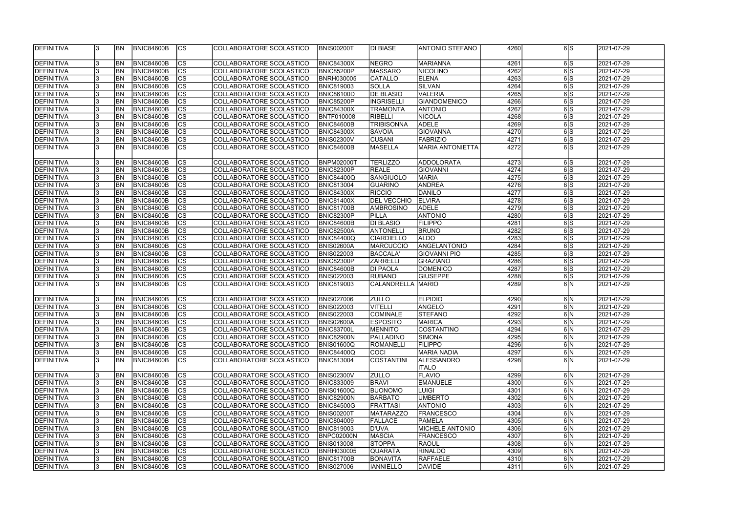| DEFINITIVA | 3 | BN | BNIC84600B | CS | COLLABORATORE SCOLASTICO | BNIS00200T | DI BIASE | ANTONIO STEFANO | 4260 | 6 | S | 2021-07-29 |
|---|---|---|---|---|---|---|---|---|---|---|---|---|
| DEFINITIVA | 3 | BN | BNIC84600B | CS | COLLABORATORE SCOLASTICO | BNIC84300X | NEGRO | MARIANNA | 4261 | 6 | S | 2021-07-29 |
| DEFINITIVA | 3 | BN | BNIC84600B | CS | COLLABORATORE SCOLASTICO | BNIC85200P | MASSARO | NICOLINO | 4262 | 6 | S | 2021-07-29 |
| DEFINITIVA | 3 | BN | BNIC84600B | CS | COLLABORATORE SCOLASTICO | BNRH030005 | CATALLO | ELENA | 4263 | 6 | S | 2021-07-29 |
| DEFINITIVA | 3 | BN | BNIC84600B | CS | COLLABORATORE SCOLASTICO | BNIC819003 | SOLLA | SILVAN | 4264 | 6 | S | 2021-07-29 |
| DEFINITIVA | 3 | BN | BNIC84600B | CS | COLLABORATORE SCOLASTICO | BNIC86100D | DE BLASIO | VALERIA | 4265 | 6 | S | 2021-07-29 |
| DEFINITIVA | 3 | BN | BNIC84600B | CS | COLLABORATORE SCOLASTICO | BNIC85200P | INGRISELLI | GIANDOMENICO | 4266 | 6 | S | 2021-07-29 |
| DEFINITIVA | 3 | BN | BNIC84600B | CS | COLLABORATORE SCOLASTICO | BNIC84300X | TRAMONTA | ANTONIO | 4267 | 6 | S | 2021-07-29 |
| DEFINITIVA | 3 | BN | BNIC84600B | CS | COLLABORATORE SCOLASTICO | BNTF010008 | RIBELLI | NICOLA | 4268 | 6 | S | 2021-07-29 |
| DEFINITIVA | 3 | BN | BNIC84600B | CS | COLLABORATORE SCOLASTICO | BNIC84600B | TRIBISONNA | ADELE | 4269 | 6 | S | 2021-07-29 |
| DEFINITIVA | 3 | BN | BNIC84600B | CS | COLLABORATORE SCOLASTICO | BNIC84300X | SAVOIA | GIOVANNA | 4270 | 6 | S | 2021-07-29 |
| DEFINITIVA | 3 | BN | BNIC84600B | CS | COLLABORATORE SCOLASTICO | BNIS02300V | CUSANI | FABRIZIO | 4271 | 6 | S | 2021-07-29 |
| DEFINITIVA | 3 | BN | BNIC84600B | CS | COLLABORATORE SCOLASTICO | BNIC84600B | MASELLA | MARIA ANTONIETTA | 4272 | 6 | S | 2021-07-29 |
| DEFINITIVA | 3 | BN | BNIC84600B | CS | COLLABORATORE SCOLASTICO | BNPM02000T | TERLIZZO | ADDOLORATA | 4273 | 6 | S | 2021-07-29 |
| DEFINITIVA | 3 | BN | BNIC84600B | CS | COLLABORATORE SCOLASTICO | BNIC82300P | REALE | GIOVANNI | 4274 | 6 | S | 2021-07-29 |
| DEFINITIVA | 3 | BN | BNIC84600B | CS | COLLABORATORE SCOLASTICO | BNIC84400Q | SANGIUOLO | MARIA | 4275 | 6 | S | 2021-07-29 |
| DEFINITIVA | 3 | BN | BNIC84600B | CS | COLLABORATORE SCOLASTICO | BNIC813004 | GUARINO | ANDREA | 4276 | 6 | S | 2021-07-29 |
| DEFINITIVA | 3 | BN | BNIC84600B | CS | COLLABORATORE SCOLASTICO | BNIC84300X | RICCIO | DANILO | 4277 | 6 | S | 2021-07-29 |
| DEFINITIVA | 3 | BN | BNIC84600B | CS | COLLABORATORE SCOLASTICO | BNIC81400X | DEL VECCHIO | ELVIRA | 4278 | 6 | S | 2021-07-29 |
| DEFINITIVA | 3 | BN | BNIC84600B | CS | COLLABORATORE SCOLASTICO | BNIC81700B | AMBROSINO | ADELE | 4279 | 6 | S | 2021-07-29 |
| DEFINITIVA | 3 | BN | BNIC84600B | CS | COLLABORATORE SCOLASTICO | BNIC82300P | PILLA | ANTONIO | 4280 | 6 | S | 2021-07-29 |
| DEFINITIVA | 3 | BN | BNIC84600B | CS | COLLABORATORE SCOLASTICO | BNIC84600B | DI BLASIO | FILIPPO | 4281 | 6 | S | 2021-07-29 |
| DEFINITIVA | 3 | BN | BNIC84600B | CS | COLLABORATORE SCOLASTICO | BNIC82500A | ANTONELLI | BRUNO | 4282 | 6 | S | 2021-07-29 |
| DEFINITIVA | 3 | BN | BNIC84600B | CS | COLLABORATORE SCOLASTICO | BNIC84400Q | CIARDIELLO | ALDO | 4283 | 6 | S | 2021-07-29 |
| DEFINITIVA | 3 | BN | BNIC84600B | CS | COLLABORATORE SCOLASTICO | BNIS02600A | MARCUCCIO | ANGELANTONIO | 4284 | 6 | S | 2021-07-29 |
| DEFINITIVA | 3 | BN | BNIC84600B | CS | COLLABORATORE SCOLASTICO | BNIS022003 | BACCALA' | GIOVANNI PIO | 4285 | 6 | S | 2021-07-29 |
| DEFINITIVA | 3 | BN | BNIC84600B | CS | COLLABORATORE SCOLASTICO | BNIC82300P | ZARRELLI | GRAZIANO | 4286 | 6 | S | 2021-07-29 |
| DEFINITIVA | 3 | BN | BNIC84600B | CS | COLLABORATORE SCOLASTICO | BNIC84600B | DI PAOLA | DOMENICO | 4287 | 6 | S | 2021-07-29 |
| DEFINITIVA | 3 | BN | BNIC84600B | CS | COLLABORATORE SCOLASTICO | BNIS022003 | RUBANO | GIUSEPPE | 4288 | 6 | S | 2021-07-29 |
| DEFINITIVA | 3 | BN | BNIC84600B | CS | COLLABORATORE SCOLASTICO | BNIC819003 | CALANDRELLA | MARIO | 4289 | 6 | N | 2021-07-29 |
| DEFINITIVA | 3 | BN | BNIC84600B | CS | COLLABORATORE SCOLASTICO | BNIS027006 | ZULLO | ELPIDIO | 4290 | 6 | N | 2021-07-29 |
| DEFINITIVA | 3 | BN | BNIC84600B | CS | COLLABORATORE SCOLASTICO | BNIS022003 | VITELLI | ANGELO | 4291 | 6 | N | 2021-07-29 |
| DEFINITIVA | 3 | BN | BNIC84600B | CS | COLLABORATORE SCOLASTICO | BNIS022003 | COMINALE | STEFANO | 4292 | 6 | N | 2021-07-29 |
| DEFINITIVA | 3 | BN | BNIC84600B | CS | COLLABORATORE SCOLASTICO | BNIS02600A | ESPOSITO | MARICA | 4293 | 6 | N | 2021-07-29 |
| DEFINITIVA | 3 | BN | BNIC84600B | CS | COLLABORATORE SCOLASTICO | BNIC83700L | MENNITO | COSTANTINO | 4294 | 6 | N | 2021-07-29 |
| DEFINITIVA | 3 | BN | BNIC84600B | CS | COLLABORATORE SCOLASTICO | BNIC82900N | PALLADINO | SIMONA | 4295 | 6 | N | 2021-07-29 |
| DEFINITIVA | 3 | BN | BNIC84600B | CS | COLLABORATORE SCOLASTICO | BNIS01600Q | ROMANELLI | FILIPPO | 4296 | 6 | N | 2021-07-29 |
| DEFINITIVA | 3 | BN | BNIC84600B | CS | COLLABORATORE SCOLASTICO | BNIC84400Q | COCI | MARIA NADIA | 4297 | 6 | N | 2021-07-29 |
| DEFINITIVA | 3 | BN | BNIC84600B | CS | COLLABORATORE SCOLASTICO | BNIC813004 | COSTANTINI | ALESSANDRO ITALO | 4298 | 6 | N | 2021-07-29 |
| DEFINITIVA | 3 | BN | BNIC84600B | CS | COLLABORATORE SCOLASTICO | BNIS02300V | ZULLO | FLAVIO | 4299 | 6 | N | 2021-07-29 |
| DEFINITIVA | 3 | BN | BNIC84600B | CS | COLLABORATORE SCOLASTICO | BNIC833009 | BRAVI | EMANUELE | 4300 | 6 | N | 2021-07-29 |
| DEFINITIVA | 3 | BN | BNIC84600B | CS | COLLABORATORE SCOLASTICO | BNIS01600Q | BUONOMO | LUIGI | 4301 | 6 | N | 2021-07-29 |
| DEFINITIVA | 3 | BN | BNIC84600B | CS | COLLABORATORE SCOLASTICO | BNIC82900N | BARBATO | UMBERTO | 4302 | 6 | N | 2021-07-29 |
| DEFINITIVA | 3 | BN | BNIC84600B | CS | COLLABORATORE SCOLASTICO | BNIC84500G | FRATTASI | ANTONIO | 4303 | 6 | N | 2021-07-29 |
| DEFINITIVA | 3 | BN | BNIC84600B | CS | COLLABORATORE SCOLASTICO | BNIS00200T | MATARAZZO | FRANCESCO | 4304 | 6 | N | 2021-07-29 |
| DEFINITIVA | 3 | BN | BNIC84600B | CS | COLLABORATORE SCOLASTICO | BNIC804009 | FALLACE | PAMELA | 4305 | 6 | N | 2021-07-29 |
| DEFINITIVA | 3 | BN | BNIC84600B | CS | COLLABORATORE SCOLASTICO | BNIC819003 | D'UVA | MICHELE ANTONIO | 4306 | 6 | N | 2021-07-29 |
| DEFINITIVA | 3 | BN | BNIC84600B | CS | COLLABORATORE SCOLASTICO | BNPC02000N | MASCIA | FRANCESCO | 4307 | 6 | N | 2021-07-29 |
| DEFINITIVA | 3 | BN | BNIC84600B | CS | COLLABORATORE SCOLASTICO | BNIS013008 | STOPPA | RAOUL | 4308 | 6 | N | 2021-07-29 |
| DEFINITIVA | 3 | BN | BNIC84600B | CS | COLLABORATORE SCOLASTICO | BNRH030005 | QUARATA | RINALDO | 4309 | 6 | N | 2021-07-29 |
| DEFINITIVA | 3 | BN | BNIC84600B | CS | COLLABORATORE SCOLASTICO | BNIC81700B | BONAVITA | RAFFAELE | 4310 | 6 | N | 2021-07-29 |
| DEFINITIVA | 3 | BN | BNIC84600B | CS | COLLABORATORE SCOLASTICO | BNIS027006 | IANNIELLO | DAVIDE | 4311 | 6 | N | 2021-07-29 |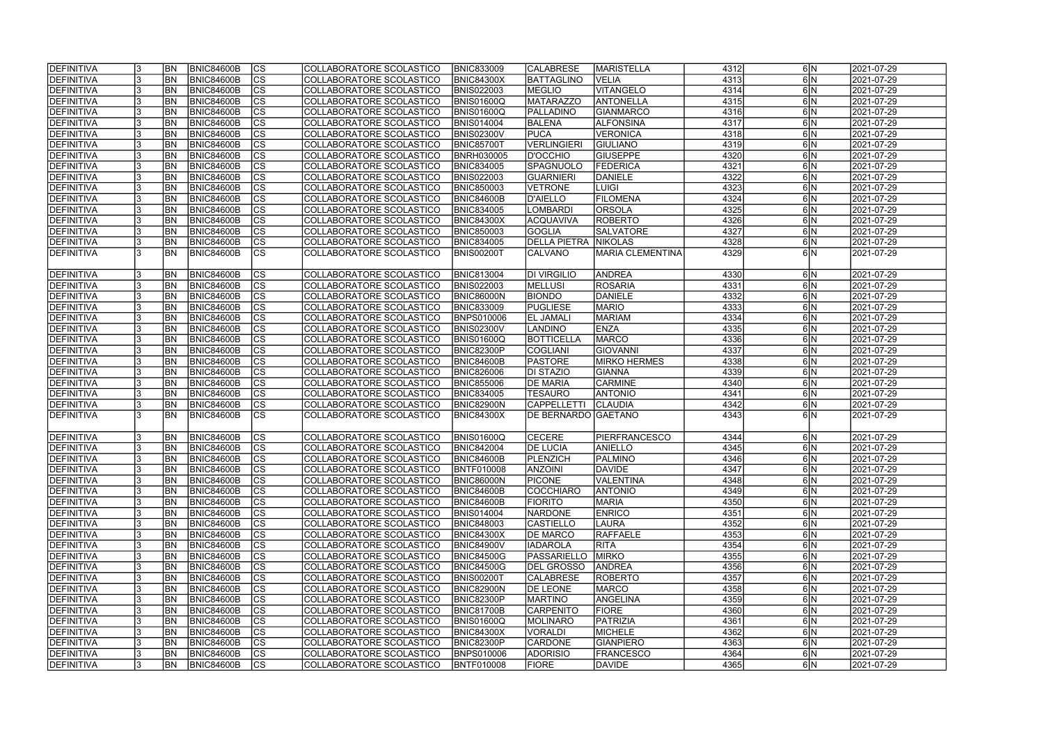| DEFINITIVA | 3 | BN | BNIC84600B | CS | COLLABORATORE SCOLASTICO | BNIC833009 | CALABRESE | MARISTELLA | 4312 | 6 | N | 2021-07-29 |
|---|---|---|---|---|---|---|---|---|---|---|---|---|
| DEFINITIVA | 3 | BN | BNIC84600B | CS | COLLABORATORE SCOLASTICO | BNIC84300X | BATTAGLINO | VELIA | 4313 | 6 | N | 2021-07-29 |
| DEFINITIVA | 3 | BN | BNIC84600B | CS | COLLABORATORE SCOLASTICO | BNIS022003 | MEGLIO | VITANGELO | 4314 | 6 | N | 2021-07-29 |
| DEFINITIVA | 3 | BN | BNIC84600B | CS | COLLABORATORE SCOLASTICO | BNIS01600Q | MATARAZZO | ANTONELLA | 4315 | 6 | N | 2021-07-29 |
| DEFINITIVA | 3 | BN | BNIC84600B | CS | COLLABORATORE SCOLASTICO | BNIS01600Q | PALLADINO | GIANMARCO | 4316 | 6 | N | 2021-07-29 |
| DEFINITIVA | 3 | BN | BNIC84600B | CS | COLLABORATORE SCOLASTICO | BNIS014004 | BALENA | ALFONSINA | 4317 | 6 | N | 2021-07-29 |
| DEFINITIVA | 3 | BN | BNIC84600B | CS | COLLABORATORE SCOLASTICO | BNIS02300V | PUCA | VERONICA | 4318 | 6 | N | 2021-07-29 |
| DEFINITIVA | 3 | BN | BNIC84600B | CS | COLLABORATORE SCOLASTICO | BNIC85700T | VERLINGIERI | GIULIANO | 4319 | 6 | N | 2021-07-29 |
| DEFINITIVA | 3 | BN | BNIC84600B | CS | COLLABORATORE SCOLASTICO | BNRH030005 | D'OCCHIO | GIUSEPPE | 4320 | 6 | N | 2021-07-29 |
| DEFINITIVA | 3 | BN | BNIC84600B | CS | COLLABORATORE SCOLASTICO | BNIC834005 | SPAGNUOLO | FEDERICA | 4321 | 6 | N | 2021-07-29 |
| DEFINITIVA | 3 | BN | BNIC84600B | CS | COLLABORATORE SCOLASTICO | BNIS022003 | GUARNIERI | DANIELE | 4322 | 6 | N | 2021-07-29 |
| DEFINITIVA | 3 | BN | BNIC84600B | CS | COLLABORATORE SCOLASTICO | BNIC850003 | VETRONE | LUIGI | 4323 | 6 | N | 2021-07-29 |
| DEFINITIVA | 3 | BN | BNIC84600B | CS | COLLABORATORE SCOLASTICO | BNIC84600B | D'AIELLO | FILOMENA | 4324 | 6 | N | 2021-07-29 |
| DEFINITIVA | 3 | BN | BNIC84600B | CS | COLLABORATORE SCOLASTICO | BNIC834005 | LOMBARDI | ORSOLA | 4325 | 6 | N | 2021-07-29 |
| DEFINITIVA | 3 | BN | BNIC84600B | CS | COLLABORATORE SCOLASTICO | BNIC84300X | ACQUAVIVA | ROBERTO | 4326 | 6 | N | 2021-07-29 |
| DEFINITIVA | 3 | BN | BNIC84600B | CS | COLLABORATORE SCOLASTICO | BNIC850003 | GOGLIA | SALVATORE | 4327 | 6 | N | 2021-07-29 |
| DEFINITIVA | 3 | BN | BNIC84600B | CS | COLLABORATORE SCOLASTICO | BNIC834005 | DELLA PIETRA | NIKOLAS | 4328 | 6 | N | 2021-07-29 |
| DEFINITIVA | 3 | BN | BNIC84600B | CS | COLLABORATORE SCOLASTICO | BNIS00200T | CALVANO | MARIA CLEMENTINA | 4329 | 6 | N | 2021-07-29 |
| DEFINITIVA | 3 | BN | BNIC84600B | CS | COLLABORATORE SCOLASTICO | BNIC813004 | DI VIRGILIO | ANDREA | 4330 | 6 | N | 2021-07-29 |
| DEFINITIVA | 3 | BN | BNIC84600B | CS | COLLABORATORE SCOLASTICO | BNIS022003 | MELLUSI | ROSARIA | 4331 | 6 | N | 2021-07-29 |
| DEFINITIVA | 3 | BN | BNIC84600B | CS | COLLABORATORE SCOLASTICO | BNIC86000N | BIONDO | DANIELE | 4332 | 6 | N | 2021-07-29 |
| DEFINITIVA | 3 | BN | BNIC84600B | CS | COLLABORATORE SCOLASTICO | BNIC833009 | PUGLIESE | MARIO | 4333 | 6 | N | 2021-07-29 |
| DEFINITIVA | 3 | BN | BNIC84600B | CS | COLLABORATORE SCOLASTICO | BNPS010006 | EL JAMALI | MARIAM | 4334 | 6 | N | 2021-07-29 |
| DEFINITIVA | 3 | BN | BNIC84600B | CS | COLLABORATORE SCOLASTICO | BNIS02300V | LANDINO | ENZA | 4335 | 6 | N | 2021-07-29 |
| DEFINITIVA | 3 | BN | BNIC84600B | CS | COLLABORATORE SCOLASTICO | BNIS01600Q | BOTTICELLA | MARCO | 4336 | 6 | N | 2021-07-29 |
| DEFINITIVA | 3 | BN | BNIC84600B | CS | COLLABORATORE SCOLASTICO | BNIC82300P | COGLIANI | GIOVANNI | 4337 | 6 | N | 2021-07-29 |
| DEFINITIVA | 3 | BN | BNIC84600B | CS | COLLABORATORE SCOLASTICO | BNIC84600B | PASTORE | MIRKO HERMES | 4338 | 6 | N | 2021-07-29 |
| DEFINITIVA | 3 | BN | BNIC84600B | CS | COLLABORATORE SCOLASTICO | BNIC826006 | DI STAZIO | GIANNA | 4339 | 6 | N | 2021-07-29 |
| DEFINITIVA | 3 | BN | BNIC84600B | CS | COLLABORATORE SCOLASTICO | BNIC855006 | DE MARIA | CARMINE | 4340 | 6 | N | 2021-07-29 |
| DEFINITIVA | 3 | BN | BNIC84600B | CS | COLLABORATORE SCOLASTICO | BNIC834005 | TESAURO | ANTONIO | 4341 | 6 | N | 2021-07-29 |
| DEFINITIVA | 3 | BN | BNIC84600B | CS | COLLABORATORE SCOLASTICO | BNIC82900N | CAPPELLETTI | CLAUDIA | 4342 | 6 | N | 2021-07-29 |
| DEFINITIVA | 3 | BN | BNIC84600B | CS | COLLABORATORE SCOLASTICO | BNIC84300X | DE BERNARDO | GAETANO | 4343 | 6 | N | 2021-07-29 |
| DEFINITIVA | 3 | BN | BNIC84600B | CS | COLLABORATORE SCOLASTICO | BNIS01600Q | CECERE | PIERFRANCESCO | 4344 | 6 | N | 2021-07-29 |
| DEFINITIVA | 3 | BN | BNIC84600B | CS | COLLABORATORE SCOLASTICO | BNIC842004 | DE LUCIA | ANIELLO | 4345 | 6 | N | 2021-07-29 |
| DEFINITIVA | 3 | BN | BNIC84600B | CS | COLLABORATORE SCOLASTICO | BNIC84600B | PLENZICH | PALMINO | 4346 | 6 | N | 2021-07-29 |
| DEFINITIVA | 3 | BN | BNIC84600B | CS | COLLABORATORE SCOLASTICO | BNTF010008 | ANZOINI | DAVIDE | 4347 | 6 | N | 2021-07-29 |
| DEFINITIVA | 3 | BN | BNIC84600B | CS | COLLABORATORE SCOLASTICO | BNIC86000N | PICONE | VALENTINA | 4348 | 6 | N | 2021-07-29 |
| DEFINITIVA | 3 | BN | BNIC84600B | CS | COLLABORATORE SCOLASTICO | BNIC84600B | COCCHIARO | ANTONIO | 4349 | 6 | N | 2021-07-29 |
| DEFINITIVA | 3 | BN | BNIC84600B | CS | COLLABORATORE SCOLASTICO | BNIC84600B | FIORITO | MARIA | 4350 | 6 | N | 2021-07-29 |
| DEFINITIVA | 3 | BN | BNIC84600B | CS | COLLABORATORE SCOLASTICO | BNIS014004 | NARDONE | ENRICO | 4351 | 6 | N | 2021-07-29 |
| DEFINITIVA | 3 | BN | BNIC84600B | CS | COLLABORATORE SCOLASTICO | BNIC848003 | CASTIELLO | LAURA | 4352 | 6 | N | 2021-07-29 |
| DEFINITIVA | 3 | BN | BNIC84600B | CS | COLLABORATORE SCOLASTICO | BNIC84300X | DE MARCO | RAFFAELE | 4353 | 6 | N | 2021-07-29 |
| DEFINITIVA | 3 | BN | BNIC84600B | CS | COLLABORATORE SCOLASTICO | BNIC84900V | IADAROLA | RITA | 4354 | 6 | N | 2021-07-29 |
| DEFINITIVA | 3 | BN | BNIC84600B | CS | COLLABORATORE SCOLASTICO | BNIC84500G | PASSARIELLO | MIRKO | 4355 | 6 | N | 2021-07-29 |
| DEFINITIVA | 3 | BN | BNIC84600B | CS | COLLABORATORE SCOLASTICO | BNIC84500G | DEL GROSSO | ANDREA | 4356 | 6 | N | 2021-07-29 |
| DEFINITIVA | 3 | BN | BNIC84600B | CS | COLLABORATORE SCOLASTICO | BNIS00200T | CALABRESE | ROBERTO | 4357 | 6 | N | 2021-07-29 |
| DEFINITIVA | 3 | BN | BNIC84600B | CS | COLLABORATORE SCOLASTICO | BNIC82900N | DE LEONE | MARCO | 4358 | 6 | N | 2021-07-29 |
| DEFINITIVA | 3 | BN | BNIC84600B | CS | COLLABORATORE SCOLASTICO | BNIC82300P | MARTINO | ANGELINA | 4359 | 6 | N | 2021-07-29 |
| DEFINITIVA | 3 | BN | BNIC84600B | CS | COLLABORATORE SCOLASTICO | BNIC81700B | CARPENITO | FIORE | 4360 | 6 | N | 2021-07-29 |
| DEFINITIVA | 3 | BN | BNIC84600B | CS | COLLABORATORE SCOLASTICO | BNIS01600Q | MOLINARO | PATRIZIA | 4361 | 6 | N | 2021-07-29 |
| DEFINITIVA | 3 | BN | BNIC84600B | CS | COLLABORATORE SCOLASTICO | BNIC84300X | VORALDI | MICHELE | 4362 | 6 | N | 2021-07-29 |
| DEFINITIVA | 3 | BN | BNIC84600B | CS | COLLABORATORE SCOLASTICO | BNIC82300P | CARDONE | GIANPIERO | 4363 | 6 | N | 2021-07-29 |
| DEFINITIVA | 3 | BN | BNIC84600B | CS | COLLABORATORE SCOLASTICO | BNPS010006 | ADORISIO | FRANCESCO | 4364 | 6 | N | 2021-07-29 |
| DEFINITIVA | 3 | BN | BNIC84600B | CS | COLLABORATORE SCOLASTICO | BNTF010008 | FIORE | DAVIDE | 4365 | 6 | N | 2021-07-29 |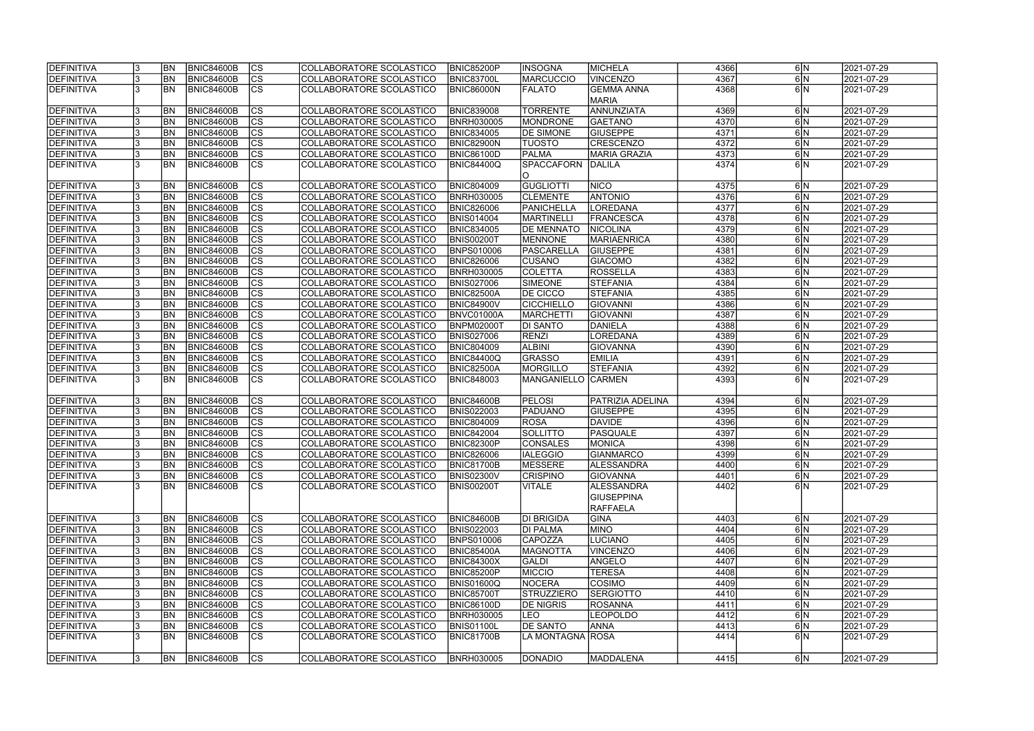| DEFINITIVA | 3 | BN | BNIC84600B | CS | COLLABORATORE SCOLASTICO | BNIC85200P | INSOGNA | MICHELA | 4366 | 6 | N | 2021-07-29 |
|---|---|---|---|---|---|---|---|---|---|---|---|---|
| DEFINITIVA | 3 | BN | BNIC84600B | CS | COLLABORATORE SCOLASTICO | BNIC83700L | MARCUCCIO | VINCENZO | 4367 | 6 | N | 2021-07-29 |
| DEFINITIVA | 3 | BN | BNIC84600B | CS | COLLABORATORE SCOLASTICO | BNIC86000N | FALATO | GEMMA ANNA MARIA | 4368 | 6 | N | 2021-07-29 |
| DEFINITIVA | 3 | BN | BNIC84600B | CS | COLLABORATORE SCOLASTICO | BNIC839008 | TORRENTE | ANNUNZIATA | 4369 | 6 | N | 2021-07-29 |
| DEFINITIVA | 3 | BN | BNIC84600B | CS | COLLABORATORE SCOLASTICO | BNRH030005 | MONDRONE | GAETANO | 4370 | 6 | N | 2021-07-29 |
| DEFINITIVA | 3 | BN | BNIC84600B | CS | COLLABORATORE SCOLASTICO | BNIC834005 | DE SIMONE | GIUSEPPE | 4371 | 6 | N | 2021-07-29 |
| DEFINITIVA | 3 | BN | BNIC84600B | CS | COLLABORATORE SCOLASTICO | BNIC82900N | TUOSTO | CRESCENZO | 4372 | 6 | N | 2021-07-29 |
| DEFINITIVA | 3 | BN | BNIC84600B | CS | COLLABORATORE SCOLASTICO | BNIC86100D | PALMA | MARIA GRAZIA | 4373 | 6 | N | 2021-07-29 |
| DEFINITIVA | 3 | BN | BNIC84600B | CS | COLLABORATORE SCOLASTICO | BNIC84400Q | SPACCAFORNO | DALILA | 4374 | 6 | N | 2021-07-29 |
| DEFINITIVA | 3 | BN | BNIC84600B | CS | COLLABORATORE SCOLASTICO | BNIC804009 | GUGLIOTTI | NICO | 4375 | 6 | N | 2021-07-29 |
| DEFINITIVA | 3 | BN | BNIC84600B | CS | COLLABORATORE SCOLASTICO | BNRH030005 | CLEMENTE | ANTONIO | 4376 | 6 | N | 2021-07-29 |
| DEFINITIVA | 3 | BN | BNIC84600B | CS | COLLABORATORE SCOLASTICO | BNIC826006 | PANICHELLA | LOREDANA | 4377 | 6 | N | 2021-07-29 |
| DEFINITIVA | 3 | BN | BNIC84600B | CS | COLLABORATORE SCOLASTICO | BNIS014004 | MARTINELLI | FRANCESCA | 4378 | 6 | N | 2021-07-29 |
| DEFINITIVA | 3 | BN | BNIC84600B | CS | COLLABORATORE SCOLASTICO | BNIC834005 | DE MENNATO | NICOLINA | 4379 | 6 | N | 2021-07-29 |
| DEFINITIVA | 3 | BN | BNIC84600B | CS | COLLABORATORE SCOLASTICO | BNIS00200T | MENNONE | MARIAENRICA | 4380 | 6 | N | 2021-07-29 |
| DEFINITIVA | 3 | BN | BNIC84600B | CS | COLLABORATORE SCOLASTICO | BNPS010006 | PASCARELLA | GIUSEPPE | 4381 | 6 | N | 2021-07-29 |
| DEFINITIVA | 3 | BN | BNIC84600B | CS | COLLABORATORE SCOLASTICO | BNIC826006 | CUSANO | GIACOMO | 4382 | 6 | N | 2021-07-29 |
| DEFINITIVA | 3 | BN | BNIC84600B | CS | COLLABORATORE SCOLASTICO | BNRH030005 | COLETTA | ROSSELLA | 4383 | 6 | N | 2021-07-29 |
| DEFINITIVA | 3 | BN | BNIC84600B | CS | COLLABORATORE SCOLASTICO | BNIS027006 | SIMEONE | STEFANIA | 4384 | 6 | N | 2021-07-29 |
| DEFINITIVA | 3 | BN | BNIC84600B | CS | COLLABORATORE SCOLASTICO | BNIC82500A | DE CICCO | STEFANIA | 4385 | 6 | N | 2021-07-29 |
| DEFINITIVA | 3 | BN | BNIC84600B | CS | COLLABORATORE SCOLASTICO | BNIC84900V | CICCHIELLO | GIOVANNI | 4386 | 6 | N | 2021-07-29 |
| DEFINITIVA | 3 | BN | BNIC84600B | CS | COLLABORATORE SCOLASTICO | BNVC01000A | MARCHETTI | GIOVANNI | 4387 | 6 | N | 2021-07-29 |
| DEFINITIVA | 3 | BN | BNIC84600B | CS | COLLABORATORE SCOLASTICO | BNPM02000T | DI SANTO | DANIELA | 4388 | 6 | N | 2021-07-29 |
| DEFINITIVA | 3 | BN | BNIC84600B | CS | COLLABORATORE SCOLASTICO | BNIS027006 | RENZI | LOREDANA | 4389 | 6 | N | 2021-07-29 |
| DEFINITIVA | 3 | BN | BNIC84600B | CS | COLLABORATORE SCOLASTICO | BNIC804009 | ALBINI | GIOVANNA | 4390 | 6 | N | 2021-07-29 |
| DEFINITIVA | 3 | BN | BNIC84600B | CS | COLLABORATORE SCOLASTICO | BNIC84400Q | GRASSO | EMILIA | 4391 | 6 | N | 2021-07-29 |
| DEFINITIVA | 3 | BN | BNIC84600B | CS | COLLABORATORE SCOLASTICO | BNIC82500A | MORGILLO | STEFANIA | 4392 | 6 | N | 2021-07-29 |
| DEFINITIVA | 3 | BN | BNIC84600B | CS | COLLABORATORE SCOLASTICO | BNIC848003 | MANGANIELLO | CARMEN | 4393 | 6 | N | 2021-07-29 |
| DEFINITIVA | 3 | BN | BNIC84600B | CS | COLLABORATORE SCOLASTICO | BNIC84600B | PELOSI | PATRIZIA ADELINA | 4394 | 6 | N | 2021-07-29 |
| DEFINITIVA | 3 | BN | BNIC84600B | CS | COLLABORATORE SCOLASTICO | BNIS022003 | PADUANO | GIUSEPPE | 4395 | 6 | N | 2021-07-29 |
| DEFINITIVA | 3 | BN | BNIC84600B | CS | COLLABORATORE SCOLASTICO | BNIC804009 | ROSA | DAVIDE | 4396 | 6 | N | 2021-07-29 |
| DEFINITIVA | 3 | BN | BNIC84600B | CS | COLLABORATORE SCOLASTICO | BNIC842004 | SOLLITTO | PASQUALE | 4397 | 6 | N | 2021-07-29 |
| DEFINITIVA | 3 | BN | BNIC84600B | CS | COLLABORATORE SCOLASTICO | BNIC82300P | CONSALES | MONICA | 4398 | 6 | N | 2021-07-29 |
| DEFINITIVA | 3 | BN | BNIC84600B | CS | COLLABORATORE SCOLASTICO | BNIC826006 | IALEGGIO | GIANMARCO | 4399 | 6 | N | 2021-07-29 |
| DEFINITIVA | 3 | BN | BNIC84600B | CS | COLLABORATORE SCOLASTICO | BNIC81700B | MESSERE | ALESSANDRA | 4400 | 6 | N | 2021-07-29 |
| DEFINITIVA | 3 | BN | BNIC84600B | CS | COLLABORATORE SCOLASTICO | BNIS02300V | CRISPINO | GIOVANNA | 4401 | 6 | N | 2021-07-29 |
| DEFINITIVA | 3 | BN | BNIC84600B | CS | COLLABORATORE SCOLASTICO | BNIS00200T | VITALE | ALESSANDRA GIUSEPPINA RAFFAELA | 4402 | 6 | N | 2021-07-29 |
| DEFINITIVA | 3 | BN | BNIC84600B | CS | COLLABORATORE SCOLASTICO | BNIC84600B | DI BRIGIDA | GINA | 4403 | 6 | N | 2021-07-29 |
| DEFINITIVA | 3 | BN | BNIC84600B | CS | COLLABORATORE SCOLASTICO | BNIS022003 | DI PALMA | MINO | 4404 | 6 | N | 2021-07-29 |
| DEFINITIVA | 3 | BN | BNIC84600B | CS | COLLABORATORE SCOLASTICO | BNPS010006 | CAPOZZA | LUCIANO | 4405 | 6 | N | 2021-07-29 |
| DEFINITIVA | 3 | BN | BNIC84600B | CS | COLLABORATORE SCOLASTICO | BNIC85400A | MAGNOTTA | VINCENZO | 4406 | 6 | N | 2021-07-29 |
| DEFINITIVA | 3 | BN | BNIC84600B | CS | COLLABORATORE SCOLASTICO | BNIC84300X | GALDI | ANGELO | 4407 | 6 | N | 2021-07-29 |
| DEFINITIVA | 3 | BN | BNIC84600B | CS | COLLABORATORE SCOLASTICO | BNIC85200P | MICCIO | TERESA | 4408 | 6 | N | 2021-07-29 |
| DEFINITIVA | 3 | BN | BNIC84600B | CS | COLLABORATORE SCOLASTICO | BNIS01600Q | NOCERA | COSIMO | 4409 | 6 | N | 2021-07-29 |
| DEFINITIVA | 3 | BN | BNIC84600B | CS | COLLABORATORE SCOLASTICO | BNIC85700T | STRUZZIERO | SERGIOTTO | 4410 | 6 | N | 2021-07-29 |
| DEFINITIVA | 3 | BN | BNIC84600B | CS | COLLABORATORE SCOLASTICO | BNIC86100D | DE NIGRIS | ROSANNA | 4411 | 6 | N | 2021-07-29 |
| DEFINITIVA | 3 | BN | BNIC84600B | CS | COLLABORATORE SCOLASTICO | BNRH030005 | LEO | LEOPOLDO | 4412 | 6 | N | 2021-07-29 |
| DEFINITIVA | 3 | BN | BNIC84600B | CS | COLLABORATORE SCOLASTICO | BNIS01100L | DE SANTO | ANNA | 4413 | 6 | N | 2021-07-29 |
| DEFINITIVA | 3 | BN | BNIC84600B | CS | COLLABORATORE SCOLASTICO | BNIC81700B | LA MONTAGNA | ROSA | 4414 | 6 | N | 2021-07-29 |
| DEFINITIVA | 3 | BN | BNIC84600B | CS | COLLABORATORE SCOLASTICO | BNRH030005 | DONADIO | MADDALENA | 4415 | 6 | N | 2021-07-29 |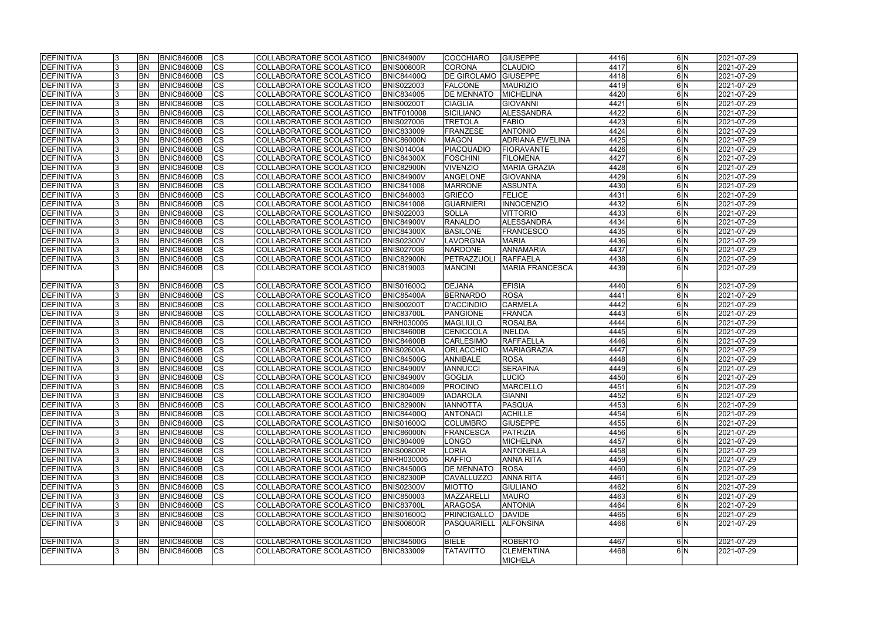| | | | | | | | | | | | | |
|---|---|---|---|---|---|---|---|---|---|---|---|---|
| DEFINITIVA | 3 | BN | BNIC84600B | CS | COLLABORATORE SCOLASTICO | BNIC84900V | COCCHIARO | GIUSEPPE | 4416 | 6 | N | 2021-07-29 |
| DEFINITIVA | 3 | BN | BNIC84600B | CS | COLLABORATORE SCOLASTICO | BNIS00800R | CORONA | CLAUDIO | 4417 | 6 | N | 2021-07-29 |
| DEFINITIVA | 3 | BN | BNIC84600B | CS | COLLABORATORE SCOLASTICO | BNIC84400Q | DE GIROLAMO | GIUSEPPE | 4418 | 6 | N | 2021-07-29 |
| DEFINITIVA | 3 | BN | BNIC84600B | CS | COLLABORATORE SCOLASTICO | BNIS022003 | FALCONE | MAURIZIO | 4419 | 6 | N | 2021-07-29 |
| DEFINITIVA | 3 | BN | BNIC84600B | CS | COLLABORATORE SCOLASTICO | BNIC834005 | DE MENNATO | MICHELINA | 4420 | 6 | N | 2021-07-29 |
| DEFINITIVA | 3 | BN | BNIC84600B | CS | COLLABORATORE SCOLASTICO | BNIS00200T | CIAGLIA | GIOVANNI | 4421 | 6 | N | 2021-07-29 |
| DEFINITIVA | 3 | BN | BNIC84600B | CS | COLLABORATORE SCOLASTICO | BNTF010008 | SICILIANO | ALESSANDRA | 4422 | 6 | N | 2021-07-29 |
| DEFINITIVA | 3 | BN | BNIC84600B | CS | COLLABORATORE SCOLASTICO | BNIS027006 | TRETOLA | FABIO | 4423 | 6 | N | 2021-07-29 |
| DEFINITIVA | 3 | BN | BNIC84600B | CS | COLLABORATORE SCOLASTICO | BNIC833009 | FRANZESE | ANTONIO | 4424 | 6 | N | 2021-07-29 |
| DEFINITIVA | 3 | BN | BNIC84600B | CS | COLLABORATORE SCOLASTICO | BNIC86000N | MAGON | ADRIANA EWELINA | 4425 | 6 | N | 2021-07-29 |
| DEFINITIVA | 3 | BN | BNIC84600B | CS | COLLABORATORE SCOLASTICO | BNIS014004 | PIACQUADIO | FIORAVANTE | 4426 | 6 | N | 2021-07-29 |
| DEFINITIVA | 3 | BN | BNIC84600B | CS | COLLABORATORE SCOLASTICO | BNIC84300X | FOSCHINI | FILOMENA | 4427 | 6 | N | 2021-07-29 |
| DEFINITIVA | 3 | BN | BNIC84600B | CS | COLLABORATORE SCOLASTICO | BNIC82900N | VIVENZIO | MARIA GRAZIA | 4428 | 6 | N | 2021-07-29 |
| DEFINITIVA | 3 | BN | BNIC84600B | CS | COLLABORATORE SCOLASTICO | BNIC84900V | ANGELONE | GIOVANNA | 4429 | 6 | N | 2021-07-29 |
| DEFINITIVA | 3 | BN | BNIC84600B | CS | COLLABORATORE SCOLASTICO | BNIC841008 | MARRONE | ASSUNTA | 4430 | 6 | N | 2021-07-29 |
| DEFINITIVA | 3 | BN | BNIC84600B | CS | COLLABORATORE SCOLASTICO | BNIC848003 | GRIECO | FELICE | 4431 | 6 | N | 2021-07-29 |
| DEFINITIVA | 3 | BN | BNIC84600B | CS | COLLABORATORE SCOLASTICO | BNIC841008 | GUARNIERI | INNOCENZIO | 4432 | 6 | N | 2021-07-29 |
| DEFINITIVA | 3 | BN | BNIC84600B | CS | COLLABORATORE SCOLASTICO | BNIS022003 | SOLLA | VITTORIO | 4433 | 6 | N | 2021-07-29 |
| DEFINITIVA | 3 | BN | BNIC84600B | CS | COLLABORATORE SCOLASTICO | BNIC84900V | RANALDO | ALESSANDRA | 4434 | 6 | N | 2021-07-29 |
| DEFINITIVA | 3 | BN | BNIC84600B | CS | COLLABORATORE SCOLASTICO | BNIC84300X | BASILONE | FRANCESCO | 4435 | 6 | N | 2021-07-29 |
| DEFINITIVA | 3 | BN | BNIC84600B | CS | COLLABORATORE SCOLASTICO | BNIS02300V | LAVORGNA | MARIA | 4436 | 6 | N | 2021-07-29 |
| DEFINITIVA | 3 | BN | BNIC84600B | CS | COLLABORATORE SCOLASTICO | BNIS027006 | NARDONE | ANNAMARIA | 4437 | 6 | N | 2021-07-29 |
| DEFINITIVA | 3 | BN | BNIC84600B | CS | COLLABORATORE SCOLASTICO | BNIC82900N | PETRAZZUOLI | RAFFAELA | 4438 | 6 | N | 2021-07-29 |
| DEFINITIVA | 3 | BN | BNIC84600B | CS | COLLABORATORE SCOLASTICO | BNIC819003 | MANCINI | MARIA FRANCESCA | 4439 | 6 | N | 2021-07-29 |
| DEFINITIVA | 3 | BN | BNIC84600B | CS | COLLABORATORE SCOLASTICO | BNIS01600Q | DEJANA | EFISIA | 4440 | 6 | N | 2021-07-29 |
| DEFINITIVA | 3 | BN | BNIC84600B | CS | COLLABORATORE SCOLASTICO | BNIC85400A | BERNARDO | ROSA | 4441 | 6 | N | 2021-07-29 |
| DEFINITIVA | 3 | BN | BNIC84600B | CS | COLLABORATORE SCOLASTICO | BNIS00200T | D'ACCINDIO | CARMELA | 4442 | 6 | N | 2021-07-29 |
| DEFINITIVA | 3 | BN | BNIC84600B | CS | COLLABORATORE SCOLASTICO | BNIC83700L | PANGIONE | FRANCA | 4443 | 6 | N | 2021-07-29 |
| DEFINITIVA | 3 | BN | BNIC84600B | CS | COLLABORATORE SCOLASTICO | BNRH030005 | MAGLIULO | ROSALBA | 4444 | 6 | N | 2021-07-29 |
| DEFINITIVA | 3 | BN | BNIC84600B | CS | COLLABORATORE SCOLASTICO | BNIC84600B | CENICCOLA | INELDA | 4445 | 6 | N | 2021-07-29 |
| DEFINITIVA | 3 | BN | BNIC84600B | CS | COLLABORATORE SCOLASTICO | BNIC84600B | CARLESIMO | RAFFAELLA | 4446 | 6 | N | 2021-07-29 |
| DEFINITIVA | 3 | BN | BNIC84600B | CS | COLLABORATORE SCOLASTICO | BNIS02600A | ORLACCHIO | MARIAGRAZIA | 4447 | 6 | N | 2021-07-29 |
| DEFINITIVA | 3 | BN | BNIC84600B | CS | COLLABORATORE SCOLASTICO | BNIC84500G | ANNIBALE | ROSA | 4448 | 6 | N | 2021-07-29 |
| DEFINITIVA | 3 | BN | BNIC84600B | CS | COLLABORATORE SCOLASTICO | BNIC84900V | IANNUCCI | SERAFINA | 4449 | 6 | N | 2021-07-29 |
| DEFINITIVA | 3 | BN | BNIC84600B | CS | COLLABORATORE SCOLASTICO | BNIC84900V | GOGLIA | LUCIO | 4450 | 6 | N | 2021-07-29 |
| DEFINITIVA | 3 | BN | BNIC84600B | CS | COLLABORATORE SCOLASTICO | BNIC804009 | PROCINO | MARCELLO | 4451 | 6 | N | 2021-07-29 |
| DEFINITIVA | 3 | BN | BNIC84600B | CS | COLLABORATORE SCOLASTICO | BNIC804009 | IADAROLA | GIANNI | 4452 | 6 | N | 2021-07-29 |
| DEFINITIVA | 3 | BN | BNIC84600B | CS | COLLABORATORE SCOLASTICO | BNIC82900N | IANNOTTA | PASQUA | 4453 | 6 | N | 2021-07-29 |
| DEFINITIVA | 3 | BN | BNIC84600B | CS | COLLABORATORE SCOLASTICO | BNIC84400Q | ANTONACI | ACHILLE | 4454 | 6 | N | 2021-07-29 |
| DEFINITIVA | 3 | BN | BNIC84600B | CS | COLLABORATORE SCOLASTICO | BNIS01600Q | COLUMBRO | GIUSEPPE | 4455 | 6 | N | 2021-07-29 |
| DEFINITIVA | 3 | BN | BNIC84600B | CS | COLLABORATORE SCOLASTICO | BNIC86000N | FRANCESCA | PATRIZIA | 4456 | 6 | N | 2021-07-29 |
| DEFINITIVA | 3 | BN | BNIC84600B | CS | COLLABORATORE SCOLASTICO | BNIC804009 | LONGO | MICHELINA | 4457 | 6 | N | 2021-07-29 |
| DEFINITIVA | 3 | BN | BNIC84600B | CS | COLLABORATORE SCOLASTICO | BNIS00800R | LORIA | ANTONELLA | 4458 | 6 | N | 2021-07-29 |
| DEFINITIVA | 3 | BN | BNIC84600B | CS | COLLABORATORE SCOLASTICO | BNRH030005 | RAFFIO | ANNA RITA | 4459 | 6 | N | 2021-07-29 |
| DEFINITIVA | 3 | BN | BNIC84600B | CS | COLLABORATORE SCOLASTICO | BNIC84500G | DE MENNATO | ROSA | 4460 | 6 | N | 2021-07-29 |
| DEFINITIVA | 3 | BN | BNIC84600B | CS | COLLABORATORE SCOLASTICO | BNIC82300P | CAVALLUZZO | ANNA RITA | 4461 | 6 | N | 2021-07-29 |
| DEFINITIVA | 3 | BN | BNIC84600B | CS | COLLABORATORE SCOLASTICO | BNIS02300V | MIOTTO | GIULIANO | 4462 | 6 | N | 2021-07-29 |
| DEFINITIVA | 3 | BN | BNIC84600B | CS | COLLABORATORE SCOLASTICO | BNIC850003 | MAZZARELLI | MAURO | 4463 | 6 | N | 2021-07-29 |
| DEFINITIVA | 3 | BN | BNIC84600B | CS | COLLABORATORE SCOLASTICO | BNIC83700L | ARAGOSA | ANTONIA | 4464 | 6 | N | 2021-07-29 |
| DEFINITIVA | 3 | BN | BNIC84600B | CS | COLLABORATORE SCOLASTICO | BNIS01600Q | PRINCIGALLO | DAVIDE | 4465 | 6 | N | 2021-07-29 |
| DEFINITIVA | 3 | BN | BNIC84600B | CS | COLLABORATORE SCOLASTICO | BNIS00800R | PASQUARIELLO | ALFONSINA | 4466 | 6 | N | 2021-07-29 |
| DEFINITIVA | 3 | BN | BNIC84600B | CS | COLLABORATORE SCOLASTICO | BNIC84500G | BIELE | ROBERTO | 4467 | 6 | N | 2021-07-29 |
| DEFINITIVA | 3 | BN | BNIC84600B | CS | COLLABORATORE SCOLASTICO | BNIC833009 | TATAVITTO | CLEMENTINA MICHELA | 4468 | 6 | N | 2021-07-29 |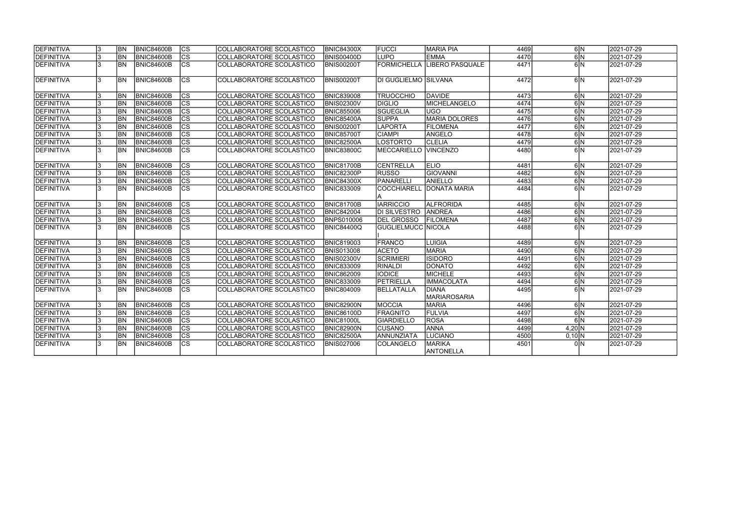| | | | | | | | | | | | | | |
|---|---|---|---|---|---|---|---|---|---|---|---|---|---|
| DEFINITIVA | 3 | BN | BNIC84600B | CS | COLLABORATORE SCOLASTICO | BNIC84300X | FUCCI | MARIA PIA | 4469 | 6 | N | | 2021-07-29 |
| DEFINITIVA | 3 | BN | BNIC84600B | CS | COLLABORATORE SCOLASTICO | BNIS00400D | LUPO | EMMA | 4470 | 6 | N | | 2021-07-29 |
| DEFINITIVA | 3 | BN | BNIC84600B | CS | COLLABORATORE SCOLASTICO | BNIS00200T | FORMICHELLA | LIBERO PASQUALE | 4471 | 6 | N | | 2021-07-29 |
| DEFINITIVA | 3 | BN | BNIC84600B | CS | COLLABORATORE SCOLASTICO | BNIS00200T | DI GUGLIELMO | SILVANA | 4472 | 6 | N | | 2021-07-29 |
| DEFINITIVA | 3 | BN | BNIC84600B | CS | COLLABORATORE SCOLASTICO | BNIC839008 | TRUOCCHIO | DAVIDE | 4473 | 6 | N | | 2021-07-29 |
| DEFINITIVA | 3 | BN | BNIC84600B | CS | COLLABORATORE SCOLASTICO | BNIS02300V | DIGLIO | MICHELANGELO | 4474 | 6 | N | | 2021-07-29 |
| DEFINITIVA | 3 | BN | BNIC84600B | CS | COLLABORATORE SCOLASTICO | BNIC855006 | SGUEGLIA | UGO | 4475 | 6 | N | | 2021-07-29 |
| DEFINITIVA | 3 | BN | BNIC84600B | CS | COLLABORATORE SCOLASTICO | BNIC85400A | SUPPA | MARIA DOLORES | 4476 | 6 | N | | 2021-07-29 |
| DEFINITIVA | 3 | BN | BNIC84600B | CS | COLLABORATORE SCOLASTICO | BNIS00200T | LAPORTA | FILOMENA | 4477 | 6 | N | | 2021-07-29 |
| DEFINITIVA | 3 | BN | BNIC84600B | CS | COLLABORATORE SCOLASTICO | BNIC85700T | CIAMPI | ANGELO | 4478 | 6 | N | | 2021-07-29 |
| DEFINITIVA | 3 | BN | BNIC84600B | CS | COLLABORATORE SCOLASTICO | BNIC82500A | LOSTORTO | CLELIA | 4479 | 6 | N | | 2021-07-29 |
| DEFINITIVA | 3 | BN | BNIC84600B | CS | COLLABORATORE SCOLASTICO | BNIC83800C | MECCARIELLO | VINCENZO | 4480 | 6 | N | | 2021-07-29 |
| DEFINITIVA | 3 | BN | BNIC84600B | CS | COLLABORATORE SCOLASTICO | BNIC81700B | CENTRELLA | ELIO | 4481 | 6 | N | | 2021-07-29 |
| DEFINITIVA | 3 | BN | BNIC84600B | CS | COLLABORATORE SCOLASTICO | BNIC82300P | RUSSO | GIOVANNI | 4482 | 6 | N | | 2021-07-29 |
| DEFINITIVA | 3 | BN | BNIC84600B | CS | COLLABORATORE SCOLASTICO | BNIC84300X | PANARELLI | ANIELLO | 4483 | 6 | N | | 2021-07-29 |
| DEFINITIVA | 3 | BN | BNIC84600B | CS | COLLABORATORE SCOLASTICO | BNIC833009 | COCCHIARELLA | DONATA MARIA | 4484 | 6 | N | | 2021-07-29 |
| DEFINITIVA | 3 | BN | BNIC84600B | CS | COLLABORATORE SCOLASTICO | BNIC81700B | IARRICCIO | ALFRORIDA | 4485 | 6 | N | | 2021-07-29 |
| DEFINITIVA | 3 | BN | BNIC84600B | CS | COLLABORATORE SCOLASTICO | BNIC842004 | DI SILVESTRO | ANDREA | 4486 | 6 | N | | 2021-07-29 |
| DEFINITIVA | 3 | BN | BNIC84600B | CS | COLLABORATORE SCOLASTICO | BNPS010006 | DEL GROSSO | FILOMENA | 4487 | 6 | N | | 2021-07-29 |
| DEFINITIVA | 3 | BN | BNIC84600B | CS | COLLABORATORE SCOLASTICO | BNIC84400Q | GUGLIELMUCCI | NICOLA | 4488 | 6 | N | | 2021-07-29 |
| DEFINITIVA | 3 | BN | BNIC84600B | CS | COLLABORATORE SCOLASTICO | BNIC819003 | FRANCO | LUIGIA | 4489 | 6 | N | | 2021-07-29 |
| DEFINITIVA | 3 | BN | BNIC84600B | CS | COLLABORATORE SCOLASTICO | BNIS013008 | ACETO | MARIA | 4490 | 6 | N | | 2021-07-29 |
| DEFINITIVA | 3 | BN | BNIC84600B | CS | COLLABORATORE SCOLASTICO | BNIS02300V | SCRIMIERI | ISIDORO | 4491 | 6 | N | | 2021-07-29 |
| DEFINITIVA | 3 | BN | BNIC84600B | CS | COLLABORATORE SCOLASTICO | BNIC833009 | RINALDI | DONATO | 4492 | 6 | N | | 2021-07-29 |
| DEFINITIVA | 3 | BN | BNIC84600B | CS | COLLABORATORE SCOLASTICO | BNIC862009 | IODICE | MICHELE | 4493 | 6 | N | | 2021-07-29 |
| DEFINITIVA | 3 | BN | BNIC84600B | CS | COLLABORATORE SCOLASTICO | BNIC833009 | PETRIELLA | IMMACOLATA | 4494 | 6 | N | | 2021-07-29 |
| DEFINITIVA | 3 | BN | BNIC84600B | CS | COLLABORATORE SCOLASTICO | BNIC804009 | BELLATALLA | DIANA MARIAROSARIA | 4495 | 6 | N | | 2021-07-29 |
| DEFINITIVA | 3 | BN | BNIC84600B | CS | COLLABORATORE SCOLASTICO | BNIC82900N | MOCCIA | MARIA | 4496 | 6 | N | | 2021-07-29 |
| DEFINITIVA | 3 | BN | BNIC84600B | CS | COLLABORATORE SCOLASTICO | BNIC86100D | FRAGNITO | FULVIA | 4497 | 6 | N | | 2021-07-29 |
| DEFINITIVA | 3 | BN | BNIC84600B | CS | COLLABORATORE SCOLASTICO | BNIC81000L | GIARDIELLO | ROSA | 4498 | 6 | N | | 2021-07-29 |
| DEFINITIVA | 3 | BN | BNIC84600B | CS | COLLABORATORE SCOLASTICO | BNIC82900N | CUSANO | ANNA | 4499 | 4,20 | N | | 2021-07-29 |
| DEFINITIVA | 3 | BN | BNIC84600B | CS | COLLABORATORE SCOLASTICO | BNIC82500A | ANNUNZIATA | LUCIANO | 4500 | 0,10 | N | | 2021-07-29 |
| DEFINITIVA | 3 | BN | BNIC84600B | CS | COLLABORATORE SCOLASTICO | BNIS027006 | COLANGELO | MARIKA ANTONELLA | 4501 | 0 | N | | 2021-07-29 |